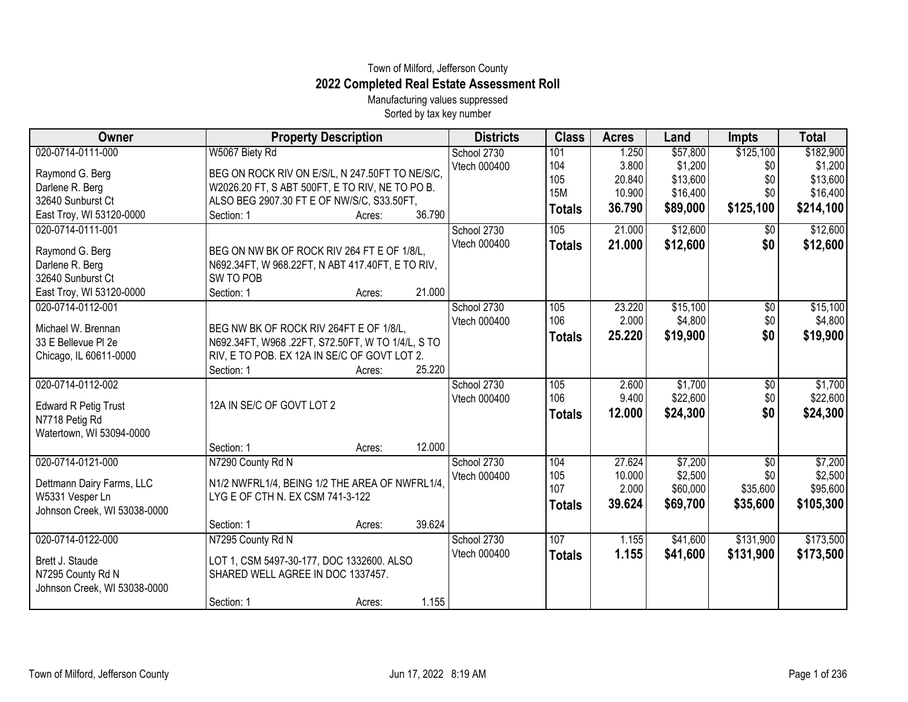Town of Milford, Jefferson County

# 2022 Completed Real Estate Assessment Roll

Manufacturing values suppressed

Sorted by tax key number

| Owner | Property Description | Districts | Class | Acres | Land | Impts | Total |
|---|---|---|---|---|---|---|---|
| 020-0714-0111-000 | W5067 Biety Rd | School 2730 | 101 | 1.250 | $57,800 | $125,100 | $182,900 |
| Raymond G. Berg | BEG ON ROCK RIV ON E/S/L, N 247.50FT TO NE/S/C, | Vtech 000400 | 104 | 3.800 | $1,200 | $0 | $1,200 |
| Darlene R. Berg | W2026.20 FT, S ABT 500FT, E TO RIV, NE TO PO B. | | 105 | 20.840 | $13,600 | $0 | $13,600 |
| 32640 Sunburst Ct | ALSO BEG 2907.30 FT E OF NW/S/C, S33.50FT, | | 15M | 10.900 | $16,400 | $0 | $16,400 |
| East Troy, WI 53120-0000 | Section: 1 Acres: 36.790 | | **Totals** | **36.790** | **$89,000** | **$125,100** | **$214,100** |
| 020-0714-0111-001 | | School 2730 | 105 | 21.000 | $12,600 | $0 | $12,600 |
| Raymond G. Berg | BEG ON NW BK OF ROCK RIV 264 FT E OF 1/8/L, | Vtech 000400 | **Totals** | **21.000** | **$12,600** | **$0** | **$12,600** |
| Darlene R. Berg | N692.34FT, W 968.22FT, N ABT 417.40FT, E TO RIV, | | | | | | |
| 32640 Sunburst Ct | SW TO POB | | | | | | |
| East Troy, WI 53120-0000 | Section: 1 Acres: 21.000 | | | | | | |
| 020-0714-0112-001 | | School 2730 | 105 | 23.220 | $15,100 | $0 | $15,100 |
| Michael W. Brennan | BEG NW BK OF ROCK RIV 264FT E OF 1/8/L, | Vtech 000400 | 106 | 2.000 | $4,800 | $0 | $4,800 |
| 33 E Bellevue Pl 2e | N692.34FT, W968 .22FT, S72.50FT, W TO 1/4/L, S TO | | **Totals** | **25.220** | **$19,900** | **$0** | **$19,900** |
| Chicago, IL 60611-0000 | RIV, E TO POB. EX 12A IN SE/C OF GOVT LOT 2. | | | | | | |
| | Section: 1 Acres: 25.220 | | | | | | |
| 020-0714-0112-002 | | School 2730 | 105 | 2.600 | $1,700 | $0 | $1,700 |
| Edward R Petig Trust | 12A IN SE/C OF GOVT LOT 2 | Vtech 000400 | 106 | 9.400 | $22,600 | $0 | $22,600 |
| N7718 Petig Rd | | | **Totals** | **12.000** | **$24,300** | **$0** | **$24,300** |
| Watertown, WI 53094-0000 | | | | | | | |
| | Section: 1 Acres: 12.000 | | | | | | |
| 020-0714-0121-000 | N7290 County Rd N | School 2730 | 104 | 27.624 | $7,200 | $0 | $7,200 |
| Dettmann Dairy Farms, LLC | N1/2 NWFRL1/4, BEING 1/2 THE AREA OF NWFRL1/4, | Vtech 000400 | 105 | 10.000 | $2,500 | $0 | $2,500 |
| W5331 Vesper Ln | LYG E OF CTH N. EX CSM 741-3-122 | | 107 | 2.000 | $60,000 | $35,600 | $95,600 |
| Johnson Creek, WI 53038-0000 | | | **Totals** | **39.624** | **$69,700** | **$35,600** | **$105,300** |
| | Section: 1 Acres: 39.624 | | | | | | |
| 020-0714-0122-000 | N7295 County Rd N | School 2730 | 107 | 1.155 | $41,600 | $131,900 | $173,500 |
| Brett J. Staude | LOT 1, CSM 5497-30-177, DOC 1332600. ALSO | Vtech 000400 | **Totals** | **1.155** | **$41,600** | **$131,900** | **$173,500** |
| N7295 County Rd N | SHARED WELL AGREE IN DOC 1337457. | | | | | | |
| Johnson Creek, WI 53038-0000 | | | | | | | |
| | Section: 1 Acres: 1.155 | | | | | | |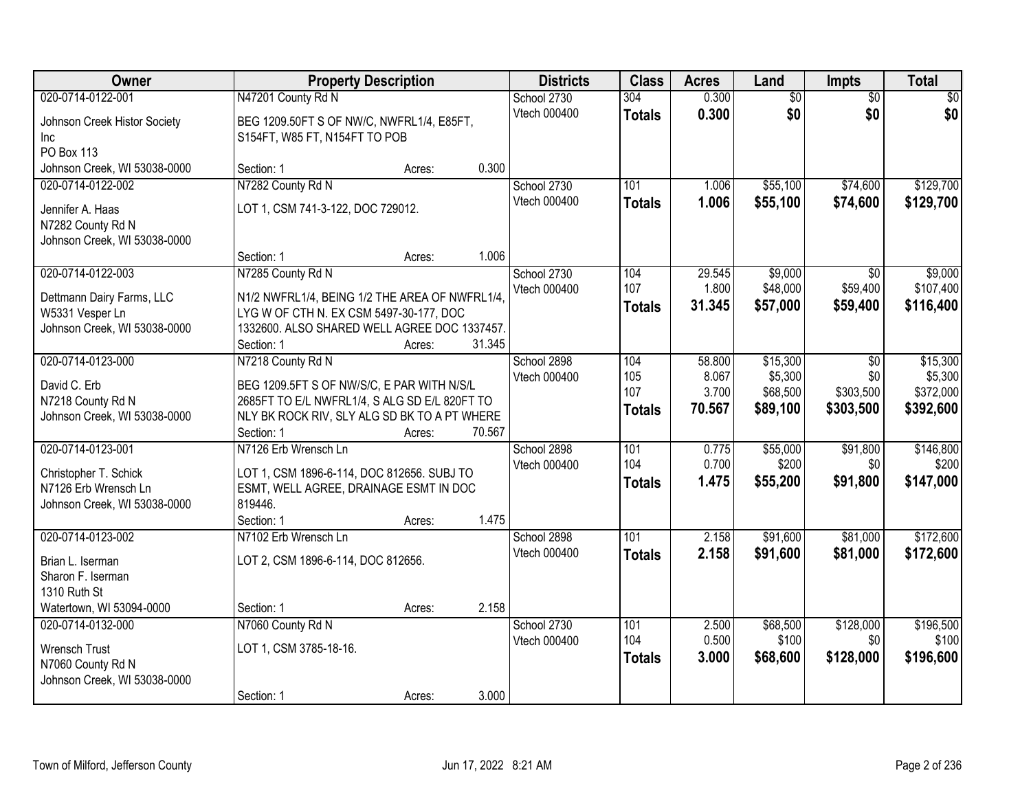| Owner | Property Description | Districts | Class | Acres | Land | Impts | Total |
|---|---|---|---|---|---|---|---|
| 020-0714-0122-001<br>Johnson Creek Histor Society Inc<br>PO Box 113<br>Johnson Creek, WI 53038-0000 | N47201 County Rd N<br>BEG 1209.50FT S OF NW/C, NWFRL1/4, E85FT, S154FT, W85 FT, N154FT TO POB<br>Section: 1 Acres: 0.300 | School 2730<br>Vtech 000400 | 304<br>**Totals** | 0.300<br>**0.300** | $0<br>**$0** | $0<br>**$0** | $0<br>**$0** |
| 020-0714-0122-002<br>Jennifer A. Haas<br>N7282 County Rd N<br>Johnson Creek, WI 53038-0000 | N7282 County Rd N<br>LOT 1, CSM 741-3-122, DOC 729012.<br>Section: 1 Acres: 1.006 | School 2730<br>Vtech 000400 | 101<br>**Totals** | 1.006<br>**1.006** | $55,100<br>**$55,100** | $74,600<br>**$74,600** | $129,700<br>**$129,700** |
| 020-0714-0122-003<br>Dettmann Dairy Farms, LLC<br>W5331 Vesper Ln<br>Johnson Creek, WI 53038-0000 | N7285 County Rd N<br>N1/2 NWFRL1/4, BEING 1/2 THE AREA OF NWFRL1/4, LYG W OF CTH N. EX CSM 5497-30-177, DOC 1332600. ALSO SHARED WELL AGREE DOC 1337457.<br>Section: 1 Acres: 31.345 | School 2730<br>Vtech 000400 | 104<br>107<br>**Totals** | 29.545<br>1.800<br>**31.345** | $9,000<br>$48,000<br>**$57,000** | $0<br>$59,400<br>**$59,400** | $9,000<br>$107,400<br>**$116,400** |
| 020-0714-0123-000<br>David C. Erb<br>N7218 County Rd N<br>Johnson Creek, WI 53038-0000 | N7218 County Rd N<br>BEG 1209.5FT S OF NW/S/C, E PAR WITH N/S/L 2685FT TO E/L NWFRL1/4, S ALG SD E/L 820FT TO NLY BK ROCK RIV, SLY ALG SD BK TO A PT WHERE<br>Section: 1 Acres: 70.567 | School 2898<br>Vtech 000400 | 104<br>105<br>107<br>**Totals** | 58.800<br>8.067<br>3.700<br>**70.567** | $15,300<br>$5,300<br>$68,500<br>**$89,100** | $0<br>$0<br>$303,500<br>**$303,500** | $15,300<br>$5,300<br>$372,000<br>**$392,600** |
| 020-0714-0123-001<br>Christopher T. Schick<br>N7126 Erb Wrensch Ln<br>Johnson Creek, WI 53038-0000 | N7126 Erb Wrensch Ln<br>LOT 1, CSM 1896-6-114, DOC 812656. SUBJ TO ESMT, WELL AGREE, DRAINAGE ESMT IN DOC 819446.<br>Section: 1 Acres: 1.475 | School 2898<br>Vtech 000400 | 101<br>104<br>**Totals** | 0.775<br>0.700<br>**1.475** | $55,000<br>$200<br>**$55,200** | $91,800<br>$0<br>**$91,800** | $146,800<br>$200<br>**$147,000** |
| 020-0714-0123-002<br>Brian L. Iserman<br>Sharon F. Iserman<br>1310 Ruth St<br>Watertown, WI 53094-0000 | N7102 Erb Wrensch Ln<br>LOT 2, CSM 1896-6-114, DOC 812656.<br>Section: 1 Acres: 2.158 | School 2898<br>Vtech 000400 | 101<br>**Totals** | 2.158<br>**2.158** | $91,600<br>**$91,600** | $81,000<br>**$81,000** | $172,600<br>**$172,600** |
| 020-0714-0132-000<br>Wrensch Trust<br>N7060 County Rd N<br>Johnson Creek, WI 53038-0000 | N7060 County Rd N<br>LOT 1, CSM 3785-18-16.<br>Section: 1 Acres: 3.000 | School 2730<br>Vtech 000400 | 101<br>104<br>**Totals** | 2.500<br>0.500<br>**3.000** | $68,500<br>$100<br>**$68,600** | $128,000<br>$0<br>**$128,000** | $196,500<br>$100<br>**$196,600** |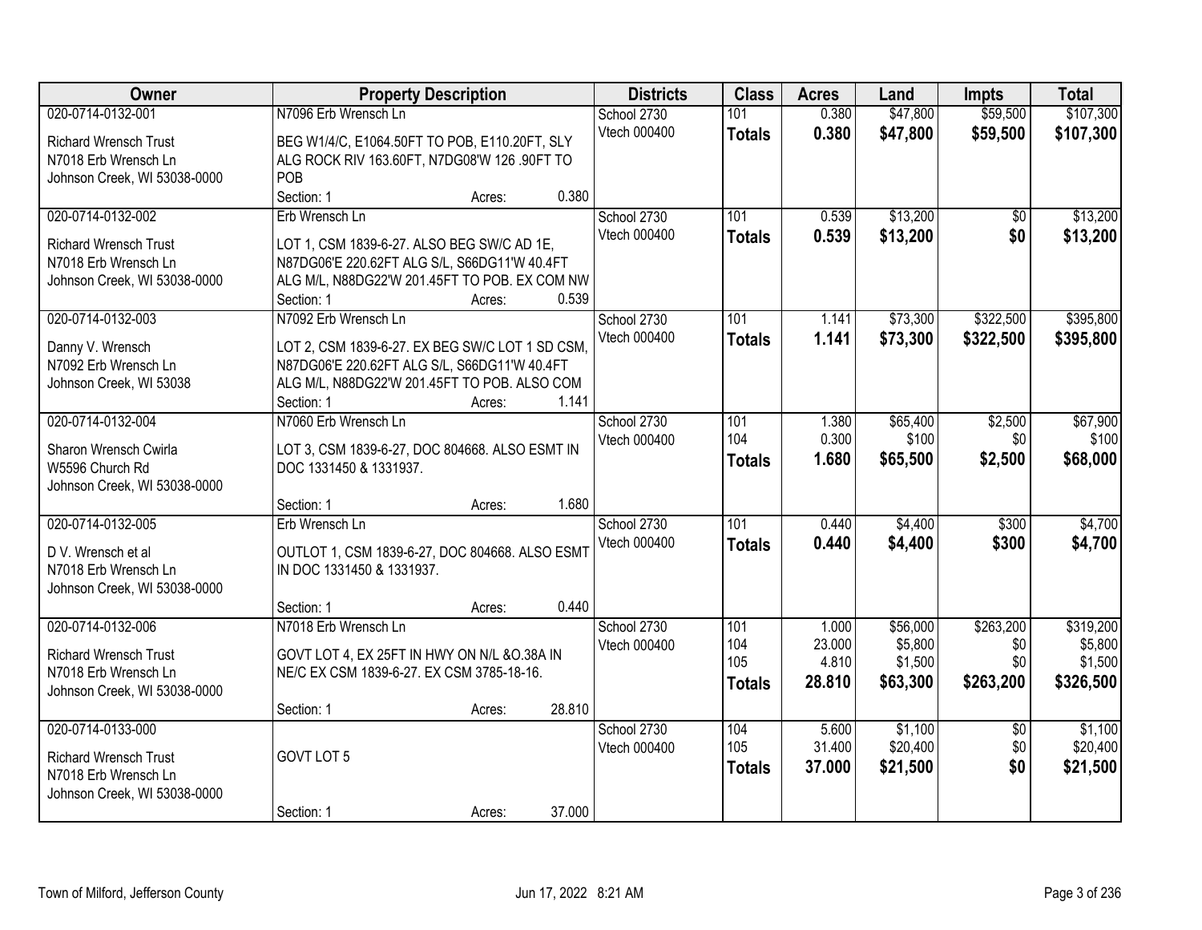| Owner | Property Description | Districts | Class | Acres | Land | Impts | Total |
|---|---|---|---|---|---|---|---|
| 020-0714-0132-001<br>Richard Wrensch Trust<br>N7018 Erb Wrensch Ln<br>Johnson Creek, WI 53038-0000 | N7096 Erb Wrensch Ln<br>BEG W1/4/C, E1064.50FT TO POB, E110.20FT, SLY ALG ROCK RIV 163.60FT, N7DG08'W 126 .90FT TO POB<br>Section: 1 Acres: 0.380 | School 2730<br>Vtech 000400 | 101<br>**Totals** | 0.380<br>**0.380** | $47,800<br>**$47,800** | $59,500<br>**$59,500** | $107,300<br>**$107,300** |
| 020-0714-0132-002<br>Richard Wrensch Trust<br>N7018 Erb Wrensch Ln<br>Johnson Creek, WI 53038-0000 | Erb Wrensch Ln<br>LOT 1, CSM 1839-6-27. ALSO BEG SW/C AD 1E, N87DG06'E 220.62FT ALG S/L, S66DG11'W 40.4FT ALG M/L, N88DG22'W 201.45FT TO POB. EX COM NW<br>Section: 1 Acres: 0.539 | School 2730<br>Vtech 000400 | 101<br>**Totals** | 0.539<br>**0.539** | $13,200<br>**$13,200** | $0<br>**$0** | $13,200<br>**$13,200** |
| 020-0714-0132-003<br>Danny V. Wrensch<br>N7092 Erb Wrensch Ln<br>Johnson Creek, WI 53038 | N7092 Erb Wrensch Ln<br>LOT 2, CSM 1839-6-27. EX BEG SW/C LOT 1 SD CSM, N87DG06'E 220.62FT ALG S/L, S66DG11'W 40.4FT ALG M/L, N88DG22'W 201.45FT TO POB. ALSO COM<br>Section: 1 Acres: 1.141 | School 2730<br>Vtech 000400 | 101<br>**Totals** | 1.141<br>**1.141** | $73,300<br>**$73,300** | $322,500<br>**$322,500** | $395,800<br>**$395,800** |
| 020-0714-0132-004<br>Sharon Wrensch Cwirla<br>W5596 Church Rd<br>Johnson Creek, WI 53038-0000 | N7060 Erb Wrensch Ln<br>LOT 3, CSM 1839-6-27, DOC 804668. ALSO ESMT IN DOC 1331450 & 1331937.<br>Section: 1 Acres: 1.680 | School 2730<br>Vtech 000400 | 101<br>104<br>**Totals** | 1.380<br>0.300<br>**1.680** | $65,400<br>$100<br>**$65,500** | $2,500<br>$0<br>**$2,500** | $67,900<br>$100<br>**$68,000** |
| 020-0714-0132-005<br>D V. Wrensch et al<br>N7018 Erb Wrensch Ln<br>Johnson Creek, WI 53038-0000 | Erb Wrensch Ln<br>OUTLOT 1, CSM 1839-6-27, DOC 804668. ALSO ESMT IN DOC 1331450 & 1331937.<br>Section: 1 Acres: 0.440 | School 2730<br>Vtech 000400 | 101<br>**Totals** | 0.440<br>**0.440** | $4,400<br>**$4,400** | $300<br>**$300** | $4,700<br>**$4,700** |
| 020-0714-0132-006<br>Richard Wrensch Trust<br>N7018 Erb Wrensch Ln<br>Johnson Creek, WI 53038-0000 | N7018 Erb Wrensch Ln<br>GOVT LOT 4, EX 25FT IN HWY ON N/L &O.38A IN NE/C EX CSM 1839-6-27. EX CSM 3785-18-16.<br>Section: 1 Acres: 28.810 | School 2730<br>Vtech 000400 | 101<br>104<br>105<br>**Totals** | 1.000<br>23.000<br>4.810<br>**28.810** | $56,000<br>$5,800<br>$1,500<br>**$63,300** | $263,200<br>$0<br>$0<br>**$263,200** | $319,200<br>$5,800<br>$1,500<br>**$326,500** |
| 020-0714-0133-000<br>Richard Wrensch Trust<br>N7018 Erb Wrensch Ln<br>Johnson Creek, WI 53038-0000 | GOVT LOT 5<br>Section: 1 Acres: 37.000 | School 2730<br>Vtech 000400 | 104<br>105<br>**Totals** | 5.600<br>31.400<br>**37.000** | $1,100<br>$20,400<br>**$21,500** | $0<br>$0<br>**$0** | $1,100<br>$20,400<br>**$21,500** |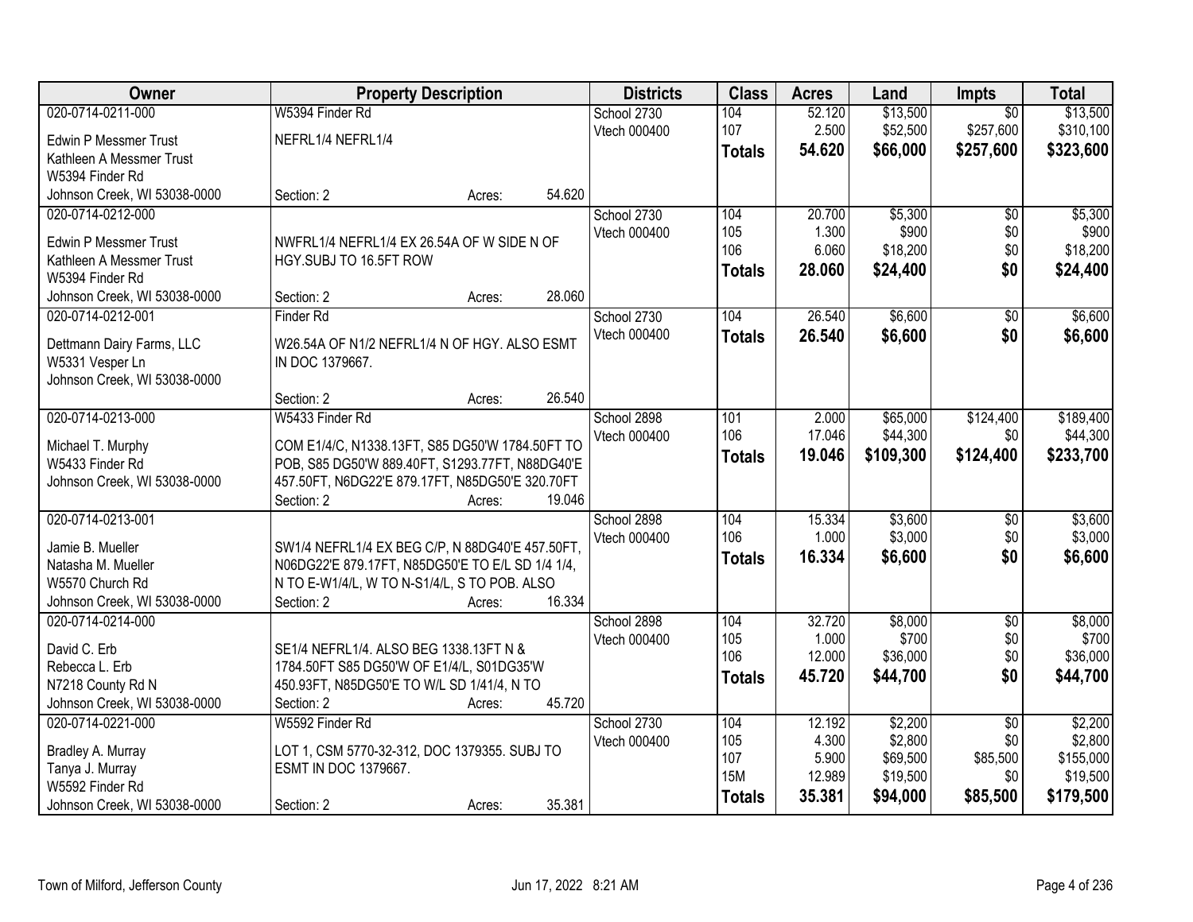| Owner | Property Description | Districts | Class | Acres | Land | Impts | Total |
|---|---|---|---|---|---|---|---|
| 020-0714-0211-000<br>Edwin P Messmer Trust<br>Kathleen A Messmer Trust<br>W5394 Finder Rd<br>Johnson Creek, WI 53038-0000 | W5394 Finder Rd<br>NEFRL1/4 NEFRL1/4<br>Section: 2 Acres: 54.620 | School 2730<br>Vtech 000400 | 104<br>107<br>**Totals** | 52.120<br>2.500<br>**54.620** | $13,500<br>$52,500<br>**$66,000** | $0<br>$257,600<br>**$257,600** | $13,500<br>$310,100<br>**$323,600** |
| 020-0714-0212-000<br>Edwin P Messmer Trust<br>Kathleen A Messmer Trust<br>W5394 Finder Rd<br>Johnson Creek, WI 53038-0000 | NWFRL1/4 NEFRL1/4 EX 26.54A OF W SIDE N OF HGY.SUBJ TO 16.5FT ROW<br>Section: 2 Acres: 28.060 | School 2730<br>Vtech 000400 | 104<br>105<br>106<br>**Totals** | 20.700<br>1.300<br>6.060<br>**28.060** | $5,300<br>$900<br>$18,200<br>**$24,400** | $0<br>$0<br>$0<br>**$0** | $5,300<br>$900<br>$18,200<br>**$24,400** |
| 020-0714-0212-001<br>Dettmann Dairy Farms, LLC<br>W5331 Vesper Ln<br>Johnson Creek, WI 53038-0000 | Finder Rd<br>W26.54A OF N1/2 NEFRL1/4 N OF HGY. ALSO ESMT IN DOC 1379667.<br>Section: 2 Acres: 26.540 | School 2730<br>Vtech 000400 | 104<br>**Totals** | 26.540<br>**26.540** | $6,600<br>**$6,600** | $0<br>**$0** | $6,600<br>**$6,600** |
| 020-0714-0213-000<br>Michael T. Murphy<br>W5433 Finder Rd<br>Johnson Creek, WI 53038-0000 | W5433 Finder Rd<br>COM E1/4/C, N1338.13FT, S85 DG50'W 1784.50FT TO POB, S85 DG50'W 889.40FT, S1293.77FT, N88DG40'E 457.50FT, N6DG22'E 879.17FT, N85DG50'E 320.70FT<br>Section: 2 Acres: 19.046 | School 2898<br>Vtech 000400 | 101<br>106<br>**Totals** | 2.000<br>17.046<br>**19.046** | $65,000<br>$44,300<br>**$109,300** | $124,400<br>$0<br>**$124,400** | $189,400<br>$44,300<br>**$233,700** |
| 020-0714-0213-001<br>Jamie B. Mueller<br>Natasha M. Mueller<br>W5570 Church Rd<br>Johnson Creek, WI 53038-0000 | SW1/4 NEFRL1/4 EX BEG C/P, N 88DG40'E 457.50FT, N06DG22'E 879.17FT, N85DG50'E TO E/L SD 1/4 1/4, N TO E-W1/4/L, W TO N-S1/4/L, S TO POB. ALSO<br>Section: 2 Acres: 16.334 | School 2898<br>Vtech 000400 | 104<br>106<br>**Totals** | 15.334<br>1.000<br>**16.334** | $3,600<br>$3,000<br>**$6,600** | $0<br>$0<br>**$0** | $3,600<br>$3,000<br>**$6,600** |
| 020-0714-0214-000<br>David C. Erb<br>Rebecca L. Erb<br>N7218 County Rd N<br>Johnson Creek, WI 53038-0000 | SE1/4 NEFRL1/4. ALSO BEG 1338.13FT N & 1784.50FT S85 DG50'W OF E1/4/L, S01DG35'W 450.93FT, N85DG50'E TO W/L SD 1/41/4, N TO<br>Section: 2 Acres: 45.720 | School 2898<br>Vtech 000400 | 104<br>105<br>106<br>**Totals** | 32.720<br>1.000<br>12.000<br>**45.720** | $8,000<br>$700<br>$36,000<br>**$44,700** | $0<br>$0<br>$0<br>**$0** | $8,000<br>$700<br>$36,000<br>**$44,700** |
| 020-0714-0221-000<br>Bradley A. Murray<br>Tanya J. Murray<br>W5592 Finder Rd<br>Johnson Creek, WI 53038-0000 | W5592 Finder Rd<br>LOT 1, CSM 5770-32-312, DOC 1379355. SUBJ TO ESMT IN DOC 1379667.<br>Section: 2 Acres: 35.381 | School 2730<br>Vtech 000400 | 104<br>105<br>107<br>15M<br>**Totals** | 12.192<br>4.300<br>5.900<br>12.989<br>**35.381** | $2,200<br>$2,800<br>$69,500<br>$19,500<br>**$94,000** | $0<br>$0<br>$85,500<br>$0<br>**$85,500** | $2,200<br>$2,800<br>$155,000<br>$19,500<br>**$179,500** |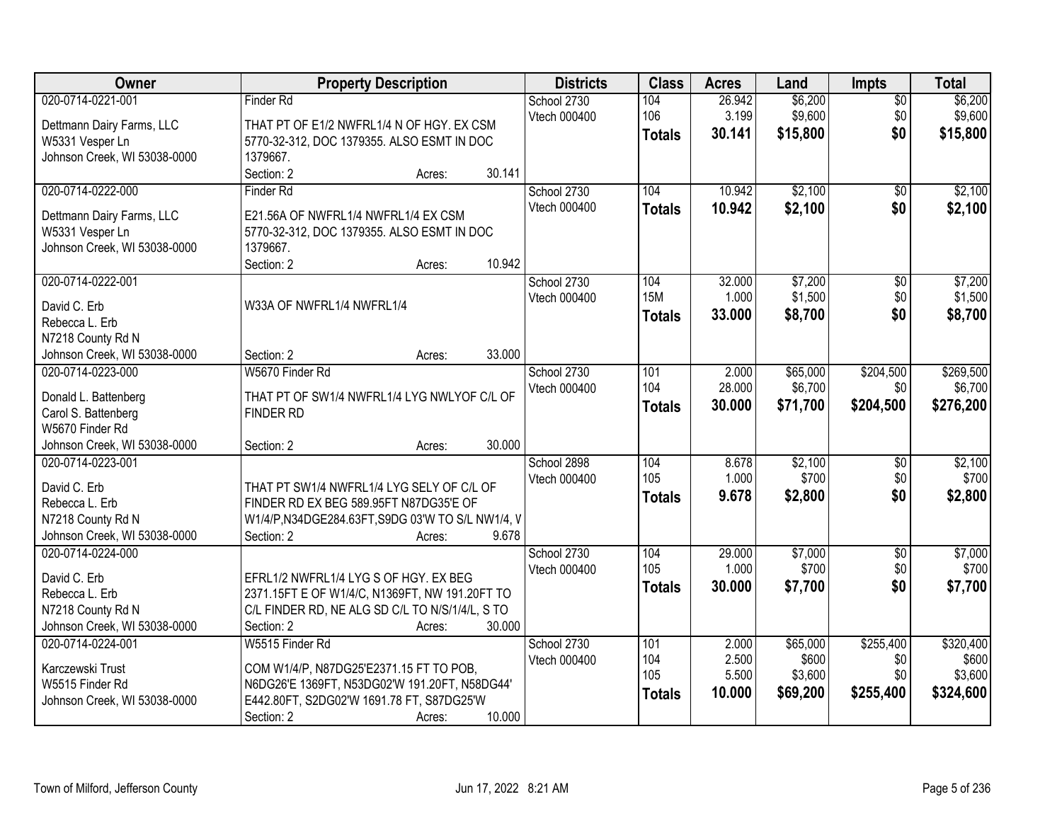| Owner | Property Description | Districts | Class | Acres | Land | Impts | Total |
|---|---|---|---|---|---|---|---|
| 020-0714-0221-001<br><br>Dettmann Dairy Farms, LLC<br>W5331 Vesper Ln<br>Johnson Creek, WI 53038-0000 | Finder Rd<br><br>THAT PT OF E1/2 NWFRL1/4 N OF HGY. EX CSM 5770-32-312, DOC 1379355. ALSO ESMT IN DOC 1379667.<br>Section: 2 Acres: 30.141 | School 2730<br>Vtech 000400 | 104<br>106<br>**Totals** | 26.942<br>3.199<br>**30.141** | \$6,200<br>\$9,600<br>**\$15,800** | \$0<br>\$0<br>**\$0** | \$6,200<br>\$9,600<br>**\$15,800** |
| 020-0714-0222-000<br><br>Dettmann Dairy Farms, LLC<br>W5331 Vesper Ln<br>Johnson Creek, WI 53038-0000 | Finder Rd<br><br>E21.56A OF NWFRL1/4 NWFRL1/4 EX CSM 5770-32-312, DOC 1379355. ALSO ESMT IN DOC 1379667.<br>Section: 2 Acres: 10.942 | School 2730<br>Vtech 000400 | 104<br>**Totals** | 10.942<br>**10.942** | \$2,100<br>**\$2,100** | \$0<br>**\$0** | \$2,100<br>**\$2,100** |
| 020-0714-0222-001<br><br>David C. Erb<br>Rebecca L. Erb<br>N7218 County Rd N<br>Johnson Creek, WI 53038-0000 | W33A OF NWFRL1/4 NWFRL1/4<br>Section: 2 Acres: 33.000 | School 2730<br>Vtech 000400 | 104<br>15M<br>**Totals** | 32.000<br>1.000<br>**33.000** | \$7,200<br>\$1,500<br>**\$8,700** | \$0<br>\$0<br>**\$0** | \$7,200<br>\$1,500<br>**\$8,700** |
| 020-0714-0223-000<br><br>Donald L. Battenberg<br>Carol S. Battenberg<br>W5670 Finder Rd<br>Johnson Creek, WI 53038-0000 | W5670 Finder Rd<br><br>THAT PT OF SW1/4 NWFRL1/4 LYG NWLYOF C/L OF FINDER RD<br>Section: 2 Acres: 30.000 | School 2730<br>Vtech 000400 | 101<br>104<br>**Totals** | 2.000<br>28.000<br>**30.000** | \$65,000<br>\$6,700<br>**\$71,700** | \$204,500<br>\$0<br>**\$204,500** | \$269,500<br>\$6,700<br>**\$276,200** |
| 020-0714-0223-001<br><br>David C. Erb<br>Rebecca L. Erb<br>N7218 County Rd N<br>Johnson Creek, WI 53038-0000 | THAT PT SW1/4 NWFRL1/4 LYG SELY OF C/L OF FINDER RD EX BEG 589.95FT N87DG35'E OF W1/4/P,N34DGE284.63FT,S9DG 03'W TO S/L NW1/4, V<br>Section: 2 Acres: 9.678 | School 2898<br>Vtech 000400 | 104<br>105<br>**Totals** | 8.678<br>1.000<br>**9.678** | \$2,100<br>\$700<br>**\$2,800** | \$0<br>\$0<br>**\$0** | \$2,100<br>\$700<br>**\$2,800** |
| 020-0714-0224-000<br><br>David C. Erb<br>Rebecca L. Erb<br>N7218 County Rd N<br>Johnson Creek, WI 53038-0000 | EFRL1/2 NWFRL1/4 LYG S OF HGY. EX BEG 2371.15FT E OF W1/4/C, N1369FT, NW 191.20FT TO C/L FINDER RD, NE ALG SD C/L TO N/S/1/4/L, S TO<br>Section: 2 Acres: 30.000 | School 2730<br>Vtech 000400 | 104<br>105<br>**Totals** | 29.000<br>1.000<br>**30.000** | \$7,000<br>\$700<br>**\$7,700** | \$0<br>\$0<br>**\$0** | \$7,000<br>\$700<br>**\$7,700** |
| 020-0714-0224-001<br><br>Karczewski Trust<br>W5515 Finder Rd<br>Johnson Creek, WI 53038-0000 | W5515 Finder Rd<br><br>COM W1/4/P, N87DG25'E2371.15 FT TO POB, N6DG26'E 1369FT, N53DG02'W 191.20FT, N58DG44' E442.80FT, S2DG02'W 1691.78 FT, S87DG25'W<br>Section: 2 Acres: 10.000 | School 2730<br>Vtech 000400 | 101<br>104<br>105<br>**Totals** | 2.000<br>2.500<br>5.500<br>**10.000** | \$65,000<br>\$600<br>\$3,600<br>**\$69,200** | \$255,400<br>\$0<br>\$0<br>**\$255,400** | \$320,400<br>\$600<br>\$3,600<br>**\$324,600** |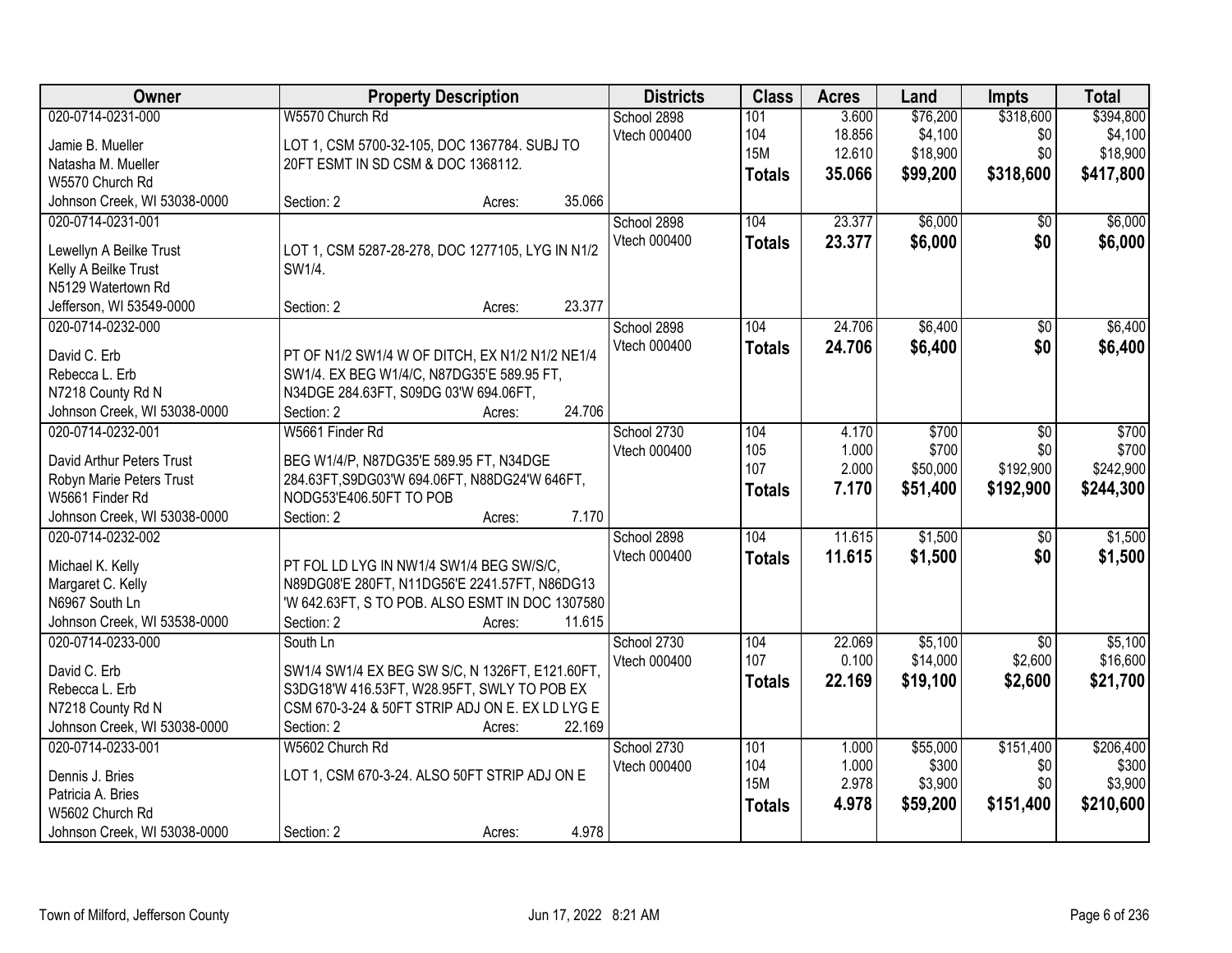| Owner | Property Description | Districts | Class | Acres | Land | Impts | Total |
|---|---|---|---|---|---|---|---|
| 020-0714-0231-000<br>Jamie B. Mueller<br>Natasha M. Mueller<br>W5570 Church Rd<br>Johnson Creek, WI 53038-0000 | W5570 Church Rd<br>LOT 1, CSM 5700-32-105, DOC 1367784. SUBJ TO 20FT ESMT IN SD CSM & DOC 1368112.<br>Section: 2 Acres: 35.066 | School 2898<br>Vtech 000400 | 101<br>104<br>15M<br>**Totals** | 3.600<br>18.856<br>12.610<br>**35.066** | $76,200<br>$4,100<br>$18,900<br>**$99,200** | $318,600<br>$0<br>$0<br>**$318,600** | $394,800<br>$4,100<br>$18,900<br>**$417,800** |
| 020-0714-0231-001<br>Lewellyn A Beilke Trust<br>Kelly A Beilke Trust<br>N5129 Watertown Rd<br>Jefferson, WI 53549-0000 | LOT 1, CSM 5287-28-278, DOC 1277105, LYG IN N1/2 SW1/4.<br>Section: 2 Acres: 23.377 | School 2898<br>Vtech 000400 | 104<br>**Totals** | 23.377<br>**23.377** | $6,000<br>**$6,000** | $0<br>**$0** | $6,000<br>**$6,000** |
| 020-0714-0232-000<br>David C. Erb<br>Rebecca L. Erb<br>N7218 County Rd N<br>Johnson Creek, WI 53038-0000 | PT OF N1/2 SW1/4 W OF DITCH, EX N1/2 N1/2 NE1/4 SW1/4. EX BEG W1/4/C, N87DG35'E 589.95 FT, N34DGE 284.63FT, S09DG 03'W 694.06FT,<br>Section: 2 Acres: 24.706 | School 2898<br>Vtech 000400 | 104<br>**Totals** | 24.706<br>**24.706** | $6,400<br>**$6,400** | $0<br>**$0** | $6,400<br>**$6,400** |
| 020-0714-0232-001<br>David Arthur Peters Trust<br>Robyn Marie Peters Trust<br>W5661 Finder Rd<br>Johnson Creek, WI 53038-0000 | W5661 Finder Rd<br>BEG W1/4/P, N87DG35'E 589.95 FT, N34DGE 284.63FT,S9DG03'W 694.06FT, N88DG24'W 646FT, NODG53'E406.50FT TO POB<br>Section: 2 Acres: 7.170 | School 2730<br>Vtech 000400 | 104<br>105<br>107<br>**Totals** | 4.170<br>1.000<br>2.000<br>**7.170** | $700<br>$700<br>$50,000<br>**$51,400** | $0<br>$0<br>$192,900<br>**$192,900** | $700<br>$700<br>$242,900<br>**$244,300** |
| 020-0714-0232-002<br>Michael K. Kelly<br>Margaret C. Kelly<br>N6967 South Ln<br>Johnson Creek, WI 53538-0000 | PT FOL LD LYG IN NW1/4 SW1/4 BEG SW/S/C, N89DG08'E 280FT, N11DG56'E 2241.57FT, N86DG13 'W 642.63FT, S TO POB. ALSO ESMT IN DOC 1307580<br>Section: 2 Acres: 11.615 | School 2898<br>Vtech 000400 | 104<br>**Totals** | 11.615<br>**11.615** | $1,500<br>**$1,500** | $0<br>**$0** | $1,500<br>**$1,500** |
| 020-0714-0233-000<br>David C. Erb<br>Rebecca L. Erb<br>N7218 County Rd N<br>Johnson Creek, WI 53038-0000 | South Ln<br>SW1/4 SW1/4 EX BEG SW S/C, N 1326FT, E121.60FT, S3DG18'W 416.53FT, W28.95FT, SWLY TO POB EX CSM 670-3-24 & 50FT STRIP ADJ ON E. EX LD LYG E<br>Section: 2 Acres: 22.169 | School 2730<br>Vtech 000400 | 104<br>107<br>**Totals** | 22.069<br>0.100<br>**22.169** | $5,100<br>$14,000<br>**$19,100** | $0<br>$2,600<br>**$2,600** | $5,100<br>$16,600<br>**$21,700** |
| 020-0714-0233-001<br>Dennis J. Bries<br>Patricia A. Bries<br>W5602 Church Rd<br>Johnson Creek, WI 53038-0000 | W5602 Church Rd<br>LOT 1, CSM 670-3-24. ALSO 50FT STRIP ADJ ON E<br>Section: 2 Acres: 4.978 | School 2730<br>Vtech 000400 | 101<br>104<br>15M<br>**Totals** | 1.000<br>1.000<br>2.978<br>**4.978** | $55,000<br>$300<br>$3,900<br>**$59,200** | $151,400<br>$0<br>$0<br>**$151,400** | $206,400<br>$300<br>$3,900<br>**$210,600** |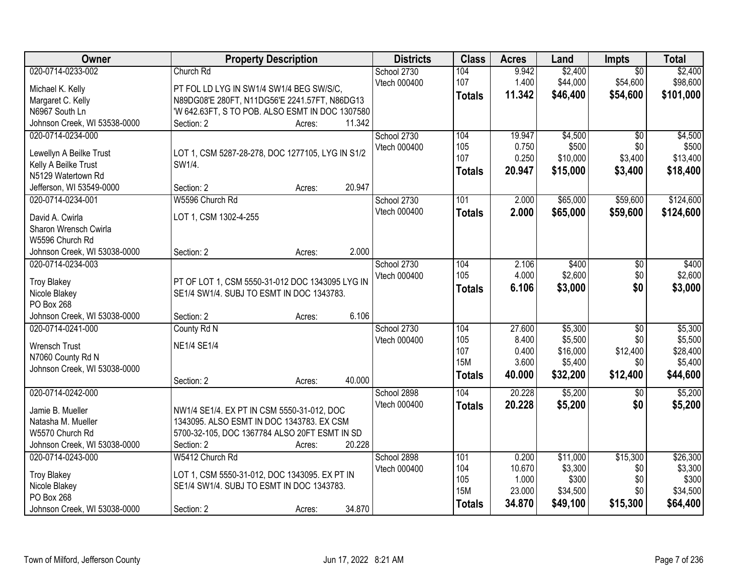| Owner | Property Description | Districts | Class | Acres | Land | Impts | Total |
|---|---|---|---|---|---|---|---|
| 020-0714-0233-002 | Church Rd | School 2730 | 104 | 9.942 | $2,400 | $0 | $2,400 |
| Michael K. Kelly | PT FOL LD LYG IN SW1/4 SW1/4 BEG SW/S/C, | Vtech 000400 | 107 | 1.400 | $44,000 | $54,600 | $98,600 |
| Margaret C. Kelly | N89DG08'E 280FT, N11DG56'E 2241.57FT, N86DG13 | | **Totals** | **11.342** | **$46,400** | **$54,600** | **$101,000** |
| N6967 South Ln | 'W 642.63FT, S TO POB. ALSO ESMT IN DOC 1307580 | | | | | | |
| Johnson Creek, WI 53538-0000 | Section: 2 Acres: 11.342 | | | | | | |
| 020-0714-0234-000 | | School 2730 | 104 | 19.947 | $4,500 | $0 | $4,500 |
| Lewellyn A Beilke Trust | LOT 1, CSM 5287-28-278, DOC 1277105, LYG IN S1/2 | Vtech 000400 | 105 | 0.750 | $500 | $0 | $500 |
| Kelly A Beilke Trust | SW1/4. | | 107 | 0.250 | $10,000 | $3,400 | $13,400 |
| N5129 Watertown Rd | | | **Totals** | **20.947** | **$15,000** | **$3,400** | **$18,400** |
| Jefferson, WI 53549-0000 | Section: 2 Acres: 20.947 | | | | | | |
| 020-0714-0234-001 | W5596 Church Rd | School 2730 | 101 | 2.000 | $65,000 | $59,600 | $124,600 |
| David A. Cwirla | LOT 1, CSM 1302-4-255 | Vtech 000400 | **Totals** | **2.000** | **$65,000** | **$59,600** | **$124,600** |
| Sharon Wrensch Cwirla | | | | | | | |
| W5596 Church Rd | | | | | | | |
| Johnson Creek, WI 53038-0000 | Section: 2 Acres: 2.000 | | | | | | |
| 020-0714-0234-003 | | School 2730 | 104 | 2.106 | $400 | $0 | $400 |
| Troy Blakey | PT OF LOT 1, CSM 5550-31-012 DOC 1343095 LYG IN | Vtech 000400 | 105 | 4.000 | $2,600 | $0 | $2,600 |
| Nicole Blakey | SE1/4 SW1/4. SUBJ TO ESMT IN DOC 1343783. | | **Totals** | **6.106** | **$3,000** | **$0** | **$3,000** |
| PO Box 268 | | | | | | | |
| Johnson Creek, WI 53038-0000 | Section: 2 Acres: 6.106 | | | | | | |
| 020-0714-0241-000 | County Rd N | School 2730 | 104 | 27.600 | $5,300 | $0 | $5,300 |
| Wrensch Trust | NE1/4 SE1/4 | Vtech 000400 | 105 | 8.400 | $5,500 | $0 | $5,500 |
| N7060 County Rd N | | | 107 | 0.400 | $16,000 | $12,400 | $28,400 |
| Johnson Creek, WI 53038-0000 | | | 15M | 3.600 | $5,400 | $0 | $5,400 |
| | Section: 2 Acres: 40.000 | | **Totals** | **40.000** | **$32,200** | **$12,400** | **$44,600** |
| 020-0714-0242-000 | | School 2898 | 104 | 20.228 | $5,200 | $0 | $5,200 |
| Jamie B. Mueller | NW1/4 SE1/4. EX PT IN CSM 5550-31-012, DOC | Vtech 000400 | **Totals** | **20.228** | **$5,200** | **$0** | **$5,200** |
| Natasha M. Mueller | 1343095. ALSO ESMT IN DOC 1343783. EX CSM | | | | | | |
| W5570 Church Rd | 5700-32-105, DOC 1367784 ALSO 20FT ESMT IN SD | | | | | | |
| Johnson Creek, WI 53038-0000 | Section: 2 Acres: 20.228 | | | | | | |
| 020-0714-0243-000 | W5412 Church Rd | School 2898 | 101 | 0.200 | $11,000 | $15,300 | $26,300 |
| Troy Blakey | LOT 1, CSM 5550-31-012, DOC 1343095. EX PT IN | Vtech 000400 | 104 | 10.670 | $3,300 | $0 | $3,300 |
| Nicole Blakey | SE1/4 SW1/4. SUBJ TO ESMT IN DOC 1343783. | | 105 | 1.000 | $300 | $0 | $300 |
| PO Box 268 | | | 15M | 23.000 | $34,500 | $0 | $34,500 |
| Johnson Creek, WI 53038-0000 | Section: 2 Acres: 34.870 | | **Totals** | **34.870** | **$49,100** | **$15,300** | **$64,400** |

Town of Milford, Jefferson County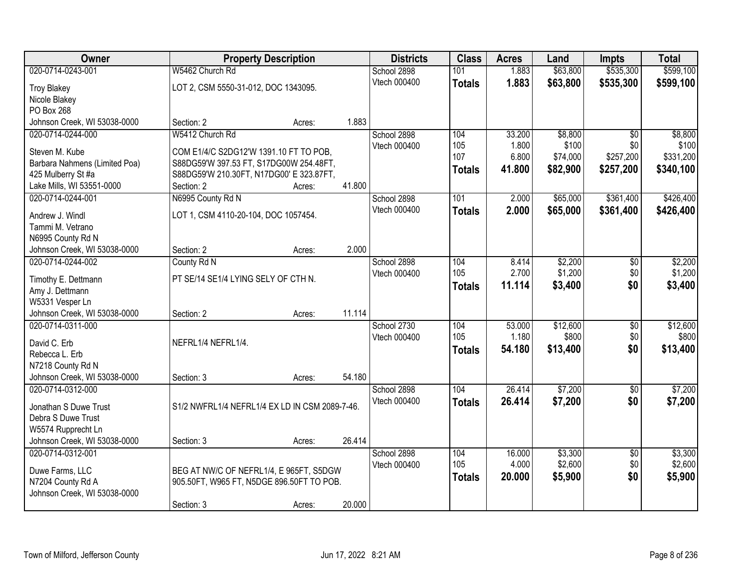| Owner | Property Description | | | Districts | Class | Acres | Land | Impts | Total |
|---|---|---|---|---|---|---|---|---|---|
| 020-0714-0243-001 | W5462 Church Rd | | | School 2898 | 101 | 1.883 | $63,800 | $535,300 | $599,100 |
| Troy Blakey<br>Nicole Blakey<br>PO Box 268<br>Johnson Creek, WI 53038-0000 | LOT 2, CSM 5550-31-012, DOC 1343095. | | | Vtech 000400 | **Totals** | **1.883** | **$63,800** | **$535,300** | **$599,100** |
| | Section: 2 | Acres: | 1.883 | | | | | | |
| 020-0714-0244-000 | W5412 Church Rd | | | School 2898 | 104 | 33.200 | $8,800 | $0 | $8,800 |
| Steven M. Kube<br>Barbara Nahmens (Limited Poa)<br>425 Mulberry St #a<br>Lake Mills, WI 53551-0000 | COM E1/4/C S2DG12'W 1391.10 FT TO POB, S88DG59'W 397.53 FT, S17DG00W 254.48FT, S88DG59'W 210.30FT, N17DG00' E 323.87FT, | | | Vtech 000400 | 105 | 1.800 | $100 | $0 | $100 |
| | | | | | 107 | 6.800 | $74,000 | $257,200 | $331,200 |
| | | | | | **Totals** | **41.800** | **$82,900** | **$257,200** | **$340,100** |
| | Section: 2 | Acres: | 41.800 | | | | | | |
| 020-0714-0244-001 | N6995 County Rd N | | | School 2898 | 101 | 2.000 | $65,000 | $361,400 | $426,400 |
| Andrew J. Windl<br>Tammi M. Vetrano<br>N6995 County Rd N<br>Johnson Creek, WI 53038-0000 | LOT 1, CSM 4110-20-104, DOC 1057454. | | | Vtech 000400 | **Totals** | **2.000** | **$65,000** | **$361,400** | **$426,400** |
| | Section: 2 | Acres: | 2.000 | | | | | | |
| 020-0714-0244-002 | County Rd N | | | School 2898 | 104 | 8.414 | $2,200 | $0 | $2,200 |
| Timothy E. Dettmann<br>Amy J. Dettmann<br>W5331 Vesper Ln<br>Johnson Creek, WI 53038-0000 | PT SE/14 SE1/4 LYING SELY OF CTH N. | | | Vtech 000400 | 105 | 2.700 | $1,200 | $0 | $1,200 |
| | | | | | **Totals** | **11.114** | **$3,400** | **$0** | **$3,400** |
| | Section: 2 | Acres: | 11.114 | | | | | | |
| 020-0714-0311-000 | | | | School 2730 | 104 | 53.000 | $12,600 | $0 | $12,600 |
| David C. Erb<br>Rebecca L. Erb<br>N7218 County Rd N<br>Johnson Creek, WI 53038-0000 | NEFRL1/4 NEFRL1/4. | | | Vtech 000400 | 105 | 1.180 | $800 | $0 | $800 |
| | | | | | **Totals** | **54.180** | **$13,400** | **$0** | **$13,400** |
| | Section: 3 | Acres: | 54.180 | | | | | | |
| 020-0714-0312-000 | | | | School 2898 | 104 | 26.414 | $7,200 | $0 | $7,200 |
| Jonathan S Duwe Trust<br>Debra S Duwe Trust<br>W5574 Rupprecht Ln<br>Johnson Creek, WI 53038-0000 | S1/2 NWFRL1/4 NEFRL1/4 EX LD IN CSM 2089-7-46. | | | Vtech 000400 | **Totals** | **26.414** | **$7,200** | **$0** | **$7,200** |
| | Section: 3 | Acres: | 26.414 | | | | | | |
| 020-0714-0312-001 | | | | School 2898 | 104 | 16.000 | $3,300 | $0 | $3,300 |
| Duwe Farms, LLC<br>N7204 County Rd A<br>Johnson Creek, WI 53038-0000 | BEG AT NW/C OF NEFRL1/4, E 965FT, S5DGW 905.50FT, W965 FT, N5DGE 896.50FT TO POB. | | | Vtech 000400 | 105 | 4.000 | $2,600 | $0 | $2,600 |
| | | | | | **Totals** | **20.000** | **$5,900** | **$0** | **$5,900** |
| | Section: 3 | Acres: | 20.000 | | | | | | |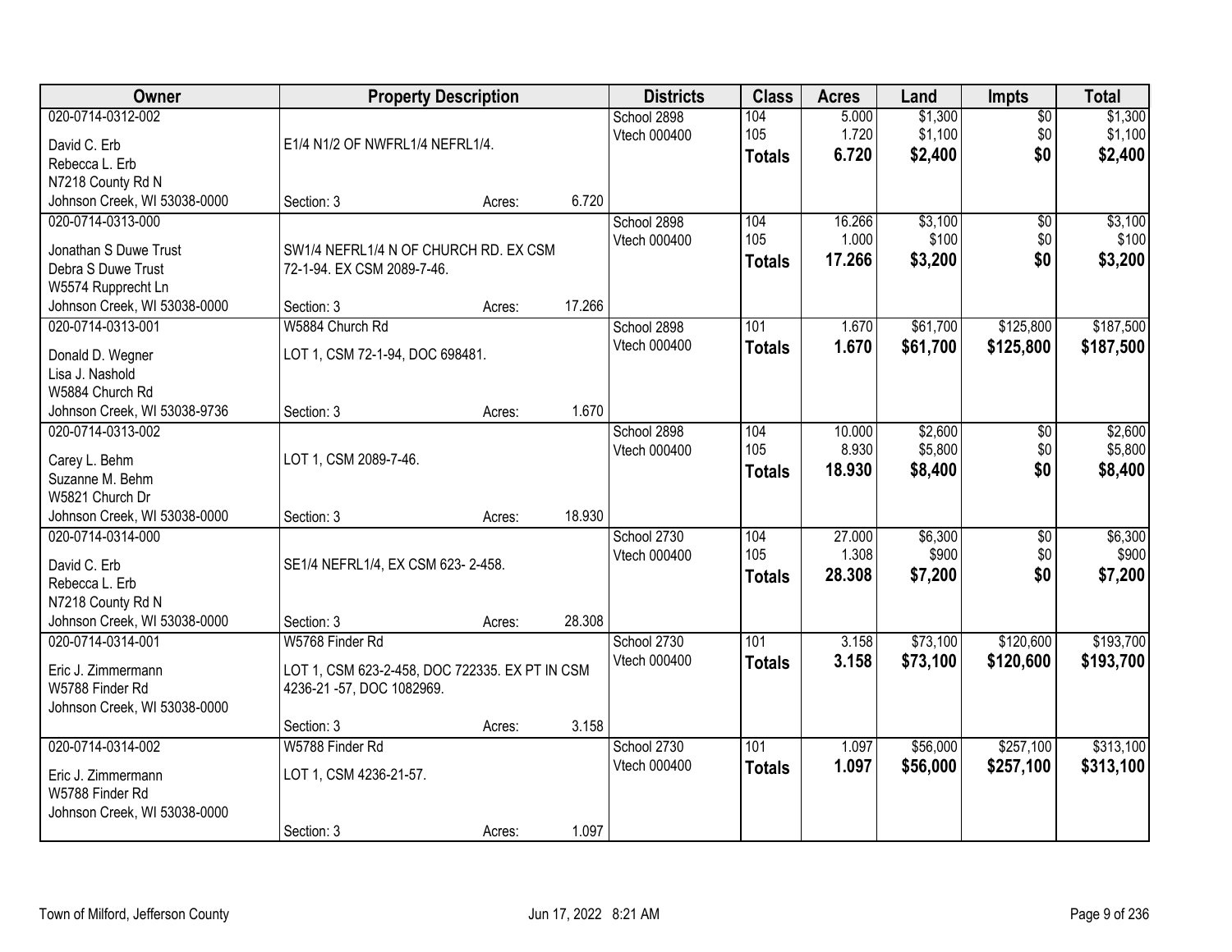| Owner | Property Description | Districts | Class | Acres | Land | Impts | Total |
|---|---|---|---|---|---|---|---|
| 020-0714-0312-002<br>David C. Erb<br>Rebecca L. Erb<br>N7218 County Rd N<br>Johnson Creek, WI 53038-0000 | E1/4 N1/2 OF NWFRL1/4 NEFRL1/4.<br>Section: 3 Acres: 6.720 | School 2898<br>Vtech 000400 | 104<br>105<br>**Totals** | 5.000<br>1.720<br>**6.720** | $1,300<br>$1,100<br>**$2,400** | $0<br>$0<br>**$0** | $1,300<br>$1,100<br>**$2,400** |
| 020-0714-0313-000<br>Jonathan S Duwe Trust<br>Debra S Duwe Trust<br>W5574 Rupprecht Ln<br>Johnson Creek, WI 53038-0000 | SW1/4 NEFRL1/4 N OF CHURCH RD. EX CSM 72-1-94. EX CSM 2089-7-46.<br>Section: 3 Acres: 17.266 | School 2898<br>Vtech 000400 | 104<br>105<br>**Totals** | 16.266<br>1.000<br>**17.266** | $3,100<br>$100<br>**$3,200** | $0<br>$0<br>**$0** | $3,100<br>$100<br>**$3,200** |
| 020-0714-0313-001<br>Donald D. Wegner<br>Lisa J. Nashold<br>W5884 Church Rd<br>Johnson Creek, WI 53038-9736 | W5884 Church Rd<br>LOT 1, CSM 72-1-94, DOC 698481.<br>Section: 3 Acres: 1.670 | School 2898<br>Vtech 000400 | 101<br>**Totals** | 1.670<br>**1.670** | $61,700<br>**$61,700** | $125,800<br>**$125,800** | $187,500<br>**$187,500** |
| 020-0714-0313-002<br>Carey L. Behm<br>Suzanne M. Behm<br>W5821 Church Dr<br>Johnson Creek, WI 53038-0000 | LOT 1, CSM 2089-7-46.<br>Section: 3 Acres: 18.930 | School 2898<br>Vtech 000400 | 104<br>105<br>**Totals** | 10.000<br>8.930<br>**18.930** | $2,600<br>$5,800<br>**$8,400** | $0<br>$0<br>**$0** | $2,600<br>$5,800<br>**$8,400** |
| 020-0714-0314-000<br>David C. Erb<br>Rebecca L. Erb<br>N7218 County Rd N<br>Johnson Creek, WI 53038-0000 | SE1/4 NEFRL1/4, EX CSM 623- 2-458.<br>Section: 3 Acres: 28.308 | School 2730<br>Vtech 000400 | 104<br>105<br>**Totals** | 27.000<br>1.308<br>**28.308** | $6,300<br>$900<br>**$7,200** | $0<br>$0<br>**$0** | $6,300<br>$900<br>**$7,200** |
| 020-0714-0314-001<br>Eric J. Zimmermann<br>W5788 Finder Rd<br>Johnson Creek, WI 53038-0000 | W5768 Finder Rd<br>LOT 1, CSM 623-2-458, DOC 722335. EX PT IN CSM 4236-21 -57, DOC 1082969.<br>Section: 3 Acres: 3.158 | School 2730<br>Vtech 000400 | 101<br>**Totals** | 3.158<br>**3.158** | $73,100<br>**$73,100** | $120,600<br>**$120,600** | $193,700<br>**$193,700** |
| 020-0714-0314-002<br>Eric J. Zimmermann<br>W5788 Finder Rd<br>Johnson Creek, WI 53038-0000 | W5788 Finder Rd<br>LOT 1, CSM 4236-21-57.<br>Section: 3 Acres: 1.097 | School 2730<br>Vtech 000400 | 101<br>**Totals** | 1.097<br>**1.097** | $56,000<br>**$56,000** | $257,100<br>**$257,100** | $313,100<br>**$313,100** |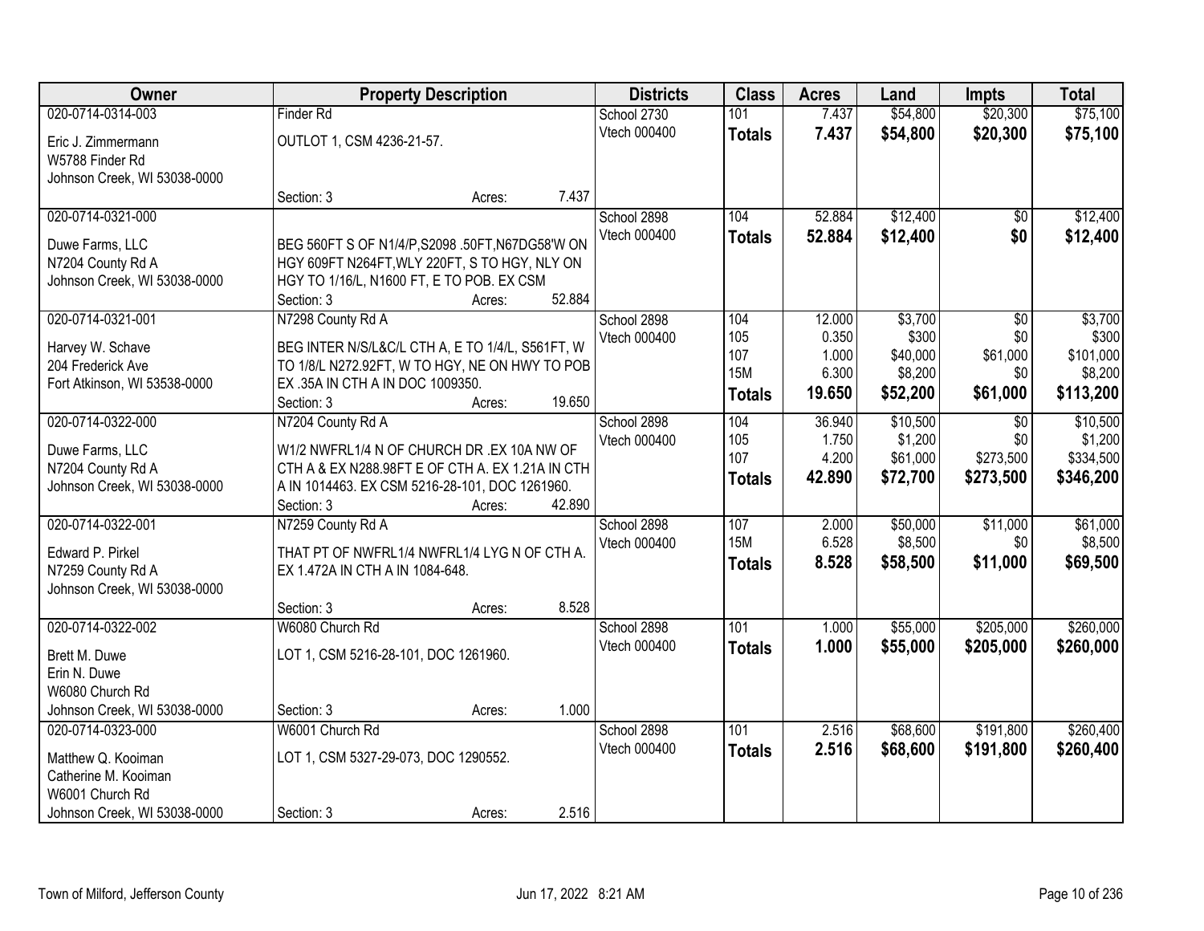| Owner | Property Description | Districts | Class | Acres | Land | Impts | Total |
|---|---|---|---|---|---|---|---|
| 020-0714-0314-003<br>Eric J. Zimmermann<br>W5788 Finder Rd<br>Johnson Creek, WI 53038-0000 | Finder Rd<br>OUTLOT 1, CSM 4236-21-57.<br>Section: 3 Acres: 7.437 | School 2730<br>Vtech 000400 | 101<br>**Totals** | 7.437<br>**7.437** | $54,800<br>**$54,800** | $20,300<br>**$20,300** | $75,100<br>**$75,100** |
| 020-0714-0321-000<br>Duwe Farms, LLC<br>N7204 County Rd A<br>Johnson Creek, WI 53038-0000 | BEG 560FT S OF N1/4/P,S2098 .50FT,N67DG58'W ON HGY 609FT N264FT,WLY 220FT, S TO HGY, NLY ON HGY TO 1/16/L, N1600 FT, E TO POB. EX CSM<br>Section: 3 Acres: 52.884 | School 2898<br>Vtech 000400 | 104<br>**Totals** | 52.884<br>**52.884** | $12,400<br>**$12,400** | $0<br>**$0** | $12,400<br>**$12,400** |
| 020-0714-0321-001<br>Harvey W. Schave<br>204 Frederick Ave<br>Fort Atkinson, WI 53538-0000 | N7298 County Rd A<br>BEG INTER N/S/L&C/L CTH A, E TO 1/4/L, S561FT, W TO 1/8/L N272.92FT, W TO HGY, NE ON HWY TO POB EX .35A IN CTH A IN DOC 1009350.<br>Section: 3 Acres: 19.650 | School 2898<br>Vtech 000400 | 104<br>105<br>107<br>15M<br>**Totals** | 12.000<br>0.350<br>1.000<br>6.300<br>**19.650** | $3,700<br>$300<br>$40,000<br>$8,200<br>**$52,200** | $0<br>$0<br>$61,000<br>$0<br>**$61,000** | $3,700<br>$300<br>$101,000<br>$8,200<br>**$113,200** |
| 020-0714-0322-000<br>Duwe Farms, LLC<br>N7204 County Rd A<br>Johnson Creek, WI 53038-0000 | N7204 County Rd A<br>W1/2 NWFRL1/4 N OF CHURCH DR .EX 10A NW OF CTH A & EX N288.98FT E OF CTH A. EX 1.21A IN CTH A IN 1014463. EX CSM 5216-28-101, DOC 1261960.<br>Section: 3 Acres: 42.890 | School 2898<br>Vtech 000400 | 104<br>105<br>107<br>**Totals** | 36.940<br>1.750<br>4.200<br>**42.890** | $10,500<br>$1,200<br>$61,000<br>**$72,700** | $0<br>$0<br>$273,500<br>**$273,500** | $10,500<br>$1,200<br>$334,500<br>**$346,200** |
| 020-0714-0322-001<br>Edward P. Pirkel<br>N7259 County Rd A<br>Johnson Creek, WI 53038-0000 | N7259 County Rd A<br>THAT PT OF NWFRL1/4 NWFRL1/4 LYG N OF CTH A. EX 1.472A IN CTH A IN 1084-648.<br>Section: 3 Acres: 8.528 | School 2898<br>Vtech 000400 | 107<br>15M<br>**Totals** | 2.000<br>6.528<br>**8.528** | $50,000<br>$8,500<br>**$58,500** | $11,000<br>$0<br>**$11,000** | $61,000<br>$8,500<br>**$69,500** |
| 020-0714-0322-002<br>Brett M. Duwe<br>Erin N. Duwe<br>W6080 Church Rd<br>Johnson Creek, WI 53038-0000 | W6080 Church Rd<br>LOT 1, CSM 5216-28-101, DOC 1261960.<br>Section: 3 Acres: 1.000 | School 2898<br>Vtech 000400 | 101<br>**Totals** | 1.000<br>**1.000** | $55,000<br>**$55,000** | $205,000<br>**$205,000** | $260,000<br>**$260,000** |
| 020-0714-0323-000<br>Matthew Q. Kooiman<br>Catherine M. Kooiman<br>W6001 Church Rd<br>Johnson Creek, WI 53038-0000 | W6001 Church Rd<br>LOT 1, CSM 5327-29-073, DOC 1290552.<br>Section: 3 Acres: 2.516 | School 2898<br>Vtech 000400 | 101<br>**Totals** | 2.516<br>**2.516** | $68,600<br>**$68,600** | $191,800<br>**$191,800** | $260,400<br>**$260,400** |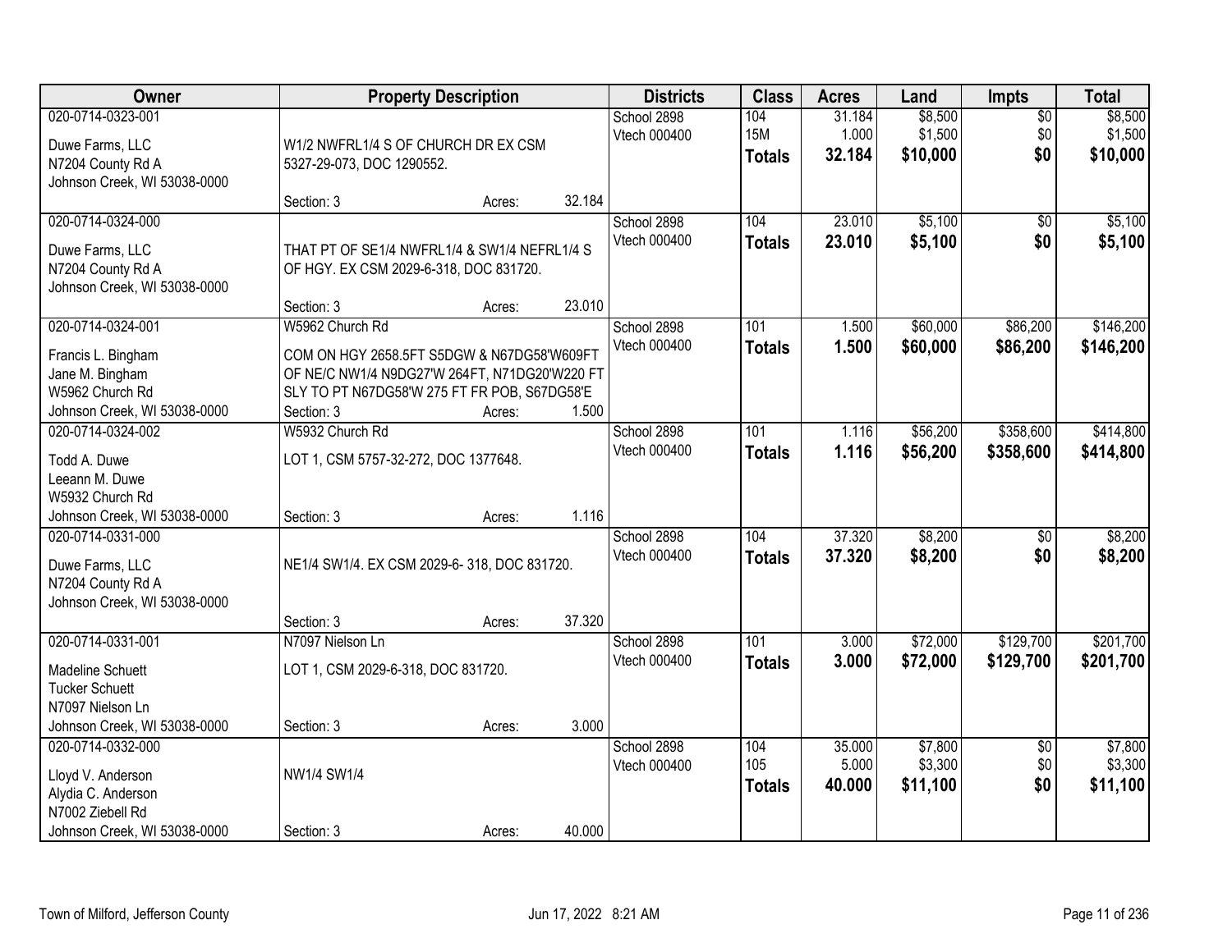| Owner | Property Description | Districts | Class | Acres | Land | Impts | Total |
|---|---|---|---|---|---|---|---|
| 020-0714-0323-001<br>Duwe Farms, LLC<br>N7204 County Rd A<br>Johnson Creek, WI 53038-0000 | W1/2 NWFRL1/4 S OF CHURCH DR EX CSM 5327-29-073, DOC 1290552.<br>Section: 3 Acres: 32.184 | School 2898<br>Vtech 000400 | 104<br>15M<br>**Totals** | 31.184<br>1.000<br>**32.184** | $8,500<br>$1,500<br>**$10,000** | $0<br>$0<br>**$0** | $8,500<br>$1,500<br>**$10,000** |
| 020-0714-0324-000<br>Duwe Farms, LLC<br>N7204 County Rd A<br>Johnson Creek, WI 53038-0000 | THAT PT OF SE1/4 NWFRL1/4 & SW1/4 NEFRL1/4 S OF HGY. EX CSM 2029-6-318, DOC 831720.<br>Section: 3 Acres: 23.010 | School 2898<br>Vtech 000400 | 104<br>**Totals** | 23.010<br>**23.010** | $5,100<br>**$5,100** | $0<br>**$0** | $5,100<br>**$5,100** |
| 020-0714-0324-001<br>Francis L. Bingham<br>Jane M. Bingham<br>W5962 Church Rd<br>Johnson Creek, WI 53038-0000 | W5962 Church Rd<br>COM ON HGY 2658.5FT S5DGW & N67DG58'W609FT OF NE/C NW1/4 N9DG27'W 264FT, N71DG20'W220 FT SLY TO PT N67DG58'W 275 FT FR POB, S67DG58'E<br>Section: 3 Acres: 1.500 | School 2898<br>Vtech 000400 | 101<br>**Totals** | 1.500<br>**1.500** | $60,000<br>**$60,000** | $86,200<br>**$86,200** | $146,200<br>**$146,200** |
| 020-0714-0324-002<br>Todd A. Duwe<br>Leeann M. Duwe<br>W5932 Church Rd<br>Johnson Creek, WI 53038-0000 | W5932 Church Rd<br>LOT 1, CSM 5757-32-272, DOC 1377648.<br>Section: 3 Acres: 1.116 | School 2898<br>Vtech 000400 | 101<br>**Totals** | 1.116<br>**1.116** | $56,200<br>**$56,200** | $358,600<br>**$358,600** | $414,800<br>**$414,800** |
| 020-0714-0331-000<br>Duwe Farms, LLC<br>N7204 County Rd A<br>Johnson Creek, WI 53038-0000 | NE1/4 SW1/4. EX CSM 2029-6- 318, DOC 831720.<br>Section: 3 Acres: 37.320 | School 2898<br>Vtech 000400 | 104<br>**Totals** | 37.320<br>**37.320** | $8,200<br>**$8,200** | $0<br>**$0** | $8,200<br>**$8,200** |
| 020-0714-0331-001<br>Madeline Schuett<br>Tucker Schuett<br>N7097 Nielson Ln<br>Johnson Creek, WI 53038-0000 | N7097 Nielson Ln<br>LOT 1, CSM 2029-6-318, DOC 831720.<br>Section: 3 Acres: 3.000 | School 2898<br>Vtech 000400 | 101<br>**Totals** | 3.000<br>**3.000** | $72,000<br>**$72,000** | $129,700<br>**$129,700** | $201,700<br>**$201,700** |
| 020-0714-0332-000<br>Lloyd V. Anderson<br>Alydia C. Anderson<br>N7002 Ziebell Rd<br>Johnson Creek, WI 53038-0000 | NW1/4 SW1/4<br>Section: 3 Acres: 40.000 | School 2898<br>Vtech 000400 | 104<br>105<br>**Totals** | 35.000<br>5.000<br>**40.000** | $7,800<br>$3,300<br>**$11,100** | $0<br>$0<br>**$0** | $7,800<br>$3,300<br>**$11,100** |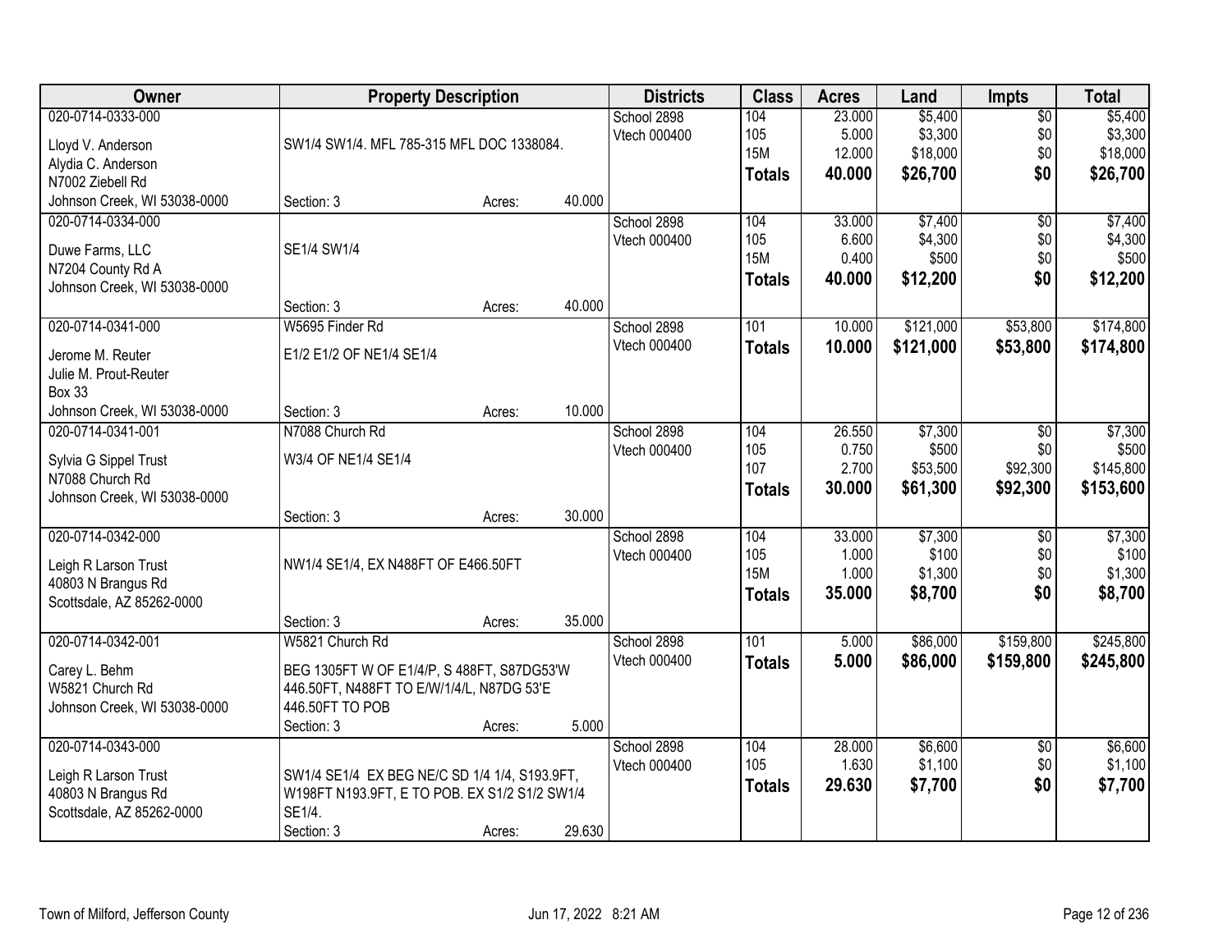| Owner | Property Description | Districts | Class | Acres | Land | Impts | Total |
|---|---|---|---|---|---|---|---|
| 020-0714-0333-000<br>Lloyd V. Anderson<br>Alydia C. Anderson<br>N7002 Ziebell Rd<br>Johnson Creek, WI 53038-0000 | SW1/4 SW1/4. MFL 785-315 MFL DOC 1338084.<br>Section: 3 Acres: 40.000 | School 2898<br>Vtech 000400 | 104<br>105<br>15M<br>**Totals** | 23.000<br>5.000<br>12.000<br>**40.000** | $5,400<br>$3,300<br>$18,000<br>**$26,700** | $0<br>$0<br>$0<br>**$0** | $5,400<br>$3,300<br>$18,000<br>**$26,700** |
| 020-0714-0334-000<br>Duwe Farms, LLC<br>N7204 County Rd A<br>Johnson Creek, WI 53038-0000 | SE1/4 SW1/4<br>Section: 3 Acres: 40.000 | School 2898<br>Vtech 000400 | 104<br>105<br>15M<br>**Totals** | 33.000<br>6.600<br>0.400<br>**40.000** | $7,400<br>$4,300<br>$500<br>**$12,200** | $0<br>$0<br>$0<br>**$0** | $7,400<br>$4,300<br>$500<br>**$12,200** |
| 020-0714-0341-000<br>Jerome M. Reuter<br>Julie M. Prout-Reuter<br>Box 33<br>Johnson Creek, WI 53038-0000 | W5695 Finder Rd<br>E1/2 E1/2 OF NE1/4 SE1/4<br>Section: 3 Acres: 10.000 | School 2898<br>Vtech 000400 | 101<br>**Totals** | 10.000<br>**10.000** | $121,000<br>**$121,000** | $53,800<br>**$53,800** | $174,800<br>**$174,800** |
| 020-0714-0341-001<br>Sylvia G Sippel Trust<br>N7088 Church Rd<br>Johnson Creek, WI 53038-0000 | N7088 Church Rd<br>W3/4 OF NE1/4 SE1/4<br>Section: 3 Acres: 30.000 | School 2898<br>Vtech 000400 | 104<br>105<br>107<br>**Totals** | 26.550<br>0.750<br>2.700<br>**30.000** | $7,300<br>$500<br>$53,500<br>**$61,300** | $0<br>$0<br>$92,300<br>**$92,300** | $7,300<br>$500<br>$145,800<br>**$153,600** |
| 020-0714-0342-000<br>Leigh R Larson Trust<br>40803 N Brangus Rd<br>Scottsdale, AZ 85262-0000 | NW1/4 SE1/4, EX N488FT OF E466.50FT<br>Section: 3 Acres: 35.000 | School 2898<br>Vtech 000400 | 104<br>105<br>15M<br>**Totals** | 33.000<br>1.000<br>1.000<br>**35.000** | $7,300<br>$100<br>$1,300<br>**$8,700** | $0<br>$0<br>$0<br>**$0** | $7,300<br>$100<br>$1,300<br>**$8,700** |
| 020-0714-0342-001<br>Carey L. Behm<br>W5821 Church Rd<br>Johnson Creek, WI 53038-0000 | W5821 Church Rd<br>BEG 1305FT W OF E1/4/P, S 488FT, S87DG53'W 446.50FT, N488FT TO E/W/1/4/L, N87DG 53'E 446.50FT TO POB<br>Section: 3 Acres: 5.000 | School 2898<br>Vtech 000400 | 101<br>**Totals** | 5.000<br>**5.000** | $86,000<br>**$86,000** | $159,800<br>**$159,800** | $245,800<br>**$245,800** |
| 020-0714-0343-000<br>Leigh R Larson Trust<br>40803 N Brangus Rd<br>Scottsdale, AZ 85262-0000 | SW1/4 SE1/4 EX BEG NE/C SD 1/4 1/4, S193.9FT, W198FT N193.9FT, E TO POB. EX S1/2 S1/2 SW1/4 SE1/4.<br>Section: 3 Acres: 29.630 | School 2898<br>Vtech 000400 | 104<br>105<br>**Totals** | 28.000<br>1.630<br>**29.630** | $6,600<br>$1,100<br>**$7,700** | $0<br>$0<br>**$0** | $6,600<br>$1,100<br>**$7,700** |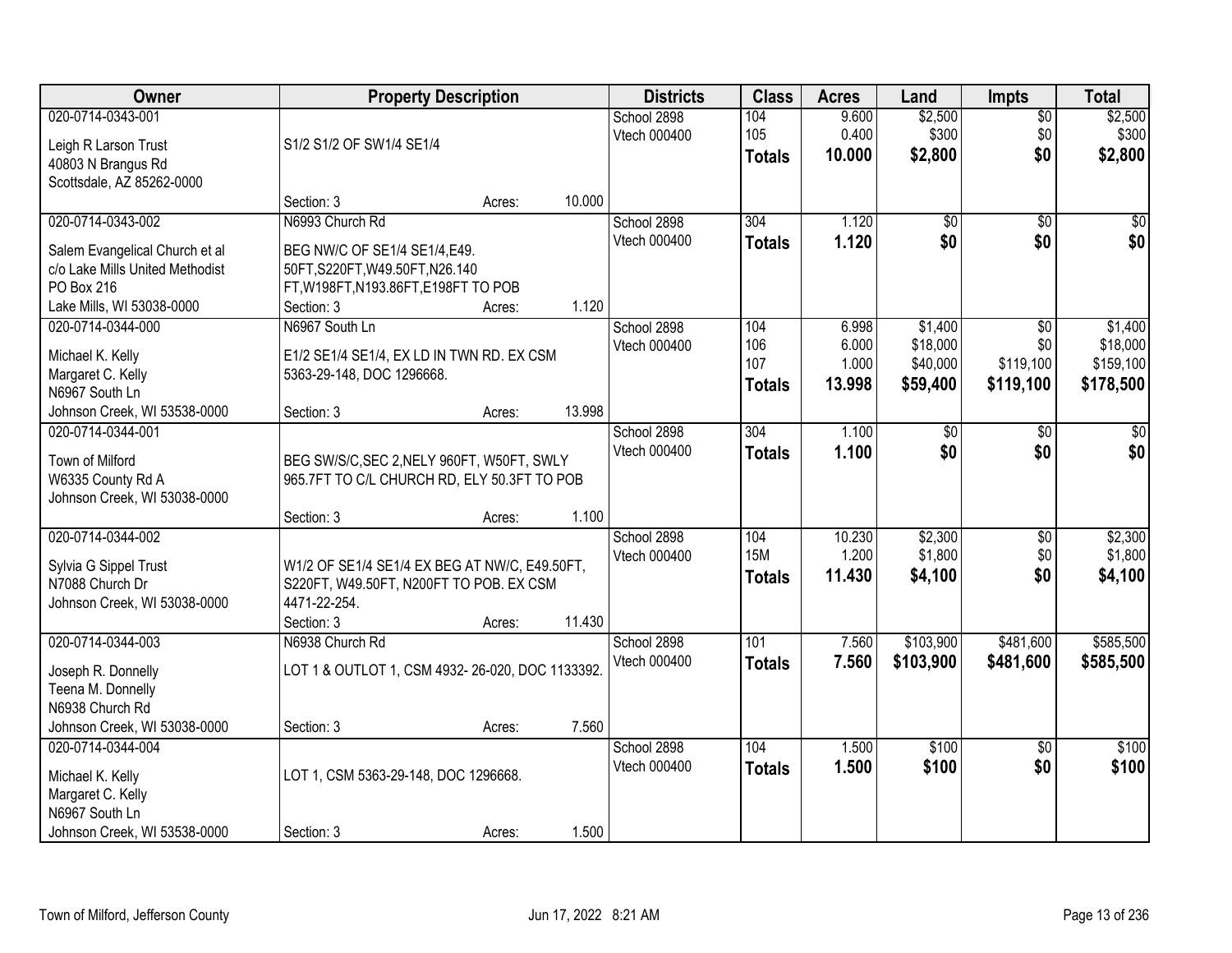| Owner | Property Description | Districts | Class | Acres | Land | Impts | Total |
|---|---|---|---|---|---|---|---|
| 020-0714-0343-001<br>Leigh R Larson Trust<br>40803 N Brangus Rd<br>Scottsdale, AZ 85262-0000 | S1/2 S1/2 OF SW1/4 SE1/4<br>Section: 3 Acres: 10.000 | School 2898<br>Vtech 000400 | 104<br>105<br>**Totals** | 9.600<br>0.400<br>**10.000** | $2,500<br>$300<br>**$2,800** | $0<br>$0<br>**$0** | $2,500<br>$300<br>**$2,800** |
| 020-0714-0343-002<br>Salem Evangelical Church et al<br>c/o Lake Mills United Methodist<br>PO Box 216<br>Lake Mills, WI 53038-0000 | N6993 Church Rd<br>BEG NW/C OF SE1/4 SE1/4,E49. 50FT,S220FT,W49.50FT,N26.140 FT,W198FT,N193.86FT,E198FT TO POB<br>Section: 3 Acres: 1.120 | School 2898<br>Vtech 000400 | 304<br>**Totals** | 1.120<br>**1.120** | $0<br>**$0** | $0<br>**$0** | $0<br>**$0** |
| 020-0714-0344-000<br>Michael K. Kelly<br>Margaret C. Kelly<br>N6967 South Ln<br>Johnson Creek, WI 53538-0000 | N6967 South Ln<br>E1/2 SE1/4 SE1/4, EX LD IN TWN RD. EX CSM 5363-29-148, DOC 1296668.<br>Section: 3 Acres: 13.998 | School 2898<br>Vtech 000400 | 104<br>106<br>107<br>**Totals** | 6.998<br>6.000<br>1.000<br>**13.998** | $1,400<br>$18,000<br>$40,000<br>**$59,400** | $0<br>$0<br>$119,100<br>**$119,100** | $1,400<br>$18,000<br>$159,100<br>**$178,500** |
| 020-0714-0344-001<br>Town of Milford<br>W6335 County Rd A<br>Johnson Creek, WI 53038-0000 | BEG SW/S/C,SEC 2,NELY 960FT, W50FT, SWLY 965.7FT TO C/L CHURCH RD, ELY 50.3FT TO POB<br>Section: 3 Acres: 1.100 | School 2898<br>Vtech 000400 | 304<br>**Totals** | 1.100<br>**1.100** | $0<br>**$0** | $0<br>**$0** | $0<br>**$0** |
| 020-0714-0344-002<br>Sylvia G Sippel Trust<br>N7088 Church Dr<br>Johnson Creek, WI 53038-0000 | W1/2 OF SE1/4 SE1/4 EX BEG AT NW/C, E49.50FT, S220FT, W49.50FT, N200FT TO POB. EX CSM 4471-22-254.<br>Section: 3 Acres: 11.430 | School 2898<br>Vtech 000400 | 104<br>15M<br>**Totals** | 10.230<br>1.200<br>**11.430** | $2,300<br>$1,800<br>**$4,100** | $0<br>$0<br>**$0** | $2,300<br>$1,800<br>**$4,100** |
| 020-0714-0344-003<br>Joseph R. Donnelly<br>Teena M. Donnelly<br>N6938 Church Rd<br>Johnson Creek, WI 53038-0000 | N6938 Church Rd<br>LOT 1 & OUTLOT 1, CSM 4932- 26-020, DOC 1133392.<br>Section: 3 Acres: 7.560 | School 2898<br>Vtech 000400 | 101<br>**Totals** | 7.560<br>**7.560** | $103,900<br>**$103,900** | $481,600<br>**$481,600** | $585,500<br>**$585,500** |
| 020-0714-0344-004<br>Michael K. Kelly<br>Margaret C. Kelly<br>N6967 South Ln<br>Johnson Creek, WI 53538-0000 | LOT 1, CSM 5363-29-148, DOC 1296668.<br>Section: 3 Acres: 1.500 | School 2898<br>Vtech 000400 | 104<br>**Totals** | 1.500<br>**1.500** | $100<br>**$100** | $0<br>**$0** | $100<br>**$100** |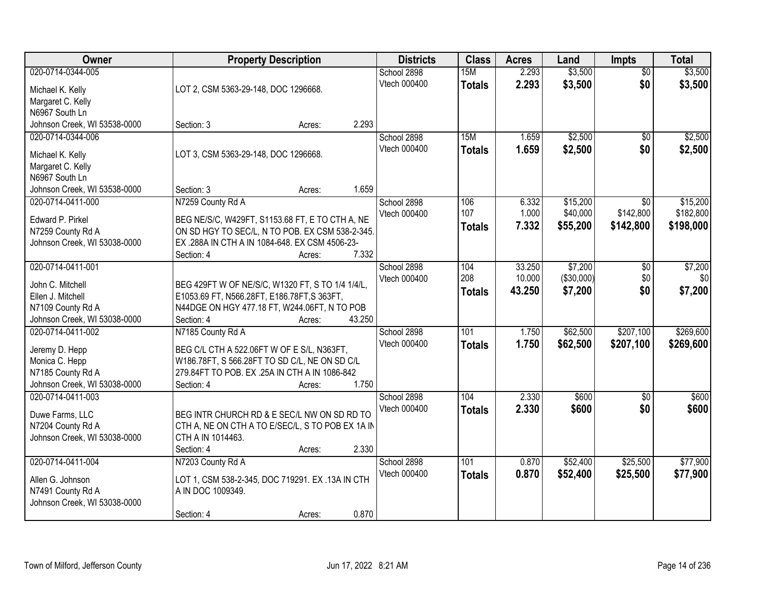| Owner | Property Description | Districts | Class | Acres | Land | Impts | Total |
|---|---|---|---|---|---|---|---|
| 020-0714-0344-005<br>Michael K. Kelly<br>Margaret C. Kelly<br>N6967 South Ln<br>Johnson Creek, WI 53538-0000 | LOT 2, CSM 5363-29-148, DOC 1296668.<br>Section: 3 Acres: 2.293 | School 2898<br>Vtech 000400 | 15M<br>**Totals** | 2.293<br>**2.293** | $3,500<br>**$3,500** | $0<br>**$0** | $3,500<br>**$3,500** |
| 020-0714-0344-006<br>Michael K. Kelly<br>Margaret C. Kelly<br>N6967 South Ln<br>Johnson Creek, WI 53538-0000 | LOT 3, CSM 5363-29-148, DOC 1296668.<br>Section: 3 Acres: 1.659 | School 2898<br>Vtech 000400 | 15M<br>**Totals** | 1.659<br>**1.659** | $2,500<br>**$2,500** | $0<br>**$0** | $2,500<br>**$2,500** |
| 020-0714-0411-000<br>Edward P. Pirkel<br>N7259 County Rd A<br>Johnson Creek, WI 53038-0000 | N7259 County Rd A<br>BEG NE/S/C, W429FT, S1153.68 FT, E TO CTH A, NE ON SD HGY TO SEC/L, N TO POB. EX CSM 538-2-345. EX .288A IN CTH A IN 1084-648. EX CSM 4506-23-<br>Section: 4 Acres: 7.332 | School 2898<br>Vtech 000400 | 106<br>107<br>**Totals** | 6.332<br>1.000<br>**7.332** | $15,200<br>$40,000<br>**$55,200** | $0<br>$142,800<br>**$142,800** | $15,200<br>$182,800<br>**$198,000** |
| 020-0714-0411-001<br>John C. Mitchell<br>Ellen J. Mitchell<br>N7109 County Rd A<br>Johnson Creek, WI 53038-0000 | BEG 429FT W OF NE/S/C, W1320 FT, S TO 1/4 1/4/L, E1053.69 FT, N566.28FT, E186.78FT,S 363FT, N44DGE ON HGY 477.18 FT, W244.06FT, N TO POB<br>Section: 4 Acres: 43.250 | School 2898<br>Vtech 000400 | 104<br>208<br>**Totals** | 33.250<br>10.000<br>**43.250** | $7,200<br>($30,000)<br>**$7,200** | $0<br>$0<br>**$0** | $7,200<br>$0<br>**$7,200** |
| 020-0714-0411-002<br>Jeremy D. Hepp<br>Monica C. Hepp<br>N7185 County Rd A<br>Johnson Creek, WI 53038-0000 | N7185 County Rd A<br>BEG C/L CTH A 522.06FT W OF E S/L, N363FT, W186.78FT, S 566.28FT TO SD C/L, NE ON SD C/L 279.84FT TO POB. EX .25A IN CTH A IN 1086-842<br>Section: 4 Acres: 1.750 | School 2898<br>Vtech 000400 | 101<br>**Totals** | 1.750<br>**1.750** | $62,500<br>**$62,500** | $207,100<br>**$207,100** | $269,600<br>**$269,600** |
| 020-0714-0411-003<br>Duwe Farms, LLC<br>N7204 County Rd A<br>Johnson Creek, WI 53038-0000 | BEG INTR CHURCH RD & E SEC/L NW ON SD RD TO CTH A, NE ON CTH A TO E/SEC/L, S TO POB EX 1A IN CTH A IN 1014463.<br>Section: 4 Acres: 2.330 | School 2898<br>Vtech 000400 | 104<br>**Totals** | 2.330<br>**2.330** | $600<br>**$600** | $0<br>**$0** | $600<br>**$600** |
| 020-0714-0411-004<br>Allen G. Johnson<br>N7491 County Rd A<br>Johnson Creek, WI 53038-0000 | N7203 County Rd A<br>LOT 1, CSM 538-2-345, DOC 719291. EX .13A IN CTH A IN DOC 1009349.<br>Section: 4 Acres: 0.870 | School 2898<br>Vtech 000400 | 101<br>**Totals** | 0.870<br>**0.870** | $52,400<br>**$52,400** | $25,500<br>**$25,500** | $77,900<br>**$77,900** |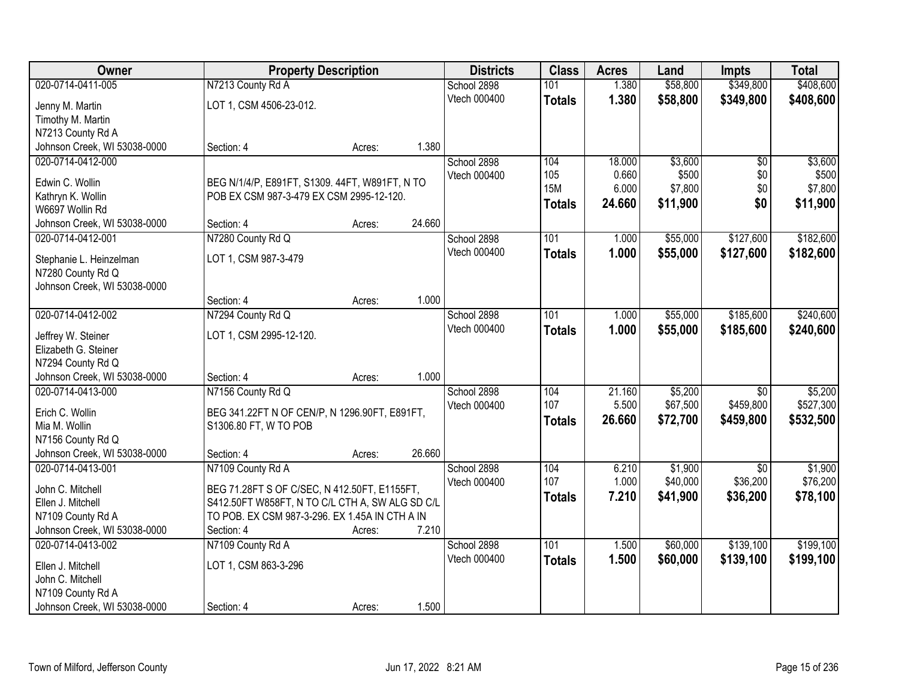| Owner | Property Description | | | Districts | Class | Acres | Land | Impts | Total |
|---|---|---|---|---|---|---|---|---|---|
| 020-0714-0411-005 | N7213 County Rd A | | | School 2898 | 101 | 1.380 | $58,800 | $349,800 | $408,600 |
| Jenny M. Martin<br>Timothy M. Martin<br>N7213 County Rd A<br>Johnson Creek, WI 53038-0000 | LOT 1, CSM 4506-23-012. | | | Vtech 000400 | **Totals** | **1.380** | **$58,800** | **$349,800** | **$408,600** |
| | Section: 4 | Acres: | 1.380 | | | | | | |
| 020-0714-0412-000 | | | | School 2898 | 104 | 18.000 | $3,600 | $0 | $3,600 |
| Edwin C. Wollin<br>Kathryn K. Wollin<br>W6697 Wollin Rd<br>Johnson Creek, WI 53038-0000 | BEG N/1/4/P, E891FT, S1309. 44FT, W891FT, N TO POB EX CSM 987-3-479 EX CSM 2995-12-120. | | | Vtech 000400 | 105 | 0.660 | $500 | $0 | $500 |
| | | | | | 15M | 6.000 | $7,800 | $0 | $7,800 |
| | | | | | **Totals** | **24.660** | **$11,900** | **$0** | **$11,900** |
| | Section: 4 | Acres: | 24.660 | | | | | | |
| 020-0714-0412-001 | N7280 County Rd Q | | | School 2898 | 101 | 1.000 | $55,000 | $127,600 | $182,600 |
| Stephanie L. Heinzelman<br>N7280 County Rd Q<br>Johnson Creek, WI 53038-0000 | LOT 1, CSM 987-3-479 | | | Vtech 000400 | **Totals** | **1.000** | **$55,000** | **$127,600** | **$182,600** |
| | Section: 4 | Acres: | 1.000 | | | | | | |
| 020-0714-0412-002 | N7294 County Rd Q | | | School 2898 | 101 | 1.000 | $55,000 | $185,600 | $240,600 |
| Jeffrey W. Steiner<br>Elizabeth G. Steiner<br>N7294 County Rd Q<br>Johnson Creek, WI 53038-0000 | LOT 1, CSM 2995-12-120. | | | Vtech 000400 | **Totals** | **1.000** | **$55,000** | **$185,600** | **$240,600** |
| | Section: 4 | Acres: | 1.000 | | | | | | |
| 020-0714-0413-000 | N7156 County Rd Q | | | School 2898 | 104 | 21.160 | $5,200 | $0 | $5,200 |
| Erich C. Wollin<br>Mia M. Wollin<br>N7156 County Rd Q<br>Johnson Creek, WI 53038-0000 | BEG 341.22FT N OF CEN/P, N 1296.90FT, E891FT, S1306.80 FT, W TO POB | | | Vtech 000400 | 107 | 5.500 | $67,500 | $459,800 | $527,300 |
| | | | | | **Totals** | **26.660** | **$72,700** | **$459,800** | **$532,500** |
| | Section: 4 | Acres: | 26.660 | | | | | | |
| 020-0714-0413-001 | N7109 County Rd A | | | School 2898 | 104 | 6.210 | $1,900 | $0 | $1,900 |
| John C. Mitchell<br>Ellen J. Mitchell<br>N7109 County Rd A<br>Johnson Creek, WI 53038-0000 | BEG 71.28FT S OF C/SEC, N 412.50FT, E1155FT, S412.50FT W858FT, N TO C/L CTH A, SW ALG SD C/L TO POB. EX CSM 987-3-296. EX 1.45A IN CTH A IN | | | Vtech 000400 | 107 | 1.000 | $40,000 | $36,200 | $76,200 |
| | | | | | **Totals** | **7.210** | **$41,900** | **$36,200** | **$78,100** |
| | Section: 4 | Acres: | 7.210 | | | | | | |
| 020-0714-0413-002 | N7109 County Rd A | | | School 2898 | 101 | 1.500 | $60,000 | $139,100 | $199,100 |
| Ellen J. Mitchell<br>John C. Mitchell<br>N7109 County Rd A<br>Johnson Creek, WI 53038-0000 | LOT 1, CSM 863-3-296 | | | Vtech 000400 | **Totals** | **1.500** | **$60,000** | **$139,100** | **$199,100** |
| | Section: 4 | Acres: | 1.500 | | | | | | |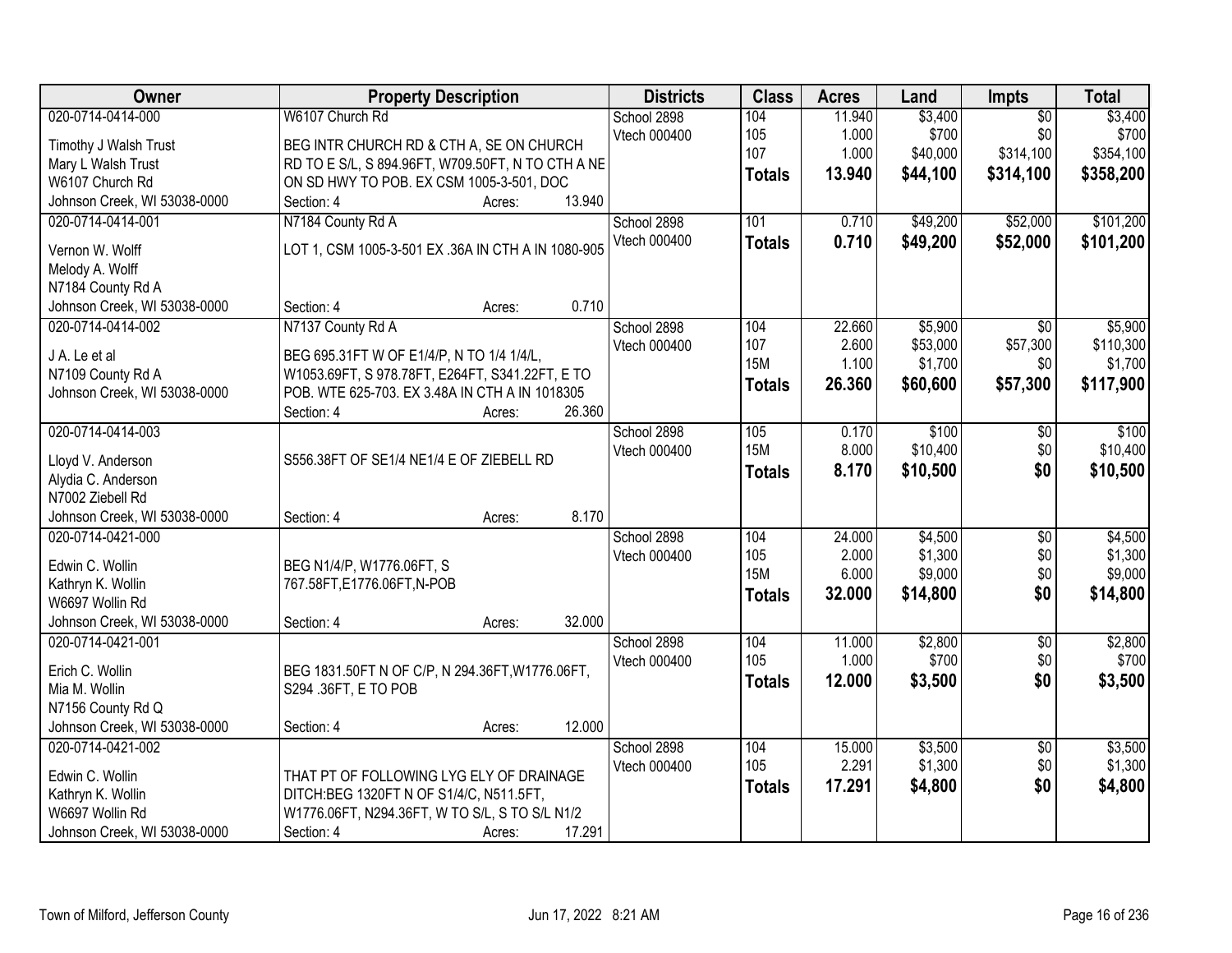| Owner | Property Description | Districts | Class | Acres | Land | Impts | Total |
|---|---|---|---|---|---|---|---|
| 020-0714-0414-000<br>Timothy J Walsh Trust<br>Mary L Walsh Trust<br>W6107 Church Rd<br>Johnson Creek, WI 53038-0000 | W6107 Church Rd<br>BEG INTR CHURCH RD & CTH A, SE ON CHURCH RD TO E S/L, S 894.96FT, W709.50FT, N TO CTH A NE ON SD HWY TO POB. EX CSM 1005-3-501, DOC<br>Section: 4 Acres: 13.940 | School 2898<br>Vtech 000400 | 104<br>105<br>107<br>**Totals** | 11.940<br>1.000<br>1.000<br>**13.940** | $3,400<br>$700<br>$40,000<br>**$44,100** | $0<br>$0<br>$314,100<br>**$314,100** | $3,400<br>$700<br>$354,100<br>**$358,200** |
| 020-0714-0414-001<br>Vernon W. Wolff<br>Melody A. Wolff<br>N7184 County Rd A<br>Johnson Creek, WI 53038-0000 | N7184 County Rd A<br>LOT 1, CSM 1005-3-501 EX .36A IN CTH A IN 1080-905<br>Section: 4 Acres: 0.710 | School 2898<br>Vtech 000400 | 101<br>**Totals** | 0.710<br>**0.710** | $49,200<br>**$49,200** | $52,000<br>**$52,000** | $101,200<br>**$101,200** |
| 020-0714-0414-002<br>J A. Le et al<br>N7109 County Rd A<br>Johnson Creek, WI 53038-0000 | N7137 County Rd A<br>BEG 695.31FT W OF E1/4/P, N TO 1/4 1/4/L, W1053.69FT, S 978.78FT, E264FT, S341.22FT, E TO POB. WTE 625-703. EX 3.48A IN CTH A IN 1018305<br>Section: 4 Acres: 26.360 | School 2898<br>Vtech 000400 | 104<br>107<br>15M<br>**Totals** | 22.660<br>2.600<br>1.100<br>**26.360** | $5,900<br>$53,000<br>$1,700<br>**$60,600** | $0<br>$57,300<br>$0<br>**$57,300** | $5,900<br>$110,300<br>$1,700<br>**$117,900** |
| 020-0714-0414-003<br>Lloyd V. Anderson<br>Alydia C. Anderson<br>N7002 Ziebell Rd<br>Johnson Creek, WI 53038-0000 | S556.38FT OF SE1/4 NE1/4 E OF ZIEBELL RD<br>Section: 4 Acres: 8.170 | School 2898<br>Vtech 000400 | 105<br>15M<br>**Totals** | 0.170<br>8.000<br>**8.170** | $100<br>$10,400<br>**$10,500** | $0<br>$0<br>**$0** | $100<br>$10,400<br>**$10,500** |
| 020-0714-0421-000<br>Edwin C. Wollin<br>Kathryn K. Wollin<br>W6697 Wollin Rd<br>Johnson Creek, WI 53038-0000 | BEG N1/4/P, W1776.06FT, S 767.58FT,E1776.06FT,N-POB<br>Section: 4 Acres: 32.000 | School 2898<br>Vtech 000400 | 104<br>105<br>15M<br>**Totals** | 24.000<br>2.000<br>6.000<br>**32.000** | $4,500<br>$1,300<br>$9,000<br>**$14,800** | $0<br>$0<br>$0<br>**$0** | $4,500<br>$1,300<br>$9,000<br>**$14,800** |
| 020-0714-0421-001<br>Erich C. Wollin<br>Mia M. Wollin<br>N7156 County Rd Q<br>Johnson Creek, WI 53038-0000 | BEG 1831.50FT N OF C/P, N 294.36FT,W1776.06FT, S294 .36FT, E TO POB<br>Section: 4 Acres: 12.000 | School 2898<br>Vtech 000400 | 104<br>105<br>**Totals** | 11.000<br>1.000<br>**12.000** | $2,800<br>$700<br>**$3,500** | $0<br>$0<br>**$0** | $2,800<br>$700<br>**$3,500** |
| 020-0714-0421-002<br>Edwin C. Wollin<br>Kathryn K. Wollin<br>W6697 Wollin Rd<br>Johnson Creek, WI 53038-0000 | THAT PT OF FOLLOWING LYG ELY OF DRAINAGE DITCH:BEG 1320FT N OF S1/4/C, N511.5FT, W1776.06FT, N294.36FT, W TO S/L, S TO S/L N1/2<br>Section: 4 Acres: 17.291 | School 2898<br>Vtech 000400 | 104<br>105<br>**Totals** | 15.000<br>2.291<br>**17.291** | $3,500<br>$1,300<br>**$4,800** | $0<br>$0<br>**$0** | $3,500<br>$1,300<br>**$4,800** |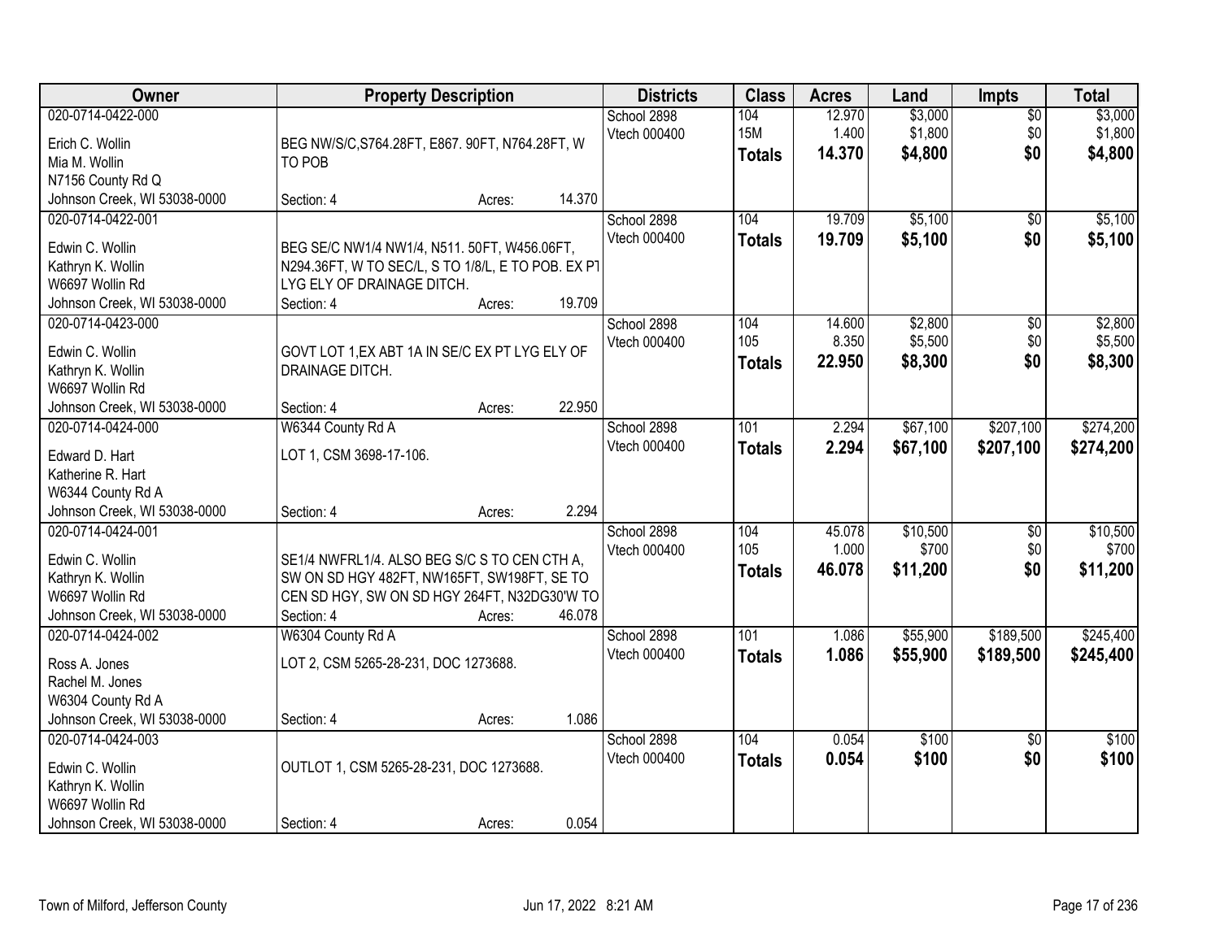| Owner | Property Description | Districts | Class | Acres | Land | Impts | Total |
|---|---|---|---|---|---|---|---|
| 020-0714-0422-000<br>Erich C. Wollin<br>Mia M. Wollin<br>N7156 County Rd Q<br>Johnson Creek, WI 53038-0000 | BEG NW/S/C,S764.28FT, E867. 90FT, N764.28FT, W TO POB<br>Section: 4 Acres: 14.370 | School 2898<br>Vtech 000400 | 104<br>15M<br>**Totals** | 12.970<br>1.400<br>**14.370** | $3,000<br>$1,800<br>**$4,800** | $0<br>$0<br>**$0** | $3,000<br>$1,800<br>**$4,800** |
| 020-0714-0422-001<br>Edwin C. Wollin<br>Kathryn K. Wollin<br>W6697 Wollin Rd<br>Johnson Creek, WI 53038-0000 | BEG SE/C NW1/4 NW1/4, N511. 50FT, W456.06FT, N294.36FT, W TO SEC/L, S TO 1/8/L, E TO POB. EX PT LYG ELY OF DRAINAGE DITCH.<br>Section: 4 Acres: 19.709 | School 2898<br>Vtech 000400 | 104<br>**Totals** | 19.709<br>**19.709** | $5,100<br>**$5,100** | $0<br>**$0** | $5,100<br>**$5,100** |
| 020-0714-0423-000<br>Edwin C. Wollin<br>Kathryn K. Wollin<br>W6697 Wollin Rd<br>Johnson Creek, WI 53038-0000 | GOVT LOT 1,EX ABT 1A IN SE/C EX PT LYG ELY OF DRAINAGE DITCH.<br>Section: 4 Acres: 22.950 | School 2898<br>Vtech 000400 | 104<br>105<br>**Totals** | 14.600<br>8.350<br>**22.950** | $2,800<br>$5,500<br>**$8,300** | $0<br>$0<br>**$0** | $2,800<br>$5,500<br>**$8,300** |
| 020-0714-0424-000<br>Edward D. Hart<br>Katherine R. Hart<br>W6344 County Rd A<br>Johnson Creek, WI 53038-0000 | W6344 County Rd A<br>LOT 1, CSM 3698-17-106.<br>Section: 4 Acres: 2.294 | School 2898<br>Vtech 000400 | 101<br>**Totals** | 2.294<br>**2.294** | $67,100<br>**$67,100** | $207,100<br>**$207,100** | $274,200<br>**$274,200** |
| 020-0714-0424-001<br>Edwin C. Wollin<br>Kathryn K. Wollin<br>W6697 Wollin Rd<br>Johnson Creek, WI 53038-0000 | SE1/4 NWFRL1/4. ALSO BEG S/C S TO CEN CTH A, SW ON SD HGY 482FT, NW165FT, SW198FT, SE TO CEN SD HGY, SW ON SD HGY 264FT, N32DG30'W TO<br>Section: 4 Acres: 46.078 | School 2898<br>Vtech 000400 | 104<br>105<br>**Totals** | 45.078<br>1.000<br>**46.078** | $10,500<br>$700<br>**$11,200** | $0<br>$0<br>**$0** | $10,500<br>$700<br>**$11,200** |
| 020-0714-0424-002<br>Ross A. Jones<br>Rachel M. Jones<br>W6304 County Rd A<br>Johnson Creek, WI 53038-0000 | W6304 County Rd A<br>LOT 2, CSM 5265-28-231, DOC 1273688.<br>Section: 4 Acres: 1.086 | School 2898<br>Vtech 000400 | 101<br>**Totals** | 1.086<br>**1.086** | $55,900<br>**$55,900** | $189,500<br>**$189,500** | $245,400<br>**$245,400** |
| 020-0714-0424-003<br>Edwin C. Wollin<br>Kathryn K. Wollin<br>W6697 Wollin Rd<br>Johnson Creek, WI 53038-0000 | OUTLOT 1, CSM 5265-28-231, DOC 1273688.<br>Section: 4 Acres: 0.054 | School 2898<br>Vtech 000400 | 104<br>**Totals** | 0.054<br>**0.054** | $100<br>**$100** | $0<br>**$0** | $100<br>**$100** |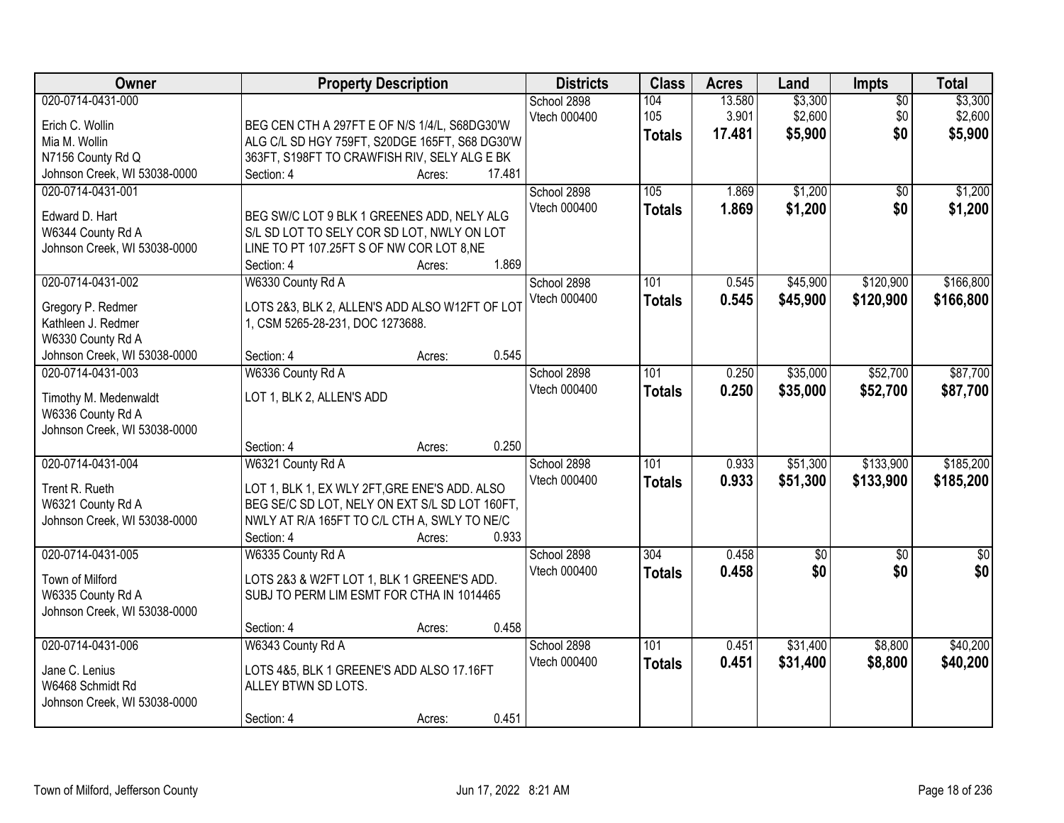| Owner | Property Description | Districts | Class | Acres | Land | Impts | Total |
|---|---|---|---|---|---|---|---|
| 020-0714-0431-000<br><br>Erich C. Wollin<br>Mia M. Wollin<br>N7156 County Rd Q<br>Johnson Creek, WI 53038-0000 | BEG CEN CTH A 297FT E OF N/S 1/4/L, S68DG30'W ALG C/L SD HGY 759FT, S20DGE 165FT, S68 DG30'W 363FT, S198FT TO CRAWFISH RIV, SELY ALG E BK<br>Section: 4 Acres: 17.481 | School 2898<br>Vtech 000400 | 104<br>105<br>**Totals** | 13.580<br>3.901<br>**17.481** | $3,300<br>$2,600<br>**$5,900** | $0<br>$0<br>**$0** | $3,300<br>$2,600<br>**$5,900** |
| 020-0714-0431-001<br><br>Edward D. Hart<br>W6344 County Rd A<br>Johnson Creek, WI 53038-0000 | BEG SW/C LOT 9 BLK 1 GREENES ADD, NELY ALG S/L SD LOT TO SELY COR SD LOT, NWLY ON LOT LINE TO PT 107.25FT S OF NW COR LOT 8,NE<br>Section: 4 Acres: 1.869 | School 2898<br>Vtech 000400 | 105<br>**Totals** | 1.869<br>**1.869** | $1,200<br>**$1,200** | $0<br>**$0** | $1,200<br>**$1,200** |
| 020-0714-0431-002<br><br>Gregory P. Redmer<br>Kathleen J. Redmer<br>W6330 County Rd A<br>Johnson Creek, WI 53038-0000 | W6330 County Rd A<br>LOTS 2&3, BLK 2, ALLEN'S ADD ALSO W12FT OF LOT 1, CSM 5265-28-231, DOC 1273688.<br>Section: 4 Acres: 0.545 | School 2898<br>Vtech 000400 | 101<br>**Totals** | 0.545<br>**0.545** | $45,900<br>**$45,900** | $120,900<br>**$120,900** | $166,800<br>**$166,800** |
| 020-0714-0431-003<br><br>Timothy M. Medenwaldt<br>W6336 County Rd A<br>Johnson Creek, WI 53038-0000 | W6336 County Rd A<br>LOT 1, BLK 2, ALLEN'S ADD<br>Section: 4 Acres: 0.250 | School 2898<br>Vtech 000400 | 101<br>**Totals** | 0.250<br>**0.250** | $35,000<br>**$35,000** | $52,700<br>**$52,700** | $87,700<br>**$87,700** |
| 020-0714-0431-004<br><br>Trent R. Rueth<br>W6321 County Rd A<br>Johnson Creek, WI 53038-0000 | W6321 County Rd A<br>LOT 1, BLK 1, EX WLY 2FT,GRE ENE'S ADD. ALSO BEG SE/C SD LOT, NELY ON EXT S/L SD LOT 160FT, NWLY AT R/A 165FT TO C/L CTH A, SWLY TO NE/C<br>Section: 4 Acres: 0.933 | School 2898<br>Vtech 000400 | 101<br>**Totals** | 0.933<br>**0.933** | $51,300<br>**$51,300** | $133,900<br>**$133,900** | $185,200<br>**$185,200** |
| 020-0714-0431-005<br><br>Town of Milford<br>W6335 County Rd A<br>Johnson Creek, WI 53038-0000 | W6335 County Rd A<br>LOTS 2&3 & W2FT LOT 1, BLK 1 GREENE'S ADD. SUBJ TO PERM LIM ESMT FOR CTHA IN 1014465<br>Section: 4 Acres: 0.458 | School 2898<br>Vtech 000400 | 304<br>**Totals** | 0.458<br>**0.458** | $0<br>**$0** | $0<br>**$0** | $0<br>**$0** |
| 020-0714-0431-006<br><br>Jane C. Lenius<br>W6468 Schmidt Rd<br>Johnson Creek, WI 53038-0000 | W6343 County Rd A<br>LOTS 4&5, BLK 1 GREENE'S ADD ALSO 17.16FT ALLEY BTWN SD LOTS.<br>Section: 4 Acres: 0.451 | School 2898<br>Vtech 000400 | 101<br>**Totals** | 0.451<br>**0.451** | $31,400<br>**$31,400** | $8,800<br>**$8,800** | $40,200<br>**$40,200** |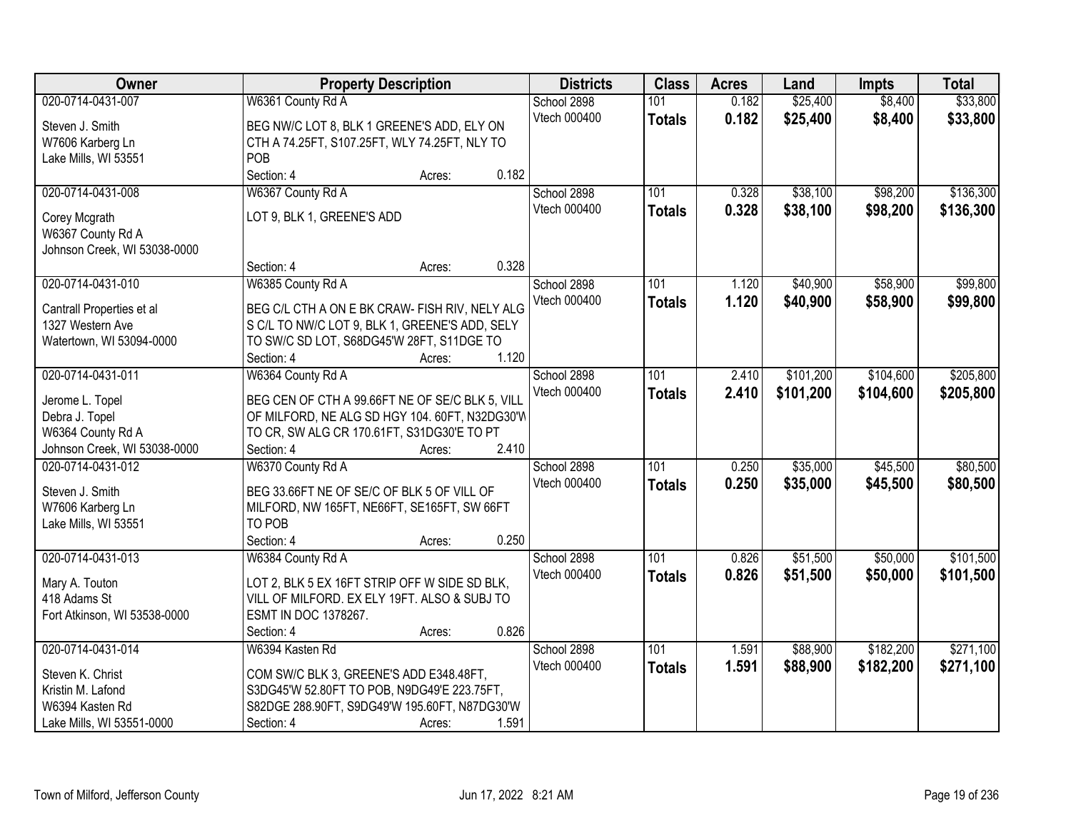| Owner | Property Description | Districts | Class | Acres | Land | Impts | Total |
|---|---|---|---|---|---|---|---|
| 020-0714-0431-007<br>Steven J. Smith<br>W7606 Karberg Ln<br>Lake Mills, WI 53551 | W6361 County Rd A<br>BEG NW/C LOT 8, BLK 1 GREENE'S ADD, ELY ON CTH A 74.25FT, S107.25FT, WLY 74.25FT, NLY TO POB<br>Section: 4 Acres: 0.182 | School 2898<br>Vtech 000400 | 101<br>**Totals** | 0.182<br>**0.182** | $25,400<br>**$25,400** | $8,400<br>**$8,400** | $33,800<br>**$33,800** |
| 020-0714-0431-008<br>Corey Mcgrath<br>W6367 County Rd A<br>Johnson Creek, WI 53038-0000 | W6367 County Rd A<br>LOT 9, BLK 1, GREENE'S ADD<br>Section: 4 Acres: 0.328 | School 2898<br>Vtech 000400 | 101<br>**Totals** | 0.328<br>**0.328** | $38,100<br>**$38,100** | $98,200<br>**$98,200** | $136,300<br>**$136,300** |
| 020-0714-0431-010<br>Cantrall Properties et al<br>1327 Western Ave<br>Watertown, WI 53094-0000 | W6385 County Rd A<br>BEG C/L CTH A ON E BK CRAW- FISH RIV, NELY ALG S C/L TO NW/C LOT 9, BLK 1, GREENE'S ADD, SELY TO SW/C SD LOT, S68DG45'W 28FT, S11DGE TO<br>Section: 4 Acres: 1.120 | School 2898<br>Vtech 000400 | 101<br>**Totals** | 1.120<br>**1.120** | $40,900<br>**$40,900** | $58,900<br>**$58,900** | $99,800<br>**$99,800** |
| 020-0714-0431-011<br>Jerome L. Topel<br>Debra J. Topel<br>W6364 County Rd A<br>Johnson Creek, WI 53038-0000 | W6364 County Rd A<br>BEG CEN OF CTH A 99.66FT NE OF SE/C BLK 5, VILL OF MILFORD, NE ALG SD HGY 104. 60FT, N32DG30'W TO CR, SW ALG CR 170.61FT, S31DG30'E TO PT<br>Section: 4 Acres: 2.410 | School 2898<br>Vtech 000400 | 101<br>**Totals** | 2.410<br>**2.410** | $101,200<br>**$101,200** | $104,600<br>**$104,600** | $205,800<br>**$205,800** |
| 020-0714-0431-012<br>Steven J. Smith<br>W7606 Karberg Ln<br>Lake Mills, WI 53551 | W6370 County Rd A<br>BEG 33.66FT NE OF SE/C OF BLK 5 OF VILL OF MILFORD, NW 165FT, NE66FT, SE165FT, SW 66FT TO POB<br>Section: 4 Acres: 0.250 | School 2898<br>Vtech 000400 | 101<br>**Totals** | 0.250<br>**0.250** | $35,000<br>**$35,000** | $45,500<br>**$45,500** | $80,500<br>**$80,500** |
| 020-0714-0431-013<br>Mary A. Touton<br>418 Adams St<br>Fort Atkinson, WI 53538-0000 | W6384 County Rd A<br>LOT 2, BLK 5 EX 16FT STRIP OFF W SIDE SD BLK, VILL OF MILFORD. EX ELY 19FT. ALSO & SUBJ TO ESMT IN DOC 1378267.<br>Section: 4 Acres: 0.826 | School 2898<br>Vtech 000400 | 101<br>**Totals** | 0.826<br>**0.826** | $51,500<br>**$51,500** | $50,000<br>**$50,000** | $101,500<br>**$101,500** |
| 020-0714-0431-014<br>Steven K. Christ<br>Kristin M. Lafond<br>W6394 Kasten Rd<br>Lake Mills, WI 53551-0000 | W6394 Kasten Rd<br>COM SW/C BLK 3, GREENE'S ADD E348.48FT, S3DG45'W 52.80FT TO POB, N9DG49'E 223.75FT, S82DGE 288.90FT, S9DG49'W 195.60FT, N87DG30'W<br>Section: 4 Acres: 1.591 | School 2898<br>Vtech 000400 | 101<br>**Totals** | 1.591<br>**1.591** | $88,900<br>**$88,900** | $182,200<br>**$182,200** | $271,100<br>**$271,100** |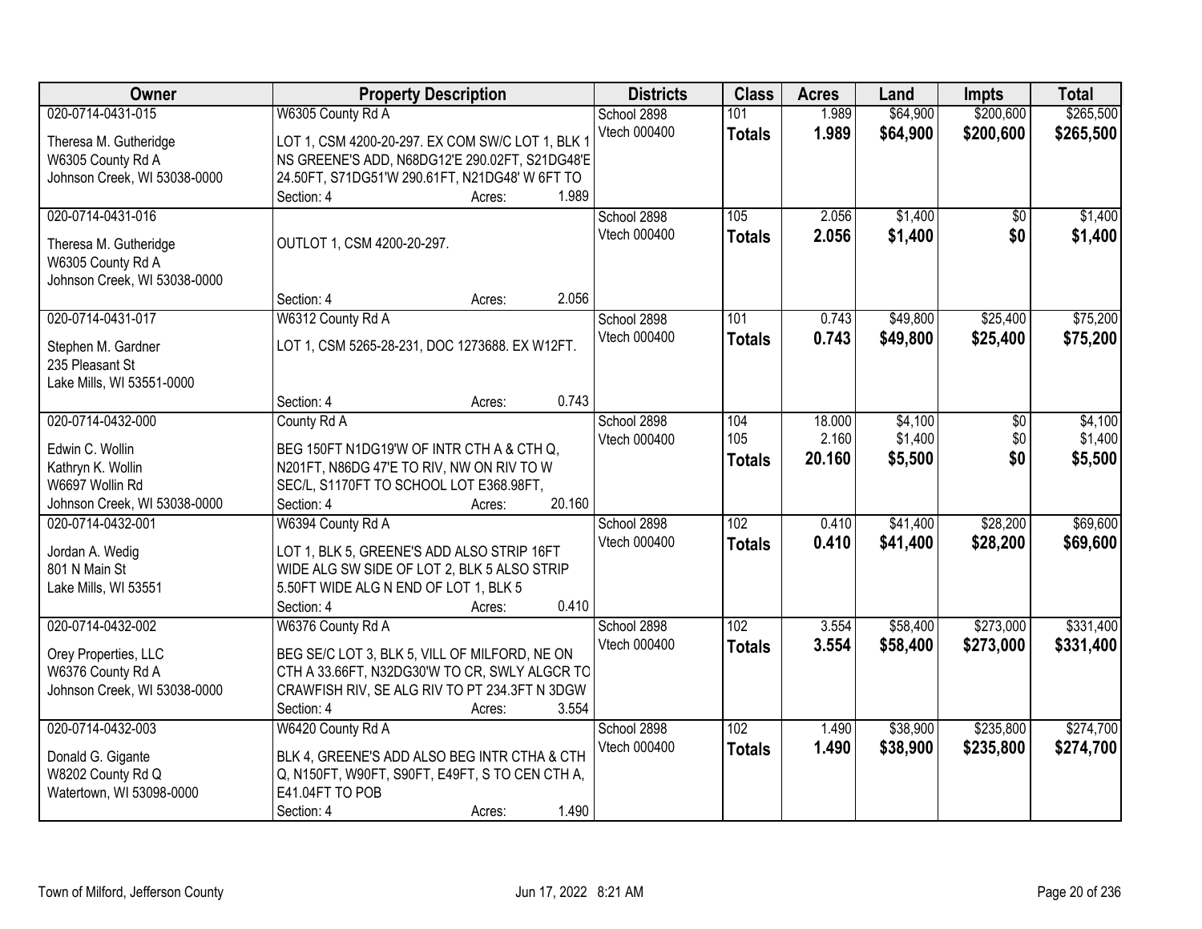| Owner | Property Description | Districts | Class | Acres | Land | Impts | Total |
|---|---|---|---|---|---|---|---|
| 020-0714-0431-015<br><br>Theresa M. Gutheridge<br>W6305 County Rd A<br>Johnson Creek, WI 53038-0000 | W6305 County Rd A<br><br>LOT 1, CSM 4200-20-297. EX COM SW/C LOT 1, BLK 1 NS GREENE'S ADD, N68DG12'E 290.02FT, S21DG48'E 24.50FT, S71DG51'W 290.61FT, N21DG48' W 6FT TO<br>Section: 4 Acres: 1.989 | School 2898<br>Vtech 000400 | 101<br>**Totals** | 1.989<br>**1.989** | $64,900<br>**$64,900** | $200,600<br>**$200,600** | $265,500<br>**$265,500** |
| 020-0714-0431-016<br><br>Theresa M. Gutheridge<br>W6305 County Rd A<br>Johnson Creek, WI 53038-0000 | OUTLOT 1, CSM 4200-20-297.<br><br>Section: 4 Acres: 2.056 | School 2898<br>Vtech 000400 | 105<br>**Totals** | 2.056<br>**2.056** | $1,400<br>**$1,400** | $0<br>**$0** | $1,400<br>**$1,400** |
| 020-0714-0431-017<br><br>Stephen M. Gardner<br>235 Pleasant St<br>Lake Mills, WI 53551-0000 | W6312 County Rd A<br><br>LOT 1, CSM 5265-28-231, DOC 1273688. EX W12FT.<br><br>Section: 4 Acres: 0.743 | School 2898<br>Vtech 000400 | 101<br>**Totals** | 0.743<br>**0.743** | $49,800<br>**$49,800** | $25,400<br>**$25,400** | $75,200<br>**$75,200** |
| 020-0714-0432-000<br><br>Edwin C. Wollin<br>Kathryn K. Wollin<br>W6697 Wollin Rd<br>Johnson Creek, WI 53038-0000 | County Rd A<br><br>BEG 150FT N1DG19'W OF INTR CTH A & CTH Q, N201FT, N86DG 47'E TO RIV, NW ON RIV TO W SEC/L, S1170FT TO SCHOOL LOT E368.98FT,<br>Section: 4 Acres: 20.160 | School 2898<br>Vtech 000400 | 104<br>105<br>**Totals** | 18.000<br>2.160<br>**20.160** | $4,100<br>$1,400<br>**$5,500** | $0<br>$0<br>**$0** | $4,100<br>$1,400<br>**$5,500** |
| 020-0714-0432-001<br><br>Jordan A. Wedig<br>801 N Main St<br>Lake Mills, WI 53551 | W6394 County Rd A<br><br>LOT 1, BLK 5, GREENE'S ADD ALSO STRIP 16FT WIDE ALG SW SIDE OF LOT 2, BLK 5 ALSO STRIP 5.50FT WIDE ALG N END OF LOT 1, BLK 5<br>Section: 4 Acres: 0.410 | School 2898<br>Vtech 000400 | 102<br>**Totals** | 0.410<br>**0.410** | $41,400<br>**$41,400** | $28,200<br>**$28,200** | $69,600<br>**$69,600** |
| 020-0714-0432-002<br><br>Orey Properties, LLC<br>W6376 County Rd A<br>Johnson Creek, WI 53038-0000 | W6376 County Rd A<br><br>BEG SE/C LOT 3, BLK 5, VILL OF MILFORD, NE ON CTH A 33.66FT, N32DG30'W TO CR, SWLY ALGCR TO CRAWFISH RIV, SE ALG RIV TO PT 234.3FT N 3DGW<br>Section: 4 Acres: 3.554 | School 2898<br>Vtech 000400 | 102<br>**Totals** | 3.554<br>**3.554** | $58,400<br>**$58,400** | $273,000<br>**$273,000** | $331,400<br>**$331,400** |
| 020-0714-0432-003<br><br>Donald G. Gigante<br>W8202 County Rd Q<br>Watertown, WI 53098-0000 | W6420 County Rd A<br><br>BLK 4, GREENE'S ADD ALSO BEG INTR CTHA & CTH Q, N150FT, W90FT, S90FT, E49FT, S TO CEN CTH A, E41.04FT TO POB<br>Section: 4 Acres: 1.490 | School 2898<br>Vtech 000400 | 102<br>**Totals** | 1.490<br>**1.490** | $38,900<br>**$38,900** | $235,800<br>**$235,800** | $274,700<br>**$274,700** |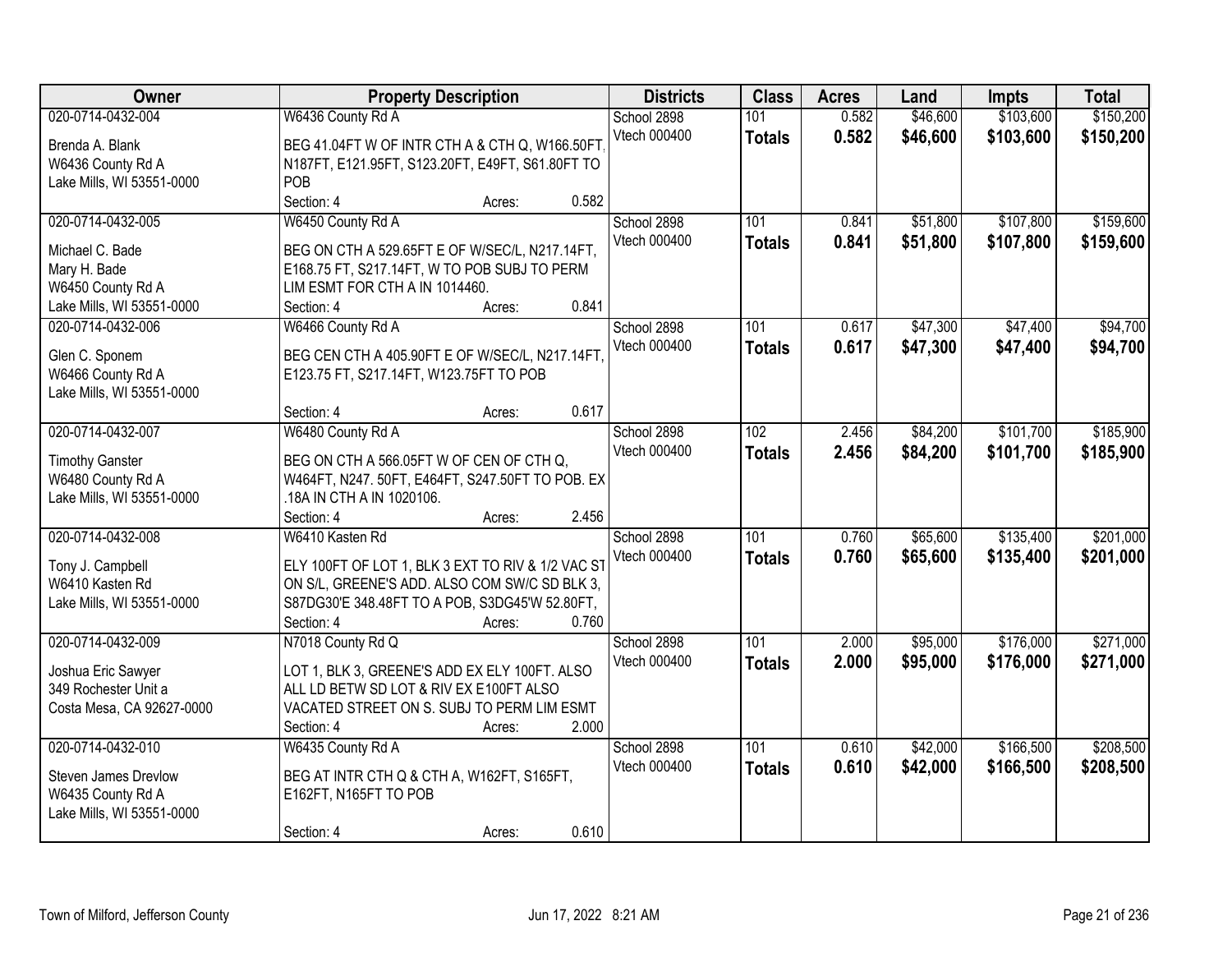| Owner | Property Description | Districts | Class | Acres | Land | Impts | Total |
|---|---|---|---|---|---|---|---|
| 020-0714-0432-004<br>Brenda A. Blank<br>W6436 County Rd A<br>Lake Mills, WI 53551-0000 | W6436 County Rd A<br>BEG 41.04FT W OF INTR CTH A & CTH Q, W166.50FT, N187FT, E121.95FT, S123.20FT, E49FT, S61.80FT TO POB<br>Section: 4 Acres: 0.582 | School 2898<br>Vtech 000400 | 101<br>**Totals** | 0.582<br>**0.582** | \$46,600<br>**\$46,600** | \$103,600<br>**\$103,600** | \$150,200<br>**\$150,200** |
| 020-0714-0432-005<br>Michael C. Bade<br>Mary H. Bade<br>W6450 County Rd A<br>Lake Mills, WI 53551-0000 | W6450 County Rd A<br>BEG ON CTH A 529.65FT E OF W/SEC/L, N217.14FT, E168.75 FT, S217.14FT, W TO POB SUBJ TO PERM LIM ESMT FOR CTH A IN 1014460.<br>Section: 4 Acres: 0.841 | School 2898<br>Vtech 000400 | 101<br>**Totals** | 0.841<br>**0.841** | \$51,800<br>**\$51,800** | \$107,800<br>**\$107,800** | \$159,600<br>**\$159,600** |
| 020-0714-0432-006<br>Glen C. Sponem<br>W6466 County Rd A<br>Lake Mills, WI 53551-0000 | W6466 County Rd A<br>BEG CEN CTH A 405.90FT E OF W/SEC/L, N217.14FT, E123.75 FT, S217.14FT, W123.75FT TO POB<br>Section: 4 Acres: 0.617 | School 2898<br>Vtech 000400 | 101<br>**Totals** | 0.617<br>**0.617** | \$47,300<br>**\$47,300** | \$47,400<br>**\$47,400** | \$94,700<br>**\$94,700** |
| 020-0714-0432-007<br>Timothy Ganster<br>W6480 County Rd A<br>Lake Mills, WI 53551-0000 | W6480 County Rd A<br>BEG ON CTH A 566.05FT W OF CEN OF CTH Q, W464FT, N247. 50FT, E464FT, S247.50FT TO POB. EX .18A IN CTH A IN 1020106.<br>Section: 4 Acres: 2.456 | School 2898<br>Vtech 000400 | 102<br>**Totals** | 2.456<br>**2.456** | \$84,200<br>**\$84,200** | \$101,700<br>**\$101,700** | \$185,900<br>**\$185,900** |
| 020-0714-0432-008<br>Tony J. Campbell<br>W6410 Kasten Rd<br>Lake Mills, WI 53551-0000 | W6410 Kasten Rd<br>ELY 100FT OF LOT 1, BLK 3 EXT TO RIV & 1/2 VAC ST ON S/L, GREENE'S ADD. ALSO COM SW/C SD BLK 3, S87DG30'E 348.48FT TO A POB, S3DG45'W 52.80FT,<br>Section: 4 Acres: 0.760 | School 2898<br>Vtech 000400 | 101<br>**Totals** | 0.760<br>**0.760** | \$65,600<br>**\$65,600** | \$135,400<br>**\$135,400** | \$201,000<br>**\$201,000** |
| 020-0714-0432-009<br>Joshua Eric Sawyer<br>349 Rochester Unit a<br>Costa Mesa, CA 92627-0000 | N7018 County Rd Q<br>LOT 1, BLK 3, GREENE'S ADD EX ELY 100FT. ALSO ALL LD BETW SD LOT & RIV EX E100FT ALSO VACATED STREET ON S. SUBJ TO PERM LIM ESMT<br>Section: 4 Acres: 2.000 | School 2898<br>Vtech 000400 | 101<br>**Totals** | 2.000<br>**2.000** | \$95,000<br>**\$95,000** | \$176,000<br>**\$176,000** | \$271,000<br>**\$271,000** |
| 020-0714-0432-010<br>Steven James Drevlow<br>W6435 County Rd A<br>Lake Mills, WI 53551-0000 | W6435 County Rd A<br>BEG AT INTR CTH Q & CTH A, W162FT, S165FT, E162FT, N165FT TO POB<br>Section: 4 Acres: 0.610 | School 2898<br>Vtech 000400 | 101<br>**Totals** | 0.610<br>**0.610** | \$42,000<br>**\$42,000** | \$166,500<br>**\$166,500** | \$208,500<br>**\$208,500** |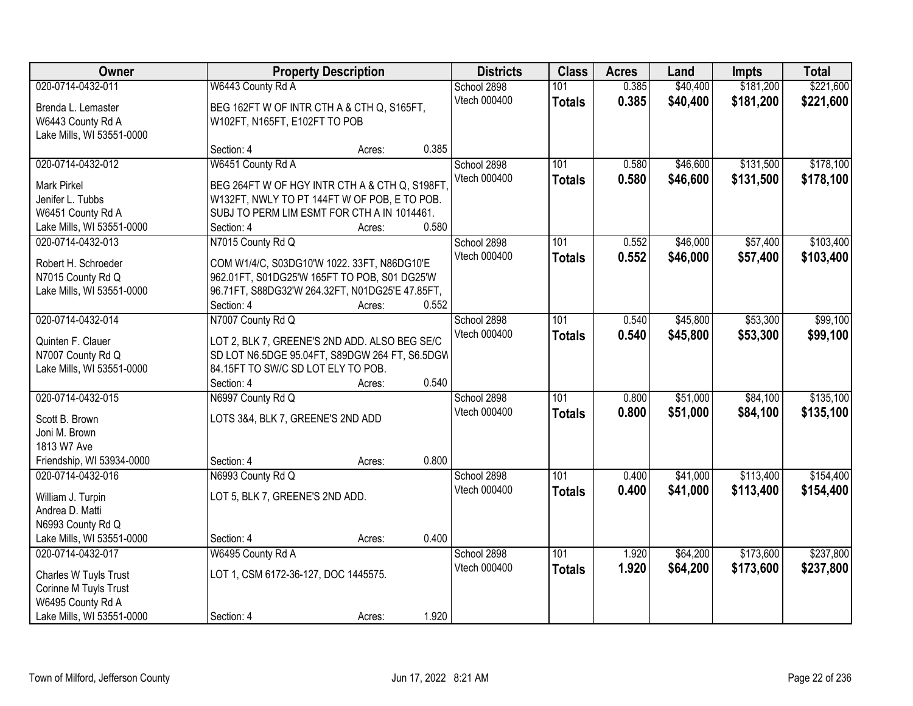| Owner | Property Description | Districts | Class | Acres | Land | Impts | Total |
|---|---|---|---|---|---|---|---|
| 020-0714-0432-011<br>Brenda L. Lemaster<br>W6443 County Rd A<br>Lake Mills, WI 53551-0000 | W6443 County Rd A<br>BEG 162FT W OF INTR CTH A & CTH Q, S165FT, W102FT, N165FT, E102FT TO POB<br>Section: 4 Acres: 0.385 | School 2898<br>Vtech 000400 | 101<br>**Totals** | 0.385<br>**0.385** | $40,400<br>**$40,400** | $181,200<br>**$181,200** | $221,600<br>**$221,600** |
| 020-0714-0432-012<br>Mark Pirkel<br>Jenifer L. Tubbs<br>W6451 County Rd A<br>Lake Mills, WI 53551-0000 | W6451 County Rd A<br>BEG 264FT W OF HGY INTR CTH A & CTH Q, S198FT, W132FT, NWLY TO PT 144FT W OF POB, E TO POB. SUBJ TO PERM LIM ESMT FOR CTH A IN 1014461.<br>Section: 4 Acres: 0.580 | School 2898<br>Vtech 000400 | 101<br>**Totals** | 0.580<br>**0.580** | $46,600<br>**$46,600** | $131,500<br>**$131,500** | $178,100<br>**$178,100** |
| 020-0714-0432-013<br>Robert H. Schroeder<br>N7015 County Rd Q<br>Lake Mills, WI 53551-0000 | N7015 County Rd Q<br>COM W1/4/C, S03DG10'W 1022. 33FT, N86DG10'E 962.01FT, S01DG25'W 165FT TO POB, S01 DG25'W 96.71FT, S88DG32'W 264.32FT, N01DG25'E 47.85FT,<br>Section: 4 Acres: 0.552 | School 2898<br>Vtech 000400 | 101<br>**Totals** | 0.552<br>**0.552** | $46,000<br>**$46,000** | $57,400<br>**$57,400** | $103,400<br>**$103,400** |
| 020-0714-0432-014<br>Quinten F. Clauer<br>N7007 County Rd Q<br>Lake Mills, WI 53551-0000 | N7007 County Rd Q<br>LOT 2, BLK 7, GREENE'S 2ND ADD. ALSO BEG SE/C SD LOT N6.5DGE 95.04FT, S89DGW 264 FT, S6.5DGW 84.15FT TO SW/C SD LOT ELY TO POB.<br>Section: 4 Acres: 0.540 | School 2898<br>Vtech 000400 | 101<br>**Totals** | 0.540<br>**0.540** | $45,800<br>**$45,800** | $53,300<br>**$53,300** | $99,100<br>**$99,100** |
| 020-0714-0432-015<br>Scott B. Brown<br>Joni M. Brown<br>1813 W7 Ave<br>Friendship, WI 53934-0000 | N6997 County Rd Q<br>LOTS 3&4, BLK 7, GREENE'S 2ND ADD<br>Section: 4 Acres: 0.800 | School 2898<br>Vtech 000400 | 101<br>**Totals** | 0.800<br>**0.800** | $51,000<br>**$51,000** | $84,100<br>**$84,100** | $135,100<br>**$135,100** |
| 020-0714-0432-016<br>William J. Turpin<br>Andrea D. Matti<br>N6993 County Rd Q<br>Lake Mills, WI 53551-0000 | N6993 County Rd Q<br>LOT 5, BLK 7, GREENE'S 2ND ADD.<br>Section: 4 Acres: 0.400 | School 2898<br>Vtech 000400 | 101<br>**Totals** | 0.400<br>**0.400** | $41,000<br>**$41,000** | $113,400<br>**$113,400** | $154,400<br>**$154,400** |
| 020-0714-0432-017<br>Charles W Tuyls Trust<br>Corinne M Tuyls Trust<br>W6495 County Rd A<br>Lake Mills, WI 53551-0000 | W6495 County Rd A<br>LOT 1, CSM 6172-36-127, DOC 1445575.<br>Section: 4 Acres: 1.920 | School 2898<br>Vtech 000400 | 101<br>**Totals** | 1.920<br>**1.920** | $64,200<br>**$64,200** | $173,600<br>**$173,600** | $237,800<br>**$237,800** |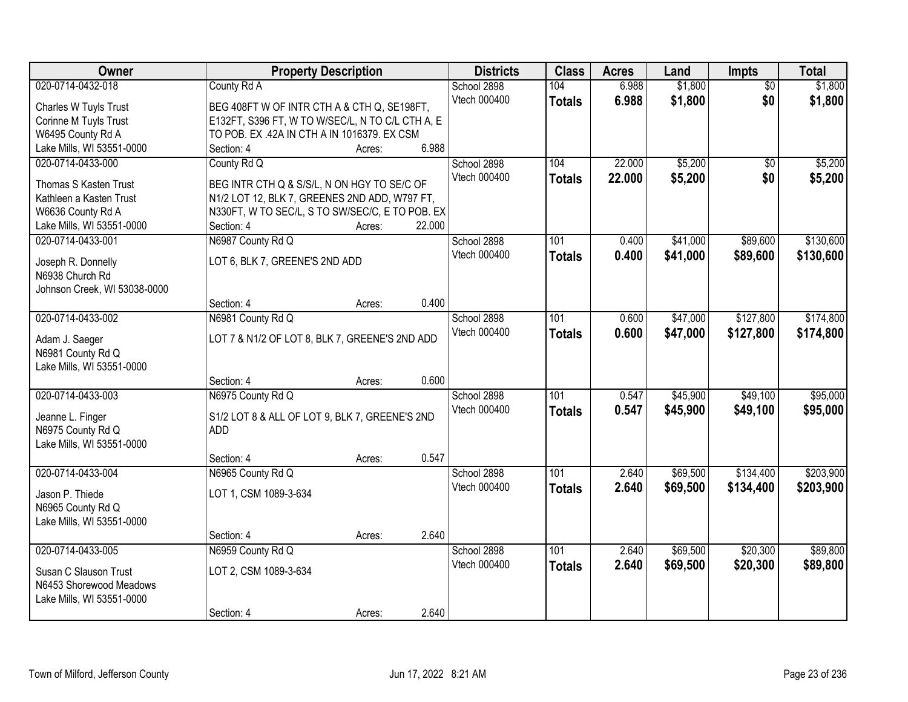| Owner | Property Description | Districts | Class | Acres | Land | Impts | Total |
|---|---|---|---|---|---|---|---|
| 020-0714-0432-018<br>Charles W Tuyls Trust<br>Corinne M Tuyls Trust<br>W6495 County Rd A<br>Lake Mills, WI 53551-0000 | County Rd A<br>BEG 408FT W OF INTR CTH A & CTH Q, SE198FT, E132FT, S396 FT, W TO W/SEC/L, N TO C/L CTH A, E TO POB. EX .42A IN CTH A IN 1016379. EX CSM<br>Section: 4 Acres: 6.988 | School 2898<br>Vtech 000400 | 104<br>**Totals** | 6.988<br>**6.988** | $1,800<br>**$1,800** | $0<br>**$0** | $1,800<br>**$1,800** |
| 020-0714-0433-000<br>Thomas S Kasten Trust<br>Kathleen a Kasten Trust<br>W6636 County Rd A<br>Lake Mills, WI 53551-0000 | County Rd Q<br>BEG INTR CTH Q & S/S/L, N ON HGY TO SE/C OF N1/2 LOT 12, BLK 7, GREENES 2ND ADD, W797 FT, N330FT, W TO SEC/L, S TO SW/SEC/C, E TO POB. EX<br>Section: 4 Acres: 22.000 | School 2898<br>Vtech 000400 | 104<br>**Totals** | 22.000<br>**22.000** | $5,200<br>**$5,200** | $0<br>**$0** | $5,200<br>**$5,200** |
| 020-0714-0433-001<br>Joseph R. Donnelly<br>N6938 Church Rd<br>Johnson Creek, WI 53038-0000 | N6987 County Rd Q<br>LOT 6, BLK 7, GREENE'S 2ND ADD<br>Section: 4 Acres: 0.400 | School 2898<br>Vtech 000400 | 101<br>**Totals** | 0.400<br>**0.400** | $41,000<br>**$41,000** | $89,600<br>**$89,600** | $130,600<br>**$130,600** |
| 020-0714-0433-002<br>Adam J. Saeger<br>N6981 County Rd Q<br>Lake Mills, WI 53551-0000 | N6981 County Rd Q<br>LOT 7 & N1/2 OF LOT 8, BLK 7, GREENE'S 2ND ADD<br>Section: 4 Acres: 0.600 | School 2898<br>Vtech 000400 | 101<br>**Totals** | 0.600<br>**0.600** | $47,000<br>**$47,000** | $127,800<br>**$127,800** | $174,800<br>**$174,800** |
| 020-0714-0433-003<br>Jeanne L. Finger<br>N6975 County Rd Q<br>Lake Mills, WI 53551-0000 | N6975 County Rd Q<br>S1/2 LOT 8 & ALL OF LOT 9, BLK 7, GREENE'S 2ND ADD<br>Section: 4 Acres: 0.547 | School 2898<br>Vtech 000400 | 101<br>**Totals** | 0.547<br>**0.547** | $45,900<br>**$45,900** | $49,100<br>**$49,100** | $95,000<br>**$95,000** |
| 020-0714-0433-004<br>Jason P. Thiede<br>N6965 County Rd Q<br>Lake Mills, WI 53551-0000 | N6965 County Rd Q<br>LOT 1, CSM 1089-3-634<br>Section: 4 Acres: 2.640 | School 2898<br>Vtech 000400 | 101<br>**Totals** | 2.640<br>**2.640** | $69,500<br>**$69,500** | $134,400<br>**$134,400** | $203,900<br>**$203,900** |
| 020-0714-0433-005<br>Susan C Slauson Trust<br>N6453 Shorewood Meadows<br>Lake Mills, WI 53551-0000 | N6959 County Rd Q<br>LOT 2, CSM 1089-3-634<br>Section: 4 Acres: 2.640 | School 2898<br>Vtech 000400 | 101<br>**Totals** | 2.640<br>**2.640** | $69,500<br>**$69,500** | $20,300<br>**$20,300** | $89,800<br>**$89,800** |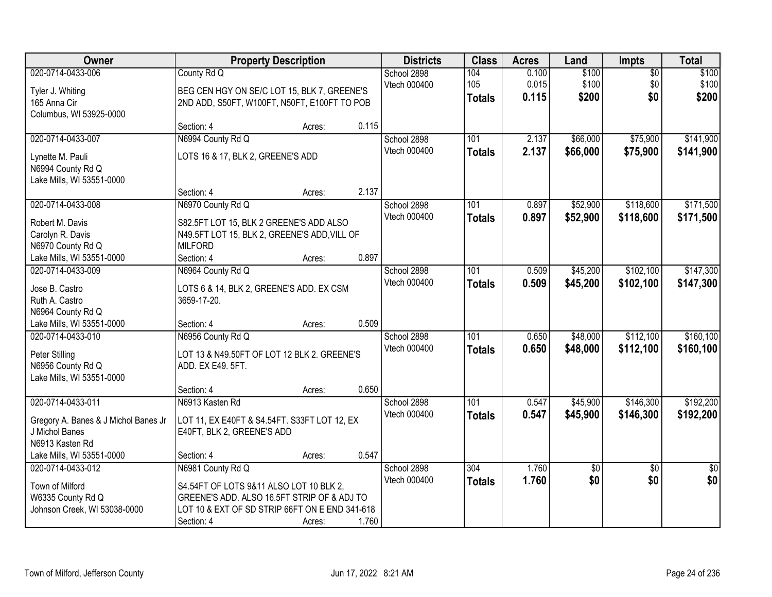| Owner | Property Description | | | Districts | Class | Acres | Land | Impts | Total |
|---|---|---|---|---|---|---|---|---|---|
| 020-0714-0433-006 | County Rd Q | | | School 2898 | 104 | 0.100 | $100 | $0 | $100 |
| Tyler J. Whiting<br>165 Anna Cir<br>Columbus, WI 53925-0000 | BEG CEN HGY ON SE/C LOT 15, BLK 7, GREENE'S 2ND ADD, S50FT, W100FT, N50FT, E100FT TO POB | | | Vtech 000400 | 105 | 0.015 | $100 | $0 | $100 |
| | | | | | **Totals** | **0.115** | **$200** | **$0** | **$200** |
| | Section: 4 | Acres: | 0.115 | | | | | | |
| 020-0714-0433-007 | N6994 County Rd Q | | | School 2898 | 101 | 2.137 | $66,000 | $75,900 | $141,900 |
| Lynette M. Pauli<br>N6994 County Rd Q<br>Lake Mills, WI 53551-0000 | LOTS 16 & 17, BLK 2, GREENE'S ADD | | | Vtech 000400 | **Totals** | **2.137** | **$66,000** | **$75,900** | **$141,900** |
| | Section: 4 | Acres: | 2.137 | | | | | | |
| 020-0714-0433-008 | N6970 County Rd Q | | | School 2898 | 101 | 0.897 | $52,900 | $118,600 | $171,500 |
| Robert M. Davis<br>Carolyn R. Davis<br>N6970 County Rd Q<br>Lake Mills, WI 53551-0000 | S82.5FT LOT 15, BLK 2 GREENE'S ADD ALSO N49.5FT LOT 15, BLK 2, GREENE'S ADD,VILL OF MILFORD | | | Vtech 000400 | **Totals** | **0.897** | **$52,900** | **$118,600** | **$171,500** |
| | Section: 4 | Acres: | 0.897 | | | | | | |
| 020-0714-0433-009 | N6964 County Rd Q | | | School 2898 | 101 | 0.509 | $45,200 | $102,100 | $147,300 |
| Jose B. Castro<br>Ruth A. Castro<br>N6964 County Rd Q<br>Lake Mills, WI 53551-0000 | LOTS 6 & 14, BLK 2, GREENE'S ADD. EX CSM 3659-17-20. | | | Vtech 000400 | **Totals** | **0.509** | **$45,200** | **$102,100** | **$147,300** |
| | Section: 4 | Acres: | 0.509 | | | | | | |
| 020-0714-0433-010 | N6956 County Rd Q | | | School 2898 | 101 | 0.650 | $48,000 | $112,100 | $160,100 |
| Peter Stilling<br>N6956 County Rd Q<br>Lake Mills, WI 53551-0000 | LOT 13 & N49.50FT OF LOT 12 BLK 2. GREENE'S ADD. EX E49. 5FT. | | | Vtech 000400 | **Totals** | **0.650** | **$48,000** | **$112,100** | **$160,100** |
| | Section: 4 | Acres: | 0.650 | | | | | | |
| 020-0714-0433-011 | N6913 Kasten Rd | | | School 2898 | 101 | 0.547 | $45,900 | $146,300 | $192,200 |
| Gregory A. Banes & J Michol Banes Jr<br>J Michol Banes<br>N6913 Kasten Rd<br>Lake Mills, WI 53551-0000 | LOT 11, EX E40FT & S4.54FT. S33FT LOT 12, EX E40FT, BLK 2, GREENE'S ADD | | | Vtech 000400 | **Totals** | **0.547** | **$45,900** | **$146,300** | **$192,200** |
| | Section: 4 | Acres: | 0.547 | | | | | | |
| 020-0714-0433-012 | N6981 County Rd Q | | | School 2898 | 304 | 1.760 | $0 | $0 | $0 |
| Town of Milford<br>W6335 County Rd Q<br>Johnson Creek, WI 53038-0000 | S4.54FT OF LOTS 9&11 ALSO LOT 10 BLK 2, GREENE'S ADD. ALSO 16.5FT STRIP OF & ADJ TO LOT 10 & EXT OF SD STRIP 66FT ON E END 341-618 | | | Vtech 000400 | **Totals** | **1.760** | **$0** | **$0** | **$0** |
| | Section: 4 | Acres: | 1.760 | | | | | | |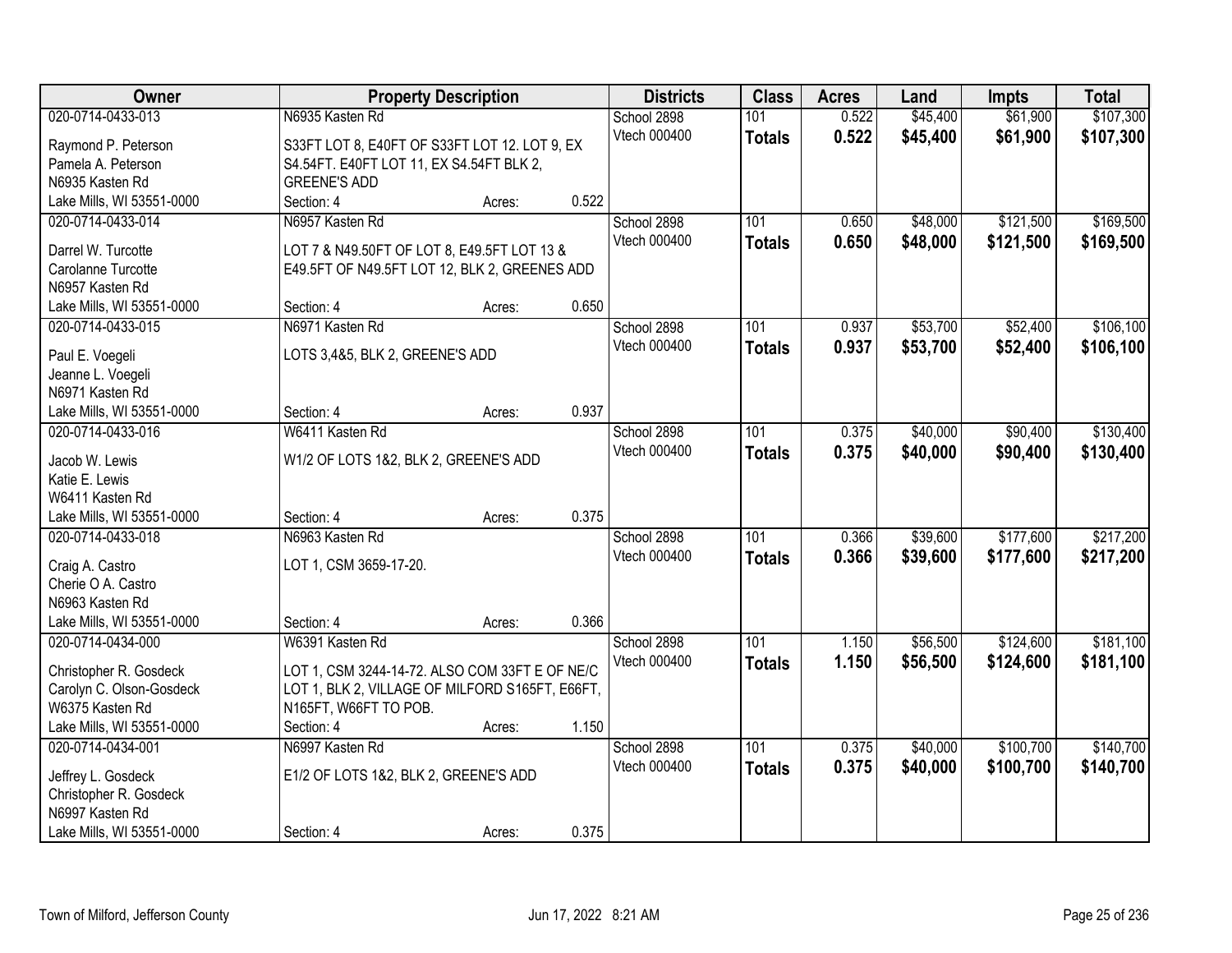| Owner | Property Description | Districts | Class | Acres | Land | Impts | Total |
|---|---|---|---|---|---|---|---|
| 020-0714-0433-013<br>Raymond P. Peterson<br>Pamela A. Peterson<br>N6935 Kasten Rd<br>Lake Mills, WI 53551-0000 | N6935 Kasten Rd<br>S33FT LOT 8, E40FT OF S33FT LOT 12. LOT 9, EX S4.54FT. E40FT LOT 11, EX S4.54FT BLK 2, GREENE'S ADD<br>Section: 4 Acres: 0.522 | School 2898<br>Vtech 000400 | 101<br>**Totals** | 0.522<br>**0.522** | $45,400<br>**$45,400** | $61,900<br>**$61,900** | $107,300<br>**$107,300** |
| 020-0714-0433-014<br>Darrel W. Turcotte<br>Carolanne Turcotte<br>N6957 Kasten Rd<br>Lake Mills, WI 53551-0000 | N6957 Kasten Rd<br>LOT 7 & N49.50FT OF LOT 8, E49.5FT LOT 13 & E49.5FT OF N49.5FT LOT 12, BLK 2, GREENES ADD<br>Section: 4 Acres: 0.650 | School 2898<br>Vtech 000400 | 101<br>**Totals** | 0.650<br>**0.650** | $48,000<br>**$48,000** | $121,500<br>**$121,500** | $169,500<br>**$169,500** |
| 020-0714-0433-015<br>Paul E. Voegeli<br>Jeanne L. Voegeli<br>N6971 Kasten Rd<br>Lake Mills, WI 53551-0000 | N6971 Kasten Rd<br>LOTS 3,4&5, BLK 2, GREENE'S ADD<br>Section: 4 Acres: 0.937 | School 2898<br>Vtech 000400 | 101<br>**Totals** | 0.937<br>**0.937** | $53,700<br>**$53,700** | $52,400<br>**$52,400** | $106,100<br>**$106,100** |
| 020-0714-0433-016<br>Jacob W. Lewis<br>Katie E. Lewis<br>W6411 Kasten Rd<br>Lake Mills, WI 53551-0000 | W6411 Kasten Rd<br>W1/2 OF LOTS 1&2, BLK 2, GREENE'S ADD<br>Section: 4 Acres: 0.375 | School 2898<br>Vtech 000400 | 101<br>**Totals** | 0.375<br>**0.375** | $40,000<br>**$40,000** | $90,400<br>**$90,400** | $130,400<br>**$130,400** |
| 020-0714-0433-018<br>Craig A. Castro<br>Cherie O A. Castro<br>N6963 Kasten Rd<br>Lake Mills, WI 53551-0000 | N6963 Kasten Rd<br>LOT 1, CSM 3659-17-20.<br>Section: 4 Acres: 0.366 | School 2898<br>Vtech 000400 | 101<br>**Totals** | 0.366<br>**0.366** | $39,600<br>**$39,600** | $177,600<br>**$177,600** | $217,200<br>**$217,200** |
| 020-0714-0434-000<br>Christopher R. Gosdeck<br>Carolyn C. Olson-Gosdeck<br>W6375 Kasten Rd<br>Lake Mills, WI 53551-0000 | W6391 Kasten Rd<br>LOT 1, CSM 3244-14-72. ALSO COM 33FT E OF NE/C LOT 1, BLK 2, VILLAGE OF MILFORD S165FT, E66FT, N165FT, W66FT TO POB.<br>Section: 4 Acres: 1.150 | School 2898<br>Vtech 000400 | 101<br>**Totals** | 1.150<br>**1.150** | $56,500<br>**$56,500** | $124,600<br>**$124,600** | $181,100<br>**$181,100** |
| 020-0714-0434-001<br>Jeffrey L. Gosdeck<br>Christopher R. Gosdeck<br>N6997 Kasten Rd<br>Lake Mills, WI 53551-0000 | N6997 Kasten Rd<br>E1/2 OF LOTS 1&2, BLK 2, GREENE'S ADD<br>Section: 4 Acres: 0.375 | School 2898<br>Vtech 000400 | 101<br>**Totals** | 0.375<br>**0.375** | $40,000<br>**$40,000** | $100,700<br>**$100,700** | $140,700<br>**$140,700** |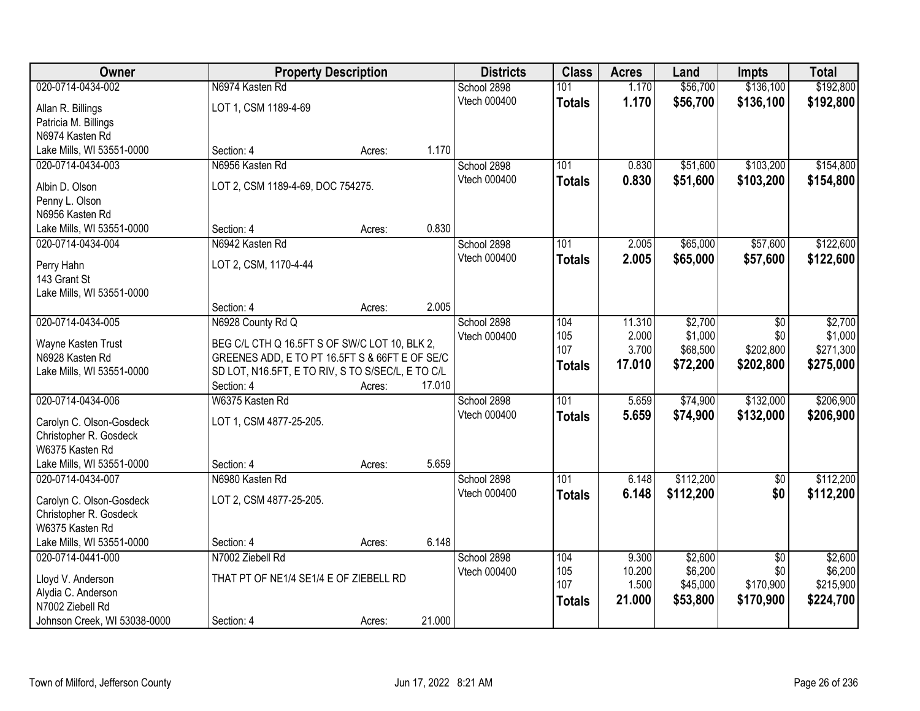| Owner | Property Description | Districts | Class | Acres | Land | Impts | Total |
|---|---|---|---|---|---|---|---|
| 020-0714-0434-002<br>Allan R. Billings<br>Patricia M. Billings<br>N6974 Kasten Rd<br>Lake Mills, WI 53551-0000 | N6974 Kasten Rd<br>LOT 1, CSM 1189-4-69<br>Section: 4 Acres: 1.170 | School 2898<br>Vtech 000400 | 101<br>**Totals** | 1.170<br>**1.170** | $56,700<br>**$56,700** | $136,100<br>**$136,100** | $192,800<br>**$192,800** |
| 020-0714-0434-003<br>Albin D. Olson<br>Penny L. Olson<br>N6956 Kasten Rd<br>Lake Mills, WI 53551-0000 | N6956 Kasten Rd<br>LOT 2, CSM 1189-4-69, DOC 754275.<br>Section: 4 Acres: 0.830 | School 2898<br>Vtech 000400 | 101<br>**Totals** | 0.830<br>**0.830** | $51,600<br>**$51,600** | $103,200<br>**$103,200** | $154,800<br>**$154,800** |
| 020-0714-0434-004<br>Perry Hahn<br>143 Grant St<br>Lake Mills, WI 53551-0000 | N6942 Kasten Rd<br>LOT 2, CSM, 1170-4-44<br>Section: 4 Acres: 2.005 | School 2898<br>Vtech 000400 | 101<br>**Totals** | 2.005<br>**2.005** | $65,000<br>**$65,000** | $57,600<br>**$57,600** | $122,600<br>**$122,600** |
| 020-0714-0434-005<br>Wayne Kasten Trust<br>N6928 Kasten Rd<br>Lake Mills, WI 53551-0000 | N6928 County Rd Q<br>BEG C/L CTH Q 16.5FT S OF SW/C LOT 10, BLK 2, GREENES ADD, E TO PT 16.5FT S & 66FT E OF SE/C SD LOT, N16.5FT, E TO RIV, S TO S/SEC/L, E TO C/L<br>Section: 4 Acres: 17.010 | School 2898<br>Vtech 000400 | 104<br>105<br>107<br>**Totals** | 11.310<br>2.000<br>3.700<br>**17.010** | $2,700<br>$1,000<br>$68,500<br>**$72,200** | $0<br>$0<br>$202,800<br>**$202,800** | $2,700<br>$1,000<br>$271,300<br>**$275,000** |
| 020-0714-0434-006<br>Carolyn C. Olson-Gosdeck<br>Christopher R. Gosdeck<br>W6375 Kasten Rd<br>Lake Mills, WI 53551-0000 | W6375 Kasten Rd<br>LOT 1, CSM 4877-25-205.<br>Section: 4 Acres: 5.659 | School 2898<br>Vtech 000400 | 101<br>**Totals** | 5.659<br>**5.659** | $74,900<br>**$74,900** | $132,000<br>**$132,000** | $206,900<br>**$206,900** |
| 020-0714-0434-007<br>Carolyn C. Olson-Gosdeck<br>Christopher R. Gosdeck<br>W6375 Kasten Rd<br>Lake Mills, WI 53551-0000 | N6980 Kasten Rd<br>LOT 2, CSM 4877-25-205.<br>Section: 4 Acres: 6.148 | School 2898<br>Vtech 000400 | 101<br>**Totals** | 6.148<br>**6.148** | $112,200<br>**$112,200** | $0<br>**$0** | $112,200<br>**$112,200** |
| 020-0714-0441-000<br>Lloyd V. Anderson<br>Alydia C. Anderson<br>N7002 Ziebell Rd<br>Johnson Creek, WI 53038-0000 | N7002 Ziebell Rd<br>THAT PT OF NE1/4 SE1/4 E OF ZIEBELL RD<br>Section: 4 Acres: 21.000 | School 2898<br>Vtech 000400 | 104<br>105<br>107<br>**Totals** | 9.300<br>10.200<br>1.500<br>**21.000** | $2,600<br>$6,200<br>$45,000<br>**$53,800** | $0<br>$0<br>$170,900<br>**$170,900** | $2,600<br>$6,200<br>$215,900<br>**$224,700** |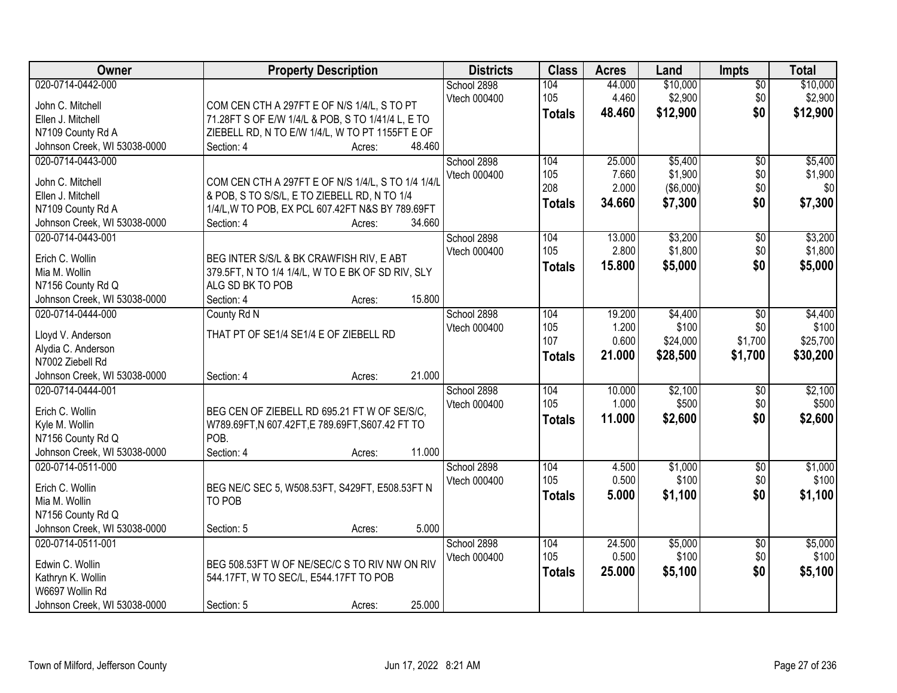| Owner | Property Description | Districts | Class | Acres | Land | Impts | Total |
|---|---|---|---|---|---|---|---|
| 020-0714-0442-000<br>John C. Mitchell<br>Ellen J. Mitchell<br>N7109 County Rd A<br>Johnson Creek, WI 53038-0000 | COM CEN CTH A 297FT E OF N/S 1/4/L, S TO PT 71.28FT S OF E/W 1/4/L & POB, S TO 1/41/4 L, E TO ZIEBELL RD, N TO E/W 1/4/L, W TO PT 1155FT E OF<br>Section: 4 Acres: 48.460 | School 2898<br>Vtech 000400 | 104<br>105<br>**Totals** | 44.000<br>4.460<br>**48.460** | $10,000<br>$2,900<br>**$12,900** | $0<br>$0<br>**$0** | $10,000<br>$2,900<br>**$12,900** |
| 020-0714-0443-000<br>John C. Mitchell<br>Ellen J. Mitchell<br>N7109 County Rd A<br>Johnson Creek, WI 53038-0000 | COM CEN CTH A 297FT E OF N/S 1/4/L, S TO 1/4 1/4/L & POB, S TO S/S/L, E TO ZIEBELL RD, N TO 1/4 1/4/L,W TO POB, EX PCL 607.42FT N&S BY 789.69FT<br>Section: 4 Acres: 34.660 | School 2898<br>Vtech 000400 | 104<br>105<br>208<br>**Totals** | 25.000<br>7.660<br>2.000<br>**34.660** | $5,400<br>$1,900<br>($6,000)<br>**$7,300** | $0<br>$0<br>$0<br>**$0** | $5,400<br>$1,900<br>$0<br>**$7,300** |
| 020-0714-0443-001<br>Erich C. Wollin<br>Mia M. Wollin<br>N7156 County Rd Q<br>Johnson Creek, WI 53038-0000 | BEG INTER S/S/L & BK CRAWFISH RIV, E ABT 379.5FT, N TO 1/4 1/4/L, W TO E BK OF SD RIV, SLY ALG SD BK TO POB<br>Section: 4 Acres: 15.800 | School 2898<br>Vtech 000400 | 104<br>105<br>**Totals** | 13.000<br>2.800<br>**15.800** | $3,200<br>$1,800<br>**$5,000** | $0<br>$0<br>**$0** | $3,200<br>$1,800<br>**$5,000** |
| 020-0714-0444-000<br>Lloyd V. Anderson<br>Alydia C. Anderson<br>N7002 Ziebell Rd<br>Johnson Creek, WI 53038-0000 | County Rd N<br>THAT PT OF SE1/4 SE1/4 E OF ZIEBELL RD<br>Section: 4 Acres: 21.000 | School 2898<br>Vtech 000400 | 104<br>105<br>107<br>**Totals** | 19.200<br>1.200<br>0.600<br>**21.000** | $4,400<br>$100<br>$24,000<br>**$28,500** | $0<br>$0<br>$1,700<br>**$1,700** | $4,400<br>$100<br>$25,700<br>**$30,200** |
| 020-0714-0444-001<br>Erich C. Wollin<br>Kyle M. Wollin<br>N7156 County Rd Q<br>Johnson Creek, WI 53038-0000 | BEG CEN OF ZIEBELL RD 695.21 FT W OF SE/S/C, W789.69FT,N 607.42FT,E 789.69FT,S607.42 FT TO POB.<br>Section: 4 Acres: 11.000 | School 2898<br>Vtech 000400 | 104<br>105<br>**Totals** | 10.000<br>1.000<br>**11.000** | $2,100<br>$500<br>**$2,600** | $0<br>$0<br>**$0** | $2,100<br>$500<br>**$2,600** |
| 020-0714-0511-000<br>Erich C. Wollin<br>Mia M. Wollin<br>N7156 County Rd Q<br>Johnson Creek, WI 53038-0000 | BEG NE/C SEC 5, W508.53FT, S429FT, E508.53FT N TO POB<br>Section: 5 Acres: 5.000 | School 2898<br>Vtech 000400 | 104<br>105<br>**Totals** | 4.500<br>0.500<br>**5.000** | $1,000<br>$100<br>**$1,100** | $0<br>$0<br>**$0** | $1,000<br>$100<br>**$1,100** |
| 020-0714-0511-001<br>Edwin C. Wollin<br>Kathryn K. Wollin<br>W6697 Wollin Rd<br>Johnson Creek, WI 53038-0000 | BEG 508.53FT W OF NE/SEC/C S TO RIV NW ON RIV 544.17FT, W TO SEC/L, E544.17FT TO POB<br>Section: 5 Acres: 25.000 | School 2898<br>Vtech 000400 | 104<br>105<br>**Totals** | 24.500<br>0.500<br>**25.000** | $5,000<br>$100<br>**$5,100** | $0<br>$0<br>**$0** | $5,000<br>$100<br>**$5,100** |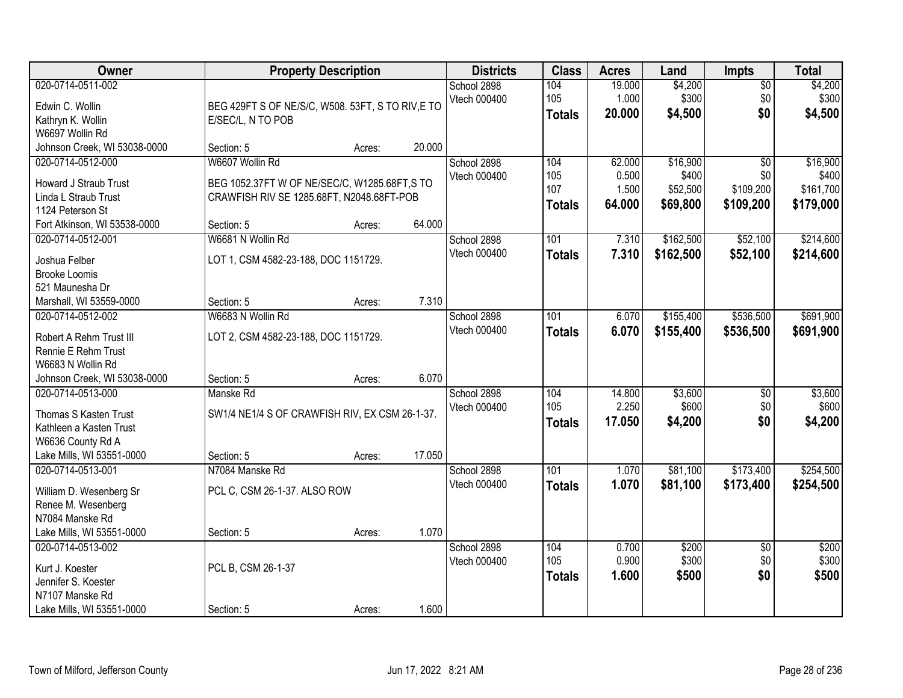| Owner | Property Description | | Districts | Class | Acres | Land | Impts | Total |
|---|---|---|---|---|---|---|---|---|
| 020-0714-0511-002<br>Edwin C. Wollin<br>Kathryn K. Wollin<br>W6697 Wollin Rd<br>Johnson Creek, WI 53038-0000 | BEG 429FT S OF NE/S/C, W508. 53FT, S TO RIV,E TO E/SEC/L, N TO POB<br>Section: 5 | Acres: 20.000 | School 2898<br>Vtech 000400 | 104<br>105<br>**Totals** | 19.000<br>1.000<br>**20.000** | $4,200<br>$300<br>**$4,500** | $0<br>$0<br>**$0** | $4,200<br>$300<br>**$4,500** |
| 020-0714-0512-000<br>Howard J Straub Trust<br>Linda L Straub Trust<br>1124 Peterson St<br>Fort Atkinson, WI 53538-0000 | W6607 Wollin Rd<br>BEG 1052.37FT W OF NE/SEC/C, W1285.68FT,S TO CRAWFISH RIV SE 1285.68FT, N2048.68FT-POB<br>Section: 5 | Acres: 64.000 | School 2898<br>Vtech 000400 | 104<br>105<br>107<br>**Totals** | 62.000<br>0.500<br>1.500<br>**64.000** | $16,900<br>$400<br>$52,500<br>**$69,800** | $0<br>$0<br>$109,200<br>**$109,200** | $16,900<br>$400<br>$161,700<br>**$179,000** |
| 020-0714-0512-001<br>Joshua Felber<br>Brooke Loomis<br>521 Maunesha Dr<br>Marshall, WI 53559-0000 | W6681 N Wollin Rd<br>LOT 1, CSM 4582-23-188, DOC 1151729.<br>Section: 5 | Acres: 7.310 | School 2898<br>Vtech 000400 | 101<br>**Totals** | 7.310<br>**7.310** | $162,500<br>**$162,500** | $52,100<br>**$52,100** | $214,600<br>**$214,600** |
| 020-0714-0512-002<br>Robert A Rehm Trust III<br>Rennie E Rehm Trust<br>W6683 N Wollin Rd<br>Johnson Creek, WI 53038-0000 | W6683 N Wollin Rd<br>LOT 2, CSM 4582-23-188, DOC 1151729.<br>Section: 5 | Acres: 6.070 | School 2898<br>Vtech 000400 | 101<br>**Totals** | 6.070<br>**6.070** | $155,400<br>**$155,400** | $536,500<br>**$536,500** | $691,900<br>**$691,900** |
| 020-0714-0513-000<br>Thomas S Kasten Trust<br>Kathleen a Kasten Trust<br>W6636 County Rd A<br>Lake Mills, WI 53551-0000 | Manske Rd<br>SW1/4 NE1/4 S OF CRAWFISH RIV, EX CSM 26-1-37.<br>Section: 5 | Acres: 17.050 | School 2898<br>Vtech 000400 | 104<br>105<br>**Totals** | 14.800<br>2.250<br>**17.050** | $3,600<br>$600<br>**$4,200** | $0<br>$0<br>**$0** | $3,600<br>$600<br>**$4,200** |
| 020-0714-0513-001<br>William D. Wesenberg Sr<br>Renee M. Wesenberg<br>N7084 Manske Rd<br>Lake Mills, WI 53551-0000 | N7084 Manske Rd<br>PCL C, CSM 26-1-37. ALSO ROW<br>Section: 5 | Acres: 1.070 | School 2898<br>Vtech 000400 | 101<br>**Totals** | 1.070<br>**1.070** | $81,100<br>**$81,100** | $173,400<br>**$173,400** | $254,500<br>**$254,500** |
| 020-0714-0513-002<br>Kurt J. Koester<br>Jennifer S. Koester<br>N7107 Manske Rd<br>Lake Mills, WI 53551-0000 | PCL B, CSM 26-1-37<br>Section: 5 | Acres: 1.600 | School 2898<br>Vtech 000400 | 104<br>105<br>**Totals** | 0.700<br>0.900<br>**1.600** | $200<br>$300<br>**$500** | $0<br>$0<br>**$0** | $200<br>$300<br>**$500** |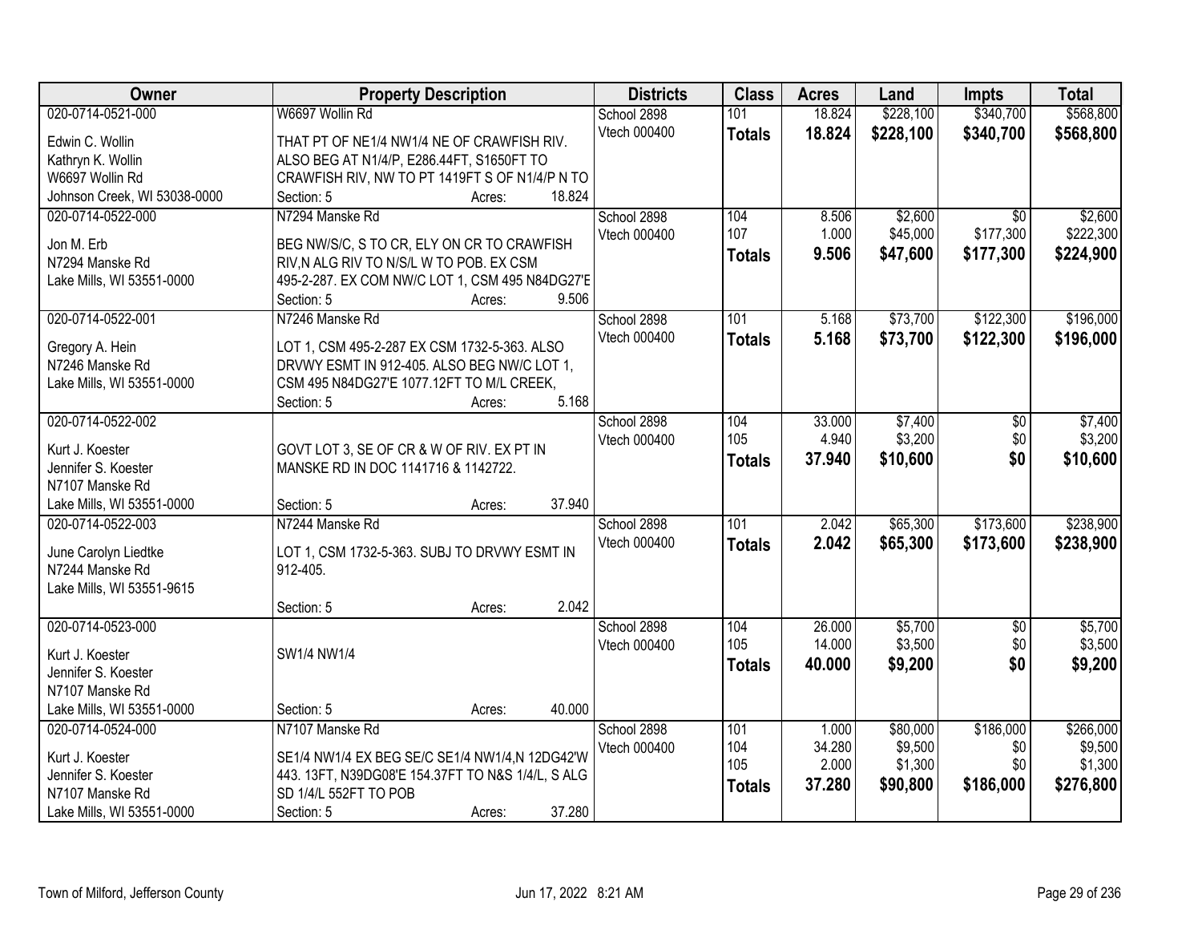| Owner | Property Description | Districts | Class | Acres | Land | Impts | Total |
|---|---|---|---|---|---|---|---|
| 020-0714-0521-000<br>Edwin C. Wollin<br>Kathryn K. Wollin<br>W6697 Wollin Rd<br>Johnson Creek, WI 53038-0000 | W6697 Wollin Rd<br>THAT PT OF NE1/4 NW1/4 NE OF CRAWFISH RIV. ALSO BEG AT N1/4/P, E286.44FT, S1650FT TO CRAWFISH RIV, NW TO PT 1419FT S OF N1/4/P N TO<br>Section: 5 Acres: 18.824 | School 2898<br>Vtech 000400 | 101<br>**Totals** | 18.824<br>**18.824** | $228,100<br>**$228,100** | $340,700<br>**$340,700** | $568,800<br>**$568,800** |
| 020-0714-0522-000<br>Jon M. Erb<br>N7294 Manske Rd<br>Lake Mills, WI 53551-0000 | N7294 Manske Rd<br>BEG NW/S/C, S TO CR, ELY ON CR TO CRAWFISH RIV,N ALG RIV TO N/S/L W TO POB. EX CSM 495-2-287. EX COM NW/C LOT 1, CSM 495 N84DG27'E<br>Section: 5 Acres: 9.506 | School 2898<br>Vtech 000400 | 104<br>107<br>**Totals** | 8.506<br>1.000<br>**9.506** | $2,600<br>$45,000<br>**$47,600** | $0<br>$177,300<br>**$177,300** | $2,600<br>$222,300<br>**$224,900** |
| 020-0714-0522-001<br>Gregory A. Hein<br>N7246 Manske Rd<br>Lake Mills, WI 53551-0000 | N7246 Manske Rd<br>LOT 1, CSM 495-2-287 EX CSM 1732-5-363. ALSO DRVWY ESMT IN 912-405. ALSO BEG NW/C LOT 1, CSM 495 N84DG27'E 1077.12FT TO M/L CREEK,<br>Section: 5 Acres: 5.168 | School 2898<br>Vtech 000400 | 101<br>**Totals** | 5.168<br>**5.168** | $73,700<br>**$73,700** | $122,300<br>**$122,300** | $196,000<br>**$196,000** |
| 020-0714-0522-002<br>Kurt J. Koester<br>Jennifer S. Koester<br>N7107 Manske Rd<br>Lake Mills, WI 53551-0000 | GOVT LOT 3, SE OF CR & W OF RIV. EX PT IN MANSKE RD IN DOC 1141716 & 1142722.<br>Section: 5 Acres: 37.940 | School 2898<br>Vtech 000400 | 104<br>105<br>**Totals** | 33.000<br>4.940<br>**37.940** | $7,400<br>$3,200<br>**$10,600** | $0<br>$0<br>**$0** | $7,400<br>$3,200<br>**$10,600** |
| 020-0714-0522-003<br>June Carolyn Liedtke<br>N7244 Manske Rd<br>Lake Mills, WI 53551-9615 | N7244 Manske Rd<br>LOT 1, CSM 1732-5-363. SUBJ TO DRVWY ESMT IN 912-405.<br>Section: 5 Acres: 2.042 | School 2898<br>Vtech 000400 | 101<br>**Totals** | 2.042<br>**2.042** | $65,300<br>**$65,300** | $173,600<br>**$173,600** | $238,900<br>**$238,900** |
| 020-0714-0523-000<br>Kurt J. Koester<br>Jennifer S. Koester<br>N7107 Manske Rd<br>Lake Mills, WI 53551-0000 | SW1/4 NW1/4<br>Section: 5 Acres: 40.000 | School 2898<br>Vtech 000400 | 104<br>105<br>**Totals** | 26.000<br>14.000<br>**40.000** | $5,700<br>$3,500<br>**$9,200** | $0<br>$0<br>**$0** | $5,700<br>$3,500<br>**$9,200** |
| 020-0714-0524-000<br>Kurt J. Koester<br>Jennifer S. Koester<br>N7107 Manske Rd<br>Lake Mills, WI 53551-0000 | N7107 Manske Rd<br>SE1/4 NW1/4 EX BEG SE/C SE1/4 NW1/4,N 12DG42'W 443. 13FT, N39DG08'E 154.37FT TO N&S 1/4/L, S ALG SD 1/4/L 552FT TO POB<br>Section: 5 Acres: 37.280 | School 2898<br>Vtech 000400 | 101<br>104<br>105<br>**Totals** | 1.000<br>34.280<br>2.000<br>**37.280** | $80,000<br>$9,500<br>$1,300<br>**$90,800** | $186,000<br>$0<br>$0<br>**$186,000** | $266,000<br>$9,500<br>$1,300<br>**$276,800** |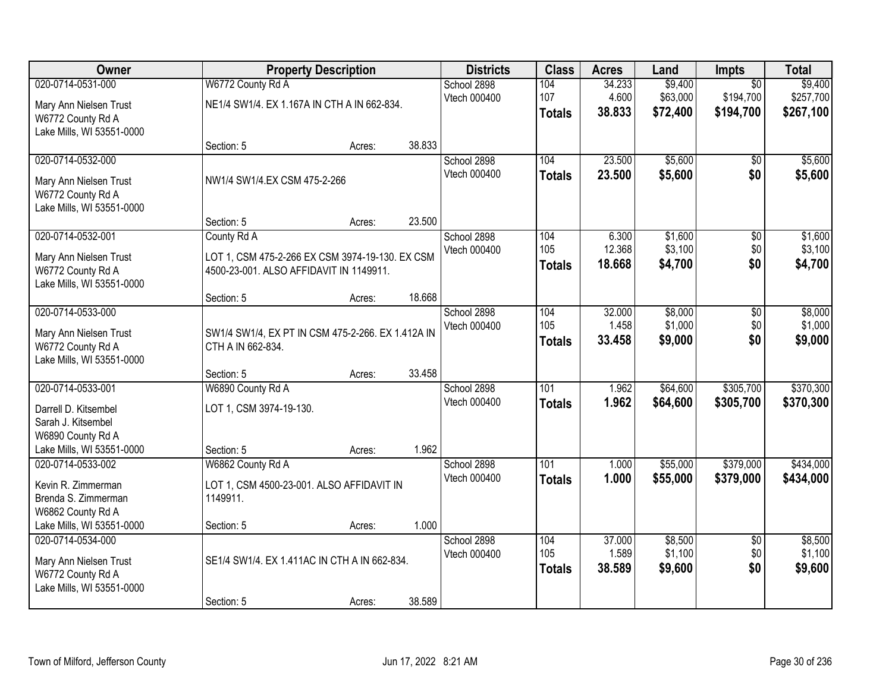| Owner | Property Description | | | Districts | Class | Acres | Land | Impts | Total |
|---|---|---|---|---|---|---|---|---|---|
| 020-0714-0531-000<br>Mary Ann Nielsen Trust<br>W6772 County Rd A<br>Lake Mills, WI 53551-0000 | W6772 County Rd A<br>NE1/4 SW1/4. EX 1.167A IN CTH A IN 662-834.<br>Section: 5 | Acres: | 38.833 | School 2898<br>Vtech 000400 | 104<br>107<br>**Totals** | 34.233<br>4.600<br>**38.833** | $9,400<br>$63,000<br>**$72,400** | $0<br>$194,700<br>**$194,700** | $9,400<br>$257,700<br>**$267,100** |
| 020-0714-0532-000<br>Mary Ann Nielsen Trust<br>W6772 County Rd A<br>Lake Mills, WI 53551-0000 | NW1/4 SW1/4.EX CSM 475-2-266<br>Section: 5 | Acres: | 23.500 | School 2898<br>Vtech 000400 | 104<br>**Totals** | 23.500<br>**23.500** | $5,600<br>**$5,600** | $0<br>**$0** | $5,600<br>**$5,600** |
| 020-0714-0532-001<br>Mary Ann Nielsen Trust<br>W6772 County Rd A<br>Lake Mills, WI 53551-0000 | County Rd A<br>LOT 1, CSM 475-2-266 EX CSM 3974-19-130. EX CSM 4500-23-001. ALSO AFFIDAVIT IN 1149911.<br>Section: 5 | Acres: | 18.668 | School 2898<br>Vtech 000400 | 104<br>105<br>**Totals** | 6.300<br>12.368<br>**18.668** | $1,600<br>$3,100<br>**$4,700** | $0<br>$0<br>**$0** | $1,600<br>$3,100<br>**$4,700** |
| 020-0714-0533-000<br>Mary Ann Nielsen Trust<br>W6772 County Rd A<br>Lake Mills, WI 53551-0000 | SW1/4 SW1/4, EX PT IN CSM 475-2-266. EX 1.412A IN CTH A IN 662-834.<br>Section: 5 | Acres: | 33.458 | School 2898<br>Vtech 000400 | 104<br>105<br>**Totals** | 32.000<br>1.458<br>**33.458** | $8,000<br>$1,000<br>**$9,000** | $0<br>$0<br>**$0** | $8,000<br>$1,000<br>**$9,000** |
| 020-0714-0533-001<br>Darrell D. Kitsembel<br>Sarah J. Kitsembel<br>W6890 County Rd A<br>Lake Mills, WI 53551-0000 | W6890 County Rd A<br>LOT 1, CSM 3974-19-130.<br>Section: 5 | Acres: | 1.962 | School 2898<br>Vtech 000400 | 101<br>**Totals** | 1.962<br>**1.962** | $64,600<br>**$64,600** | $305,700<br>**$305,700** | $370,300<br>**$370,300** |
| 020-0714-0533-002<br>Kevin R. Zimmerman<br>Brenda S. Zimmerman<br>W6862 County Rd A<br>Lake Mills, WI 53551-0000 | W6862 County Rd A<br>LOT 1, CSM 4500-23-001. ALSO AFFIDAVIT IN 1149911.<br>Section: 5 | Acres: | 1.000 | School 2898<br>Vtech 000400 | 101<br>**Totals** | 1.000<br>**1.000** | $55,000<br>**$55,000** | $379,000<br>**$379,000** | $434,000<br>**$434,000** |
| 020-0714-0534-000<br>Mary Ann Nielsen Trust<br>W6772 County Rd A<br>Lake Mills, WI 53551-0000 | SE1/4 SW1/4. EX 1.411AC IN CTH A IN 662-834.<br>Section: 5 | Acres: | 38.589 | School 2898<br>Vtech 000400 | 104<br>105<br>**Totals** | 37.000<br>1.589<br>**38.589** | $8,500<br>$1,100<br>**$9,600** | $0<br>$0<br>**$0** | $8,500<br>$1,100<br>**$9,600** |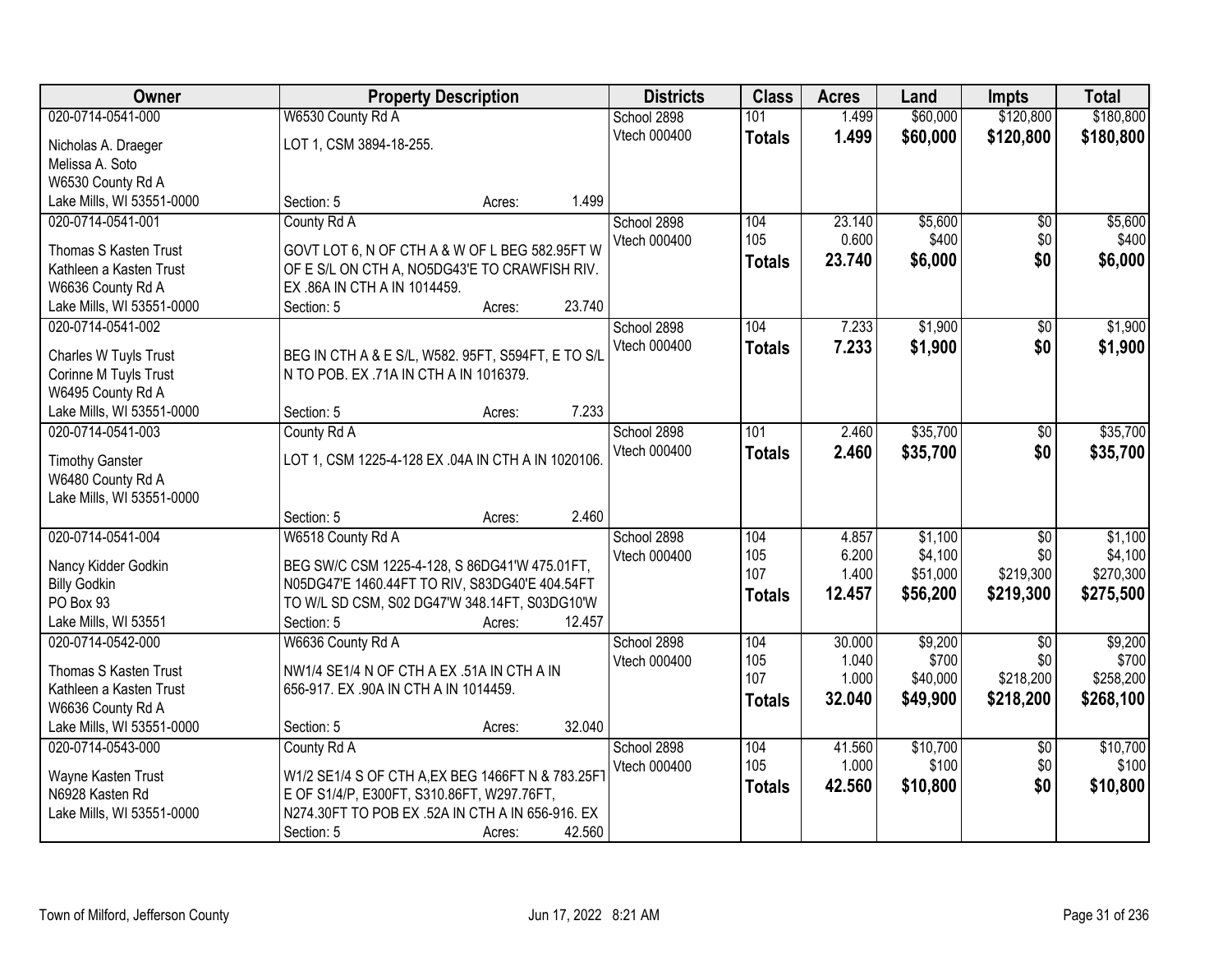| Owner | Property Description | Districts | Class | Acres | Land | Impts | Total |
|---|---|---|---|---|---|---|---|
| 020-0714-0541-000 | W6530 County Rd A | School 2898 | 101 | 1.499 | $60,000 | $120,800 | $180,800 |
| Nicholas A. Draeger<br>Melissa A. Soto<br>W6530 County Rd A<br>Lake Mills, WI 53551-0000 | LOT 1, CSM 3894-18-255.<br>Section: 5 Acres: 1.499 | Vtech 000400 | **Totals** | **1.499** | **$60,000** | **$120,800** | **$180,800** |
| 020-0714-0541-001 | County Rd A | School 2898 | 104 | 23.140 | $5,600 | $0 | $5,600 |
| Thomas S Kasten Trust<br>Kathleen a Kasten Trust<br>W6636 County Rd A<br>Lake Mills, WI 53551-0000 | GOVT LOT 6, N OF CTH A & W OF L BEG 582.95FT W OF E S/L ON CTH A, NO5DG43'E TO CRAWFISH RIV. EX .86A IN CTH A IN 1014459.<br>Section: 5 Acres: 23.740 | Vtech 000400 | 105 | 0.600 | $400 | $0 | $400 |
| | | | **Totals** | **23.740** | **$6,000** | **$0** | **$6,000** |
| 020-0714-0541-002 | | School 2898 | 104 | 7.233 | $1,900 | $0 | $1,900 |
| Charles W Tuyls Trust<br>Corinne M Tuyls Trust<br>W6495 County Rd A<br>Lake Mills, WI 53551-0000 | BEG IN CTH A & E S/L, W582. 95FT, S594FT, E TO S/L N TO POB. EX .71A IN CTH A IN 1016379.<br>Section: 5 Acres: 7.233 | Vtech 000400 | **Totals** | **7.233** | **$1,900** | **$0** | **$1,900** |
| 020-0714-0541-003 | County Rd A | School 2898 | 101 | 2.460 | $35,700 | $0 | $35,700 |
| Timothy Ganster<br>W6480 County Rd A<br>Lake Mills, WI 53551-0000 | LOT 1, CSM 1225-4-128 EX .04A IN CTH A IN 1020106.<br>Section: 5 Acres: 2.460 | Vtech 000400 | **Totals** | **2.460** | **$35,700** | **$0** | **$35,700** |
| 020-0714-0541-004 | W6518 County Rd A | School 2898 | 104 | 4.857 | $1,100 | $0 | $1,100 |
| Nancy Kidder Godkin<br>Billy Godkin<br>PO Box 93<br>Lake Mills, WI 53551 | BEG SW/C CSM 1225-4-128, S 86DG41'W 475.01FT, N05DG47'E 1460.44FT TO RIV, S83DG40'E 404.54FT TO W/L SD CSM, S02 DG47'W 348.14FT, S03DG10'W<br>Section: 5 Acres: 12.457 | Vtech 000400 | 105 | 6.200 | $4,100 | $0 | $4,100 |
| | | | 107 | 1.400 | $51,000 | $219,300 | $270,300 |
| | | | **Totals** | **12.457** | **$56,200** | **$219,300** | **$275,500** |
| 020-0714-0542-000 | W6636 County Rd A | School 2898 | 104 | 30.000 | $9,200 | $0 | $9,200 |
| Thomas S Kasten Trust<br>Kathleen a Kasten Trust<br>W6636 County Rd A<br>Lake Mills, WI 53551-0000 | NW1/4 SE1/4 N OF CTH A EX .51A IN CTH A IN 656-917. EX .90A IN CTH A IN 1014459.<br>Section: 5 Acres: 32.040 | Vtech 000400 | 105 | 1.040 | $700 | $0 | $700 |
| | | | 107 | 1.000 | $40,000 | $218,200 | $258,200 |
| | | | **Totals** | **32.040** | **$49,900** | **$218,200** | **$268,100** |
| 020-0714-0543-000 | County Rd A | School 2898 | 104 | 41.560 | $10,700 | $0 | $10,700 |
| Wayne Kasten Trust<br>N6928 Kasten Rd<br>Lake Mills, WI 53551-0000 | W1/2 SE1/4 S OF CTH A,EX BEG 1466FT N & 783.25FT E OF S1/4/P, E300FT, S310.86FT, W297.76FT, N274.30FT TO POB EX .52A IN CTH A IN 656-916. EX<br>Section: 5 Acres: 42.560 | Vtech 000400 | 105 | 1.000 | $100 | $0 | $100 |
| | | | **Totals** | **42.560** | **$10,800** | **$0** | **$10,800** |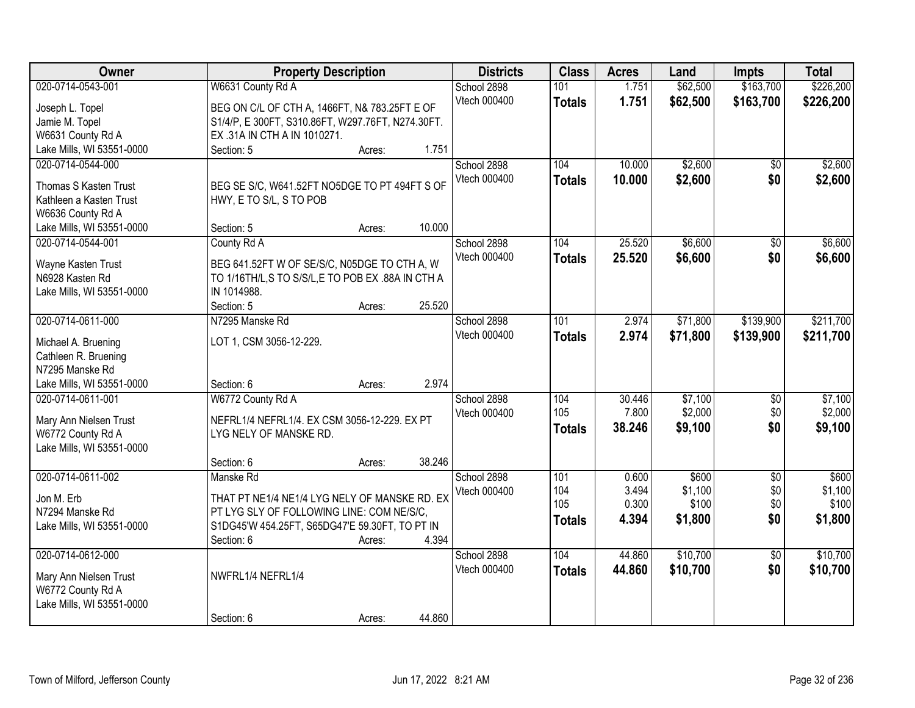| Owner | Property Description | Districts | Class | Acres | Land | Impts | Total |
|---|---|---|---|---|---|---|---|
| 020-0714-0543-001<br>Joseph L. Topel<br>Jamie M. Topel<br>W6631 County Rd A<br>Lake Mills, WI 53551-0000 | W6631 County Rd A<br>BEG ON C/L OF CTH A, 1466FT, N& 783.25FT E OF S1/4/P, E 300FT, S310.86FT, W297.76FT, N274.30FT. EX .31A IN CTH A IN 1010271.<br>Section: 5 Acres: 1.751 | School 2898<br>Vtech 000400 | 101<br>**Totals** | 1.751<br>**1.751** | $62,500<br>**$62,500** | $163,700<br>**$163,700** | $226,200<br>**$226,200** |
| 020-0714-0544-000<br>Thomas S Kasten Trust<br>Kathleen a Kasten Trust<br>W6636 County Rd A<br>Lake Mills, WI 53551-0000 | BEG SE S/C, W641.52FT NO5DGE TO PT 494FT S OF HWY, E TO S/L, S TO POB<br>Section: 5 Acres: 10.000 | School 2898<br>Vtech 000400 | 104<br>**Totals** | 10.000<br>**10.000** | $2,600<br>**$2,600** | $0<br>**$0** | $2,600<br>**$2,600** |
| 020-0714-0544-001<br>Wayne Kasten Trust<br>N6928 Kasten Rd<br>Lake Mills, WI 53551-0000 | County Rd A<br>BEG 641.52FT W OF SE/S/C, N05DGE TO CTH A, W TO 1/16TH/L,S TO S/S/L,E TO POB EX .88A IN CTH A IN 1014988.<br>Section: 5 Acres: 25.520 | School 2898<br>Vtech 000400 | 104<br>**Totals** | 25.520<br>**25.520** | $6,600<br>**$6,600** | $0<br>**$0** | $6,600<br>**$6,600** |
| 020-0714-0611-000<br>Michael A. Bruening<br>Cathleen R. Bruening<br>N7295 Manske Rd<br>Lake Mills, WI 53551-0000 | N7295 Manske Rd<br>LOT 1, CSM 3056-12-229.<br>Section: 6 Acres: 2.974 | School 2898<br>Vtech 000400 | 101<br>**Totals** | 2.974<br>**2.974** | $71,800<br>**$71,800** | $139,900<br>**$139,900** | $211,700<br>**$211,700** |
| 020-0714-0611-001<br>Mary Ann Nielsen Trust<br>W6772 County Rd A<br>Lake Mills, WI 53551-0000 | W6772 County Rd A<br>NEFRL1/4 NEFRL1/4. EX CSM 3056-12-229. EX PT LYG NELY OF MANSKE RD.<br>Section: 6 Acres: 38.246 | School 2898<br>Vtech 000400 | 104<br>105<br>**Totals** | 30.446<br>7.800<br>**38.246** | $7,100<br>$2,000<br>**$9,100** | $0<br>$0<br>**$0** | $7,100<br>$2,000<br>**$9,100** |
| 020-0714-0611-002<br>Jon M. Erb<br>N7294 Manske Rd<br>Lake Mills, WI 53551-0000 | Manske Rd<br>THAT PT NE1/4 NE1/4 LYG NELY OF MANSKE RD. EX PT LYG SLY OF FOLLOWING LINE: COM NE/S/C, S1DG45'W 454.25FT, S65DG47'E 59.30FT, TO PT IN<br>Section: 6 Acres: 4.394 | School 2898<br>Vtech 000400 | 101<br>104<br>105<br>**Totals** | 0.600<br>3.494<br>0.300<br>**4.394** | $600<br>$1,100<br>$100<br>**$1,800** | $0<br>$0<br>$0<br>**$0** | $600<br>$1,100<br>$100<br>**$1,800** |
| 020-0714-0612-000<br>Mary Ann Nielsen Trust<br>W6772 County Rd A<br>Lake Mills, WI 53551-0000 | NWFRL1/4 NEFRL1/4<br>Section: 6 Acres: 44.860 | School 2898<br>Vtech 000400 | 104<br>**Totals** | 44.860<br>**44.860** | $10,700<br>**$10,700** | $0<br>**$0** | $10,700<br>**$10,700** |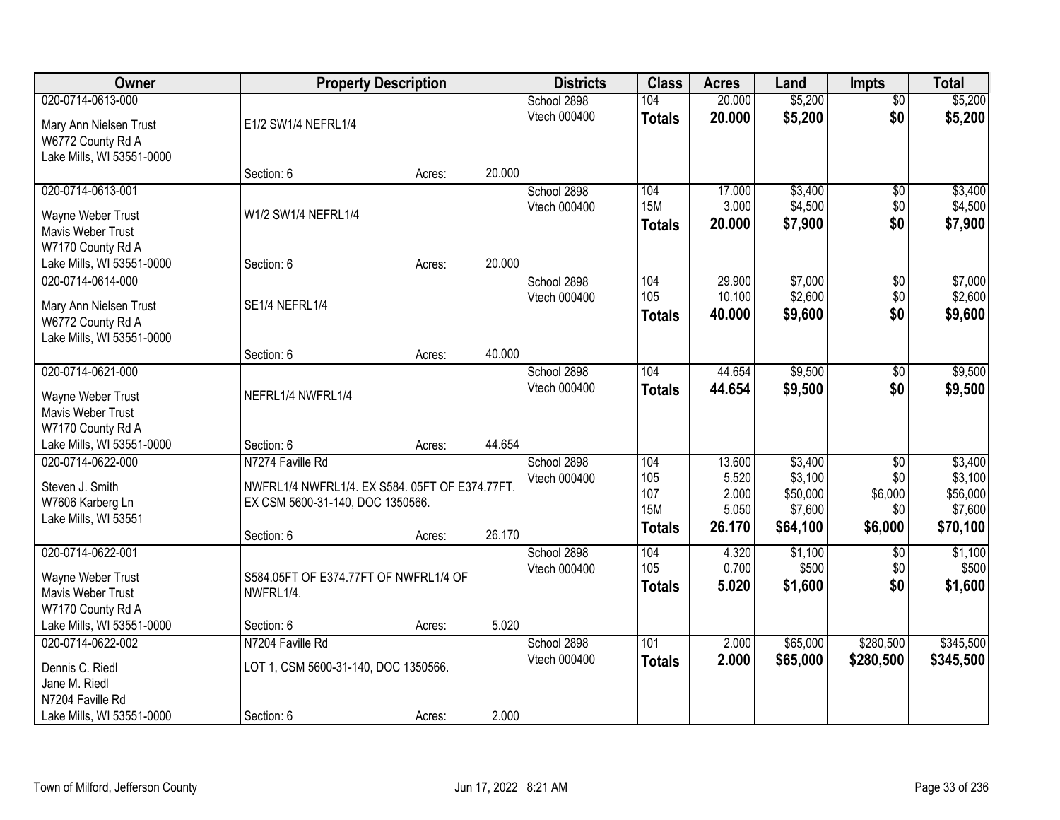| Owner | Property Description | | | Districts | Class | Acres | Land | Impts | Total |
|---|---|---|---|---|---|---|---|---|---|
| 020-0714-0613-000 | | | | School 2898 | 104 | 20.000 | $5,200 | $0 | $5,200 |
| Mary Ann Nielsen Trust | E1/2 SW1/4 NEFRL1/4 | | | Vtech 000400 | **Totals** | **20.000** | **$5,200** | **$0** | **$5,200** |
| W6772 County Rd A | | | | | | | | | |
| Lake Mills, WI 53551-0000 | | | | | | | | | |
| | Section: 6 | Acres: | 20.000 | | | | | | |
| 020-0714-0613-001 | | | | School 2898 | 104 | 17.000 | $3,400 | $0 | $3,400 |
| Wayne Weber Trust | W1/2 SW1/4 NEFRL1/4 | | | Vtech 000400 | 15M | 3.000 | $4,500 | $0 | $4,500 |
| Mavis Weber Trust | | | | | **Totals** | **20.000** | **$7,900** | **$0** | **$7,900** |
| W7170 County Rd A | | | | | | | | | |
| Lake Mills, WI 53551-0000 | Section: 6 | Acres: | 20.000 | | | | | | |
| 020-0714-0614-000 | | | | School 2898 | 104 | 29.900 | $7,000 | $0 | $7,000 |
| Mary Ann Nielsen Trust | SE1/4 NEFRL1/4 | | | Vtech 000400 | 105 | 10.100 | $2,600 | $0 | $2,600 |
| W6772 County Rd A | | | | | **Totals** | **40.000** | **$9,600** | **$0** | **$9,600** |
| Lake Mills, WI 53551-0000 | | | | | | | | | |
| | Section: 6 | Acres: | 40.000 | | | | | | |
| 020-0714-0621-000 | | | | School 2898 | 104 | 44.654 | $9,500 | $0 | $9,500 |
| Wayne Weber Trust | NEFRL1/4 NWFRL1/4 | | | Vtech 000400 | **Totals** | **44.654** | **$9,500** | **$0** | **$9,500** |
| Mavis Weber Trust | | | | | | | | | |
| W7170 County Rd A | | | | | | | | | |
| Lake Mills, WI 53551-0000 | Section: 6 | Acres: | 44.654 | | | | | | |
| 020-0714-0622-000 | N7274 Faville Rd | | | School 2898 | 104 | 13.600 | $3,400 | $0 | $3,400 |
| Steven J. Smith | NWFRL1/4 NWFRL1/4. EX S584. 05FT OF E374.77FT. | | | Vtech 000400 | 105 | 5.520 | $3,100 | $0 | $3,100 |
| W7606 Karberg Ln | EX CSM 5600-31-140, DOC 1350566. | | | | 107 | 2.000 | $50,000 | $6,000 | $56,000 |
| Lake Mills, WI 53551 | | | | | 15M | 5.050 | $7,600 | $0 | $7,600 |
| | Section: 6 | Acres: | 26.170 | | **Totals** | **26.170** | **$64,100** | **$6,000** | **$70,100** |
| 020-0714-0622-001 | | | | School 2898 | 104 | 4.320 | $1,100 | $0 | $1,100 |
| Wayne Weber Trust | S584.05FT OF E374.77FT OF NWFRL1/4 OF | | | Vtech 000400 | 105 | 0.700 | $500 | $0 | $500 |
| Mavis Weber Trust | NWFRL1/4. | | | | **Totals** | **5.020** | **$1,600** | **$0** | **$1,600** |
| W7170 County Rd A | | | | | | | | | |
| Lake Mills, WI 53551-0000 | Section: 6 | Acres: | 5.020 | | | | | | |
| 020-0714-0622-002 | N7204 Faville Rd | | | School 2898 | 101 | 2.000 | $65,000 | $280,500 | $345,500 |
| Dennis C. Riedl | LOT 1, CSM 5600-31-140, DOC 1350566. | | | Vtech 000400 | **Totals** | **2.000** | **$65,000** | **$280,500** | **$345,500** |
| Jane M. Riedl | | | | | | | | | |
| N7204 Faville Rd | | | | | | | | | |
| Lake Mills, WI 53551-0000 | Section: 6 | Acres: | 2.000 | | | | | | |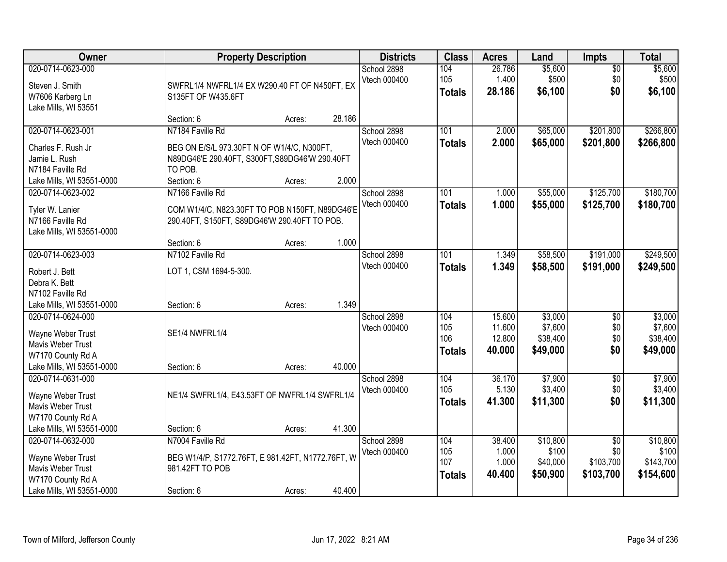| Owner | Property Description | Districts | Class | Acres | Land | Impts | Total |
|---|---|---|---|---|---|---|---|
| 020-0714-0623-000<br><br>Steven J. Smith<br>W7606 Karberg Ln<br>Lake Mills, WI 53551 | SWFRL1/4 NWFRL1/4 EX W290.40 FT OF N450FT, EX S135FT OF W435.6FT<br><br>Section: 6 Acres: 28.186 | School 2898<br>Vtech 000400 | 104<br>105<br>**Totals** | 26.786<br>1.400<br>**28.186** | $5,600<br>$500<br>**$6,100** | $0<br>$0<br>**$0** | $5,600<br>$500<br>**$6,100** |
| 020-0714-0623-001<br><br>Charles F. Rush Jr<br>Jamie L. Rush<br>N7184 Faville Rd<br>Lake Mills, WI 53551-0000 | N7184 Faville Rd<br><br>BEG ON E/S/L 973.30FT N OF W1/4/C, N300FT, N89DG46'E 290.40FT, S300FT,S89DG46'W 290.40FT TO POB.<br>Section: 6 Acres: 2.000 | School 2898<br>Vtech 000400 | 101<br>**Totals** | 2.000<br>**2.000** | $65,000<br>**$65,000** | $201,800<br>**$201,800** | $266,800<br>**$266,800** |
| 020-0714-0623-002<br><br>Tyler W. Lanier<br>N7166 Faville Rd<br>Lake Mills, WI 53551-0000 | N7166 Faville Rd<br><br>COM W1/4/C, N823.30FT TO POB N150FT, N89DG46'E 290.40FT, S150FT, S89DG46'W 290.40FT TO POB.<br><br>Section: 6 Acres: 1.000 | School 2898<br>Vtech 000400 | 101<br>**Totals** | 1.000<br>**1.000** | $55,000<br>**$55,000** | $125,700<br>**$125,700** | $180,700<br>**$180,700** |
| 020-0714-0623-003<br><br>Robert J. Bett<br>Debra K. Bett<br>N7102 Faville Rd<br>Lake Mills, WI 53551-0000 | N7102 Faville Rd<br><br>LOT 1, CSM 1694-5-300.<br><br>Section: 6 Acres: 1.349 | School 2898<br>Vtech 000400 | 101<br>**Totals** | 1.349<br>**1.349** | $58,500<br>**$58,500** | $191,000<br>**$191,000** | $249,500<br>**$249,500** |
| 020-0714-0624-000<br><br>Wayne Weber Trust<br>Mavis Weber Trust<br>W7170 County Rd A<br>Lake Mills, WI 53551-0000 | SE1/4 NWFRL1/4<br><br>Section: 6 Acres: 40.000 | School 2898<br>Vtech 000400 | 104<br>105<br>106<br>**Totals** | 15.600<br>11.600<br>12.800<br>**40.000** | $3,000<br>$7,600<br>$38,400<br>**$49,000** | $0<br>$0<br>$0<br>**$0** | $3,000<br>$7,600<br>$38,400<br>**$49,000** |
| 020-0714-0631-000<br><br>Wayne Weber Trust<br>Mavis Weber Trust<br>W7170 County Rd A<br>Lake Mills, WI 53551-0000 | NE1/4 SWFRL1/4, E43.53FT OF NWFRL1/4 SWFRL1/4<br><br>Section: 6 Acres: 41.300 | School 2898<br>Vtech 000400 | 104<br>105<br>**Totals** | 36.170<br>5.130<br>**41.300** | $7,900<br>$3,400<br>**$11,300** | $0<br>$0<br>**$0** | $7,900<br>$3,400<br>**$11,300** |
| 020-0714-0632-000<br><br>Wayne Weber Trust<br>Mavis Weber Trust<br>W7170 County Rd A<br>Lake Mills, WI 53551-0000 | N7004 Faville Rd<br><br>BEG W1/4/P, S1772.76FT, E 981.42FT, N1772.76FT, W 981.42FT TO POB<br><br>Section: 6 Acres: 40.400 | School 2898<br>Vtech 000400 | 104<br>105<br>107<br>**Totals** | 38.400<br>1.000<br>1.000<br>**40.400** | $10,800<br>$100<br>$40,000<br>**$50,900** | $0<br>$0<br>$103,700<br>**$103,700** | $10,800<br>$100<br>$143,700<br>**$154,600** |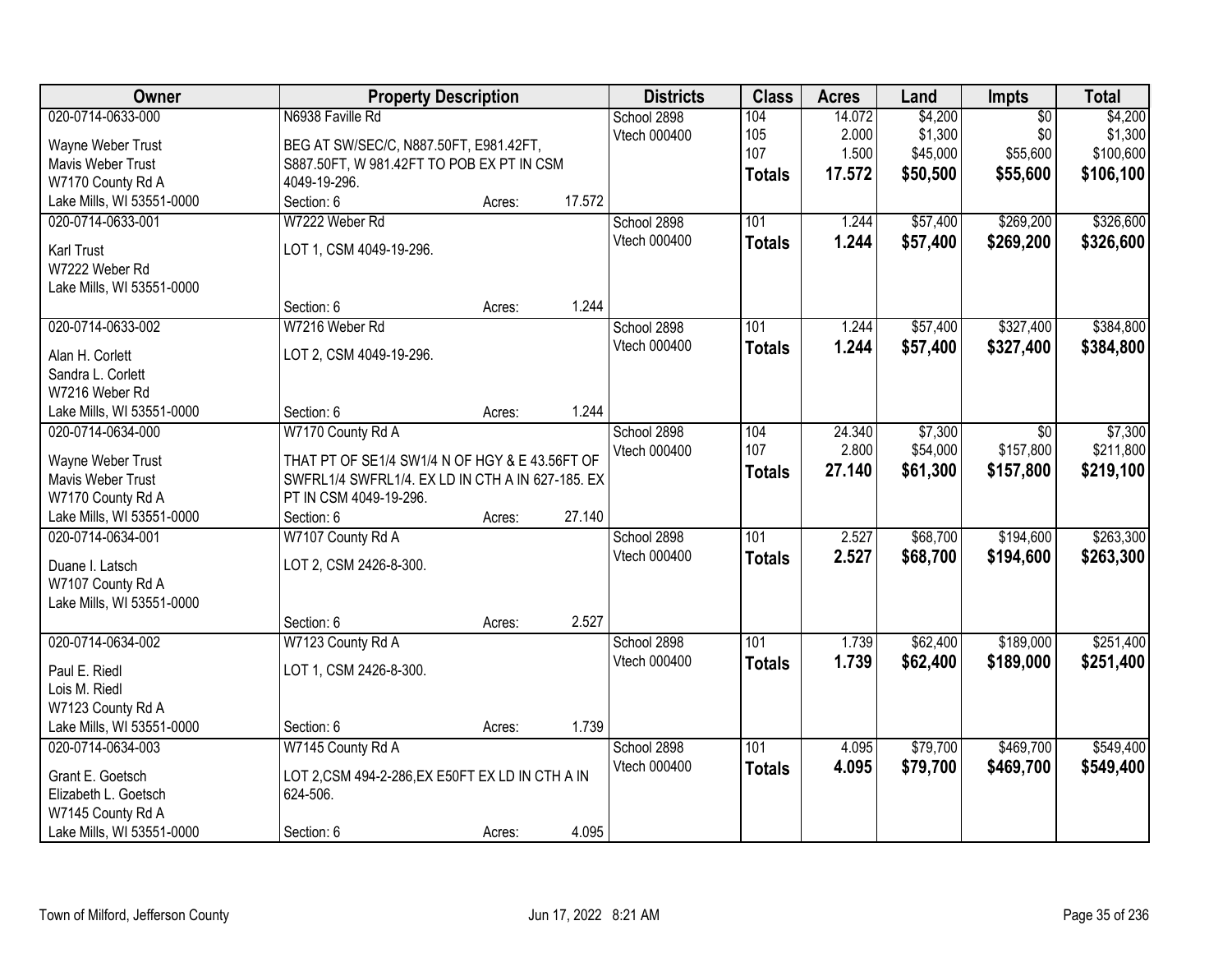| Owner | Property Description | | | Districts | Class | Acres | Land | Impts | Total |
|---|---|---|---|---|---|---|---|---|---|
| 020-0714-0633-000 | N6938 Faville Rd | | | School 2898 | 104 | 14.072 | $4,200 | $0 | $4,200 |
| Wayne Weber Trust | BEG AT SW/SEC/C, N887.50FT, E981.42FT, | | | Vtech 000400 | 105 | 2.000 | $1,300 | $0 | $1,300 |
| Mavis Weber Trust | S887.50FT, W 981.42FT TO POB EX PT IN CSM | | | | 107 | 1.500 | $45,000 | $55,600 | $100,600 |
| W7170 County Rd A | 4049-19-296. | | | | **Totals** | **17.572** | **$50,500** | **$55,600** | **$106,100** |
| Lake Mills, WI 53551-0000 | Section: 6 | Acres: | 17.572 | | | | | | |
| 020-0714-0633-001 | W7222 Weber Rd | | | School 2898 | 101 | 1.244 | $57,400 | $269,200 | $326,600 |
| Karl Trust | LOT 1, CSM 4049-19-296. | | | Vtech 000400 | **Totals** | **1.244** | **$57,400** | **$269,200** | **$326,600** |
| W7222 Weber Rd | | | | | | | | | |
| Lake Mills, WI 53551-0000 | | | | | | | | | |
| | Section: 6 | Acres: | 1.244 | | | | | | |
| 020-0714-0633-002 | W7216 Weber Rd | | | School 2898 | 101 | 1.244 | $57,400 | $327,400 | $384,800 |
| Alan H. Corlett | LOT 2, CSM 4049-19-296. | | | Vtech 000400 | **Totals** | **1.244** | **$57,400** | **$327,400** | **$384,800** |
| Sandra L. Corlett | | | | | | | | | |
| W7216 Weber Rd | | | | | | | | | |
| Lake Mills, WI 53551-0000 | Section: 6 | Acres: | 1.244 | | | | | | |
| 020-0714-0634-000 | W7170 County Rd A | | | School 2898 | 104 | 24.340 | $7,300 | $0 | $7,300 |
| Wayne Weber Trust | THAT PT OF SE1/4 SW1/4 N OF HGY & E 43.56FT OF | | | Vtech 000400 | 107 | 2.800 | $54,000 | $157,800 | $211,800 |
| Mavis Weber Trust | SWFRL1/4 SWFRL1/4. EX LD IN CTH A IN 627-185. EX | | | | **Totals** | **27.140** | **$61,300** | **$157,800** | **$219,100** |
| W7170 County Rd A | PT IN CSM 4049-19-296. | | | | | | | | |
| Lake Mills, WI 53551-0000 | Section: 6 | Acres: | 27.140 | | | | | | |
| 020-0714-0634-001 | W7107 County Rd A | | | School 2898 | 101 | 2.527 | $68,700 | $194,600 | $263,300 |
| Duane I. Latsch | LOT 2, CSM 2426-8-300. | | | Vtech 000400 | **Totals** | **2.527** | **$68,700** | **$194,600** | **$263,300** |
| W7107 County Rd A | | | | | | | | | |
| Lake Mills, WI 53551-0000 | | | | | | | | | |
| | Section: 6 | Acres: | 2.527 | | | | | | |
| 020-0714-0634-002 | W7123 County Rd A | | | School 2898 | 101 | 1.739 | $62,400 | $189,000 | $251,400 |
| Paul E. Riedl | LOT 1, CSM 2426-8-300. | | | Vtech 000400 | **Totals** | **1.739** | **$62,400** | **$189,000** | **$251,400** |
| Lois M. Riedl | | | | | | | | | |
| W7123 County Rd A | | | | | | | | | |
| Lake Mills, WI 53551-0000 | Section: 6 | Acres: | 1.739 | | | | | | |
| 020-0714-0634-003 | W7145 County Rd A | | | School 2898 | 101 | 4.095 | $79,700 | $469,700 | $549,400 |
| Grant E. Goetsch | LOT 2,CSM 494-2-286,EX E50FT EX LD IN CTH A IN | | | Vtech 000400 | **Totals** | **4.095** | **$79,700** | **$469,700** | **$549,400** |
| Elizabeth L. Goetsch | 624-506. | | | | | | | | |
| W7145 County Rd A | | | | | | | | | |
| Lake Mills, WI 53551-0000 | Section: 6 | Acres: | 4.095 | | | | | | |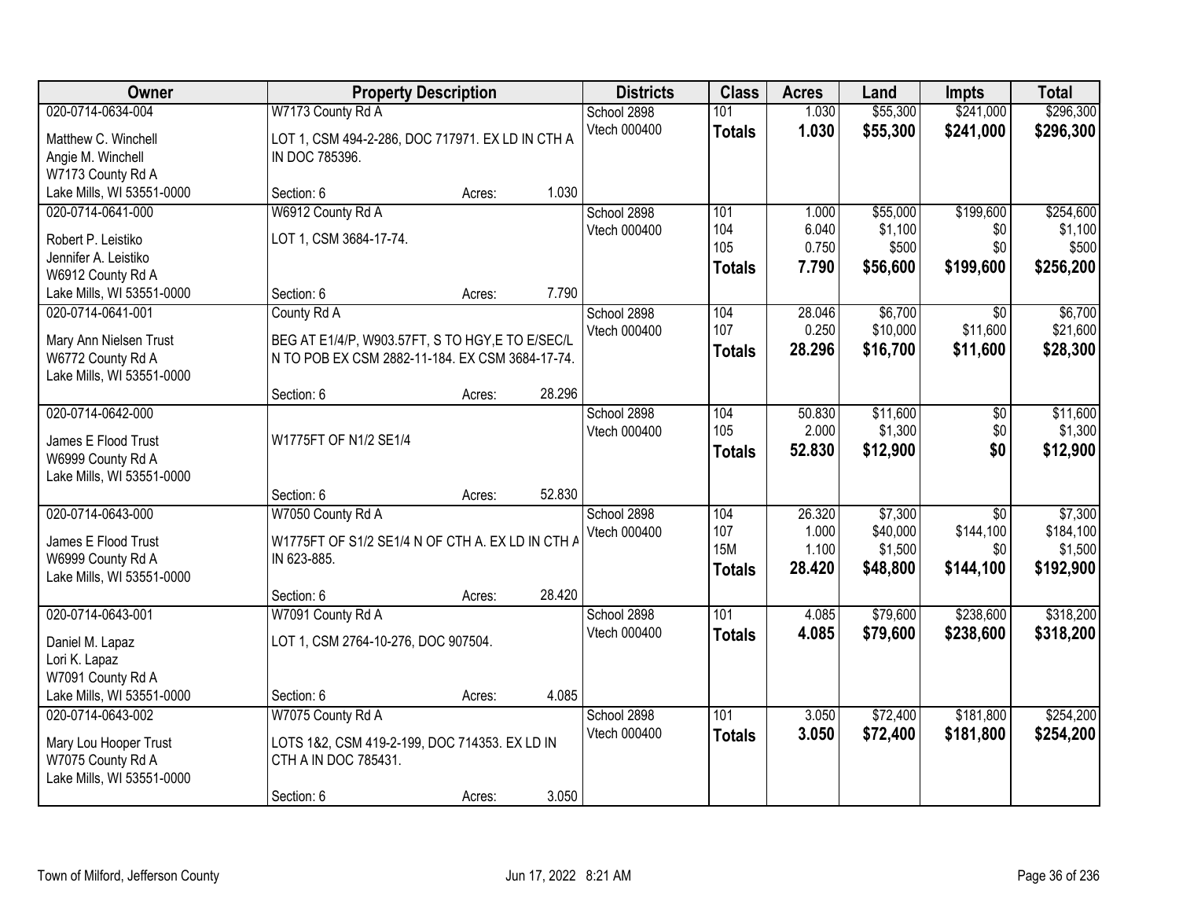| Owner | Property Description | | | Districts | Class | Acres | Land | Impts | Total |
|---|---|---|---|---|---|---|---|---|---|
| 020-0714-0634-004 | W7173 County Rd A | | | School 2898 | 101 | 1.030 | $55,300 | $241,000 | $296,300 |
| Matthew C. Winchell<br>Angie M. Winchell<br>W7173 County Rd A<br>Lake Mills, WI 53551-0000 | LOT 1, CSM 494-2-286, DOC 717971. EX LD IN CTH A IN DOC 785396. | | | Vtech 000400 | **Totals** | **1.030** | **$55,300** | **$241,000** | **$296,300** |
| | Section: 6 | Acres: | 1.030 | | | | | | |
| 020-0714-0641-000 | W6912 County Rd A | | | School 2898 | 101 | 1.000 | $55,000 | $199,600 | $254,600 |
| Robert P. Leistiko<br>Jennifer A. Leistiko<br>W6912 County Rd A<br>Lake Mills, WI 53551-0000 | LOT 1, CSM 3684-17-74. | | | Vtech 000400 | 104 | 6.040 | $1,100 | $0 | $1,100 |
| | | | | | 105 | 0.750 | $500 | $0 | $500 |
| | | | | | **Totals** | **7.790** | **$56,600** | **$199,600** | **$256,200** |
| | Section: 6 | Acres: | 7.790 | | | | | | |
| 020-0714-0641-001 | County Rd A | | | School 2898 | 104 | 28.046 | $6,700 | $0 | $6,700 |
| Mary Ann Nielsen Trust<br>W6772 County Rd A<br>Lake Mills, WI 53551-0000 | BEG AT E1/4/P, W903.57FT, S TO HGY,E TO E/SEC/L N TO POB EX CSM 2882-11-184. EX CSM 3684-17-74. | | | Vtech 000400 | 107 | 0.250 | $10,000 | $11,600 | $21,600 |
| | | | | | **Totals** | **28.296** | **$16,700** | **$11,600** | **$28,300** |
| | Section: 6 | Acres: | 28.296 | | | | | | |
| 020-0714-0642-000 | | | | School 2898 | 104 | 50.830 | $11,600 | $0 | $11,600 |
| James E Flood Trust<br>W6999 County Rd A<br>Lake Mills, WI 53551-0000 | W1775FT OF N1/2 SE1/4 | | | Vtech 000400 | 105 | 2.000 | $1,300 | $0 | $1,300 |
| | | | | | **Totals** | **52.830** | **$12,900** | **$0** | **$12,900** |
| | Section: 6 | Acres: | 52.830 | | | | | | |
| 020-0714-0643-000 | W7050 County Rd A | | | School 2898 | 104 | 26.320 | $7,300 | $0 | $7,300 |
| James E Flood Trust<br>W6999 County Rd A<br>Lake Mills, WI 53551-0000 | W1775FT OF S1/2 SE1/4 N OF CTH A. EX LD IN CTH A IN 623-885. | | | Vtech 000400 | 107 | 1.000 | $40,000 | $144,100 | $184,100 |
| | | | | | 15M | 1.100 | $1,500 | $0 | $1,500 |
| | | | | | **Totals** | **28.420** | **$48,800** | **$144,100** | **$192,900** |
| | Section: 6 | Acres: | 28.420 | | | | | | |
| 020-0714-0643-001 | W7091 County Rd A | | | School 2898 | 101 | 4.085 | $79,600 | $238,600 | $318,200 |
| Daniel M. Lapaz<br>Lori K. Lapaz<br>W7091 County Rd A<br>Lake Mills, WI 53551-0000 | LOT 1, CSM 2764-10-276, DOC 907504. | | | Vtech 000400 | **Totals** | **4.085** | **$79,600** | **$238,600** | **$318,200** |
| | Section: 6 | Acres: | 4.085 | | | | | | |
| 020-0714-0643-002 | W7075 County Rd A | | | School 2898 | 101 | 3.050 | $72,400 | $181,800 | $254,200 |
| Mary Lou Hooper Trust<br>W7075 County Rd A<br>Lake Mills, WI 53551-0000 | LOTS 1&2, CSM 419-2-199, DOC 714353. EX LD IN CTH A IN DOC 785431. | | | Vtech 000400 | **Totals** | **3.050** | **$72,400** | **$181,800** | **$254,200** |
| | Section: 6 | Acres: | 3.050 | | | | | | |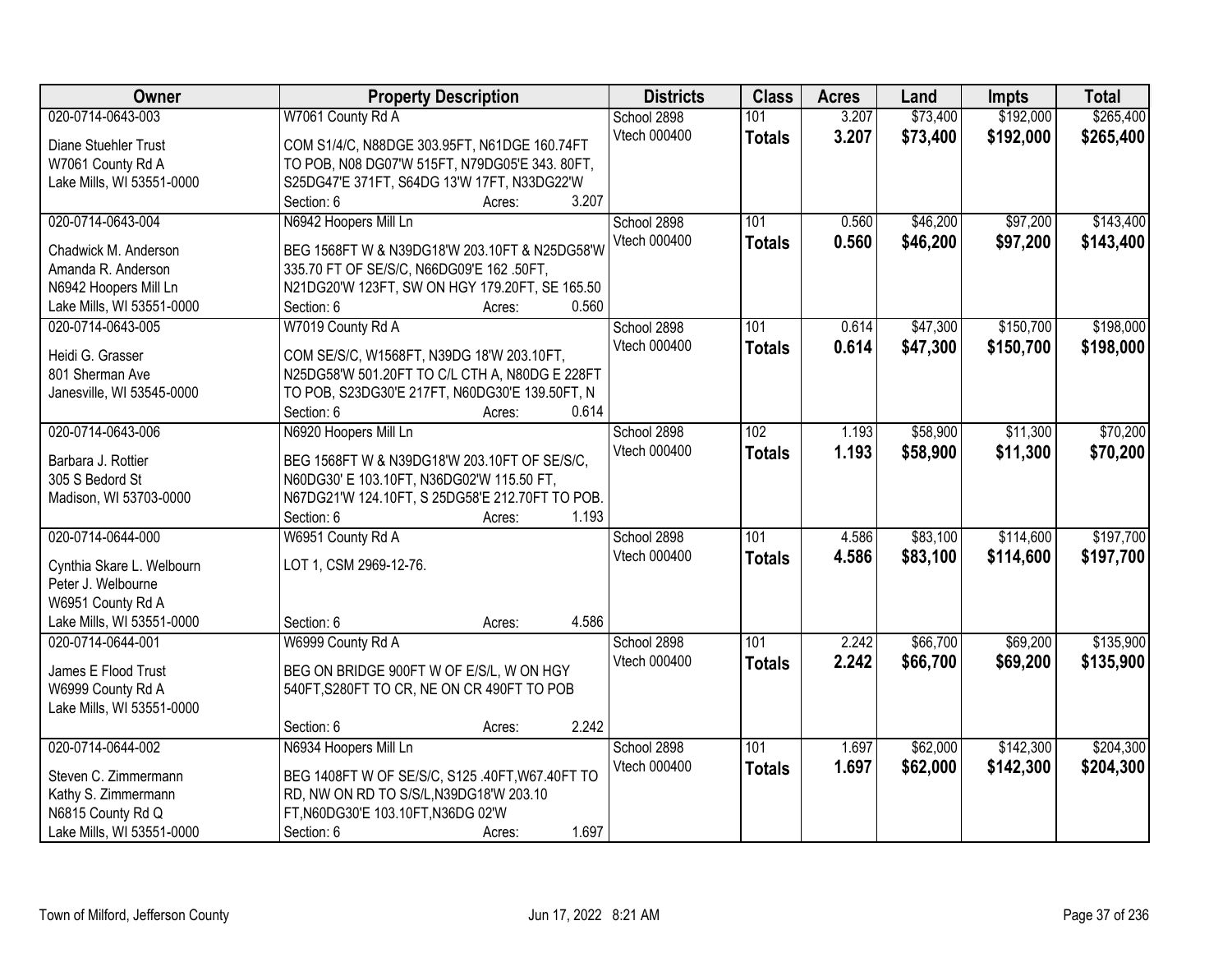| Owner | Property Description | Districts | Class | Acres | Land | Impts | Total |
|---|---|---|---|---|---|---|---|
| 020-0714-0643-003<br>Diane Stuehler Trust<br>W7061 County Rd A<br>Lake Mills, WI 53551-0000 | W7061 County Rd A<br>COM S1/4/C, N88DGE 303.95FT, N61DGE 160.74FT TO POB, N08 DG07'W 515FT, N79DG05'E 343. 80FT, S25DG47'E 371FT, S64DG 13'W 17FT, N33DG22'W<br>Section: 6 Acres: 3.207 | School 2898<br>Vtech 000400 | 101<br>**Totals** | 3.207<br>**3.207** | $73,400<br>**$73,400** | $192,000<br>**$192,000** | $265,400<br>**$265,400** |
| 020-0714-0643-004<br>Chadwick M. Anderson<br>Amanda R. Anderson<br>N6942 Hoopers Mill Ln<br>Lake Mills, WI 53551-0000 | N6942 Hoopers Mill Ln<br>BEG 1568FT W & N39DG18'W 203.10FT & N25DG58'W 335.70 FT OF SE/S/C, N66DG09'E 162 .50FT, N21DG20'W 123FT, SW ON HGY 179.20FT, SE 165.50<br>Section: 6 Acres: 0.560 | School 2898<br>Vtech 000400 | 101<br>**Totals** | 0.560<br>**0.560** | $46,200<br>**$46,200** | $97,200<br>**$97,200** | $143,400<br>**$143,400** |
| 020-0714-0643-005<br>Heidi G. Grasser<br>801 Sherman Ave<br>Janesville, WI 53545-0000 | W7019 County Rd A<br>COM SE/S/C, W1568FT, N39DG 18'W 203.10FT, N25DG58'W 501.20FT TO C/L CTH A, N80DG E 228FT TO POB, S23DG30'E 217FT, N60DG30'E 139.50FT, N<br>Section: 6 Acres: 0.614 | School 2898<br>Vtech 000400 | 101<br>**Totals** | 0.614<br>**0.614** | $47,300<br>**$47,300** | $150,700<br>**$150,700** | $198,000<br>**$198,000** |
| 020-0714-0643-006<br>Barbara J. Rottier<br>305 S Bedord St<br>Madison, WI 53703-0000 | N6920 Hoopers Mill Ln<br>BEG 1568FT W & N39DG18'W 203.10FT OF SE/S/C, N60DG30' E 103.10FT, N36DG02'W 115.50 FT, N67DG21'W 124.10FT, S 25DG58'E 212.70FT TO POB.<br>Section: 6 Acres: 1.193 | School 2898<br>Vtech 000400 | 102<br>**Totals** | 1.193<br>**1.193** | $58,900<br>**$58,900** | $11,300<br>**$11,300** | $70,200<br>**$70,200** |
| 020-0714-0644-000<br>Cynthia Skare L. Welbourn<br>Peter J. Welbourne<br>W6951 County Rd A<br>Lake Mills, WI 53551-0000 | W6951 County Rd A<br>LOT 1, CSM 2969-12-76.<br>Section: 6 Acres: 4.586 | School 2898<br>Vtech 000400 | 101<br>**Totals** | 4.586<br>**4.586** | $83,100<br>**$83,100** | $114,600<br>**$114,600** | $197,700<br>**$197,700** |
| 020-0714-0644-001<br>James E Flood Trust<br>W6999 County Rd A<br>Lake Mills, WI 53551-0000 | W6999 County Rd A<br>BEG ON BRIDGE 900FT W OF E/S/L, W ON HGY 540FT,S280FT TO CR, NE ON CR 490FT TO POB<br>Section: 6 Acres: 2.242 | School 2898<br>Vtech 000400 | 101<br>**Totals** | 2.242<br>**2.242** | $66,700<br>**$66,700** | $69,200<br>**$69,200** | $135,900<br>**$135,900** |
| 020-0714-0644-002<br>Steven C. Zimmermann<br>Kathy S. Zimmermann<br>N6815 County Rd Q<br>Lake Mills, WI 53551-0000 | N6934 Hoopers Mill Ln<br>BEG 1408FT W OF SE/S/C, S125 .40FT,W67.40FT TO RD, NW ON RD TO S/S/L,N39DG18'W 203.10 FT,N60DG30'E 103.10FT,N36DG 02'W<br>Section: 6 Acres: 1.697 | School 2898<br>Vtech 000400 | 101<br>**Totals** | 1.697<br>**1.697** | $62,000<br>**$62,000** | $142,300<br>**$142,300** | $204,300<br>**$204,300** |

Town of Milford, Jefferson County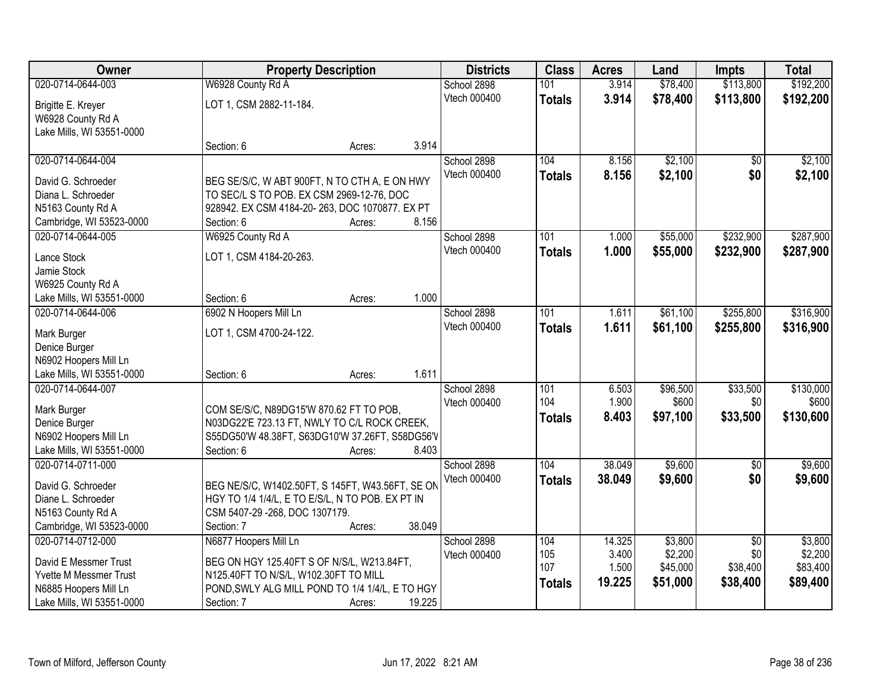| Owner | Property Description | Districts | Class | Acres | Land | Impts | Total |
|---|---|---|---|---|---|---|---|
| 020-0714-0644-003 | W6928 County Rd A | School 2898 | 101 | 3.914 | $78,400 | $113,800 | $192,200 |
| Brigitte E. Kreyer<br>W6928 County Rd A<br>Lake Mills, WI 53551-0000 | LOT 1, CSM 2882-11-184.<br><br>Section: 6 Acres: 3.914 | Vtech 000400 | **Totals** | **3.914** | **$78,400** | **$113,800** | **$192,200** |
| 020-0714-0644-004 | | School 2898 | 104 | 8.156 | $2,100 | $0 | $2,100 |
| David G. Schroeder<br>Diana L. Schroeder<br>N5163 County Rd A<br>Cambridge, WI 53523-0000 | BEG SE/S/C, W ABT 900FT, N TO CTH A, E ON HWY TO SEC/L S TO POB. EX CSM 2969-12-76, DOC 928942. EX CSM 4184-20- 263, DOC 1070877. EX PT<br>Section: 6 Acres: 8.156 | Vtech 000400 | **Totals** | **8.156** | **$2,100** | **$0** | **$2,100** |
| 020-0714-0644-005 | W6925 County Rd A | School 2898 | 101 | 1.000 | $55,000 | $232,900 | $287,900 |
| Lance Stock<br>Jamie Stock<br>W6925 County Rd A<br>Lake Mills, WI 53551-0000 | LOT 1, CSM 4184-20-263.<br><br>Section: 6 Acres: 1.000 | Vtech 000400 | **Totals** | **1.000** | **$55,000** | **$232,900** | **$287,900** |
| 020-0714-0644-006 | 6902 N Hoopers Mill Ln | School 2898 | 101 | 1.611 | $61,100 | $255,800 | $316,900 |
| Mark Burger<br>Denice Burger<br>N6902 Hoopers Mill Ln<br>Lake Mills, WI 53551-0000 | LOT 1, CSM 4700-24-122.<br><br>Section: 6 Acres: 1.611 | Vtech 000400 | **Totals** | **1.611** | **$61,100** | **$255,800** | **$316,900** |
| 020-0714-0644-007 | | School 2898 | 101 | 6.503 | $96,500 | $33,500 | $130,000 |
| Mark Burger<br>Denice Burger<br>N6902 Hoopers Mill Ln<br>Lake Mills, WI 53551-0000 | COM SE/S/C, N89DG15'W 870.62 FT TO POB, N03DG22'E 723.13 FT, NWLY TO C/L ROCK CREEK, S55DG50'W 48.38FT, S63DG10'W 37.26FT, S58DG56'V<br>Section: 6 Acres: 8.403 | Vtech 000400 | 104 | 1.900 | $600 | $0 | $600 |
| | | | **Totals** | **8.403** | **$97,100** | **$33,500** | **$130,600** |
| 020-0714-0711-000 | | School 2898 | 104 | 38.049 | $9,600 | $0 | $9,600 |
| David G. Schroeder<br>Diane L. Schroeder<br>N5163 County Rd A<br>Cambridge, WI 53523-0000 | BEG NE/S/C, W1402.50FT, S 145FT, W43.56FT, SE ON HGY TO 1/4 1/4/L, E TO E/S/L, N TO POB. EX PT IN CSM 5407-29 -268, DOC 1307179.<br>Section: 7 Acres: 38.049 | Vtech 000400 | **Totals** | **38.049** | **$9,600** | **$0** | **$9,600** |
| 020-0714-0712-000 | N6877 Hoopers Mill Ln | School 2898 | 104 | 14.325 | $3,800 | $0 | $3,800 |
| David E Messmer Trust<br>Yvette M Messmer Trust<br>N6885 Hoopers Mill Ln<br>Lake Mills, WI 53551-0000 | BEG ON HGY 125.40FT S OF N/S/L, W213.84FT, N125.40FT TO N/S/L, W102.30FT TO MILL POND,SWLY ALG MILL POND TO 1/4 1/4/L, E TO HGY<br>Section: 7 Acres: 19.225 | Vtech 000400 | 105 | 3.400 | $2,200 | $0 | $2,200 |
| | | | 107 | 1.500 | $45,000 | $38,400 | $83,400 |
| | | | **Totals** | **19.225** | **$51,000** | **$38,400** | **$89,400** |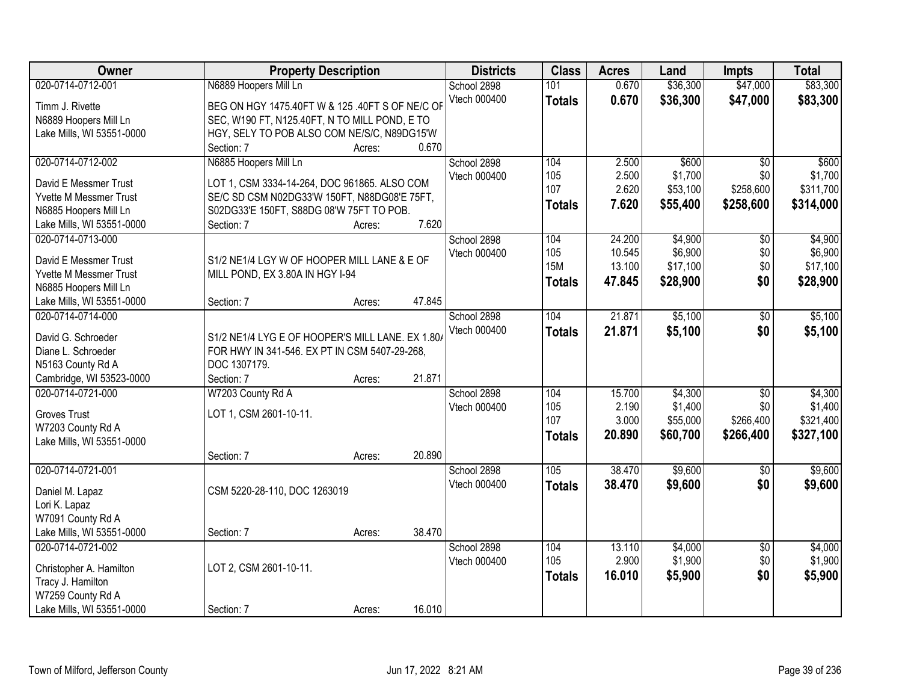| Owner | Property Description | Districts | Class | Acres | Land | Impts | Total |
|---|---|---|---|---|---|---|---|
| 020-0714-0712-001<br>Timm J. Rivette<br>N6889 Hoopers Mill Ln<br>Lake Mills, WI 53551-0000 | N6889 Hoopers Mill Ln<br>BEG ON HGY 1475.40FT W & 125 .40FT S OF NE/C OF SEC, W190 FT, N125.40FT, N TO MILL POND, E TO HGY, SELY TO POB ALSO COM NE/S/C, N89DG15'W<br>Section: 7 Acres: 0.670 | School 2898<br>Vtech 000400 | 101<br>**Totals** | 0.670<br>**0.670** | $36,300<br>**$36,300** | $47,000<br>**$47,000** | $83,300<br>**$83,300** |
| 020-0714-0712-002<br>David E Messmer Trust<br>Yvette M Messmer Trust<br>N6885 Hoopers Mill Ln<br>Lake Mills, WI 53551-0000 | N6885 Hoopers Mill Ln<br>LOT 1, CSM 3334-14-264, DOC 961865. ALSO COM SE/C SD CSM N02DG33'W 150FT, N88DG08'E 75FT, S02DG33'E 150FT, S88DG 08'W 75FT TO POB.<br>Section: 7 Acres: 7.620 | School 2898<br>Vtech 000400 | 104<br>105<br>107<br>**Totals** | 2.500<br>2.500<br>2.620<br>**7.620** | $600<br>$1,700<br>$53,100<br>**$55,400** | $0<br>$0<br>$258,600<br>**$258,600** | $600<br>$1,700<br>$311,700<br>**$314,000** |
| 020-0714-0713-000<br>David E Messmer Trust<br>Yvette M Messmer Trust<br>N6885 Hoopers Mill Ln<br>Lake Mills, WI 53551-0000 | S1/2 NE1/4 LGY W OF HOOPER MILL LANE & E OF MILL POND, EX 3.80A IN HGY I-94<br>Section: 7 Acres: 47.845 | School 2898<br>Vtech 000400 | 104<br>105<br>15M<br>**Totals** | 24.200<br>10.545<br>13.100<br>**47.845** | $4,900<br>$6,900<br>$17,100<br>**$28,900** | $0<br>$0<br>$0<br>**$0** | $4,900<br>$6,900<br>$17,100<br>**$28,900** |
| 020-0714-0714-000<br>David G. Schroeder<br>Diane L. Schroeder<br>N5163 County Rd A<br>Cambridge, WI 53523-0000 | S1/2 NE1/4 LYG E OF HOOPER'S MILL LANE. EX 1.80A FOR HWY IN 341-546. EX PT IN CSM 5407-29-268, DOC 1307179.<br>Section: 7 Acres: 21.871 | School 2898<br>Vtech 000400 | 104<br>**Totals** | 21.871<br>**21.871** | $5,100<br>**$5,100** | $0<br>**$0** | $5,100<br>**$5,100** |
| 020-0714-0721-000<br>Groves Trust<br>W7203 County Rd A<br>Lake Mills, WI 53551-0000 | W7203 County Rd A<br>LOT 1, CSM 2601-10-11.<br>Section: 7 Acres: 20.890 | School 2898<br>Vtech 000400 | 104<br>105<br>107<br>**Totals** | 15.700<br>2.190<br>3.000<br>**20.890** | $4,300<br>$1,400<br>$55,000<br>**$60,700** | $0<br>$0<br>$266,400<br>**$266,400** | $4,300<br>$1,400<br>$321,400<br>**$327,100** |
| 020-0714-0721-001<br>Daniel M. Lapaz<br>Lori K. Lapaz<br>W7091 County Rd A<br>Lake Mills, WI 53551-0000 | CSM 5220-28-110, DOC 1263019<br>Section: 7 Acres: 38.470 | School 2898<br>Vtech 000400 | 105<br>**Totals** | 38.470<br>**38.470** | $9,600<br>**$9,600** | $0<br>**$0** | $9,600<br>**$9,600** |
| 020-0714-0721-002<br>Christopher A. Hamilton<br>Tracy J. Hamilton<br>W7259 County Rd A<br>Lake Mills, WI 53551-0000 | LOT 2, CSM 2601-10-11.<br>Section: 7 Acres: 16.010 | School 2898<br>Vtech 000400 | 104<br>105<br>**Totals** | 13.110<br>2.900<br>**16.010** | $4,000<br>$1,900<br>**$5,900** | $0<br>$0<br>**$0** | $4,000<br>$1,900<br>**$5,900** |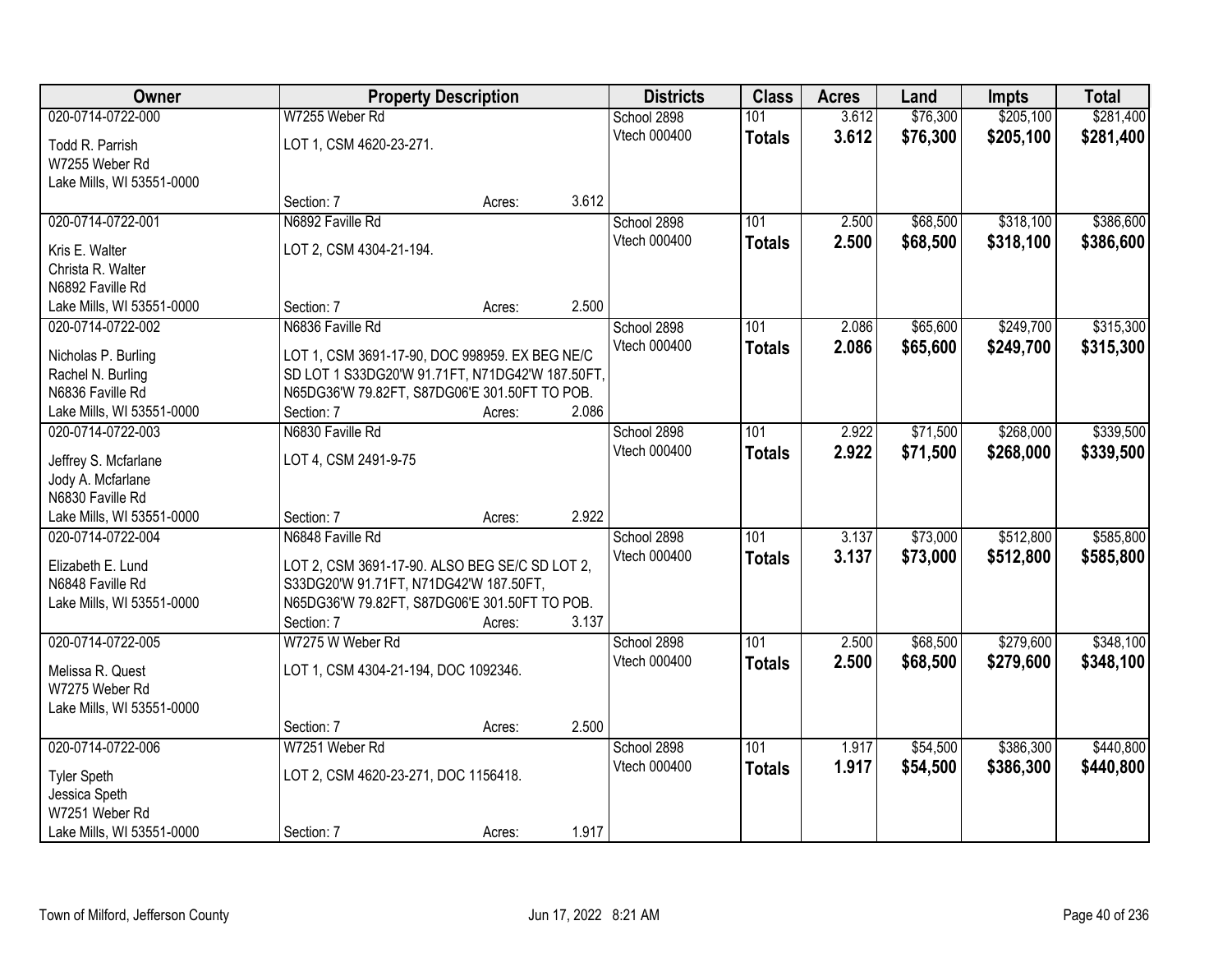| Owner | Property Description | | | Districts | Class | Acres | Land | Impts | Total |
|---|---|---|---|---|---|---|---|---|---|
| 020-0714-0722-000 | W7255 Weber Rd | | | School 2898 | 101 | 3.612 | $76,300 | $205,100 | $281,400 |
| Todd R. Parrish<br>W7255 Weber Rd<br>Lake Mills, WI 53551-0000 | LOT 1, CSM 4620-23-271. | | | Vtech 000400 | **Totals** | **3.612** | **$76,300** | **$205,100** | **$281,400** |
| | Section: 7 | Acres: | 3.612 | | | | | | |
| 020-0714-0722-001 | N6892 Faville Rd | | | School 2898 | 101 | 2.500 | $68,500 | $318,100 | $386,600 |
| Kris E. Walter<br>Christa R. Walter<br>N6892 Faville Rd<br>Lake Mills, WI 53551-0000 | LOT 2, CSM 4304-21-194. | | | Vtech 000400 | **Totals** | **2.500** | **$68,500** | **$318,100** | **$386,600** |
| | Section: 7 | Acres: | 2.500 | | | | | | |
| 020-0714-0722-002 | N6836 Faville Rd | | | School 2898 | 101 | 2.086 | $65,600 | $249,700 | $315,300 |
| Nicholas P. Burling<br>Rachel N. Burling<br>N6836 Faville Rd<br>Lake Mills, WI 53551-0000 | LOT 1, CSM 3691-17-90, DOC 998959. EX BEG NE/C SD LOT 1 S33DG20'W 91.71FT, N71DG42'W 187.50FT, N65DG36'W 79.82FT, S87DG06'E 301.50FT TO POB. | | | Vtech 000400 | **Totals** | **2.086** | **$65,600** | **$249,700** | **$315,300** |
| | Section: 7 | Acres: | 2.086 | | | | | | |
| 020-0714-0722-003 | N6830 Faville Rd | | | School 2898 | 101 | 2.922 | $71,500 | $268,000 | $339,500 |
| Jeffrey S. Mcfarlane<br>Jody A. Mcfarlane<br>N6830 Faville Rd<br>Lake Mills, WI 53551-0000 | LOT 4, CSM 2491-9-75 | | | Vtech 000400 | **Totals** | **2.922** | **$71,500** | **$268,000** | **$339,500** |
| | Section: 7 | Acres: | 2.922 | | | | | | |
| 020-0714-0722-004 | N6848 Faville Rd | | | School 2898 | 101 | 3.137 | $73,000 | $512,800 | $585,800 |
| Elizabeth E. Lund<br>N6848 Faville Rd<br>Lake Mills, WI 53551-0000 | LOT 2, CSM 3691-17-90. ALSO BEG SE/C SD LOT 2, S33DG20'W 91.71FT, N71DG42'W 187.50FT, N65DG36'W 79.82FT, S87DG06'E 301.50FT TO POB. | | | Vtech 000400 | **Totals** | **3.137** | **$73,000** | **$512,800** | **$585,800** |
| | Section: 7 | Acres: | 3.137 | | | | | | |
| 020-0714-0722-005 | W7275 W Weber Rd | | | School 2898 | 101 | 2.500 | $68,500 | $279,600 | $348,100 |
| Melissa R. Quest<br>W7275 Weber Rd<br>Lake Mills, WI 53551-0000 | LOT 1, CSM 4304-21-194, DOC 1092346. | | | Vtech 000400 | **Totals** | **2.500** | **$68,500** | **$279,600** | **$348,100** |
| | Section: 7 | Acres: | 2.500 | | | | | | |
| 020-0714-0722-006 | W7251 Weber Rd | | | School 2898 | 101 | 1.917 | $54,500 | $386,300 | $440,800 |
| Tyler Speth<br>Jessica Speth<br>W7251 Weber Rd<br>Lake Mills, WI 53551-0000 | LOT 2, CSM 4620-23-271, DOC 1156418. | | | Vtech 000400 | **Totals** | **1.917** | **$54,500** | **$386,300** | **$440,800** |
| | Section: 7 | Acres: | 1.917 | | | | | | |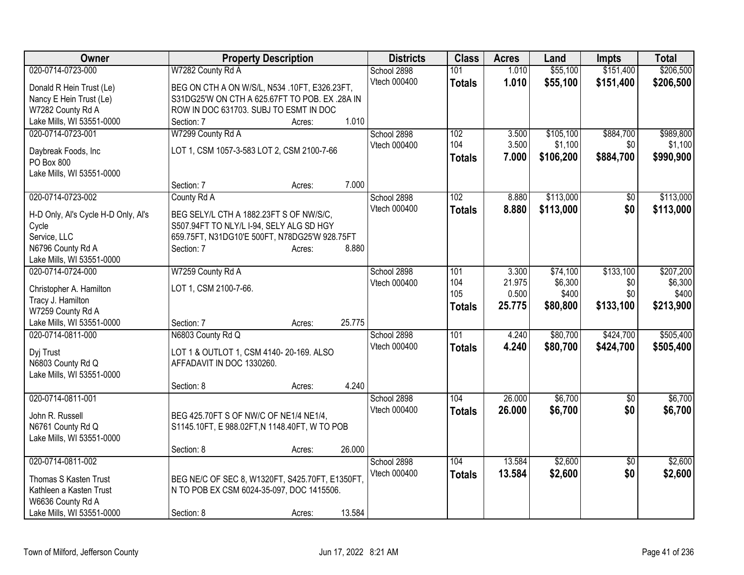| Owner | Property Description | Districts | Class | Acres | Land | Impts | Total |
|---|---|---|---|---|---|---|---|
| 020-0714-0723-000<br>Donald R Hein Trust (Le)<br>Nancy E Hein Trust (Le)<br>W7282 County Rd A<br>Lake Mills, WI 53551-0000 | W7282 County Rd A<br>BEG ON CTH A ON W/S/L, N534 .10FT, E326.23FT, S31DG25'W ON CTH A 625.67FT TO POB. EX .28A IN ROW IN DOC 631703. SUBJ TO ESMT IN DOC<br>Section: 7 Acres: 1.010 | School 2898<br>Vtech 000400 | 101<br>**Totals** | 1.010<br>**1.010** | $55,100<br>**$55,100** | $151,400<br>**$151,400** | $206,500<br>**$206,500** |
| 020-0714-0723-001<br>Daybreak Foods, Inc<br>PO Box 800<br>Lake Mills, WI 53551-0000 | W7299 County Rd A<br>LOT 1, CSM 1057-3-583 LOT 2, CSM 2100-7-66<br>Section: 7 Acres: 7.000 | School 2898<br>Vtech 000400 | 102<br>104<br>**Totals** | 3.500<br>3.500<br>**7.000** | $105,100<br>$1,100<br>**$106,200** | $884,700<br>$0<br>**$884,700** | $989,800<br>$1,100<br>**$990,900** |
| 020-0714-0723-002<br>H-D Only, Al's Cycle H-D Only, Al's Cycle<br>Service, LLC<br>N6796 County Rd A<br>Lake Mills, WI 53551-0000 | County Rd A<br>BEG SELY/L CTH A 1882.23FT S OF NW/S/C, S507.94FT TO NLY/L I-94, SELY ALG SD HGY 659.75FT, N31DG10'E 500FT, N78DG25'W 928.75FT<br>Section: 7 Acres: 8.880 | School 2898<br>Vtech 000400 | 102<br>**Totals** | 8.880<br>**8.880** | $113,000<br>**$113,000** | $0<br>**$0** | $113,000<br>**$113,000** |
| 020-0714-0724-000<br>Christopher A. Hamilton<br>Tracy J. Hamilton<br>W7259 County Rd A<br>Lake Mills, WI 53551-0000 | W7259 County Rd A<br>LOT 1, CSM 2100-7-66.<br>Section: 7 Acres: 25.775 | School 2898<br>Vtech 000400 | 101<br>104<br>105<br>**Totals** | 3.300<br>21.975<br>0.500<br>**25.775** | $74,100<br>$6,300<br>$400<br>**$80,800** | $133,100<br>$0<br>$0<br>**$133,100** | $207,200<br>$6,300<br>$400<br>**$213,900** |
| 020-0714-0811-000<br>Dyj Trust<br>N6803 County Rd Q<br>Lake Mills, WI 53551-0000 | N6803 County Rd Q<br>LOT 1 & OUTLOT 1, CSM 4140- 20-169. ALSO AFFADAVIT IN DOC 1330260.<br>Section: 8 Acres: 4.240 | School 2898<br>Vtech 000400 | 101<br>**Totals** | 4.240<br>**4.240** | $80,700<br>**$80,700** | $424,700<br>**$424,700** | $505,400<br>**$505,400** |
| 020-0714-0811-001<br>John R. Russell<br>N6761 County Rd Q<br>Lake Mills, WI 53551-0000 | BEG 425.70FT S OF NW/C OF NE1/4 NE1/4, S1145.10FT, E 988.02FT,N 1148.40FT, W TO POB<br>Section: 8 Acres: 26.000 | School 2898<br>Vtech 000400 | 104<br>**Totals** | 26.000<br>**26.000** | $6,700<br>**$6,700** | $0<br>**$0** | $6,700<br>**$6,700** |
| 020-0714-0811-002<br>Thomas S Kasten Trust<br>Kathleen a Kasten Trust<br>W6636 County Rd A<br>Lake Mills, WI 53551-0000 | BEG NE/C OF SEC 8, W1320FT, S425.70FT, E1350FT, N TO POB EX CSM 6024-35-097, DOC 1415506.<br>Section: 8 Acres: 13.584 | School 2898<br>Vtech 000400 | 104<br>**Totals** | 13.584<br>**13.584** | $2,600<br>**$2,600** | $0<br>**$0** | $2,600<br>**$2,600** |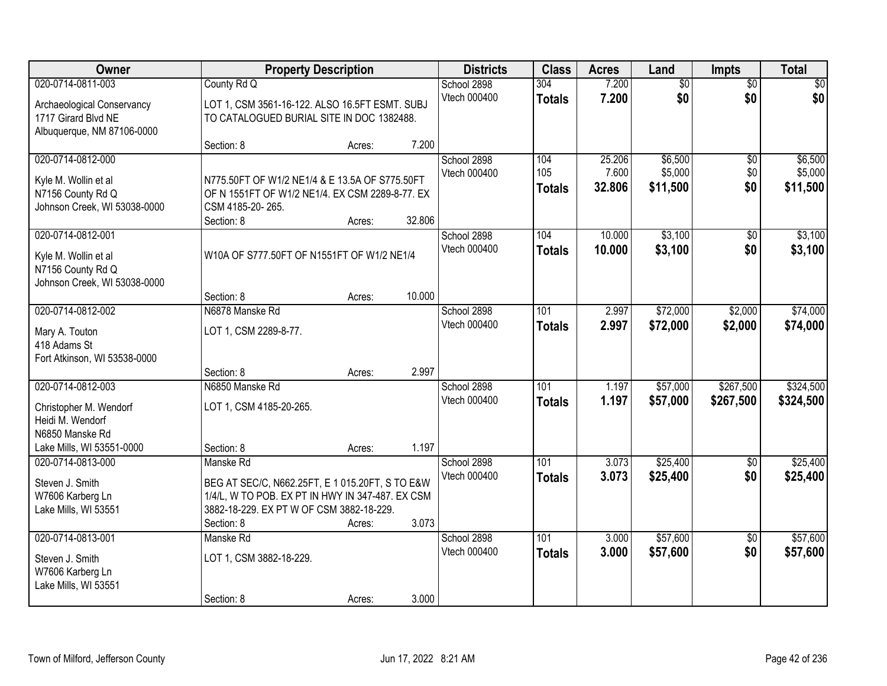| Owner | Property Description | Districts | Class | Acres | Land | Impts | Total |
|---|---|---|---|---|---|---|---|
| 020-0714-0811-003<br>Archaeological Conservancy<br>1717 Girard Blvd NE<br>Albuquerque, NM 87106-0000 | County Rd Q<br>LOT 1, CSM 3561-16-122. ALSO 16.5FT ESMT. SUBJ TO CATALOGUED BURIAL SITE IN DOC 1382488.<br>Section: 8 Acres: 7.200 | School 2898<br>Vtech 000400 | 304<br>**Totals** | 7.200<br>**7.200** | $0<br>**$0** | $0<br>**$0** | $0<br>**$0** |
| 020-0714-0812-000<br>Kyle M. Wollin et al<br>N7156 County Rd Q<br>Johnson Creek, WI 53038-0000 | N775.50FT OF W1/2 NE1/4 & E 13.5A OF S775.50FT OF N 1551FT OF W1/2 NE1/4. EX CSM 2289-8-77. EX CSM 4185-20- 265.<br>Section: 8 Acres: 32.806 | School 2898<br>Vtech 000400 | 104<br>105<br>**Totals** | 25.206<br>7.600<br>**32.806** | $6,500<br>$5,000<br>**$11,500** | $0<br>$0<br>**$0** | $6,500<br>$5,000<br>**$11,500** |
| 020-0714-0812-001<br>Kyle M. Wollin et al<br>N7156 County Rd Q<br>Johnson Creek, WI 53038-0000 | W10A OF S777.50FT OF N1551FT OF W1/2 NE1/4<br>Section: 8 Acres: 10.000 | School 2898<br>Vtech 000400 | 104<br>**Totals** | 10.000<br>**10.000** | $3,100<br>**$3,100** | $0<br>**$0** | $3,100<br>**$3,100** |
| 020-0714-0812-002<br>Mary A. Touton<br>418 Adams St<br>Fort Atkinson, WI 53538-0000 | N6878 Manske Rd<br>LOT 1, CSM 2289-8-77.<br>Section: 8 Acres: 2.997 | School 2898<br>Vtech 000400 | 101<br>**Totals** | 2.997<br>**2.997** | $72,000<br>**$72,000** | $2,000<br>**$2,000** | $74,000<br>**$74,000** |
| 020-0714-0812-003<br>Christopher M. Wendorf<br>Heidi M. Wendorf<br>N6850 Manske Rd<br>Lake Mills, WI 53551-0000 | N6850 Manske Rd<br>LOT 1, CSM 4185-20-265.<br>Section: 8 Acres: 1.197 | School 2898<br>Vtech 000400 | 101<br>**Totals** | 1.197<br>**1.197** | $57,000<br>**$57,000** | $267,500<br>**$267,500** | $324,500<br>**$324,500** |
| 020-0714-0813-000<br>Steven J. Smith<br>W7606 Karberg Ln<br>Lake Mills, WI 53551 | Manske Rd<br>BEG AT SEC/C, N662.25FT, E 1 015.20FT, S TO E&W 1/4/L, W TO POB. EX PT IN HWY IN 347-487. EX CSM 3882-18-229. EX PT W OF CSM 3882-18-229.<br>Section: 8 Acres: 3.073 | School 2898<br>Vtech 000400 | 101<br>**Totals** | 3.073<br>**3.073** | $25,400<br>**$25,400** | $0<br>**$0** | $25,400<br>**$25,400** |
| 020-0714-0813-001<br>Steven J. Smith<br>W7606 Karberg Ln<br>Lake Mills, WI 53551 | Manske Rd<br>LOT 1, CSM 3882-18-229.<br>Section: 8 Acres: 3.000 | School 2898<br>Vtech 000400 | 101<br>**Totals** | 3.000<br>**3.000** | $57,600<br>**$57,600** | $0<br>**$0** | $57,600<br>**$57,600** |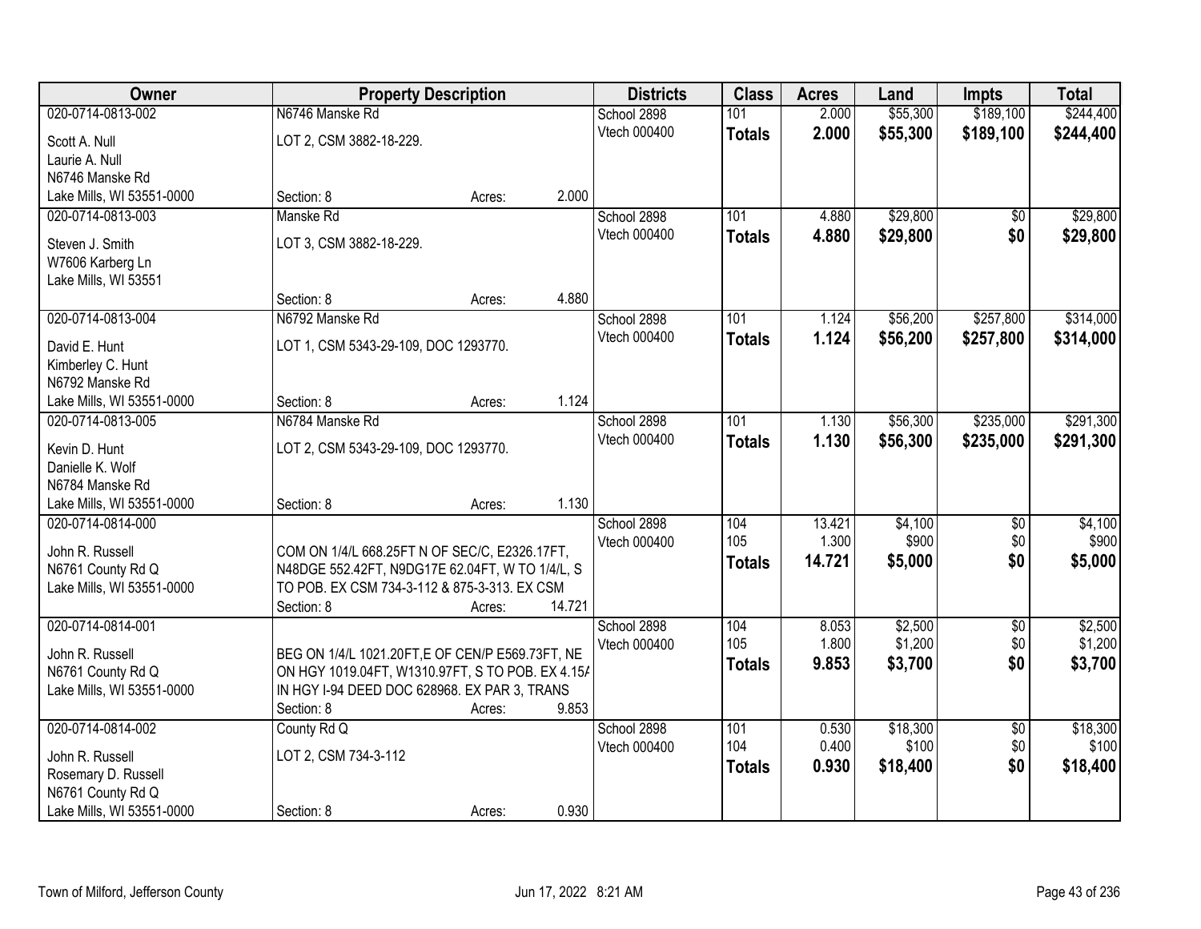| Owner | Property Description | | Districts | Class | Acres | Land | Impts | Total |
|---|---|---|---|---|---|---|---|---|
| 020-0714-0813-002<br>Scott A. Null<br>Laurie A. Null<br>N6746 Manske Rd<br>Lake Mills, WI 53551-0000 | N6746 Manske Rd<br>LOT 2, CSM 3882-18-229.<br>Section: 8 | Acres: 2.000 | School 2898<br>Vtech 000400 | 101<br>**Totals** | 2.000<br>**2.000** | $55,300<br>**$55,300** | $189,100<br>**$189,100** | $244,400<br>**$244,400** |
| 020-0714-0813-003<br>Steven J. Smith<br>W7606 Karberg Ln<br>Lake Mills, WI 53551 | Manske Rd<br>LOT 3, CSM 3882-18-229.<br>Section: 8 | Acres: 4.880 | School 2898<br>Vtech 000400 | 101<br>**Totals** | 4.880<br>**4.880** | $29,800<br>**$29,800** | $0<br>**$0** | $29,800<br>**$29,800** |
| 020-0714-0813-004<br>David E. Hunt<br>Kimberley C. Hunt<br>N6792 Manske Rd<br>Lake Mills, WI 53551-0000 | N6792 Manske Rd<br>LOT 1, CSM 5343-29-109, DOC 1293770.<br>Section: 8 | Acres: 1.124 | School 2898<br>Vtech 000400 | 101<br>**Totals** | 1.124<br>**1.124** | $56,200<br>**$56,200** | $257,800<br>**$257,800** | $314,000<br>**$314,000** |
| 020-0714-0813-005<br>Kevin D. Hunt<br>Danielle K. Wolf<br>N6784 Manske Rd<br>Lake Mills, WI 53551-0000 | N6784 Manske Rd<br>LOT 2, CSM 5343-29-109, DOC 1293770.<br>Section: 8 | Acres: 1.130 | School 2898<br>Vtech 000400 | 101<br>**Totals** | 1.130<br>**1.130** | $56,300<br>**$56,300** | $235,000<br>**$235,000** | $291,300<br>**$291,300** |
| 020-0714-0814-000<br>John R. Russell<br>N6761 County Rd Q<br>Lake Mills, WI 53551-0000 | COM ON 1/4/L 668.25FT N OF SEC/C, E2326.17FT, N48DGE 552.42FT, N9DG17E 62.04FT, W TO 1/4/L, S TO POB. EX CSM 734-3-112 & 875-3-313. EX CSM<br>Section: 8 | Acres: 14.721 | School 2898<br>Vtech 000400 | 104<br>105<br>**Totals** | 13.421<br>1.300<br>**14.721** | $4,100<br>$900<br>**$5,000** | $0<br>$0<br>**$0** | $4,100<br>$900<br>**$5,000** |
| 020-0714-0814-001<br>John R. Russell<br>N6761 County Rd Q<br>Lake Mills, WI 53551-0000 | BEG ON 1/4/L 1021.20FT,E OF CEN/P E569.73FT, NE ON HGY 1019.04FT, W1310.97FT, S TO POB. EX 4.15A IN HGY I-94 DEED DOC 628968. EX PAR 3, TRANS<br>Section: 8 | Acres: 9.853 | School 2898<br>Vtech 000400 | 104<br>105<br>**Totals** | 8.053<br>1.800<br>**9.853** | $2,500<br>$1,200<br>**$3,700** | $0<br>$0<br>**$0** | $2,500<br>$1,200<br>**$3,700** |
| 020-0714-0814-002<br>John R. Russell<br>Rosemary D. Russell<br>N6761 County Rd Q<br>Lake Mills, WI 53551-0000 | County Rd Q<br>LOT 2, CSM 734-3-112<br>Section: 8 | Acres: 0.930 | School 2898<br>Vtech 000400 | 101<br>104<br>**Totals** | 0.530<br>0.400<br>**0.930** | $18,300<br>$100<br>**$18,400** | $0<br>$0<br>**$0** | $18,300<br>$100<br>**$18,400** |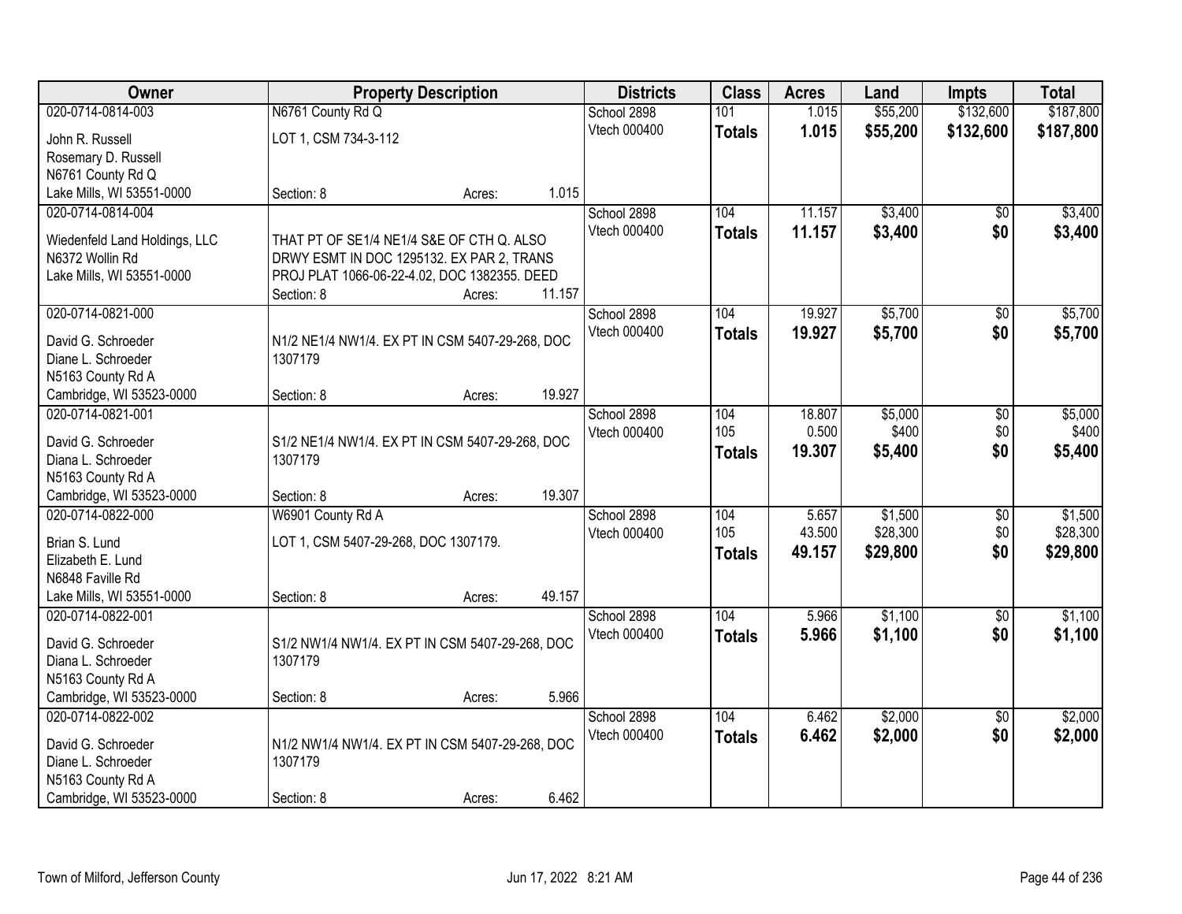| Owner | Property Description | Districts | Class | Acres | Land | Impts | Total |
|---|---|---|---|---|---|---|---|
| 020-0714-0814-003<br>John R. Russell<br>Rosemary D. Russell<br>N6761 County Rd Q<br>Lake Mills, WI 53551-0000 | N6761 County Rd Q<br>LOT 1, CSM 734-3-112<br>Section: 8 Acres: 1.015 | School 2898<br>Vtech 000400 | 101<br>**Totals** | 1.015<br>**1.015** | $55,200<br>**$55,200** | $132,600<br>**$132,600** | $187,800<br>**$187,800** |
| 020-0714-0814-004<br>Wiedenfeld Land Holdings, LLC<br>N6372 Wollin Rd<br>Lake Mills, WI 53551-0000 | THAT PT OF SE1/4 NE1/4 S&E OF CTH Q. ALSO DRWY ESMT IN DOC 1295132. EX PAR 2, TRANS PROJ PLAT 1066-06-22-4.02, DOC 1382355. DEED<br>Section: 8 Acres: 11.157 | School 2898<br>Vtech 000400 | 104<br>**Totals** | 11.157<br>**11.157** | $3,400<br>**$3,400** | $0<br>**$0** | $3,400<br>**$3,400** |
| 020-0714-0821-000<br>David G. Schroeder<br>Diane L. Schroeder<br>N5163 County Rd A<br>Cambridge, WI 53523-0000 | N1/2 NE1/4 NW1/4. EX PT IN CSM 5407-29-268, DOC 1307179<br>Section: 8 Acres: 19.927 | School 2898<br>Vtech 000400 | 104<br>**Totals** | 19.927<br>**19.927** | $5,700<br>**$5,700** | $0<br>**$0** | $5,700<br>**$5,700** |
| 020-0714-0821-001<br>David G. Schroeder<br>Diana L. Schroeder<br>N5163 County Rd A<br>Cambridge, WI 53523-0000 | S1/2 NE1/4 NW1/4. EX PT IN CSM 5407-29-268, DOC 1307179<br>Section: 8 Acres: 19.307 | School 2898<br>Vtech 000400 | 104<br>105<br>**Totals** | 18.807<br>0.500<br>**19.307** | $5,000<br>$400<br>**$5,400** | $0<br>$0<br>**$0** | $5,000<br>$400<br>**$5,400** |
| 020-0714-0822-000<br>Brian S. Lund<br>Elizabeth E. Lund<br>N6848 Faville Rd<br>Lake Mills, WI 53551-0000 | W6901 County Rd A<br>LOT 1, CSM 5407-29-268, DOC 1307179.<br>Section: 8 Acres: 49.157 | School 2898<br>Vtech 000400 | 104<br>105<br>**Totals** | 5.657<br>43.500<br>**49.157** | $1,500<br>$28,300<br>**$29,800** | $0<br>$0<br>**$0** | $1,500<br>$28,300<br>**$29,800** |
| 020-0714-0822-001<br>David G. Schroeder<br>Diana L. Schroeder<br>N5163 County Rd A<br>Cambridge, WI 53523-0000 | S1/2 NW1/4 NW1/4. EX PT IN CSM 5407-29-268, DOC 1307179<br>Section: 8 Acres: 5.966 | School 2898<br>Vtech 000400 | 104<br>**Totals** | 5.966<br>**5.966** | $1,100<br>**$1,100** | $0<br>**$0** | $1,100<br>**$1,100** |
| 020-0714-0822-002<br>David G. Schroeder<br>Diane L. Schroeder<br>N5163 County Rd A<br>Cambridge, WI 53523-0000 | N1/2 NW1/4 NW1/4. EX PT IN CSM 5407-29-268, DOC 1307179<br>Section: 8 Acres: 6.462 | School 2898<br>Vtech 000400 | 104<br>**Totals** | 6.462<br>**6.462** | $2,000<br>**$2,000** | $0<br>**$0** | $2,000<br>**$2,000** |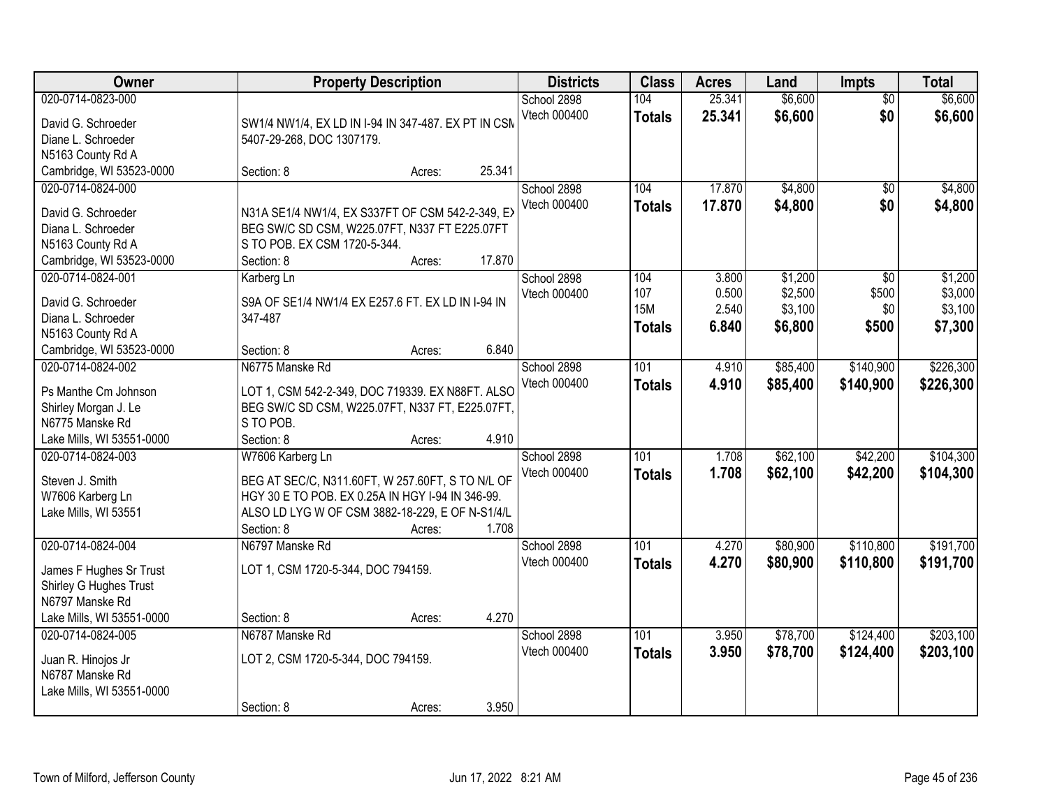| Owner | Property Description | Districts | Class | Acres | Land | Impts | Total |
|---|---|---|---|---|---|---|---|
| 020-0714-0823-000<br>David G. Schroeder<br>Diane L. Schroeder<br>N5163 County Rd A<br>Cambridge, WI 53523-0000 | SW1/4 NW1/4, EX LD IN I-94 IN 347-487. EX PT IN CSM 5407-29-268, DOC 1307179.<br>Section: 8 Acres: 25.341 | School 2898<br>Vtech 000400 | 104<br>**Totals** | 25.341<br>**25.341** | $6,600<br>**$6,600** | $0<br>**$0** | $6,600<br>**$6,600** |
| 020-0714-0824-000<br>David G. Schroeder<br>Diana L. Schroeder<br>N5163 County Rd A<br>Cambridge, WI 53523-0000 | N31A SE1/4 NW1/4, EX S337FT OF CSM 542-2-349, EX BEG SW/C SD CSM, W225.07FT, N337 FT E225.07FT S TO POB. EX CSM 1720-5-344.<br>Section: 8 Acres: 17.870 | School 2898<br>Vtech 000400 | 104<br>**Totals** | 17.870<br>**17.870** | $4,800<br>**$4,800** | $0<br>**$0** | $4,800<br>**$4,800** |
| 020-0714-0824-001<br>David G. Schroeder<br>Diana L. Schroeder<br>N5163 County Rd A<br>Cambridge, WI 53523-0000 | Karberg Ln<br>S9A OF SE1/4 NW1/4 EX E257.6 FT. EX LD IN I-94 IN 347-487<br>Section: 8 Acres: 6.840 | School 2898<br>Vtech 000400 | 104<br>107<br>15M<br>**Totals** | 3.800<br>0.500<br>2.540<br>**6.840** | $1,200<br>$2,500<br>$3,100<br>**$6,800** | $0<br>$500<br>$0<br>**$500** | $1,200<br>$3,000<br>$3,100<br>**$7,300** |
| 020-0714-0824-002<br>Ps Manthe Cm Johnson<br>Shirley Morgan J. Le<br>N6775 Manske Rd<br>Lake Mills, WI 53551-0000 | N6775 Manske Rd<br>LOT 1, CSM 542-2-349, DOC 719339. EX N88FT. ALSO BEG SW/C SD CSM, W225.07FT, N337 FT, E225.07FT, S TO POB.<br>Section: 8 Acres: 4.910 | School 2898<br>Vtech 000400 | 101<br>**Totals** | 4.910<br>**4.910** | $85,400<br>**$85,400** | $140,900<br>**$140,900** | $226,300<br>**$226,300** |
| 020-0714-0824-003<br>Steven J. Smith<br>W7606 Karberg Ln<br>Lake Mills, WI 53551 | W7606 Karberg Ln<br>BEG AT SEC/C, N311.60FT, W 257.60FT, S TO N/L OF HGY 30 E TO POB. EX 0.25A IN HGY I-94 IN 346-99. ALSO LD LYG W OF CSM 3882-18-229, E OF N-S1/4/L<br>Section: 8 Acres: 1.708 | School 2898<br>Vtech 000400 | 101<br>**Totals** | 1.708<br>**1.708** | $62,100<br>**$62,100** | $42,200<br>**$42,200** | $104,300<br>**$104,300** |
| 020-0714-0824-004<br>James F Hughes Sr Trust<br>Shirley G Hughes Trust<br>N6797 Manske Rd<br>Lake Mills, WI 53551-0000 | N6797 Manske Rd<br>LOT 1, CSM 1720-5-344, DOC 794159.<br>Section: 8 Acres: 4.270 | School 2898<br>Vtech 000400 | 101<br>**Totals** | 4.270<br>**4.270** | $80,900<br>**$80,900** | $110,800<br>**$110,800** | $191,700<br>**$191,700** |
| 020-0714-0824-005<br>Juan R. Hinojos Jr<br>N6787 Manske Rd<br>Lake Mills, WI 53551-0000 | N6787 Manske Rd<br>LOT 2, CSM 1720-5-344, DOC 794159.<br>Section: 8 Acres: 3.950 | School 2898<br>Vtech 000400 | 101<br>**Totals** | 3.950<br>**3.950** | $78,700<br>**$78,700** | $124,400<br>**$124,400** | $203,100<br>**$203,100** |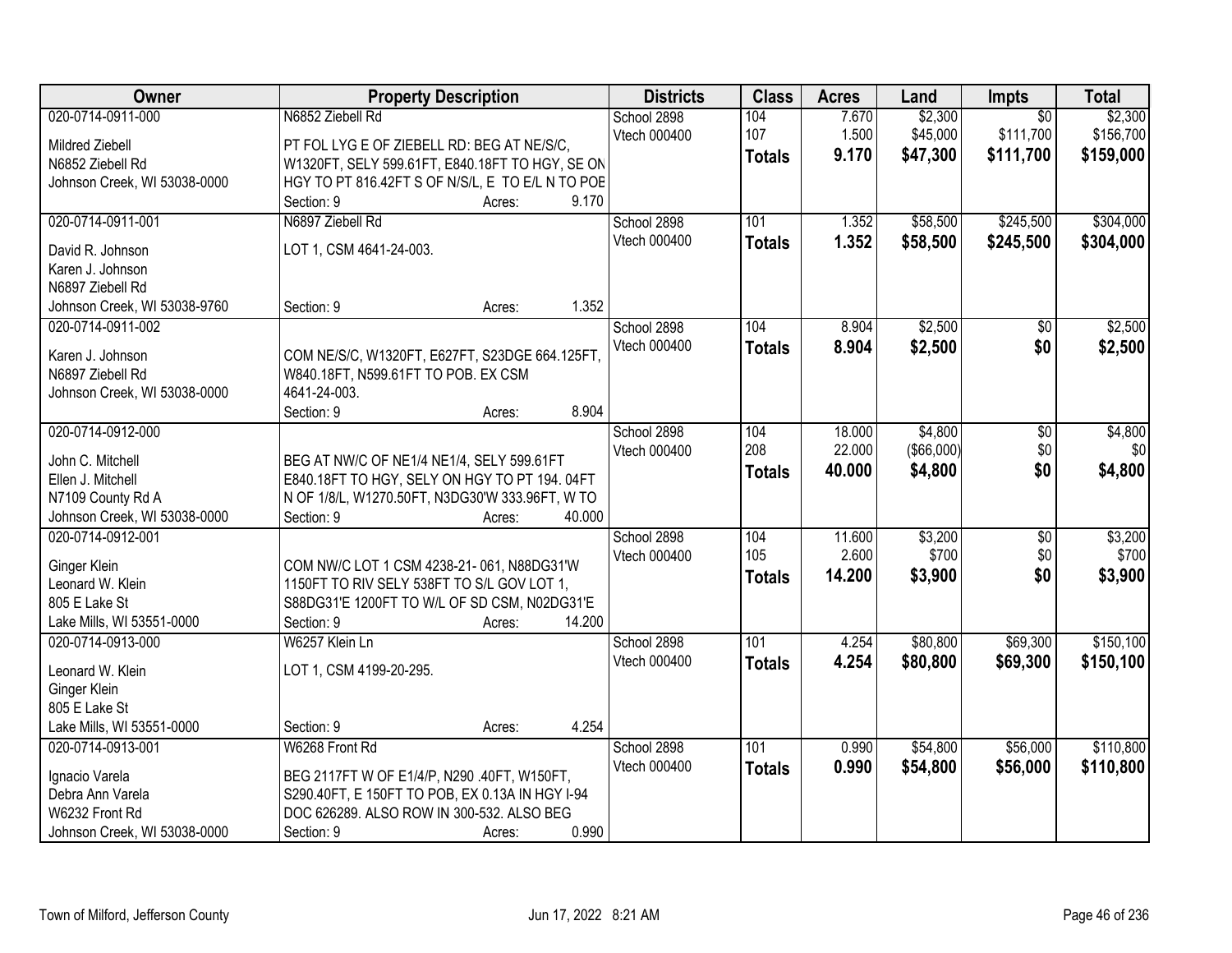| Owner | Property Description | Districts | Class | Acres | Land | Impts | Total |
|---|---|---|---|---|---|---|---|
| 020-0714-0911-000<br>Mildred Ziebell<br>N6852 Ziebell Rd<br>Johnson Creek, WI 53038-0000 | N6852 Ziebell Rd<br>PT FOL LYG E OF ZIEBELL RD: BEG AT NE/S/C, W1320FT, SELY 599.61FT, E840.18FT TO HGY, SE ON HGY TO PT 816.42FT S OF N/S/L, E TO E/L N TO POB<br>Section: 9 Acres: 9.170 | School 2898<br>Vtech 000400 | 104<br>107<br>**Totals** | 7.670<br>1.500<br>**9.170** | $2,300<br>$45,000<br>**$47,300** | $0<br>$111,700<br>**$111,700** | $2,300<br>$156,700<br>**$159,000** |
| 020-0714-0911-001<br>David R. Johnson<br>Karen J. Johnson<br>N6897 Ziebell Rd<br>Johnson Creek, WI 53038-9760 | N6897 Ziebell Rd<br>LOT 1, CSM 4641-24-003.<br>Section: 9 Acres: 1.352 | School 2898<br>Vtech 000400 | 101<br>**Totals** | 1.352<br>**1.352** | $58,500<br>**$58,500** | $245,500<br>**$245,500** | $304,000<br>**$304,000** |
| 020-0714-0911-002<br>Karen J. Johnson<br>N6897 Ziebell Rd<br>Johnson Creek, WI 53038-0000 | COM NE/S/C, W1320FT, E627FT, S23DGE 664.125FT, W840.18FT, N599.61FT TO POB. EX CSM 4641-24-003.<br>Section: 9 Acres: 8.904 | School 2898<br>Vtech 000400 | 104<br>**Totals** | 8.904<br>**8.904** | $2,500<br>**$2,500** | $0<br>**$0** | $2,500<br>**$2,500** |
| 020-0714-0912-000<br>John C. Mitchell<br>Ellen J. Mitchell<br>N7109 County Rd A<br>Johnson Creek, WI 53038-0000 | BEG AT NW/C OF NE1/4 NE1/4, SELY 599.61FT E840.18FT TO HGY, SELY ON HGY TO PT 194. 04FT N OF 1/8/L, W1270.50FT, N3DG30'W 333.96FT, W TO<br>Section: 9 Acres: 40.000 | School 2898<br>Vtech 000400 | 104<br>208<br>**Totals** | 18.000<br>22.000<br>**40.000** | $4,800<br>($66,000)<br>**$4,800** | $0<br>$0<br>**$0** | $4,800<br>$0<br>**$4,800** |
| 020-0714-0912-001<br>Ginger Klein<br>Leonard W. Klein<br>805 E Lake St<br>Lake Mills, WI 53551-0000 | COM NW/C LOT 1 CSM 4238-21- 061, N88DG31'W 1150FT TO RIV SELY 538FT TO S/L GOV LOT 1, S88DG31'E 1200FT TO W/L OF SD CSM, N02DG31'E<br>Section: 9 Acres: 14.200 | School 2898<br>Vtech 000400 | 104<br>105<br>**Totals** | 11.600<br>2.600<br>**14.200** | $3,200<br>$700<br>**$3,900** | $0<br>$0<br>**$0** | $3,200<br>$700<br>**$3,900** |
| 020-0714-0913-000<br>Leonard W. Klein<br>Ginger Klein<br>805 E Lake St<br>Lake Mills, WI 53551-0000 | W6257 Klein Ln<br>LOT 1, CSM 4199-20-295.<br>Section: 9 Acres: 4.254 | School 2898<br>Vtech 000400 | 101<br>**Totals** | 4.254<br>**4.254** | $80,800<br>**$80,800** | $69,300<br>**$69,300** | $150,100<br>**$150,100** |
| 020-0714-0913-001<br>Ignacio Varela<br>Debra Ann Varela<br>W6232 Front Rd<br>Johnson Creek, WI 53038-0000 | W6268 Front Rd<br>BEG 2117FT W OF E1/4/P, N290 .40FT, W150FT, S290.40FT, E 150FT TO POB, EX 0.13A IN HGY I-94 DOC 626289. ALSO ROW IN 300-532. ALSO BEG<br>Section: 9 Acres: 0.990 | School 2898<br>Vtech 000400 | 101<br>**Totals** | 0.990<br>**0.990** | $54,800<br>**$54,800** | $56,000<br>**$56,000** | $110,800<br>**$110,800** |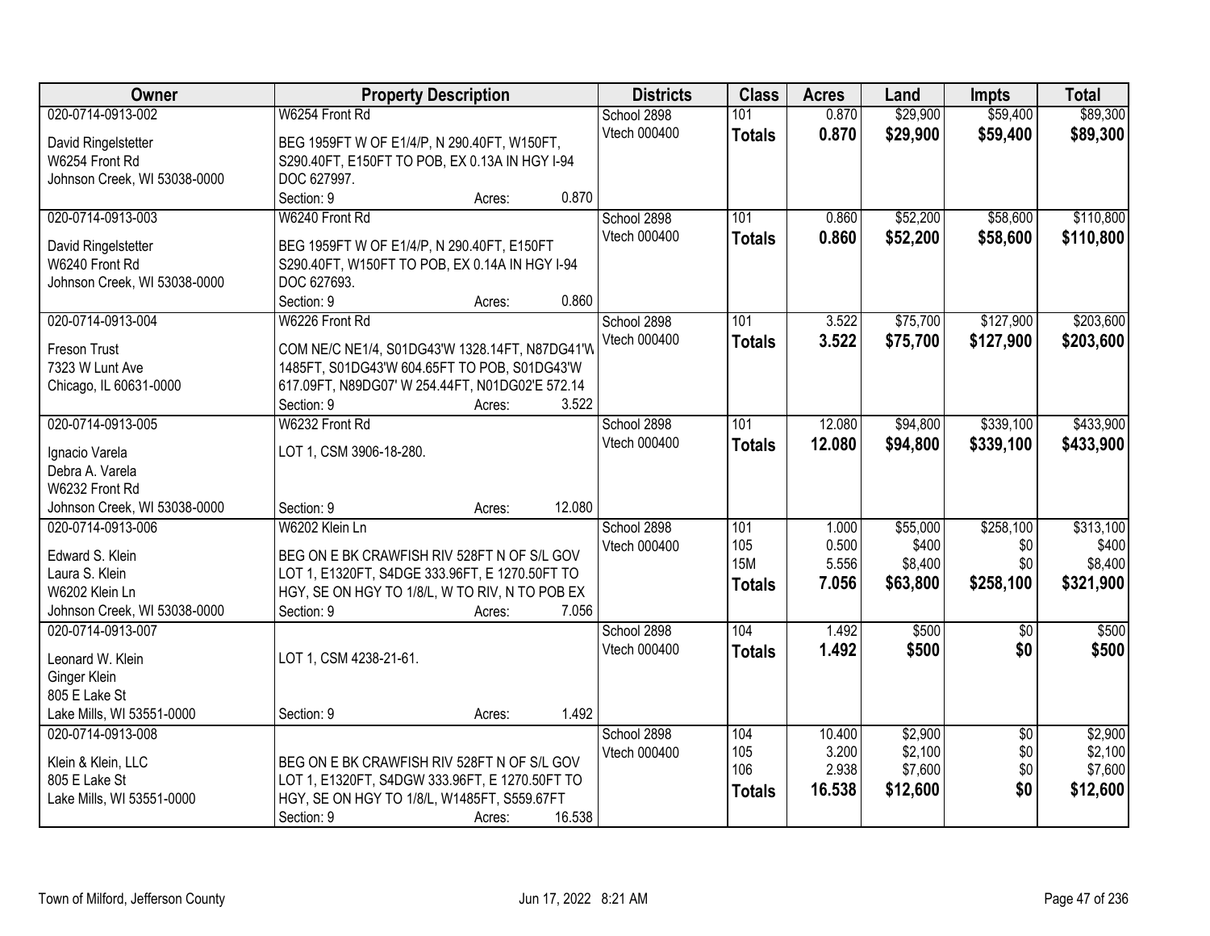| Owner | Property Description | Districts | Class | Acres | Land | Impts | Total |
|---|---|---|---|---|---|---|---|
| 020-0714-0913-002<br>David Ringelstetter<br>W6254 Front Rd<br>Johnson Creek, WI 53038-0000 | W6254 Front Rd<br>BEG 1959FT W OF E1/4/P, N 290.40FT, W150FT, S290.40FT, E150FT TO POB, EX 0.13A IN HGY I-94 DOC 627997.<br>Section: 9 Acres: 0.870 | School 2898<br>Vtech 000400 | 101<br>**Totals** | 0.870<br>**0.870** | $29,900<br>**$29,900** | $59,400<br>**$59,400** | $89,300<br>**$89,300** |
| 020-0714-0913-003<br>David Ringelstetter<br>W6240 Front Rd<br>Johnson Creek, WI 53038-0000 | W6240 Front Rd<br>BEG 1959FT W OF E1/4/P, N 290.40FT, E150FT S290.40FT, W150FT TO POB, EX 0.14A IN HGY I-94 DOC 627693.<br>Section: 9 Acres: 0.860 | School 2898<br>Vtech 000400 | 101<br>**Totals** | 0.860<br>**0.860** | $52,200<br>**$52,200** | $58,600<br>**$58,600** | $110,800<br>**$110,800** |
| 020-0714-0913-004<br>Freson Trust<br>7323 W Lunt Ave<br>Chicago, IL 60631-0000 | W6226 Front Rd<br>COM NE/C NE1/4, S01DG43'W 1328.14FT, N87DG41'W 1485FT, S01DG43'W 604.65FT TO POB, S01DG43'W 617.09FT, N89DG07' W 254.44FT, N01DG02'E 572.14<br>Section: 9 Acres: 3.522 | School 2898<br>Vtech 000400 | 101<br>**Totals** | 3.522<br>**3.522** | $75,700<br>**$75,700** | $127,900<br>**$127,900** | $203,600<br>**$203,600** |
| 020-0714-0913-005<br>Ignacio Varela<br>Debra A. Varela<br>W6232 Front Rd<br>Johnson Creek, WI 53038-0000 | W6232 Front Rd<br>LOT 1, CSM 3906-18-280.<br>Section: 9 Acres: 12.080 | School 2898<br>Vtech 000400 | 101<br>**Totals** | 12.080<br>**12.080** | $94,800<br>**$94,800** | $339,100<br>**$339,100** | $433,900<br>**$433,900** |
| 020-0714-0913-006<br>Edward S. Klein<br>Laura S. Klein<br>W6202 Klein Ln<br>Johnson Creek, WI 53038-0000 | W6202 Klein Ln<br>BEG ON E BK CRAWFISH RIV 528FT N OF S/L GOV LOT 1, E1320FT, S4DGE 333.96FT, E 1270.50FT TO HGY, SE ON HGY TO 1/8/L, W TO RIV, N TO POB EX<br>Section: 9 Acres: 7.056 | School 2898<br>Vtech 000400 | 101<br>105<br>15M<br>**Totals** | 1.000<br>0.500<br>5.556<br>**7.056** | $55,000<br>$400<br>$8,400<br>**$63,800** | $258,100<br>$0<br>$0<br>**$258,100** | $313,100<br>$400<br>$8,400<br>**$321,900** |
| 020-0714-0913-007<br>Leonard W. Klein<br>Ginger Klein<br>805 E Lake St<br>Lake Mills, WI 53551-0000 | LOT 1, CSM 4238-21-61.<br>Section: 9 Acres: 1.492 | School 2898<br>Vtech 000400 | 104<br>**Totals** | 1.492<br>**1.492** | $500<br>**$500** | $0<br>**$0** | $500<br>**$500** |
| 020-0714-0913-008<br>Klein & Klein, LLC<br>805 E Lake St<br>Lake Mills, WI 53551-0000 | BEG ON E BK CRAWFISH RIV 528FT N OF S/L GOV LOT 1, E1320FT, S4DGW 333.96FT, E 1270.50FT TO HGY, SE ON HGY TO 1/8/L, W1485FT, S559.67FT<br>Section: 9 Acres: 16.538 | School 2898<br>Vtech 000400 | 104<br>105<br>106<br>**Totals** | 10.400<br>3.200<br>2.938<br>**16.538** | $2,900<br>$2,100<br>$7,600<br>**$12,600** | $0<br>$0<br>$0<br>**$0** | $2,900<br>$2,100<br>$7,600<br>**$12,600** |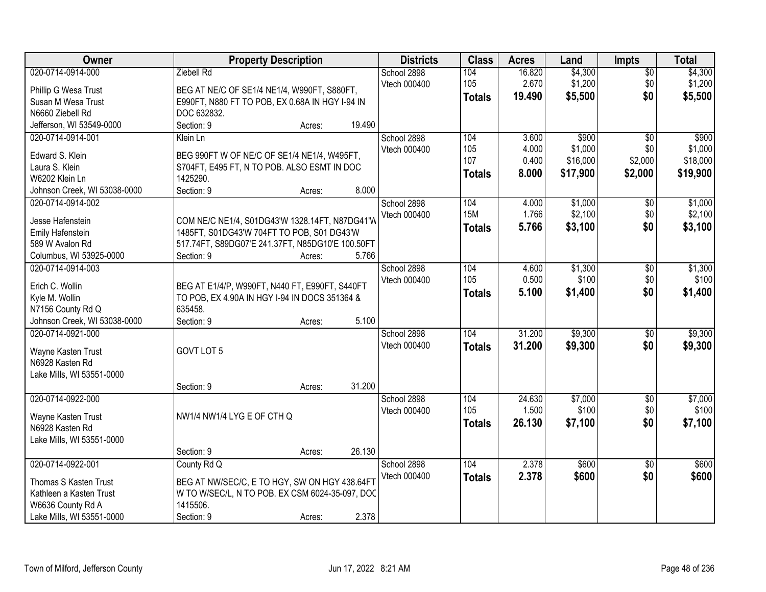| Owner | Property Description | Districts | Class | Acres | Land | Impts | Total |
|---|---|---|---|---|---|---|---|
| 020-0714-0914-000<br>Phillip G Wesa Trust<br>Susan M Wesa Trust<br>N6660 Ziebell Rd<br>Jefferson, WI 53549-0000 | Ziebell Rd<br>BEG AT NE/C OF SE1/4 NE1/4, W990FT, S880FT, E990FT, N880 FT TO POB, EX 0.68A IN HGY I-94 IN DOC 632832.<br>Section: 9 Acres: 19.490 | School 2898<br>Vtech 000400 | 104<br>105<br>**Totals** | 16.820<br>2.670<br>**19.490** | $4,300<br>$1,200<br>**$5,500** | $0<br>$0<br>**$0** | $4,300<br>$1,200<br>**$5,500** |
| 020-0714-0914-001<br>Edward S. Klein<br>Laura S. Klein<br>W6202 Klein Ln<br>Johnson Creek, WI 53038-0000 | Klein Ln<br>BEG 990FT W OF NE/C OF SE1/4 NE1/4, W495FT, S704FT, E495 FT, N TO POB. ALSO ESMT IN DOC 1425290.<br>Section: 9 Acres: 8.000 | School 2898<br>Vtech 000400 | 104<br>105<br>107<br>**Totals** | 3.600<br>4.000<br>0.400<br>**8.000** | $900<br>$1,000<br>$16,000<br>**$17,900** | $0<br>$0<br>$2,000<br>**$2,000** | $900<br>$1,000<br>$18,000<br>**$19,900** |
| 020-0714-0914-002<br>Jesse Hafenstein<br>Emily Hafenstein<br>589 W Avalon Rd<br>Columbus, WI 53925-0000 | COM NE/C NE1/4, S01DG43'W 1328.14FT, N87DG41'W 1485FT, S01DG43'W 704FT TO POB, S01 DG43'W 517.74FT, S89DG07'E 241.37FT, N85DG10'E 100.50FT<br>Section: 9 Acres: 5.766 | School 2898<br>Vtech 000400 | 104<br>15M<br>**Totals** | 4.000<br>1.766<br>**5.766** | $1,000<br>$2,100<br>**$3,100** | $0<br>$0<br>**$0** | $1,000<br>$2,100<br>**$3,100** |
| 020-0714-0914-003<br>Erich C. Wollin<br>Kyle M. Wollin<br>N7156 County Rd Q<br>Johnson Creek, WI 53038-0000 | BEG AT E1/4/P, W990FT, N440 FT, E990FT, S440FT TO POB, EX 4.90A IN HGY I-94 IN DOCS 351364 & 635458.<br>Section: 9 Acres: 5.100 | School 2898<br>Vtech 000400 | 104<br>105<br>**Totals** | 4.600<br>0.500<br>**5.100** | $1,300<br>$100<br>**$1,400** | $0<br>$0<br>**$0** | $1,300<br>$100<br>**$1,400** |
| 020-0714-0921-000<br>Wayne Kasten Trust<br>N6928 Kasten Rd<br>Lake Mills, WI 53551-0000 | GOVT LOT 5<br>Section: 9 Acres: 31.200 | School 2898<br>Vtech 000400 | 104<br>**Totals** | 31.200<br>**31.200** | $9,300<br>**$9,300** | $0<br>**$0** | $9,300<br>**$9,300** |
| 020-0714-0922-000<br>Wayne Kasten Trust<br>N6928 Kasten Rd<br>Lake Mills, WI 53551-0000 | NW1/4 NW1/4 LYG E OF CTH Q<br>Section: 9 Acres: 26.130 | School 2898<br>Vtech 000400 | 104<br>105<br>**Totals** | 24.630<br>1.500<br>**26.130** | $7,000<br>$100<br>**$7,100** | $0<br>$0<br>**$0** | $7,000<br>$100<br>**$7,100** |
| 020-0714-0922-001<br>Thomas S Kasten Trust<br>Kathleen a Kasten Trust<br>W6636 County Rd A<br>Lake Mills, WI 53551-0000 | County Rd Q<br>BEG AT NW/SEC/C, E TO HGY, SW ON HGY 438.64FT W TO W/SEC/L, N TO POB. EX CSM 6024-35-097, DOC 1415506.<br>Section: 9 Acres: 2.378 | School 2898<br>Vtech 000400 | 104<br>**Totals** | 2.378<br>**2.378** | $600<br>**$600** | $0<br>**$0** | $600<br>**$600** |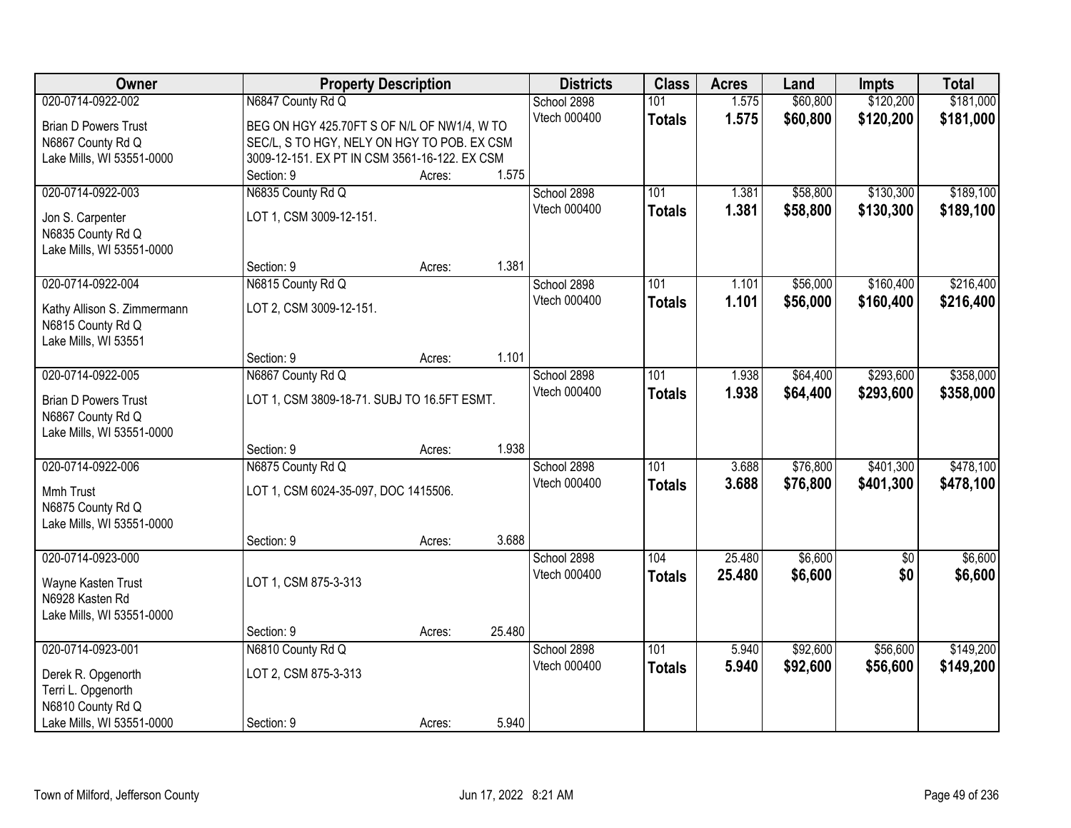| Owner | Property Description | Districts | Class | Acres | Land | Impts | Total |
|---|---|---|---|---|---|---|---|
| 020-0714-0922-002<br>Brian D Powers Trust<br>N6867 County Rd Q<br>Lake Mills, WI 53551-0000 | N6847 County Rd Q<br>BEG ON HGY 425.70FT S OF N/L OF NW1/4, W TO SEC/L, S TO HGY, NELY ON HGY TO POB. EX CSM 3009-12-151. EX PT IN CSM 3561-16-122. EX CSM<br>Section: 9 Acres: 1.575 | School 2898<br>Vtech 000400 | 101<br>**Totals** | 1.575<br>**1.575** | $60,800<br>**$60,800** | $120,200<br>**$120,200** | $181,000<br>**$181,000** |
| 020-0714-0922-003<br>Jon S. Carpenter<br>N6835 County Rd Q<br>Lake Mills, WI 53551-0000 | N6835 County Rd Q<br>LOT 1, CSM 3009-12-151.<br>Section: 9 Acres: 1.381 | School 2898<br>Vtech 000400 | 101<br>**Totals** | 1.381<br>**1.381** | $58,800<br>**$58,800** | $130,300<br>**$130,300** | $189,100<br>**$189,100** |
| 020-0714-0922-004<br>Kathy Allison S. Zimmermann<br>N6815 County Rd Q<br>Lake Mills, WI 53551 | N6815 County Rd Q<br>LOT 2, CSM 3009-12-151.<br>Section: 9 Acres: 1.101 | School 2898<br>Vtech 000400 | 101<br>**Totals** | 1.101<br>**1.101** | $56,000<br>**$56,000** | $160,400<br>**$160,400** | $216,400<br>**$216,400** |
| 020-0714-0922-005<br>Brian D Powers Trust<br>N6867 County Rd Q<br>Lake Mills, WI 53551-0000 | N6867 County Rd Q<br>LOT 1, CSM 3809-18-71. SUBJ TO 16.5FT ESMT.<br>Section: 9 Acres: 1.938 | School 2898<br>Vtech 000400 | 101<br>**Totals** | 1.938<br>**1.938** | $64,400<br>**$64,400** | $293,600<br>**$293,600** | $358,000<br>**$358,000** |
| 020-0714-0922-006<br>Mmh Trust<br>N6875 County Rd Q<br>Lake Mills, WI 53551-0000 | N6875 County Rd Q<br>LOT 1, CSM 6024-35-097, DOC 1415506.<br>Section: 9 Acres: 3.688 | School 2898<br>Vtech 000400 | 101<br>**Totals** | 3.688<br>**3.688** | $76,800<br>**$76,800** | $401,300<br>**$401,300** | $478,100<br>**$478,100** |
| 020-0714-0923-000<br>Wayne Kasten Trust<br>N6928 Kasten Rd<br>Lake Mills, WI 53551-0000 | LOT 1, CSM 875-3-313<br>Section: 9 Acres: 25.480 | School 2898<br>Vtech 000400 | 104<br>**Totals** | 25.480<br>**25.480** | $6,600<br>**$6,600** | $0<br>**$0** | $6,600<br>**$6,600** |
| 020-0714-0923-001<br>Derek R. Opgenorth<br>Terri L. Opgenorth<br>N6810 County Rd Q<br>Lake Mills, WI 53551-0000 | N6810 County Rd Q<br>LOT 2, CSM 875-3-313<br>Section: 9 Acres: 5.940 | School 2898<br>Vtech 000400 | 101<br>**Totals** | 5.940<br>**5.940** | $92,600<br>**$92,600** | $56,600<br>**$56,600** | $149,200<br>**$149,200** |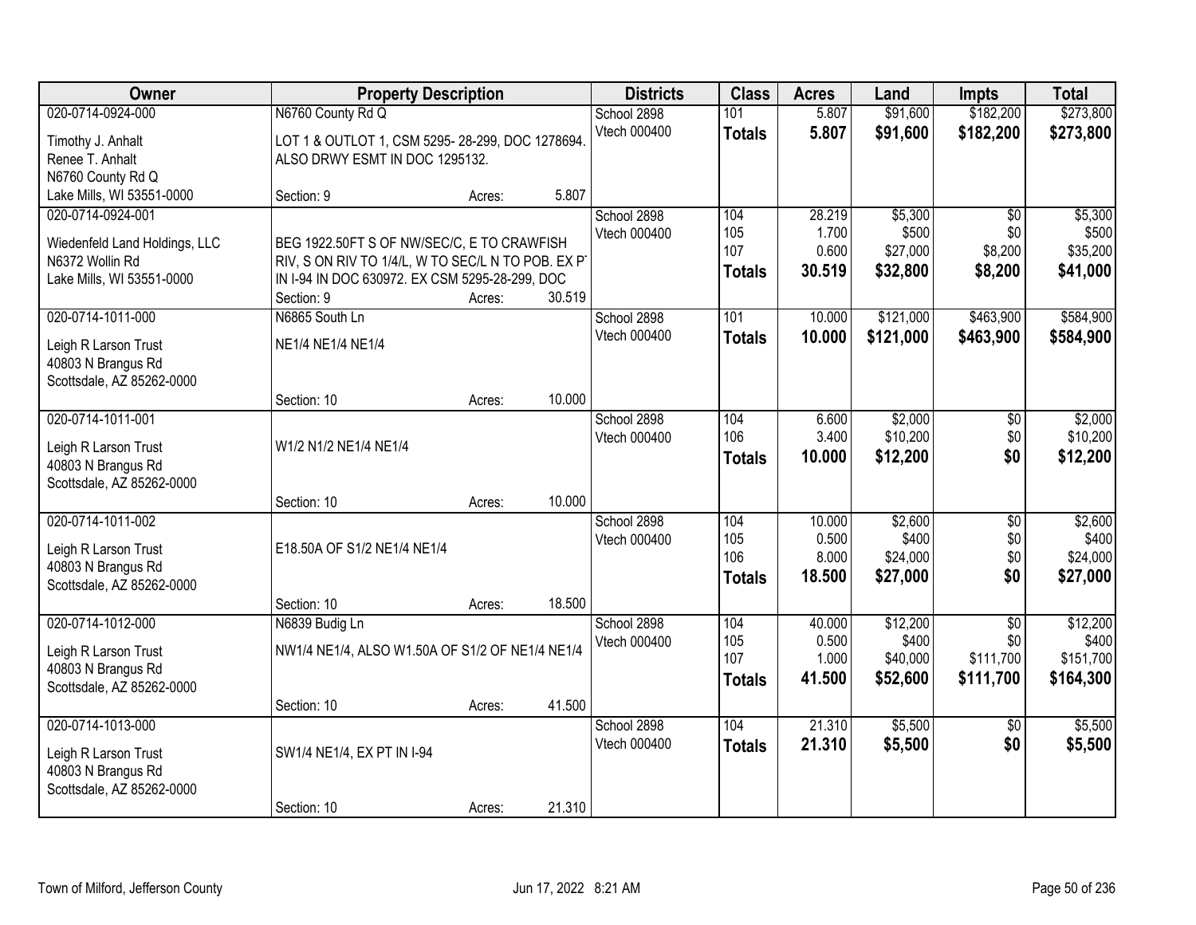| Owner | Property Description | | | Districts | Class | Acres | Land | Impts | Total |
|---|---|---|---|---|---|---|---|---|---|
| 020-0714-0924-000 | N6760 County Rd Q | | | School 2898 | 101 | 5.807 | $91,600 | $182,200 | $273,800 |
| Timothy J. Anhalt<br>Renee T. Anhalt<br>N6760 County Rd Q<br>Lake Mills, WI 53551-0000 | LOT 1 & OUTLOT 1, CSM 5295- 28-299, DOC 1278694. ALSO DRWY ESMT IN DOC 1295132. | | | Vtech 000400 | **Totals** | **5.807** | **$91,600** | **$182,200** | **$273,800** |
| | Section: 9 | Acres: | 5.807 | | | | | | |
| 020-0714-0924-001 | | | | School 2898 | 104 | 28.219 | $5,300 | $0 | $5,300 |
| Wiedenfeld Land Holdings, LLC<br>N6372 Wollin Rd<br>Lake Mills, WI 53551-0000 | BEG 1922.50FT S OF NW/SEC/C, E TO CRAWFISH RIV, S ON RIV TO 1/4/L, W TO SEC/L N TO POB. EX PT IN I-94 IN DOC 630972. EX CSM 5295-28-299, DOC | | | Vtech 000400 | 105<br>107 | 1.700<br>0.600 | $500<br>$27,000 | $0<br>$8,200 | $500<br>$35,200 |
| | | | | | **Totals** | **30.519** | **$32,800** | **$8,200** | **$41,000** |
| | Section: 9 | Acres: | 30.519 | | | | | | |
| 020-0714-1011-000 | N6865 South Ln | | | School 2898 | 101 | 10.000 | $121,000 | $463,900 | $584,900 |
| Leigh R Larson Trust<br>40803 N Brangus Rd<br>Scottsdale, AZ 85262-0000 | NE1/4 NE1/4 NE1/4 | | | Vtech 000400 | **Totals** | **10.000** | **$121,000** | **$463,900** | **$584,900** |
| | Section: 10 | Acres: | 10.000 | | | | | | |
| 020-0714-1011-001 | | | | School 2898 | 104 | 6.600 | $2,000 | $0 | $2,000 |
| Leigh R Larson Trust<br>40803 N Brangus Rd<br>Scottsdale, AZ 85262-0000 | W1/2 N1/2 NE1/4 NE1/4 | | | Vtech 000400 | 106 | 3.400 | $10,200 | $0 | $10,200 |
| | | | | | **Totals** | **10.000** | **$12,200** | **$0** | **$12,200** |
| | Section: 10 | Acres: | 10.000 | | | | | | |
| 020-0714-1011-002 | | | | School 2898 | 104 | 10.000 | $2,600 | $0 | $2,600 |
| Leigh R Larson Trust<br>40803 N Brangus Rd<br>Scottsdale, AZ 85262-0000 | E18.50A OF S1/2 NE1/4 NE1/4 | | | Vtech 000400 | 105<br>106 | 0.500<br>8.000 | $400<br>$24,000 | $0<br>$0 | $400<br>$24,000 |
| | | | | | **Totals** | **18.500** | **$27,000** | **$0** | **$27,000** |
| | Section: 10 | Acres: | 18.500 | | | | | | |
| 020-0714-1012-000 | N6839 Budig Ln | | | School 2898 | 104 | 40.000 | $12,200 | $0 | $12,200 |
| Leigh R Larson Trust<br>40803 N Brangus Rd<br>Scottsdale, AZ 85262-0000 | NW1/4 NE1/4, ALSO W1.50A OF S1/2 OF NE1/4 NE1/4 | | | Vtech 000400 | 105<br>107 | 0.500<br>1.000 | $400<br>$40,000 | $0<br>$111,700 | $400<br>$151,700 |
| | | | | | **Totals** | **41.500** | **$52,600** | **$111,700** | **$164,300** |
| | Section: 10 | Acres: | 41.500 | | | | | | |
| 020-0714-1013-000 | | | | School 2898 | 104 | 21.310 | $5,500 | $0 | $5,500 |
| Leigh R Larson Trust<br>40803 N Brangus Rd<br>Scottsdale, AZ 85262-0000 | SW1/4 NE1/4, EX PT IN I-94 | | | Vtech 000400 | **Totals** | **21.310** | **$5,500** | **$0** | **$5,500** |
| | Section: 10 | Acres: | 21.310 | | | | | | |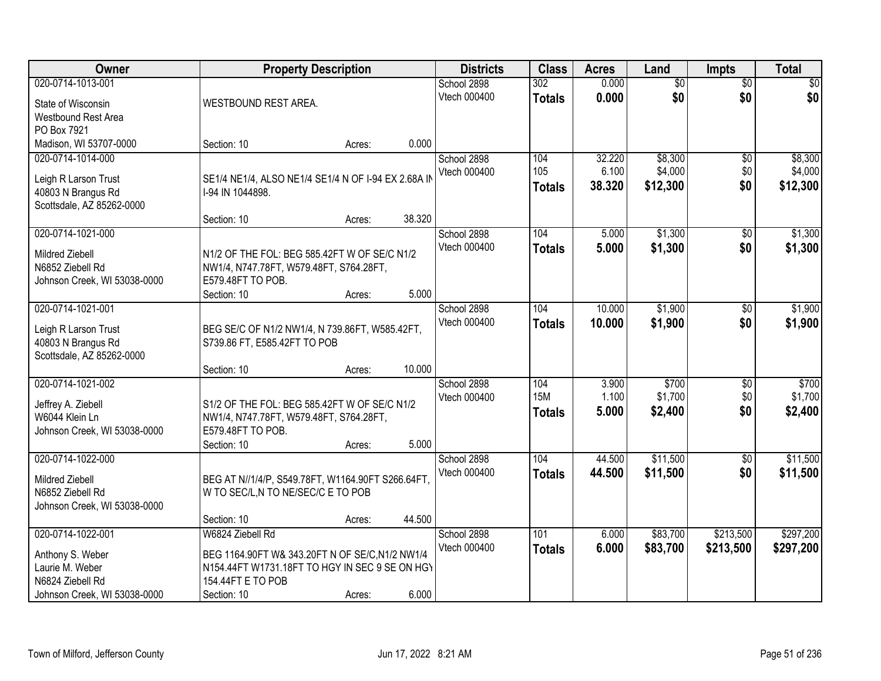| Owner | Property Description | Districts | Class | Acres | Land | Impts | Total |
|---|---|---|---|---|---|---|---|
| 020-0714-1013-001<br>State of Wisconsin<br>Westbound Rest Area<br>PO Box 7921<br>Madison, WI 53707-0000 | WESTBOUND REST AREA.<br>Section: 10 Acres: 0.000 | School 2898<br>Vtech 000400 | 302<br>**Totals** | 0.000<br>**0.000** | $0<br>**$0** | $0<br>**$0** | $0<br>**$0** |
| 020-0714-1014-000<br>Leigh R Larson Trust<br>40803 N Brangus Rd<br>Scottsdale, AZ 85262-0000 | SE1/4 NE1/4, ALSO NE1/4 SE1/4 N OF I-94 EX 2.68A IN I-94 IN 1044898.<br>Section: 10 Acres: 38.320 | School 2898<br>Vtech 000400 | 104<br>105<br>**Totals** | 32.220<br>6.100<br>**38.320** | $8,300<br>$4,000<br>**$12,300** | $0<br>$0<br>**$0** | $8,300<br>$4,000<br>**$12,300** |
| 020-0714-1021-000<br>Mildred Ziebell<br>N6852 Ziebell Rd<br>Johnson Creek, WI 53038-0000 | N1/2 OF THE FOL: BEG 585.42FT W OF SE/C N1/2 NW1/4, N747.78FT, W579.48FT, S764.28FT, E579.48FT TO POB.<br>Section: 10 Acres: 5.000 | School 2898<br>Vtech 000400 | 104<br>**Totals** | 5.000<br>**5.000** | $1,300<br>**$1,300** | $0<br>**$0** | $1,300<br>**$1,300** |
| 020-0714-1021-001<br>Leigh R Larson Trust<br>40803 N Brangus Rd<br>Scottsdale, AZ 85262-0000 | BEG SE/C OF N1/2 NW1/4, N 739.86FT, W585.42FT, S739.86 FT, E585.42FT TO POB<br>Section: 10 Acres: 10.000 | School 2898<br>Vtech 000400 | 104<br>**Totals** | 10.000<br>**10.000** | $1,900<br>**$1,900** | $0<br>**$0** | $1,900<br>**$1,900** |
| 020-0714-1021-002<br>Jeffrey A. Ziebell<br>W6044 Klein Ln<br>Johnson Creek, WI 53038-0000 | S1/2 OF THE FOL: BEG 585.42FT W OF SE/C N1/2 NW1/4, N747.78FT, W579.48FT, S764.28FT, E579.48FT TO POB.<br>Section: 10 Acres: 5.000 | School 2898<br>Vtech 000400 | 104<br>15M<br>**Totals** | 3.900<br>1.100<br>**5.000** | $700<br>$1,700<br>**$2,400** | $0<br>$0<br>**$0** | $700<br>$1,700<br>**$2,400** |
| 020-0714-1022-000<br>Mildred Ziebell<br>N6852 Ziebell Rd<br>Johnson Creek, WI 53038-0000 | BEG AT N//1/4/P, S549.78FT, W1164.90FT S266.64FT, W TO SEC/L,N TO NE/SEC/C E TO POB<br>Section: 10 Acres: 44.500 | School 2898<br>Vtech 000400 | 104<br>**Totals** | 44.500<br>**44.500** | $11,500<br>**$11,500** | $0<br>**$0** | $11,500<br>**$11,500** |
| 020-0714-1022-001<br>Anthony S. Weber<br>Laurie M. Weber<br>N6824 Ziebell Rd<br>Johnson Creek, WI 53038-0000 | W6824 Ziebell Rd<br>BEG 1164.90FT W& 343.20FT N OF SE/C,N1/2 NW1/4 N154.44FT W1731.18FT TO HGY IN SEC 9 SE ON HGY 154.44FT E TO POB<br>Section: 10 Acres: 6.000 | School 2898<br>Vtech 000400 | 101<br>**Totals** | 6.000<br>**6.000** | $83,700<br>**$83,700** | $213,500<br>**$213,500** | $297,200<br>**$297,200** |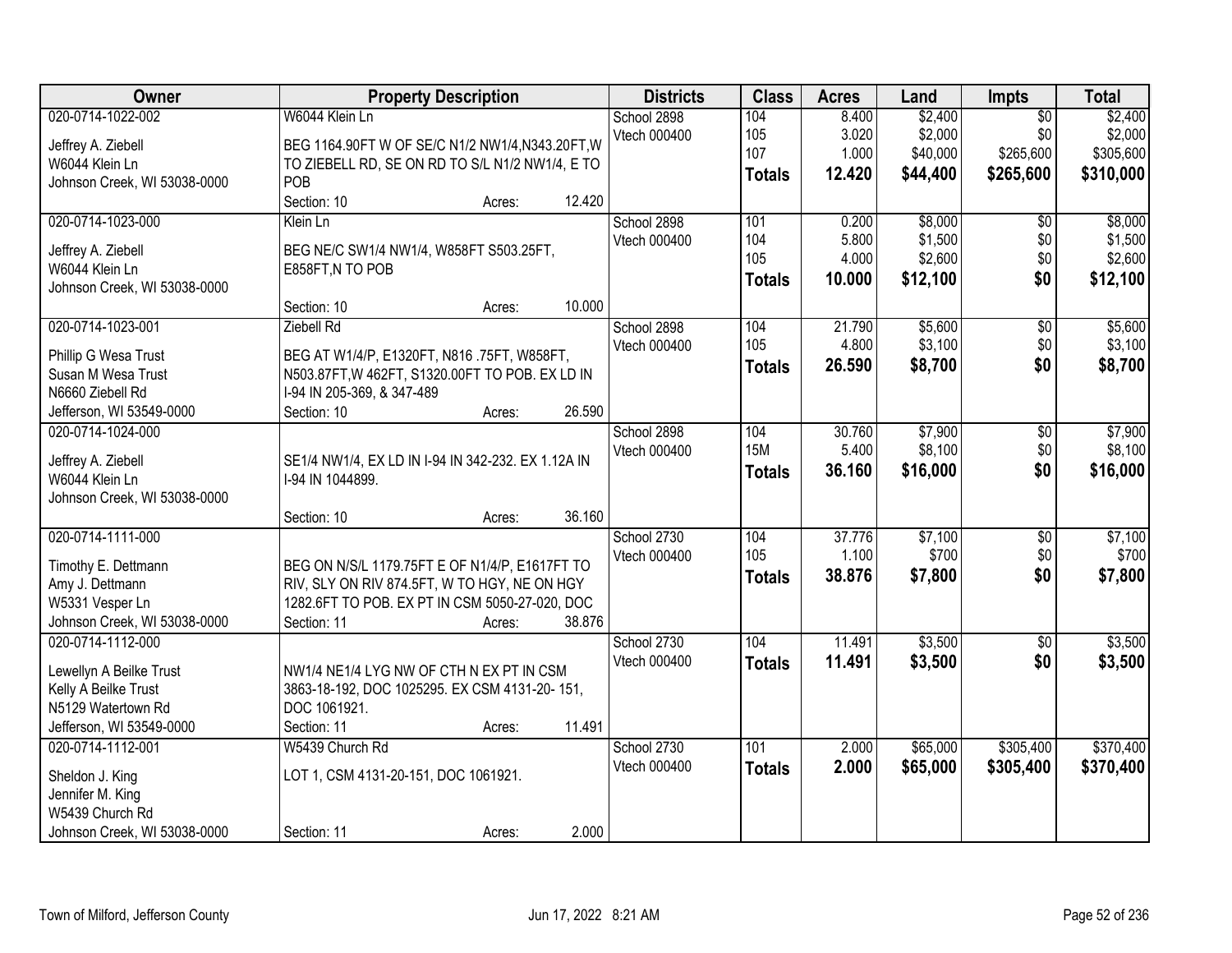| Owner | Property Description | Districts | Class | Acres | Land | Impts | Total |
|---|---|---|---|---|---|---|---|
| 020-0714-1022-002<br>Jeffrey A. Ziebell<br>W6044 Klein Ln<br>Johnson Creek, WI 53038-0000 | W6044 Klein Ln<br>BEG 1164.90FT W OF SE/C N1/2 NW1/4,N343.20FT,W TO ZIEBELL RD, SE ON RD TO S/L N1/2 NW1/4, E TO POB<br>Section: 10 Acres: 12.420 | School 2898<br>Vtech 000400 | 104<br>105<br>107<br>**Totals** | 8.400<br>3.020<br>1.000<br>**12.420** | $2,400<br>$2,000<br>$40,000<br>**$44,400** | $0<br>$0<br>$265,600<br>**$265,600** | $2,400<br>$2,000<br>$305,600<br>**$310,000** |
| 020-0714-1023-000<br>Jeffrey A. Ziebell<br>W6044 Klein Ln<br>Johnson Creek, WI 53038-0000 | Klein Ln<br>BEG NE/C SW1/4 NW1/4, W858FT S503.25FT, E858FT,N TO POB<br>Section: 10 Acres: 10.000 | School 2898<br>Vtech 000400 | 101<br>104<br>105<br>**Totals** | 0.200<br>5.800<br>4.000<br>**10.000** | $8,000<br>$1,500<br>$2,600<br>**$12,100** | $0<br>$0<br>$0<br>**$0** | $8,000<br>$1,500<br>$2,600<br>**$12,100** |
| 020-0714-1023-001<br>Phillip G Wesa Trust<br>Susan M Wesa Trust<br>N6660 Ziebell Rd<br>Jefferson, WI 53549-0000 | Ziebell Rd<br>BEG AT W1/4/P, E1320FT, N816 .75FT, W858FT, N503.87FT,W 462FT, S1320.00FT TO POB. EX LD IN I-94 IN 205-369, & 347-489<br>Section: 10 Acres: 26.590 | School 2898<br>Vtech 000400 | 104<br>105<br>**Totals** | 21.790<br>4.800<br>**26.590** | $5,600<br>$3,100<br>**$8,700** | $0<br>$0<br>**$0** | $5,600<br>$3,100<br>**$8,700** |
| 020-0714-1024-000<br>Jeffrey A. Ziebell<br>W6044 Klein Ln<br>Johnson Creek, WI 53038-0000 | SE1/4 NW1/4, EX LD IN I-94 IN 342-232. EX 1.12A IN I-94 IN 1044899.<br>Section: 10 Acres: 36.160 | School 2898<br>Vtech 000400 | 104<br>15M<br>**Totals** | 30.760<br>5.400<br>**36.160** | $7,900<br>$8,100<br>**$16,000** | $0<br>$0<br>**$0** | $7,900<br>$8,100<br>**$16,000** |
| 020-0714-1111-000<br>Timothy E. Dettmann<br>Amy J. Dettmann<br>W5331 Vesper Ln<br>Johnson Creek, WI 53038-0000 | BEG ON N/S/L 1179.75FT E OF N1/4/P, E1617FT TO RIV, SLY ON RIV 874.5FT, W TO HGY, NE ON HGY 1282.6FT TO POB. EX PT IN CSM 5050-27-020, DOC<br>Section: 11 Acres: 38.876 | School 2730<br>Vtech 000400 | 104<br>105<br>**Totals** | 37.776<br>1.100<br>**38.876** | $7,100<br>$700<br>**$7,800** | $0<br>$0<br>**$0** | $7,100<br>$700<br>**$7,800** |
| 020-0714-1112-000<br>Lewellyn A Beilke Trust<br>Kelly A Beilke Trust<br>N5129 Watertown Rd<br>Jefferson, WI 53549-0000 | NW1/4 NE1/4 LYG NW OF CTH N EX PT IN CSM 3863-18-192, DOC 1025295. EX CSM 4131-20- 151, DOC 1061921.<br>Section: 11 Acres: 11.491 | School 2730<br>Vtech 000400 | 104<br>**Totals** | 11.491<br>**11.491** | $3,500<br>**$3,500** | $0<br>**$0** | $3,500<br>**$3,500** |
| 020-0714-1112-001<br>Sheldon J. King<br>Jennifer M. King<br>W5439 Church Rd<br>Johnson Creek, WI 53038-0000 | W5439 Church Rd<br>LOT 1, CSM 4131-20-151, DOC 1061921.<br>Section: 11 Acres: 2.000 | School 2730<br>Vtech 000400 | 101<br>**Totals** | 2.000<br>**2.000** | $65,000<br>**$65,000** | $305,400<br>**$305,400** | $370,400<br>**$370,400** |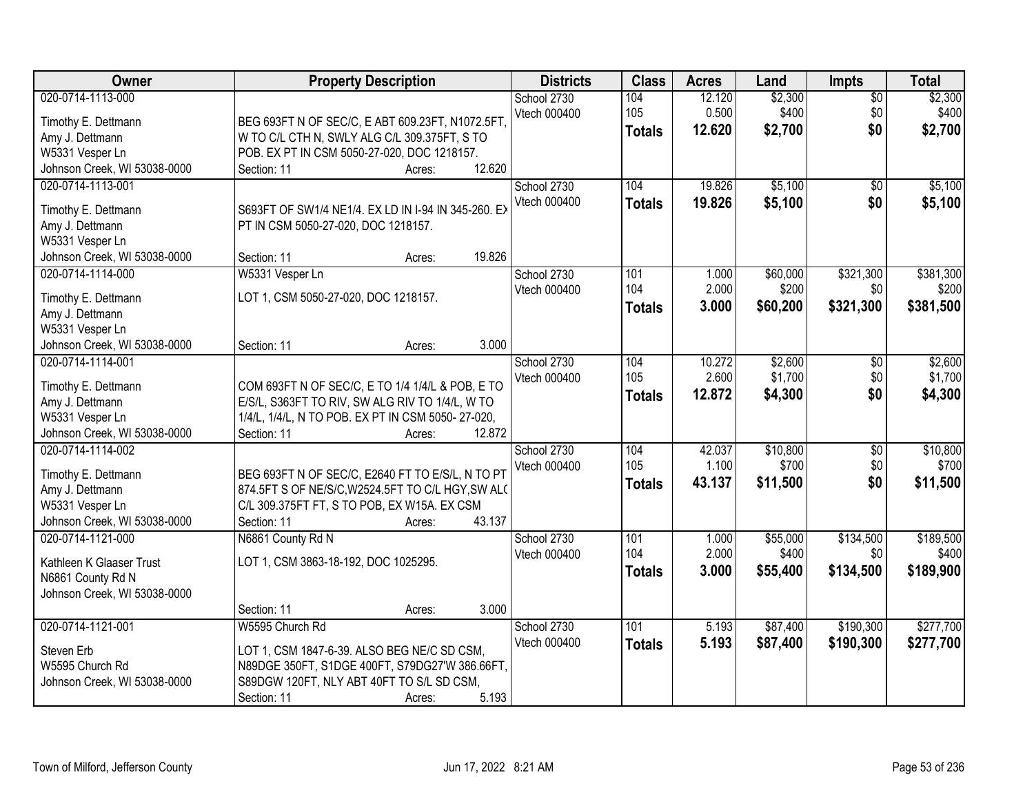| Owner | Property Description | Districts | Class | Acres | Land | Impts | Total |
|---|---|---|---|---|---|---|---|
| 020-0714-1113-000<br>Timothy E. Dettmann<br>Amy J. Dettmann<br>W5331 Vesper Ln<br>Johnson Creek, WI 53038-0000 | BEG 693FT N OF SEC/C, E ABT 609.23FT, N1072.5FT, W TO C/L CTH N, SWLY ALG C/L 309.375FT, S TO POB. EX PT IN CSM 5050-27-020, DOC 1218157.<br>Section: 11 Acres: 12.620 | School 2730<br>Vtech 000400 | 104<br>105<br>**Totals** | 12.120<br>0.500<br>**12.620** | $2,300<br>$400<br>**$2,700** | $0<br>$0<br>**$0** | $2,300<br>$400<br>**$2,700** |
| 020-0714-1113-001<br>Timothy E. Dettmann<br>Amy J. Dettmann<br>W5331 Vesper Ln<br>Johnson Creek, WI 53038-0000 | S693FT OF SW1/4 NE1/4. EX LD IN I-94 IN 345-260. EX PT IN CSM 5050-27-020, DOC 1218157.<br>Section: 11 Acres: 19.826 | School 2730<br>Vtech 000400 | 104<br>**Totals** | 19.826<br>**19.826** | $5,100<br>**$5,100** | $0<br>**$0** | $5,100<br>**$5,100** |
| 020-0714-1114-000<br>Timothy E. Dettmann<br>Amy J. Dettmann<br>W5331 Vesper Ln<br>Johnson Creek, WI 53038-0000 | W5331 Vesper Ln<br>LOT 1, CSM 5050-27-020, DOC 1218157.<br>Section: 11 Acres: 3.000 | School 2730<br>Vtech 000400 | 101<br>104<br>**Totals** | 1.000<br>2.000<br>**3.000** | $60,000<br>$200<br>**$60,200** | $321,300<br>$0<br>**$321,300** | $381,300<br>$200<br>**$381,500** |
| 020-0714-1114-001<br>Timothy E. Dettmann<br>Amy J. Dettmann<br>W5331 Vesper Ln<br>Johnson Creek, WI 53038-0000 | COM 693FT N OF SEC/C, E TO 1/4 1/4/L & POB, E TO E/S/L, S363FT TO RIV, SW ALG RIV TO 1/4/L, W TO 1/4/L, 1/4/L, N TO POB. EX PT IN CSM 5050- 27-020,<br>Section: 11 Acres: 12.872 | School 2730<br>Vtech 000400 | 104<br>105<br>**Totals** | 10.272<br>2.600<br>**12.872** | $2,600<br>$1,700<br>**$4,300** | $0<br>$0<br>**$0** | $2,600<br>$1,700<br>**$4,300** |
| 020-0714-1114-002<br>Timothy E. Dettmann<br>Amy J. Dettmann<br>W5331 Vesper Ln<br>Johnson Creek, WI 53038-0000 | BEG 693FT N OF SEC/C, E2640 FT TO E/S/L, N TO PT 874.5FT S OF NE/S/C,W2524.5FT TO C/L HGY,SW ALG C/L 309.375FT FT, S TO POB, EX W15A. EX CSM<br>Section: 11 Acres: 43.137 | School 2730<br>Vtech 000400 | 104<br>105<br>**Totals** | 42.037<br>1.100<br>**43.137** | $10,800<br>$700<br>**$11,500** | $0<br>$0<br>**$0** | $10,800<br>$700<br>**$11,500** |
| 020-0714-1121-000<br>Kathleen K Glaaser Trust<br>N6861 County Rd N<br>Johnson Creek, WI 53038-0000 | N6861 County Rd N<br>LOT 1, CSM 3863-18-192, DOC 1025295.<br>Section: 11 Acres: 3.000 | School 2730<br>Vtech 000400 | 101<br>104<br>**Totals** | 1.000<br>2.000<br>**3.000** | $55,000<br>$400<br>**$55,400** | $134,500<br>$0<br>**$134,500** | $189,500<br>$400<br>**$189,900** |
| 020-0714-1121-001<br>Steven Erb<br>W5595 Church Rd<br>Johnson Creek, WI 53038-0000 | W5595 Church Rd<br>LOT 1, CSM 1847-6-39. ALSO BEG NE/C SD CSM, N89DGE 350FT, S1DGE 400FT, S79DG27'W 386.66FT, S89DGW 120FT, NLY ABT 40FT TO S/L SD CSM,<br>Section: 11 Acres: 5.193 | School 2730<br>Vtech 000400 | 101<br>**Totals** | 5.193<br>**5.193** | $87,400<br>**$87,400** | $190,300<br>**$190,300** | $277,700<br>**$277,700** |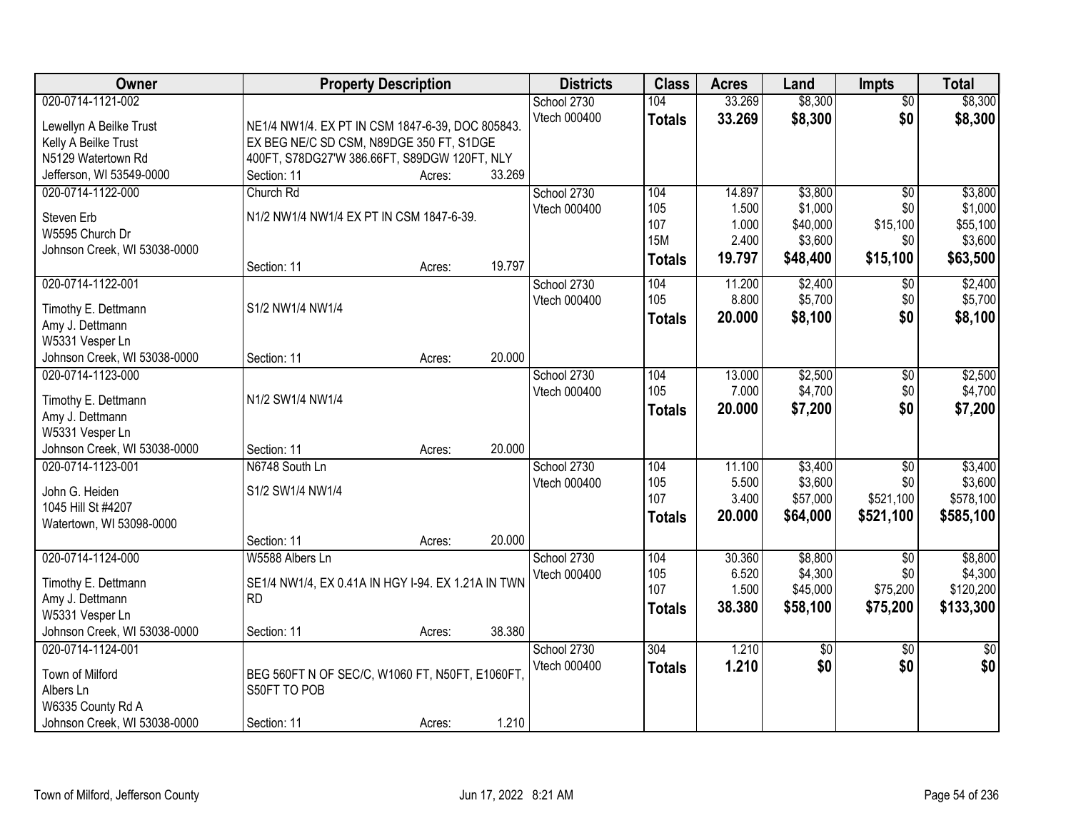| Owner | Property Description | Districts | Class | Acres | Land | Impts | Total |
|---|---|---|---|---|---|---|---|
| 020-0714-1121-002<br><br>Lewellyn A Beilke Trust<br>Kelly A Beilke Trust<br>N5129 Watertown Rd<br>Jefferson, WI 53549-0000 | NE1/4 NW1/4. EX PT IN CSM 1847-6-39, DOC 805843. EX BEG NE/C SD CSM, N89DGE 350 FT, S1DGE 400FT, S78DG27'W 386.66FT, S89DGW 120FT, NLY<br>Section: 11 Acres: 33.269 | School 2730<br>Vtech 000400 | 104<br>**Totals** | 33.269<br>**33.269** | $8,300<br>**$8,300** | $0<br>**$0** | $8,300<br>**$8,300** |
| 020-0714-1122-000<br><br>Steven Erb<br>W5595 Church Dr<br>Johnson Creek, WI 53038-0000 | Church Rd<br>N1/2 NW1/4 NW1/4 EX PT IN CSM 1847-6-39.<br>Section: 11 Acres: 19.797 | School 2730<br>Vtech 000400 | 104<br>105<br>107<br>15M<br>**Totals** | 14.897<br>1.500<br>1.000<br>2.400<br>**19.797** | $3,800<br>$1,000<br>$40,000<br>$3,600<br>**$48,400** | $0<br>$0<br>$15,100<br>$0<br>**$15,100** | $3,800<br>$1,000<br>$55,100<br>$3,600<br>**$63,500** |
| 020-0714-1122-001<br><br>Timothy E. Dettmann<br>Amy J. Dettmann<br>W5331 Vesper Ln<br>Johnson Creek, WI 53038-0000 | S1/2 NW1/4 NW1/4<br>Section: 11 Acres: 20.000 | School 2730<br>Vtech 000400 | 104<br>105<br>**Totals** | 11.200<br>8.800<br>**20.000** | $2,400<br>$5,700<br>**$8,100** | $0<br>$0<br>**$0** | $2,400<br>$5,700<br>**$8,100** |
| 020-0714-1123-000<br><br>Timothy E. Dettmann<br>Amy J. Dettmann<br>W5331 Vesper Ln<br>Johnson Creek, WI 53038-0000 | N1/2 SW1/4 NW1/4<br>Section: 11 Acres: 20.000 | School 2730<br>Vtech 000400 | 104<br>105<br>**Totals** | 13.000<br>7.000<br>**20.000** | $2,500<br>$4,700<br>**$7,200** | $0<br>$0<br>**$0** | $2,500<br>$4,700<br>**$7,200** |
| 020-0714-1123-001<br><br>John G. Heiden<br>1045 Hill St #4207<br>Watertown, WI 53098-0000 | N6748 South Ln<br>S1/2 SW1/4 NW1/4<br>Section: 11 Acres: 20.000 | School 2730<br>Vtech 000400 | 104<br>105<br>107<br>**Totals** | 11.100<br>5.500<br>3.400<br>**20.000** | $3,400<br>$3,600<br>$57,000<br>**$64,000** | $0<br>$0<br>$521,100<br>**$521,100** | $3,400<br>$3,600<br>$578,100<br>**$585,100** |
| 020-0714-1124-000<br><br>Timothy E. Dettmann<br>Amy J. Dettmann<br>W5331 Vesper Ln<br>Johnson Creek, WI 53038-0000 | W5588 Albers Ln<br>SE1/4 NW1/4, EX 0.41A IN HGY I-94. EX 1.21A IN TWN RD<br>Section: 11 Acres: 38.380 | School 2730<br>Vtech 000400 | 104<br>105<br>107<br>**Totals** | 30.360<br>6.520<br>1.500<br>**38.380** | $8,800<br>$4,300<br>$45,000<br>**$58,100** | $0<br>$0<br>$75,200<br>**$75,200** | $8,800<br>$4,300<br>$120,200<br>**$133,300** |
| 020-0714-1124-001<br><br>Town of Milford<br>Albers Ln<br>W6335 County Rd A<br>Johnson Creek, WI 53038-0000 | BEG 560FT N OF SEC/C, W1060 FT, N50FT, E1060FT, S50FT TO POB<br>Section: 11 Acres: 1.210 | School 2730<br>Vtech 000400 | 304<br>**Totals** | 1.210<br>**1.210** | $0<br>**$0** | $0<br>**$0** | $0<br>**$0** |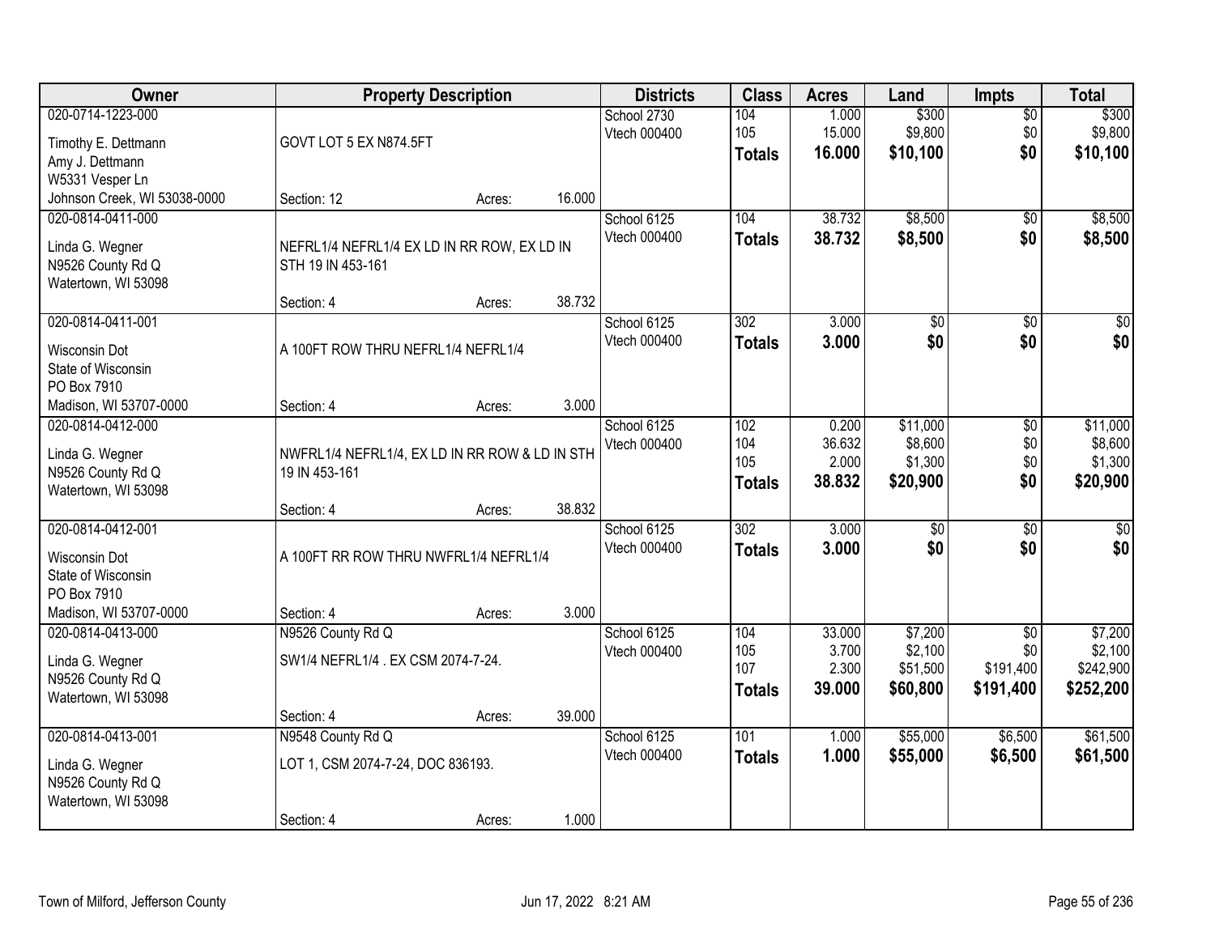| Owner | Property Description | Districts | Class | Acres | Land | Impts | Total |
|---|---|---|---|---|---|---|---|
| 020-0714-1223-000<br>Timothy E. Dettmann<br>Amy J. Dettmann<br>W5331 Vesper Ln<br>Johnson Creek, WI 53038-0000 | GOVT LOT 5 EX N874.5FT<br>Section: 12 Acres: 16.000 | School 2730<br>Vtech 000400 | 104<br>105<br>**Totals** | 1.000<br>15.000<br>**16.000** | \$300<br>\$9,800<br>**\$10,100** | \$0<br>\$0<br>**\$0** | \$300<br>\$9,800<br>**\$10,100** |
| 020-0814-0411-000<br>Linda G. Wegner<br>N9526 County Rd Q<br>Watertown, WI 53098 | NEFRL1/4 NEFRL1/4 EX LD IN RR ROW, EX LD IN STH 19 IN 453-161<br>Section: 4 Acres: 38.732 | School 6125<br>Vtech 000400 | 104<br>**Totals** | 38.732<br>**38.732** | \$8,500<br>**\$8,500** | \$0<br>**\$0** | \$8,500<br>**\$8,500** |
| 020-0814-0411-001<br>Wisconsin Dot<br>State of Wisconsin<br>PO Box 7910<br>Madison, WI 53707-0000 | A 100FT ROW THRU NEFRL1/4 NEFRL1/4<br>Section: 4 Acres: 3.000 | School 6125<br>Vtech 000400 | 302<br>**Totals** | 3.000<br>**3.000** | \$0<br>**\$0** | \$0<br>**\$0** | \$0<br>**\$0** |
| 020-0814-0412-000<br>Linda G. Wegner<br>N9526 County Rd Q<br>Watertown, WI 53098 | NWFRL1/4 NEFRL1/4, EX LD IN RR ROW & LD IN STH 19 IN 453-161<br>Section: 4 Acres: 38.832 | School 6125<br>Vtech 000400 | 102<br>104<br>105<br>**Totals** | 0.200<br>36.632<br>2.000<br>**38.832** | \$11,000<br>\$8,600<br>\$1,300<br>**\$20,900** | \$0<br>\$0<br>\$0<br>**\$0** | \$11,000<br>\$8,600<br>\$1,300<br>**\$20,900** |
| 020-0814-0412-001<br>Wisconsin Dot<br>State of Wisconsin<br>PO Box 7910<br>Madison, WI 53707-0000 | A 100FT RR ROW THRU NWFRL1/4 NEFRL1/4<br>Section: 4 Acres: 3.000 | School 6125<br>Vtech 000400 | 302<br>**Totals** | 3.000<br>**3.000** | \$0<br>**\$0** | \$0<br>**\$0** | \$0<br>**\$0** |
| 020-0814-0413-000<br>Linda G. Wegner<br>N9526 County Rd Q<br>Watertown, WI 53098 | N9526 County Rd Q<br>SW1/4 NEFRL1/4 . EX CSM 2074-7-24.<br>Section: 4 Acres: 39.000 | School 6125<br>Vtech 000400 | 104<br>105<br>107<br>**Totals** | 33.000<br>3.700<br>2.300<br>**39.000** | \$7,200<br>\$2,100<br>\$51,500<br>**\$60,800** | \$0<br>\$0<br>\$191,400<br>**\$191,400** | \$7,200<br>\$2,100<br>\$242,900<br>**\$252,200** |
| 020-0814-0413-001<br>Linda G. Wegner<br>N9526 County Rd Q<br>Watertown, WI 53098 | N9548 County Rd Q<br>LOT 1, CSM 2074-7-24, DOC 836193.<br>Section: 4 Acres: 1.000 | School 6125<br>Vtech 000400 | 101<br>**Totals** | 1.000<br>**1.000** | \$55,000<br>**\$55,000** | \$6,500<br>**\$6,500** | \$61,500<br>**\$61,500** |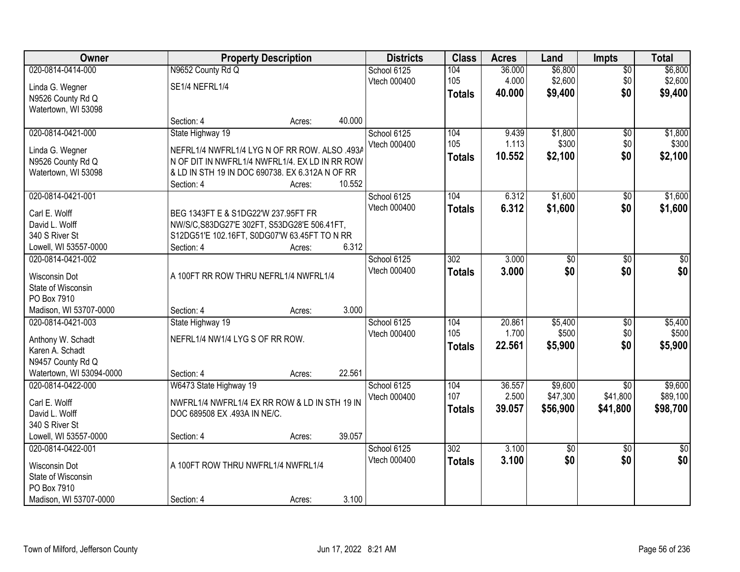| Owner | Property Description | Districts | Class | Acres | Land | Impts | Total |
|---|---|---|---|---|---|---|---|
| 020-0814-0414-000<br>Linda G. Wegner<br>N9526 County Rd Q<br>Watertown, WI 53098 | N9652 County Rd Q<br>SE1/4 NEFRL1/4<br>Section: 4 Acres: 40.000 | School 6125<br>Vtech 000400 | 104<br>105<br>**Totals** | 36.000<br>4.000<br>**40.000** | $6,800<br>$2,600<br>**$9,400** | $0<br>$0<br>**$0** | $6,800<br>$2,600<br>**$9,400** |
| 020-0814-0421-000<br>Linda G. Wegner<br>N9526 County Rd Q<br>Watertown, WI 53098 | State Highway 19<br>NEFRL1/4 NWFRL1/4 LYG N OF RR ROW. ALSO .493A N OF DIT IN NWFRL1/4 NWFRL1/4. EX LD IN RR ROW & LD IN STH 19 IN DOC 690738. EX 6.312A N OF RR<br>Section: 4 Acres: 10.552 | School 6125<br>Vtech 000400 | 104<br>105<br>**Totals** | 9.439<br>1.113<br>**10.552** | $1,800<br>$300<br>**$2,100** | $0<br>$0<br>**$0** | $1,800<br>$300<br>**$2,100** |
| 020-0814-0421-001<br>Carl E. Wolff<br>David L. Wolff<br>340 S River St<br>Lowell, WI 53557-0000 | BEG 1343FT E & S1DG22'W 237.95FT FR NW/S/C,S83DG27'E 302FT, S53DG28'E 506.41FT, S12DG51'E 102.16FT, S0DG07'W 63.45FT TO N RR<br>Section: 4 Acres: 6.312 | School 6125<br>Vtech 000400 | 104<br>**Totals** | 6.312<br>**6.312** | $1,600<br>**$1,600** | $0<br>**$0** | $1,600<br>**$1,600** |
| 020-0814-0421-002<br>Wisconsin Dot<br>State of Wisconsin<br>PO Box 7910<br>Madison, WI 53707-0000 | A 100FT RR ROW THRU NEFRL1/4 NWFRL1/4<br>Section: 4 Acres: 3.000 | School 6125<br>Vtech 000400 | 302<br>**Totals** | 3.000<br>**3.000** | $0<br>**$0** | $0<br>**$0** | $0<br>**$0** |
| 020-0814-0421-003<br>Anthony W. Schadt<br>Karen A. Schadt<br>N9457 County Rd Q<br>Watertown, WI 53094-0000 | State Highway 19<br>NEFRL1/4 NW1/4 LYG S OF RR ROW.<br>Section: 4 Acres: 22.561 | School 6125<br>Vtech 000400 | 104<br>105<br>**Totals** | 20.861<br>1.700<br>**22.561** | $5,400<br>$500<br>**$5,900** | $0<br>$0<br>**$0** | $5,400<br>$500<br>**$5,900** |
| 020-0814-0422-000<br>Carl E. Wolff<br>David L. Wolff<br>340 S River St<br>Lowell, WI 53557-0000 | W6473 State Highway 19<br>NWFRL1/4 NWFRL1/4 EX RR ROW & LD IN STH 19 IN DOC 689508 EX .493A IN NE/C.<br>Section: 4 Acres: 39.057 | School 6125<br>Vtech 000400 | 104<br>107<br>**Totals** | 36.557<br>2.500<br>**39.057** | $9,600<br>$47,300<br>**$56,900** | $0<br>$41,800<br>**$41,800** | $9,600<br>$89,100<br>**$98,700** |
| 020-0814-0422-001<br>Wisconsin Dot<br>State of Wisconsin<br>PO Box 7910<br>Madison, WI 53707-0000 | A 100FT ROW THRU NWFRL1/4 NWFRL1/4<br>Section: 4 Acres: 3.100 | School 6125<br>Vtech 000400 | 302<br>**Totals** | 3.100<br>**3.100** | $0<br>**$0** | $0<br>**$0** | $0<br>**$0** |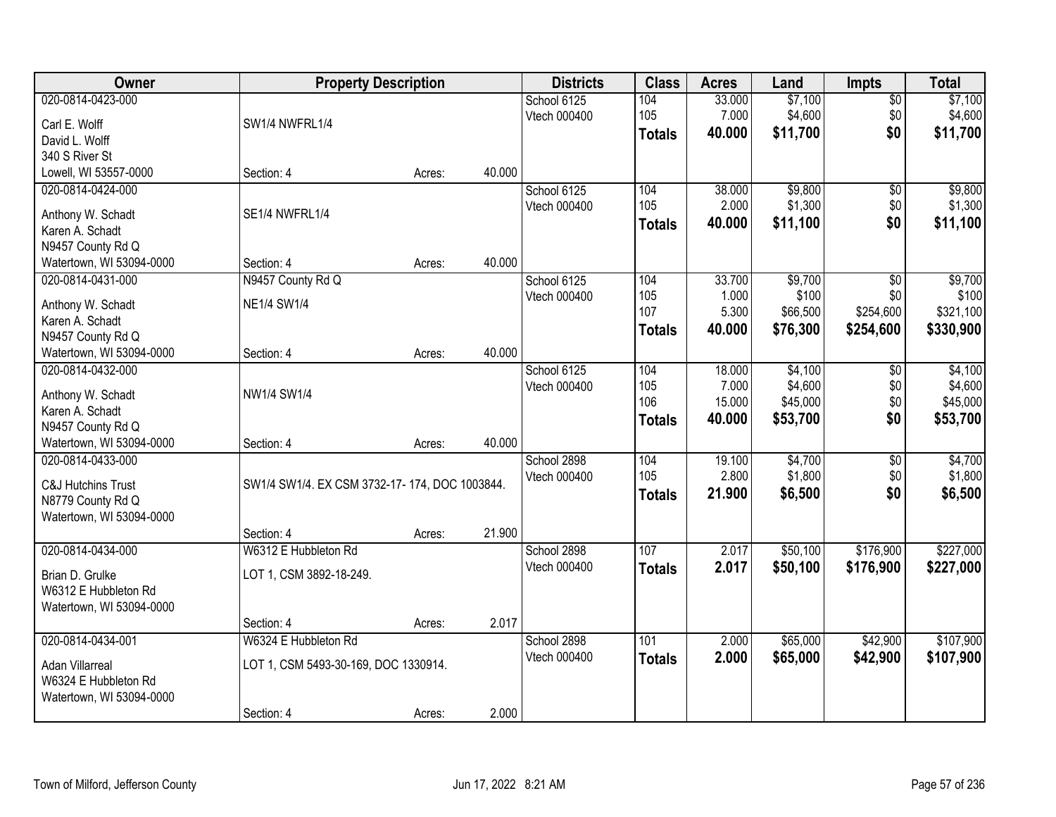| Owner | Property Description | | | Districts | Class | Acres | Land | Impts | Total |
|---|---|---|---|---|---|---|---|---|---|
| 020-0814-0423-000 | | | | School 6125 | 104 | 33.000 | $7,100 | $0 | $7,100 |
| Carl E. Wolff | SW1/4 NWFRL1/4 | | | Vtech 000400 | 105 | 7.000 | $4,600 | $0 | $4,600 |
| David L. Wolff | | | | | **Totals** | **40.000** | **$11,700** | **$0** | **$11,700** |
| 340 S River St | | | | | | | | | |
| Lowell, WI 53557-0000 | Section: 4 | Acres: | 40.000 | | | | | | |
| 020-0814-0424-000 | | | | School 6125 | 104 | 38.000 | $9,800 | $0 | $9,800 |
| Anthony W. Schadt | SE1/4 NWFRL1/4 | | | Vtech 000400 | 105 | 2.000 | $1,300 | $0 | $1,300 |
| Karen A. Schadt | | | | | **Totals** | **40.000** | **$11,100** | **$0** | **$11,100** |
| N9457 County Rd Q | | | | | | | | | |
| Watertown, WI 53094-0000 | Section: 4 | Acres: | 40.000 | | | | | | |
| 020-0814-0431-000 | N9457 County Rd Q | | | School 6125 | 104 | 33.700 | $9,700 | $0 | $9,700 |
| Anthony W. Schadt | NE1/4 SW1/4 | | | Vtech 000400 | 105 | 1.000 | $100 | $0 | $100 |
| Karen A. Schadt | | | | | 107 | 5.300 | $66,500 | $254,600 | $321,100 |
| N9457 County Rd Q | | | | | **Totals** | **40.000** | **$76,300** | **$254,600** | **$330,900** |
| Watertown, WI 53094-0000 | Section: 4 | Acres: | 40.000 | | | | | | |
| 020-0814-0432-000 | | | | School 6125 | 104 | 18.000 | $4,100 | $0 | $4,100 |
| Anthony W. Schadt | NW1/4 SW1/4 | | | Vtech 000400 | 105 | 7.000 | $4,600 | $0 | $4,600 |
| Karen A. Schadt | | | | | 106 | 15.000 | $45,000 | $0 | $45,000 |
| N9457 County Rd Q | | | | | **Totals** | **40.000** | **$53,700** | **$0** | **$53,700** |
| Watertown, WI 53094-0000 | Section: 4 | Acres: | 40.000 | | | | | | |
| 020-0814-0433-000 | | | | School 2898 | 104 | 19.100 | $4,700 | $0 | $4,700 |
| C&J Hutchins Trust | SW1/4 SW1/4. EX CSM 3732-17- 174, DOC 1003844. | | | Vtech 000400 | 105 | 2.800 | $1,800 | $0 | $1,800 |
| N8779 County Rd Q | | | | | **Totals** | **21.900** | **$6,500** | **$0** | **$6,500** |
| Watertown, WI 53094-0000 | | | | | | | | | |
| | Section: 4 | Acres: | 21.900 | | | | | | |
| 020-0814-0434-000 | W6312 E Hubbleton Rd | | | School 2898 | 107 | 2.017 | $50,100 | $176,900 | $227,000 |
| Brian D. Grulke | LOT 1, CSM 3892-18-249. | | | Vtech 000400 | **Totals** | **2.017** | **$50,100** | **$176,900** | **$227,000** |
| W6312 E Hubbleton Rd | | | | | | | | | |
| Watertown, WI 53094-0000 | | | | | | | | | |
| | Section: 4 | Acres: | 2.017 | | | | | | |
| 020-0814-0434-001 | W6324 E Hubbleton Rd | | | School 2898 | 101 | 2.000 | $65,000 | $42,900 | $107,900 |
| Adan Villarreal | LOT 1, CSM 5493-30-169, DOC 1330914. | | | Vtech 000400 | **Totals** | **2.000** | **$65,000** | **$42,900** | **$107,900** |
| W6324 E Hubbleton Rd | | | | | | | | | |
| Watertown, WI 53094-0000 | | | | | | | | | |
| | Section: 4 | Acres: | 2.000 | | | | | | |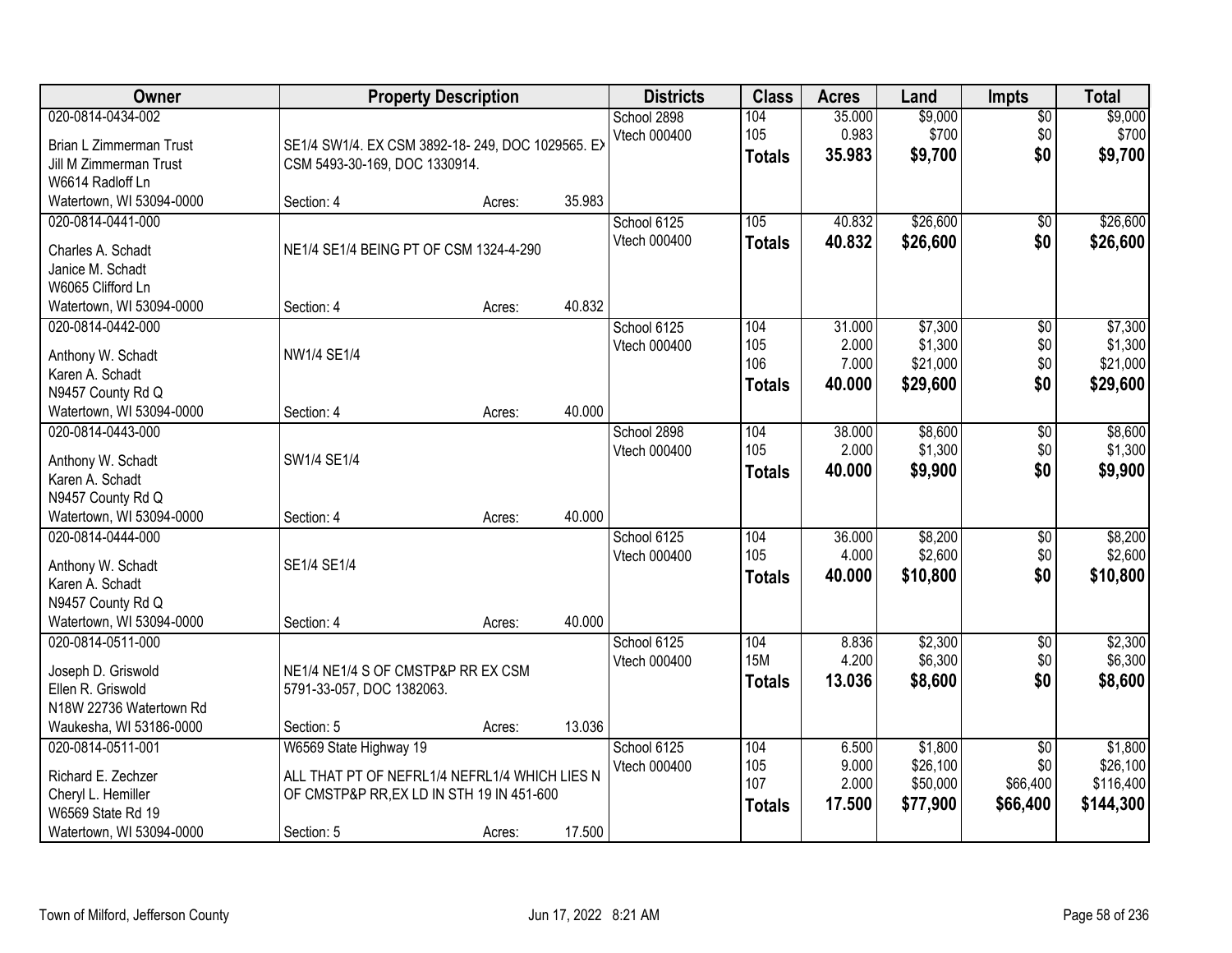| Owner | Property Description | | | Districts | Class | Acres | Land | Impts | Total |
|---|---|---|---|---|---|---|---|---|---|
| 020-0814-0434-002<br>Brian L Zimmerman Trust<br>Jill M Zimmerman Trust<br>W6614 Radloff Ln<br>Watertown, WI 53094-0000 | SE1/4 SW1/4. EX CSM 3892-18- 249, DOC 1029565. EX CSM 5493-30-169, DOC 1330914.<br>Section: 4 | Acres: | 35.983 | School 2898<br>Vtech 000400 | 104<br>105<br>**Totals** | 35.000<br>0.983<br>**35.983** | $9,000<br>$700<br>**$9,700** | $0<br>$0<br>**$0** | $9,000<br>$700<br>**$9,700** |
| 020-0814-0441-000<br>Charles A. Schadt<br>Janice M. Schadt<br>W6065 Clifford Ln<br>Watertown, WI 53094-0000 | NE1/4 SE1/4 BEING PT OF CSM 1324-4-290<br>Section: 4 | Acres: | 40.832 | School 6125<br>Vtech 000400 | 105<br>**Totals** | 40.832<br>**40.832** | $26,600<br>**$26,600** | $0<br>**$0** | $26,600<br>**$26,600** |
| 020-0814-0442-000<br>Anthony W. Schadt<br>Karen A. Schadt<br>N9457 County Rd Q<br>Watertown, WI 53094-0000 | NW1/4 SE1/4<br>Section: 4 | Acres: | 40.000 | School 6125<br>Vtech 000400 | 104<br>105<br>106<br>**Totals** | 31.000<br>2.000<br>7.000<br>**40.000** | $7,300<br>$1,300<br>$21,000<br>**$29,600** | $0<br>$0<br>$0<br>**$0** | $7,300<br>$1,300<br>$21,000<br>**$29,600** |
| 020-0814-0443-000<br>Anthony W. Schadt<br>Karen A. Schadt<br>N9457 County Rd Q<br>Watertown, WI 53094-0000 | SW1/4 SE1/4<br>Section: 4 | Acres: | 40.000 | School 2898<br>Vtech 000400 | 104<br>105<br>**Totals** | 38.000<br>2.000<br>**40.000** | $8,600<br>$1,300<br>**$9,900** | $0<br>$0<br>**$0** | $8,600<br>$1,300<br>**$9,900** |
| 020-0814-0444-000<br>Anthony W. Schadt<br>Karen A. Schadt<br>N9457 County Rd Q<br>Watertown, WI 53094-0000 | SE1/4 SE1/4<br>Section: 4 | Acres: | 40.000 | School 6125<br>Vtech 000400 | 104<br>105<br>**Totals** | 36.000<br>4.000<br>**40.000** | $8,200<br>$2,600<br>**$10,800** | $0<br>$0<br>**$0** | $8,200<br>$2,600<br>**$10,800** |
| 020-0814-0511-000<br>Joseph D. Griswold<br>Ellen R. Griswold<br>N18W 22736 Watertown Rd<br>Waukesha, WI 53186-0000 | NE1/4 NE1/4 S OF CMSTP&P RR EX CSM 5791-33-057, DOC 1382063.<br>Section: 5 | Acres: | 13.036 | School 6125<br>Vtech 000400 | 104<br>15M<br>**Totals** | 8.836<br>4.200<br>**13.036** | $2,300<br>$6,300<br>**$8,600** | $0<br>$0<br>**$0** | $2,300<br>$6,300<br>**$8,600** |
| 020-0814-0511-001<br>Richard E. Zechzer<br>Cheryl L. Hemiller<br>W6569 State Rd 19<br>Watertown, WI 53094-0000 | W6569 State Highway 19<br>ALL THAT PT OF NEFRL1/4 NEFRL1/4 WHICH LIES N OF CMSTP&P RR,EX LD IN STH 19 IN 451-600<br>Section: 5 | Acres: | 17.500 | School 6125<br>Vtech 000400 | 104<br>105<br>107<br>**Totals** | 6.500<br>9.000<br>2.000<br>**17.500** | $1,800<br>$26,100<br>$50,000<br>**$77,900** | $0<br>$0<br>$66,400<br>**$66,400** | $1,800<br>$26,100<br>$116,400<br>**$144,300** |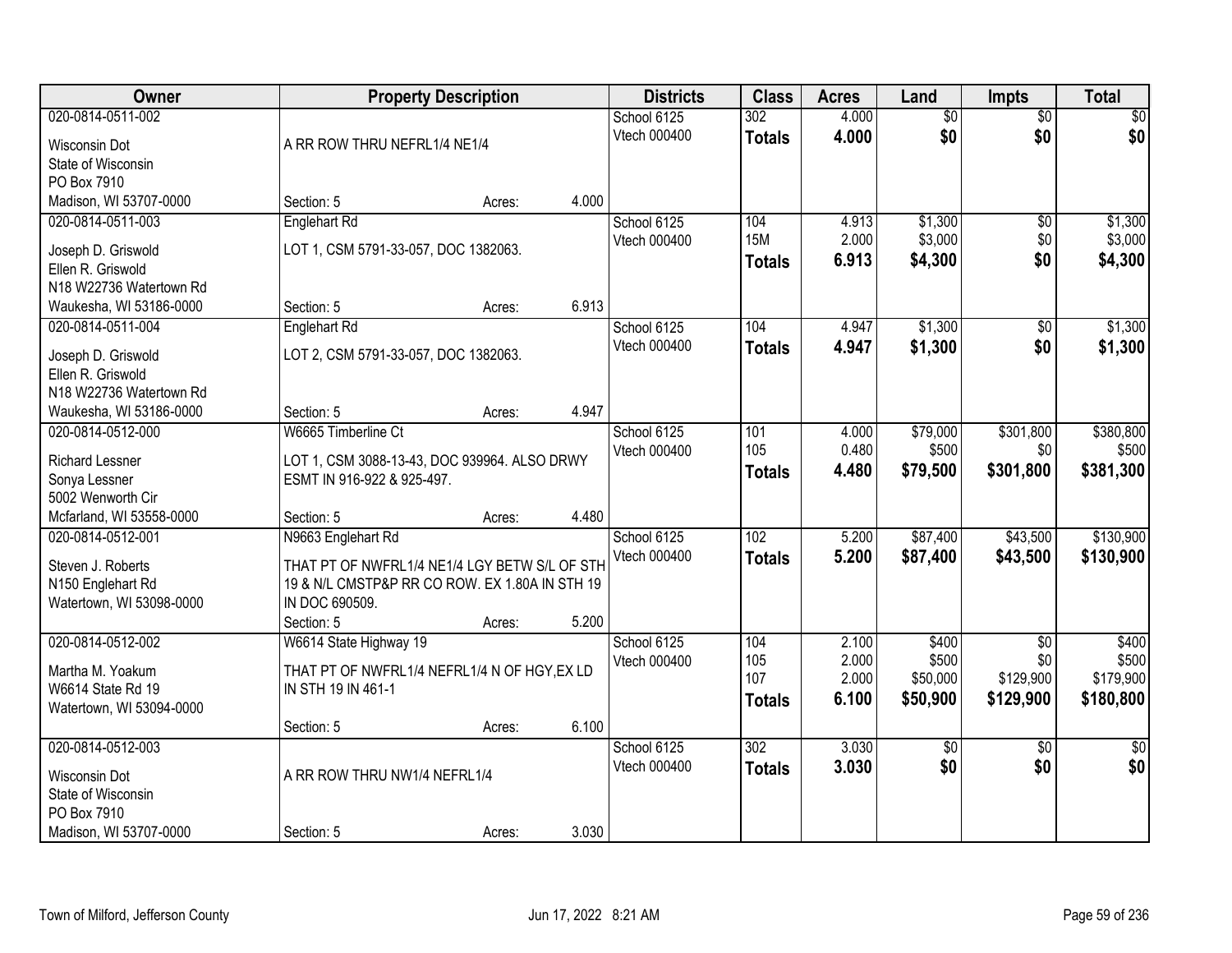| Owner | Property Description | Districts | Class | Acres | Land | Impts | Total |
|---|---|---|---|---|---|---|---|
| 020-0814-0511-002<br><br>Wisconsin Dot<br>State of Wisconsin<br>PO Box 7910<br>Madison, WI 53707-0000 | A RR ROW THRU NEFRL1/4 NE1/4<br><br>Section: 5 Acres: 4.000 | School 6125<br>Vtech 000400 | 302<br>**Totals** | 4.000<br>**4.000** | $0<br>**$0** | $0<br>**$0** | $0<br>**$0** |
| 020-0814-0511-003<br><br>Joseph D. Griswold<br>Ellen R. Griswold<br>N18 W22736 Watertown Rd<br>Waukesha, WI 53186-0000 | Englehart Rd<br>LOT 1, CSM 5791-33-057, DOC 1382063.<br><br>Section: 5 Acres: 6.913 | School 6125<br>Vtech 000400 | 104<br>15M<br>**Totals** | 4.913<br>2.000<br>**6.913** | $1,300<br>$3,000<br>**$4,300** | $0<br>$0<br>**$0** | $1,300<br>$3,000<br>**$4,300** |
| 020-0814-0511-004<br><br>Joseph D. Griswold<br>Ellen R. Griswold<br>N18 W22736 Watertown Rd<br>Waukesha, WI 53186-0000 | Englehart Rd<br>LOT 2, CSM 5791-33-057, DOC 1382063.<br><br>Section: 5 Acres: 4.947 | School 6125<br>Vtech 000400 | 104<br>**Totals** | 4.947<br>**4.947** | $1,300<br>**$1,300** | $0<br>**$0** | $1,300<br>**$1,300** |
| 020-0814-0512-000<br><br>Richard Lessner<br>Sonya Lessner<br>5002 Wenworth Cir<br>Mcfarland, WI 53558-0000 | W6665 Timberline Ct<br>LOT 1, CSM 3088-13-43, DOC 939964. ALSO DRWY ESMT IN 916-922 & 925-497.<br><br>Section: 5 Acres: 4.480 | School 6125<br>Vtech 000400 | 101<br>105<br>**Totals** | 4.000<br>0.480<br>**4.480** | $79,000<br>$500<br>**$79,500** | $301,800<br>$0<br>**$301,800** | $380,800<br>$500<br>**$381,300** |
| 020-0814-0512-001<br><br>Steven J. Roberts<br>N150 Englehart Rd<br>Watertown, WI 53098-0000 | N9663 Englehart Rd<br>THAT PT OF NWFRL1/4 NE1/4 LGY BETW S/L OF STH 19 & N/L CMSTP&P RR CO ROW. EX 1.80A IN STH 19 IN DOC 690509.<br>Section: 5 Acres: 5.200 | School 6125<br>Vtech 000400 | 102<br>**Totals** | 5.200<br>**5.200** | $87,400<br>**$87,400** | $43,500<br>**$43,500** | $130,900<br>**$130,900** |
| 020-0814-0512-002<br><br>Martha M. Yoakum<br>W6614 State Rd 19<br>Watertown, WI 53094-0000 | W6614 State Highway 19<br>THAT PT OF NWFRL1/4 NEFRL1/4 N OF HGY,EX LD IN STH 19 IN 461-1<br><br>Section: 5 Acres: 6.100 | School 6125<br>Vtech 000400 | 104<br>105<br>107<br>**Totals** | 2.100<br>2.000<br>2.000<br>**6.100** | $400<br>$500<br>$50,000<br>**$50,900** | $0<br>$0<br>$129,900<br>**$129,900** | $400<br>$500<br>$179,900<br>**$180,800** |
| 020-0814-0512-003<br><br>Wisconsin Dot<br>State of Wisconsin<br>PO Box 7910<br>Madison, WI 53707-0000 | A RR ROW THRU NW1/4 NEFRL1/4<br><br>Section: 5 Acres: 3.030 | School 6125<br>Vtech 000400 | 302<br>**Totals** | 3.030<br>**3.030** | $0<br>**$0** | $0<br>**$0** | $0<br>**$0** |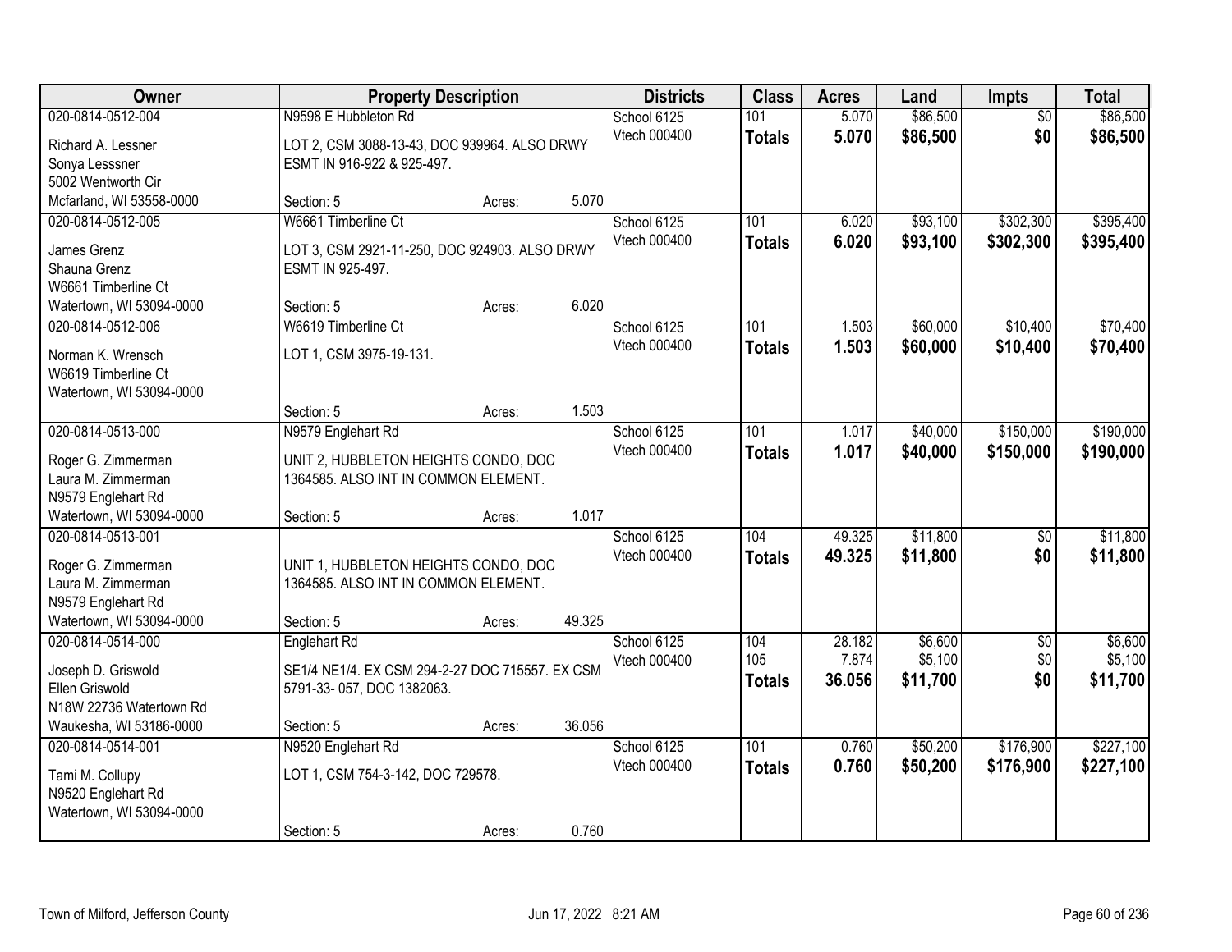| Owner | Property Description | | | Districts | Class | Acres | Land | Impts | Total |
|---|---|---|---|---|---|---|---|---|---|
| 020-0814-0512-004 | N9598 E Hubbleton Rd | | | School 6125 | 101 | 5.070 | $86,500 | $0 | $86,500 |
| Richard A. Lessner<br>Sonya Lesssner<br>5002 Wentworth Cir<br>Mcfarland, WI 53558-0000 | LOT 2, CSM 3088-13-43, DOC 939964. ALSO DRWY ESMT IN 916-922 & 925-497. | | | Vtech 000400 | **Totals** | **5.070** | **$86,500** | **$0** | **$86,500** |
| | Section: 5 | Acres: | 5.070 | | | | | | |
| 020-0814-0512-005 | W6661 Timberline Ct | | | School 6125 | 101 | 6.020 | $93,100 | $302,300 | $395,400 |
| James Grenz<br>Shauna Grenz<br>W6661 Timberline Ct<br>Watertown, WI 53094-0000 | LOT 3, CSM 2921-11-250, DOC 924903. ALSO DRWY ESMT IN 925-497. | | | Vtech 000400 | **Totals** | **6.020** | **$93,100** | **$302,300** | **$395,400** |
| | Section: 5 | Acres: | 6.020 | | | | | | |
| 020-0814-0512-006 | W6619 Timberline Ct | | | School 6125 | 101 | 1.503 | $60,000 | $10,400 | $70,400 |
| Norman K. Wrensch<br>W6619 Timberline Ct<br>Watertown, WI 53094-0000 | LOT 1, CSM 3975-19-131. | | | Vtech 000400 | **Totals** | **1.503** | **$60,000** | **$10,400** | **$70,400** |
| | Section: 5 | Acres: | 1.503 | | | | | | |
| 020-0814-0513-000 | N9579 Englehart Rd | | | School 6125 | 101 | 1.017 | $40,000 | $150,000 | $190,000 |
| Roger G. Zimmerman<br>Laura M. Zimmerman<br>N9579 Englehart Rd<br>Watertown, WI 53094-0000 | UNIT 2, HUBBLETON HEIGHTS CONDO, DOC 1364585. ALSO INT IN COMMON ELEMENT. | | | Vtech 000400 | **Totals** | **1.017** | **$40,000** | **$150,000** | **$190,000** |
| | Section: 5 | Acres: | 1.017 | | | | | | |
| 020-0814-0513-001 | | | | School 6125 | 104 | 49.325 | $11,800 | $0 | $11,800 |
| Roger G. Zimmerman<br>Laura M. Zimmerman<br>N9579 Englehart Rd<br>Watertown, WI 53094-0000 | UNIT 1, HUBBLETON HEIGHTS CONDO, DOC 1364585. ALSO INT IN COMMON ELEMENT. | | | Vtech 000400 | **Totals** | **49.325** | **$11,800** | **$0** | **$11,800** |
| | Section: 5 | Acres: | 49.325 | | | | | | |
| 020-0814-0514-000 | Englehart Rd | | | School 6125 | 104 | 28.182 | $6,600 | $0 | $6,600 |
| Joseph D. Griswold<br>Ellen Griswold<br>N18W 22736 Watertown Rd<br>Waukesha, WI 53186-0000 | SE1/4 NE1/4. EX CSM 294-2-27 DOC 715557. EX CSM 5791-33- 057, DOC 1382063. | | | Vtech 000400 | 105 | 7.874 | $5,100 | $0 | $5,100 |
| | | | | | **Totals** | **36.056** | **$11,700** | **$0** | **$11,700** |
| | Section: 5 | Acres: | 36.056 | | | | | | |
| 020-0814-0514-001 | N9520 Englehart Rd | | | School 6125 | 101 | 0.760 | $50,200 | $176,900 | $227,100 |
| Tami M. Collupy<br>N9520 Englehart Rd<br>Watertown, WI 53094-0000 | LOT 1, CSM 754-3-142, DOC 729578. | | | Vtech 000400 | **Totals** | **0.760** | **$50,200** | **$176,900** | **$227,100** |
| | Section: 5 | Acres: | 0.760 | | | | | | |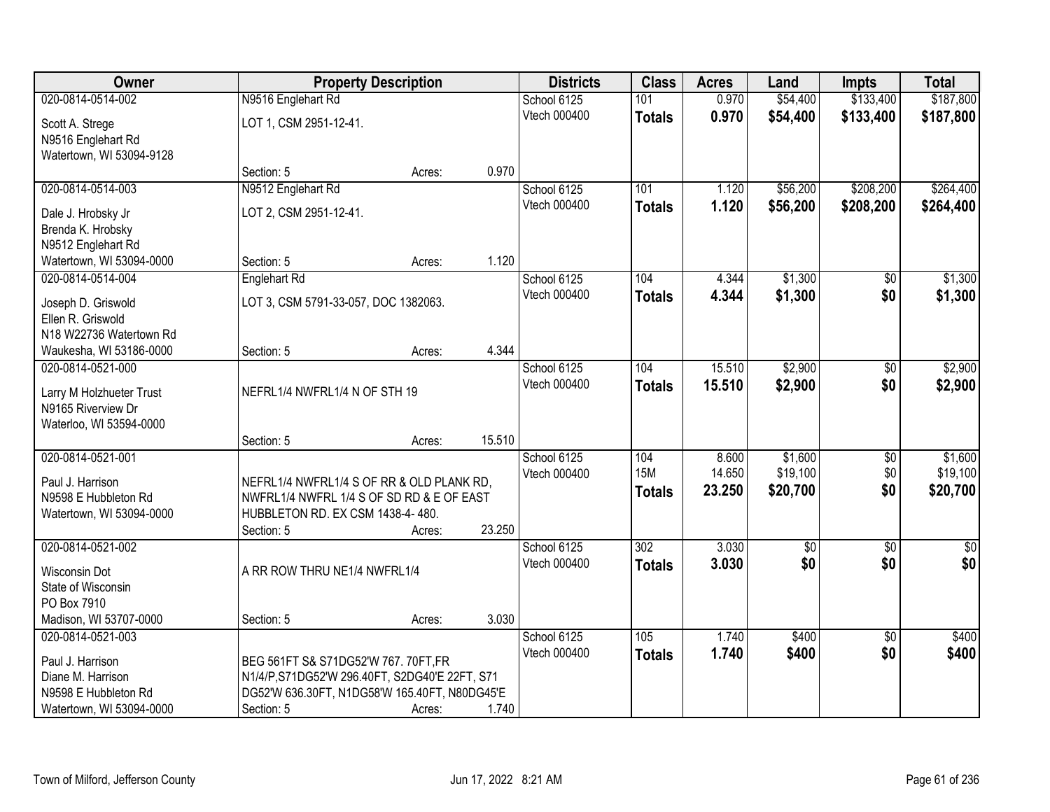| Owner | Property Description | Districts | Class | Acres | Land | Impts | Total |
|---|---|---|---|---|---|---|---|
| 020-0814-0514-002<br>Scott A. Strege<br>N9516 Englehart Rd<br>Watertown, WI 53094-9128 | N9516 Englehart Rd<br>LOT 1, CSM 2951-12-41.<br>Section: 5 Acres: 0.970 | School 6125<br>Vtech 000400 | 101<br>**Totals** | 0.970<br>**0.970** | $54,400<br>**$54,400** | $133,400<br>**$133,400** | $187,800<br>**$187,800** |
| 020-0814-0514-003<br>Dale J. Hrobsky Jr<br>Brenda K. Hrobsky<br>N9512 Englehart Rd<br>Watertown, WI 53094-0000 | N9512 Englehart Rd<br>LOT 2, CSM 2951-12-41.<br>Section: 5 Acres: 1.120 | School 6125<br>Vtech 000400 | 101<br>**Totals** | 1.120<br>**1.120** | $56,200<br>**$56,200** | $208,200<br>**$208,200** | $264,400<br>**$264,400** |
| 020-0814-0514-004<br>Joseph D. Griswold<br>Ellen R. Griswold<br>N18 W22736 Watertown Rd<br>Waukesha, WI 53186-0000 | Englehart Rd<br>LOT 3, CSM 5791-33-057, DOC 1382063.<br>Section: 5 Acres: 4.344 | School 6125<br>Vtech 000400 | 104<br>**Totals** | 4.344<br>**4.344** | $1,300<br>**$1,300** | $0<br>**$0** | $1,300<br>**$1,300** |
| 020-0814-0521-000<br>Larry M Holzhueter Trust<br>N9165 Riverview Dr<br>Waterloo, WI 53594-0000 | NEFRL1/4 NWFRL1/4 N OF STH 19<br>Section: 5 Acres: 15.510 | School 6125<br>Vtech 000400 | 104<br>**Totals** | 15.510<br>**15.510** | $2,900<br>**$2,900** | $0<br>**$0** | $2,900<br>**$2,900** |
| 020-0814-0521-001<br>Paul J. Harrison<br>N9598 E Hubbleton Rd<br>Watertown, WI 53094-0000 | NEFRL1/4 NWFRL1/4 S OF RR & OLD PLANK RD, NWFRL1/4 NWFRL 1/4 S OF SD RD & E OF EAST HUBBLETON RD. EX CSM 1438-4- 480.<br>Section: 5 Acres: 23.250 | School 6125<br>Vtech 000400 | 104<br>15M<br>**Totals** | 8.600<br>14.650<br>**23.250** | $1,600<br>$19,100<br>**$20,700** | $0<br>$0<br>**$0** | $1,600<br>$19,100<br>**$20,700** |
| 020-0814-0521-002<br>Wisconsin Dot<br>State of Wisconsin<br>PO Box 7910<br>Madison, WI 53707-0000 | A RR ROW THRU NE1/4 NWFRL1/4<br>Section: 5 Acres: 3.030 | School 6125<br>Vtech 000400 | 302<br>**Totals** | 3.030<br>**3.030** | $0<br>**$0** | $0<br>**$0** | $0<br>**$0** |
| 020-0814-0521-003<br>Paul J. Harrison<br>Diane M. Harrison<br>N9598 E Hubbleton Rd<br>Watertown, WI 53094-0000 | BEG 561FT S& S71DG52'W 767. 70FT,FR N1/4/P,S71DG52'W 296.40FT, S2DG40'E 22FT, S71 DG52'W 636.30FT, N1DG58'W 165.40FT, N80DG45'E<br>Section: 5 Acres: 1.740 | School 6125<br>Vtech 000400 | 105<br>**Totals** | 1.740<br>**1.740** | $400<br>**$400** | $0<br>**$0** | $400<br>**$400** |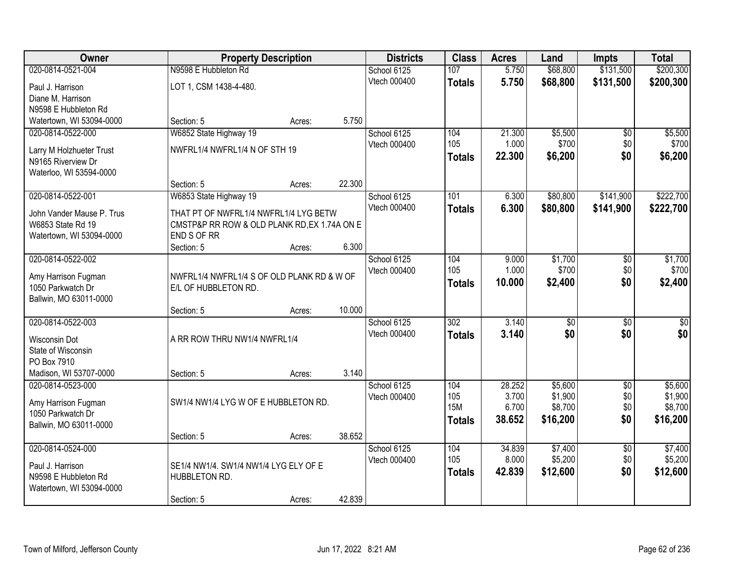| Owner | Property Description | | | Districts | Class | Acres | Land | Impts | Total |
|---|---|---|---|---|---|---|---|---|---|
| 020-0814-0521-004 | N9598 E Hubbleton Rd | | | School 6125 | 107 | 5.750 | $68,800 | $131,500 | $200,300 |
| Paul J. Harrison | LOT 1, CSM 1438-4-480. | | | Vtech 000400 | **Totals** | **5.750** | **$68,800** | **$131,500** | **$200,300** |
| Diane M. Harrison | | | | | | | | | |
| N9598 E Hubbleton Rd | | | | | | | | | |
| Watertown, WI 53094-0000 | Section: 5 | Acres: | 5.750 | | | | | | |
| 020-0814-0522-000 | W6852 State Highway 19 | | | School 6125 | 104 | 21.300 | $5,500 | $0 | $5,500 |
| Larry M Holzhueter Trust | NWFRL1/4 NWFRL1/4 N OF STH 19 | | | Vtech 000400 | 105 | 1.000 | $700 | $0 | $700 |
| N9165 Riverview Dr | | | | | **Totals** | **22.300** | **$6,200** | **$0** | **$6,200** |
| Waterloo, WI 53594-0000 | | | | | | | | | |
| | Section: 5 | Acres: | 22.300 | | | | | | |
| 020-0814-0522-001 | W6853 State Highway 19 | | | School 6125 | 101 | 6.300 | $80,800 | $141,900 | $222,700 |
| John Vander Mause P. Trus | THAT PT OF NWFRL1/4 NWFRL1/4 LYG BETW | | | Vtech 000400 | **Totals** | **6.300** | **$80,800** | **$141,900** | **$222,700** |
| W6853 State Rd 19 | CMSTP&P RR ROW & OLD PLANK RD,EX 1.74A ON E | | | | | | | | |
| Watertown, WI 53094-0000 | END S OF RR | | | | | | | | |
| | Section: 5 | Acres: | 6.300 | | | | | | |
| 020-0814-0522-002 | | | | School 6125 | 104 | 9.000 | $1,700 | $0 | $1,700 |
| Amy Harrison Fugman | NWFRL1/4 NWFRL1/4 S OF OLD PLANK RD & W OF | | | Vtech 000400 | 105 | 1.000 | $700 | $0 | $700 |
| 1050 Parkwatch Dr | E/L OF HUBBLETON RD. | | | | **Totals** | **10.000** | **$2,400** | **$0** | **$2,400** |
| Ballwin, MO 63011-0000 | | | | | | | | | |
| | Section: 5 | Acres: | 10.000 | | | | | | |
| 020-0814-0522-003 | | | | School 6125 | 302 | 3.140 | $0 | $0 | $0 |
| Wisconsin Dot | A RR ROW THRU NW1/4 NWFRL1/4 | | | Vtech 000400 | **Totals** | **3.140** | **$0** | **$0** | **$0** |
| State of Wisconsin | | | | | | | | | |
| PO Box 7910 | | | | | | | | | |
| Madison, WI 53707-0000 | Section: 5 | Acres: | 3.140 | | | | | | |
| 020-0814-0523-000 | | | | School 6125 | 104 | 28.252 | $5,600 | $0 | $5,600 |
| Amy Harrison Fugman | SW1/4 NW1/4 LYG W OF E HUBBLETON RD. | | | Vtech 000400 | 105 | 3.700 | $1,900 | $0 | $1,900 |
| 1050 Parkwatch Dr | | | | | 15M | 6.700 | $8,700 | $0 | $8,700 |
| Ballwin, MO 63011-0000 | | | | | **Totals** | **38.652** | **$16,200** | **$0** | **$16,200** |
| | Section: 5 | Acres: | 38.652 | | | | | | |
| 020-0814-0524-000 | | | | School 6125 | 104 | 34.839 | $7,400 | $0 | $7,400 |
| Paul J. Harrison | SE1/4 NW1/4. SW1/4 NW1/4 LYG ELY OF E | | | Vtech 000400 | 105 | 8.000 | $5,200 | $0 | $5,200 |
| N9598 E Hubbleton Rd | HUBBLETON RD. | | | | **Totals** | **42.839** | **$12,600** | **$0** | **$12,600** |
| Watertown, WI 53094-0000 | | | | | | | | | |
| | Section: 5 | Acres: | 42.839 | | | | | | |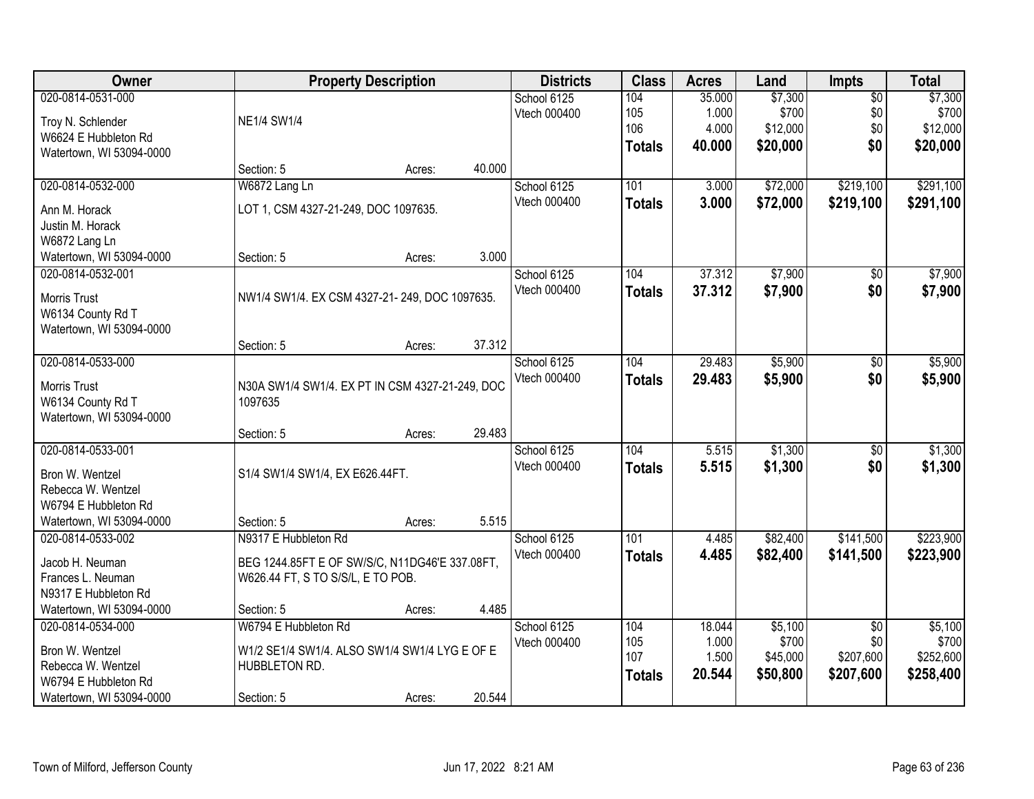| Owner | Property Description | Districts | Class | Acres | Land | Impts | Total |
|---|---|---|---|---|---|---|---|
| 020-0814-0531-000<br>Troy N. Schlender<br>W6624 E Hubbleton Rd<br>Watertown, WI 53094-0000 | NE1/4 SW1/4<br>Section: 5 Acres: 40.000 | School 6125<br>Vtech 000400 | 104<br>105<br>106<br>**Totals** | 35.000<br>1.000<br>4.000<br>**40.000** | $7,300<br>$700<br>$12,000<br>**$20,000** | $0<br>$0<br>$0<br>**$0** | $7,300<br>$700<br>$12,000<br>**$20,000** |
| 020-0814-0532-000<br>Ann M. Horack<br>Justin M. Horack<br>W6872 Lang Ln<br>Watertown, WI 53094-0000 | W6872 Lang Ln<br>LOT 1, CSM 4327-21-249, DOC 1097635.<br>Section: 5 Acres: 3.000 | School 6125<br>Vtech 000400 | 101<br>**Totals** | 3.000<br>**3.000** | $72,000<br>**$72,000** | $219,100<br>**$219,100** | $291,100<br>**$291,100** |
| 020-0814-0532-001<br>Morris Trust<br>W6134 County Rd T<br>Watertown, WI 53094-0000 | NW1/4 SW1/4. EX CSM 4327-21- 249, DOC 1097635.<br>Section: 5 Acres: 37.312 | School 6125<br>Vtech 000400 | 104<br>**Totals** | 37.312<br>**37.312** | $7,900<br>**$7,900** | $0<br>**$0** | $7,900<br>**$7,900** |
| 020-0814-0533-000<br>Morris Trust<br>W6134 County Rd T<br>Watertown, WI 53094-0000 | N30A SW1/4 SW1/4. EX PT IN CSM 4327-21-249, DOC 1097635<br>Section: 5 Acres: 29.483 | School 6125<br>Vtech 000400 | 104<br>**Totals** | 29.483<br>**29.483** | $5,900<br>**$5,900** | $0<br>**$0** | $5,900<br>**$5,900** |
| 020-0814-0533-001<br>Bron W. Wentzel<br>Rebecca W. Wentzel<br>W6794 E Hubbleton Rd<br>Watertown, WI 53094-0000 | S1/4 SW1/4 SW1/4, EX E626.44FT.<br>Section: 5 Acres: 5.515 | School 6125<br>Vtech 000400 | 104<br>**Totals** | 5.515<br>**5.515** | $1,300<br>**$1,300** | $0<br>**$0** | $1,300<br>**$1,300** |
| 020-0814-0533-002<br>Jacob H. Neuman<br>Frances L. Neuman<br>N9317 E Hubbleton Rd<br>Watertown, WI 53094-0000 | N9317 E Hubbleton Rd<br>BEG 1244.85FT E OF SW/S/C, N11DG46'E 337.08FT, W626.44 FT, S TO S/S/L, E TO POB.<br>Section: 5 Acres: 4.485 | School 6125<br>Vtech 000400 | 101<br>**Totals** | 4.485<br>**4.485** | $82,400<br>**$82,400** | $141,500<br>**$141,500** | $223,900<br>**$223,900** |
| 020-0814-0534-000<br>Bron W. Wentzel<br>Rebecca W. Wentzel<br>W6794 E Hubbleton Rd<br>Watertown, WI 53094-0000 | W6794 E Hubbleton Rd<br>W1/2 SE1/4 SW1/4. ALSO SW1/4 SW1/4 LYG E OF E HUBBLETON RD.<br>Section: 5 Acres: 20.544 | School 6125<br>Vtech 000400 | 104<br>105<br>107<br>**Totals** | 18.044<br>1.000<br>1.500<br>**20.544** | $5,100<br>$700<br>$45,000<br>**$50,800** | $0<br>$0<br>$207,600<br>**$207,600** | $5,100<br>$700<br>$252,600<br>**$258,400** |

Town of Milford, Jefferson County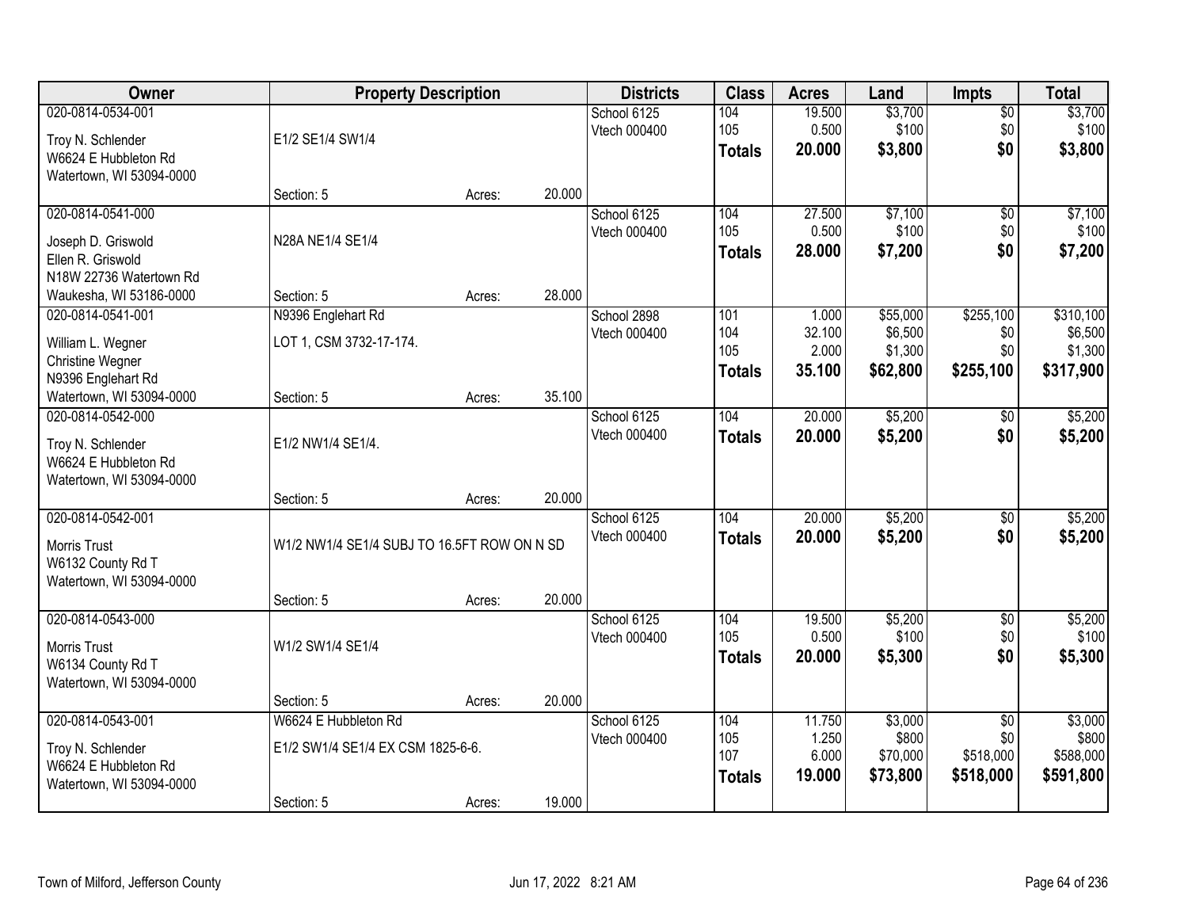| Owner | Property Description | | | Districts | Class | Acres | Land | Impts | Total |
|---|---|---|---|---|---|---|---|---|---|
| 020-0814-0534-001<br>Troy N. Schlender<br>W6624 E Hubbleton Rd<br>Watertown, WI 53094-0000 | E1/2 SE1/4 SW1/4<br>Section: 5 | Acres: | 20.000 | School 6125<br>Vtech 000400 | 104<br>105<br>**Totals** | 19.500<br>0.500<br>**20.000** | $3,700<br>$100<br>**$3,800** | $0<br>$0<br>**$0** | $3,700<br>$100<br>**$3,800** |
| 020-0814-0541-000<br>Joseph D. Griswold<br>Ellen R. Griswold<br>N18W 22736 Watertown Rd<br>Waukesha, WI 53186-0000 | N28A NE1/4 SE1/4<br>Section: 5 | Acres: | 28.000 | School 6125<br>Vtech 000400 | 104<br>105<br>**Totals** | 27.500<br>0.500<br>**28.000** | $7,100<br>$100<br>**$7,200** | $0<br>$0<br>**$0** | $7,100<br>$100<br>**$7,200** |
| 020-0814-0541-001<br>William L. Wegner<br>Christine Wegner<br>N9396 Englehart Rd<br>Watertown, WI 53094-0000 | N9396 Englehart Rd<br>LOT 1, CSM 3732-17-174.<br>Section: 5 | Acres: | 35.100 | School 2898<br>Vtech 000400 | 101<br>104<br>105<br>**Totals** | 1.000<br>32.100<br>2.000<br>**35.100** | $55,000<br>$6,500<br>$1,300<br>**$62,800** | $255,100<br>$0<br>$0<br>**$255,100** | $310,100<br>$6,500<br>$1,300<br>**$317,900** |
| 020-0814-0542-000<br>Troy N. Schlender<br>W6624 E Hubbleton Rd<br>Watertown, WI 53094-0000 | E1/2 NW1/4 SE1/4.<br>Section: 5 | Acres: | 20.000 | School 6125<br>Vtech 000400 | 104<br>**Totals** | 20.000<br>**20.000** | $5,200<br>**$5,200** | $0<br>**$0** | $5,200<br>**$5,200** |
| 020-0814-0542-001<br>Morris Trust<br>W6132 County Rd T<br>Watertown, WI 53094-0000 | W1/2 NW1/4 SE1/4 SUBJ TO 16.5FT ROW ON N SD<br>Section: 5 | Acres: | 20.000 | School 6125<br>Vtech 000400 | 104<br>**Totals** | 20.000<br>**20.000** | $5,200<br>**$5,200** | $0<br>**$0** | $5,200<br>**$5,200** |
| 020-0814-0543-000<br>Morris Trust<br>W6134 County Rd T<br>Watertown, WI 53094-0000 | W1/2 SW1/4 SE1/4<br>Section: 5 | Acres: | 20.000 | School 6125<br>Vtech 000400 | 104<br>105<br>**Totals** | 19.500<br>0.500<br>**20.000** | $5,200<br>$100<br>**$5,300** | $0<br>$0<br>**$0** | $5,200<br>$100<br>**$5,300** |
| 020-0814-0543-001<br>Troy N. Schlender<br>W6624 E Hubbleton Rd<br>Watertown, WI 53094-0000 | W6624 E Hubbleton Rd<br>E1/2 SW1/4 SE1/4 EX CSM 1825-6-6.<br>Section: 5 | Acres: | 19.000 | School 6125<br>Vtech 000400 | 104<br>105<br>107<br>**Totals** | 11.750<br>1.250<br>6.000<br>**19.000** | $3,000<br>$800<br>$70,000<br>**$73,800** | $0<br>$0<br>$518,000<br>**$518,000** | $3,000<br>$800<br>$588,000<br>**$591,800** |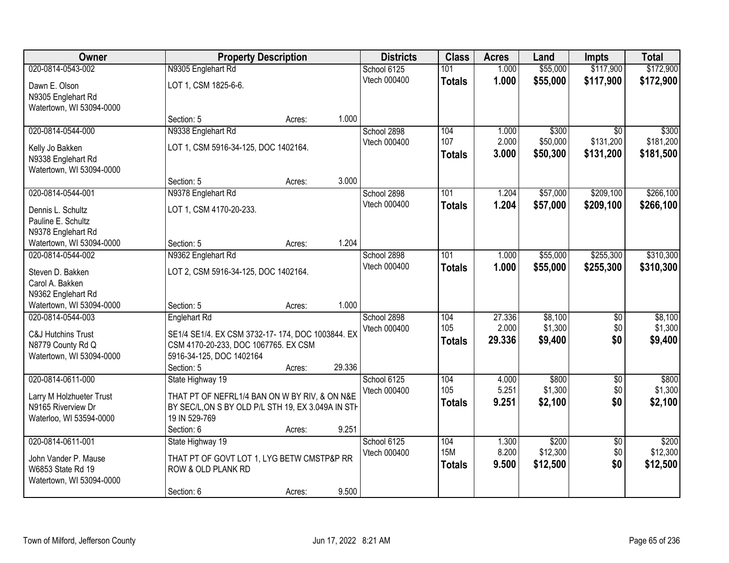| Owner | Property Description | | | Districts | Class | Acres | Land | Impts | Total |
|---|---|---|---|---|---|---|---|---|---|
| 020-0814-0543-002 | N9305 Englehart Rd | | | School 6125 | 101 | 1.000 | $55,000 | $117,900 | $172,900 |
| Dawn E. Olson<br>N9305 Englehart Rd<br>Watertown, WI 53094-0000 | LOT 1, CSM 1825-6-6. | | | Vtech 000400 | **Totals** | **1.000** | **$55,000** | **$117,900** | **$172,900** |
| | Section: 5 | Acres: | 1.000 | | | | | | |
| 020-0814-0544-000 | N9338 Englehart Rd | | | School 2898 | 104 | 1.000 | $300 | $0 | $300 |
| Kelly Jo Bakken<br>N9338 Englehart Rd<br>Watertown, WI 53094-0000 | LOT 1, CSM 5916-34-125, DOC 1402164. | | | Vtech 000400 | 107 | 2.000 | $50,000 | $131,200 | $181,200 |
| | | | | | **Totals** | **3.000** | **$50,300** | **$131,200** | **$181,500** |
| | Section: 5 | Acres: | 3.000 | | | | | | |
| 020-0814-0544-001 | N9378 Englehart Rd | | | School 2898 | 101 | 1.204 | $57,000 | $209,100 | $266,100 |
| Dennis L. Schultz<br>Pauline E. Schultz<br>N9378 Englehart Rd<br>Watertown, WI 53094-0000 | LOT 1, CSM 4170-20-233. | | | Vtech 000400 | **Totals** | **1.204** | **$57,000** | **$209,100** | **$266,100** |
| | Section: 5 | Acres: | 1.204 | | | | | | |
| 020-0814-0544-002 | N9362 Englehart Rd | | | School 2898 | 101 | 1.000 | $55,000 | $255,300 | $310,300 |
| Steven D. Bakken<br>Carol A. Bakken<br>N9362 Englehart Rd<br>Watertown, WI 53094-0000 | LOT 2, CSM 5916-34-125, DOC 1402164. | | | Vtech 000400 | **Totals** | **1.000** | **$55,000** | **$255,300** | **$310,300** |
| | Section: 5 | Acres: | 1.000 | | | | | | |
| 020-0814-0544-003 | Englehart Rd | | | School 2898 | 104 | 27.336 | $8,100 | $0 | $8,100 |
| C&J Hutchins Trust<br>N8779 County Rd Q<br>Watertown, WI 53094-0000 | SE1/4 SE1/4. EX CSM 3732-17- 174, DOC 1003844. EX CSM 4170-20-233, DOC 1067765. EX CSM 5916-34-125, DOC 1402164 | | | Vtech 000400 | 105 | 2.000 | $1,300 | $0 | $1,300 |
| | | | | | **Totals** | **29.336** | **$9,400** | **$0** | **$9,400** |
| | Section: 5 | Acres: | 29.336 | | | | | | |
| 020-0814-0611-000 | State Highway 19 | | | School 6125 | 104 | 4.000 | $800 | $0 | $800 |
| Larry M Holzhueter Trust<br>N9165 Riverview Dr<br>Waterloo, WI 53594-0000 | THAT PT OF NEFRL1/4 BAN ON W BY RIV, & ON N&E BY SEC/L,ON S BY OLD P/L STH 19, EX 3.049A IN STH 19 IN 529-769 | | | Vtech 000400 | 105 | 5.251 | $1,300 | $0 | $1,300 |
| | | | | | **Totals** | **9.251** | **$2,100** | **$0** | **$2,100** |
| | Section: 6 | Acres: | 9.251 | | | | | | |
| 020-0814-0611-001 | State Highway 19 | | | School 6125 | 104 | 1.300 | $200 | $0 | $200 |
| John Vander P. Mause<br>W6853 State Rd 19<br>Watertown, WI 53094-0000 | THAT PT OF GOVT LOT 1, LYG BETW CMSTP&P RR ROW & OLD PLANK RD | | | Vtech 000400 | 15M | 8.200 | $12,300 | $0 | $12,300 |
| | | | | | **Totals** | **9.500** | **$12,500** | **$0** | **$12,500** |
| | Section: 6 | Acres: | 9.500 | | | | | | |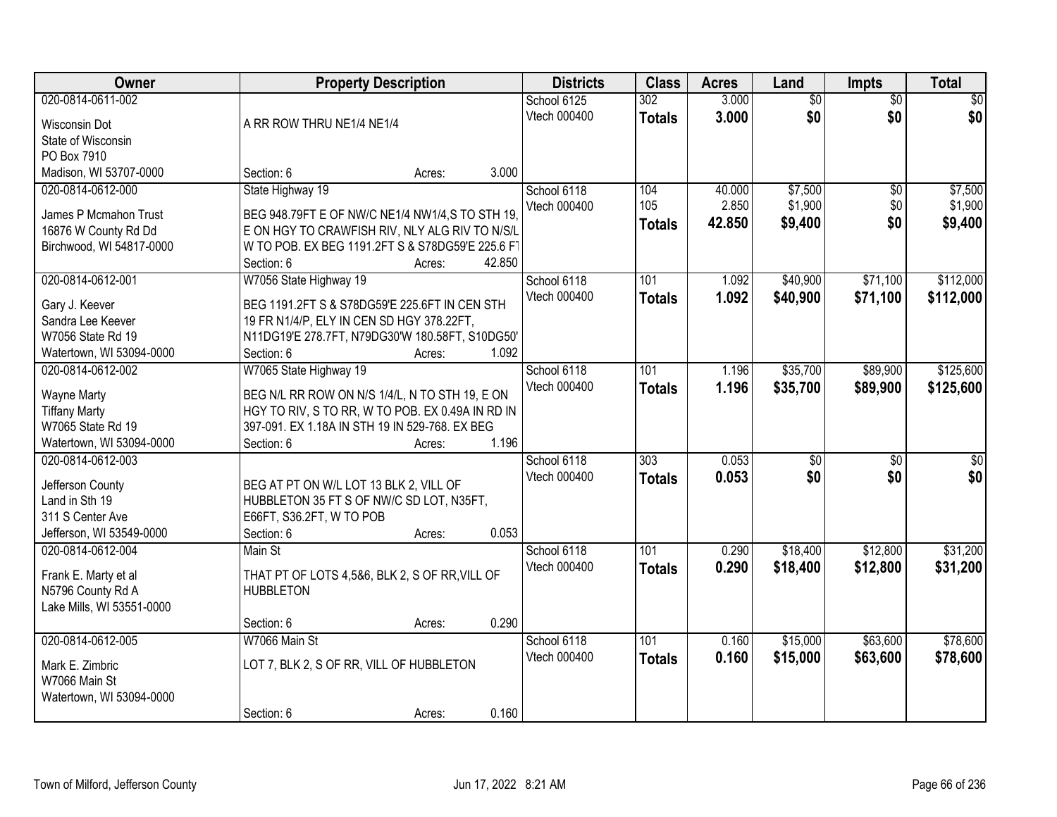| Owner | Property Description | Districts | Class | Acres | Land | Impts | Total |
|---|---|---|---|---|---|---|---|
| 020-0814-0611-002<br>Wisconsin Dot<br>State of Wisconsin<br>PO Box 7910<br>Madison, WI 53707-0000 | A RR ROW THRU NE1/4 NE1/4<br>Section: 6 Acres: 3.000 | School 6125<br>Vtech 000400 | 302<br>**Totals** | 3.000<br>**3.000** | $0<br>**$0** | $0<br>**$0** | $0<br>**$0** |
| 020-0814-0612-000<br>James P Mcmahon Trust<br>16876 W County Rd Dd<br>Birchwood, WI 54817-0000 | State Highway 19<br>BEG 948.79FT E OF NW/C NE1/4 NW1/4,S TO STH 19, E ON HGY TO CRAWFISH RIV, NLY ALG RIV TO N/S/L W TO POB. EX BEG 1191.2FT S & S78DG59'E 225.6 FT<br>Section: 6 Acres: 42.850 | School 6118<br>Vtech 000400 | 104<br>105<br>**Totals** | 40.000<br>2.850<br>**42.850** | $7,500<br>$1,900<br>**$9,400** | $0<br>$0<br>**$0** | $7,500<br>$1,900<br>**$9,400** |
| 020-0814-0612-001<br>Gary J. Keever<br>Sandra Lee Keever<br>W7056 State Rd 19<br>Watertown, WI 53094-0000 | W7056 State Highway 19<br>BEG 1191.2FT S & S78DG59'E 225.6FT IN CEN STH 19 FR N1/4/P, ELY IN CEN SD HGY 378.22FT, N11DG19'E 278.7FT, N79DG30'W 180.58FT, S10DG50'<br>Section: 6 Acres: 1.092 | School 6118<br>Vtech 000400 | 101<br>**Totals** | 1.092<br>**1.092** | $40,900<br>**$40,900** | $71,100<br>**$71,100** | $112,000<br>**$112,000** |
| 020-0814-0612-002<br>Wayne Marty<br>Tiffany Marty<br>W7065 State Rd 19<br>Watertown, WI 53094-0000 | W7065 State Highway 19<br>BEG N/L RR ROW ON N/S 1/4/L, N TO STH 19, E ON HGY TO RIV, S TO RR, W TO POB. EX 0.49A IN RD IN 397-091. EX 1.18A IN STH 19 IN 529-768. EX BEG<br>Section: 6 Acres: 1.196 | School 6118<br>Vtech 000400 | 101<br>**Totals** | 1.196<br>**1.196** | $35,700<br>**$35,700** | $89,900<br>**$89,900** | $125,600<br>**$125,600** |
| 020-0814-0612-003<br>Jefferson County<br>Land in Sth 19<br>311 S Center Ave<br>Jefferson, WI 53549-0000 | BEG AT PT ON W/L LOT 13 BLK 2, VILL OF HUBBLETON 35 FT S OF NW/C SD LOT, N35FT, E66FT, S36.2FT, W TO POB<br>Section: 6 Acres: 0.053 | School 6118<br>Vtech 000400 | 303<br>**Totals** | 0.053<br>**0.053** | $0<br>**$0** | $0<br>**$0** | $0<br>**$0** |
| 020-0814-0612-004<br>Frank E. Marty et al<br>N5796 County Rd A<br>Lake Mills, WI 53551-0000 | Main St<br>THAT PT OF LOTS 4,5&6, BLK 2, S OF RR,VILL OF HUBBLETON<br>Section: 6 Acres: 0.290 | School 6118<br>Vtech 000400 | 101<br>**Totals** | 0.290<br>**0.290** | $18,400<br>**$18,400** | $12,800<br>**$12,800** | $31,200<br>**$31,200** |
| 020-0814-0612-005<br>Mark E. Zimbric<br>W7066 Main St<br>Watertown, WI 53094-0000 | W7066 Main St<br>LOT 7, BLK 2, S OF RR, VILL OF HUBBLETON<br>Section: 6 Acres: 0.160 | School 6118<br>Vtech 000400 | 101<br>**Totals** | 0.160<br>**0.160** | $15,000<br>**$15,000** | $63,600<br>**$63,600** | $78,600<br>**$78,600** |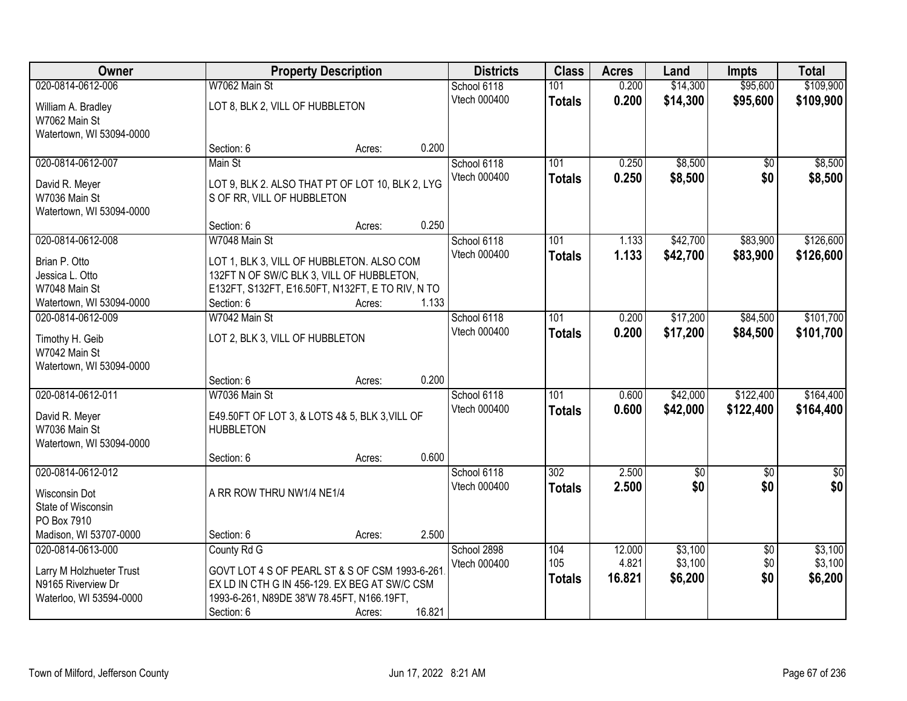| Owner | Property Description | Districts | Class | Acres | Land | Impts | Total |
|---|---|---|---|---|---|---|---|
| 020-0814-0612-006<br>William A. Bradley<br>W7062 Main St<br>Watertown, WI 53094-0000 | W7062 Main St<br>LOT 8, BLK 2, VILL OF HUBBLETON<br>Section: 6 Acres: 0.200 | School 6118<br>Vtech 000400 | 101<br>**Totals** | 0.200<br>**0.200** | $14,300<br>**$14,300** | $95,600<br>**$95,600** | $109,900<br>**$109,900** |
| 020-0814-0612-007<br>David R. Meyer<br>W7036 Main St<br>Watertown, WI 53094-0000 | Main St<br>LOT 9, BLK 2. ALSO THAT PT OF LOT 10, BLK 2, LYG S OF RR, VILL OF HUBBLETON<br>Section: 6 Acres: 0.250 | School 6118<br>Vtech 000400 | 101<br>**Totals** | 0.250<br>**0.250** | $8,500<br>**$8,500** | $0<br>**$0** | $8,500<br>**$8,500** |
| 020-0814-0612-008<br>Brian P. Otto<br>Jessica L. Otto<br>W7048 Main St<br>Watertown, WI 53094-0000 | W7048 Main St<br>LOT 1, BLK 3, VILL OF HUBBLETON. ALSO COM 132FT N OF SW/C BLK 3, VILL OF HUBBLETON, E132FT, S132FT, E16.50FT, N132FT, E TO RIV, N TO<br>Section: 6 Acres: 1.133 | School 6118<br>Vtech 000400 | 101<br>**Totals** | 1.133<br>**1.133** | $42,700<br>**$42,700** | $83,900<br>**$83,900** | $126,600<br>**$126,600** |
| 020-0814-0612-009<br>Timothy H. Geib<br>W7042 Main St<br>Watertown, WI 53094-0000 | W7042 Main St<br>LOT 2, BLK 3, VILL OF HUBBLETON<br>Section: 6 Acres: 0.200 | School 6118<br>Vtech 000400 | 101<br>**Totals** | 0.200<br>**0.200** | $17,200<br>**$17,200** | $84,500<br>**$84,500** | $101,700<br>**$101,700** |
| 020-0814-0612-011<br>David R. Meyer<br>W7036 Main St<br>Watertown, WI 53094-0000 | W7036 Main St<br>E49.50FT OF LOT 3, & LOTS 4& 5, BLK 3,VILL OF HUBBLETON<br>Section: 6 Acres: 0.600 | School 6118<br>Vtech 000400 | 101<br>**Totals** | 0.600<br>**0.600** | $42,000<br>**$42,000** | $122,400<br>**$122,400** | $164,400<br>**$164,400** |
| 020-0814-0612-012<br>Wisconsin Dot<br>State of Wisconsin<br>PO Box 7910<br>Madison, WI 53707-0000 | A RR ROW THRU NW1/4 NE1/4<br>Section: 6 Acres: 2.500 | School 6118<br>Vtech 000400 | 302<br>**Totals** | 2.500<br>**2.500** | $0<br>**$0** | $0<br>**$0** | $0<br>**$0** |
| 020-0814-0613-000<br>Larry M Holzhueter Trust<br>N9165 Riverview Dr<br>Waterloo, WI 53594-0000 | County Rd G<br>GOVT LOT 4 S OF PEARL ST & S OF CSM 1993-6-261. EX LD IN CTH G IN 456-129. EX BEG AT SW/C CSM 1993-6-261, N89DE 38'W 78.45FT, N166.19FT,<br>Section: 6 Acres: 16.821 | School 2898<br>Vtech 000400 | 104<br>105<br>**Totals** | 12.000<br>4.821<br>**16.821** | $3,100<br>$3,100<br>**$6,200** | $0<br>$0<br>**$0** | $3,100<br>$3,100<br>**$6,200** |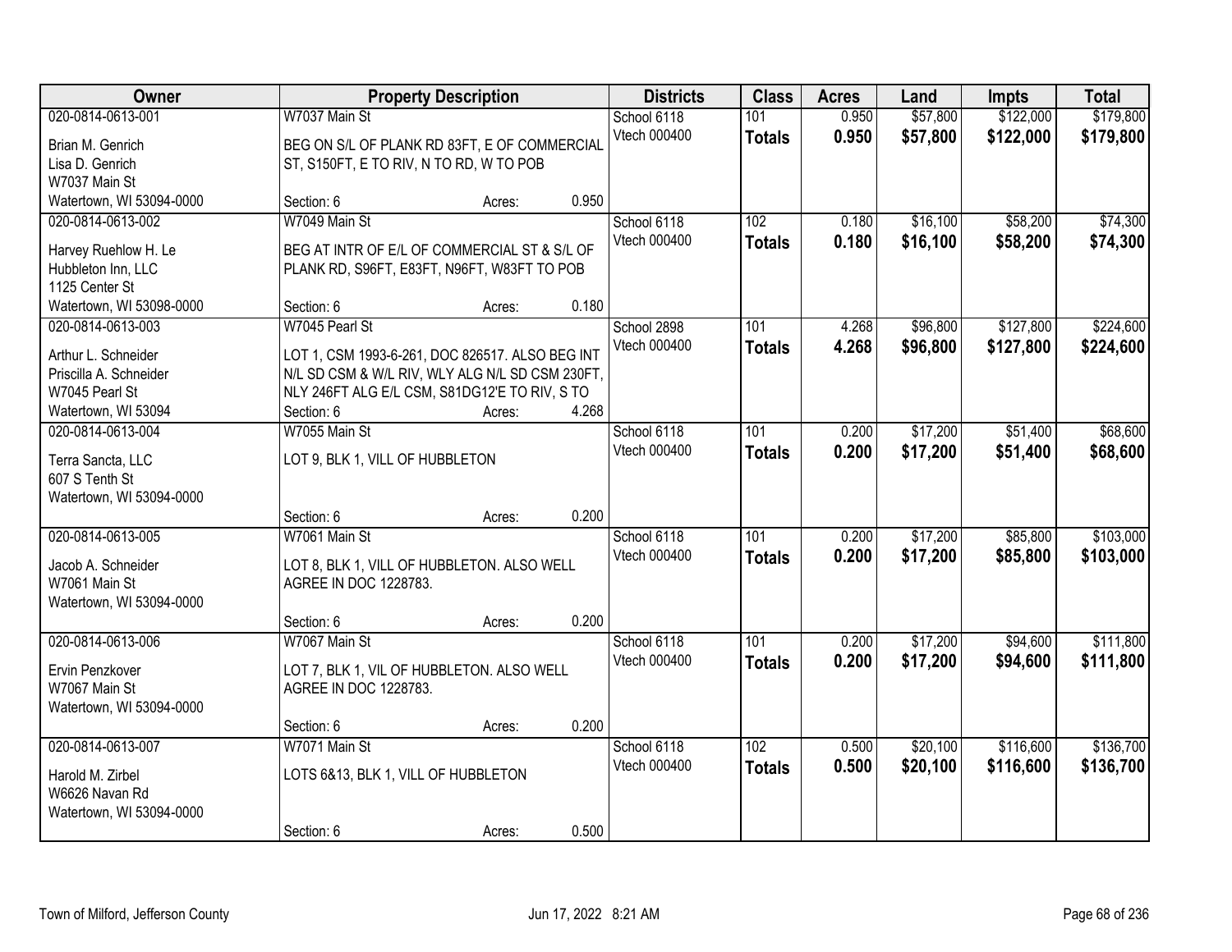| Owner | Property Description | Districts | Class | Acres | Land | Impts | Total |
|---|---|---|---|---|---|---|---|
| 020-0814-0613-001<br>Brian M. Genrich<br>Lisa D. Genrich<br>W7037 Main St<br>Watertown, WI 53094-0000 | W7037 Main St<br>BEG ON S/L OF PLANK RD 83FT, E OF COMMERCIAL ST, S150FT, E TO RIV, N TO RD, W TO POB<br>Section: 6 Acres: 0.950 | School 6118<br>Vtech 000400 | 101<br>**Totals** | 0.950<br>**0.950** | $57,800<br>**$57,800** | $122,000<br>**$122,000** | $179,800<br>**$179,800** |
| 020-0814-0613-002<br>Harvey Ruehlow H. Le<br>Hubbleton Inn, LLC<br>1125 Center St<br>Watertown, WI 53098-0000 | W7049 Main St<br>BEG AT INTR OF E/L OF COMMERCIAL ST & S/L OF PLANK RD, S96FT, E83FT, N96FT, W83FT TO POB<br>Section: 6 Acres: 0.180 | School 6118<br>Vtech 000400 | 102<br>**Totals** | 0.180<br>**0.180** | $16,100<br>**$16,100** | $58,200<br>**$58,200** | $74,300<br>**$74,300** |
| 020-0814-0613-003<br>Arthur L. Schneider<br>Priscilla A. Schneider<br>W7045 Pearl St<br>Watertown, WI 53094 | W7045 Pearl St<br>LOT 1, CSM 1993-6-261, DOC 826517. ALSO BEG INT N/L SD CSM & W/L RIV, WLY ALG N/L SD CSM 230FT, NLY 246FT ALG E/L CSM, S81DG12'E TO RIV, S TO<br>Section: 6 Acres: 4.268 | School 2898<br>Vtech 000400 | 101<br>**Totals** | 4.268<br>**4.268** | $96,800<br>**$96,800** | $127,800<br>**$127,800** | $224,600<br>**$224,600** |
| 020-0814-0613-004<br>Terra Sancta, LLC<br>607 S Tenth St<br>Watertown, WI 53094-0000 | W7055 Main St<br>LOT 9, BLK 1, VILL OF HUBBLETON<br>Section: 6 Acres: 0.200 | School 6118<br>Vtech 000400 | 101<br>**Totals** | 0.200<br>**0.200** | $17,200<br>**$17,200** | $51,400<br>**$51,400** | $68,600<br>**$68,600** |
| 020-0814-0613-005<br>Jacob A. Schneider<br>W7061 Main St<br>Watertown, WI 53094-0000 | W7061 Main St<br>LOT 8, BLK 1, VILL OF HUBBLETON. ALSO WELL AGREE IN DOC 1228783.<br>Section: 6 Acres: 0.200 | School 6118<br>Vtech 000400 | 101<br>**Totals** | 0.200<br>**0.200** | $17,200<br>**$17,200** | $85,800<br>**$85,800** | $103,000<br>**$103,000** |
| 020-0814-0613-006<br>Ervin Penzkover<br>W7067 Main St<br>Watertown, WI 53094-0000 | W7067 Main St<br>LOT 7, BLK 1, VIL OF HUBBLETON. ALSO WELL AGREE IN DOC 1228783.<br>Section: 6 Acres: 0.200 | School 6118<br>Vtech 000400 | 101<br>**Totals** | 0.200<br>**0.200** | $17,200<br>**$17,200** | $94,600<br>**$94,600** | $111,800<br>**$111,800** |
| 020-0814-0613-007<br>Harold M. Zirbel<br>W6626 Navan Rd<br>Watertown, WI 53094-0000 | W7071 Main St<br>LOTS 6&13, BLK 1, VILL OF HUBBLETON<br>Section: 6 Acres: 0.500 | School 6118<br>Vtech 000400 | 102<br>**Totals** | 0.500<br>**0.500** | $20,100<br>**$20,100** | $116,600<br>**$116,600** | $136,700<br>**$136,700** |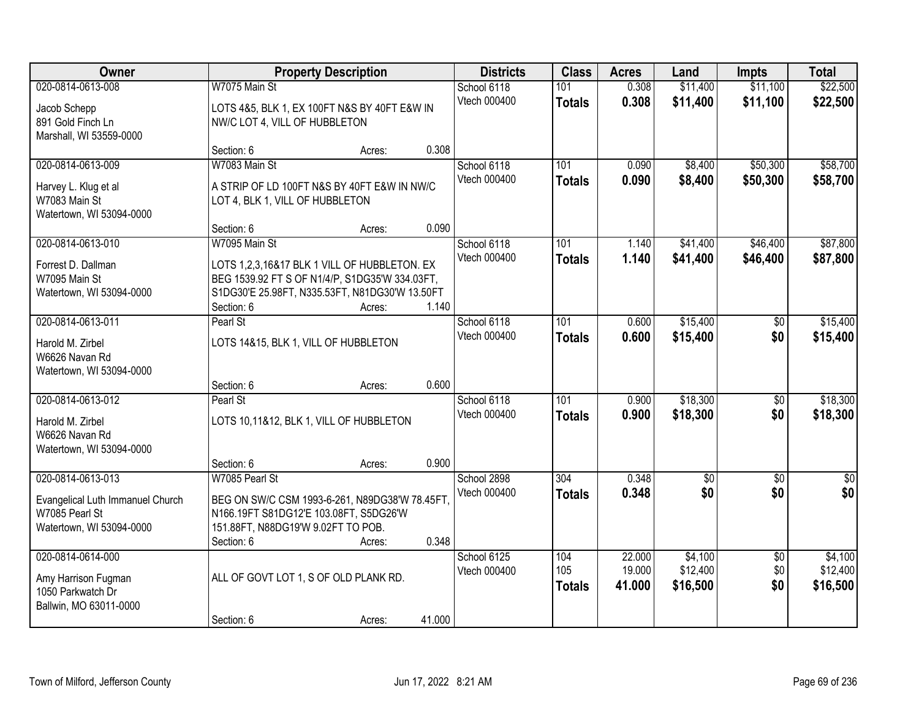| Owner | Property Description | | | Districts | Class | Acres | Land | Impts | Total |
|---|---|---|---|---|---|---|---|---|---|
| 020-0814-0613-008 | W7075 Main St | | | School 6118 | 101 | 0.308 | $11,400 | $11,100 | $22,500 |
| Jacob Schepp<br>891 Gold Finch Ln<br>Marshall, WI 53559-0000 | LOTS 4&5, BLK 1, EX 100FT N&S BY 40FT E&W IN NW/C LOT 4, VILL OF HUBBLETON | | | Vtech 000400 | **Totals** | **0.308** | **$11,400** | **$11,100** | **$22,500** |
| | Section: 6 | Acres: | 0.308 | | | | | | |
| 020-0814-0613-009 | W7083 Main St | | | School 6118 | 101 | 0.090 | $8,400 | $50,300 | $58,700 |
| Harvey L. Klug et al<br>W7083 Main St<br>Watertown, WI 53094-0000 | A STRIP OF LD 100FT N&S BY 40FT E&W IN NW/C LOT 4, BLK 1, VILL OF HUBBLETON | | | Vtech 000400 | **Totals** | **0.090** | **$8,400** | **$50,300** | **$58,700** |
| | Section: 6 | Acres: | 0.090 | | | | | | |
| 020-0814-0613-010 | W7095 Main St | | | School 6118 | 101 | 1.140 | $41,400 | $46,400 | $87,800 |
| Forrest D. Dallman<br>W7095 Main St<br>Watertown, WI 53094-0000 | LOTS 1,2,3,16&17 BLK 1 VILL OF HUBBLETON. EX BEG 1539.92 FT S OF N1/4/P, S1DG35'W 334.03FT, S1DG30'E 25.98FT, N335.53FT, N81DG30'W 13.50FT | | | Vtech 000400 | **Totals** | **1.140** | **$41,400** | **$46,400** | **$87,800** |
| | Section: 6 | Acres: | 1.140 | | | | | | |
| 020-0814-0613-011 | Pearl St | | | School 6118 | 101 | 0.600 | $15,400 | $0 | $15,400 |
| Harold M. Zirbel<br>W6626 Navan Rd<br>Watertown, WI 53094-0000 | LOTS 14&15, BLK 1, VILL OF HUBBLETON | | | Vtech 000400 | **Totals** | **0.600** | **$15,400** | **$0** | **$15,400** |
| | Section: 6 | Acres: | 0.600 | | | | | | |
| 020-0814-0613-012 | Pearl St | | | School 6118 | 101 | 0.900 | $18,300 | $0 | $18,300 |
| Harold M. Zirbel<br>W6626 Navan Rd<br>Watertown, WI 53094-0000 | LOTS 10,11&12, BLK 1, VILL OF HUBBLETON | | | Vtech 000400 | **Totals** | **0.900** | **$18,300** | **$0** | **$18,300** |
| | Section: 6 | Acres: | 0.900 | | | | | | |
| 020-0814-0613-013 | W7085 Pearl St | | | School 2898 | 304 | 0.348 | $0 | $0 | $0 |
| Evangelical Luth Immanuel Church<br>W7085 Pearl St<br>Watertown, WI 53094-0000 | BEG ON SW/C CSM 1993-6-261, N89DG38'W 78.45FT, N166.19FT S81DG12'E 103.08FT, S5DG26'W 151.88FT, N88DG19'W 9.02FT TO POB. | | | Vtech 000400 | **Totals** | **0.348** | **$0** | **$0** | **$0** |
| | Section: 6 | Acres: | 0.348 | | | | | | |
| 020-0814-0614-000 | | | | School 6125 | 104 | 22.000 | $4,100 | $0 | $4,100 |
| Amy Harrison Fugman<br>1050 Parkwatch Dr<br>Ballwin, MO 63011-0000 | ALL OF GOVT LOT 1, S OF OLD PLANK RD. | | | Vtech 000400 | 105 | 19.000 | $12,400 | $0 | $12,400 |
| | | | | | **Totals** | **41.000** | **$16,500** | **$0** | **$16,500** |
| | Section: 6 | Acres: | 41.000 | | | | | | |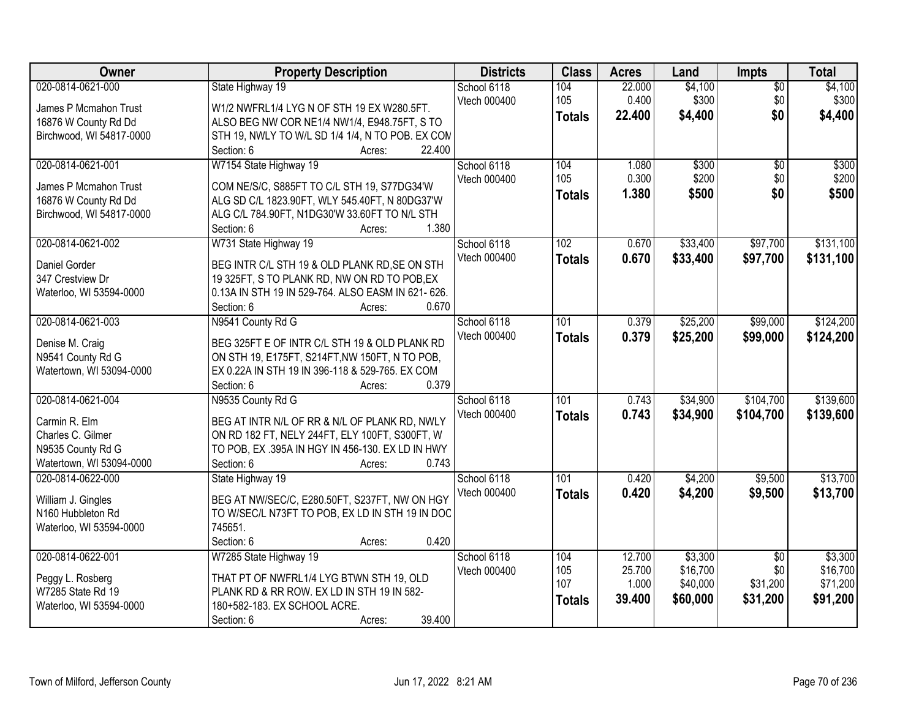| Owner | Property Description | Districts | Class | Acres | Land | Impts | Total |
|---|---|---|---|---|---|---|---|
| 020-0814-0621-000<br><br>James P Mcmahon Trust<br>16876 W County Rd Dd<br>Birchwood, WI 54817-0000 | State Highway 19<br><br>W1/2 NWFRL1/4 LYG N OF STH 19 EX W280.5FT. ALSO BEG NW COR NE1/4 NW1/4, E948.75FT, S TO STH 19, NWLY TO W/L SD 1/4 1/4, N TO POB. EX COM<br>Section: 6 Acres: 22.400 | School 6118<br>Vtech 000400 | 104<br>105<br>**Totals** | 22.000<br>0.400<br>**22.400** | $4,100<br>$300<br>**$4,400** | $0<br>$0<br>**$0** | $4,100<br>$300<br>**$4,400** |
| 020-0814-0621-001<br><br>James P Mcmahon Trust<br>16876 W County Rd Dd<br>Birchwood, WI 54817-0000 | W7154 State Highway 19<br><br>COM NE/S/C, S885FT TO C/L STH 19, S77DG34'W ALG SD C/L 1823.90FT, WLY 545.40FT, N 80DG37'W ALG C/L 784.90FT, N1DG30'W 33.60FT TO N/L STH<br>Section: 6 Acres: 1.380 | School 6118<br>Vtech 000400 | 104<br>105<br>**Totals** | 1.080<br>0.300<br>**1.380** | $300<br>$200<br>**$500** | $0<br>$0<br>**$0** | $300<br>$200<br>**$500** |
| 020-0814-0621-002<br><br>Daniel Gorder<br>347 Crestview Dr<br>Waterloo, WI 53594-0000 | W731 State Highway 19<br><br>BEG INTR C/L STH 19 & OLD PLANK RD,SE ON STH 19 325FT, S TO PLANK RD, NW ON RD TO POB,EX 0.13A IN STH 19 IN 529-764. ALSO EASM IN 621- 626.<br>Section: 6 Acres: 0.670 | School 6118<br>Vtech 000400 | 102<br>**Totals** | 0.670<br>**0.670** | $33,400<br>**$33,400** | $97,700<br>**$97,700** | $131,100<br>**$131,100** |
| 020-0814-0621-003<br><br>Denise M. Craig<br>N9541 County Rd G<br>Watertown, WI 53094-0000 | N9541 County Rd G<br><br>BEG 325FT E OF INTR C/L STH 19 & OLD PLANK RD ON STH 19, E175FT, S214FT,NW 150FT, N TO POB, EX 0.22A IN STH 19 IN 396-118 & 529-765. EX COM<br>Section: 6 Acres: 0.379 | School 6118<br>Vtech 000400 | 101<br>**Totals** | 0.379<br>**0.379** | $25,200<br>**$25,200** | $99,000<br>**$99,000** | $124,200<br>**$124,200** |
| 020-0814-0621-004<br><br>Carmin R. Elm<br>Charles C. Gilmer<br>N9535 County Rd G<br>Watertown, WI 53094-0000 | N9535 County Rd G<br><br>BEG AT INTR N/L OF RR & N/L OF PLANK RD, NWLY ON RD 182 FT, NELY 244FT, ELY 100FT, S300FT, W TO POB, EX .395A IN HGY IN 456-130. EX LD IN HWY<br>Section: 6 Acres: 0.743 | School 6118<br>Vtech 000400 | 101<br>**Totals** | 0.743<br>**0.743** | $34,900<br>**$34,900** | $104,700<br>**$104,700** | $139,600<br>**$139,600** |
| 020-0814-0622-000<br><br>William J. Gingles<br>N160 Hubbleton Rd<br>Waterloo, WI 53594-0000 | State Highway 19<br><br>BEG AT NW/SEC/C, E280.50FT, S237FT, NW ON HGY TO W/SEC/L N73FT TO POB, EX LD IN STH 19 IN DOC 745651.<br>Section: 6 Acres: 0.420 | School 6118<br>Vtech 000400 | 101<br>**Totals** | 0.420<br>**0.420** | $4,200<br>**$4,200** | $9,500<br>**$9,500** | $13,700<br>**$13,700** |
| 020-0814-0622-001<br><br>Peggy L. Rosberg<br>W7285 State Rd 19<br>Waterloo, WI 53594-0000 | W7285 State Highway 19<br><br>THAT PT OF NWFRL1/4 LYG BTWN STH 19, OLD PLANK RD & RR ROW. EX LD IN STH 19 IN 582-180+582-183. EX SCHOOL ACRE.<br>Section: 6 Acres: 39.400 | School 6118<br>Vtech 000400 | 104<br>105<br>107<br>**Totals** | 12.700<br>25.700<br>1.000<br>**39.400** | $3,300<br>$16,700<br>$40,000<br>**$60,000** | $0<br>$0<br>$31,200<br>**$31,200** | $3,300<br>$16,700<br>$71,200<br>**$91,200** |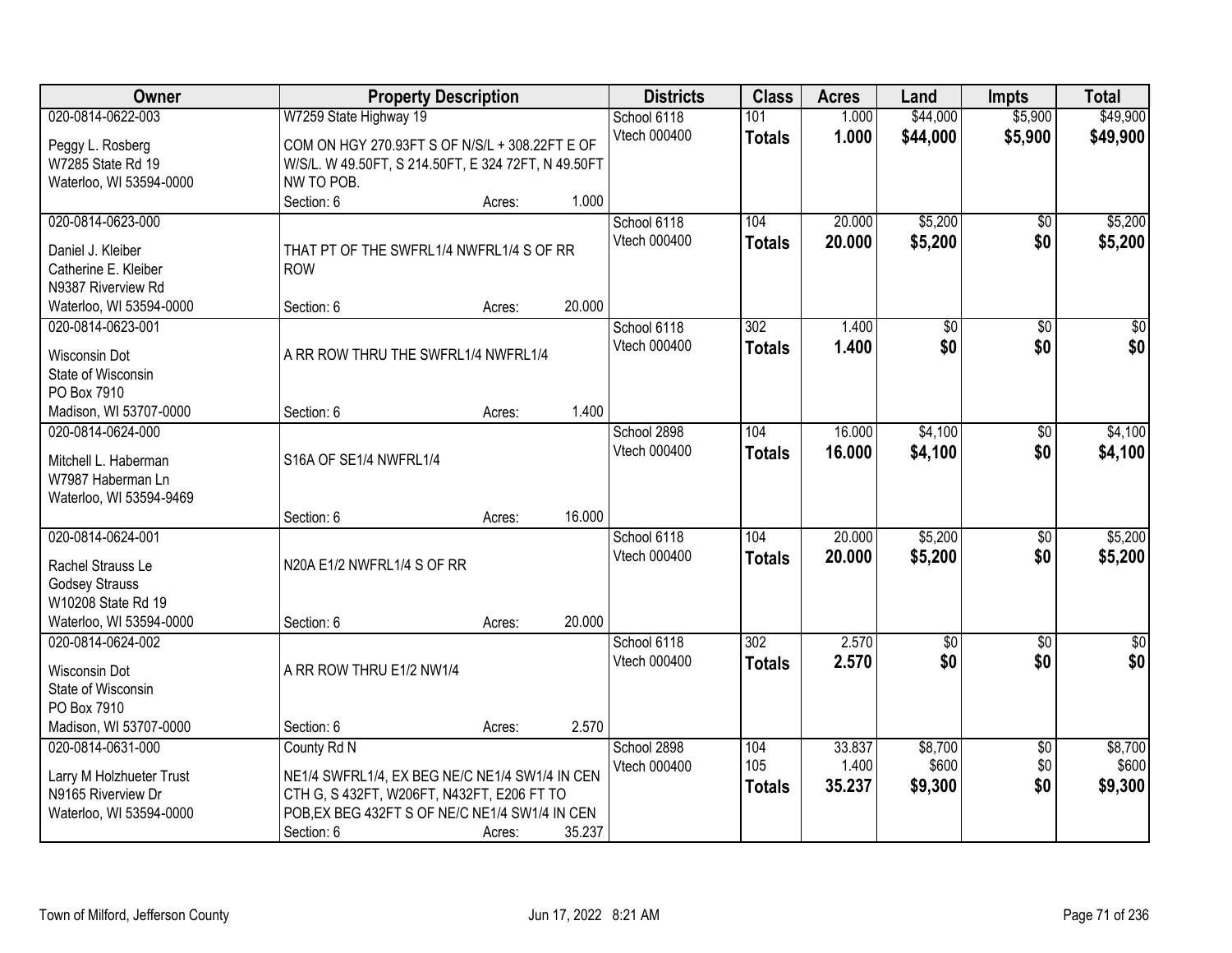| Owner | Property Description | Districts | Class | Acres | Land | Impts | Total |
|---|---|---|---|---|---|---|---|
| 020-0814-0622-003<br>Peggy L. Rosberg<br>W7285 State Rd 19<br>Waterloo, WI 53594-0000 | W7259 State Highway 19<br>COM ON HGY 270.93FT S OF N/S/L + 308.22FT E OF W/S/L. W 49.50FT, S 214.50FT, E 324 72FT, N 49.50FT NW TO POB.<br>Section: 6 Acres: 1.000 | School 6118<br>Vtech 000400 | 101<br>**Totals** | 1.000<br>**1.000** | $44,000<br>**$44,000** | $5,900<br>**$5,900** | $49,900<br>**$49,900** |
| 020-0814-0623-000<br>Daniel J. Kleiber<br>Catherine E. Kleiber<br>N9387 Riverview Rd<br>Waterloo, WI 53594-0000 | THAT PT OF THE SWFRL1/4 NWFRL1/4 S OF RR ROW<br>Section: 6 Acres: 20.000 | School 6118<br>Vtech 000400 | 104<br>**Totals** | 20.000<br>**20.000** | $5,200<br>**$5,200** | $0<br>**$0** | $5,200<br>**$5,200** |
| 020-0814-0623-001<br>Wisconsin Dot<br>State of Wisconsin<br>PO Box 7910<br>Madison, WI 53707-0000 | A RR ROW THRU THE SWFRL1/4 NWFRL1/4<br>Section: 6 Acres: 1.400 | School 6118<br>Vtech 000400 | 302<br>**Totals** | 1.400<br>**1.400** | $0<br>**$0** | $0<br>**$0** | $0<br>**$0** |
| 020-0814-0624-000<br>Mitchell L. Haberman<br>W7987 Haberman Ln<br>Waterloo, WI 53594-9469 | S16A OF SE1/4 NWFRL1/4<br>Section: 6 Acres: 16.000 | School 2898<br>Vtech 000400 | 104<br>**Totals** | 16.000<br>**16.000** | $4,100<br>**$4,100** | $0<br>**$0** | $4,100<br>**$4,100** |
| 020-0814-0624-001<br>Rachel Strauss Le<br>Godsey Strauss<br>W10208 State Rd 19<br>Waterloo, WI 53594-0000 | N20A E1/2 NWFRL1/4 S OF RR<br>Section: 6 Acres: 20.000 | School 6118<br>Vtech 000400 | 104<br>**Totals** | 20.000<br>**20.000** | $5,200<br>**$5,200** | $0<br>**$0** | $5,200<br>**$5,200** |
| 020-0814-0624-002<br>Wisconsin Dot<br>State of Wisconsin<br>PO Box 7910<br>Madison, WI 53707-0000 | A RR ROW THRU E1/2 NW1/4<br>Section: 6 Acres: 2.570 | School 6118<br>Vtech 000400 | 302<br>**Totals** | 2.570<br>**2.570** | $0<br>**$0** | $0<br>**$0** | $0<br>**$0** |
| 020-0814-0631-000<br>Larry M Holzhueter Trust<br>N9165 Riverview Dr<br>Waterloo, WI 53594-0000 | County Rd N<br>NE1/4 SWFRL1/4, EX BEG NE/C NE1/4 SW1/4 IN CEN CTH G, S 432FT, W206FT, N432FT, E206 FT TO POB,EX BEG 432FT S OF NE/C NE1/4 SW1/4 IN CEN<br>Section: 6 Acres: 35.237 | School 2898<br>Vtech 000400 | 104<br>105<br>**Totals** | 33.837<br>1.400<br>**35.237** | $8,700<br>$600<br>**$9,300** | $0<br>$0<br>**$0** | $8,700<br>$600<br>**$9,300** |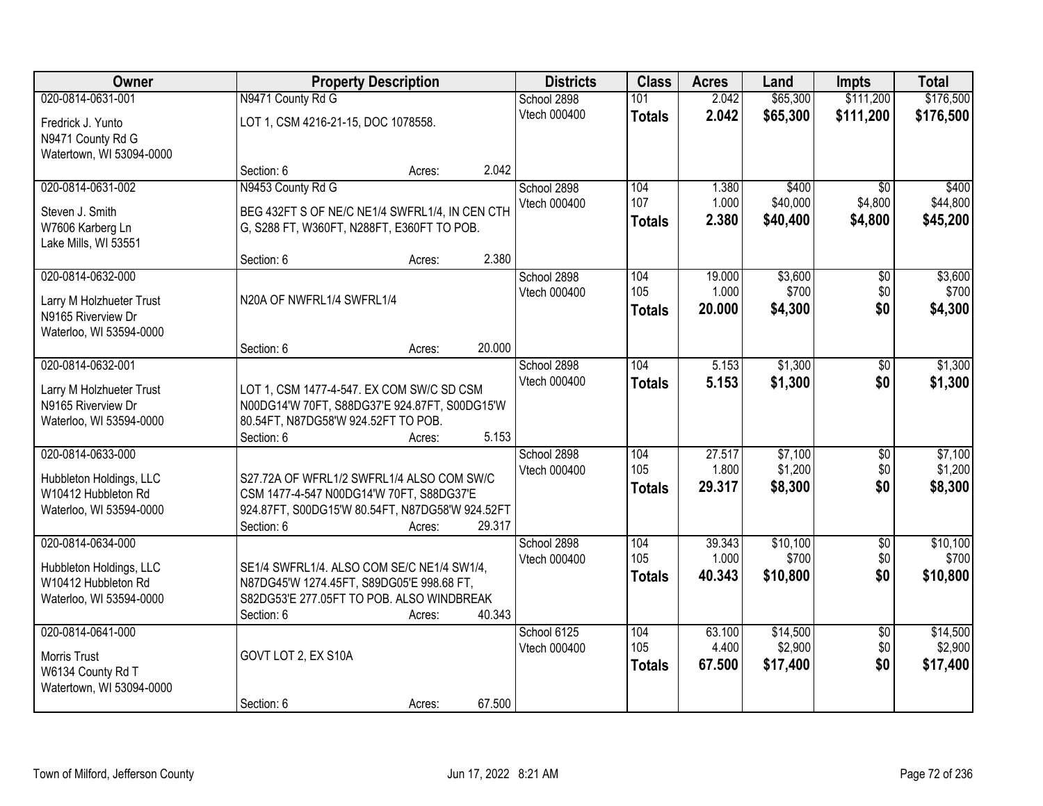| Owner | Property Description | | | Districts | Class | Acres | Land | Impts | Total |
|---|---|---|---|---|---|---|---|---|---|
| 020-0814-0631-001 | N9471 County Rd G | | | School 2898 | 101 | 2.042 | $65,300 | $111,200 | $176,500 |
| Fredrick J. Yunto<br>N9471 County Rd G<br>Watertown, WI 53094-0000 | LOT 1, CSM 4216-21-15, DOC 1078558. | | | Vtech 000400 | **Totals** | **2.042** | **$65,300** | **$111,200** | **$176,500** |
| | Section: 6 | Acres: | 2.042 | | | | | | |
| 020-0814-0631-002 | N9453 County Rd G | | | School 2898 | 104 | 1.380 | $400 | $0 | $400 |
| Steven J. Smith<br>W7606 Karberg Ln<br>Lake Mills, WI 53551 | BEG 432FT S OF NE/C NE1/4 SWFRL1/4, IN CEN CTH G, S288 FT, W360FT, N288FT, E360FT TO POB. | | | Vtech 000400 | 107 | 1.000 | $40,000 | $4,800 | $44,800 |
| | | | | | **Totals** | **2.380** | **$40,400** | **$4,800** | **$45,200** |
| | Section: 6 | Acres: | 2.380 | | | | | | |
| 020-0814-0632-000 | | | | School 2898 | 104 | 19.000 | $3,600 | $0 | $3,600 |
| Larry M Holzhueter Trust<br>N9165 Riverview Dr<br>Waterloo, WI 53594-0000 | N20A OF NWFRL1/4 SWFRL1/4 | | | Vtech 000400 | 105 | 1.000 | $700 | $0 | $700 |
| | | | | | **Totals** | **20.000** | **$4,300** | **$0** | **$4,300** |
| | Section: 6 | Acres: | 20.000 | | | | | | |
| 020-0814-0632-001 | | | | School 2898 | 104 | 5.153 | $1,300 | $0 | $1,300 |
| Larry M Holzhueter Trust<br>N9165 Riverview Dr<br>Waterloo, WI 53594-0000 | LOT 1, CSM 1477-4-547. EX COM SW/C SD CSM N00DG14'W 70FT, S88DG37'E 924.87FT, S00DG15'W 80.54FT, N87DG58'W 924.52FT TO POB. | | | Vtech 000400 | **Totals** | **5.153** | **$1,300** | **$0** | **$1,300** |
| | Section: 6 | Acres: | 5.153 | | | | | | |
| 020-0814-0633-000 | | | | School 2898 | 104 | 27.517 | $7,100 | $0 | $7,100 |
| Hubbleton Holdings, LLC<br>W10412 Hubbleton Rd<br>Waterloo, WI 53594-0000 | S27.72A OF WFRL1/2 SWFRL1/4 ALSO COM SW/C CSM 1477-4-547 N00DG14'W 70FT, S88DG37'E 924.87FT, S00DG15'W 80.54FT, N87DG58'W 924.52FT | | | Vtech 000400 | 105 | 1.800 | $1,200 | $0 | $1,200 |
| | | | | | **Totals** | **29.317** | **$8,300** | **$0** | **$8,300** |
| | Section: 6 | Acres: | 29.317 | | | | | | |
| 020-0814-0634-000 | | | | School 2898 | 104 | 39.343 | $10,100 | $0 | $10,100 |
| Hubbleton Holdings, LLC<br>W10412 Hubbleton Rd<br>Waterloo, WI 53594-0000 | SE1/4 SWFRL1/4. ALSO COM SE/C NE1/4 SW1/4, N87DG45'W 1274.45FT, S89DG05'E 998.68 FT, S82DG53'E 277.05FT TO POB. ALSO WINDBREAK | | | Vtech 000400 | 105 | 1.000 | $700 | $0 | $700 |
| | | | | | **Totals** | **40.343** | **$10,800** | **$0** | **$10,800** |
| | Section: 6 | Acres: | 40.343 | | | | | | |
| 020-0814-0641-000 | | | | School 6125 | 104 | 63.100 | $14,500 | $0 | $14,500 |
| Morris Trust<br>W6134 County Rd T<br>Watertown, WI 53094-0000 | GOVT LOT 2, EX S10A | | | Vtech 000400 | 105 | 4.400 | $2,900 | $0 | $2,900 |
| | | | | | **Totals** | **67.500** | **$17,400** | **$0** | **$17,400** |
| | Section: 6 | Acres: | 67.500 | | | | | | |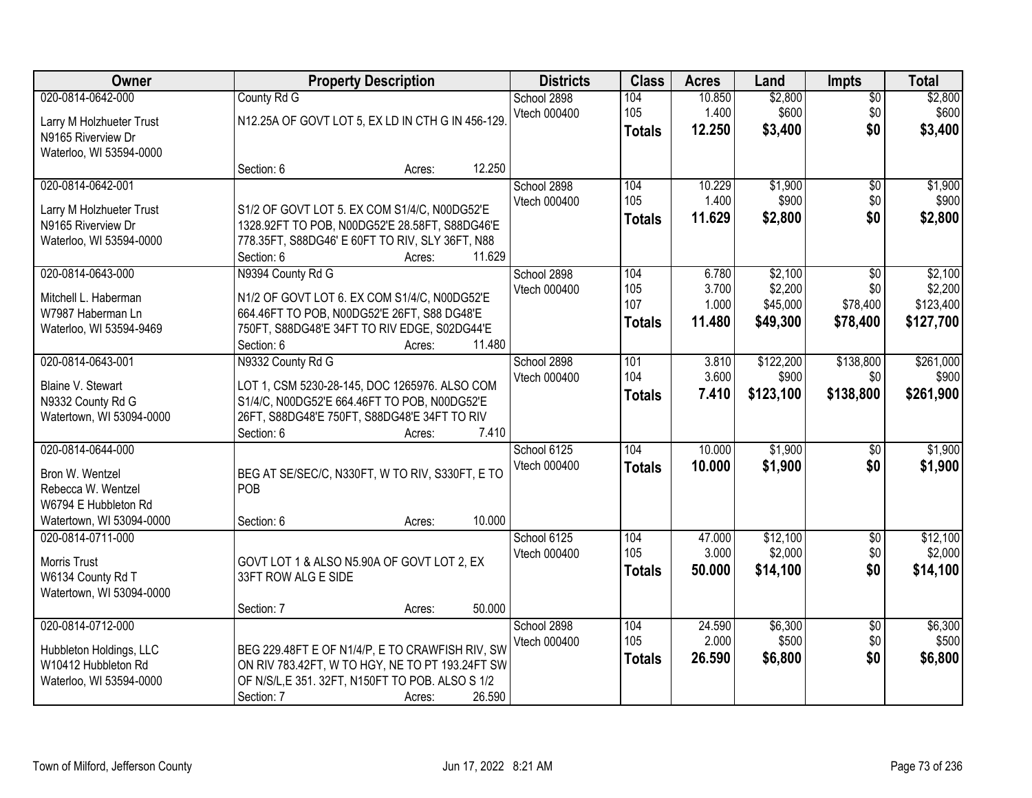| Owner | Property Description | Districts | Class | Acres | Land | Impts | Total |
|---|---|---|---|---|---|---|---|
| 020-0814-0642-000<br>Larry M Holzhueter Trust<br>N9165 Riverview Dr<br>Waterloo, WI 53594-0000 | County Rd G<br>N12.25A OF GOVT LOT 5, EX LD IN CTH G IN 456-129.<br>Section: 6 Acres: 12.250 | School 2898<br>Vtech 000400 | 104<br>105<br>**Totals** | 10.850<br>1.400<br>**12.250** | $2,800<br>$600<br>**$3,400** | $0<br>$0<br>**$0** | $2,800<br>$600<br>**$3,400** |
| 020-0814-0642-001<br>Larry M Holzhueter Trust<br>N9165 Riverview Dr<br>Waterloo, WI 53594-0000 | S1/2 OF GOVT LOT 5. EX COM S1/4/C, N00DG52'E 1328.92FT TO POB, N00DG52'E 28.58FT, S88DG46'E 778.35FT, S88DG46' E 60FT TO RIV, SLY 36FT, N88<br>Section: 6 Acres: 11.629 | School 2898<br>Vtech 000400 | 104<br>105<br>**Totals** | 10.229<br>1.400<br>**11.629** | $1,900<br>$900<br>**$2,800** | $0<br>$0<br>**$0** | $1,900<br>$900<br>**$2,800** |
| 020-0814-0643-000<br>Mitchell L. Haberman<br>W7987 Haberman Ln<br>Waterloo, WI 53594-9469 | N9394 County Rd G<br>N1/2 OF GOVT LOT 6. EX COM S1/4/C, N00DG52'E 664.46FT TO POB, N00DG52'E 26FT, S88 DG48'E 750FT, S88DG48'E 34FT TO RIV EDGE, S02DG44'E<br>Section: 6 Acres: 11.480 | School 2898<br>Vtech 000400 | 104<br>105<br>107<br>**Totals** | 6.780<br>3.700<br>1.000<br>**11.480** | $2,100<br>$2,200<br>$45,000<br>**$49,300** | $0<br>$0<br>$78,400<br>**$78,400** | $2,100<br>$2,200<br>$123,400<br>**$127,700** |
| 020-0814-0643-001<br>Blaine V. Stewart<br>N9332 County Rd G<br>Watertown, WI 53094-0000 | N9332 County Rd G<br>LOT 1, CSM 5230-28-145, DOC 1265976. ALSO COM S1/4/C, N00DG52'E 664.46FT TO POB, N00DG52'E 26FT, S88DG48'E 750FT, S88DG48'E 34FT TO RIV<br>Section: 6 Acres: 7.410 | School 2898<br>Vtech 000400 | 101<br>104<br>**Totals** | 3.810<br>3.600<br>**7.410** | $122,200<br>$900<br>**$123,100** | $138,800<br>$0<br>**$138,800** | $261,000<br>$900<br>**$261,900** |
| 020-0814-0644-000<br>Bron W. Wentzel<br>Rebecca W. Wentzel<br>W6794 E Hubbleton Rd<br>Watertown, WI 53094-0000 | BEG AT SE/SEC/C, N330FT, W TO RIV, S330FT, E TO POB<br>Section: 6 Acres: 10.000 | School 6125<br>Vtech 000400 | 104<br>**Totals** | 10.000<br>**10.000** | $1,900<br>**$1,900** | $0<br>**$0** | $1,900<br>**$1,900** |
| 020-0814-0711-000<br>Morris Trust<br>W6134 County Rd T<br>Watertown, WI 53094-0000 | GOVT LOT 1 & ALSO N5.90A OF GOVT LOT 2, EX 33FT ROW ALG E SIDE<br>Section: 7 Acres: 50.000 | School 6125<br>Vtech 000400 | 104<br>105<br>**Totals** | 47.000<br>3.000<br>**50.000** | $12,100<br>$2,000<br>**$14,100** | $0<br>$0<br>**$0** | $12,100<br>$2,000<br>**$14,100** |
| 020-0814-0712-000<br>Hubbleton Holdings, LLC<br>W10412 Hubbleton Rd<br>Waterloo, WI 53594-0000 | BEG 229.48FT E OF N1/4/P, E TO CRAWFISH RIV, SW ON RIV 783.42FT, W TO HGY, NE TO PT 193.24FT SW OF N/S/L,E 351. 32FT, N150FT TO POB. ALSO S 1/2<br>Section: 7 Acres: 26.590 | School 2898<br>Vtech 000400 | 104<br>105<br>**Totals** | 24.590<br>2.000<br>**26.590** | $6,300<br>$500<br>**$6,800** | $0<br>$0<br>**$0** | $6,300<br>$500<br>**$6,800** |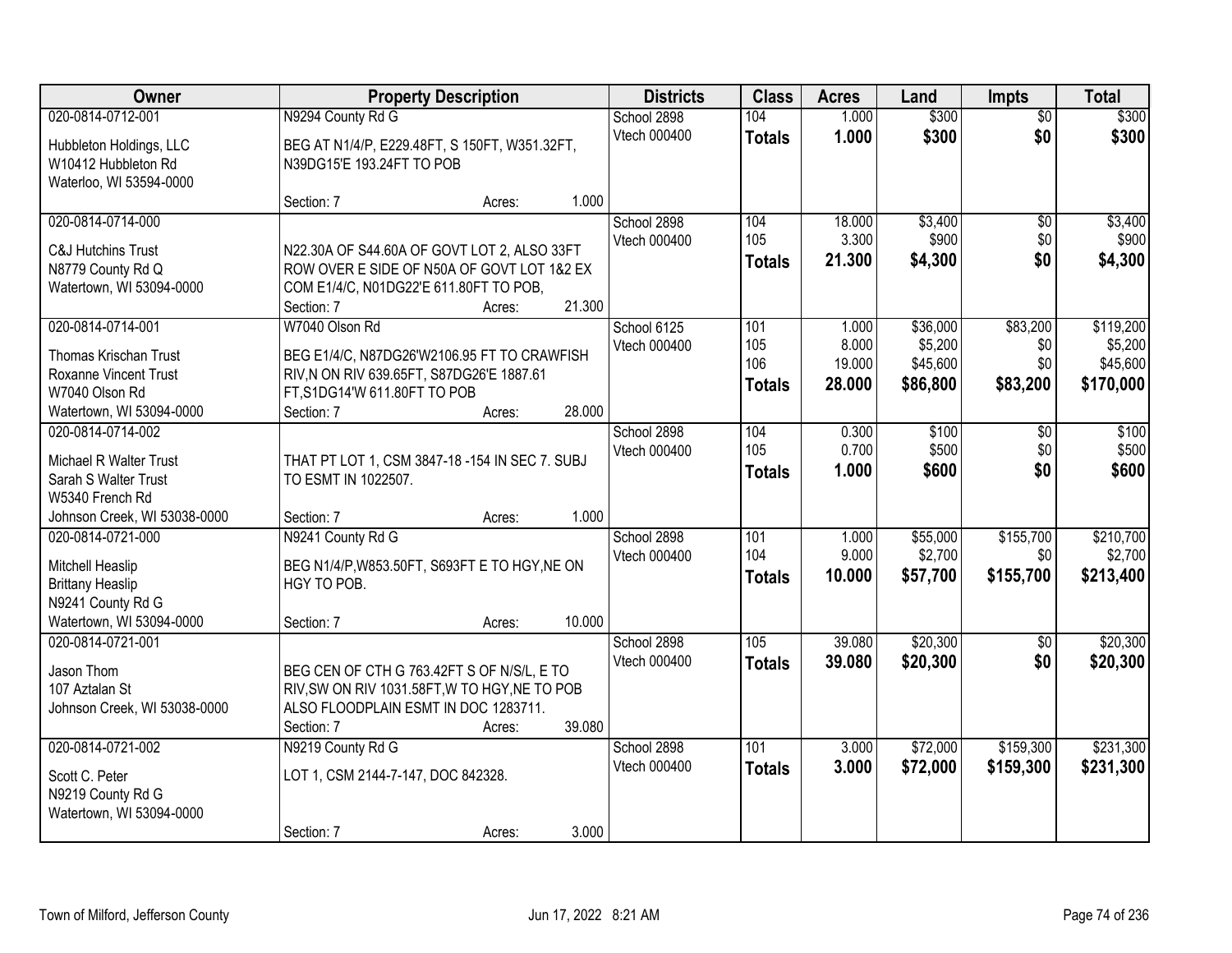| Owner | Property Description | Districts | Class | Acres | Land | Impts | Total |
|---|---|---|---|---|---|---|---|
| 020-0814-0712-001<br>Hubbleton Holdings, LLC<br>W10412 Hubbleton Rd<br>Waterloo, WI 53594-0000 | N9294 County Rd G<br>BEG AT N1/4/P, E229.48FT, S 150FT, W351.32FT, N39DG15'E 193.24FT TO POB<br>Section: 7 Acres: 1.000 | School 2898<br>Vtech 000400 | 104<br>**Totals** | 1.000<br>**1.000** | $300<br>**$300** | $0<br>**$0** | $300<br>**$300** |
| 020-0814-0714-000<br>C&J Hutchins Trust<br>N8779 County Rd Q<br>Watertown, WI 53094-0000 | N22.30A OF S44.60A OF GOVT LOT 2, ALSO 33FT ROW OVER E SIDE OF N50A OF GOVT LOT 1&2 EX COM E1/4/C, N01DG22'E 611.80FT TO POB,<br>Section: 7 Acres: 21.300 | School 2898<br>Vtech 000400 | 104<br>105<br>**Totals** | 18.000<br>3.300<br>**21.300** | $3,400<br>$900<br>**$4,300** | $0<br>$0<br>**$0** | $3,400<br>$900<br>**$4,300** |
| 020-0814-0714-001<br>Thomas Krischan Trust<br>Roxanne Vincent Trust<br>W7040 Olson Rd<br>Watertown, WI 53094-0000 | W7040 Olson Rd<br>BEG E1/4/C, N87DG26'W2106.95 FT TO CRAWFISH RIV,N ON RIV 639.65FT, S87DG26'E 1887.61 FT,S1DG14'W 611.80FT TO POB<br>Section: 7 Acres: 28.000 | School 6125<br>Vtech 000400 | 101<br>105<br>106<br>**Totals** | 1.000<br>8.000<br>19.000<br>**28.000** | $36,000<br>$5,200<br>$45,600<br>**$86,800** | $83,200<br>$0<br>$0<br>**$83,200** | $119,200<br>$5,200<br>$45,600<br>**$170,000** |
| 020-0814-0714-002<br>Michael R Walter Trust<br>Sarah S Walter Trust<br>W5340 French Rd<br>Johnson Creek, WI 53038-0000 | THAT PT LOT 1, CSM 3847-18 -154 IN SEC 7. SUBJ TO ESMT IN 1022507.<br>Section: 7 Acres: 1.000 | School 2898<br>Vtech 000400 | 104<br>105<br>**Totals** | 0.300<br>0.700<br>**1.000** | $100<br>$500<br>**$600** | $0<br>$0<br>**$0** | $100<br>$500<br>**$600** |
| 020-0814-0721-000<br>Mitchell Heaslip<br>Brittany Heaslip<br>N9241 County Rd G<br>Watertown, WI 53094-0000 | N9241 County Rd G<br>BEG N1/4/P,W853.50FT, S693FT E TO HGY,NE ON HGY TO POB.<br>Section: 7 Acres: 10.000 | School 2898<br>Vtech 000400 | 101<br>104<br>**Totals** | 1.000<br>9.000<br>**10.000** | $55,000<br>$2,700<br>**$57,700** | $155,700<br>$0<br>**$155,700** | $210,700<br>$2,700<br>**$213,400** |
| 020-0814-0721-001<br>Jason Thom<br>107 Aztalan St<br>Johnson Creek, WI 53038-0000 | BEG CEN OF CTH G 763.42FT S OF N/S/L, E TO RIV,SW ON RIV 1031.58FT,W TO HGY,NE TO POB ALSO FLOODPLAIN ESMT IN DOC 1283711.<br>Section: 7 Acres: 39.080 | School 2898<br>Vtech 000400 | 105<br>**Totals** | 39.080<br>**39.080** | $20,300<br>**$20,300** | $0<br>**$0** | $20,300<br>**$20,300** |
| 020-0814-0721-002<br>Scott C. Peter<br>N9219 County Rd G<br>Watertown, WI 53094-0000 | N9219 County Rd G<br>LOT 1, CSM 2144-7-147, DOC 842328.<br>Section: 7 Acres: 3.000 | School 2898<br>Vtech 000400 | 101<br>**Totals** | 3.000<br>**3.000** | $72,000<br>**$72,000** | $159,300<br>**$159,300** | $231,300<br>**$231,300** |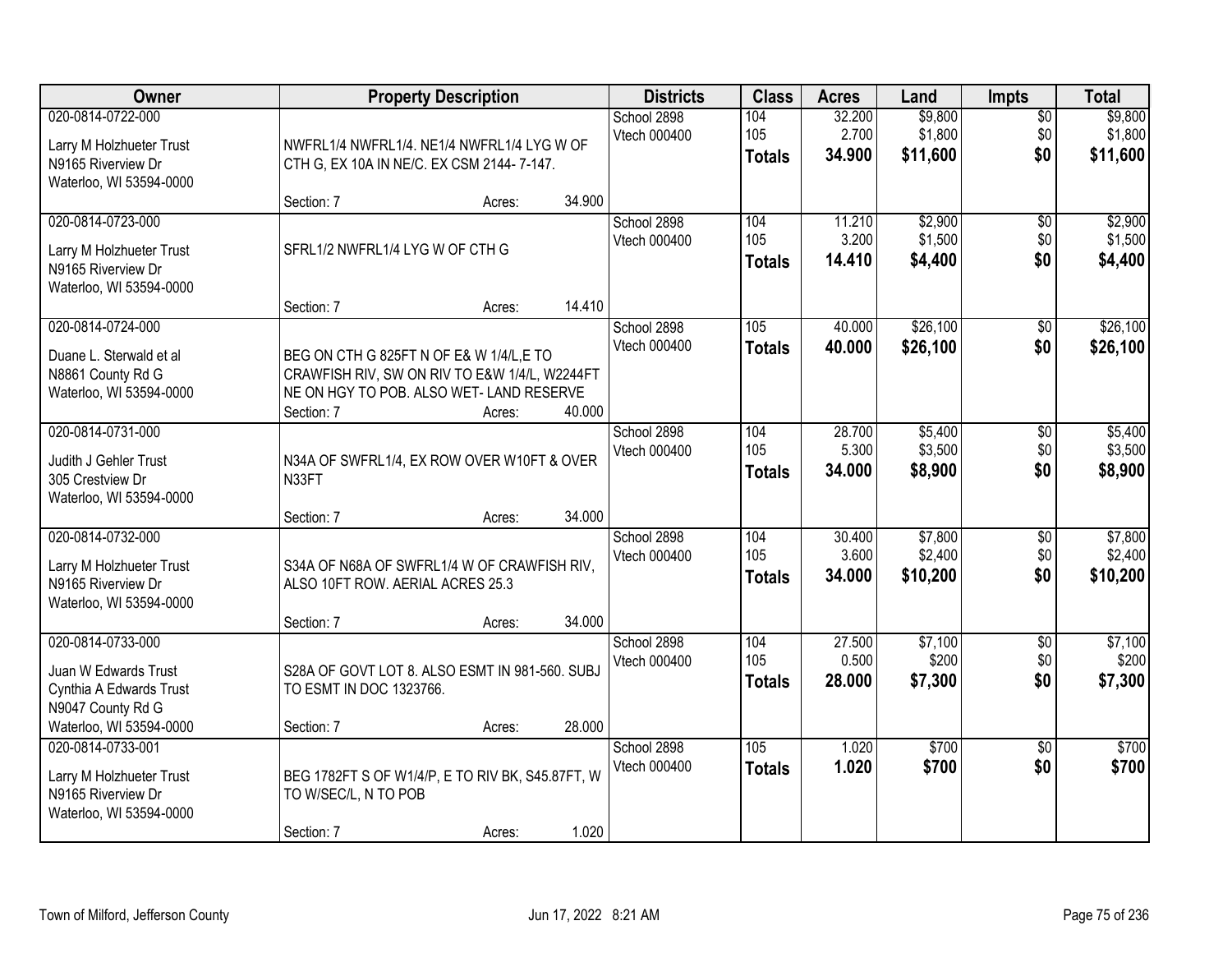| Owner | Property Description | Districts | Class | Acres | Land | Impts | Total |
|---|---|---|---|---|---|---|---|
| 020-0814-0722-000<br>Larry M Holzhueter Trust<br>N9165 Riverview Dr<br>Waterloo, WI 53594-0000 | NWFRL1/4 NWFRL1/4. NE1/4 NWFRL1/4 LYG W OF CTH G, EX 10A IN NE/C. EX CSM 2144- 7-147.<br>Section: 7 Acres: 34.900 | School 2898<br>Vtech 000400 | 104<br>105<br>**Totals** | 32.200<br>2.700<br>**34.900** | $9,800<br>$1,800<br>**$11,600** | $0<br>$0<br>**$0** | $9,800<br>$1,800<br>**$11,600** |
| 020-0814-0723-000<br>Larry M Holzhueter Trust<br>N9165 Riverview Dr<br>Waterloo, WI 53594-0000 | SFRL1/2 NWFRL1/4 LYG W OF CTH G<br>Section: 7 Acres: 14.410 | School 2898<br>Vtech 000400 | 104<br>105<br>**Totals** | 11.210<br>3.200<br>**14.410** | $2,900<br>$1,500<br>**$4,400** | $0<br>$0<br>**$0** | $2,900<br>$1,500<br>**$4,400** |
| 020-0814-0724-000<br>Duane L. Sterwald et al<br>N8861 County Rd G<br>Waterloo, WI 53594-0000 | BEG ON CTH G 825FT N OF E& W 1/4/L,E TO CRAWFISH RIV, SW ON RIV TO E&W 1/4/L, W2244FT NE ON HGY TO POB. ALSO WET- LAND RESERVE<br>Section: 7 Acres: 40.000 | School 2898<br>Vtech 000400 | 105<br>**Totals** | 40.000<br>**40.000** | $26,100<br>**$26,100** | $0<br>**$0** | $26,100<br>**$26,100** |
| 020-0814-0731-000<br>Judith J Gehler Trust<br>305 Crestview Dr<br>Waterloo, WI 53594-0000 | N34A OF SWFRL1/4, EX ROW OVER W10FT & OVER N33FT<br>Section: 7 Acres: 34.000 | School 2898<br>Vtech 000400 | 104<br>105<br>**Totals** | 28.700<br>5.300<br>**34.000** | $5,400<br>$3,500<br>**$8,900** | $0<br>$0<br>**$0** | $5,400<br>$3,500<br>**$8,900** |
| 020-0814-0732-000<br>Larry M Holzhueter Trust<br>N9165 Riverview Dr<br>Waterloo, WI 53594-0000 | S34A OF N68A OF SWFRL1/4 W OF CRAWFISH RIV, ALSO 10FT ROW. AERIAL ACRES 25.3<br>Section: 7 Acres: 34.000 | School 2898<br>Vtech 000400 | 104<br>105<br>**Totals** | 30.400<br>3.600<br>**34.000** | $7,800<br>$2,400<br>**$10,200** | $0<br>$0<br>**$0** | $7,800<br>$2,400<br>**$10,200** |
| 020-0814-0733-000<br>Juan W Edwards Trust<br>Cynthia A Edwards Trust<br>N9047 County Rd G<br>Waterloo, WI 53594-0000 | S28A OF GOVT LOT 8. ALSO ESMT IN 981-560. SUBJ TO ESMT IN DOC 1323766.<br>Section: 7 Acres: 28.000 | School 2898<br>Vtech 000400 | 104<br>105<br>**Totals** | 27.500<br>0.500<br>**28.000** | $7,100<br>$200<br>**$7,300** | $0<br>$0<br>**$0** | $7,100<br>$200<br>**$7,300** |
| 020-0814-0733-001<br>Larry M Holzhueter Trust<br>N9165 Riverview Dr<br>Waterloo, WI 53594-0000 | BEG 1782FT S OF W1/4/P, E TO RIV BK, S45.87FT, W TO W/SEC/L, N TO POB<br>Section: 7 Acres: 1.020 | School 2898<br>Vtech 000400 | 105<br>**Totals** | 1.020<br>**1.020** | $700<br>**$700** | $0<br>**$0** | $700<br>**$700** |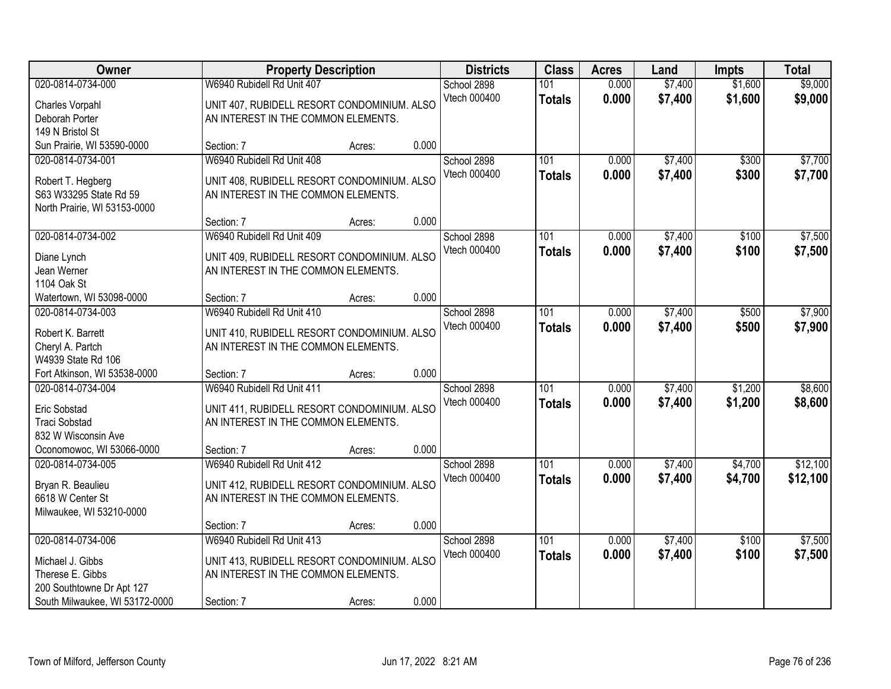| Owner | Property Description | Districts | Class | Acres | Land | Impts | Total |
|---|---|---|---|---|---|---|---|
| 020-0814-0734-000<br>Charles Vorpahl<br>Deborah Porter<br>149 N Bristol St<br>Sun Prairie, WI 53590-0000 | W6940 Rubidell Rd Unit 407<br>UNIT 407, RUBIDELL RESORT CONDOMINIUM. ALSO AN INTEREST IN THE COMMON ELEMENTS.<br>Section: 7 Acres: 0.000 | School 2898<br>Vtech 000400 | 101<br>**Totals** | 0.000<br>**0.000** | $7,400<br>**$7,400** | $1,600<br>**$1,600** | $9,000<br>**$9,000** |
| 020-0814-0734-001<br>Robert T. Hegberg<br>S63 W33295 State Rd 59<br>North Prairie, WI 53153-0000 | W6940 Rubidell Rd Unit 408<br>UNIT 408, RUBIDELL RESORT CONDOMINIUM. ALSO AN INTEREST IN THE COMMON ELEMENTS.<br>Section: 7 Acres: 0.000 | School 2898<br>Vtech 000400 | 101<br>**Totals** | 0.000<br>**0.000** | $7,400<br>**$7,400** | $300<br>**$300** | $7,700<br>**$7,700** |
| 020-0814-0734-002<br>Diane Lynch<br>Jean Werner<br>1104 Oak St<br>Watertown, WI 53098-0000 | W6940 Rubidell Rd Unit 409<br>UNIT 409, RUBIDELL RESORT CONDOMINIUM. ALSO AN INTEREST IN THE COMMON ELEMENTS.<br>Section: 7 Acres: 0.000 | School 2898<br>Vtech 000400 | 101<br>**Totals** | 0.000<br>**0.000** | $7,400<br>**$7,400** | $100<br>**$100** | $7,500<br>**$7,500** |
| 020-0814-0734-003<br>Robert K. Barrett<br>Cheryl A. Partch<br>W4939 State Rd 106<br>Fort Atkinson, WI 53538-0000 | W6940 Rubidell Rd Unit 410<br>UNIT 410, RUBIDELL RESORT CONDOMINIUM. ALSO AN INTEREST IN THE COMMON ELEMENTS.<br>Section: 7 Acres: 0.000 | School 2898<br>Vtech 000400 | 101<br>**Totals** | 0.000<br>**0.000** | $7,400<br>**$7,400** | $500<br>**$500** | $7,900<br>**$7,900** |
| 020-0814-0734-004<br>Eric Sobstad<br>Traci Sobstad<br>832 W Wisconsin Ave<br>Oconomowoc, WI 53066-0000 | W6940 Rubidell Rd Unit 411<br>UNIT 411, RUBIDELL RESORT CONDOMINIUM. ALSO AN INTEREST IN THE COMMON ELEMENTS.<br>Section: 7 Acres: 0.000 | School 2898<br>Vtech 000400 | 101<br>**Totals** | 0.000<br>**0.000** | $7,400<br>**$7,400** | $1,200<br>**$1,200** | $8,600<br>**$8,600** |
| 020-0814-0734-005<br>Bryan R. Beaulieu<br>6618 W Center St<br>Milwaukee, WI 53210-0000 | W6940 Rubidell Rd Unit 412<br>UNIT 412, RUBIDELL RESORT CONDOMINIUM. ALSO AN INTEREST IN THE COMMON ELEMENTS.<br>Section: 7 Acres: 0.000 | School 2898<br>Vtech 000400 | 101<br>**Totals** | 0.000<br>**0.000** | $7,400<br>**$7,400** | $4,700<br>**$4,700** | $12,100<br>**$12,100** |
| 020-0814-0734-006<br>Michael J. Gibbs<br>Therese E. Gibbs<br>200 Southtowne Dr Apt 127<br>South Milwaukee, WI 53172-0000 | W6940 Rubidell Rd Unit 413<br>UNIT 413, RUBIDELL RESORT CONDOMINIUM. ALSO AN INTEREST IN THE COMMON ELEMENTS.<br>Section: 7 Acres: 0.000 | School 2898<br>Vtech 000400 | 101<br>**Totals** | 0.000<br>**0.000** | $7,400<br>**$7,400** | $100<br>**$100** | $7,500<br>**$7,500** |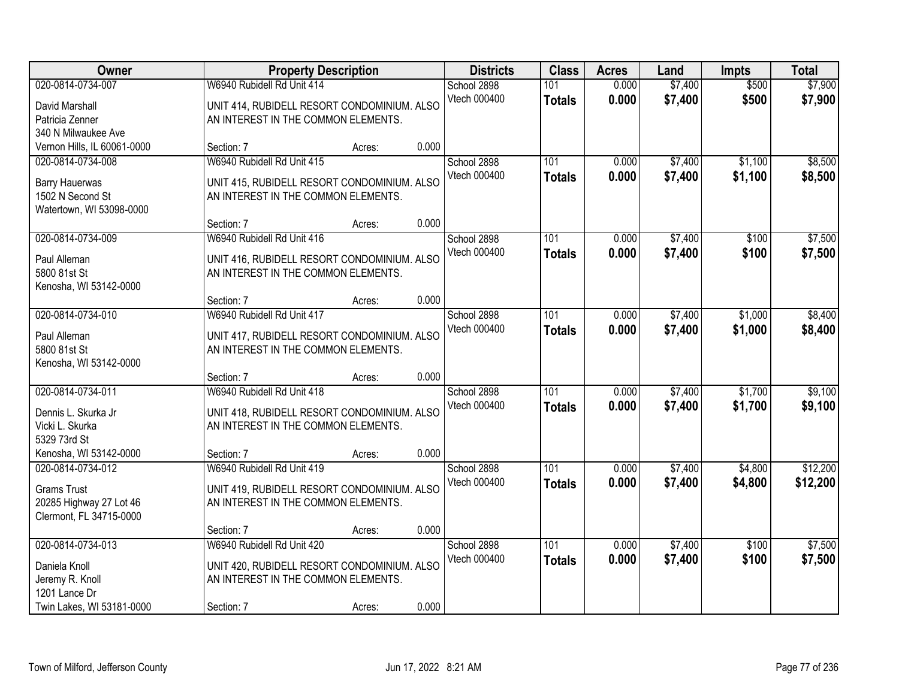| Owner | Property Description | Districts | Class | Acres | Land | Impts | Total |
|---|---|---|---|---|---|---|---|
| 020-0814-0734-007<br>David Marshall<br>Patricia Zenner<br>340 N Milwaukee Ave<br>Vernon Hills, IL 60061-0000 | W6940 Rubidell Rd Unit 414<br>UNIT 414, RUBIDELL RESORT CONDOMINIUM. ALSO AN INTEREST IN THE COMMON ELEMENTS.<br>Section: 7 Acres: 0.000 | School 2898<br>Vtech 000400 | 101<br>**Totals** | 0.000<br>**0.000** | $7,400<br>**$7,400** | $500<br>**$500** | $7,900<br>**$7,900** |
| 020-0814-0734-008<br>Barry Hauerwas<br>1502 N Second St<br>Watertown, WI 53098-0000 | W6940 Rubidell Rd Unit 415<br>UNIT 415, RUBIDELL RESORT CONDOMINIUM. ALSO AN INTEREST IN THE COMMON ELEMENTS.<br>Section: 7 Acres: 0.000 | School 2898<br>Vtech 000400 | 101<br>**Totals** | 0.000<br>**0.000** | $7,400<br>**$7,400** | $1,100<br>**$1,100** | $8,500<br>**$8,500** |
| 020-0814-0734-009<br>Paul Alleman<br>5800 81st St<br>Kenosha, WI 53142-0000 | W6940 Rubidell Rd Unit 416<br>UNIT 416, RUBIDELL RESORT CONDOMINIUM. ALSO AN INTEREST IN THE COMMON ELEMENTS.<br>Section: 7 Acres: 0.000 | School 2898<br>Vtech 000400 | 101<br>**Totals** | 0.000<br>**0.000** | $7,400<br>**$7,400** | $100<br>**$100** | $7,500<br>**$7,500** |
| 020-0814-0734-010<br>Paul Alleman<br>5800 81st St<br>Kenosha, WI 53142-0000 | W6940 Rubidell Rd Unit 417<br>UNIT 417, RUBIDELL RESORT CONDOMINIUM. ALSO AN INTEREST IN THE COMMON ELEMENTS.<br>Section: 7 Acres: 0.000 | School 2898<br>Vtech 000400 | 101<br>**Totals** | 0.000<br>**0.000** | $7,400<br>**$7,400** | $1,000<br>**$1,000** | $8,400<br>**$8,400** |
| 020-0814-0734-011<br>Dennis L. Skurka Jr<br>Vicki L. Skurka<br>5329 73rd St<br>Kenosha, WI 53142-0000 | W6940 Rubidell Rd Unit 418<br>UNIT 418, RUBIDELL RESORT CONDOMINIUM. ALSO AN INTEREST IN THE COMMON ELEMENTS.<br>Section: 7 Acres: 0.000 | School 2898<br>Vtech 000400 | 101<br>**Totals** | 0.000<br>**0.000** | $7,400<br>**$7,400** | $1,700<br>**$1,700** | $9,100<br>**$9,100** |
| 020-0814-0734-012<br>Grams Trust<br>20285 Highway 27 Lot 46<br>Clermont, FL 34715-0000 | W6940 Rubidell Rd Unit 419<br>UNIT 419, RUBIDELL RESORT CONDOMINIUM. ALSO AN INTEREST IN THE COMMON ELEMENTS.<br>Section: 7 Acres: 0.000 | School 2898<br>Vtech 000400 | 101<br>**Totals** | 0.000<br>**0.000** | $7,400<br>**$7,400** | $4,800<br>**$4,800** | $12,200<br>**$12,200** |
| 020-0814-0734-013<br>Daniela Knoll<br>Jeremy R. Knoll<br>1201 Lance Dr<br>Twin Lakes, WI 53181-0000 | W6940 Rubidell Rd Unit 420<br>UNIT 420, RUBIDELL RESORT CONDOMINIUM. ALSO AN INTEREST IN THE COMMON ELEMENTS.<br>Section: 7 Acres: 0.000 | School 2898<br>Vtech 000400 | 101<br>**Totals** | 0.000<br>**0.000** | $7,400<br>**$7,400** | $100<br>**$100** | $7,500<br>**$7,500** |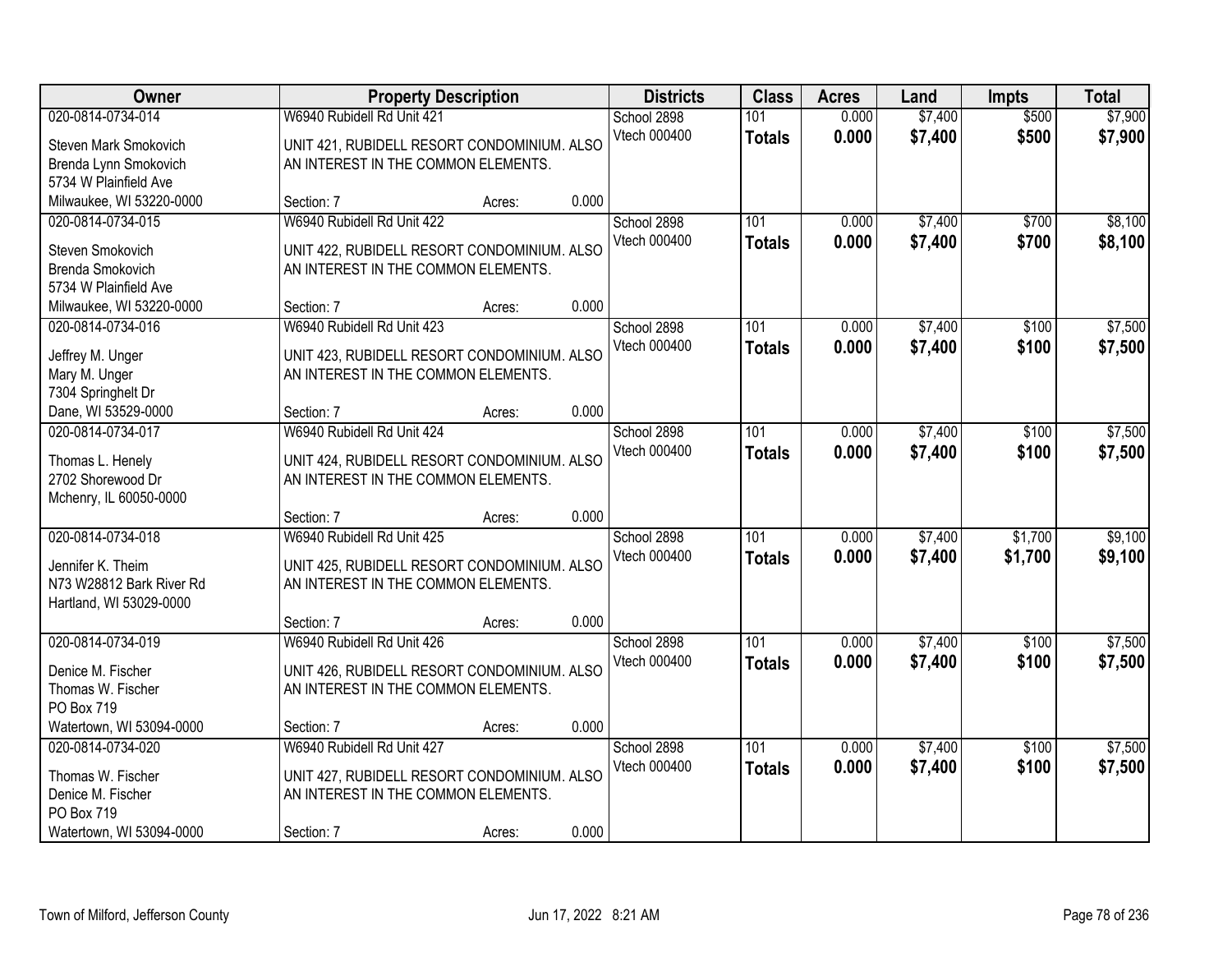| Owner | Property Description | | | Districts | Class | Acres | Land | Impts | Total |
|---|---|---|---|---|---|---|---|---|---|
| 020-0814-0734-014 | W6940 Rubidell Rd Unit 421 | | | School 2898 | 101 | 0.000 | $7,400 | $500 | $7,900 |
| Steven Mark Smokovich<br>Brenda Lynn Smokovich<br>5734 W Plainfield Ave<br>Milwaukee, WI 53220-0000 | UNIT 421, RUBIDELL RESORT CONDOMINIUM. ALSO AN INTEREST IN THE COMMON ELEMENTS. | | | Vtech 000400 | **Totals** | **0.000** | **$7,400** | **$500** | **$7,900** |
| | Section: 7 | Acres: | 0.000 | | | | | | |
| 020-0814-0734-015 | W6940 Rubidell Rd Unit 422 | | | School 2898 | 101 | 0.000 | $7,400 | $700 | $8,100 |
| Steven Smokovich<br>Brenda Smokovich<br>5734 W Plainfield Ave<br>Milwaukee, WI 53220-0000 | UNIT 422, RUBIDELL RESORT CONDOMINIUM. ALSO AN INTEREST IN THE COMMON ELEMENTS. | | | Vtech 000400 | **Totals** | **0.000** | **$7,400** | **$700** | **$8,100** |
| | Section: 7 | Acres: | 0.000 | | | | | | |
| 020-0814-0734-016 | W6940 Rubidell Rd Unit 423 | | | School 2898 | 101 | 0.000 | $7,400 | $100 | $7,500 |
| Jeffrey M. Unger<br>Mary M. Unger<br>7304 Springhelt Dr<br>Dane, WI 53529-0000 | UNIT 423, RUBIDELL RESORT CONDOMINIUM. ALSO AN INTEREST IN THE COMMON ELEMENTS. | | | Vtech 000400 | **Totals** | **0.000** | **$7,400** | **$100** | **$7,500** |
| | Section: 7 | Acres: | 0.000 | | | | | | |
| 020-0814-0734-017 | W6940 Rubidell Rd Unit 424 | | | School 2898 | 101 | 0.000 | $7,400 | $100 | $7,500 |
| Thomas L. Henely<br>2702 Shorewood Dr<br>Mchenry, IL 60050-0000 | UNIT 424, RUBIDELL RESORT CONDOMINIUM. ALSO AN INTEREST IN THE COMMON ELEMENTS. | | | Vtech 000400 | **Totals** | **0.000** | **$7,400** | **$100** | **$7,500** |
| | Section: 7 | Acres: | 0.000 | | | | | | |
| 020-0814-0734-018 | W6940 Rubidell Rd Unit 425 | | | School 2898 | 101 | 0.000 | $7,400 | $1,700 | $9,100 |
| Jennifer K. Theim<br>N73 W28812 Bark River Rd<br>Hartland, WI 53029-0000 | UNIT 425, RUBIDELL RESORT CONDOMINIUM. ALSO AN INTEREST IN THE COMMON ELEMENTS. | | | Vtech 000400 | **Totals** | **0.000** | **$7,400** | **$1,700** | **$9,100** |
| | Section: 7 | Acres: | 0.000 | | | | | | |
| 020-0814-0734-019 | W6940 Rubidell Rd Unit 426 | | | School 2898 | 101 | 0.000 | $7,400 | $100 | $7,500 |
| Denice M. Fischer<br>Thomas W. Fischer<br>PO Box 719<br>Watertown, WI 53094-0000 | UNIT 426, RUBIDELL RESORT CONDOMINIUM. ALSO AN INTEREST IN THE COMMON ELEMENTS. | | | Vtech 000400 | **Totals** | **0.000** | **$7,400** | **$100** | **$7,500** |
| | Section: 7 | Acres: | 0.000 | | | | | | |
| 020-0814-0734-020 | W6940 Rubidell Rd Unit 427 | | | School 2898 | 101 | 0.000 | $7,400 | $100 | $7,500 |
| Thomas W. Fischer<br>Denice M. Fischer<br>PO Box 719<br>Watertown, WI 53094-0000 | UNIT 427, RUBIDELL RESORT CONDOMINIUM. ALSO AN INTEREST IN THE COMMON ELEMENTS. | | | Vtech 000400 | **Totals** | **0.000** | **$7,400** | **$100** | **$7,500** |
| | Section: 7 | Acres: | 0.000 | | | | | | |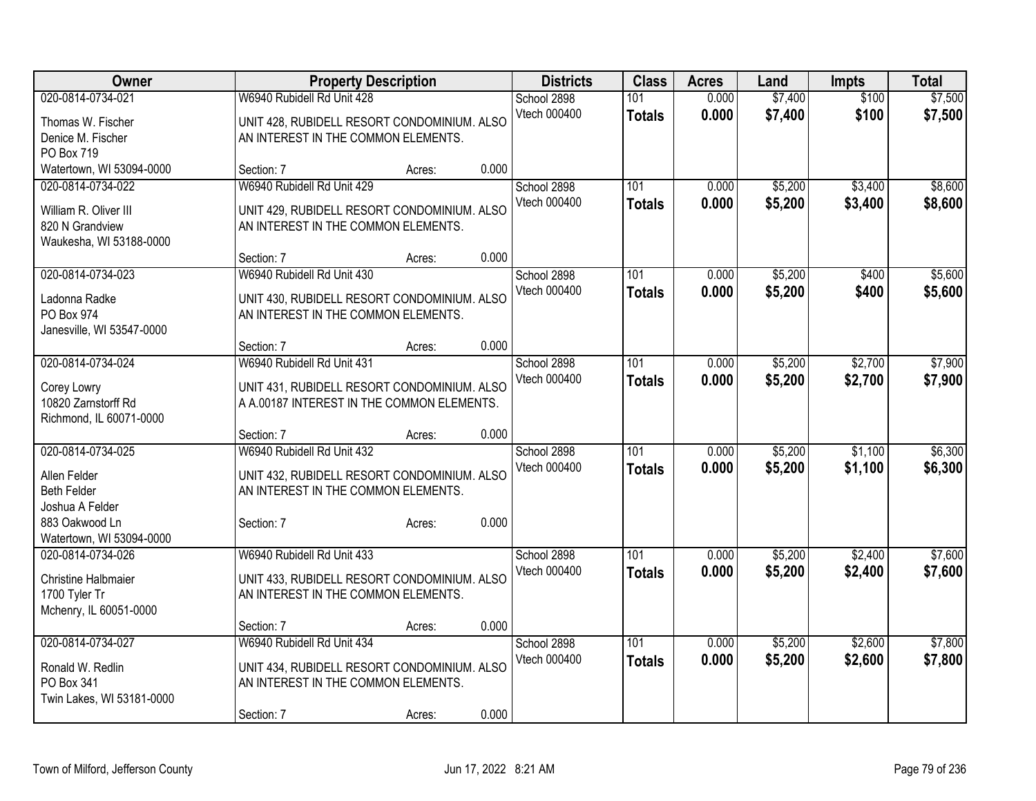| Owner | Property Description | Districts | Class | Acres | Land | Impts | Total |
|---|---|---|---|---|---|---|---|
| 020-0814-0734-021<br>Thomas W. Fischer<br>Denice M. Fischer<br>PO Box 719<br>Watertown, WI 53094-0000 | W6940 Rubidell Rd Unit 428<br>UNIT 428, RUBIDELL RESORT CONDOMINIUM. ALSO AN INTEREST IN THE COMMON ELEMENTS.<br>Section: 7 Acres: 0.000 | School 2898<br>Vtech 000400 | 101<br>**Totals** | 0.000<br>**0.000** | $7,400<br>**$7,400** | $100<br>**$100** | $7,500<br>**$7,500** |
| 020-0814-0734-022<br>William R. Oliver III<br>820 N Grandview<br>Waukesha, WI 53188-0000 | W6940 Rubidell Rd Unit 429<br>UNIT 429, RUBIDELL RESORT CONDOMINIUM. ALSO AN INTEREST IN THE COMMON ELEMENTS.<br>Section: 7 Acres: 0.000 | School 2898<br>Vtech 000400 | 101<br>**Totals** | 0.000<br>**0.000** | $5,200<br>**$5,200** | $3,400<br>**$3,400** | $8,600<br>**$8,600** |
| 020-0814-0734-023<br>Ladonna Radke<br>PO Box 974<br>Janesville, WI 53547-0000 | W6940 Rubidell Rd Unit 430<br>UNIT 430, RUBIDELL RESORT CONDOMINIUM. ALSO AN INTEREST IN THE COMMON ELEMENTS.<br>Section: 7 Acres: 0.000 | School 2898<br>Vtech 000400 | 101<br>**Totals** | 0.000<br>**0.000** | $5,200<br>**$5,200** | $400<br>**$400** | $5,600<br>**$5,600** |
| 020-0814-0734-024<br>Corey Lowry<br>10820 Zarnstorff Rd<br>Richmond, IL 60071-0000 | W6940 Rubidell Rd Unit 431<br>UNIT 431, RUBIDELL RESORT CONDOMINIUM. ALSO A A.00187 INTEREST IN THE COMMON ELEMENTS.<br>Section: 7 Acres: 0.000 | School 2898<br>Vtech 000400 | 101<br>**Totals** | 0.000<br>**0.000** | $5,200<br>**$5,200** | $2,700<br>**$2,700** | $7,900<br>**$7,900** |
| 020-0814-0734-025<br>Allen Felder<br>Beth Felder<br>Joshua A Felder<br>883 Oakwood Ln<br>Watertown, WI 53094-0000 | W6940 Rubidell Rd Unit 432<br>UNIT 432, RUBIDELL RESORT CONDOMINIUM. ALSO AN INTEREST IN THE COMMON ELEMENTS.<br>Section: 7 Acres: 0.000 | School 2898<br>Vtech 000400 | 101<br>**Totals** | 0.000<br>**0.000** | $5,200<br>**$5,200** | $1,100<br>**$1,100** | $6,300<br>**$6,300** |
| 020-0814-0734-026<br>Christine Halbmaier<br>1700 Tyler Tr<br>Mchenry, IL 60051-0000 | W6940 Rubidell Rd Unit 433<br>UNIT 433, RUBIDELL RESORT CONDOMINIUM. ALSO AN INTEREST IN THE COMMON ELEMENTS.<br>Section: 7 Acres: 0.000 | School 2898<br>Vtech 000400 | 101<br>**Totals** | 0.000<br>**0.000** | $5,200<br>**$5,200** | $2,400<br>**$2,400** | $7,600<br>**$7,600** |
| 020-0814-0734-027<br>Ronald W. Redlin<br>PO Box 341<br>Twin Lakes, WI 53181-0000 | W6940 Rubidell Rd Unit 434<br>UNIT 434, RUBIDELL RESORT CONDOMINIUM. ALSO AN INTEREST IN THE COMMON ELEMENTS.<br>Section: 7 Acres: 0.000 | School 2898<br>Vtech 000400 | 101<br>**Totals** | 0.000<br>**0.000** | $5,200<br>**$5,200** | $2,600<br>**$2,600** | $7,800<br>**$7,800** |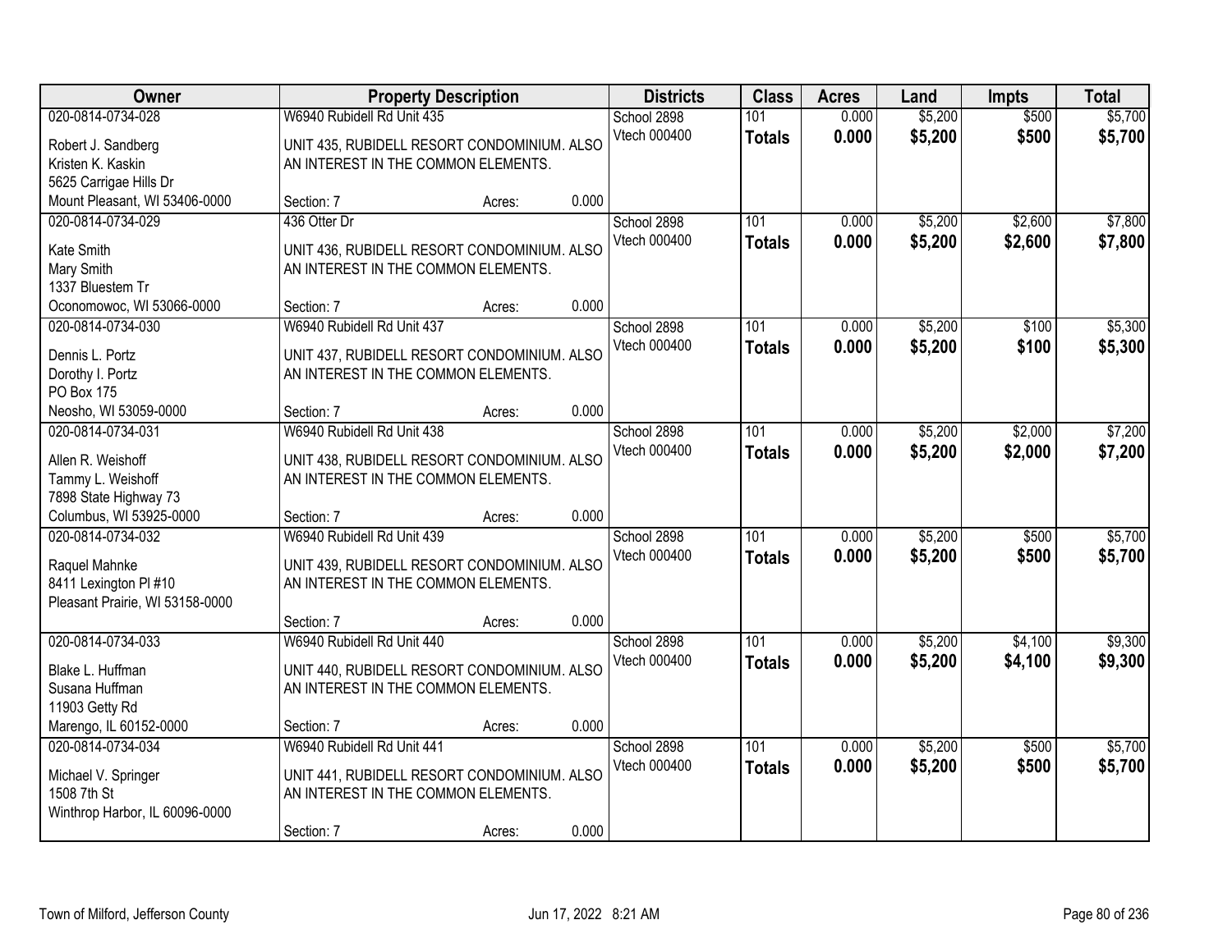| Owner | Property Description | Districts | Class | Acres | Land | Impts | Total |
|---|---|---|---|---|---|---|---|
| 020-0814-0734-028<br>Robert J. Sandberg<br>Kristen K. Kaskin<br>5625 Carrigae Hills Dr<br>Mount Pleasant, WI 53406-0000 | W6940 Rubidell Rd Unit 435<br>UNIT 435, RUBIDELL RESORT CONDOMINIUM. ALSO AN INTEREST IN THE COMMON ELEMENTS.<br>Section: 7 Acres: 0.000 | School 2898<br>Vtech 000400 | 101<br>**Totals** | 0.000<br>**0.000** | $5,200<br>**$5,200** | $500<br>**$500** | $5,700<br>**$5,700** |
| 020-0814-0734-029<br>Kate Smith<br>Mary Smith<br>1337 Bluestem Tr<br>Oconomowoc, WI 53066-0000 | 436 Otter Dr<br>UNIT 436, RUBIDELL RESORT CONDOMINIUM. ALSO AN INTEREST IN THE COMMON ELEMENTS.<br>Section: 7 Acres: 0.000 | School 2898<br>Vtech 000400 | 101<br>**Totals** | 0.000<br>**0.000** | $5,200<br>**$5,200** | $2,600<br>**$2,600** | $7,800<br>**$7,800** |
| 020-0814-0734-030<br>Dennis L. Portz<br>Dorothy I. Portz<br>PO Box 175<br>Neosho, WI 53059-0000 | W6940 Rubidell Rd Unit 437<br>UNIT 437, RUBIDELL RESORT CONDOMINIUM. ALSO AN INTEREST IN THE COMMON ELEMENTS.<br>Section: 7 Acres: 0.000 | School 2898<br>Vtech 000400 | 101<br>**Totals** | 0.000<br>**0.000** | $5,200<br>**$5,200** | $100<br>**$100** | $5,300<br>**$5,300** |
| 020-0814-0734-031<br>Allen R. Weishoff<br>Tammy L. Weishoff<br>7898 State Highway 73<br>Columbus, WI 53925-0000 | W6940 Rubidell Rd Unit 438<br>UNIT 438, RUBIDELL RESORT CONDOMINIUM. ALSO AN INTEREST IN THE COMMON ELEMENTS.<br>Section: 7 Acres: 0.000 | School 2898<br>Vtech 000400 | 101<br>**Totals** | 0.000<br>**0.000** | $5,200<br>**$5,200** | $2,000<br>**$2,000** | $7,200<br>**$7,200** |
| 020-0814-0734-032<br>Raquel Mahnke<br>8411 Lexington Pl #10<br>Pleasant Prairie, WI 53158-0000 | W6940 Rubidell Rd Unit 439<br>UNIT 439, RUBIDELL RESORT CONDOMINIUM. ALSO AN INTEREST IN THE COMMON ELEMENTS.<br>Section: 7 Acres: 0.000 | School 2898<br>Vtech 000400 | 101<br>**Totals** | 0.000<br>**0.000** | $5,200<br>**$5,200** | $500<br>**$500** | $5,700<br>**$5,700** |
| 020-0814-0734-033<br>Blake L. Huffman<br>Susana Huffman<br>11903 Getty Rd<br>Marengo, IL 60152-0000 | W6940 Rubidell Rd Unit 440<br>UNIT 440, RUBIDELL RESORT CONDOMINIUM. ALSO AN INTEREST IN THE COMMON ELEMENTS.<br>Section: 7 Acres: 0.000 | School 2898<br>Vtech 000400 | 101<br>**Totals** | 0.000<br>**0.000** | $5,200<br>**$5,200** | $4,100<br>**$4,100** | $9,300<br>**$9,300** |
| 020-0814-0734-034<br>Michael V. Springer<br>1508 7th St<br>Winthrop Harbor, IL 60096-0000 | W6940 Rubidell Rd Unit 441<br>UNIT 441, RUBIDELL RESORT CONDOMINIUM. ALSO AN INTEREST IN THE COMMON ELEMENTS.<br>Section: 7 Acres: 0.000 | School 2898<br>Vtech 000400 | 101<br>**Totals** | 0.000<br>**0.000** | $5,200<br>**$5,200** | $500<br>**$500** | $5,700<br>**$5,700** |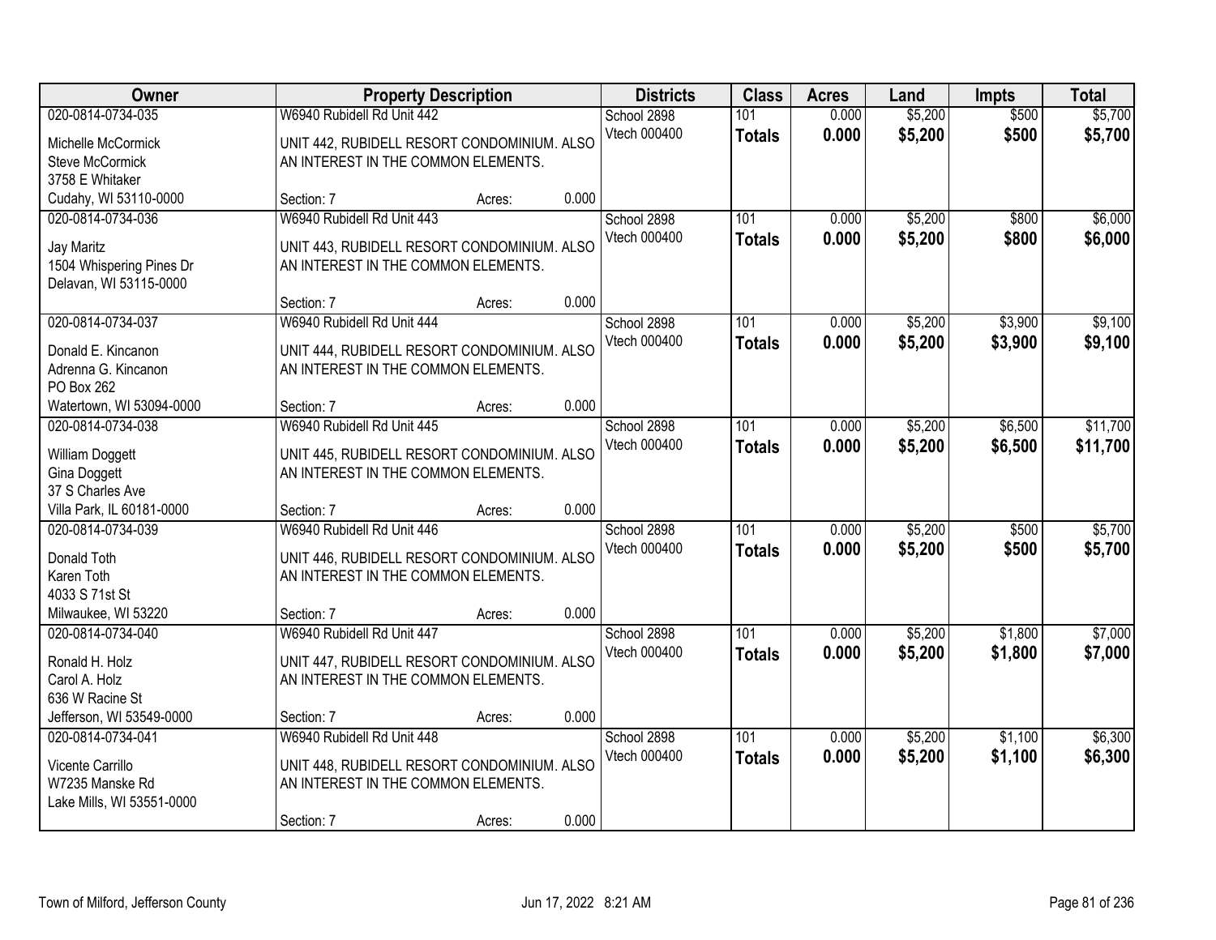| Owner | Property Description | Districts | Class | Acres | Land | Impts | Total |
|---|---|---|---|---|---|---|---|
| 020-0814-0734-035<br>Michelle McCormick<br>Steve McCormick<br>3758 E Whitaker<br>Cudahy, WI 53110-0000 | W6940 Rubidell Rd Unit 442<br>UNIT 442, RUBIDELL RESORT CONDOMINIUM. ALSO AN INTEREST IN THE COMMON ELEMENTS.<br>Section: 7 Acres: 0.000 | School 2898<br>Vtech 000400 | 101<br>**Totals** | 0.000<br>**0.000** | $5,200<br>**$5,200** | $500<br>**$500** | $5,700<br>**$5,700** |
| 020-0814-0734-036<br>Jay Maritz<br>1504 Whispering Pines Dr<br>Delavan, WI 53115-0000 | W6940 Rubidell Rd Unit 443<br>UNIT 443, RUBIDELL RESORT CONDOMINIUM. ALSO AN INTEREST IN THE COMMON ELEMENTS.<br>Section: 7 Acres: 0.000 | School 2898<br>Vtech 000400 | 101<br>**Totals** | 0.000<br>**0.000** | $5,200<br>**$5,200** | $800<br>**$800** | $6,000<br>**$6,000** |
| 020-0814-0734-037<br>Donald E. Kincanon<br>Adrenna G. Kincanon<br>PO Box 262<br>Watertown, WI 53094-0000 | W6940 Rubidell Rd Unit 444<br>UNIT 444, RUBIDELL RESORT CONDOMINIUM. ALSO AN INTEREST IN THE COMMON ELEMENTS.<br>Section: 7 Acres: 0.000 | School 2898<br>Vtech 000400 | 101<br>**Totals** | 0.000<br>**0.000** | $5,200<br>**$5,200** | $3,900<br>**$3,900** | $9,100<br>**$9,100** |
| 020-0814-0734-038<br>William Doggett<br>Gina Doggett<br>37 S Charles Ave<br>Villa Park, IL 60181-0000 | W6940 Rubidell Rd Unit 445<br>UNIT 445, RUBIDELL RESORT CONDOMINIUM. ALSO AN INTEREST IN THE COMMON ELEMENTS.<br>Section: 7 Acres: 0.000 | School 2898<br>Vtech 000400 | 101<br>**Totals** | 0.000<br>**0.000** | $5,200<br>**$5,200** | $6,500<br>**$6,500** | $11,700<br>**$11,700** |
| 020-0814-0734-039<br>Donald Toth<br>Karen Toth<br>4033 S 71st St<br>Milwaukee, WI 53220 | W6940 Rubidell Rd Unit 446<br>UNIT 446, RUBIDELL RESORT CONDOMINIUM. ALSO AN INTEREST IN THE COMMON ELEMENTS.<br>Section: 7 Acres: 0.000 | School 2898<br>Vtech 000400 | 101<br>**Totals** | 0.000<br>**0.000** | $5,200<br>**$5,200** | $500<br>**$500** | $5,700<br>**$5,700** |
| 020-0814-0734-040<br>Ronald H. Holz<br>Carol A. Holz<br>636 W Racine St<br>Jefferson, WI 53549-0000 | W6940 Rubidell Rd Unit 447<br>UNIT 447, RUBIDELL RESORT CONDOMINIUM. ALSO AN INTEREST IN THE COMMON ELEMENTS.<br>Section: 7 Acres: 0.000 | School 2898<br>Vtech 000400 | 101<br>**Totals** | 0.000<br>**0.000** | $5,200<br>**$5,200** | $1,800<br>**$1,800** | $7,000<br>**$7,000** |
| 020-0814-0734-041<br>Vicente Carrillo<br>W7235 Manske Rd<br>Lake Mills, WI 53551-0000 | W6940 Rubidell Rd Unit 448<br>UNIT 448, RUBIDELL RESORT CONDOMINIUM. ALSO AN INTEREST IN THE COMMON ELEMENTS.<br>Section: 7 Acres: 0.000 | School 2898<br>Vtech 000400 | 101<br>**Totals** | 0.000<br>**0.000** | $5,200<br>**$5,200** | $1,100<br>**$1,100** | $6,300<br>**$6,300** |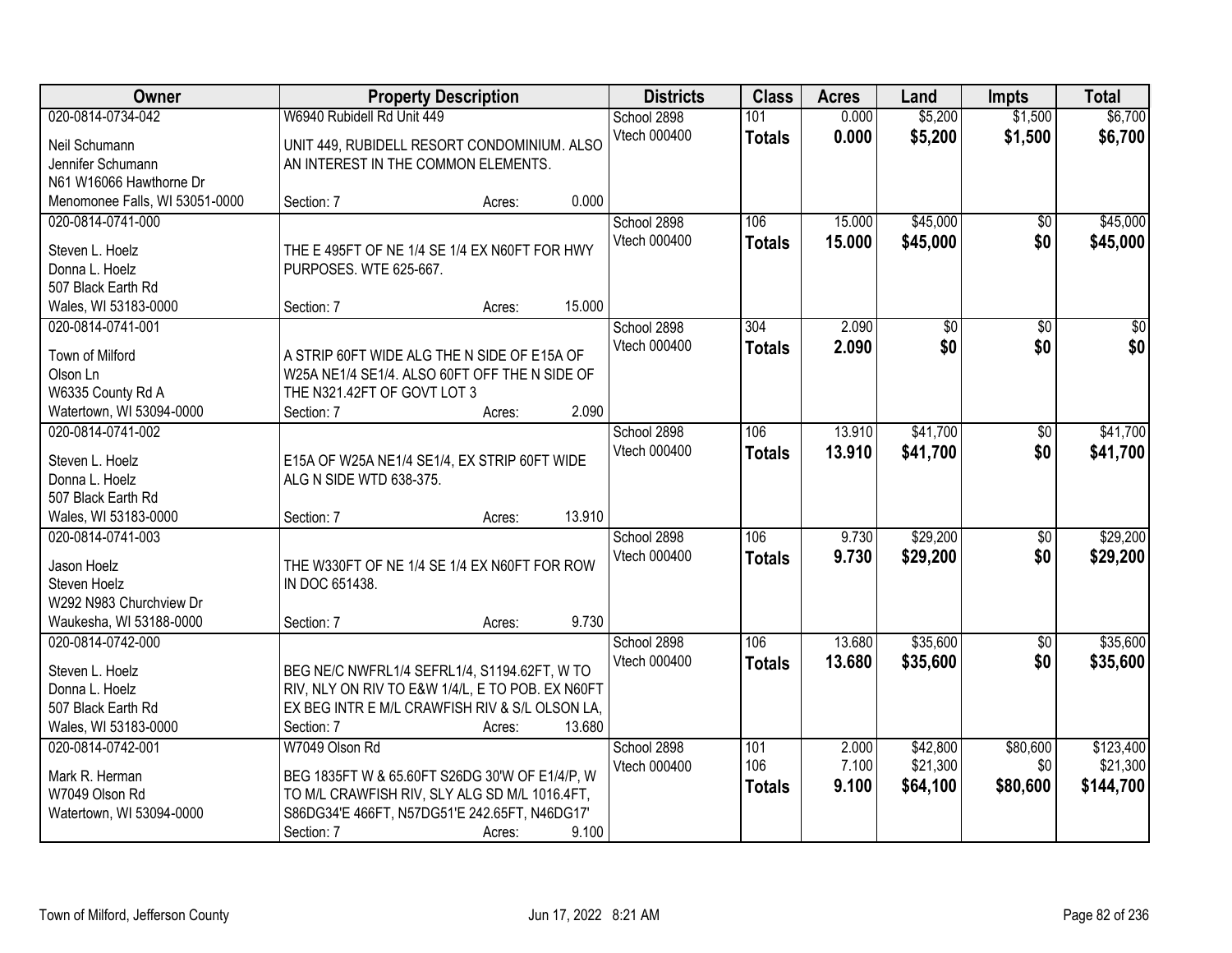| Owner | Property Description | Districts | Class | Acres | Land | Impts | Total |
|---|---|---|---|---|---|---|---|
| 020-0814-0734-042<br>Neil Schumann<br>Jennifer Schumann<br>N61 W16066 Hawthorne Dr<br>Menomonee Falls, WI 53051-0000 | W6940 Rubidell Rd Unit 449<br>UNIT 449, RUBIDELL RESORT CONDOMINIUM. ALSO AN INTEREST IN THE COMMON ELEMENTS.<br>Section: 7 Acres: 0.000 | School 2898<br>Vtech 000400 | 101<br>**Totals** | 0.000<br>**0.000** | $5,200<br>**$5,200** | $1,500<br>**$1,500** | $6,700<br>**$6,700** |
| 020-0814-0741-000<br>Steven L. Hoelz<br>Donna L. Hoelz<br>507 Black Earth Rd<br>Wales, WI 53183-0000 | THE E 495FT OF NE 1/4 SE 1/4 EX N60FT FOR HWY PURPOSES. WTE 625-667.<br>Section: 7 Acres: 15.000 | School 2898<br>Vtech 000400 | 106<br>**Totals** | 15.000<br>**15.000** | $45,000<br>**$45,000** | $0<br>**$0** | $45,000<br>**$45,000** |
| 020-0814-0741-001<br>Town of Milford<br>Olson Ln<br>W6335 County Rd A<br>Watertown, WI 53094-0000 | A STRIP 60FT WIDE ALG THE N SIDE OF E15A OF W25A NE1/4 SE1/4. ALSO 60FT OFF THE N SIDE OF THE N321.42FT OF GOVT LOT 3<br>Section: 7 Acres: 2.090 | School 2898<br>Vtech 000400 | 304<br>**Totals** | 2.090<br>**2.090** | $0<br>**$0** | $0<br>**$0** | $0<br>**$0** |
| 020-0814-0741-002<br>Steven L. Hoelz<br>Donna L. Hoelz<br>507 Black Earth Rd<br>Wales, WI 53183-0000 | E15A OF W25A NE1/4 SE1/4, EX STRIP 60FT WIDE ALG N SIDE WTD 638-375.<br>Section: 7 Acres: 13.910 | School 2898<br>Vtech 000400 | 106<br>**Totals** | 13.910<br>**13.910** | $41,700<br>**$41,700** | $0<br>**$0** | $41,700<br>**$41,700** |
| 020-0814-0741-003<br>Jason Hoelz<br>Steven Hoelz<br>W292 N983 Churchview Dr<br>Waukesha, WI 53188-0000 | THE W330FT OF NE 1/4 SE 1/4 EX N60FT FOR ROW IN DOC 651438.<br>Section: 7 Acres: 9.730 | School 2898<br>Vtech 000400 | 106<br>**Totals** | 9.730<br>**9.730** | $29,200<br>**$29,200** | $0<br>**$0** | $29,200<br>**$29,200** |
| 020-0814-0742-000<br>Steven L. Hoelz<br>Donna L. Hoelz<br>507 Black Earth Rd<br>Wales, WI 53183-0000 | BEG NE/C NWFRL1/4 SEFRL1/4, S1194.62FT, W TO RIV, NLY ON RIV TO E&W 1/4/L, E TO POB. EX N60FT EX BEG INTR E M/L CRAWFISH RIV & S/L OLSON LA,<br>Section: 7 Acres: 13.680 | School 2898<br>Vtech 000400 | 106<br>**Totals** | 13.680<br>**13.680** | $35,600<br>**$35,600** | $0<br>**$0** | $35,600<br>**$35,600** |
| 020-0814-0742-001<br>Mark R. Herman<br>W7049 Olson Rd<br>Watertown, WI 53094-0000 | W7049 Olson Rd<br>BEG 1835FT W & 65.60FT S26DG 30'W OF E1/4/P, W TO M/L CRAWFISH RIV, SLY ALG SD M/L 1016.4FT, S86DG34'E 466FT, N57DG51'E 242.65FT, N46DG17'<br>Section: 7 Acres: 9.100 | School 2898<br>Vtech 000400 | 101<br>106<br>**Totals** | 2.000<br>7.100<br>**9.100** | $42,800<br>$21,300<br>**$64,100** | $80,600<br>$0<br>**$80,600** | $123,400<br>$21,300<br>**$144,700** |

Town of Milford, Jefferson County — Jun 17, 2022 8:21 AM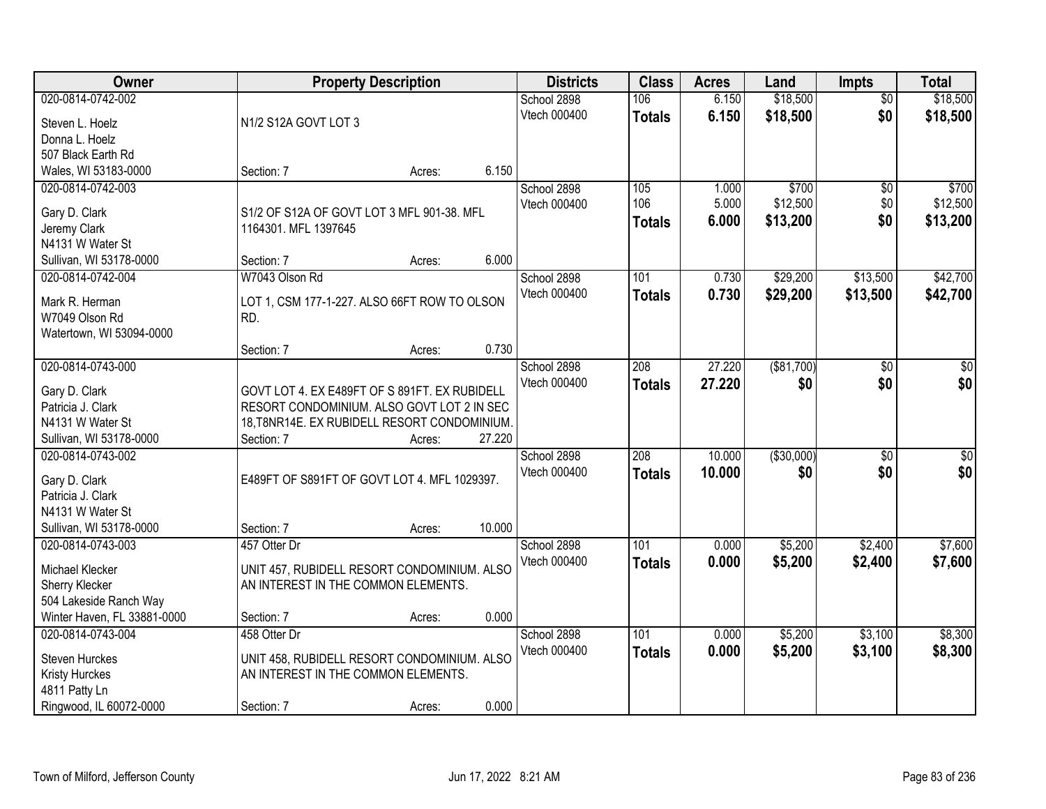| Owner | Property Description | Districts | Class | Acres | Land | Impts | Total |
|---|---|---|---|---|---|---|---|
| 020-0814-0742-002<br>Steven L. Hoelz<br>Donna L. Hoelz<br>507 Black Earth Rd<br>Wales, WI 53183-0000 | N1/2 S12A GOVT LOT 3<br>Section: 7 Acres: 6.150 | School 2898<br>Vtech 000400 | 106<br>**Totals** | 6.150<br>**6.150** | $18,500<br>**$18,500** | $0<br>**$0** | $18,500<br>**$18,500** |
| 020-0814-0742-003<br>Gary D. Clark<br>Jeremy Clark<br>N4131 W Water St<br>Sullivan, WI 53178-0000 | S1/2 OF S12A OF GOVT LOT 3 MFL 901-38. MFL 1164301. MFL 1397645<br>Section: 7 Acres: 6.000 | School 2898<br>Vtech 000400 | 105<br>106<br>**Totals** | 1.000<br>5.000<br>**6.000** | $700<br>$12,500<br>**$13,200** | $0<br>$0<br>**$0** | $700<br>$12,500<br>**$13,200** |
| 020-0814-0742-004<br>Mark R. Herman<br>W7049 Olson Rd<br>Watertown, WI 53094-0000 | W7043 Olson Rd<br>LOT 1, CSM 177-1-227. ALSO 66FT ROW TO OLSON RD.<br>Section: 7 Acres: 0.730 | School 2898<br>Vtech 000400 | 101<br>**Totals** | 0.730<br>**0.730** | $29,200<br>**$29,200** | $13,500<br>**$13,500** | $42,700<br>**$42,700** |
| 020-0814-0743-000<br>Gary D. Clark<br>Patricia J. Clark<br>N4131 W Water St<br>Sullivan, WI 53178-0000 | GOVT LOT 4. EX E489FT OF S 891FT. EX RUBIDELL RESORT CONDOMINIUM. ALSO GOVT LOT 2 IN SEC 18,T8NR14E. EX RUBIDELL RESORT CONDOMINIUM.<br>Section: 7 Acres: 27.220 | School 2898<br>Vtech 000400 | 208<br>**Totals** | 27.220<br>**27.220** | ($81,700)<br>**$0** | $0<br>**$0** | $0<br>**$0** |
| 020-0814-0743-002<br>Gary D. Clark<br>Patricia J. Clark<br>N4131 W Water St<br>Sullivan, WI 53178-0000 | E489FT OF S891FT OF GOVT LOT 4. MFL 1029397.<br>Section: 7 Acres: 10.000 | School 2898<br>Vtech 000400 | 208<br>**Totals** | 10.000<br>**10.000** | ($30,000)<br>**$0** | $0<br>**$0** | $0<br>**$0** |
| 020-0814-0743-003<br>Michael Klecker<br>Sherry Klecker<br>504 Lakeside Ranch Way<br>Winter Haven, FL 33881-0000 | 457 Otter Dr<br>UNIT 457, RUBIDELL RESORT CONDOMINIUM. ALSO AN INTEREST IN THE COMMON ELEMENTS.<br>Section: 7 Acres: 0.000 | School 2898<br>Vtech 000400 | 101<br>**Totals** | 0.000<br>**0.000** | $5,200<br>**$5,200** | $2,400<br>**$2,400** | $7,600<br>**$7,600** |
| 020-0814-0743-004<br>Steven Hurckes<br>Kristy Hurckes<br>4811 Patty Ln<br>Ringwood, IL 60072-0000 | 458 Otter Dr<br>UNIT 458, RUBIDELL RESORT CONDOMINIUM. ALSO AN INTEREST IN THE COMMON ELEMENTS.<br>Section: 7 Acres: 0.000 | School 2898<br>Vtech 000400 | 101<br>**Totals** | 0.000<br>**0.000** | $5,200<br>**$5,200** | $3,100<br>**$3,100** | $8,300<br>**$8,300** |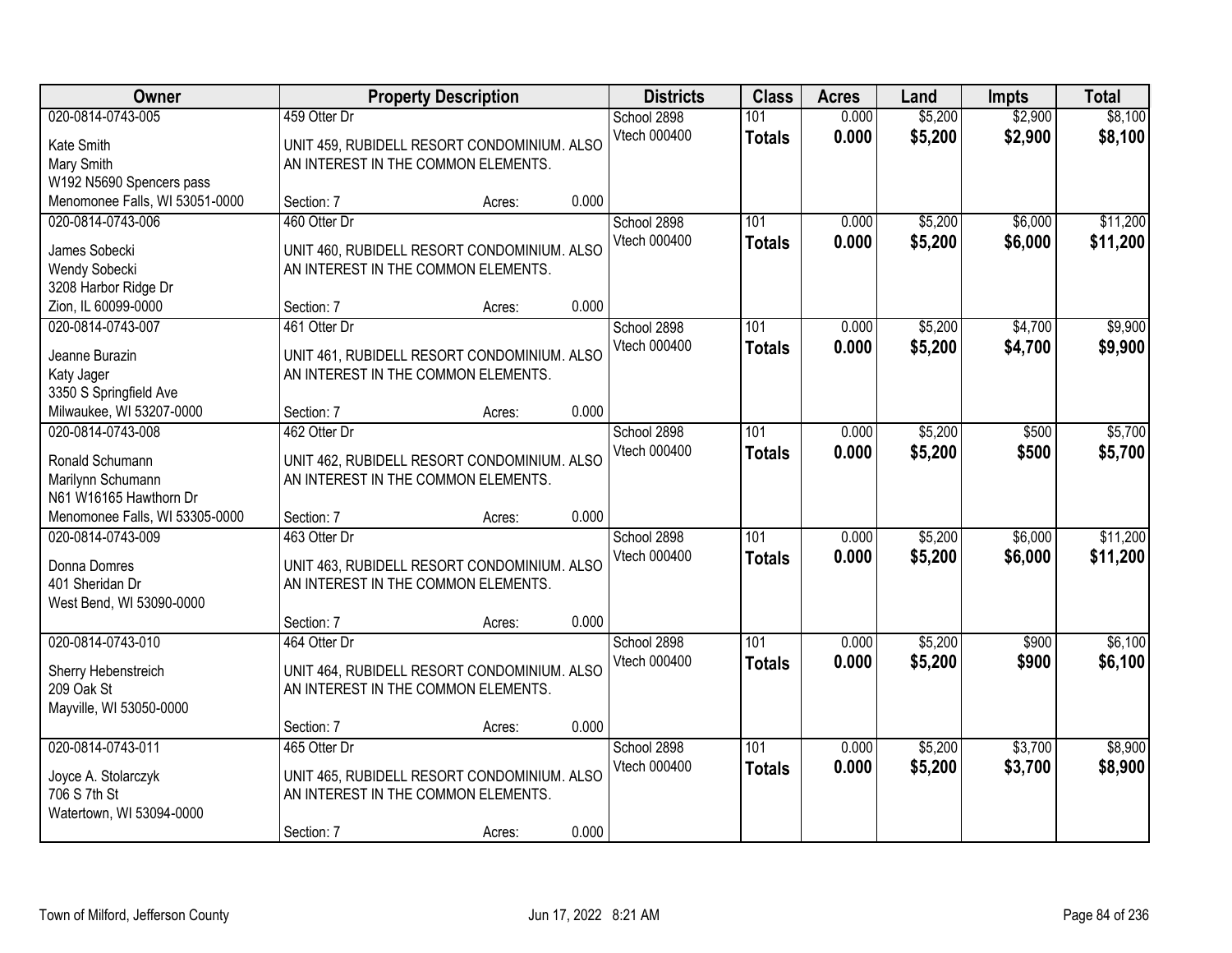| Owner | Property Description | Districts | Class | Acres | Land | Impts | Total |
|---|---|---|---|---|---|---|---|
| 020-0814-0743-005<br>Kate Smith<br>Mary Smith<br>W192 N5690 Spencers pass<br>Menomonee Falls, WI 53051-0000 | 459 Otter Dr<br>UNIT 459, RUBIDELL RESORT CONDOMINIUM. ALSO AN INTEREST IN THE COMMON ELEMENTS.<br>Section: 7 Acres: 0.000 | School 2898<br>Vtech 000400 | 101<br>**Totals** | 0.000<br>**0.000** | $5,200<br>**$5,200** | $2,900<br>**$2,900** | $8,100<br>**$8,100** |
| 020-0814-0743-006<br>James Sobecki<br>Wendy Sobecki<br>3208 Harbor Ridge Dr<br>Zion, IL 60099-0000 | 460 Otter Dr<br>UNIT 460, RUBIDELL RESORT CONDOMINIUM. ALSO AN INTEREST IN THE COMMON ELEMENTS.<br>Section: 7 Acres: 0.000 | School 2898<br>Vtech 000400 | 101<br>**Totals** | 0.000<br>**0.000** | $5,200<br>**$5,200** | $6,000<br>**$6,000** | $11,200<br>**$11,200** |
| 020-0814-0743-007<br>Jeanne Burazin<br>Katy Jager<br>3350 S Springfield Ave<br>Milwaukee, WI 53207-0000 | 461 Otter Dr<br>UNIT 461, RUBIDELL RESORT CONDOMINIUM. ALSO AN INTEREST IN THE COMMON ELEMENTS.<br>Section: 7 Acres: 0.000 | School 2898<br>Vtech 000400 | 101<br>**Totals** | 0.000<br>**0.000** | $5,200<br>**$5,200** | $4,700<br>**$4,700** | $9,900<br>**$9,900** |
| 020-0814-0743-008<br>Ronald Schumann<br>Marilynn Schumann<br>N61 W16165 Hawthorn Dr<br>Menomonee Falls, WI 53305-0000 | 462 Otter Dr<br>UNIT 462, RUBIDELL RESORT CONDOMINIUM. ALSO AN INTEREST IN THE COMMON ELEMENTS.<br>Section: 7 Acres: 0.000 | School 2898<br>Vtech 000400 | 101<br>**Totals** | 0.000<br>**0.000** | $5,200<br>**$5,200** | $500<br>**$500** | $5,700<br>**$5,700** |
| 020-0814-0743-009<br>Donna Domres<br>401 Sheridan Dr<br>West Bend, WI 53090-0000 | 463 Otter Dr<br>UNIT 463, RUBIDELL RESORT CONDOMINIUM. ALSO AN INTEREST IN THE COMMON ELEMENTS.<br>Section: 7 Acres: 0.000 | School 2898<br>Vtech 000400 | 101<br>**Totals** | 0.000<br>**0.000** | $5,200<br>**$5,200** | $6,000<br>**$6,000** | $11,200<br>**$11,200** |
| 020-0814-0743-010<br>Sherry Hebenstreich<br>209 Oak St<br>Mayville, WI 53050-0000 | 464 Otter Dr<br>UNIT 464, RUBIDELL RESORT CONDOMINIUM. ALSO AN INTEREST IN THE COMMON ELEMENTS.<br>Section: 7 Acres: 0.000 | School 2898<br>Vtech 000400 | 101<br>**Totals** | 0.000<br>**0.000** | $5,200<br>**$5,200** | $900<br>**$900** | $6,100<br>**$6,100** |
| 020-0814-0743-011<br>Joyce A. Stolarczyk<br>706 S 7th St<br>Watertown, WI 53094-0000 | 465 Otter Dr<br>UNIT 465, RUBIDELL RESORT CONDOMINIUM. ALSO AN INTEREST IN THE COMMON ELEMENTS.<br>Section: 7 Acres: 0.000 | School 2898<br>Vtech 000400 | 101<br>**Totals** | 0.000<br>**0.000** | $5,200<br>**$5,200** | $3,700<br>**$3,700** | $8,900<br>**$8,900** |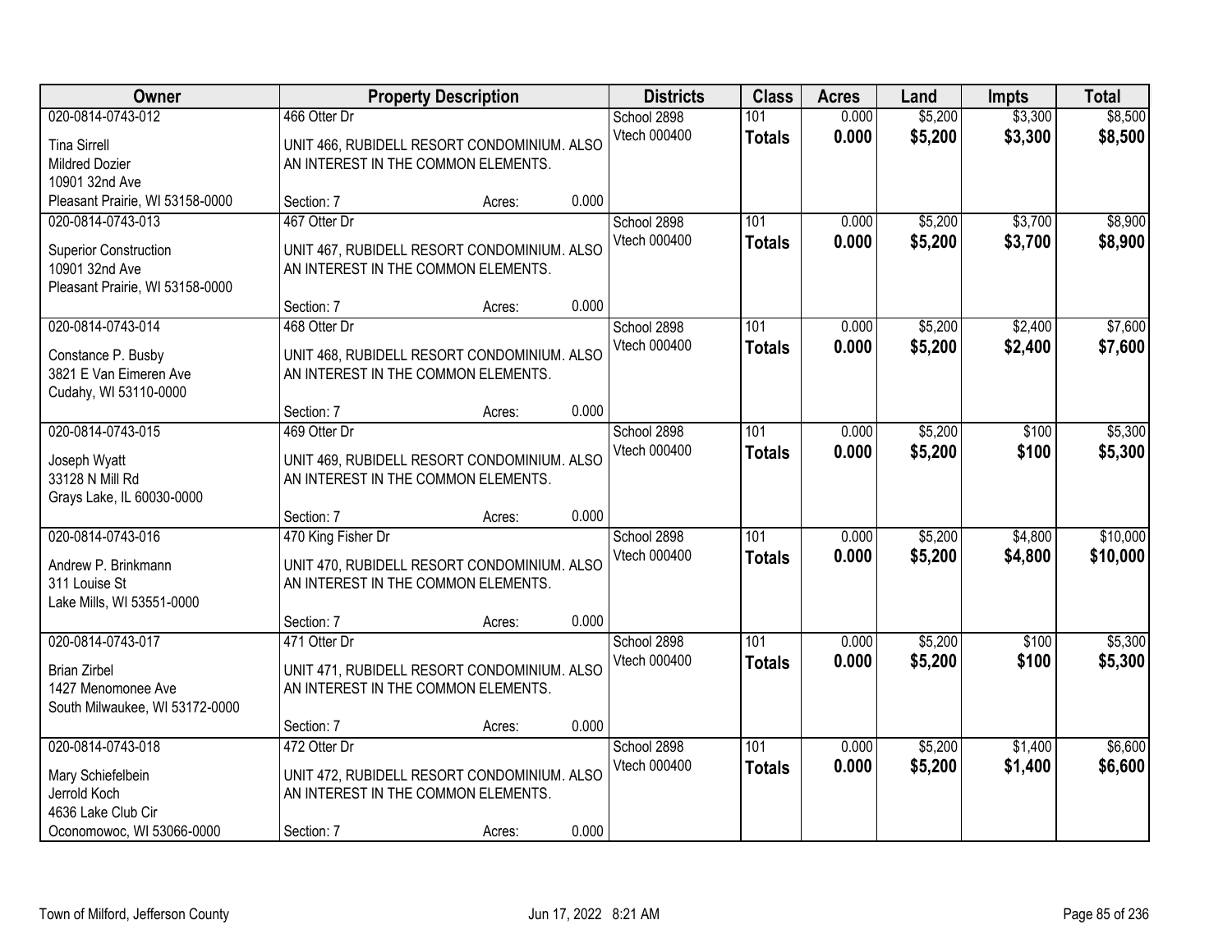| Owner | Property Description | Districts | Class | Acres | Land | Impts | Total |
|---|---|---|---|---|---|---|---|
| 020-0814-0743-012<br>Tina Sirrell<br>Mildred Dozier<br>10901 32nd Ave<br>Pleasant Prairie, WI 53158-0000 | 466 Otter Dr<br>UNIT 466, RUBIDELL RESORT CONDOMINIUM. ALSO AN INTEREST IN THE COMMON ELEMENTS.<br>Section: 7 Acres: 0.000 | School 2898<br>Vtech 000400 | 101<br>**Totals** | 0.000<br>**0.000** | $5,200<br>**$5,200** | $3,300<br>**$3,300** | $8,500<br>**$8,500** |
| 020-0814-0743-013<br>Superior Construction<br>10901 32nd Ave<br>Pleasant Prairie, WI 53158-0000 | 467 Otter Dr<br>UNIT 467, RUBIDELL RESORT CONDOMINIUM. ALSO AN INTEREST IN THE COMMON ELEMENTS.<br>Section: 7 Acres: 0.000 | School 2898<br>Vtech 000400 | 101<br>**Totals** | 0.000<br>**0.000** | $5,200<br>**$5,200** | $3,700<br>**$3,700** | $8,900<br>**$8,900** |
| 020-0814-0743-014<br>Constance P. Busby<br>3821 E Van Eimeren Ave<br>Cudahy, WI 53110-0000 | 468 Otter Dr<br>UNIT 468, RUBIDELL RESORT CONDOMINIUM. ALSO AN INTEREST IN THE COMMON ELEMENTS.<br>Section: 7 Acres: 0.000 | School 2898<br>Vtech 000400 | 101<br>**Totals** | 0.000<br>**0.000** | $5,200<br>**$5,200** | $2,400<br>**$2,400** | $7,600<br>**$7,600** |
| 020-0814-0743-015<br>Joseph Wyatt<br>33128 N Mill Rd<br>Grays Lake, IL 60030-0000 | 469 Otter Dr<br>UNIT 469, RUBIDELL RESORT CONDOMINIUM. ALSO AN INTEREST IN THE COMMON ELEMENTS.<br>Section: 7 Acres: 0.000 | School 2898<br>Vtech 000400 | 101<br>**Totals** | 0.000<br>**0.000** | $5,200<br>**$5,200** | $100<br>**$100** | $5,300<br>**$5,300** |
| 020-0814-0743-016<br>Andrew P. Brinkmann<br>311 Louise St<br>Lake Mills, WI 53551-0000 | 470 King Fisher Dr<br>UNIT 470, RUBIDELL RESORT CONDOMINIUM. ALSO AN INTEREST IN THE COMMON ELEMENTS.<br>Section: 7 Acres: 0.000 | School 2898<br>Vtech 000400 | 101<br>**Totals** | 0.000<br>**0.000** | $5,200<br>**$5,200** | $4,800<br>**$4,800** | $10,000<br>**$10,000** |
| 020-0814-0743-017<br>Brian Zirbel<br>1427 Menomonee Ave<br>South Milwaukee, WI 53172-0000 | 471 Otter Dr<br>UNIT 471, RUBIDELL RESORT CONDOMINIUM. ALSO AN INTEREST IN THE COMMON ELEMENTS.<br>Section: 7 Acres: 0.000 | School 2898<br>Vtech 000400 | 101<br>**Totals** | 0.000<br>**0.000** | $5,200<br>**$5,200** | $100<br>**$100** | $5,300<br>**$5,300** |
| 020-0814-0743-018<br>Mary Schiefelbein<br>Jerrold Koch<br>4636 Lake Club Cir<br>Oconomowoc, WI 53066-0000 | 472 Otter Dr<br>UNIT 472, RUBIDELL RESORT CONDOMINIUM. ALSO AN INTEREST IN THE COMMON ELEMENTS.<br>Section: 7 Acres: 0.000 | School 2898<br>Vtech 000400 | 101<br>**Totals** | 0.000<br>**0.000** | $5,200<br>**$5,200** | $1,400<br>**$1,400** | $6,600<br>**$6,600** |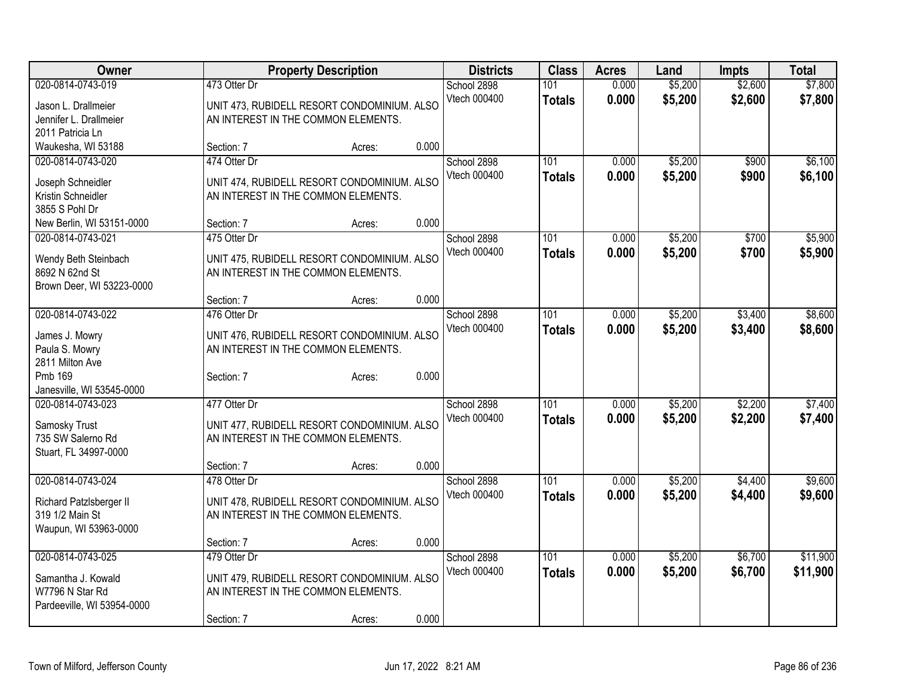| Owner | Property Description | Districts | Class | Acres | Land | Impts | Total |
|---|---|---|---|---|---|---|---|
| 020-0814-0743-019<br>Jason L. Drallmeier<br>Jennifer L. Drallmeier<br>2011 Patricia Ln<br>Waukesha, WI 53188 | 473 Otter Dr<br>UNIT 473, RUBIDELL RESORT CONDOMINIUM. ALSO AN INTEREST IN THE COMMON ELEMENTS.<br>Section: 7 Acres: 0.000 | School 2898<br>Vtech 000400 | 101<br>**Totals** | 0.000<br>**0.000** | $5,200<br>**$5,200** | $2,600<br>**$2,600** | $7,800<br>**$7,800** |
| 020-0814-0743-020<br>Joseph Schneidler<br>Kristin Schneidler<br>3855 S Pohl Dr<br>New Berlin, WI 53151-0000 | 474 Otter Dr<br>UNIT 474, RUBIDELL RESORT CONDOMINIUM. ALSO AN INTEREST IN THE COMMON ELEMENTS.<br>Section: 7 Acres: 0.000 | School 2898<br>Vtech 000400 | 101<br>**Totals** | 0.000<br>**0.000** | $5,200<br>**$5,200** | $900<br>**$900** | $6,100<br>**$6,100** |
| 020-0814-0743-021<br>Wendy Beth Steinbach<br>8692 N 62nd St<br>Brown Deer, WI 53223-0000 | 475 Otter Dr<br>UNIT 475, RUBIDELL RESORT CONDOMINIUM. ALSO AN INTEREST IN THE COMMON ELEMENTS.<br>Section: 7 Acres: 0.000 | School 2898<br>Vtech 000400 | 101<br>**Totals** | 0.000<br>**0.000** | $5,200<br>**$5,200** | $700<br>**$700** | $5,900<br>**$5,900** |
| 020-0814-0743-022<br>James J. Mowry<br>Paula S. Mowry<br>2811 Milton Ave<br>Pmb 169<br>Janesville, WI 53545-0000 | 476 Otter Dr<br>UNIT 476, RUBIDELL RESORT CONDOMINIUM. ALSO AN INTEREST IN THE COMMON ELEMENTS.<br>Section: 7 Acres: 0.000 | School 2898<br>Vtech 000400 | 101<br>**Totals** | 0.000<br>**0.000** | $5,200<br>**$5,200** | $3,400<br>**$3,400** | $8,600<br>**$8,600** |
| 020-0814-0743-023<br>Samosky Trust<br>735 SW Salerno Rd<br>Stuart, FL 34997-0000 | 477 Otter Dr<br>UNIT 477, RUBIDELL RESORT CONDOMINIUM. ALSO AN INTEREST IN THE COMMON ELEMENTS.<br>Section: 7 Acres: 0.000 | School 2898<br>Vtech 000400 | 101<br>**Totals** | 0.000<br>**0.000** | $5,200<br>**$5,200** | $2,200<br>**$2,200** | $7,400<br>**$7,400** |
| 020-0814-0743-024<br>Richard Patzlsberger II<br>319 1/2 Main St<br>Waupun, WI 53963-0000 | 478 Otter Dr<br>UNIT 478, RUBIDELL RESORT CONDOMINIUM. ALSO AN INTEREST IN THE COMMON ELEMENTS.<br>Section: 7 Acres: 0.000 | School 2898<br>Vtech 000400 | 101<br>**Totals** | 0.000<br>**0.000** | $5,200<br>**$5,200** | $4,400<br>**$4,400** | $9,600<br>**$9,600** |
| 020-0814-0743-025<br>Samantha J. Kowald<br>W7796 N Star Rd<br>Pardeeville, WI 53954-0000 | 479 Otter Dr<br>UNIT 479, RUBIDELL RESORT CONDOMINIUM. ALSO AN INTEREST IN THE COMMON ELEMENTS.<br>Section: 7 Acres: 0.000 | School 2898<br>Vtech 000400 | 101<br>**Totals** | 0.000<br>**0.000** | $5,200<br>**$5,200** | $6,700<br>**$6,700** | $11,900<br>**$11,900** |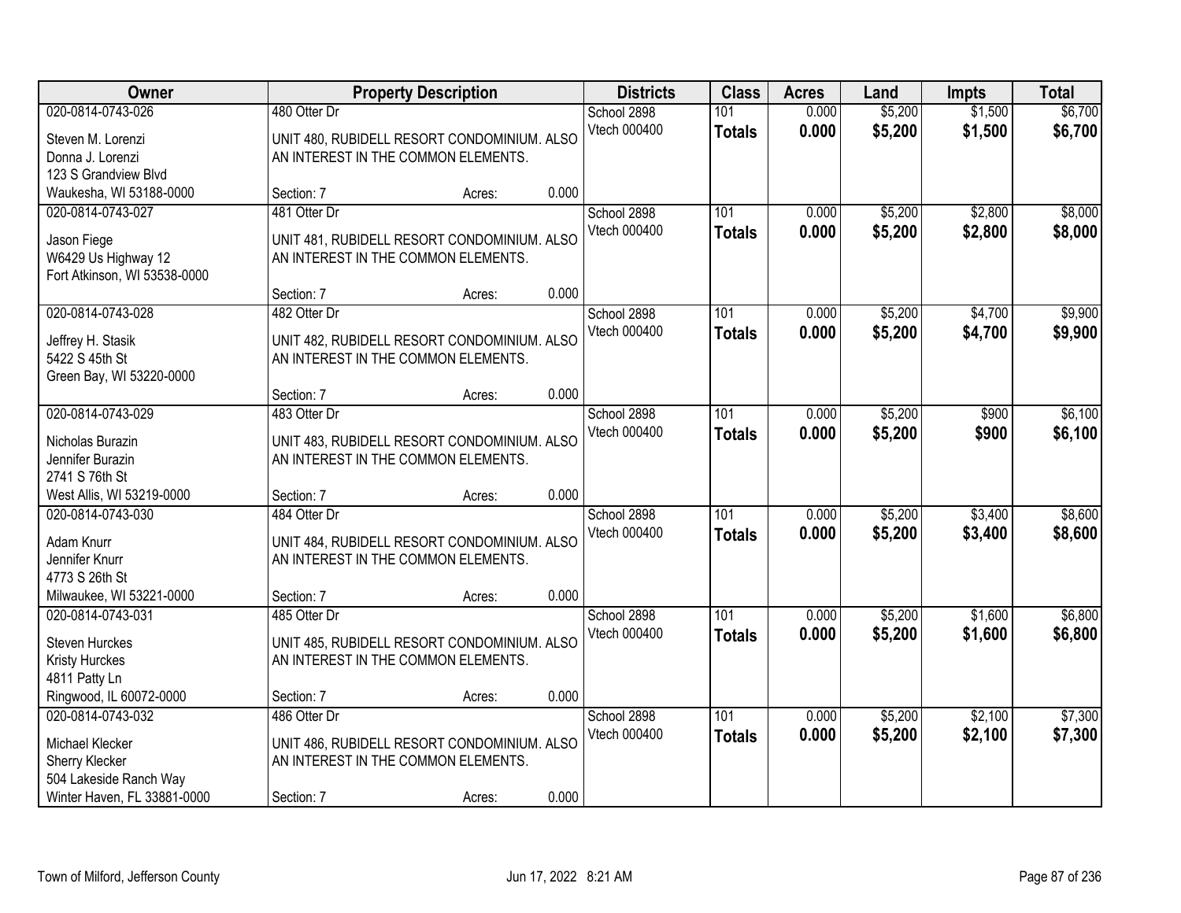| Owner | Property Description | Districts | Class | Acres | Land | Impts | Total |
|---|---|---|---|---|---|---|---|
| 020-0814-0743-026<br>Steven M. Lorenzi<br>Donna J. Lorenzi<br>123 S Grandview Blvd<br>Waukesha, WI 53188-0000 | 480 Otter Dr<br>UNIT 480, RUBIDELL RESORT CONDOMINIUM. ALSO AN INTEREST IN THE COMMON ELEMENTS.<br>Section: 7 Acres: 0.000 | School 2898<br>Vtech 000400 | 101<br>**Totals** | 0.000<br>**0.000** | $5,200<br>**$5,200** | $1,500<br>**$1,500** | $6,700<br>**$6,700** |
| 020-0814-0743-027<br>Jason Fiege<br>W6429 Us Highway 12<br>Fort Atkinson, WI 53538-0000 | 481 Otter Dr<br>UNIT 481, RUBIDELL RESORT CONDOMINIUM. ALSO AN INTEREST IN THE COMMON ELEMENTS.<br>Section: 7 Acres: 0.000 | School 2898<br>Vtech 000400 | 101<br>**Totals** | 0.000<br>**0.000** | $5,200<br>**$5,200** | $2,800<br>**$2,800** | $8,000<br>**$8,000** |
| 020-0814-0743-028<br>Jeffrey H. Stasik<br>5422 S 45th St<br>Green Bay, WI 53220-0000 | 482 Otter Dr<br>UNIT 482, RUBIDELL RESORT CONDOMINIUM. ALSO AN INTEREST IN THE COMMON ELEMENTS.<br>Section: 7 Acres: 0.000 | School 2898<br>Vtech 000400 | 101<br>**Totals** | 0.000<br>**0.000** | $5,200<br>**$5,200** | $4,700<br>**$4,700** | $9,900<br>**$9,900** |
| 020-0814-0743-029<br>Nicholas Burazin<br>Jennifer Burazin<br>2741 S 76th St<br>West Allis, WI 53219-0000 | 483 Otter Dr<br>UNIT 483, RUBIDELL RESORT CONDOMINIUM. ALSO AN INTEREST IN THE COMMON ELEMENTS.<br>Section: 7 Acres: 0.000 | School 2898<br>Vtech 000400 | 101<br>**Totals** | 0.000<br>**0.000** | $5,200<br>**$5,200** | $900<br>**$900** | $6,100<br>**$6,100** |
| 020-0814-0743-030<br>Adam Knurr<br>Jennifer Knurr<br>4773 S 26th St<br>Milwaukee, WI 53221-0000 | 484 Otter Dr<br>UNIT 484, RUBIDELL RESORT CONDOMINIUM. ALSO AN INTEREST IN THE COMMON ELEMENTS.<br>Section: 7 Acres: 0.000 | School 2898<br>Vtech 000400 | 101<br>**Totals** | 0.000<br>**0.000** | $5,200<br>**$5,200** | $3,400<br>**$3,400** | $8,600<br>**$8,600** |
| 020-0814-0743-031<br>Steven Hurckes<br>Kristy Hurckes<br>4811 Patty Ln<br>Ringwood, IL 60072-0000 | 485 Otter Dr<br>UNIT 485, RUBIDELL RESORT CONDOMINIUM. ALSO AN INTEREST IN THE COMMON ELEMENTS.<br>Section: 7 Acres: 0.000 | School 2898<br>Vtech 000400 | 101<br>**Totals** | 0.000<br>**0.000** | $5,200<br>**$5,200** | $1,600<br>**$1,600** | $6,800<br>**$6,800** |
| 020-0814-0743-032<br>Michael Klecker<br>Sherry Klecker<br>504 Lakeside Ranch Way<br>Winter Haven, FL 33881-0000 | 486 Otter Dr<br>UNIT 486, RUBIDELL RESORT CONDOMINIUM. ALSO AN INTEREST IN THE COMMON ELEMENTS.<br>Section: 7 Acres: 0.000 | School 2898<br>Vtech 000400 | 101<br>**Totals** | 0.000<br>**0.000** | $5,200<br>**$5,200** | $2,100<br>**$2,100** | $7,300<br>**$7,300** |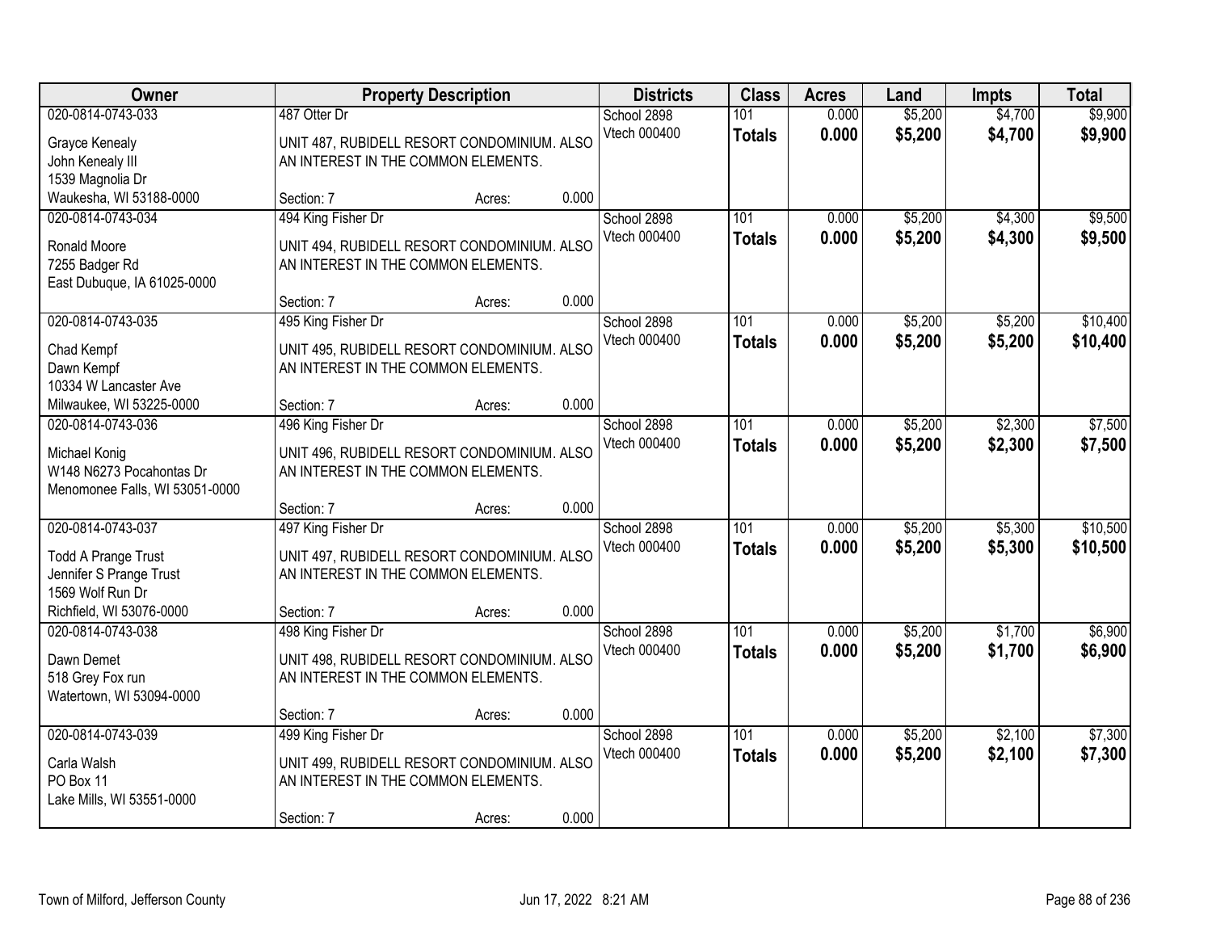| Owner | Property Description | Districts | Class | Acres | Land | Impts | Total |
|---|---|---|---|---|---|---|---|
| 020-0814-0743-033<br>Grayce Kenealy<br>John Kenealy III<br>1539 Magnolia Dr<br>Waukesha, WI 53188-0000 | 487 Otter Dr<br>UNIT 487, RUBIDELL RESORT CONDOMINIUM. ALSO AN INTEREST IN THE COMMON ELEMENTS.<br>Section: 7 Acres: 0.000 | School 2898<br>Vtech 000400 | 101<br>**Totals** | 0.000<br>**0.000** | $5,200<br>**$5,200** | $4,700<br>**$4,700** | $9,900<br>**$9,900** |
| 020-0814-0743-034<br>Ronald Moore<br>7255 Badger Rd<br>East Dubuque, IA 61025-0000 | 494 King Fisher Dr<br>UNIT 494, RUBIDELL RESORT CONDOMINIUM. ALSO AN INTEREST IN THE COMMON ELEMENTS.<br>Section: 7 Acres: 0.000 | School 2898<br>Vtech 000400 | 101<br>**Totals** | 0.000<br>**0.000** | $5,200<br>**$5,200** | $4,300<br>**$4,300** | $9,500<br>**$9,500** |
| 020-0814-0743-035<br>Chad Kempf<br>Dawn Kempf<br>10334 W Lancaster Ave<br>Milwaukee, WI 53225-0000 | 495 King Fisher Dr<br>UNIT 495, RUBIDELL RESORT CONDOMINIUM. ALSO AN INTEREST IN THE COMMON ELEMENTS.<br>Section: 7 Acres: 0.000 | School 2898<br>Vtech 000400 | 101<br>**Totals** | 0.000<br>**0.000** | $5,200<br>**$5,200** | $5,200<br>**$5,200** | $10,400<br>**$10,400** |
| 020-0814-0743-036<br>Michael Konig<br>W148 N6273 Pocahontas Dr<br>Menomonee Falls, WI 53051-0000 | 496 King Fisher Dr<br>UNIT 496, RUBIDELL RESORT CONDOMINIUM. ALSO AN INTEREST IN THE COMMON ELEMENTS.<br>Section: 7 Acres: 0.000 | School 2898<br>Vtech 000400 | 101<br>**Totals** | 0.000<br>**0.000** | $5,200<br>**$5,200** | $2,300<br>**$2,300** | $7,500<br>**$7,500** |
| 020-0814-0743-037<br>Todd A Prange Trust<br>Jennifer S Prange Trust<br>1569 Wolf Run Dr<br>Richfield, WI 53076-0000 | 497 King Fisher Dr<br>UNIT 497, RUBIDELL RESORT CONDOMINIUM. ALSO AN INTEREST IN THE COMMON ELEMENTS.<br>Section: 7 Acres: 0.000 | School 2898<br>Vtech 000400 | 101<br>**Totals** | 0.000<br>**0.000** | $5,200<br>**$5,200** | $5,300<br>**$5,300** | $10,500<br>**$10,500** |
| 020-0814-0743-038<br>Dawn Demet<br>518 Grey Fox run<br>Watertown, WI 53094-0000 | 498 King Fisher Dr<br>UNIT 498, RUBIDELL RESORT CONDOMINIUM. ALSO AN INTEREST IN THE COMMON ELEMENTS.<br>Section: 7 Acres: 0.000 | School 2898<br>Vtech 000400 | 101<br>**Totals** | 0.000<br>**0.000** | $5,200<br>**$5,200** | $1,700<br>**$1,700** | $6,900<br>**$6,900** |
| 020-0814-0743-039<br>Carla Walsh<br>PO Box 11<br>Lake Mills, WI 53551-0000 | 499 King Fisher Dr<br>UNIT 499, RUBIDELL RESORT CONDOMINIUM. ALSO AN INTEREST IN THE COMMON ELEMENTS.<br>Section: 7 Acres: 0.000 | School 2898<br>Vtech 000400 | 101<br>**Totals** | 0.000<br>**0.000** | $5,200<br>**$5,200** | $2,100<br>**$2,100** | $7,300<br>**$7,300** |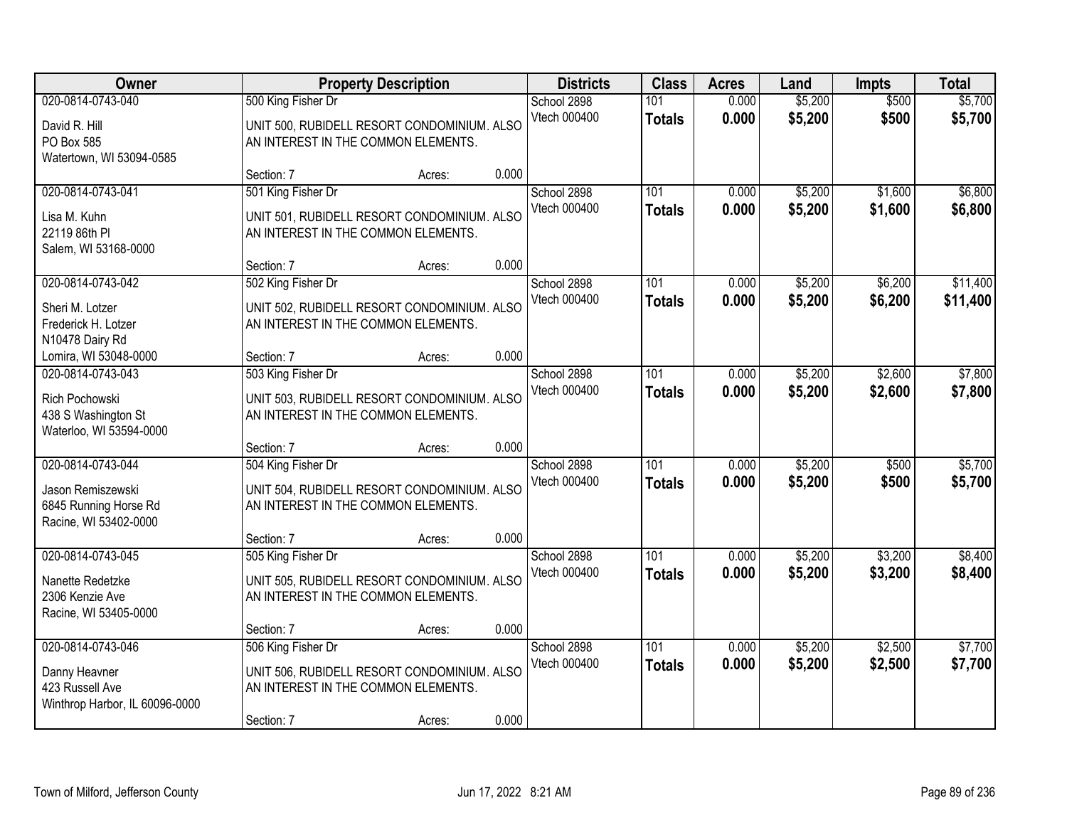| Owner | Property Description | Districts | Class | Acres | Land | Impts | Total |
|---|---|---|---|---|---|---|---|
| 020-0814-0743-040<br>David R. Hill<br>PO Box 585<br>Watertown, WI 53094-0585 | 500 King Fisher Dr<br>UNIT 500, RUBIDELL RESORT CONDOMINIUM. ALSO AN INTEREST IN THE COMMON ELEMENTS.<br>Section: 7 Acres: 0.000 | School 2898<br>Vtech 000400 | 101<br>**Totals** | 0.000<br>**0.000** | $5,200<br>**$5,200** | $500<br>**$500** | $5,700<br>**$5,700** |
| 020-0814-0743-041<br>Lisa M. Kuhn<br>22119 86th Pl<br>Salem, WI 53168-0000 | 501 King Fisher Dr<br>UNIT 501, RUBIDELL RESORT CONDOMINIUM. ALSO AN INTEREST IN THE COMMON ELEMENTS.<br>Section: 7 Acres: 0.000 | School 2898<br>Vtech 000400 | 101<br>**Totals** | 0.000<br>**0.000** | $5,200<br>**$5,200** | $1,600<br>**$1,600** | $6,800<br>**$6,800** |
| 020-0814-0743-042<br>Sheri M. Lotzer<br>Frederick H. Lotzer<br>N10478 Dairy Rd<br>Lomira, WI 53048-0000 | 502 King Fisher Dr<br>UNIT 502, RUBIDELL RESORT CONDOMINIUM. ALSO AN INTEREST IN THE COMMON ELEMENTS.<br>Section: 7 Acres: 0.000 | School 2898<br>Vtech 000400 | 101<br>**Totals** | 0.000<br>**0.000** | $5,200<br>**$5,200** | $6,200<br>**$6,200** | $11,400<br>**$11,400** |
| 020-0814-0743-043<br>Rich Pochowski<br>438 S Washington St<br>Waterloo, WI 53594-0000 | 503 King Fisher Dr<br>UNIT 503, RUBIDELL RESORT CONDOMINIUM. ALSO AN INTEREST IN THE COMMON ELEMENTS.<br>Section: 7 Acres: 0.000 | School 2898<br>Vtech 000400 | 101<br>**Totals** | 0.000<br>**0.000** | $5,200<br>**$5,200** | $2,600<br>**$2,600** | $7,800<br>**$7,800** |
| 020-0814-0743-044<br>Jason Remiszewski<br>6845 Running Horse Rd<br>Racine, WI 53402-0000 | 504 King Fisher Dr<br>UNIT 504, RUBIDELL RESORT CONDOMINIUM. ALSO AN INTEREST IN THE COMMON ELEMENTS.<br>Section: 7 Acres: 0.000 | School 2898<br>Vtech 000400 | 101<br>**Totals** | 0.000<br>**0.000** | $5,200<br>**$5,200** | $500<br>**$500** | $5,700<br>**$5,700** |
| 020-0814-0743-045<br>Nanette Redetzke<br>2306 Kenzie Ave<br>Racine, WI 53405-0000 | 505 King Fisher Dr<br>UNIT 505, RUBIDELL RESORT CONDOMINIUM. ALSO AN INTEREST IN THE COMMON ELEMENTS.<br>Section: 7 Acres: 0.000 | School 2898<br>Vtech 000400 | 101<br>**Totals** | 0.000<br>**0.000** | $5,200<br>**$5,200** | $3,200<br>**$3,200** | $8,400<br>**$8,400** |
| 020-0814-0743-046<br>Danny Heavner<br>423 Russell Ave<br>Winthrop Harbor, IL 60096-0000 | 506 King Fisher Dr<br>UNIT 506, RUBIDELL RESORT CONDOMINIUM. ALSO AN INTEREST IN THE COMMON ELEMENTS.<br>Section: 7 Acres: 0.000 | School 2898<br>Vtech 000400 | 101<br>**Totals** | 0.000<br>**0.000** | $5,200<br>**$5,200** | $2,500<br>**$2,500** | $7,700<br>**$7,700** |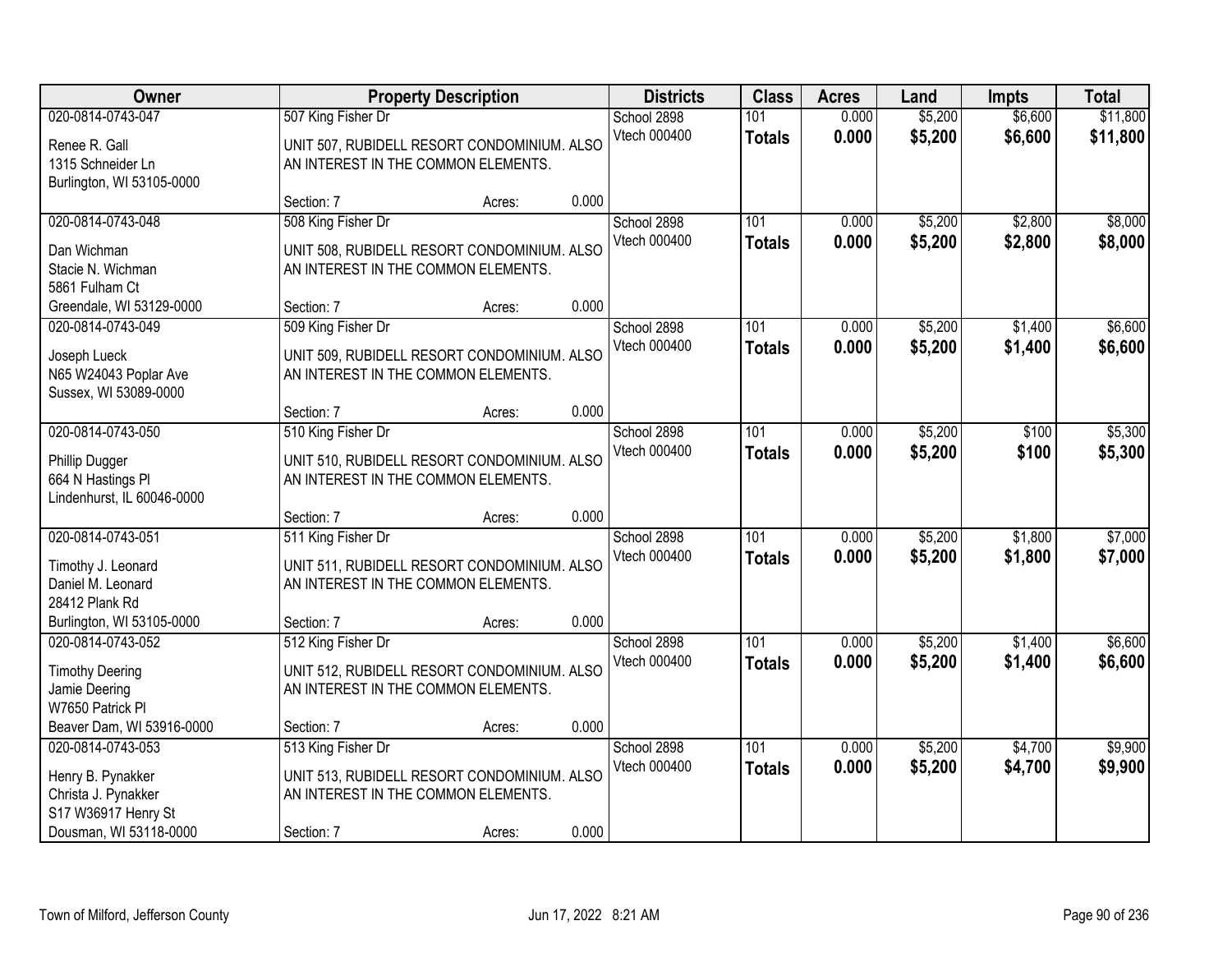| Owner | Property Description | Districts | Class | Acres | Land | Impts | Total |
|---|---|---|---|---|---|---|---|
| 020-0814-0743-047<br>Renee R. Gall<br>1315 Schneider Ln<br>Burlington, WI 53105-0000 | 507 King Fisher Dr<br>UNIT 507, RUBIDELL RESORT CONDOMINIUM. ALSO AN INTEREST IN THE COMMON ELEMENTS.<br>Section: 7 Acres: 0.000 | School 2898<br>Vtech 000400 | 101<br>**Totals** | 0.000<br>**0.000** | $5,200<br>**$5,200** | $6,600<br>**$6,600** | $11,800<br>**$11,800** |
| 020-0814-0743-048<br>Dan Wichman<br>Stacie N. Wichman<br>5861 Fulham Ct<br>Greendale, WI 53129-0000 | 508 King Fisher Dr<br>UNIT 508, RUBIDELL RESORT CONDOMINIUM. ALSO AN INTEREST IN THE COMMON ELEMENTS.<br>Section: 7 Acres: 0.000 | School 2898<br>Vtech 000400 | 101<br>**Totals** | 0.000<br>**0.000** | $5,200<br>**$5,200** | $2,800<br>**$2,800** | $8,000<br>**$8,000** |
| 020-0814-0743-049<br>Joseph Lueck<br>N65 W24043 Poplar Ave<br>Sussex, WI 53089-0000 | 509 King Fisher Dr<br>UNIT 509, RUBIDELL RESORT CONDOMINIUM. ALSO AN INTEREST IN THE COMMON ELEMENTS.<br>Section: 7 Acres: 0.000 | School 2898<br>Vtech 000400 | 101<br>**Totals** | 0.000<br>**0.000** | $5,200<br>**$5,200** | $1,400<br>**$1,400** | $6,600<br>**$6,600** |
| 020-0814-0743-050<br>Phillip Dugger<br>664 N Hastings Pl<br>Lindenhurst, IL 60046-0000 | 510 King Fisher Dr<br>UNIT 510, RUBIDELL RESORT CONDOMINIUM. ALSO AN INTEREST IN THE COMMON ELEMENTS.<br>Section: 7 Acres: 0.000 | School 2898<br>Vtech 000400 | 101<br>**Totals** | 0.000<br>**0.000** | $5,200<br>**$5,200** | $100<br>**$100** | $5,300<br>**$5,300** |
| 020-0814-0743-051<br>Timothy J. Leonard<br>Daniel M. Leonard<br>28412 Plank Rd<br>Burlington, WI 53105-0000 | 511 King Fisher Dr<br>UNIT 511, RUBIDELL RESORT CONDOMINIUM. ALSO AN INTEREST IN THE COMMON ELEMENTS.<br>Section: 7 Acres: 0.000 | School 2898<br>Vtech 000400 | 101<br>**Totals** | 0.000<br>**0.000** | $5,200<br>**$5,200** | $1,800<br>**$1,800** | $7,000<br>**$7,000** |
| 020-0814-0743-052<br>Timothy Deering<br>Jamie Deering<br>W7650 Patrick Pl<br>Beaver Dam, WI 53916-0000 | 512 King Fisher Dr<br>UNIT 512, RUBIDELL RESORT CONDOMINIUM. ALSO AN INTEREST IN THE COMMON ELEMENTS.<br>Section: 7 Acres: 0.000 | School 2898<br>Vtech 000400 | 101<br>**Totals** | 0.000<br>**0.000** | $5,200<br>**$5,200** | $1,400<br>**$1,400** | $6,600<br>**$6,600** |
| 020-0814-0743-053<br>Henry B. Pynakker<br>Christa J. Pynakker<br>S17 W36917 Henry St<br>Dousman, WI 53118-0000 | 513 King Fisher Dr<br>UNIT 513, RUBIDELL RESORT CONDOMINIUM. ALSO AN INTEREST IN THE COMMON ELEMENTS.<br>Section: 7 Acres: 0.000 | School 2898<br>Vtech 000400 | 101<br>**Totals** | 0.000<br>**0.000** | $5,200<br>**$5,200** | $4,700<br>**$4,700** | $9,900<br>**$9,900** |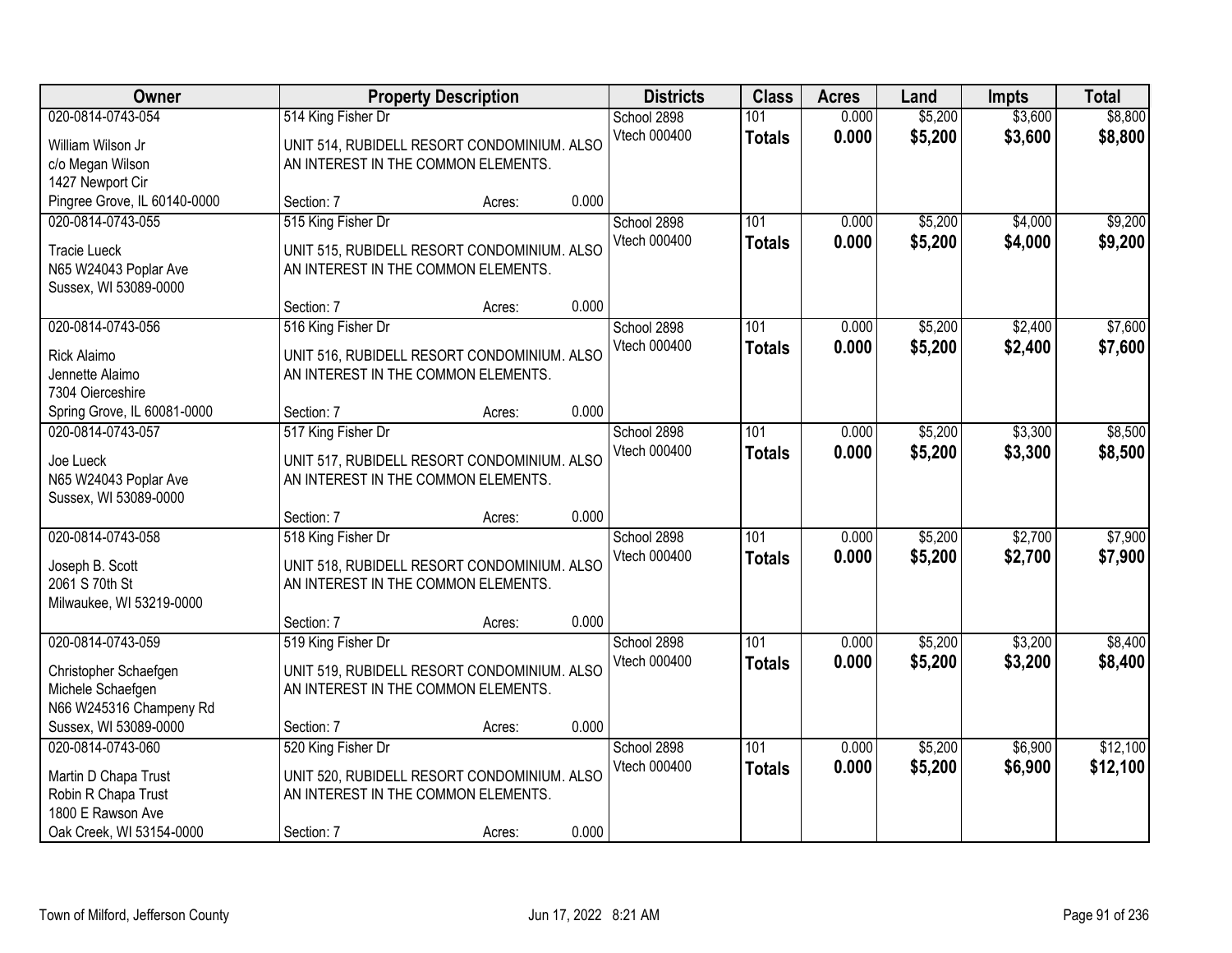| Owner | Property Description | Districts | Class | Acres | Land | Impts | Total |
|---|---|---|---|---|---|---|---|
| 020-0814-0743-054<br>William Wilson Jr<br>c/o Megan Wilson<br>1427 Newport Cir<br>Pingree Grove, IL 60140-0000 | 514 King Fisher Dr<br>UNIT 514, RUBIDELL RESORT CONDOMINIUM. ALSO AN INTEREST IN THE COMMON ELEMENTS.<br>Section: 7 Acres: 0.000 | School 2898<br>Vtech 000400 | 101<br>**Totals** | 0.000<br>**0.000** | $5,200<br>**$5,200** | $3,600<br>**$3,600** | $8,800<br>**$8,800** |
| 020-0814-0743-055<br>Tracie Lueck<br>N65 W24043 Poplar Ave<br>Sussex, WI 53089-0000 | 515 King Fisher Dr<br>UNIT 515, RUBIDELL RESORT CONDOMINIUM. ALSO AN INTEREST IN THE COMMON ELEMENTS.<br>Section: 7 Acres: 0.000 | School 2898<br>Vtech 000400 | 101<br>**Totals** | 0.000<br>**0.000** | $5,200<br>**$5,200** | $4,000<br>**$4,000** | $9,200<br>**$9,200** |
| 020-0814-0743-056<br>Rick Alaimo<br>Jennette Alaimo<br>7304 Oierceshire<br>Spring Grove, IL 60081-0000 | 516 King Fisher Dr<br>UNIT 516, RUBIDELL RESORT CONDOMINIUM. ALSO AN INTEREST IN THE COMMON ELEMENTS.<br>Section: 7 Acres: 0.000 | School 2898<br>Vtech 000400 | 101<br>**Totals** | 0.000<br>**0.000** | $5,200<br>**$5,200** | $2,400<br>**$2,400** | $7,600<br>**$7,600** |
| 020-0814-0743-057<br>Joe Lueck<br>N65 W24043 Poplar Ave<br>Sussex, WI 53089-0000 | 517 King Fisher Dr<br>UNIT 517, RUBIDELL RESORT CONDOMINIUM. ALSO AN INTEREST IN THE COMMON ELEMENTS.<br>Section: 7 Acres: 0.000 | School 2898<br>Vtech 000400 | 101<br>**Totals** | 0.000<br>**0.000** | $5,200<br>**$5,200** | $3,300<br>**$3,300** | $8,500<br>**$8,500** |
| 020-0814-0743-058<br>Joseph B. Scott<br>2061 S 70th St<br>Milwaukee, WI 53219-0000 | 518 King Fisher Dr<br>UNIT 518, RUBIDELL RESORT CONDOMINIUM. ALSO AN INTEREST IN THE COMMON ELEMENTS.<br>Section: 7 Acres: 0.000 | School 2898<br>Vtech 000400 | 101<br>**Totals** | 0.000<br>**0.000** | $5,200<br>**$5,200** | $2,700<br>**$2,700** | $7,900<br>**$7,900** |
| 020-0814-0743-059<br>Christopher Schaefgen<br>Michele Schaefgen<br>N66 W245316 Champeny Rd<br>Sussex, WI 53089-0000 | 519 King Fisher Dr<br>UNIT 519, RUBIDELL RESORT CONDOMINIUM. ALSO AN INTEREST IN THE COMMON ELEMENTS.<br>Section: 7 Acres: 0.000 | School 2898<br>Vtech 000400 | 101<br>**Totals** | 0.000<br>**0.000** | $5,200<br>**$5,200** | $3,200<br>**$3,200** | $8,400<br>**$8,400** |
| 020-0814-0743-060<br>Martin D Chapa Trust<br>Robin R Chapa Trust<br>1800 E Rawson Ave<br>Oak Creek, WI 53154-0000 | 520 King Fisher Dr<br>UNIT 520, RUBIDELL RESORT CONDOMINIUM. ALSO AN INTEREST IN THE COMMON ELEMENTS.<br>Section: 7 Acres: 0.000 | School 2898<br>Vtech 000400 | 101<br>**Totals** | 0.000<br>**0.000** | $5,200<br>**$5,200** | $6,900<br>**$6,900** | $12,100<br>**$12,100** |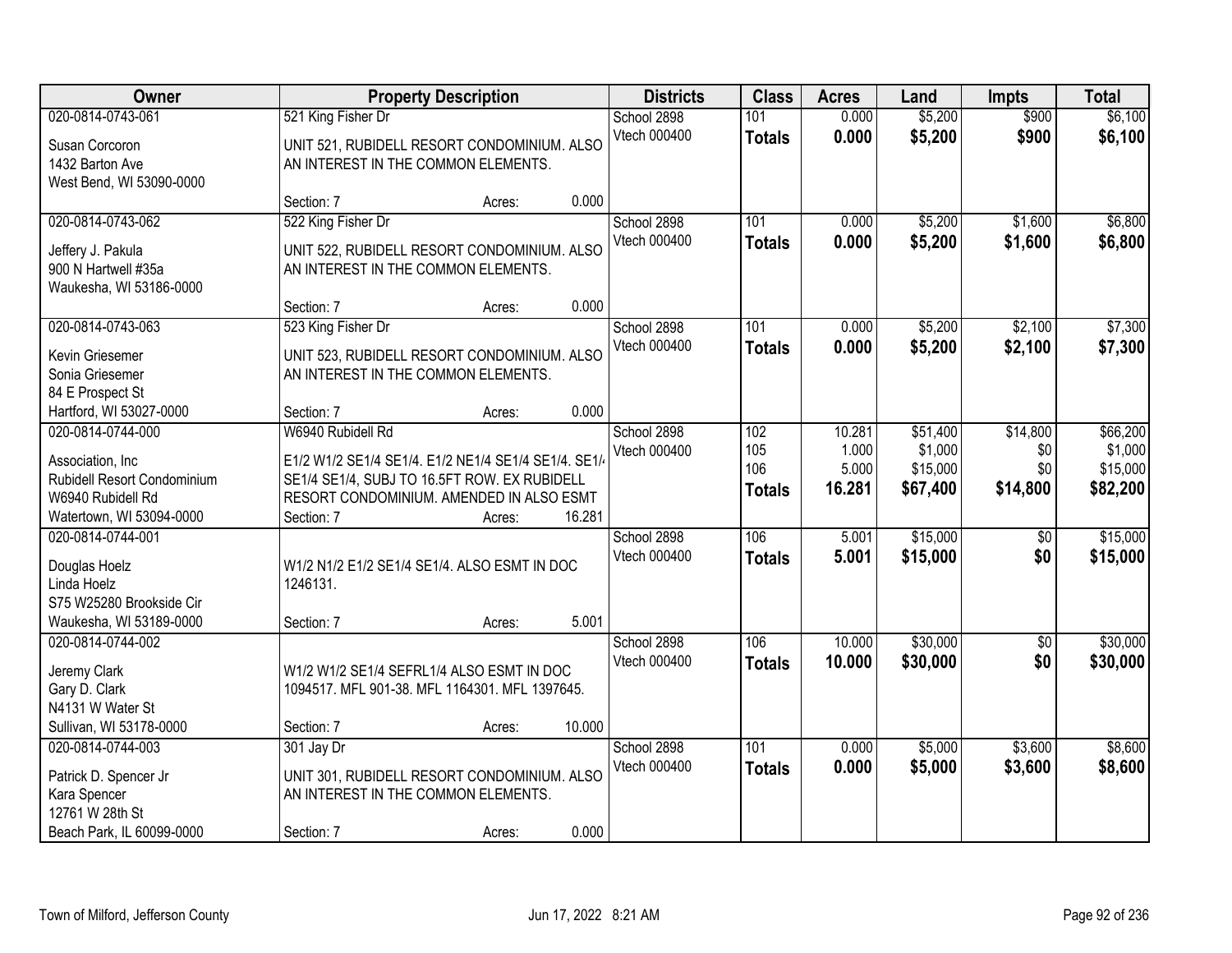| Owner | Property Description | Districts | Class | Acres | Land | Impts | Total |
|---|---|---|---|---|---|---|---|
| 020-0814-0743-061<br>Susan Corcoron<br>1432 Barton Ave<br>West Bend, WI 53090-0000 | 521 King Fisher Dr<br>UNIT 521, RUBIDELL RESORT CONDOMINIUM. ALSO AN INTEREST IN THE COMMON ELEMENTS.<br>Section: 7 Acres: 0.000 | School 2898<br>Vtech 000400 | 101<br>**Totals** | 0.000<br>**0.000** | $5,200<br>**$5,200** | $900<br>**$900** | $6,100<br>**$6,100** |
| 020-0814-0743-062<br>Jeffery J. Pakula<br>900 N Hartwell #35a<br>Waukesha, WI 53186-0000 | 522 King Fisher Dr<br>UNIT 522, RUBIDELL RESORT CONDOMINIUM. ALSO AN INTEREST IN THE COMMON ELEMENTS.<br>Section: 7 Acres: 0.000 | School 2898<br>Vtech 000400 | 101<br>**Totals** | 0.000<br>**0.000** | $5,200<br>**$5,200** | $1,600<br>**$1,600** | $6,800<br>**$6,800** |
| 020-0814-0743-063<br>Kevin Griesemer<br>Sonia Griesemer<br>84 E Prospect St<br>Hartford, WI 53027-0000 | 523 King Fisher Dr<br>UNIT 523, RUBIDELL RESORT CONDOMINIUM. ALSO AN INTEREST IN THE COMMON ELEMENTS.<br>Section: 7 Acres: 0.000 | School 2898<br>Vtech 000400 | 101<br>**Totals** | 0.000<br>**0.000** | $5,200<br>**$5,200** | $2,100<br>**$2,100** | $7,300<br>**$7,300** |
| 020-0814-0744-000<br>Association, Inc<br>Rubidell Resort Condominium<br>W6940 Rubidell Rd<br>Watertown, WI 53094-0000 | W6940 Rubidell Rd<br>E1/2 W1/2 SE1/4 SE1/4. E1/2 NE1/4 SE1/4 SE1/4. SE1/4 SE1/4 SE1/4, SUBJ TO 16.5FT ROW. EX RUBIDELL RESORT CONDOMINIUM. AMENDED IN ALSO ESMT<br>Section: 7 Acres: 16.281 | School 2898<br>Vtech 000400 | 102<br>105<br>106<br>**Totals** | 10.281<br>1.000<br>5.000<br>**16.281** | $51,400<br>$1,000<br>$15,000<br>**$67,400** | $14,800<br>$0<br>$0<br>**$14,800** | $66,200<br>$1,000<br>$15,000<br>**$82,200** |
| 020-0814-0744-001<br>Douglas Hoelz<br>Linda Hoelz<br>S75 W25280 Brookside Cir<br>Waukesha, WI 53189-0000 | W1/2 N1/2 E1/2 SE1/4 SE1/4. ALSO ESMT IN DOC 1246131.<br>Section: 7 Acres: 5.001 | School 2898<br>Vtech 000400 | 106<br>**Totals** | 5.001<br>**5.001** | $15,000<br>**$15,000** | $0<br>**$0** | $15,000<br>**$15,000** |
| 020-0814-0744-002<br>Jeremy Clark<br>Gary D. Clark<br>N4131 W Water St<br>Sullivan, WI 53178-0000 | W1/2 W1/2 SE1/4 SEFRL1/4 ALSO ESMT IN DOC 1094517. MFL 901-38. MFL 1164301. MFL 1397645.<br>Section: 7 Acres: 10.000 | School 2898<br>Vtech 000400 | 106<br>**Totals** | 10.000<br>**10.000** | $30,000<br>**$30,000** | $0<br>**$0** | $30,000<br>**$30,000** |
| 020-0814-0744-003<br>Patrick D. Spencer Jr<br>Kara Spencer<br>12761 W 28th St<br>Beach Park, IL 60099-0000 | 301 Jay Dr<br>UNIT 301, RUBIDELL RESORT CONDOMINIUM. ALSO AN INTEREST IN THE COMMON ELEMENTS.<br>Section: 7 Acres: 0.000 | School 2898<br>Vtech 000400 | 101<br>**Totals** | 0.000<br>**0.000** | $5,000<br>**$5,000** | $3,600<br>**$3,600** | $8,600<br>**$8,600** |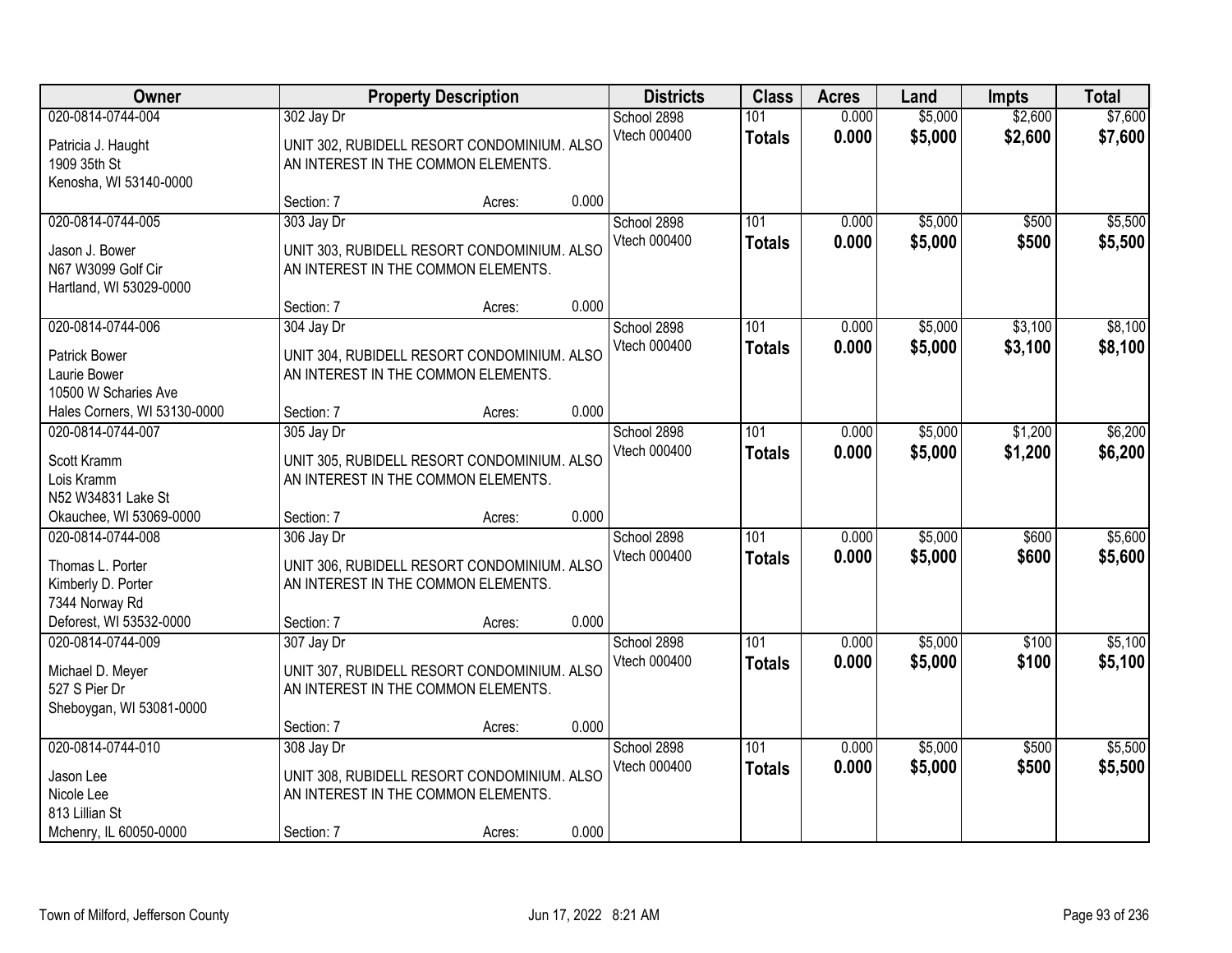| Owner | Property Description | Districts | Class | Acres | Land | Impts | Total |
|---|---|---|---|---|---|---|---|
| 020-0814-0744-004<br><br>Patricia J. Haught<br>1909 35th St<br>Kenosha, WI 53140-0000 | 302 Jay Dr<br><br>UNIT 302, RUBIDELL RESORT CONDOMINIUM. ALSO AN INTEREST IN THE COMMON ELEMENTS.<br><br>Section: 7 Acres: 0.000 | School 2898<br>Vtech 000400 | 101<br>**Totals** | 0.000<br>**0.000** | $5,000<br>**$5,000** | $2,600<br>**$2,600** | $7,600<br>**$7,600** |
| 020-0814-0744-005<br><br>Jason J. Bower<br>N67 W3099 Golf Cir<br>Hartland, WI 53029-0000 | 303 Jay Dr<br><br>UNIT 303, RUBIDELL RESORT CONDOMINIUM. ALSO AN INTEREST IN THE COMMON ELEMENTS.<br><br>Section: 7 Acres: 0.000 | School 2898<br>Vtech 000400 | 101<br>**Totals** | 0.000<br>**0.000** | $5,000<br>**$5,000** | $500<br>**$500** | $5,500<br>**$5,500** |
| 020-0814-0744-006<br><br>Patrick Bower<br>Laurie Bower<br>10500 W Scharies Ave<br>Hales Corners, WI 53130-0000 | 304 Jay Dr<br><br>UNIT 304, RUBIDELL RESORT CONDOMINIUM. ALSO AN INTEREST IN THE COMMON ELEMENTS.<br><br>Section: 7 Acres: 0.000 | School 2898<br>Vtech 000400 | 101<br>**Totals** | 0.000<br>**0.000** | $5,000<br>**$5,000** | $3,100<br>**$3,100** | $8,100<br>**$8,100** |
| 020-0814-0744-007<br><br>Scott Kramm<br>Lois Kramm<br>N52 W34831 Lake St<br>Okauchee, WI 53069-0000 | 305 Jay Dr<br><br>UNIT 305, RUBIDELL RESORT CONDOMINIUM. ALSO AN INTEREST IN THE COMMON ELEMENTS.<br><br>Section: 7 Acres: 0.000 | School 2898<br>Vtech 000400 | 101<br>**Totals** | 0.000<br>**0.000** | $5,000<br>**$5,000** | $1,200<br>**$1,200** | $6,200<br>**$6,200** |
| 020-0814-0744-008<br><br>Thomas L. Porter<br>Kimberly D. Porter<br>7344 Norway Rd<br>Deforest, WI 53532-0000 | 306 Jay Dr<br><br>UNIT 306, RUBIDELL RESORT CONDOMINIUM. ALSO AN INTEREST IN THE COMMON ELEMENTS.<br><br>Section: 7 Acres: 0.000 | School 2898<br>Vtech 000400 | 101<br>**Totals** | 0.000<br>**0.000** | $5,000<br>**$5,000** | $600<br>**$600** | $5,600<br>**$5,600** |
| 020-0814-0744-009<br><br>Michael D. Meyer<br>527 S Pier Dr<br>Sheboygan, WI 53081-0000 | 307 Jay Dr<br><br>UNIT 307, RUBIDELL RESORT CONDOMINIUM. ALSO AN INTEREST IN THE COMMON ELEMENTS.<br><br>Section: 7 Acres: 0.000 | School 2898<br>Vtech 000400 | 101<br>**Totals** | 0.000<br>**0.000** | $5,000<br>**$5,000** | $100<br>**$100** | $5,100<br>**$5,100** |
| 020-0814-0744-010<br><br>Jason Lee<br>Nicole Lee<br>813 Lillian St<br>Mchenry, IL 60050-0000 | 308 Jay Dr<br><br>UNIT 308, RUBIDELL RESORT CONDOMINIUM. ALSO AN INTEREST IN THE COMMON ELEMENTS.<br><br>Section: 7 Acres: 0.000 | School 2898<br>Vtech 000400 | 101<br>**Totals** | 0.000<br>**0.000** | $5,000<br>**$5,000** | $500<br>**$500** | $5,500<br>**$5,500** |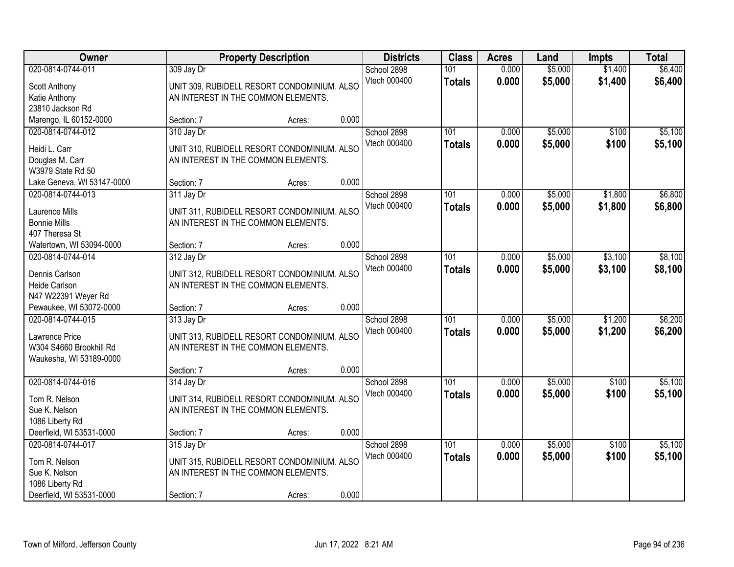| Owner | Property Description | Districts | Class | Acres | Land | Impts | Total |
|---|---|---|---|---|---|---|---|
| 020-0814-0744-011 | 309 Jay Dr | School 2898 | 101 | 0.000 | $5,000 | $1,400 | $6,400 |
| Scott Anthony<br>Katie Anthony<br>23810 Jackson Rd<br>Marengo, IL 60152-0000 | UNIT 309, RUBIDELL RESORT CONDOMINIUM. ALSO AN INTEREST IN THE COMMON ELEMENTS.<br>Section: 7 Acres: 0.000 | Vtech 000400 | **Totals** | **0.000** | **$5,000** | **$1,400** | **$6,400** |
| 020-0814-0744-012 | 310 Jay Dr | School 2898 | 101 | 0.000 | $5,000 | $100 | $5,100 |
| Heidi L. Carr<br>Douglas M. Carr<br>W3979 State Rd 50<br>Lake Geneva, WI 53147-0000 | UNIT 310, RUBIDELL RESORT CONDOMINIUM. ALSO AN INTEREST IN THE COMMON ELEMENTS.<br>Section: 7 Acres: 0.000 | Vtech 000400 | **Totals** | **0.000** | **$5,000** | **$100** | **$5,100** |
| 020-0814-0744-013 | 311 Jay Dr | School 2898 | 101 | 0.000 | $5,000 | $1,800 | $6,800 |
| Laurence Mills<br>Bonnie Mills<br>407 Theresa St<br>Watertown, WI 53094-0000 | UNIT 311, RUBIDELL RESORT CONDOMINIUM. ALSO AN INTEREST IN THE COMMON ELEMENTS.<br>Section: 7 Acres: 0.000 | Vtech 000400 | **Totals** | **0.000** | **$5,000** | **$1,800** | **$6,800** |
| 020-0814-0744-014 | 312 Jay Dr | School 2898 | 101 | 0.000 | $5,000 | $3,100 | $8,100 |
| Dennis Carlson<br>Heide Carlson<br>N47 W22391 Weyer Rd<br>Pewaukee, WI 53072-0000 | UNIT 312, RUBIDELL RESORT CONDOMINIUM. ALSO AN INTEREST IN THE COMMON ELEMENTS.<br>Section: 7 Acres: 0.000 | Vtech 000400 | **Totals** | **0.000** | **$5,000** | **$3,100** | **$8,100** |
| 020-0814-0744-015 | 313 Jay Dr | School 2898 | 101 | 0.000 | $5,000 | $1,200 | $6,200 |
| Lawrence Price<br>W304 S4660 Brookhill Rd<br>Waukesha, WI 53189-0000 | UNIT 313, RUBIDELL RESORT CONDOMINIUM. ALSO AN INTEREST IN THE COMMON ELEMENTS.<br>Section: 7 Acres: 0.000 | Vtech 000400 | **Totals** | **0.000** | **$5,000** | **$1,200** | **$6,200** |
| 020-0814-0744-016 | 314 Jay Dr | School 2898 | 101 | 0.000 | $5,000 | $100 | $5,100 |
| Tom R. Nelson<br>Sue K. Nelson<br>1086 Liberty Rd<br>Deerfield, WI 53531-0000 | UNIT 314, RUBIDELL RESORT CONDOMINIUM. ALSO AN INTEREST IN THE COMMON ELEMENTS.<br>Section: 7 Acres: 0.000 | Vtech 000400 | **Totals** | **0.000** | **$5,000** | **$100** | **$5,100** |
| 020-0814-0744-017 | 315 Jay Dr | School 2898 | 101 | 0.000 | $5,000 | $100 | $5,100 |
| Tom R. Nelson<br>Sue K. Nelson<br>1086 Liberty Rd<br>Deerfield, WI 53531-0000 | UNIT 315, RUBIDELL RESORT CONDOMINIUM. ALSO AN INTEREST IN THE COMMON ELEMENTS.<br>Section: 7 Acres: 0.000 | Vtech 000400 | **Totals** | **0.000** | **$5,000** | **$100** | **$5,100** |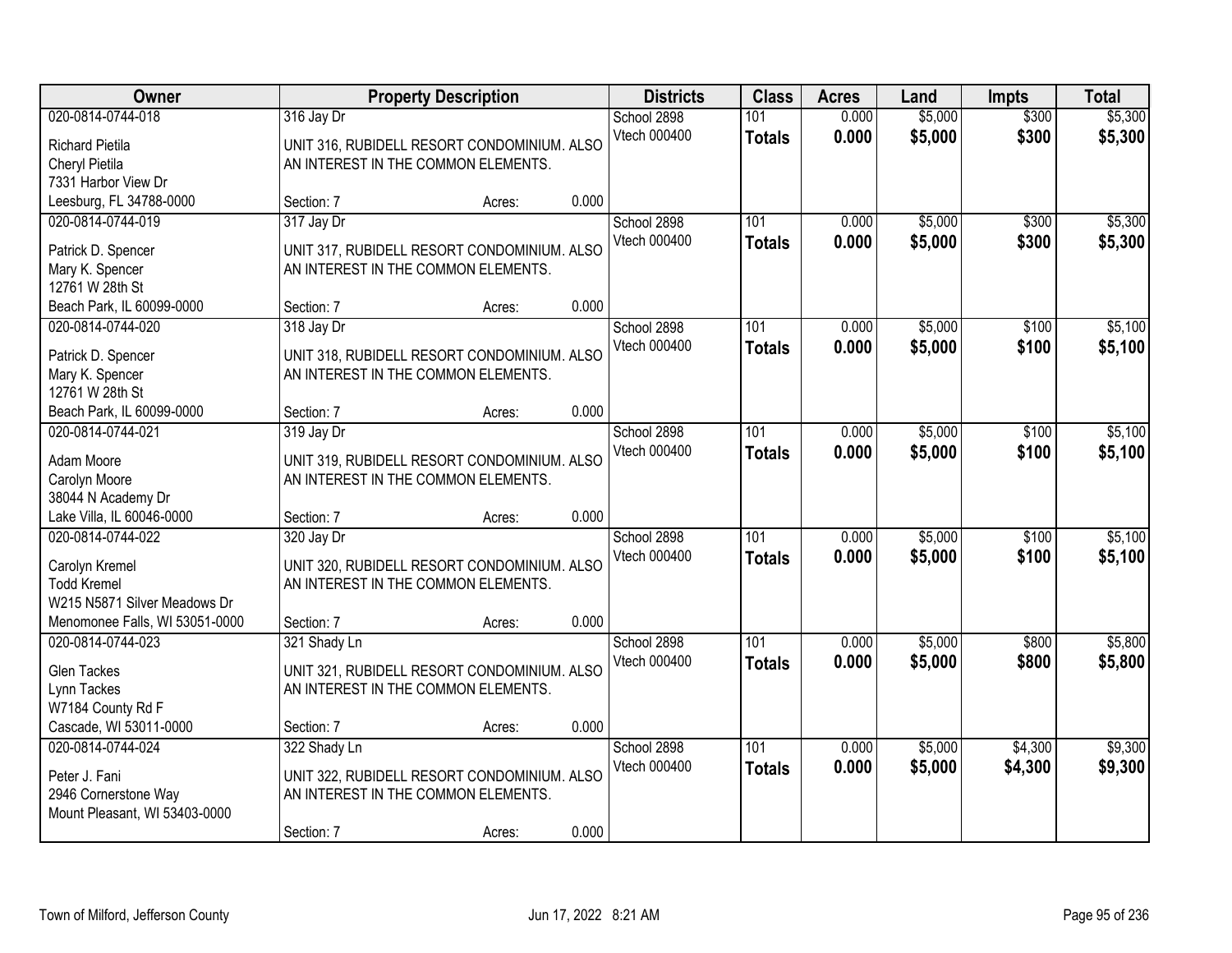| Owner | Property Description | Districts | Class | Acres | Land | Impts | Total |
|---|---|---|---|---|---|---|---|
| 020-0814-0744-018<br>Richard Pietila<br>Cheryl Pietila<br>7331 Harbor View Dr<br>Leesburg, FL 34788-0000 | 316 Jay Dr<br>UNIT 316, RUBIDELL RESORT CONDOMINIUM. ALSO AN INTEREST IN THE COMMON ELEMENTS.<br>Section: 7 Acres: 0.000 | School 2898<br>Vtech 000400 | 101<br>**Totals** | 0.000<br>**0.000** | $5,000<br>**$5,000** | $300<br>**$300** | $5,300<br>**$5,300** |
| 020-0814-0744-019<br>Patrick D. Spencer<br>Mary K. Spencer<br>12761 W 28th St<br>Beach Park, IL 60099-0000 | 317 Jay Dr<br>UNIT 317, RUBIDELL RESORT CONDOMINIUM. ALSO AN INTEREST IN THE COMMON ELEMENTS.<br>Section: 7 Acres: 0.000 | School 2898<br>Vtech 000400 | 101<br>**Totals** | 0.000<br>**0.000** | $5,000<br>**$5,000** | $300<br>**$300** | $5,300<br>**$5,300** |
| 020-0814-0744-020<br>Patrick D. Spencer<br>Mary K. Spencer<br>12761 W 28th St<br>Beach Park, IL 60099-0000 | 318 Jay Dr<br>UNIT 318, RUBIDELL RESORT CONDOMINIUM. ALSO AN INTEREST IN THE COMMON ELEMENTS.<br>Section: 7 Acres: 0.000 | School 2898<br>Vtech 000400 | 101<br>**Totals** | 0.000<br>**0.000** | $5,000<br>**$5,000** | $100<br>**$100** | $5,100<br>**$5,100** |
| 020-0814-0744-021<br>Adam Moore<br>Carolyn Moore<br>38044 N Academy Dr<br>Lake Villa, IL 60046-0000 | 319 Jay Dr<br>UNIT 319, RUBIDELL RESORT CONDOMINIUM. ALSO AN INTEREST IN THE COMMON ELEMENTS.<br>Section: 7 Acres: 0.000 | School 2898<br>Vtech 000400 | 101<br>**Totals** | 0.000<br>**0.000** | $5,000<br>**$5,000** | $100<br>**$100** | $5,100<br>**$5,100** |
| 020-0814-0744-022<br>Carolyn Kremel<br>Todd Kremel<br>W215 N5871 Silver Meadows Dr<br>Menomonee Falls, WI 53051-0000 | 320 Jay Dr<br>UNIT 320, RUBIDELL RESORT CONDOMINIUM. ALSO AN INTEREST IN THE COMMON ELEMENTS.<br>Section: 7 Acres: 0.000 | School 2898<br>Vtech 000400 | 101<br>**Totals** | 0.000<br>**0.000** | $5,000<br>**$5,000** | $100<br>**$100** | $5,100<br>**$5,100** |
| 020-0814-0744-023<br>Glen Tackes<br>Lynn Tackes<br>W7184 County Rd F<br>Cascade, WI 53011-0000 | 321 Shady Ln<br>UNIT 321, RUBIDELL RESORT CONDOMINIUM. ALSO AN INTEREST IN THE COMMON ELEMENTS.<br>Section: 7 Acres: 0.000 | School 2898<br>Vtech 000400 | 101<br>**Totals** | 0.000<br>**0.000** | $5,000<br>**$5,000** | $800<br>**$800** | $5,800<br>**$5,800** |
| 020-0814-0744-024<br>Peter J. Fani<br>2946 Cornerstone Way<br>Mount Pleasant, WI 53403-0000 | 322 Shady Ln<br>UNIT 322, RUBIDELL RESORT CONDOMINIUM. ALSO AN INTEREST IN THE COMMON ELEMENTS.<br>Section: 7 Acres: 0.000 | School 2898<br>Vtech 000400 | 101<br>**Totals** | 0.000<br>**0.000** | $5,000<br>**$5,000** | $4,300<br>**$4,300** | $9,300<br>**$9,300** |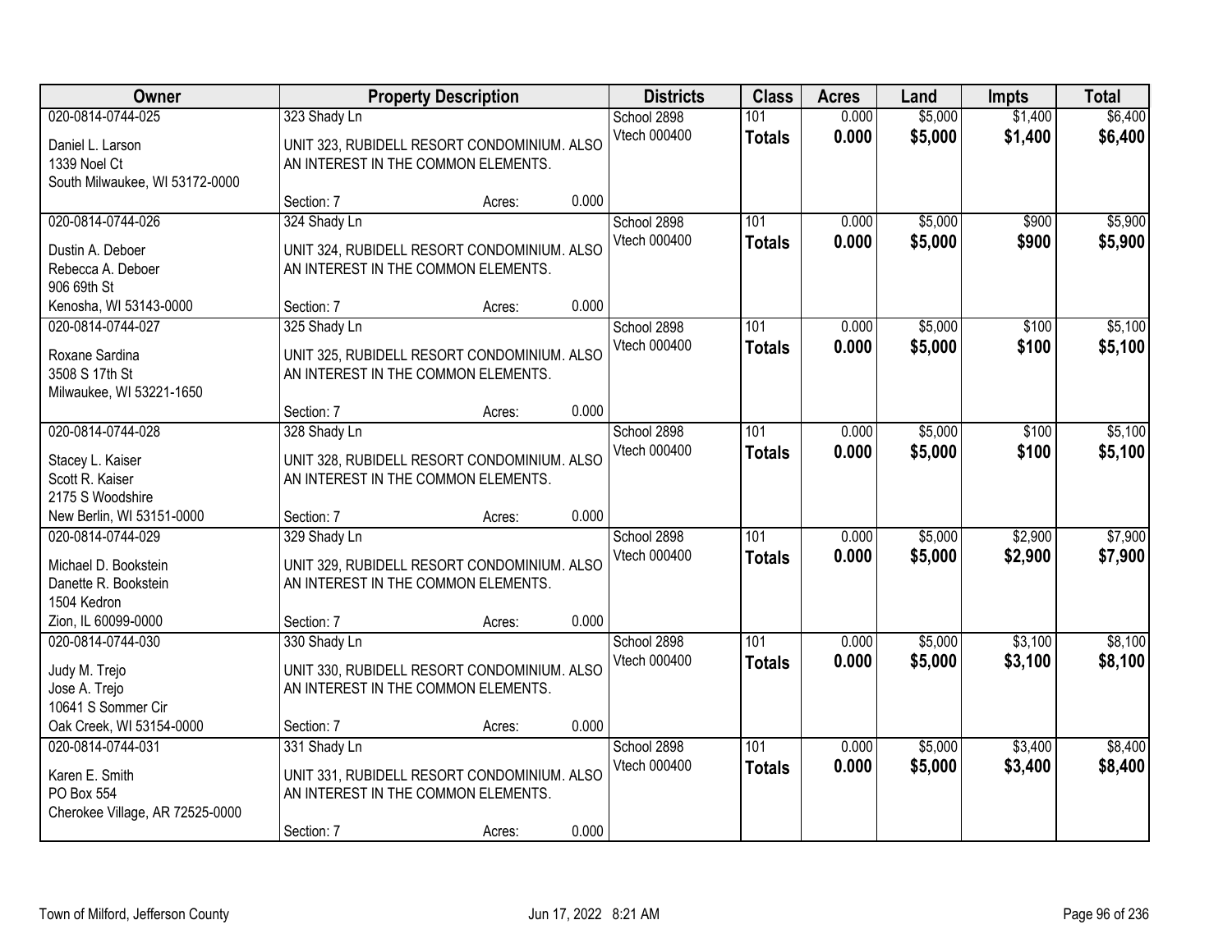| Owner | Property Description | Districts | Class | Acres | Land | Impts | Total |
|---|---|---|---|---|---|---|---|
| 020-0814-0744-025<br>Daniel L. Larson<br>1339 Noel Ct<br>South Milwaukee, WI 53172-0000 | 323 Shady Ln<br>UNIT 323, RUBIDELL RESORT CONDOMINIUM. ALSO AN INTEREST IN THE COMMON ELEMENTS.<br>Section: 7 Acres: 0.000 | School 2898<br>Vtech 000400 | 101<br>**Totals** | 0.000<br>**0.000** | $5,000<br>**$5,000** | $1,400<br>**$1,400** | $6,400<br>**$6,400** |
| 020-0814-0744-026<br>Dustin A. Deboer<br>Rebecca A. Deboer<br>906 69th St<br>Kenosha, WI 53143-0000 | 324 Shady Ln<br>UNIT 324, RUBIDELL RESORT CONDOMINIUM. ALSO AN INTEREST IN THE COMMON ELEMENTS.<br>Section: 7 Acres: 0.000 | School 2898<br>Vtech 000400 | 101<br>**Totals** | 0.000<br>**0.000** | $5,000<br>**$5,000** | $900<br>**$900** | $5,900<br>**$5,900** |
| 020-0814-0744-027<br>Roxane Sardina<br>3508 S 17th St<br>Milwaukee, WI 53221-1650 | 325 Shady Ln<br>UNIT 325, RUBIDELL RESORT CONDOMINIUM. ALSO AN INTEREST IN THE COMMON ELEMENTS.<br>Section: 7 Acres: 0.000 | School 2898<br>Vtech 000400 | 101<br>**Totals** | 0.000<br>**0.000** | $5,000<br>**$5,000** | $100<br>**$100** | $5,100<br>**$5,100** |
| 020-0814-0744-028<br>Stacey L. Kaiser<br>Scott R. Kaiser<br>2175 S Woodshire<br>New Berlin, WI 53151-0000 | 328 Shady Ln<br>UNIT 328, RUBIDELL RESORT CONDOMINIUM. ALSO AN INTEREST IN THE COMMON ELEMENTS.<br>Section: 7 Acres: 0.000 | School 2898<br>Vtech 000400 | 101<br>**Totals** | 0.000<br>**0.000** | $5,000<br>**$5,000** | $100<br>**$100** | $5,100<br>**$5,100** |
| 020-0814-0744-029<br>Michael D. Bookstein<br>Danette R. Bookstein<br>1504 Kedron<br>Zion, IL 60099-0000 | 329 Shady Ln<br>UNIT 329, RUBIDELL RESORT CONDOMINIUM. ALSO AN INTEREST IN THE COMMON ELEMENTS.<br>Section: 7 Acres: 0.000 | School 2898<br>Vtech 000400 | 101<br>**Totals** | 0.000<br>**0.000** | $5,000<br>**$5,000** | $2,900<br>**$2,900** | $7,900<br>**$7,900** |
| 020-0814-0744-030<br>Judy M. Trejo<br>Jose A. Trejo<br>10641 S Sommer Cir<br>Oak Creek, WI 53154-0000 | 330 Shady Ln<br>UNIT 330, RUBIDELL RESORT CONDOMINIUM. ALSO AN INTEREST IN THE COMMON ELEMENTS.<br>Section: 7 Acres: 0.000 | School 2898<br>Vtech 000400 | 101<br>**Totals** | 0.000<br>**0.000** | $5,000<br>**$5,000** | $3,100<br>**$3,100** | $8,100<br>**$8,100** |
| 020-0814-0744-031<br>Karen E. Smith<br>PO Box 554<br>Cherokee Village, AR 72525-0000 | 331 Shady Ln<br>UNIT 331, RUBIDELL RESORT CONDOMINIUM. ALSO AN INTEREST IN THE COMMON ELEMENTS.<br>Section: 7 Acres: 0.000 | School 2898<br>Vtech 000400 | 101<br>**Totals** | 0.000<br>**0.000** | $5,000<br>**$5,000** | $3,400<br>**$3,400** | $8,400<br>**$8,400** |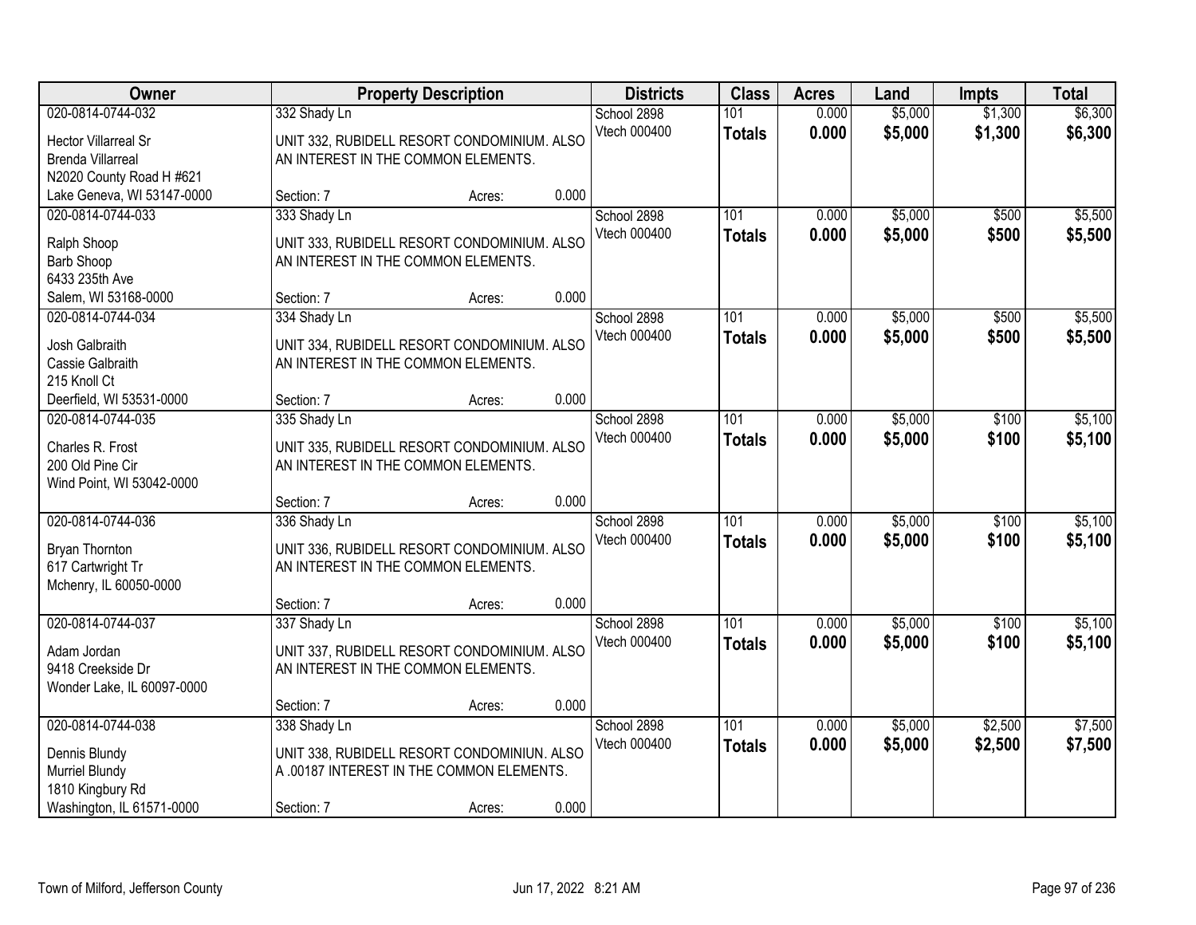| Owner | Property Description | Districts | Class | Acres | Land | Impts | Total |
|---|---|---|---|---|---|---|---|
| 020-0814-0744-032<br>Hector Villarreal Sr<br>Brenda Villarreal<br>N2020 County Road H #621<br>Lake Geneva, WI 53147-0000 | 332 Shady Ln<br>UNIT 332, RUBIDELL RESORT CONDOMINIUM. ALSO AN INTEREST IN THE COMMON ELEMENTS.<br>Section: 7 Acres: 0.000 | School 2898<br>Vtech 000400 | 101<br>**Totals** | 0.000<br>**0.000** | $5,000<br>**$5,000** | $1,300<br>**$1,300** | $6,300<br>**$6,300** |
| 020-0814-0744-033<br>Ralph Shoop<br>Barb Shoop<br>6433 235th Ave<br>Salem, WI 53168-0000 | 333 Shady Ln<br>UNIT 333, RUBIDELL RESORT CONDOMINIUM. ALSO AN INTEREST IN THE COMMON ELEMENTS.<br>Section: 7 Acres: 0.000 | School 2898<br>Vtech 000400 | 101<br>**Totals** | 0.000<br>**0.000** | $5,000<br>**$5,000** | $500<br>**$500** | $5,500<br>**$5,500** |
| 020-0814-0744-034<br>Josh Galbraith<br>Cassie Galbraith<br>215 Knoll Ct<br>Deerfield, WI 53531-0000 | 334 Shady Ln<br>UNIT 334, RUBIDELL RESORT CONDOMINIUM. ALSO AN INTEREST IN THE COMMON ELEMENTS.<br>Section: 7 Acres: 0.000 | School 2898<br>Vtech 000400 | 101<br>**Totals** | 0.000<br>**0.000** | $5,000<br>**$5,000** | $500<br>**$500** | $5,500<br>**$5,500** |
| 020-0814-0744-035<br>Charles R. Frost<br>200 Old Pine Cir<br>Wind Point, WI 53042-0000 | 335 Shady Ln<br>UNIT 335, RUBIDELL RESORT CONDOMINIUM. ALSO AN INTEREST IN THE COMMON ELEMENTS.<br>Section: 7 Acres: 0.000 | School 2898<br>Vtech 000400 | 101<br>**Totals** | 0.000<br>**0.000** | $5,000<br>**$5,000** | $100<br>**$100** | $5,100<br>**$5,100** |
| 020-0814-0744-036<br>Bryan Thornton<br>617 Cartwright Tr<br>Mchenry, IL 60050-0000 | 336 Shady Ln<br>UNIT 336, RUBIDELL RESORT CONDOMINIUM. ALSO AN INTEREST IN THE COMMON ELEMENTS.<br>Section: 7 Acres: 0.000 | School 2898<br>Vtech 000400 | 101<br>**Totals** | 0.000<br>**0.000** | $5,000<br>**$5,000** | $100<br>**$100** | $5,100<br>**$5,100** |
| 020-0814-0744-037<br>Adam Jordan<br>9418 Creekside Dr<br>Wonder Lake, IL 60097-0000 | 337 Shady Ln<br>UNIT 337, RUBIDELL RESORT CONDOMINIUM. ALSO AN INTEREST IN THE COMMON ELEMENTS.<br>Section: 7 Acres: 0.000 | School 2898<br>Vtech 000400 | 101<br>**Totals** | 0.000<br>**0.000** | $5,000<br>**$5,000** | $100<br>**$100** | $5,100<br>**$5,100** |
| 020-0814-0744-038<br>Dennis Blundy<br>Murriel Blundy<br>1810 Kingbury Rd<br>Washington, IL 61571-0000 | 338 Shady Ln<br>UNIT 338, RUBIDELL RESORT CONDOMINIUN. ALSO A .00187 INTEREST IN THE COMMON ELEMENTS.<br>Section: 7 Acres: 0.000 | School 2898<br>Vtech 000400 | 101<br>**Totals** | 0.000<br>**0.000** | $5,000<br>**$5,000** | $2,500<br>**$2,500** | $7,500<br>**$7,500** |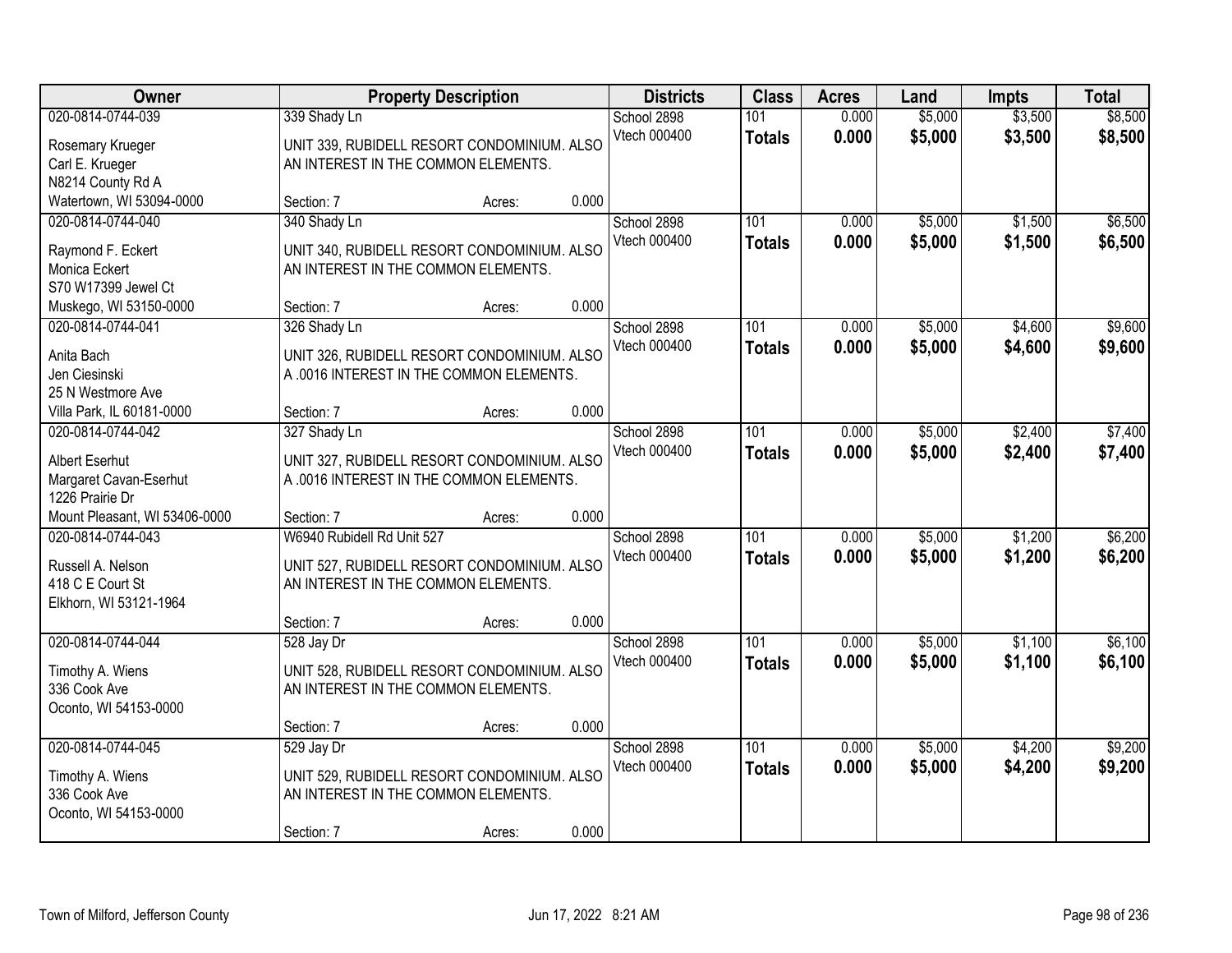| Owner | Property Description | Districts | Class | Acres | Land | Impts | Total |
|---|---|---|---|---|---|---|---|
| 020-0814-0744-039<br>Rosemary Krueger<br>Carl E. Krueger<br>N8214 County Rd A<br>Watertown, WI 53094-0000 | 339 Shady Ln<br>UNIT 339, RUBIDELL RESORT CONDOMINIUM. ALSO AN INTEREST IN THE COMMON ELEMENTS.<br>Section: 7 Acres: 0.000 | School 2898<br>Vtech 000400 | 101<br>**Totals** | 0.000<br>**0.000** | $5,000<br>**$5,000** | $3,500<br>**$3,500** | $8,500<br>**$8,500** |
| 020-0814-0744-040<br>Raymond F. Eckert<br>Monica Eckert<br>S70 W17399 Jewel Ct<br>Muskego, WI 53150-0000 | 340 Shady Ln<br>UNIT 340, RUBIDELL RESORT CONDOMINIUM. ALSO AN INTEREST IN THE COMMON ELEMENTS.<br>Section: 7 Acres: 0.000 | School 2898<br>Vtech 000400 | 101<br>**Totals** | 0.000<br>**0.000** | $5,000<br>**$5,000** | $1,500<br>**$1,500** | $6,500<br>**$6,500** |
| 020-0814-0744-041<br>Anita Bach<br>Jen Ciesinski<br>25 N Westmore Ave<br>Villa Park, IL 60181-0000 | 326 Shady Ln<br>UNIT 326, RUBIDELL RESORT CONDOMINIUM. ALSO A .0016 INTEREST IN THE COMMON ELEMENTS.<br>Section: 7 Acres: 0.000 | School 2898<br>Vtech 000400 | 101<br>**Totals** | 0.000<br>**0.000** | $5,000<br>**$5,000** | $4,600<br>**$4,600** | $9,600<br>**$9,600** |
| 020-0814-0744-042<br>Albert Eserhut<br>Margaret Cavan-Eserhut<br>1226 Prairie Dr<br>Mount Pleasant, WI 53406-0000 | 327 Shady Ln<br>UNIT 327, RUBIDELL RESORT CONDOMINIUM. ALSO A .0016 INTEREST IN THE COMMON ELEMENTS.<br>Section: 7 Acres: 0.000 | School 2898<br>Vtech 000400 | 101<br>**Totals** | 0.000<br>**0.000** | $5,000<br>**$5,000** | $2,400<br>**$2,400** | $7,400<br>**$7,400** |
| 020-0814-0744-043<br>Russell A. Nelson<br>418 C E Court St<br>Elkhorn, WI 53121-1964 | W6940 Rubidell Rd Unit 527<br>UNIT 527, RUBIDELL RESORT CONDOMINIUM. ALSO AN INTEREST IN THE COMMON ELEMENTS.<br>Section: 7 Acres: 0.000 | School 2898<br>Vtech 000400 | 101<br>**Totals** | 0.000<br>**0.000** | $5,000<br>**$5,000** | $1,200<br>**$1,200** | $6,200<br>**$6,200** |
| 020-0814-0744-044<br>Timothy A. Wiens<br>336 Cook Ave<br>Oconto, WI 54153-0000 | 528 Jay Dr<br>UNIT 528, RUBIDELL RESORT CONDOMINIUM. ALSO AN INTEREST IN THE COMMON ELEMENTS.<br>Section: 7 Acres: 0.000 | School 2898<br>Vtech 000400 | 101<br>**Totals** | 0.000<br>**0.000** | $5,000<br>**$5,000** | $1,100<br>**$1,100** | $6,100<br>**$6,100** |
| 020-0814-0744-045<br>Timothy A. Wiens<br>336 Cook Ave<br>Oconto, WI 54153-0000 | 529 Jay Dr<br>UNIT 529, RUBIDELL RESORT CONDOMINIUM. ALSO AN INTEREST IN THE COMMON ELEMENTS.<br>Section: 7 Acres: 0.000 | School 2898<br>Vtech 000400 | 101<br>**Totals** | 0.000<br>**0.000** | $5,000<br>**$5,000** | $4,200<br>**$4,200** | $9,200<br>**$9,200** |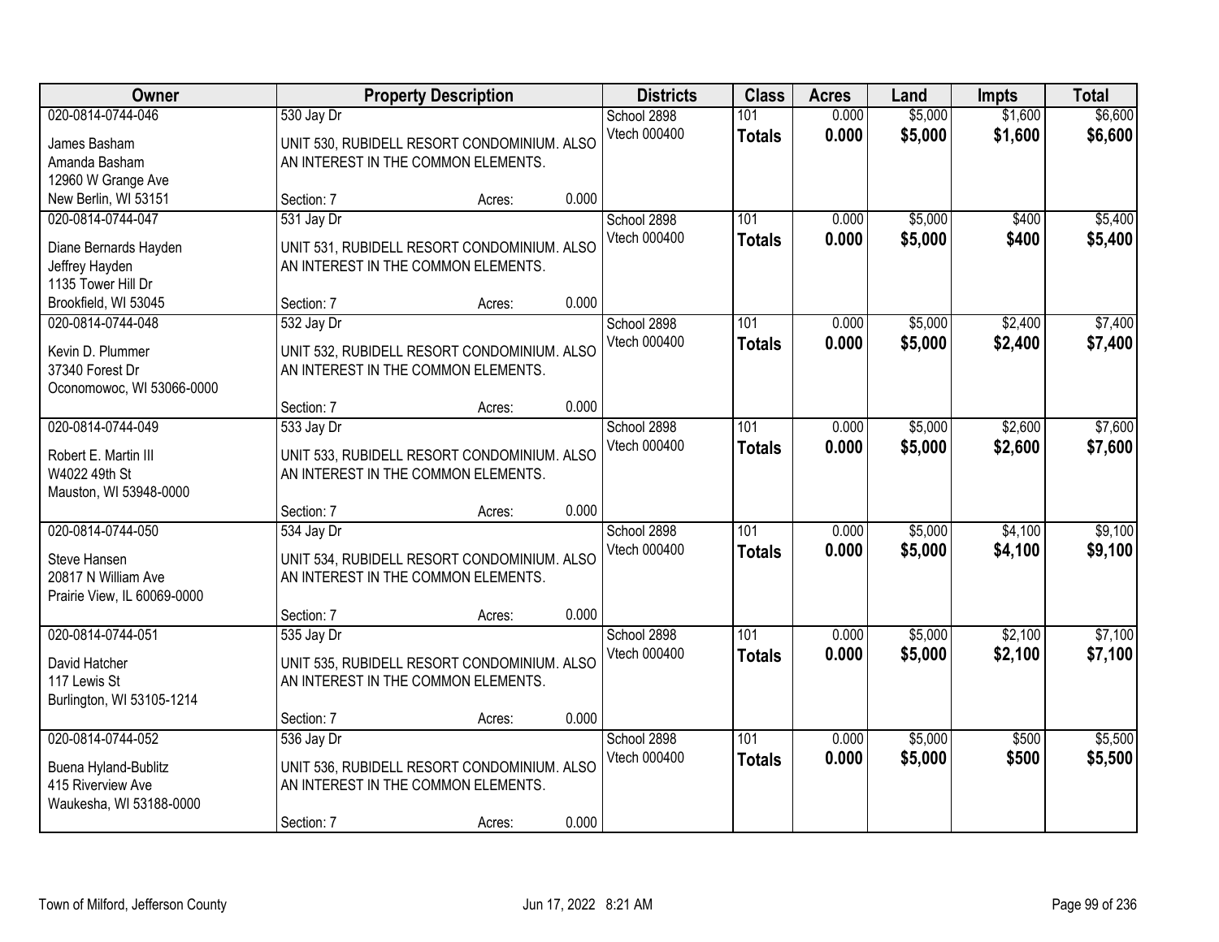| Owner | Property Description | Districts | Class | Acres | Land | Impts | Total |
|---|---|---|---|---|---|---|---|
| 020-0814-0744-046<br>James Basham<br>Amanda Basham<br>12960 W Grange Ave<br>New Berlin, WI 53151 | 530 Jay Dr<br>UNIT 530, RUBIDELL RESORT CONDOMINIUM. ALSO AN INTEREST IN THE COMMON ELEMENTS.<br>Section: 7 Acres: 0.000 | School 2898<br>Vtech 000400 | 101<br>**Totals** | 0.000<br>**0.000** | $5,000<br>**$5,000** | $1,600<br>**$1,600** | $6,600<br>**$6,600** |
| 020-0814-0744-047<br>Diane Bernards Hayden<br>Jeffrey Hayden<br>1135 Tower Hill Dr<br>Brookfield, WI 53045 | 531 Jay Dr<br>UNIT 531, RUBIDELL RESORT CONDOMINIUM. ALSO AN INTEREST IN THE COMMON ELEMENTS.<br>Section: 7 Acres: 0.000 | School 2898<br>Vtech 000400 | 101<br>**Totals** | 0.000<br>**0.000** | $5,000<br>**$5,000** | $400<br>**$400** | $5,400<br>**$5,400** |
| 020-0814-0744-048<br>Kevin D. Plummer<br>37340 Forest Dr<br>Oconomowoc, WI 53066-0000 | 532 Jay Dr<br>UNIT 532, RUBIDELL RESORT CONDOMINIUM. ALSO AN INTEREST IN THE COMMON ELEMENTS.<br>Section: 7 Acres: 0.000 | School 2898<br>Vtech 000400 | 101<br>**Totals** | 0.000<br>**0.000** | $5,000<br>**$5,000** | $2,400<br>**$2,400** | $7,400<br>**$7,400** |
| 020-0814-0744-049<br>Robert E. Martin III<br>W4022 49th St<br>Mauston, WI 53948-0000 | 533 Jay Dr<br>UNIT 533, RUBIDELL RESORT CONDOMINIUM. ALSO AN INTEREST IN THE COMMON ELEMENTS.<br>Section: 7 Acres: 0.000 | School 2898<br>Vtech 000400 | 101<br>**Totals** | 0.000<br>**0.000** | $5,000<br>**$5,000** | $2,600<br>**$2,600** | $7,600<br>**$7,600** |
| 020-0814-0744-050<br>Steve Hansen<br>20817 N William Ave<br>Prairie View, IL 60069-0000 | 534 Jay Dr<br>UNIT 534, RUBIDELL RESORT CONDOMINIUM. ALSO AN INTEREST IN THE COMMON ELEMENTS.<br>Section: 7 Acres: 0.000 | School 2898<br>Vtech 000400 | 101<br>**Totals** | 0.000<br>**0.000** | $5,000<br>**$5,000** | $4,100<br>**$4,100** | $9,100<br>**$9,100** |
| 020-0814-0744-051<br>David Hatcher<br>117 Lewis St<br>Burlington, WI 53105-1214 | 535 Jay Dr<br>UNIT 535, RUBIDELL RESORT CONDOMINIUM. ALSO AN INTEREST IN THE COMMON ELEMENTS.<br>Section: 7 Acres: 0.000 | School 2898<br>Vtech 000400 | 101<br>**Totals** | 0.000<br>**0.000** | $5,000<br>**$5,000** | $2,100<br>**$2,100** | $7,100<br>**$7,100** |
| 020-0814-0744-052<br>Buena Hyland-Bublitz<br>415 Riverview Ave<br>Waukesha, WI 53188-0000 | 536 Jay Dr<br>UNIT 536, RUBIDELL RESORT CONDOMINIUM. ALSO AN INTEREST IN THE COMMON ELEMENTS.<br>Section: 7 Acres: 0.000 | School 2898<br>Vtech 000400 | 101<br>**Totals** | 0.000<br>**0.000** | $5,000<br>**$5,000** | $500<br>**$500** | $5,500<br>**$5,500** |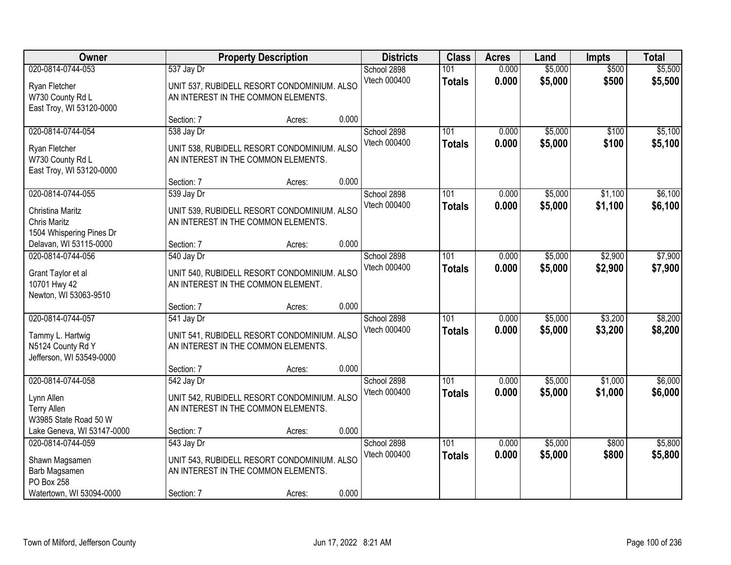| Owner | Property Description | Districts | Class | Acres | Land | Impts | Total |
|---|---|---|---|---|---|---|---|
| 020-0814-0744-053<br>Ryan Fletcher<br>W730 County Rd L<br>East Troy, WI 53120-0000 | 537 Jay Dr<br>UNIT 537, RUBIDELL RESORT CONDOMINIUM. ALSO AN INTEREST IN THE COMMON ELEMENTS.<br>Section: 7 Acres: 0.000 | School 2898<br>Vtech 000400 | 101<br>**Totals** | 0.000<br>**0.000** | $5,000<br>**$5,000** | $500<br>**$500** | $5,500<br>**$5,500** |
| 020-0814-0744-054<br>Ryan Fletcher<br>W730 County Rd L<br>East Troy, WI 53120-0000 | 538 Jay Dr<br>UNIT 538, RUBIDELL RESORT CONDOMINIUM. ALSO AN INTEREST IN THE COMMON ELEMENTS.<br>Section: 7 Acres: 0.000 | School 2898<br>Vtech 000400 | 101<br>**Totals** | 0.000<br>**0.000** | $5,000<br>**$5,000** | $100<br>**$100** | $5,100<br>**$5,100** |
| 020-0814-0744-055<br>Christina Maritz<br>Chris Maritz<br>1504 Whispering Pines Dr<br>Delavan, WI 53115-0000 | 539 Jay Dr<br>UNIT 539, RUBIDELL RESORT CONDOMINIUM. ALSO AN INTEREST IN THE COMMON ELEMENTS.<br>Section: 7 Acres: 0.000 | School 2898<br>Vtech 000400 | 101<br>**Totals** | 0.000<br>**0.000** | $5,000<br>**$5,000** | $1,100<br>**$1,100** | $6,100<br>**$6,100** |
| 020-0814-0744-056<br>Grant Taylor et al<br>10701 Hwy 42<br>Newton, WI 53063-9510 | 540 Jay Dr<br>UNIT 540, RUBIDELL RESORT CONDOMINIUM. ALSO AN INTEREST IN THE COMMON ELEMENT.<br>Section: 7 Acres: 0.000 | School 2898<br>Vtech 000400 | 101<br>**Totals** | 0.000<br>**0.000** | $5,000<br>**$5,000** | $2,900<br>**$2,900** | $7,900<br>**$7,900** |
| 020-0814-0744-057<br>Tammy L. Hartwig<br>N5124 County Rd Y<br>Jefferson, WI 53549-0000 | 541 Jay Dr<br>UNIT 541, RUBIDELL RESORT CONDOMINIUM. ALSO AN INTEREST IN THE COMMON ELEMENTS.<br>Section: 7 Acres: 0.000 | School 2898<br>Vtech 000400 | 101<br>**Totals** | 0.000<br>**0.000** | $5,000<br>**$5,000** | $3,200<br>**$3,200** | $8,200<br>**$8,200** |
| 020-0814-0744-058<br>Lynn Allen<br>Terry Allen<br>W3985 State Road 50 W<br>Lake Geneva, WI 53147-0000 | 542 Jay Dr<br>UNIT 542, RUBIDELL RESORT CONDOMINIUM. ALSO AN INTEREST IN THE COMMON ELEMENTS.<br>Section: 7 Acres: 0.000 | School 2898<br>Vtech 000400 | 101<br>**Totals** | 0.000<br>**0.000** | $5,000<br>**$5,000** | $1,000<br>**$1,000** | $6,000<br>**$6,000** |
| 020-0814-0744-059<br>Shawn Magsamen<br>Barb Magsamen<br>PO Box 258<br>Watertown, WI 53094-0000 | 543 Jay Dr<br>UNIT 543, RUBIDELL RESORT CONDOMINIUM. ALSO AN INTEREST IN THE COMMON ELEMENTS.<br>Section: 7 Acres: 0.000 | School 2898<br>Vtech 000400 | 101<br>**Totals** | 0.000<br>**0.000** | $5,000<br>**$5,000** | $800<br>**$800** | $5,800<br>**$5,800** |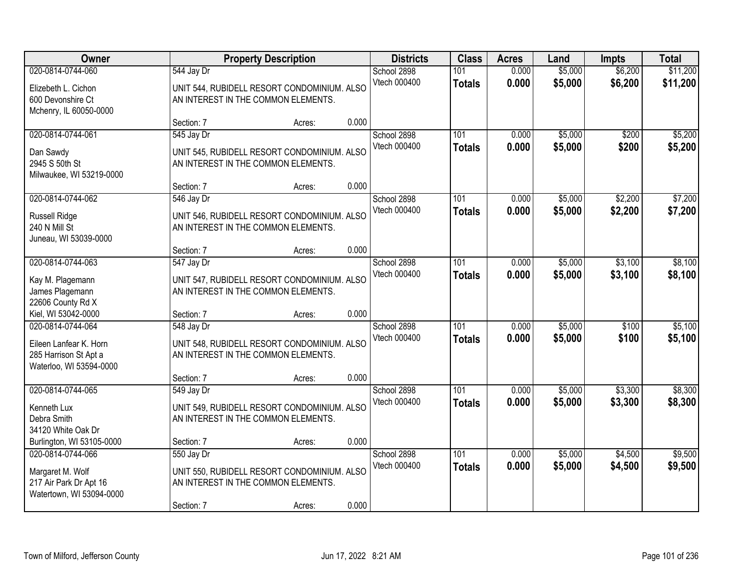| Owner | Property Description | Districts | Class | Acres | Land | Impts | Total |
|---|---|---|---|---|---|---|---|
| 020-0814-0744-060<br>Elizebeth L. Cichon<br>600 Devonshire Ct<br>Mchenry, IL 60050-0000 | 544 Jay Dr<br>UNIT 544, RUBIDELL RESORT CONDOMINIUM. ALSO AN INTEREST IN THE COMMON ELEMENTS.<br>Section: 7 Acres: 0.000 | School 2898<br>Vtech 000400 | 101<br>**Totals** | 0.000<br>**0.000** | $5,000<br>**$5,000** | $6,200<br>**$6,200** | $11,200<br>**$11,200** |
| 020-0814-0744-061<br>Dan Sawdy<br>2945 S 50th St<br>Milwaukee, WI 53219-0000 | 545 Jay Dr<br>UNIT 545, RUBIDELL RESORT CONDOMINIUM. ALSO AN INTEREST IN THE COMMON ELEMENTS.<br>Section: 7 Acres: 0.000 | School 2898<br>Vtech 000400 | 101<br>**Totals** | 0.000<br>**0.000** | $5,000<br>**$5,000** | $200<br>**$200** | $5,200<br>**$5,200** |
| 020-0814-0744-062<br>Russell Ridge<br>240 N Mill St<br>Juneau, WI 53039-0000 | 546 Jay Dr<br>UNIT 546, RUBIDELL RESORT CONDOMINIUM. ALSO AN INTEREST IN THE COMMON ELEMENTS.<br>Section: 7 Acres: 0.000 | School 2898<br>Vtech 000400 | 101<br>**Totals** | 0.000<br>**0.000** | $5,000<br>**$5,000** | $2,200<br>**$2,200** | $7,200<br>**$7,200** |
| 020-0814-0744-063<br>Kay M. Plagemann<br>James Plagemann<br>22606 County Rd X<br>Kiel, WI 53042-0000 | 547 Jay Dr<br>UNIT 547, RUBIDELL RESORT CONDOMINIUM. ALSO AN INTEREST IN THE COMMON ELEMENTS.<br>Section: 7 Acres: 0.000 | School 2898<br>Vtech 000400 | 101<br>**Totals** | 0.000<br>**0.000** | $5,000<br>**$5,000** | $3,100<br>**$3,100** | $8,100<br>**$8,100** |
| 020-0814-0744-064<br>Eileen Lanfear K. Horn<br>285 Harrison St Apt a<br>Waterloo, WI 53594-0000 | 548 Jay Dr<br>UNIT 548, RUBIDELL RESORT CONDOMINIUM. ALSO AN INTEREST IN THE COMMON ELEMENTS.<br>Section: 7 Acres: 0.000 | School 2898<br>Vtech 000400 | 101<br>**Totals** | 0.000<br>**0.000** | $5,000<br>**$5,000** | $100<br>**$100** | $5,100<br>**$5,100** |
| 020-0814-0744-065<br>Kenneth Lux<br>Debra Smith<br>34120 White Oak Dr<br>Burlington, WI 53105-0000 | 549 Jay Dr<br>UNIT 549, RUBIDELL RESORT CONDOMINIUM. ALSO AN INTEREST IN THE COMMON ELEMENTS.<br>Section: 7 Acres: 0.000 | School 2898<br>Vtech 000400 | 101<br>**Totals** | 0.000<br>**0.000** | $5,000<br>**$5,000** | $3,300<br>**$3,300** | $8,300<br>**$8,300** |
| 020-0814-0744-066<br>Margaret M. Wolf<br>217 Air Park Dr Apt 16<br>Watertown, WI 53094-0000 | 550 Jay Dr<br>UNIT 550, RUBIDELL RESORT CONDOMINIUM. ALSO AN INTEREST IN THE COMMON ELEMENTS.<br>Section: 7 Acres: 0.000 | School 2898<br>Vtech 000400 | 101<br>**Totals** | 0.000<br>**0.000** | $5,000<br>**$5,000** | $4,500<br>**$4,500** | $9,500<br>**$9,500** |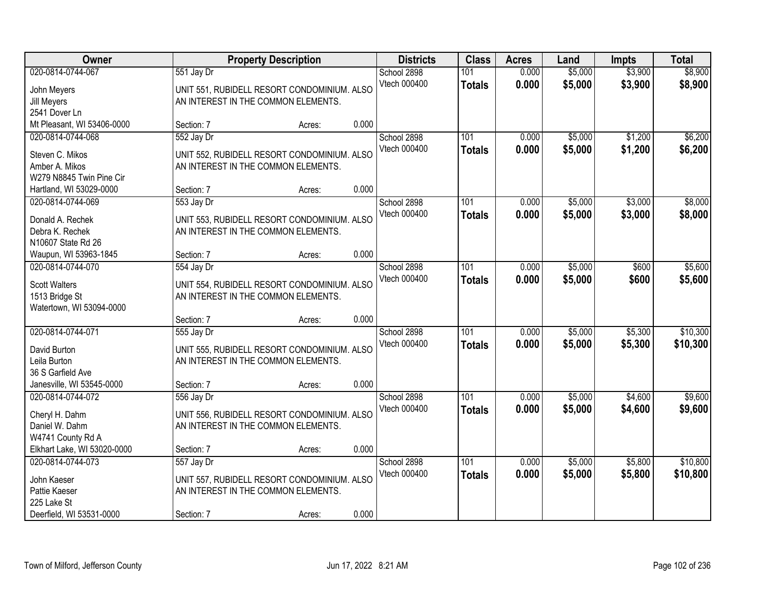| Owner | Property Description | Districts | Class | Acres | Land | Impts | Total |
|---|---|---|---|---|---|---|---|
| 020-0814-0744-067<br>John Meyers<br>Jill Meyers<br>2541 Dover Ln<br>Mt Pleasant, WI 53406-0000 | 551 Jay Dr<br>UNIT 551, RUBIDELL RESORT CONDOMINIUM. ALSO AN INTEREST IN THE COMMON ELEMENTS.<br>Section: 7 Acres: 0.000 | School 2898<br>Vtech 000400 | 101<br>**Totals** | 0.000<br>**0.000** | $5,000<br>**$5,000** | $3,900<br>**$3,900** | $8,900<br>**$8,900** |
| 020-0814-0744-068<br>Steven C. Mikos<br>Amber A. Mikos<br>W279 N8845 Twin Pine Cir<br>Hartland, WI 53029-0000 | 552 Jay Dr<br>UNIT 552, RUBIDELL RESORT CONDOMINIUM. ALSO AN INTEREST IN THE COMMON ELEMENTS.<br>Section: 7 Acres: 0.000 | School 2898<br>Vtech 000400 | 101<br>**Totals** | 0.000<br>**0.000** | $5,000<br>**$5,000** | $1,200<br>**$1,200** | $6,200<br>**$6,200** |
| 020-0814-0744-069<br>Donald A. Rechek<br>Debra K. Rechek<br>N10607 State Rd 26<br>Waupun, WI 53963-1845 | 553 Jay Dr<br>UNIT 553, RUBIDELL RESORT CONDOMINIUM. ALSO AN INTEREST IN THE COMMON ELEMENTS.<br>Section: 7 Acres: 0.000 | School 2898<br>Vtech 000400 | 101<br>**Totals** | 0.000<br>**0.000** | $5,000<br>**$5,000** | $3,000<br>**$3,000** | $8,000<br>**$8,000** |
| 020-0814-0744-070<br>Scott Walters<br>1513 Bridge St<br>Watertown, WI 53094-0000 | 554 Jay Dr<br>UNIT 554, RUBIDELL RESORT CONDOMINIUM. ALSO AN INTEREST IN THE COMMON ELEMENTS.<br>Section: 7 Acres: 0.000 | School 2898<br>Vtech 000400 | 101<br>**Totals** | 0.000<br>**0.000** | $5,000<br>**$5,000** | $600<br>**$600** | $5,600<br>**$5,600** |
| 020-0814-0744-071<br>David Burton<br>Leila Burton<br>36 S Garfield Ave<br>Janesville, WI 53545-0000 | 555 Jay Dr<br>UNIT 555, RUBIDELL RESORT CONDOMINIUM. ALSO AN INTEREST IN THE COMMON ELEMENTS.<br>Section: 7 Acres: 0.000 | School 2898<br>Vtech 000400 | 101<br>**Totals** | 0.000<br>**0.000** | $5,000<br>**$5,000** | $5,300<br>**$5,300** | $10,300<br>**$10,300** |
| 020-0814-0744-072<br>Cheryl H. Dahm<br>Daniel W. Dahm<br>W4741 County Rd A<br>Elkhart Lake, WI 53020-0000 | 556 Jay Dr<br>UNIT 556, RUBIDELL RESORT CONDOMINIUM. ALSO AN INTEREST IN THE COMMON ELEMENTS.<br>Section: 7 Acres: 0.000 | School 2898<br>Vtech 000400 | 101<br>**Totals** | 0.000<br>**0.000** | $5,000<br>**$5,000** | $4,600<br>**$4,600** | $9,600<br>**$9,600** |
| 020-0814-0744-073<br>John Kaeser<br>Pattie Kaeser<br>225 Lake St<br>Deerfield, WI 53531-0000 | 557 Jay Dr<br>UNIT 557, RUBIDELL RESORT CONDOMINIUM. ALSO AN INTEREST IN THE COMMON ELEMENTS.<br>Section: 7 Acres: 0.000 | School 2898<br>Vtech 000400 | 101<br>**Totals** | 0.000<br>**0.000** | $5,000<br>**$5,000** | $5,800<br>**$5,800** | $10,800<br>**$10,800** |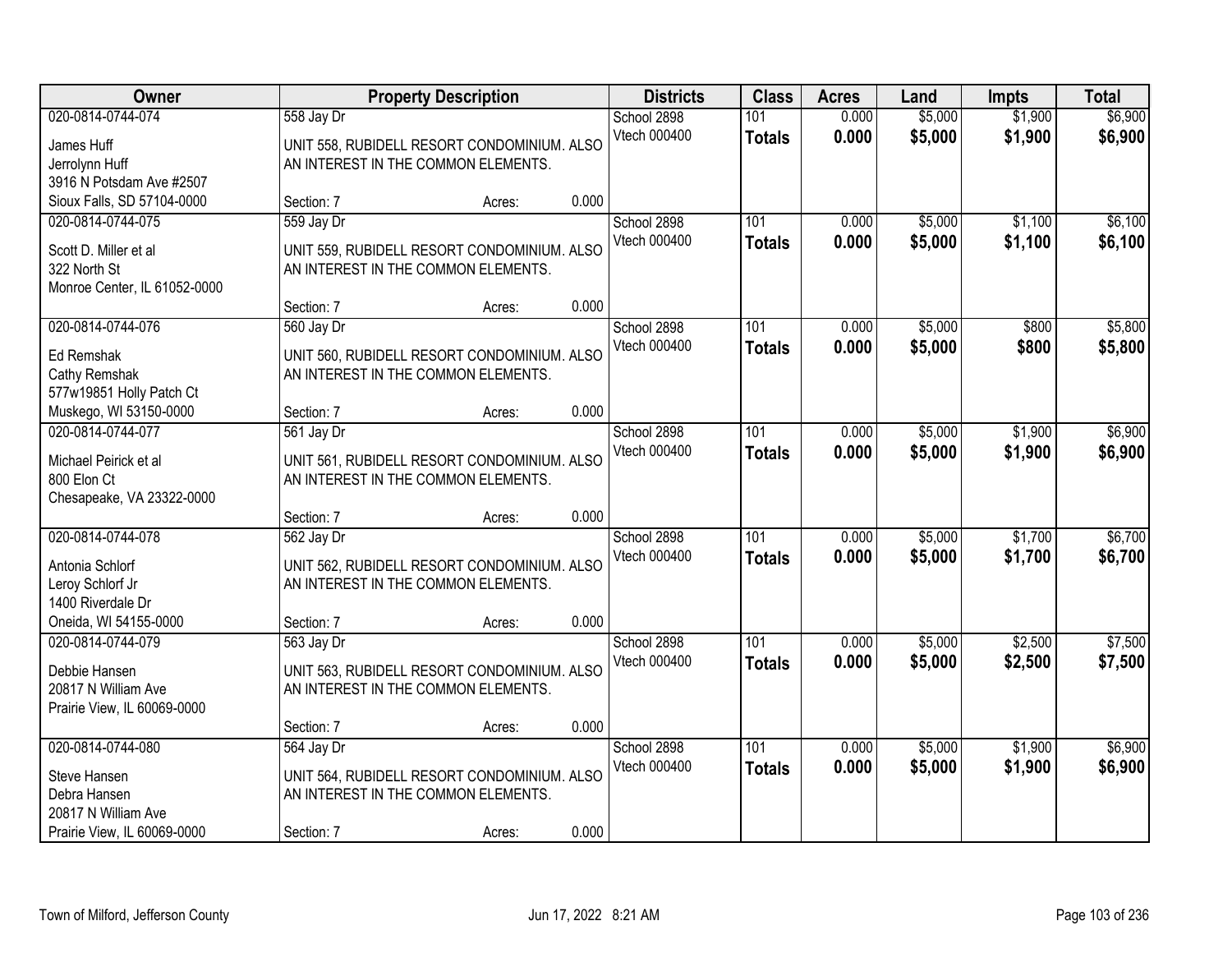| Owner | Property Description | Districts | Class | Acres | Land | Impts | Total |
|---|---|---|---|---|---|---|---|
| 020-0814-0744-074<br>James Huff<br>Jerrolynn Huff<br>3916 N Potsdam Ave #2507<br>Sioux Falls, SD 57104-0000 | 558 Jay Dr<br>UNIT 558, RUBIDELL RESORT CONDOMINIUM. ALSO AN INTEREST IN THE COMMON ELEMENTS.<br>Section: 7 Acres: 0.000 | School 2898<br>Vtech 000400 | 101<br>**Totals** | 0.000<br>**0.000** | $5,000<br>**$5,000** | $1,900<br>**$1,900** | $6,900<br>**$6,900** |
| 020-0814-0744-075<br>Scott D. Miller et al<br>322 North St<br>Monroe Center, IL 61052-0000 | 559 Jay Dr<br>UNIT 559, RUBIDELL RESORT CONDOMINIUM. ALSO AN INTEREST IN THE COMMON ELEMENTS.<br>Section: 7 Acres: 0.000 | School 2898<br>Vtech 000400 | 101<br>**Totals** | 0.000<br>**0.000** | $5,000<br>**$5,000** | $1,100<br>**$1,100** | $6,100<br>**$6,100** |
| 020-0814-0744-076<br>Ed Remshak<br>Cathy Remshak<br>577w19851 Holly Patch Ct<br>Muskego, WI 53150-0000 | 560 Jay Dr<br>UNIT 560, RUBIDELL RESORT CONDOMINIUM. ALSO AN INTEREST IN THE COMMON ELEMENTS.<br>Section: 7 Acres: 0.000 | School 2898<br>Vtech 000400 | 101<br>**Totals** | 0.000<br>**0.000** | $5,000<br>**$5,000** | $800<br>**$800** | $5,800<br>**$5,800** |
| 020-0814-0744-077<br>Michael Peirick et al<br>800 Elon Ct<br>Chesapeake, VA 23322-0000 | 561 Jay Dr<br>UNIT 561, RUBIDELL RESORT CONDOMINIUM. ALSO AN INTEREST IN THE COMMON ELEMENTS.<br>Section: 7 Acres: 0.000 | School 2898<br>Vtech 000400 | 101<br>**Totals** | 0.000<br>**0.000** | $5,000<br>**$5,000** | $1,900<br>**$1,900** | $6,900<br>**$6,900** |
| 020-0814-0744-078<br>Antonia Schlorf<br>Leroy Schlorf Jr<br>1400 Riverdale Dr<br>Oneida, WI 54155-0000 | 562 Jay Dr<br>UNIT 562, RUBIDELL RESORT CONDOMINIUM. ALSO AN INTEREST IN THE COMMON ELEMENTS.<br>Section: 7 Acres: 0.000 | School 2898<br>Vtech 000400 | 101<br>**Totals** | 0.000<br>**0.000** | $5,000<br>**$5,000** | $1,700<br>**$1,700** | $6,700<br>**$6,700** |
| 020-0814-0744-079<br>Debbie Hansen<br>20817 N William Ave<br>Prairie View, IL 60069-0000 | 563 Jay Dr<br>UNIT 563, RUBIDELL RESORT CONDOMINIUM. ALSO AN INTEREST IN THE COMMON ELEMENTS.<br>Section: 7 Acres: 0.000 | School 2898<br>Vtech 000400 | 101<br>**Totals** | 0.000<br>**0.000** | $5,000<br>**$5,000** | $2,500<br>**$2,500** | $7,500<br>**$7,500** |
| 020-0814-0744-080<br>Steve Hansen<br>Debra Hansen<br>20817 N William Ave<br>Prairie View, IL 60069-0000 | 564 Jay Dr<br>UNIT 564, RUBIDELL RESORT CONDOMINIUM. ALSO AN INTEREST IN THE COMMON ELEMENTS.<br>Section: 7 Acres: 0.000 | School 2898<br>Vtech 000400 | 101<br>**Totals** | 0.000<br>**0.000** | $5,000<br>**$5,000** | $1,900<br>**$1,900** | $6,900<br>**$6,900** |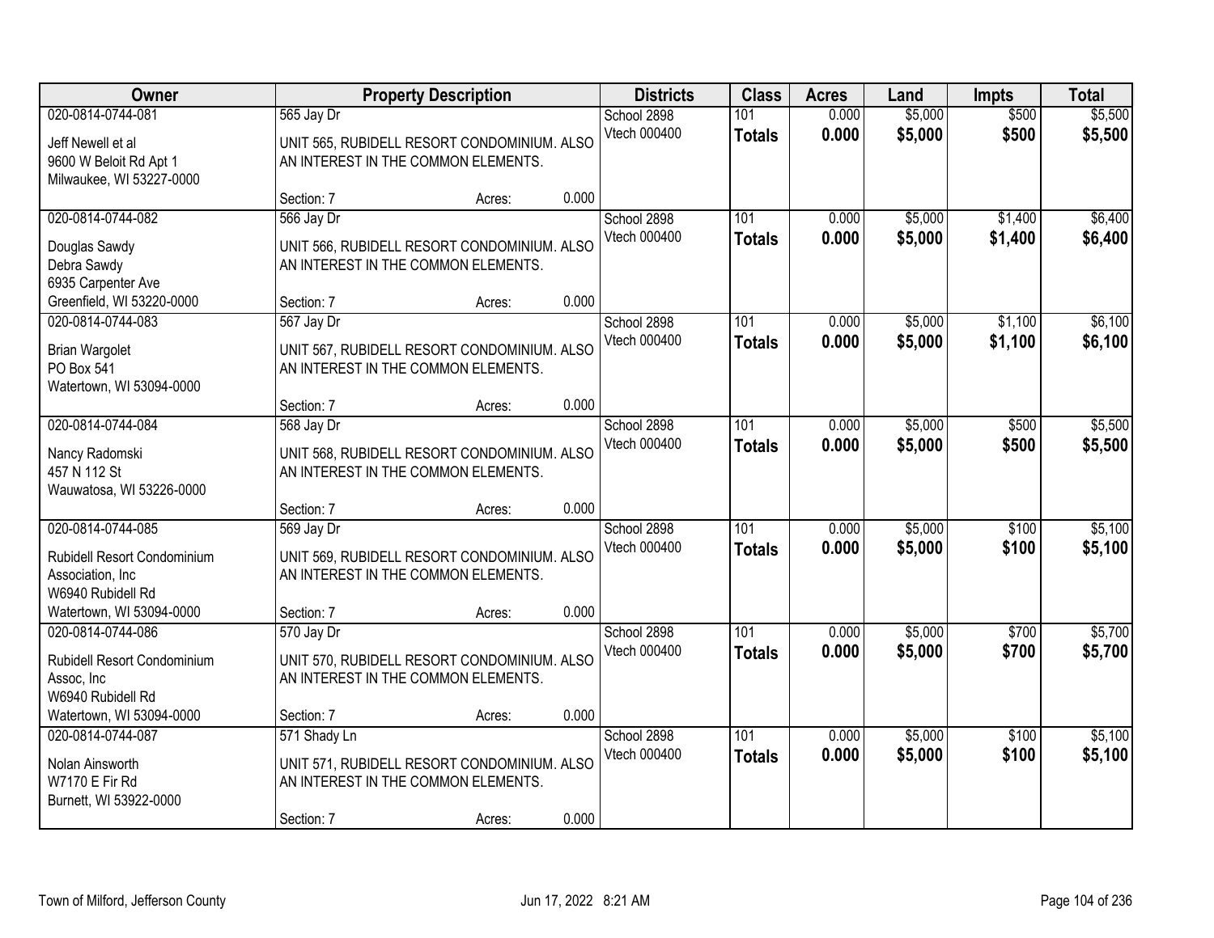| Owner | Property Description | Districts | Class | Acres | Land | Impts | Total |
|---|---|---|---|---|---|---|---|
| 020-0814-0744-081<br>Jeff Newell et al<br>9600 W Beloit Rd Apt 1<br>Milwaukee, WI 53227-0000 | 565 Jay Dr<br>UNIT 565, RUBIDELL RESORT CONDOMINIUM. ALSO AN INTEREST IN THE COMMON ELEMENTS.<br>Section: 7 Acres: 0.000 | School 2898<br>Vtech 000400 | 101<br>**Totals** | 0.000<br>**0.000** | $5,000<br>**$5,000** | $500<br>**$500** | $5,500<br>**$5,500** |
| 020-0814-0744-082<br>Douglas Sawdy<br>Debra Sawdy<br>6935 Carpenter Ave<br>Greenfield, WI 53220-0000 | 566 Jay Dr<br>UNIT 566, RUBIDELL RESORT CONDOMINIUM. ALSO AN INTEREST IN THE COMMON ELEMENTS.<br>Section: 7 Acres: 0.000 | School 2898<br>Vtech 000400 | 101<br>**Totals** | 0.000<br>**0.000** | $5,000<br>**$5,000** | $1,400<br>**$1,400** | $6,400<br>**$6,400** |
| 020-0814-0744-083<br>Brian Wargolet<br>PO Box 541<br>Watertown, WI 53094-0000 | 567 Jay Dr<br>UNIT 567, RUBIDELL RESORT CONDOMINIUM. ALSO AN INTEREST IN THE COMMON ELEMENTS.<br>Section: 7 Acres: 0.000 | School 2898<br>Vtech 000400 | 101<br>**Totals** | 0.000<br>**0.000** | $5,000<br>**$5,000** | $1,100<br>**$1,100** | $6,100<br>**$6,100** |
| 020-0814-0744-084<br>Nancy Radomski<br>457 N 112 St<br>Wauwatosa, WI 53226-0000 | 568 Jay Dr<br>UNIT 568, RUBIDELL RESORT CONDOMINIUM. ALSO AN INTEREST IN THE COMMON ELEMENTS.<br>Section: 7 Acres: 0.000 | School 2898<br>Vtech 000400 | 101<br>**Totals** | 0.000<br>**0.000** | $5,000<br>**$5,000** | $500<br>**$500** | $5,500<br>**$5,500** |
| 020-0814-0744-085<br>Rubidell Resort Condominium Association, Inc<br>W6940 Rubidell Rd<br>Watertown, WI 53094-0000 | 569 Jay Dr<br>UNIT 569, RUBIDELL RESORT CONDOMINIUM. ALSO AN INTEREST IN THE COMMON ELEMENTS.<br>Section: 7 Acres: 0.000 | School 2898<br>Vtech 000400 | 101<br>**Totals** | 0.000<br>**0.000** | $5,000<br>**$5,000** | $100<br>**$100** | $5,100<br>**$5,100** |
| 020-0814-0744-086<br>Rubidell Resort Condominium Assoc, Inc<br>W6940 Rubidell Rd<br>Watertown, WI 53094-0000 | 570 Jay Dr<br>UNIT 570, RUBIDELL RESORT CONDOMINIUM. ALSO AN INTEREST IN THE COMMON ELEMENTS.<br>Section: 7 Acres: 0.000 | School 2898<br>Vtech 000400 | 101<br>**Totals** | 0.000<br>**0.000** | $5,000<br>**$5,000** | $700<br>**$700** | $5,700<br>**$5,700** |
| 020-0814-0744-087<br>Nolan Ainsworth<br>W7170 E Fir Rd<br>Burnett, WI 53922-0000 | 571 Shady Ln<br>UNIT 571, RUBIDELL RESORT CONDOMINIUM. ALSO AN INTEREST IN THE COMMON ELEMENTS.<br>Section: 7 Acres: 0.000 | School 2898<br>Vtech 000400 | 101<br>**Totals** | 0.000<br>**0.000** | $5,000<br>**$5,000** | $100<br>**$100** | $5,100<br>**$5,100** |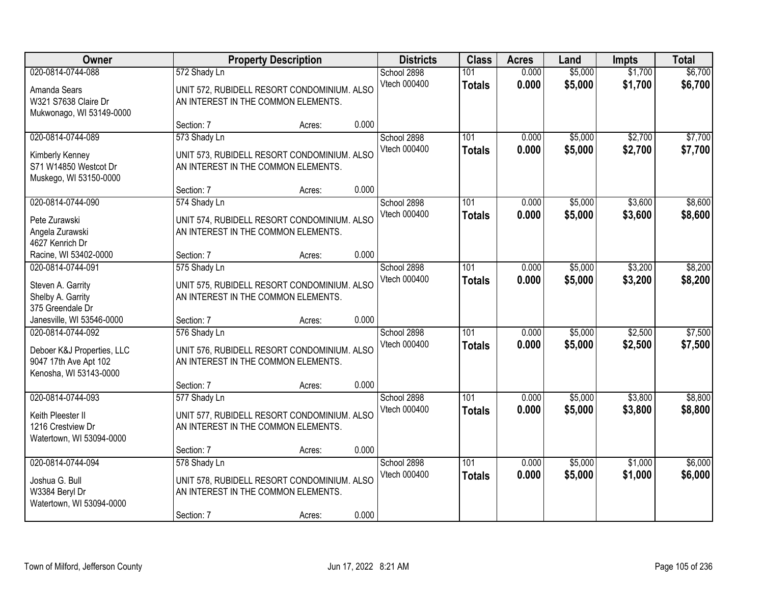| Owner | Property Description | Districts | Class | Acres | Land | Impts | Total |
|---|---|---|---|---|---|---|---|
| 020-0814-0744-088<br>Amanda Sears<br>W321 S7638 Claire Dr<br>Mukwonago, WI 53149-0000 | 572 Shady Ln<br>UNIT 572, RUBIDELL RESORT CONDOMINIUM. ALSO AN INTEREST IN THE COMMON ELEMENTS.<br>Section: 7 Acres: 0.000 | School 2898<br>Vtech 000400 | 101<br>**Totals** | 0.000<br>**0.000** | $5,000<br>**$5,000** | $1,700<br>**$1,700** | $6,700<br>**$6,700** |
| 020-0814-0744-089<br>Kimberly Kenney<br>S71 W14850 Westcot Dr<br>Muskego, WI 53150-0000 | 573 Shady Ln<br>UNIT 573, RUBIDELL RESORT CONDOMINIUM. ALSO AN INTEREST IN THE COMMON ELEMENTS.<br>Section: 7 Acres: 0.000 | School 2898<br>Vtech 000400 | 101<br>**Totals** | 0.000<br>**0.000** | $5,000<br>**$5,000** | $2,700<br>**$2,700** | $7,700<br>**$7,700** |
| 020-0814-0744-090<br>Pete Zurawski<br>Angela Zurawski<br>4627 Kenrich Dr<br>Racine, WI 53402-0000 | 574 Shady Ln<br>UNIT 574, RUBIDELL RESORT CONDOMINIUM. ALSO AN INTEREST IN THE COMMON ELEMENTS.<br>Section: 7 Acres: 0.000 | School 2898<br>Vtech 000400 | 101<br>**Totals** | 0.000<br>**0.000** | $5,000<br>**$5,000** | $3,600<br>**$3,600** | $8,600<br>**$8,600** |
| 020-0814-0744-091<br>Steven A. Garrity<br>Shelby A. Garrity<br>375 Greendale Dr<br>Janesville, WI 53546-0000 | 575 Shady Ln<br>UNIT 575, RUBIDELL RESORT CONDOMINIUM. ALSO AN INTEREST IN THE COMMON ELEMENTS.<br>Section: 7 Acres: 0.000 | School 2898<br>Vtech 000400 | 101<br>**Totals** | 0.000<br>**0.000** | $5,000<br>**$5,000** | $3,200<br>**$3,200** | $8,200<br>**$8,200** |
| 020-0814-0744-092<br>Deboer K&J Properties, LLC<br>9047 17th Ave Apt 102<br>Kenosha, WI 53143-0000 | 576 Shady Ln<br>UNIT 576, RUBIDELL RESORT CONDOMINIUM. ALSO AN INTEREST IN THE COMMON ELEMENTS.<br>Section: 7 Acres: 0.000 | School 2898<br>Vtech 000400 | 101<br>**Totals** | 0.000<br>**0.000** | $5,000<br>**$5,000** | $2,500<br>**$2,500** | $7,500<br>**$7,500** |
| 020-0814-0744-093<br>Keith Pleester II<br>1216 Crestview Dr<br>Watertown, WI 53094-0000 | 577 Shady Ln<br>UNIT 577, RUBIDELL RESORT CONDOMINIUM. ALSO AN INTEREST IN THE COMMON ELEMENTS.<br>Section: 7 Acres: 0.000 | School 2898<br>Vtech 000400 | 101<br>**Totals** | 0.000<br>**0.000** | $5,000<br>**$5,000** | $3,800<br>**$3,800** | $8,800<br>**$8,800** |
| 020-0814-0744-094<br>Joshua G. Bull<br>W3384 Beryl Dr<br>Watertown, WI 53094-0000 | 578 Shady Ln<br>UNIT 578, RUBIDELL RESORT CONDOMINIUM. ALSO AN INTEREST IN THE COMMON ELEMENTS.<br>Section: 7 Acres: 0.000 | School 2898<br>Vtech 000400 | 101<br>**Totals** | 0.000<br>**0.000** | $5,000<br>**$5,000** | $1,000<br>**$1,000** | $6,000<br>**$6,000** |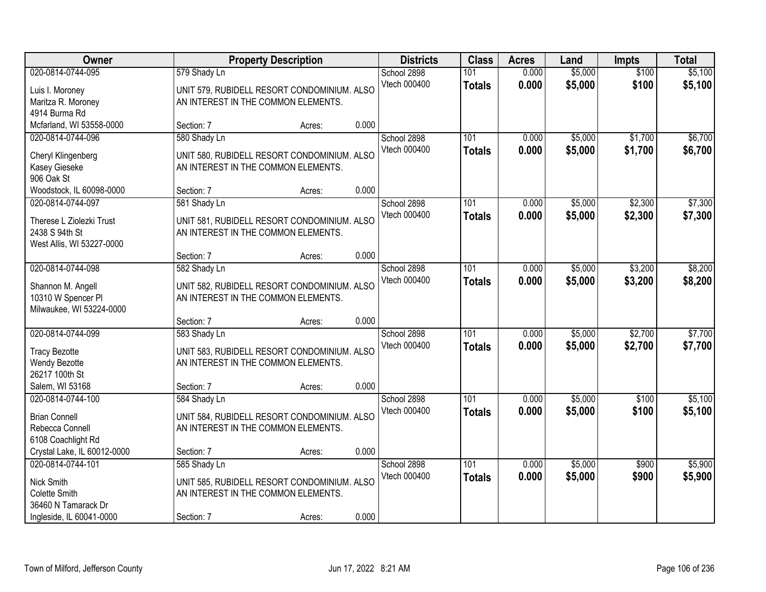| Owner | Property Description | Districts | Class | Acres | Land | Impts | Total |
|---|---|---|---|---|---|---|---|
| 020-0814-0744-095<br>Luis I. Moroney<br>Maritza R. Moroney<br>4914 Burma Rd<br>Mcfarland, WI 53558-0000 | 579 Shady Ln<br>UNIT 579, RUBIDELL RESORT CONDOMINIUM. ALSO AN INTEREST IN THE COMMON ELEMENTS.<br>Section: 7 Acres: 0.000 | School 2898<br>Vtech 000400 | 101<br>**Totals** | 0.000<br>**0.000** | $5,000<br>**$5,000** | $100<br>**$100** | $5,100<br>**$5,100** |
| 020-0814-0744-096<br>Cheryl Klingenberg<br>Kasey Gieseke<br>906 Oak St<br>Woodstock, IL 60098-0000 | 580 Shady Ln<br>UNIT 580, RUBIDELL RESORT CONDOMINIUM. ALSO AN INTEREST IN THE COMMON ELEMENTS.<br>Section: 7 Acres: 0.000 | School 2898<br>Vtech 000400 | 101<br>**Totals** | 0.000<br>**0.000** | $5,000<br>**$5,000** | $1,700<br>**$1,700** | $6,700<br>**$6,700** |
| 020-0814-0744-097<br>Therese L Ziolezki Trust<br>2438 S 94th St<br>West Allis, WI 53227-0000 | 581 Shady Ln<br>UNIT 581, RUBIDELL RESORT CONDOMINIUM. ALSO AN INTEREST IN THE COMMON ELEMENTS.<br>Section: 7 Acres: 0.000 | School 2898<br>Vtech 000400 | 101<br>**Totals** | 0.000<br>**0.000** | $5,000<br>**$5,000** | $2,300<br>**$2,300** | $7,300<br>**$7,300** |
| 020-0814-0744-098<br>Shannon M. Angell<br>10310 W Spencer Pl<br>Milwaukee, WI 53224-0000 | 582 Shady Ln<br>UNIT 582, RUBIDELL RESORT CONDOMINIUM. ALSO AN INTEREST IN THE COMMON ELEMENTS.<br>Section: 7 Acres: 0.000 | School 2898<br>Vtech 000400 | 101<br>**Totals** | 0.000<br>**0.000** | $5,000<br>**$5,000** | $3,200<br>**$3,200** | $8,200<br>**$8,200** |
| 020-0814-0744-099<br>Tracy Bezotte<br>Wendy Bezotte<br>26217 100th St<br>Salem, WI 53168 | 583 Shady Ln<br>UNIT 583, RUBIDELL RESORT CONDOMINIUM. ALSO AN INTEREST IN THE COMMON ELEMENTS.<br>Section: 7 Acres: 0.000 | School 2898<br>Vtech 000400 | 101<br>**Totals** | 0.000<br>**0.000** | $5,000<br>**$5,000** | $2,700<br>**$2,700** | $7,700<br>**$7,700** |
| 020-0814-0744-100<br>Brian Connell<br>Rebecca Connell<br>6108 Coachlight Rd<br>Crystal Lake, IL 60012-0000 | 584 Shady Ln<br>UNIT 584, RUBIDELL RESORT CONDOMINIUM. ALSO AN INTEREST IN THE COMMON ELEMENTS.<br>Section: 7 Acres: 0.000 | School 2898<br>Vtech 000400 | 101<br>**Totals** | 0.000<br>**0.000** | $5,000<br>**$5,000** | $100<br>**$100** | $5,100<br>**$5,100** |
| 020-0814-0744-101<br>Nick Smith<br>Colette Smith<br>36460 N Tamarack Dr<br>Ingleside, IL 60041-0000 | 585 Shady Ln<br>UNIT 585, RUBIDELL RESORT CONDOMINIUM. ALSO AN INTEREST IN THE COMMON ELEMENTS.<br>Section: 7 Acres: 0.000 | School 2898<br>Vtech 000400 | 101<br>**Totals** | 0.000<br>**0.000** | $5,000<br>**$5,000** | $900<br>**$900** | $5,900<br>**$5,900** |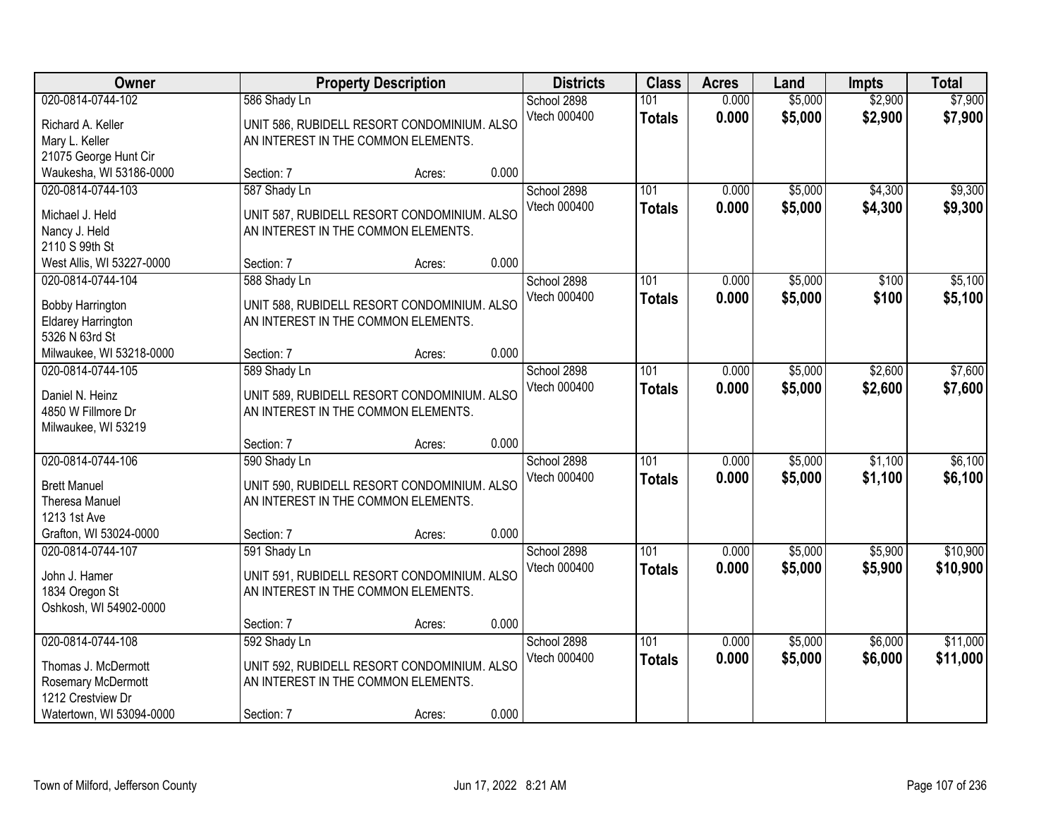| Owner | Property Description | | | Districts | Class | Acres | Land | Impts | Total |
|---|---|---|---|---|---|---|---|---|---|
| 020-0814-0744-102 | 586 Shady Ln | | | School 2898 | 101 | 0.000 | $5,000 | $2,900 | $7,900 |
| Richard A. Keller<br>Mary L. Keller<br>21075 George Hunt Cir<br>Waukesha, WI 53186-0000 | UNIT 586, RUBIDELL RESORT CONDOMINIUM. ALSO AN INTEREST IN THE COMMON ELEMENTS. | | | Vtech 000400 | **Totals** | **0.000** | **$5,000** | **$2,900** | **$7,900** |
| | Section: 7 | Acres: | 0.000 | | | | | | |
| 020-0814-0744-103 | 587 Shady Ln | | | School 2898 | 101 | 0.000 | $5,000 | $4,300 | $9,300 |
| Michael J. Held<br>Nancy J. Held<br>2110 S 99th St<br>West Allis, WI 53227-0000 | UNIT 587, RUBIDELL RESORT CONDOMINIUM. ALSO AN INTEREST IN THE COMMON ELEMENTS. | | | Vtech 000400 | **Totals** | **0.000** | **$5,000** | **$4,300** | **$9,300** |
| | Section: 7 | Acres: | 0.000 | | | | | | |
| 020-0814-0744-104 | 588 Shady Ln | | | School 2898 | 101 | 0.000 | $5,000 | $100 | $5,100 |
| Bobby Harrington<br>Eldarey Harrington<br>5326 N 63rd St<br>Milwaukee, WI 53218-0000 | UNIT 588, RUBIDELL RESORT CONDOMINIUM. ALSO AN INTEREST IN THE COMMON ELEMENTS. | | | Vtech 000400 | **Totals** | **0.000** | **$5,000** | **$100** | **$5,100** |
| | Section: 7 | Acres: | 0.000 | | | | | | |
| 020-0814-0744-105 | 589 Shady Ln | | | School 2898 | 101 | 0.000 | $5,000 | $2,600 | $7,600 |
| Daniel N. Heinz<br>4850 W Fillmore Dr<br>Milwaukee, WI 53219 | UNIT 589, RUBIDELL RESORT CONDOMINIUM. ALSO AN INTEREST IN THE COMMON ELEMENTS. | | | Vtech 000400 | **Totals** | **0.000** | **$5,000** | **$2,600** | **$7,600** |
| | Section: 7 | Acres: | 0.000 | | | | | | |
| 020-0814-0744-106 | 590 Shady Ln | | | School 2898 | 101 | 0.000 | $5,000 | $1,100 | $6,100 |
| Brett Manuel<br>Theresa Manuel<br>1213 1st Ave<br>Grafton, WI 53024-0000 | UNIT 590, RUBIDELL RESORT CONDOMINIUM. ALSO AN INTEREST IN THE COMMON ELEMENTS. | | | Vtech 000400 | **Totals** | **0.000** | **$5,000** | **$1,100** | **$6,100** |
| | Section: 7 | Acres: | 0.000 | | | | | | |
| 020-0814-0744-107 | 591 Shady Ln | | | School 2898 | 101 | 0.000 | $5,000 | $5,900 | $10,900 |
| John J. Hamer<br>1834 Oregon St<br>Oshkosh, WI 54902-0000 | UNIT 591, RUBIDELL RESORT CONDOMINIUM. ALSO AN INTEREST IN THE COMMON ELEMENTS. | | | Vtech 000400 | **Totals** | **0.000** | **$5,000** | **$5,900** | **$10,900** |
| | Section: 7 | Acres: | 0.000 | | | | | | |
| 020-0814-0744-108 | 592 Shady Ln | | | School 2898 | 101 | 0.000 | $5,000 | $6,000 | $11,000 |
| Thomas J. McDermott<br>Rosemary McDermott<br>1212 Crestview Dr<br>Watertown, WI 53094-0000 | UNIT 592, RUBIDELL RESORT CONDOMINIUM. ALSO AN INTEREST IN THE COMMON ELEMENTS. | | | Vtech 000400 | **Totals** | **0.000** | **$5,000** | **$6,000** | **$11,000** |
| | Section: 7 | Acres: | 0.000 | | | | | | |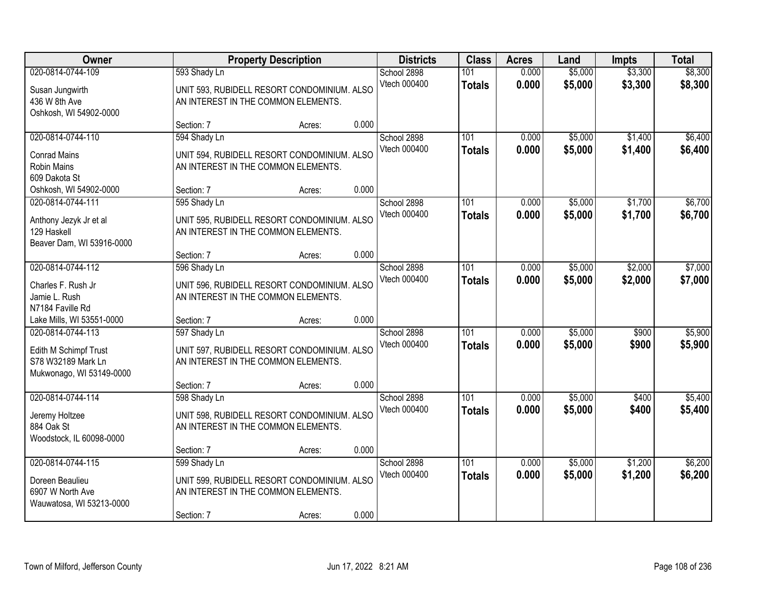| Owner | Property Description | Districts | Class | Acres | Land | Impts | Total |
|---|---|---|---|---|---|---|---|
| 020-0814-0744-109<br>Susan Jungwirth<br>436 W 8th Ave<br>Oshkosh, WI 54902-0000 | 593 Shady Ln<br>UNIT 593, RUBIDELL RESORT CONDOMINIUM. ALSO AN INTEREST IN THE COMMON ELEMENTS.<br>Section: 7 Acres: 0.000 | School 2898<br>Vtech 000400 | 101<br>**Totals** | 0.000<br>**0.000** | $5,000<br>**$5,000** | $3,300<br>**$3,300** | $8,300<br>**$8,300** |
| 020-0814-0744-110<br>Conrad Mains<br>Robin Mains<br>609 Dakota St<br>Oshkosh, WI 54902-0000 | 594 Shady Ln<br>UNIT 594, RUBIDELL RESORT CONDOMINIUM. ALSO AN INTEREST IN THE COMMON ELEMENTS.<br>Section: 7 Acres: 0.000 | School 2898<br>Vtech 000400 | 101<br>**Totals** | 0.000<br>**0.000** | $5,000<br>**$5,000** | $1,400<br>**$1,400** | $6,400<br>**$6,400** |
| 020-0814-0744-111<br>Anthony Jezyk Jr et al<br>129 Haskell<br>Beaver Dam, WI 53916-0000 | 595 Shady Ln<br>UNIT 595, RUBIDELL RESORT CONDOMINIUM. ALSO AN INTEREST IN THE COMMON ELEMENTS.<br>Section: 7 Acres: 0.000 | School 2898<br>Vtech 000400 | 101<br>**Totals** | 0.000<br>**0.000** | $5,000<br>**$5,000** | $1,700<br>**$1,700** | $6,700<br>**$6,700** |
| 020-0814-0744-112<br>Charles F. Rush Jr<br>Jamie L. Rush<br>N7184 Faville Rd<br>Lake Mills, WI 53551-0000 | 596 Shady Ln<br>UNIT 596, RUBIDELL RESORT CONDOMINIUM. ALSO AN INTEREST IN THE COMMON ELEMENTS.<br>Section: 7 Acres: 0.000 | School 2898<br>Vtech 000400 | 101<br>**Totals** | 0.000<br>**0.000** | $5,000<br>**$5,000** | $2,000<br>**$2,000** | $7,000<br>**$7,000** |
| 020-0814-0744-113<br>Edith M Schimpf Trust<br>S78 W32189 Mark Ln<br>Mukwonago, WI 53149-0000 | 597 Shady Ln<br>UNIT 597, RUBIDELL RESORT CONDOMINIUM. ALSO AN INTEREST IN THE COMMON ELEMENTS.<br>Section: 7 Acres: 0.000 | School 2898<br>Vtech 000400 | 101<br>**Totals** | 0.000<br>**0.000** | $5,000<br>**$5,000** | $900<br>**$900** | $5,900<br>**$5,900** |
| 020-0814-0744-114<br>Jeremy Holtzee<br>884 Oak St<br>Woodstock, IL 60098-0000 | 598 Shady Ln<br>UNIT 598, RUBIDELL RESORT CONDOMINIUM. ALSO AN INTEREST IN THE COMMON ELEMENTS.<br>Section: 7 Acres: 0.000 | School 2898<br>Vtech 000400 | 101<br>**Totals** | 0.000<br>**0.000** | $5,000<br>**$5,000** | $400<br>**$400** | $5,400<br>**$5,400** |
| 020-0814-0744-115<br>Doreen Beaulieu<br>6907 W North Ave<br>Wauwatosa, WI 53213-0000 | 599 Shady Ln<br>UNIT 599, RUBIDELL RESORT CONDOMINIUM. ALSO AN INTEREST IN THE COMMON ELEMENTS.<br>Section: 7 Acres: 0.000 | School 2898<br>Vtech 000400 | 101<br>**Totals** | 0.000<br>**0.000** | $5,000<br>**$5,000** | $1,200<br>**$1,200** | $6,200<br>**$6,200** |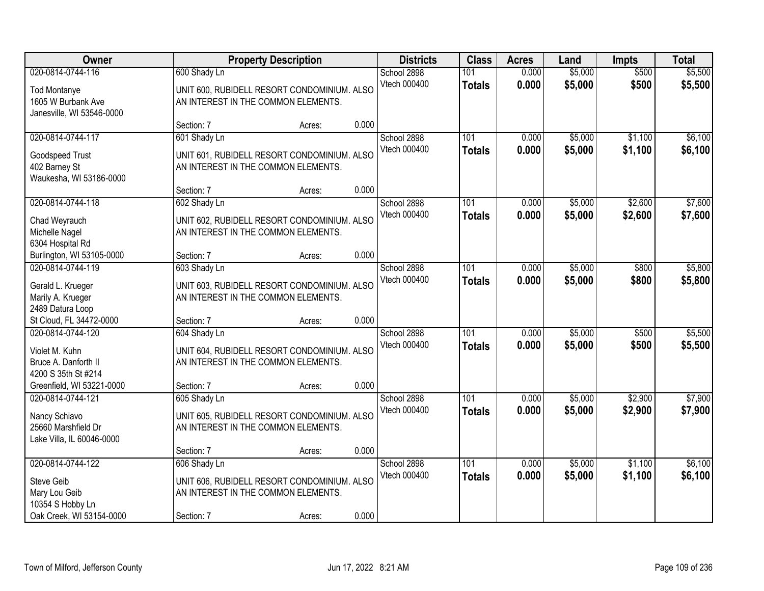| Owner | Property Description | Districts | Class | Acres | Land | Impts | Total |
|---|---|---|---|---|---|---|---|
| 020-0814-0744-116<br>Tod Montanye<br>1605 W Burbank Ave<br>Janesville, WI 53546-0000 | 600 Shady Ln<br>UNIT 600, RUBIDELL RESORT CONDOMINIUM. ALSO AN INTEREST IN THE COMMON ELEMENTS.<br>Section: 7 Acres: 0.000 | School 2898<br>Vtech 000400 | 101<br>**Totals** | 0.000<br>**0.000** | $5,000<br>**$5,000** | $500<br>**$500** | $5,500<br>**$5,500** |
| 020-0814-0744-117<br>Goodspeed Trust<br>402 Barney St<br>Waukesha, WI 53186-0000 | 601 Shady Ln<br>UNIT 601, RUBIDELL RESORT CONDOMINIUM. ALSO AN INTEREST IN THE COMMON ELEMENTS.<br>Section: 7 Acres: 0.000 | School 2898<br>Vtech 000400 | 101<br>**Totals** | 0.000<br>**0.000** | $5,000<br>**$5,000** | $1,100<br>**$1,100** | $6,100<br>**$6,100** |
| 020-0814-0744-118<br>Chad Weyrauch<br>Michelle Nagel<br>6304 Hospital Rd<br>Burlington, WI 53105-0000 | 602 Shady Ln<br>UNIT 602, RUBIDELL RESORT CONDOMINIUM. ALSO AN INTEREST IN THE COMMON ELEMENTS.<br>Section: 7 Acres: 0.000 | School 2898<br>Vtech 000400 | 101<br>**Totals** | 0.000<br>**0.000** | $5,000<br>**$5,000** | $2,600<br>**$2,600** | $7,600<br>**$7,600** |
| 020-0814-0744-119<br>Gerald L. Krueger<br>Marily A. Krueger<br>2489 Datura Loop<br>St Cloud, FL 34472-0000 | 603 Shady Ln<br>UNIT 603, RUBIDELL RESORT CONDOMINIUM. ALSO AN INTEREST IN THE COMMON ELEMENTS.<br>Section: 7 Acres: 0.000 | School 2898<br>Vtech 000400 | 101<br>**Totals** | 0.000<br>**0.000** | $5,000<br>**$5,000** | $800<br>**$800** | $5,800<br>**$5,800** |
| 020-0814-0744-120<br>Violet M. Kuhn<br>Bruce A. Danforth II<br>4200 S 35th St #214<br>Greenfield, WI 53221-0000 | 604 Shady Ln<br>UNIT 604, RUBIDELL RESORT CONDOMINIUM. ALSO AN INTEREST IN THE COMMON ELEMENTS.<br>Section: 7 Acres: 0.000 | School 2898<br>Vtech 000400 | 101<br>**Totals** | 0.000<br>**0.000** | $5,000<br>**$5,000** | $500<br>**$500** | $5,500<br>**$5,500** |
| 020-0814-0744-121<br>Nancy Schiavo<br>25660 Marshfield Dr<br>Lake Villa, IL 60046-0000 | 605 Shady Ln<br>UNIT 605, RUBIDELL RESORT CONDOMINIUM. ALSO AN INTEREST IN THE COMMON ELEMENTS.<br>Section: 7 Acres: 0.000 | School 2898<br>Vtech 000400 | 101<br>**Totals** | 0.000<br>**0.000** | $5,000<br>**$5,000** | $2,900<br>**$2,900** | $7,900<br>**$7,900** |
| 020-0814-0744-122<br>Steve Geib<br>Mary Lou Geib<br>10354 S Hobby Ln<br>Oak Creek, WI 53154-0000 | 606 Shady Ln<br>UNIT 606, RUBIDELL RESORT CONDOMINIUM. ALSO AN INTEREST IN THE COMMON ELEMENTS.<br>Section: 7 Acres: 0.000 | School 2898<br>Vtech 000400 | 101<br>**Totals** | 0.000<br>**0.000** | $5,000<br>**$5,000** | $1,100<br>**$1,100** | $6,100<br>**$6,100** |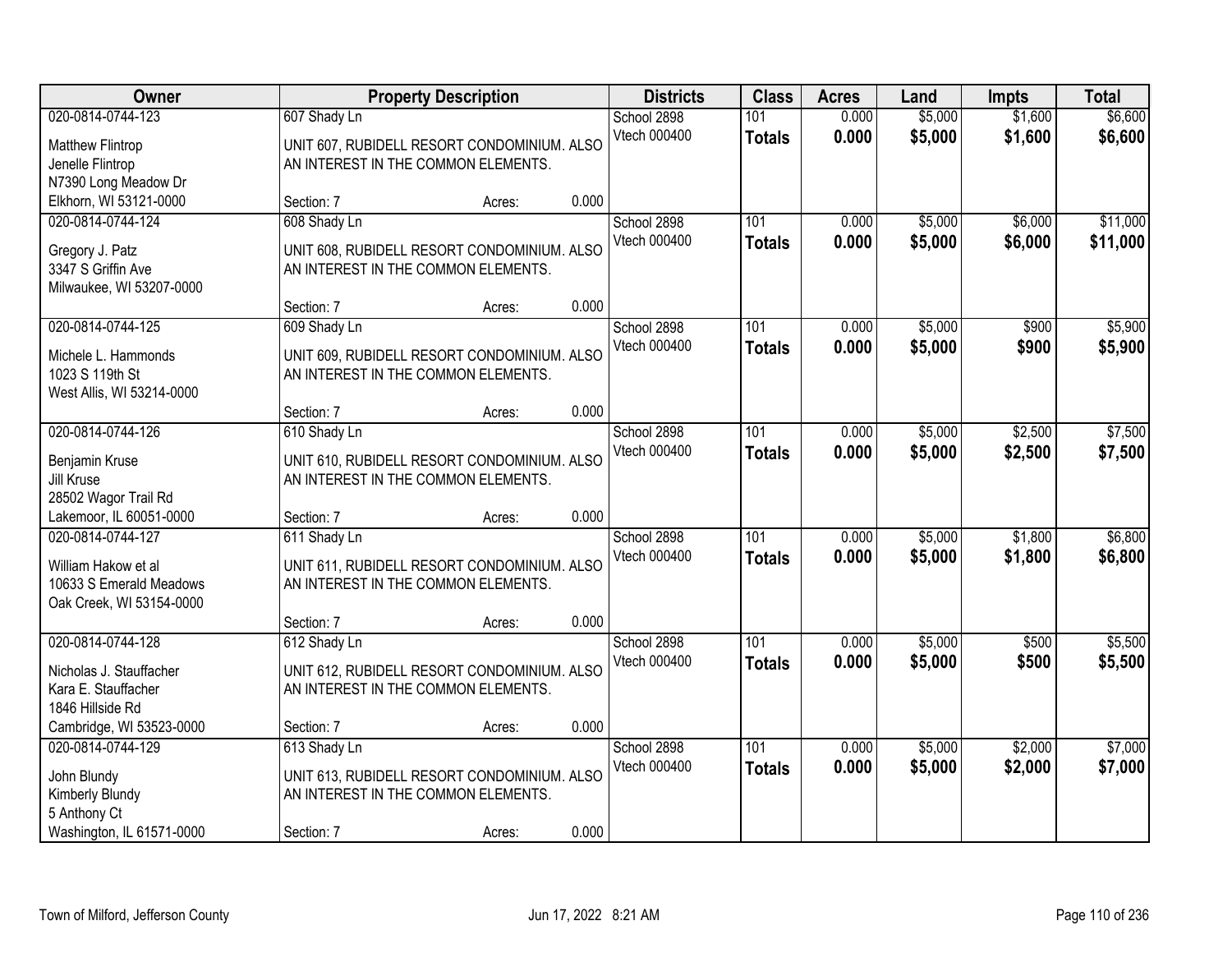| Owner | Property Description | Districts | Class | Acres | Land | Impts | Total |
|---|---|---|---|---|---|---|---|
| 020-0814-0744-123<br>Matthew Flintrop<br>Jenelle Flintrop<br>N7390 Long Meadow Dr<br>Elkhorn, WI 53121-0000 | 607 Shady Ln<br>UNIT 607, RUBIDELL RESORT CONDOMINIUM. ALSO AN INTEREST IN THE COMMON ELEMENTS.<br>Section: 7 Acres: 0.000 | School 2898<br>Vtech 000400 | 101<br>**Totals** | 0.000<br>**0.000** | $5,000<br>**$5,000** | $1,600<br>**$1,600** | $6,600<br>**$6,600** |
| 020-0814-0744-124<br>Gregory J. Patz<br>3347 S Griffin Ave<br>Milwaukee, WI 53207-0000 | 608 Shady Ln<br>UNIT 608, RUBIDELL RESORT CONDOMINIUM. ALSO AN INTEREST IN THE COMMON ELEMENTS.<br>Section: 7 Acres: 0.000 | School 2898<br>Vtech 000400 | 101<br>**Totals** | 0.000<br>**0.000** | $5,000<br>**$5,000** | $6,000<br>**$6,000** | $11,000<br>**$11,000** |
| 020-0814-0744-125<br>Michele L. Hammonds<br>1023 S 119th St<br>West Allis, WI 53214-0000 | 609 Shady Ln<br>UNIT 609, RUBIDELL RESORT CONDOMINIUM. ALSO AN INTEREST IN THE COMMON ELEMENTS.<br>Section: 7 Acres: 0.000 | School 2898<br>Vtech 000400 | 101<br>**Totals** | 0.000<br>**0.000** | $5,000<br>**$5,000** | $900<br>**$900** | $5,900<br>**$5,900** |
| 020-0814-0744-126<br>Benjamin Kruse<br>Jill Kruse<br>28502 Wagor Trail Rd<br>Lakemoor, IL 60051-0000 | 610 Shady Ln<br>UNIT 610, RUBIDELL RESORT CONDOMINIUM. ALSO AN INTEREST IN THE COMMON ELEMENTS.<br>Section: 7 Acres: 0.000 | School 2898<br>Vtech 000400 | 101<br>**Totals** | 0.000<br>**0.000** | $5,000<br>**$5,000** | $2,500<br>**$2,500** | $7,500<br>**$7,500** |
| 020-0814-0744-127<br>William Hakow et al<br>10633 S Emerald Meadows<br>Oak Creek, WI 53154-0000 | 611 Shady Ln<br>UNIT 611, RUBIDELL RESORT CONDOMINIUM. ALSO AN INTEREST IN THE COMMON ELEMENTS.<br>Section: 7 Acres: 0.000 | School 2898<br>Vtech 000400 | 101<br>**Totals** | 0.000<br>**0.000** | $5,000<br>**$5,000** | $1,800<br>**$1,800** | $6,800<br>**$6,800** |
| 020-0814-0744-128<br>Nicholas J. Stauffacher<br>Kara E. Stauffacher<br>1846 Hillside Rd<br>Cambridge, WI 53523-0000 | 612 Shady Ln<br>UNIT 612, RUBIDELL RESORT CONDOMINIUM. ALSO AN INTEREST IN THE COMMON ELEMENTS.<br>Section: 7 Acres: 0.000 | School 2898<br>Vtech 000400 | 101<br>**Totals** | 0.000<br>**0.000** | $5,000<br>**$5,000** | $500<br>**$500** | $5,500<br>**$5,500** |
| 020-0814-0744-129<br>John Blundy<br>Kimberly Blundy<br>5 Anthony Ct<br>Washington, IL 61571-0000 | 613 Shady Ln<br>UNIT 613, RUBIDELL RESORT CONDOMINIUM. ALSO AN INTEREST IN THE COMMON ELEMENTS.<br>Section: 7 Acres: 0.000 | School 2898<br>Vtech 000400 | 101<br>**Totals** | 0.000<br>**0.000** | $5,000<br>**$5,000** | $2,000<br>**$2,000** | $7,000<br>**$7,000** |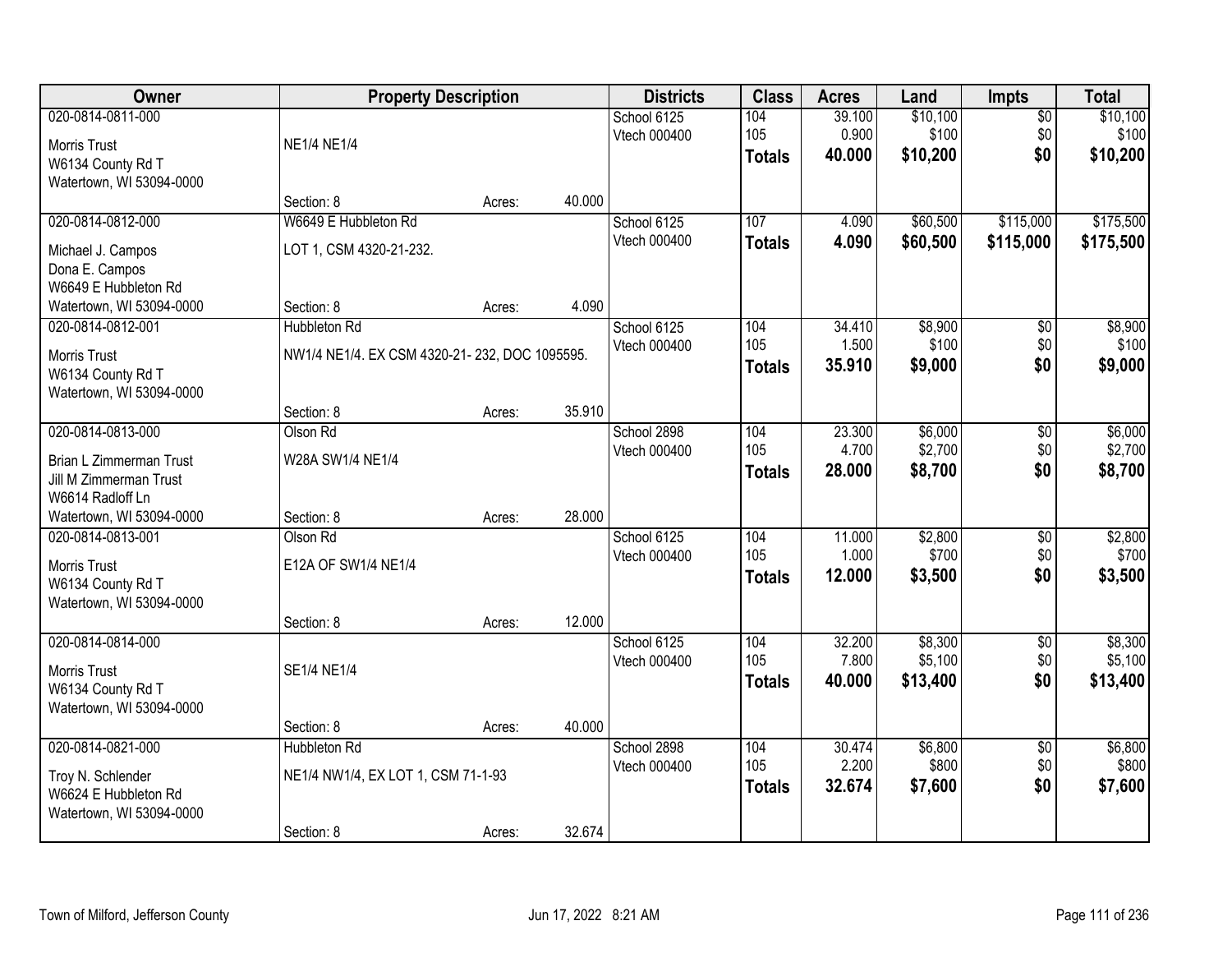| Owner | Property Description | | | Districts | Class | Acres | Land | Impts | Total |
|---|---|---|---|---|---|---|---|---|---|
| 020-0814-0811-000<br>Morris Trust<br>W6134 County Rd T<br>Watertown, WI 53094-0000 | NE1/4 NE1/4<br>Section: 8 | Acres: | 40.000 | School 6125<br>Vtech 000400 | 104<br>105<br>**Totals** | 39.100<br>0.900<br>**40.000** | $10,100<br>$100<br>**$10,200** | $0<br>$0<br>**$0** | $10,100<br>$100<br>**$10,200** |
| 020-0814-0812-000<br>Michael J. Campos<br>Dona E. Campos<br>W6649 E Hubbleton Rd<br>Watertown, WI 53094-0000 | W6649 E Hubbleton Rd<br>LOT 1, CSM 4320-21-232.<br>Section: 8 | Acres: | 4.090 | School 6125<br>Vtech 000400 | 107<br>**Totals** | 4.090<br>**4.090** | $60,500<br>**$60,500** | $115,000<br>**$115,000** | $175,500<br>**$175,500** |
| 020-0814-0812-001<br>Morris Trust<br>W6134 County Rd T<br>Watertown, WI 53094-0000 | Hubbleton Rd<br>NW1/4 NE1/4. EX CSM 4320-21- 232, DOC 1095595.<br>Section: 8 | Acres: | 35.910 | School 6125<br>Vtech 000400 | 104<br>105<br>**Totals** | 34.410<br>1.500<br>**35.910** | $8,900<br>$100<br>**$9,000** | $0<br>$0<br>**$0** | $8,900<br>$100<br>**$9,000** |
| 020-0814-0813-000<br>Brian L Zimmerman Trust<br>Jill M Zimmerman Trust<br>W6614 Radloff Ln<br>Watertown, WI 53094-0000 | Olson Rd<br>W28A SW1/4 NE1/4<br>Section: 8 | Acres: | 28.000 | School 2898<br>Vtech 000400 | 104<br>105<br>**Totals** | 23.300<br>4.700<br>**28.000** | $6,000<br>$2,700<br>**$8,700** | $0<br>$0<br>**$0** | $6,000<br>$2,700<br>**$8,700** |
| 020-0814-0813-001<br>Morris Trust<br>W6134 County Rd T<br>Watertown, WI 53094-0000 | Olson Rd<br>E12A OF SW1/4 NE1/4<br>Section: 8 | Acres: | 12.000 | School 6125<br>Vtech 000400 | 104<br>105<br>**Totals** | 11.000<br>1.000<br>**12.000** | $2,800<br>$700<br>**$3,500** | $0<br>$0<br>**$0** | $2,800<br>$700<br>**$3,500** |
| 020-0814-0814-000<br>Morris Trust<br>W6134 County Rd T<br>Watertown, WI 53094-0000 | SE1/4 NE1/4<br>Section: 8 | Acres: | 40.000 | School 6125<br>Vtech 000400 | 104<br>105<br>**Totals** | 32.200<br>7.800<br>**40.000** | $8,300<br>$5,100<br>**$13,400** | $0<br>$0<br>**$0** | $8,300<br>$5,100<br>**$13,400** |
| 020-0814-0821-000<br>Troy N. Schlender<br>W6624 E Hubbleton Rd<br>Watertown, WI 53094-0000 | Hubbleton Rd<br>NE1/4 NW1/4, EX LOT 1, CSM 71-1-93<br>Section: 8 | Acres: | 32.674 | School 2898<br>Vtech 000400 | 104<br>105<br>**Totals** | 30.474<br>2.200<br>**32.674** | $6,800<br>$800<br>**$7,600** | $0<br>$0<br>**$0** | $6,800<br>$800<br>**$7,600** |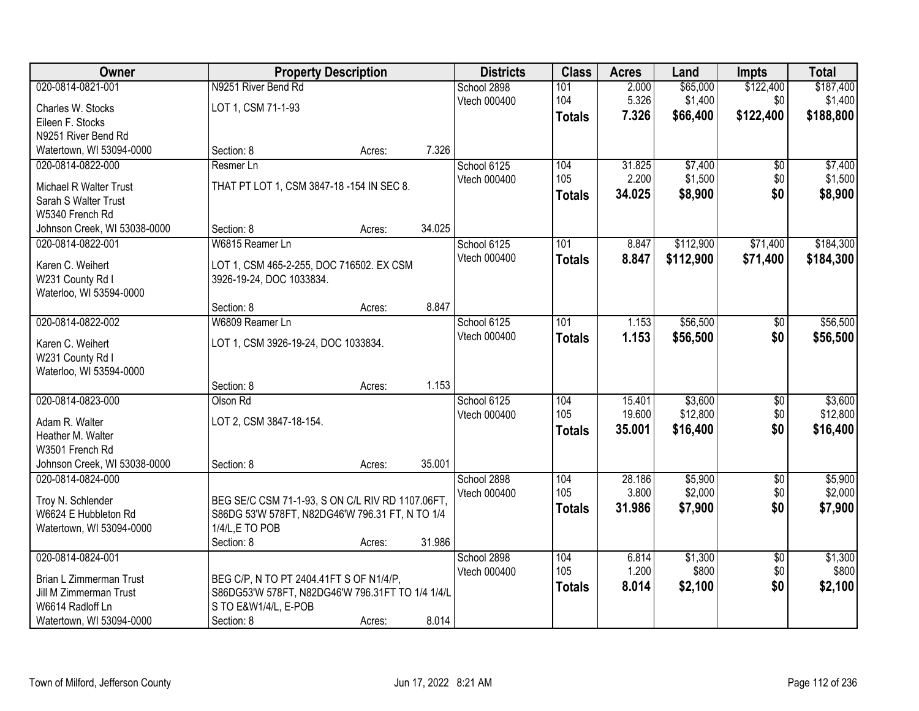| Owner | Property Description | | | Districts | Class | Acres | Land | Impts | Total |
|---|---|---|---|---|---|---|---|---|---|
| 020-0814-0821-001 | N9251 River Bend Rd | | | School 2898 | 101 | 2.000 | $65,000 | $122,400 | $187,400 |
| Charles W. Stocks | LOT 1, CSM 71-1-93 | | | Vtech 000400 | 104 | 5.326 | $1,400 | $0 | $1,400 |
| Eileen F. Stocks | | | | | **Totals** | **7.326** | **$66,400** | **$122,400** | **$188,800** |
| N9251 River Bend Rd | | | | | | | | | |
| Watertown, WI 53094-0000 | Section: 8 | Acres: | 7.326 | | | | | | |
| 020-0814-0822-000 | Resmer Ln | | | School 6125 | 104 | 31.825 | $7,400 | $0 | $7,400 |
| Michael R Walter Trust | THAT PT LOT 1, CSM 3847-18 -154 IN SEC 8. | | | Vtech 000400 | 105 | 2.200 | $1,500 | $0 | $1,500 |
| Sarah S Walter Trust | | | | | **Totals** | **34.025** | **$8,900** | **$0** | **$8,900** |
| W5340 French Rd | | | | | | | | | |
| Johnson Creek, WI 53038-0000 | Section: 8 | Acres: | 34.025 | | | | | | |
| 020-0814-0822-001 | W6815 Reamer Ln | | | School 6125 | 101 | 8.847 | $112,900 | $71,400 | $184,300 |
| Karen C. Weihert | LOT 1, CSM 465-2-255, DOC 716502. EX CSM | | | Vtech 000400 | **Totals** | **8.847** | **$112,900** | **$71,400** | **$184,300** |
| W231 County Rd I | 3926-19-24, DOC 1033834. | | | | | | | | |
| Waterloo, WI 53594-0000 | | | | | | | | | |
| | Section: 8 | Acres: | 8.847 | | | | | | |
| 020-0814-0822-002 | W6809 Reamer Ln | | | School 6125 | 101 | 1.153 | $56,500 | $0 | $56,500 |
| Karen C. Weihert | LOT 1, CSM 3926-19-24, DOC 1033834. | | | Vtech 000400 | **Totals** | **1.153** | **$56,500** | **$0** | **$56,500** |
| W231 County Rd I | | | | | | | | | |
| Waterloo, WI 53594-0000 | | | | | | | | | |
| | Section: 8 | Acres: | 1.153 | | | | | | |
| 020-0814-0823-000 | Olson Rd | | | School 6125 | 104 | 15.401 | $3,600 | $0 | $3,600 |
| Adam R. Walter | LOT 2, CSM 3847-18-154. | | | Vtech 000400 | 105 | 19.600 | $12,800 | $0 | $12,800 |
| Heather M. Walter | | | | | **Totals** | **35.001** | **$16,400** | **$0** | **$16,400** |
| W3501 French Rd | | | | | | | | | |
| Johnson Creek, WI 53038-0000 | Section: 8 | Acres: | 35.001 | | | | | | |
| 020-0814-0824-000 | | | | School 2898 | 104 | 28.186 | $5,900 | $0 | $5,900 |
| Troy N. Schlender | BEG SE/C CSM 71-1-93, S ON C/L RIV RD 1107.06FT, | | | Vtech 000400 | 105 | 3.800 | $2,000 | $0 | $2,000 |
| W6624 E Hubbleton Rd | S86DG 53'W 578FT, N82DG46'W 796.31 FT, N TO 1/4 | | | | **Totals** | **31.986** | **$7,900** | **$0** | **$7,900** |
| Watertown, WI 53094-0000 | 1/4/L,E TO POB | | | | | | | | |
| | Section: 8 | Acres: | 31.986 | | | | | | |
| 020-0814-0824-001 | | | | School 2898 | 104 | 6.814 | $1,300 | $0 | $1,300 |
| Brian L Zimmerman Trust | BEG C/P, N TO PT 2404.41FT S OF N1/4/P, | | | Vtech 000400 | 105 | 1.200 | $800 | $0 | $800 |
| Jill M Zimmerman Trust | S86DG53'W 578FT, N82DG46'W 796.31FT TO 1/4 1/4/L | | | | **Totals** | **8.014** | **$2,100** | **$0** | **$2,100** |
| W6614 Radloff Ln | S TO E&W1/4/L, E-POB | | | | | | | | |
| Watertown, WI 53094-0000 | Section: 8 | Acres: | 8.014 | | | | | | |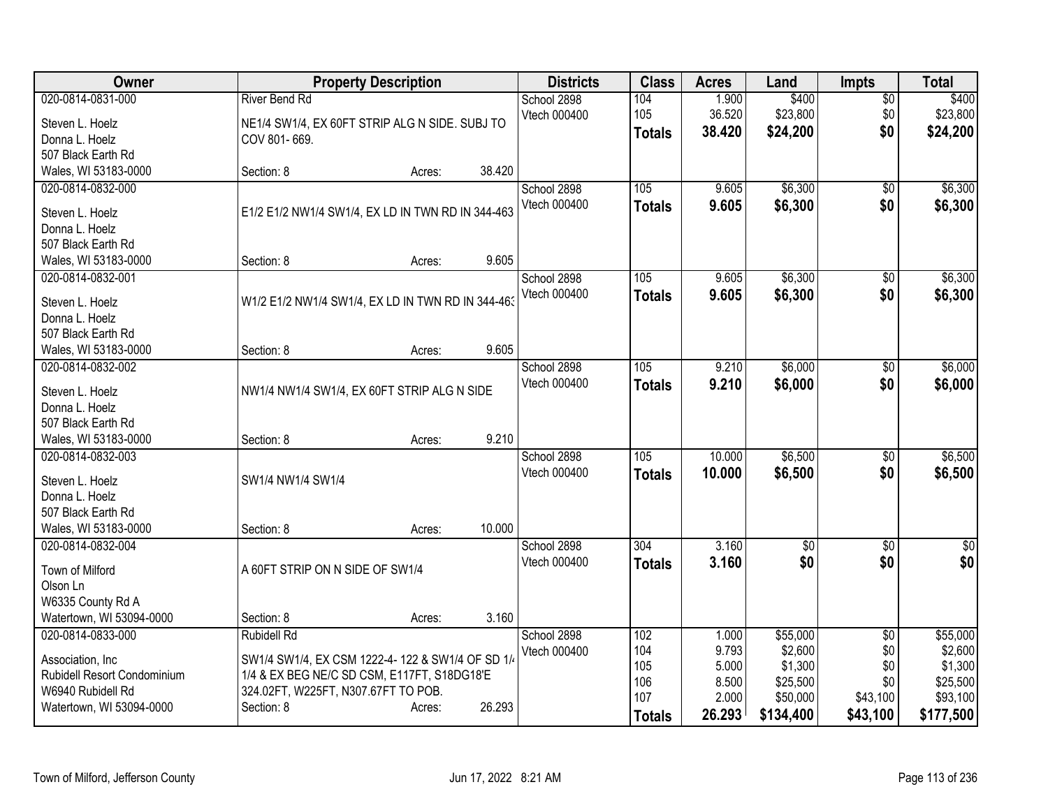| Owner | Property Description | Districts | Class | Acres | Land | Impts | Total |
|---|---|---|---|---|---|---|---|
| 020-0814-0831-000<br>Steven L. Hoelz<br>Donna L. Hoelz<br>507 Black Earth Rd<br>Wales, WI 53183-0000 | River Bend Rd<br>NE1/4 SW1/4, EX 60FT STRIP ALG N SIDE. SUBJ TO COV 801- 669.<br>Section: 8 Acres: 38.420 | School 2898<br>Vtech 000400 | 104<br>105<br>**Totals** | 1.900<br>36.520<br>**38.420** | $400<br>$23,800<br>**$24,200** | $0<br>$0<br>**$0** | $400<br>$23,800<br>**$24,200** |
| 020-0814-0832-000<br>Steven L. Hoelz<br>Donna L. Hoelz<br>507 Black Earth Rd<br>Wales, WI 53183-0000 | E1/2 E1/2 NW1/4 SW1/4, EX LD IN TWN RD IN 344-463<br>Section: 8 Acres: 9.605 | School 2898<br>Vtech 000400 | 105<br>**Totals** | 9.605<br>**9.605** | $6,300<br>**$6,300** | $0<br>**$0** | $6,300<br>**$6,300** |
| 020-0814-0832-001<br>Steven L. Hoelz<br>Donna L. Hoelz<br>507 Black Earth Rd<br>Wales, WI 53183-0000 | W1/2 E1/2 NW1/4 SW1/4, EX LD IN TWN RD IN 344-463<br>Section: 8 Acres: 9.605 | School 2898<br>Vtech 000400 | 105<br>**Totals** | 9.605<br>**9.605** | $6,300<br>**$6,300** | $0<br>**$0** | $6,300<br>**$6,300** |
| 020-0814-0832-002<br>Steven L. Hoelz<br>Donna L. Hoelz<br>507 Black Earth Rd<br>Wales, WI 53183-0000 | NW1/4 NW1/4 SW1/4, EX 60FT STRIP ALG N SIDE<br>Section: 8 Acres: 9.210 | School 2898<br>Vtech 000400 | 105<br>**Totals** | 9.210<br>**9.210** | $6,000<br>**$6,000** | $0<br>**$0** | $6,000<br>**$6,000** |
| 020-0814-0832-003<br>Steven L. Hoelz<br>Donna L. Hoelz<br>507 Black Earth Rd<br>Wales, WI 53183-0000 | SW1/4 NW1/4 SW1/4<br>Section: 8 Acres: 10.000 | School 2898<br>Vtech 000400 | 105<br>**Totals** | 10.000<br>**10.000** | $6,500<br>**$6,500** | $0<br>**$0** | $6,500<br>**$6,500** |
| 020-0814-0832-004<br>Town of Milford<br>Olson Ln<br>W6335 County Rd A<br>Watertown, WI 53094-0000 | A 60FT STRIP ON N SIDE OF SW1/4<br>Section: 8 Acres: 3.160 | School 2898<br>Vtech 000400 | 304<br>**Totals** | 3.160<br>**3.160** | $0<br>**$0** | $0<br>**$0** | $0<br>**$0** |
| 020-0814-0833-000<br>Association, Inc<br>Rubidell Resort Condominium<br>W6940 Rubidell Rd<br>Watertown, WI 53094-0000 | Rubidell Rd<br>SW1/4 SW1/4, EX CSM 1222-4- 122 & SW1/4 OF SD 1/4 & EX BEG NE/C SD CSM, E117FT, S18DG18'E 324.02FT, W225FT, N307.67FT TO POB.<br>Section: 8 Acres: 26.293 | School 2898<br>Vtech 000400 | 102<br>104<br>105<br>106<br>107<br>**Totals** | 1.000<br>9.793<br>5.000<br>8.500<br>2.000<br>**26.293** | $55,000<br>$2,600<br>$1,300<br>$25,500<br>$50,000<br>**$134,400** | $0<br>$0<br>$0<br>$0<br>$43,100<br>**$43,100** | $55,000<br>$2,600<br>$1,300<br>$25,500<br>$93,100<br>**$177,500** |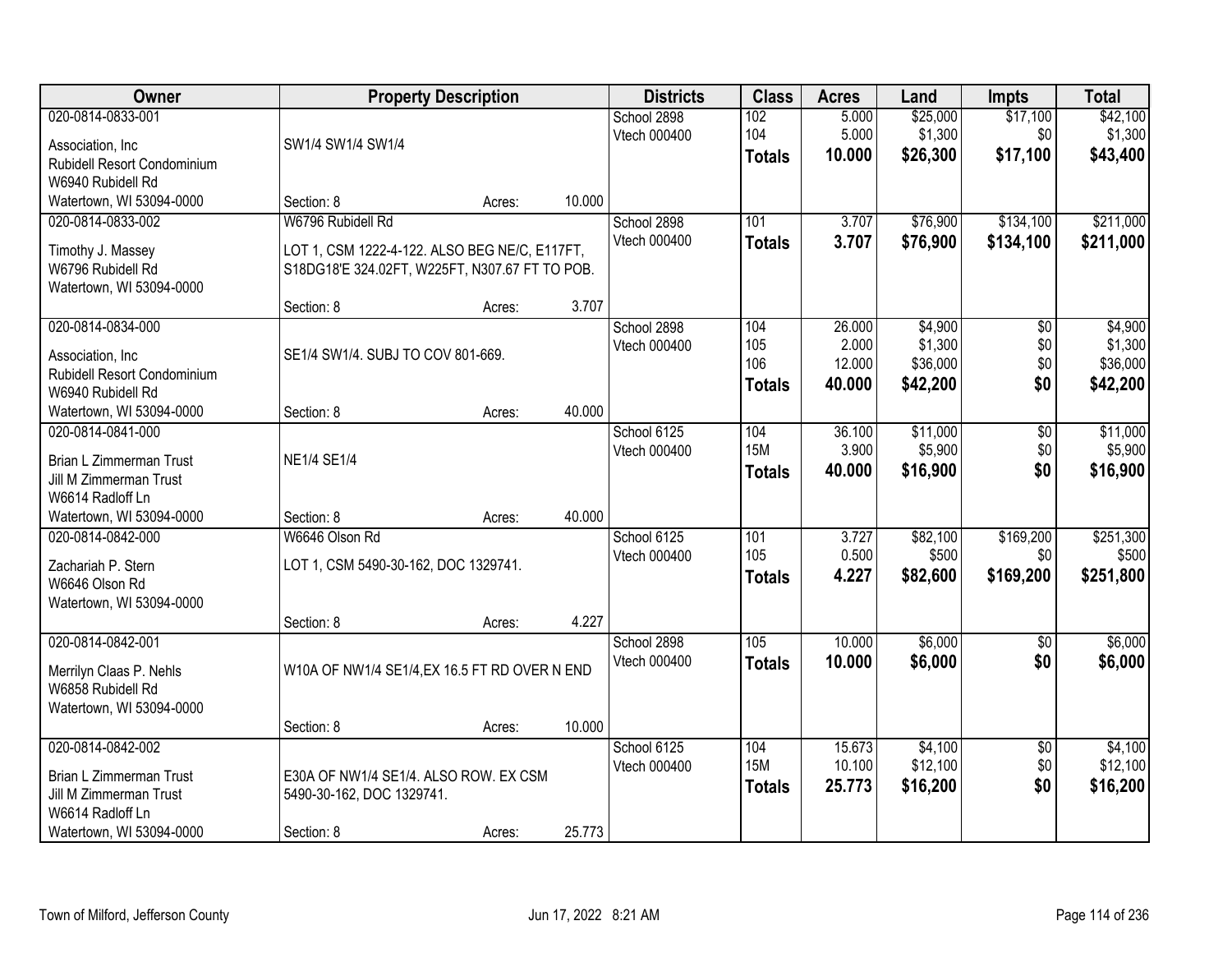| Owner | Property Description | | | Districts | Class | Acres | Land | Impts | Total |
|---|---|---|---|---|---|---|---|---|---|
| 020-0814-0833-001<br>Association, Inc<br>Rubidell Resort Condominium<br>W6940 Rubidell Rd<br>Watertown, WI 53094-0000 | SW1/4 SW1/4 SW1/4<br>Section: 8 | Acres: | 10.000 | School 2898<br>Vtech 000400 | 102<br>104<br>**Totals** | 5.000<br>5.000<br>**10.000** | $25,000<br>$1,300<br>**$26,300** | $17,100<br>$0<br>**$17,100** | $42,100<br>$1,300<br>**$43,400** |
| 020-0814-0833-002<br>Timothy J. Massey<br>W6796 Rubidell Rd<br>Watertown, WI 53094-0000 | W6796 Rubidell Rd<br>LOT 1, CSM 1222-4-122. ALSO BEG NE/C, E117FT, S18DG18'E 324.02FT, W225FT, N307.67 FT TO POB.<br>Section: 8 | Acres: | 3.707 | School 2898<br>Vtech 000400 | 101<br>**Totals** | 3.707<br>**3.707** | $76,900<br>**$76,900** | $134,100<br>**$134,100** | $211,000<br>**$211,000** |
| 020-0814-0834-000<br>Association, Inc<br>Rubidell Resort Condominium<br>W6940 Rubidell Rd<br>Watertown, WI 53094-0000 | SE1/4 SW1/4. SUBJ TO COV 801-669.<br>Section: 8 | Acres: | 40.000 | School 2898<br>Vtech 000400 | 104<br>105<br>106<br>**Totals** | 26.000<br>2.000<br>12.000<br>**40.000** | $4,900<br>$1,300<br>$36,000<br>**$42,200** | $0<br>$0<br>$0<br>**$0** | $4,900<br>$1,300<br>$36,000<br>**$42,200** |
| 020-0814-0841-000<br>Brian L Zimmerman Trust<br>Jill M Zimmerman Trust<br>W6614 Radloff Ln<br>Watertown, WI 53094-0000 | NE1/4 SE1/4<br>Section: 8 | Acres: | 40.000 | School 6125<br>Vtech 000400 | 104<br>15M<br>**Totals** | 36.100<br>3.900<br>**40.000** | $11,000<br>$5,900<br>**$16,900** | $0<br>$0<br>**$0** | $11,000<br>$5,900<br>**$16,900** |
| 020-0814-0842-000<br>Zachariah P. Stern<br>W6646 Olson Rd<br>Watertown, WI 53094-0000 | W6646 Olson Rd<br>LOT 1, CSM 5490-30-162, DOC 1329741.<br>Section: 8 | Acres: | 4.227 | School 6125<br>Vtech 000400 | 101<br>105<br>**Totals** | 3.727<br>0.500<br>**4.227** | $82,100<br>$500<br>**$82,600** | $169,200<br>$0<br>**$169,200** | $251,300<br>$500<br>**$251,800** |
| 020-0814-0842-001<br>Merrilyn Claas P. Nehls<br>W6858 Rubidell Rd<br>Watertown, WI 53094-0000 | W10A OF NW1/4 SE1/4,EX 16.5 FT RD OVER N END<br>Section: 8 | Acres: | 10.000 | School 2898<br>Vtech 000400 | 105<br>**Totals** | 10.000<br>**10.000** | $6,000<br>**$6,000** | $0<br>**$0** | $6,000<br>**$6,000** |
| 020-0814-0842-002<br>Brian L Zimmerman Trust<br>Jill M Zimmerman Trust<br>W6614 Radloff Ln<br>Watertown, WI 53094-0000 | E30A OF NW1/4 SE1/4. ALSO ROW. EX CSM 5490-30-162, DOC 1329741.<br>Section: 8 | Acres: | 25.773 | School 6125<br>Vtech 000400 | 104<br>15M<br>**Totals** | 15.673<br>10.100<br>**25.773** | $4,100<br>$12,100<br>**$16,200** | $0<br>$0<br>**$0** | $4,100<br>$12,100<br>**$16,200** |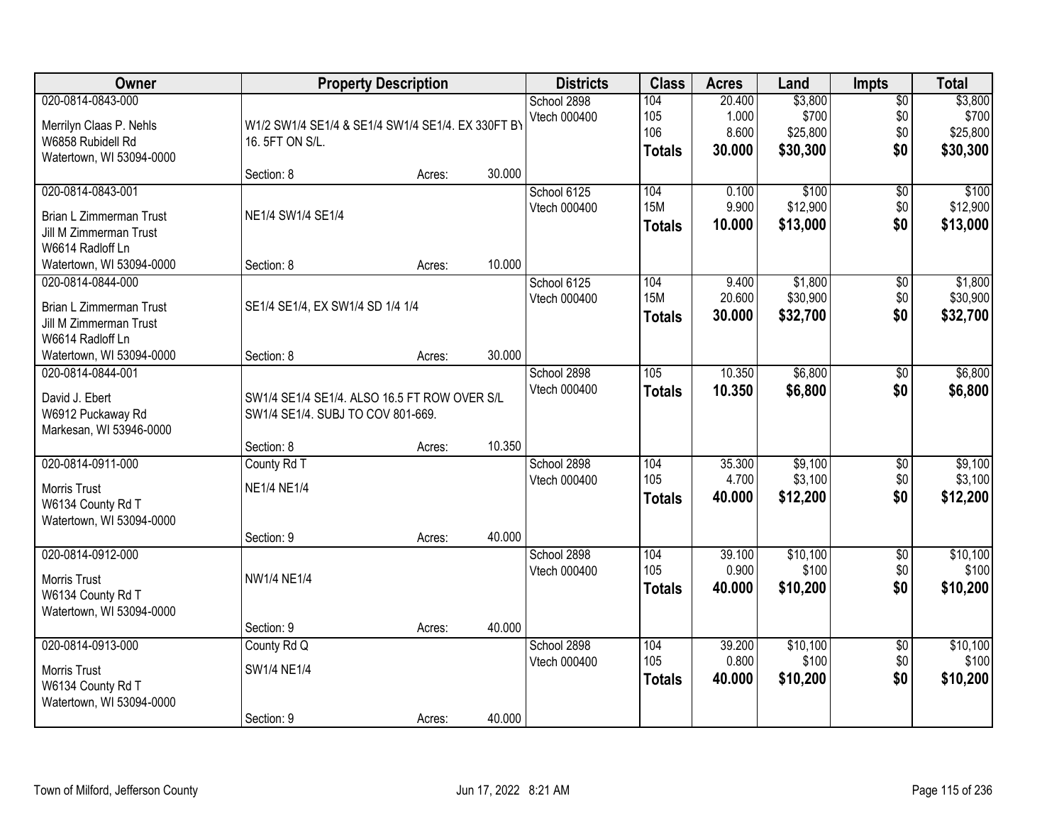| Owner | Property Description | Districts | Class | Acres | Land | Impts | Total |
|---|---|---|---|---|---|---|---|
| 020-0814-0843-000<br>Merrilyn Claas P. Nehls<br>W6858 Rubidell Rd<br>Watertown, WI 53094-0000 | W1/2 SW1/4 SE1/4 & SE1/4 SW1/4 SE1/4. EX 330FT BY 16. 5FT ON S/L.<br>Section: 8 Acres: 30.000 | School 2898<br>Vtech 000400 | 104<br>105<br>106<br>**Totals** | 20.400<br>1.000<br>8.600<br>**30.000** | $3,800<br>$700<br>$25,800<br>**$30,300** | $0<br>$0<br>$0<br>**$0** | $3,800<br>$700<br>$25,800<br>**$30,300** |
| 020-0814-0843-001<br>Brian L Zimmerman Trust<br>Jill M Zimmerman Trust<br>W6614 Radloff Ln<br>Watertown, WI 53094-0000 | NE1/4 SW1/4 SE1/4<br>Section: 8 Acres: 10.000 | School 6125<br>Vtech 000400 | 104<br>15M<br>**Totals** | 0.100<br>9.900<br>**10.000** | $100<br>$12,900<br>**$13,000** | $0<br>$0<br>**$0** | $100<br>$12,900<br>**$13,000** |
| 020-0814-0844-000<br>Brian L Zimmerman Trust<br>Jill M Zimmerman Trust<br>W6614 Radloff Ln<br>Watertown, WI 53094-0000 | SE1/4 SE1/4, EX SW1/4 SD 1/4 1/4<br>Section: 8 Acres: 30.000 | School 6125<br>Vtech 000400 | 104<br>15M<br>**Totals** | 9.400<br>20.600<br>**30.000** | $1,800<br>$30,900<br>**$32,700** | $0<br>$0<br>**$0** | $1,800<br>$30,900<br>**$32,700** |
| 020-0814-0844-001<br>David J. Ebert<br>W6912 Puckaway Rd<br>Markesan, WI 53946-0000 | SW1/4 SE1/4 SE1/4. ALSO 16.5 FT ROW OVER S/L SW1/4 SE1/4. SUBJ TO COV 801-669.<br>Section: 8 Acres: 10.350 | School 2898<br>Vtech 000400 | 105<br>**Totals** | 10.350<br>**10.350** | $6,800<br>**$6,800** | $0<br>**$0** | $6,800<br>**$6,800** |
| 020-0814-0911-000<br>Morris Trust<br>W6134 County Rd T<br>Watertown, WI 53094-0000 | County Rd T<br>NE1/4 NE1/4<br>Section: 9 Acres: 40.000 | School 2898<br>Vtech 000400 | 104<br>105<br>**Totals** | 35.300<br>4.700<br>**40.000** | $9,100<br>$3,100<br>**$12,200** | $0<br>$0<br>**$0** | $9,100<br>$3,100<br>**$12,200** |
| 020-0814-0912-000<br>Morris Trust<br>W6134 County Rd T<br>Watertown, WI 53094-0000 | NW1/4 NE1/4<br>Section: 9 Acres: 40.000 | School 2898<br>Vtech 000400 | 104<br>105<br>**Totals** | 39.100<br>0.900<br>**40.000** | $10,100<br>$100<br>**$10,200** | $0<br>$0<br>**$0** | $10,100<br>$100<br>**$10,200** |
| 020-0814-0913-000<br>Morris Trust<br>W6134 County Rd T<br>Watertown, WI 53094-0000 | County Rd Q<br>SW1/4 NE1/4<br>Section: 9 Acres: 40.000 | School 2898<br>Vtech 000400 | 104<br>105<br>**Totals** | 39.200<br>0.800<br>**40.000** | $10,100<br>$100<br>**$10,200** | $0<br>$0<br>**$0** | $10,100<br>$100<br>**$10,200** |

Town of Milford, Jefferson County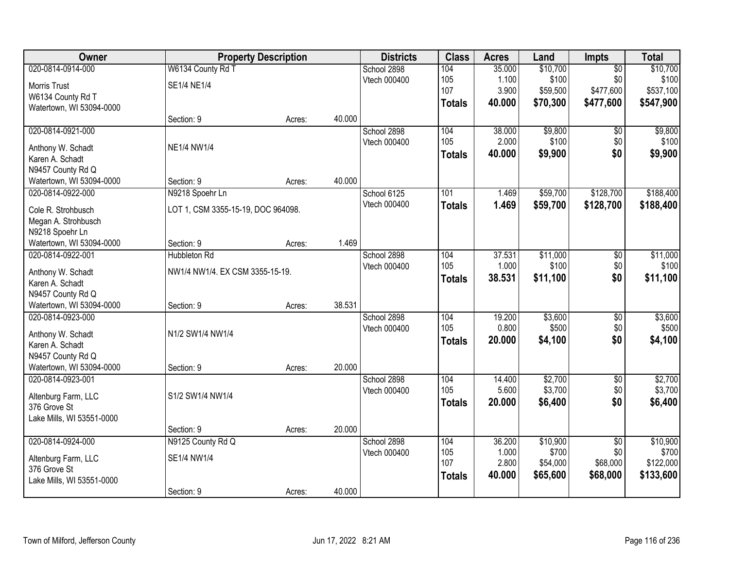| Owner | Property Description | | | Districts | Class | Acres | Land | Impts | Total |
|---|---|---|---|---|---|---|---|---|---|
| 020-0814-0914-000 | W6134 County Rd T | | | School 2898 | 104 | 35.000 | $10,700 | $0 | $10,700 |
| Morris Trust | SE1/4 NE1/4 | | | Vtech 000400 | 105 | 1.100 | $100 | $0 | $100 |
| W6134 County Rd T | | | | | 107 | 3.900 | $59,500 | $477,600 | $537,100 |
| Watertown, WI 53094-0000 | | | | | **Totals** | **40.000** | **$70,300** | **$477,600** | **$547,900** |
| | Section: 9 | Acres: | 40.000 | | | | | | |
| 020-0814-0921-000 | | | | School 2898 | 104 | 38.000 | $9,800 | $0 | $9,800 |
| Anthony W. Schadt | NE1/4 NW1/4 | | | Vtech 000400 | 105 | 2.000 | $100 | $0 | $100 |
| Karen A. Schadt | | | | | **Totals** | **40.000** | **$9,900** | **$0** | **$9,900** |
| N9457 County Rd Q | | | | | | | | | |
| Watertown, WI 53094-0000 | Section: 9 | Acres: | 40.000 | | | | | | |
| 020-0814-0922-000 | N9218 Spoehr Ln | | | School 6125 | 101 | 1.469 | $59,700 | $128,700 | $188,400 |
| Cole R. Strohbusch | LOT 1, CSM 3355-15-19, DOC 964098. | | | Vtech 000400 | **Totals** | **1.469** | **$59,700** | **$128,700** | **$188,400** |
| Megan A. Strohbusch | | | | | | | | | |
| N9218 Spoehr Ln | | | | | | | | | |
| Watertown, WI 53094-0000 | Section: 9 | Acres: | 1.469 | | | | | | |
| 020-0814-0922-001 | Hubbleton Rd | | | School 2898 | 104 | 37.531 | $11,000 | $0 | $11,000 |
| Anthony W. Schadt | NW1/4 NW1/4. EX CSM 3355-15-19. | | | Vtech 000400 | 105 | 1.000 | $100 | $0 | $100 |
| Karen A. Schadt | | | | | **Totals** | **38.531** | **$11,100** | **$0** | **$11,100** |
| N9457 County Rd Q | | | | | | | | | |
| Watertown, WI 53094-0000 | Section: 9 | Acres: | 38.531 | | | | | | |
| 020-0814-0923-000 | | | | School 2898 | 104 | 19.200 | $3,600 | $0 | $3,600 |
| Anthony W. Schadt | N1/2 SW1/4 NW1/4 | | | Vtech 000400 | 105 | 0.800 | $500 | $0 | $500 |
| Karen A. Schadt | | | | | **Totals** | **20.000** | **$4,100** | **$0** | **$4,100** |
| N9457 County Rd Q | | | | | | | | | |
| Watertown, WI 53094-0000 | Section: 9 | Acres: | 20.000 | | | | | | |
| 020-0814-0923-001 | | | | School 2898 | 104 | 14.400 | $2,700 | $0 | $2,700 |
| Altenburg Farm, LLC | S1/2 SW1/4 NW1/4 | | | Vtech 000400 | 105 | 5.600 | $3,700 | $0 | $3,700 |
| 376 Grove St | | | | | **Totals** | **20.000** | **$6,400** | **$0** | **$6,400** |
| Lake Mills, WI 53551-0000 | | | | | | | | | |
| | Section: 9 | Acres: | 20.000 | | | | | | |
| 020-0814-0924-000 | N9125 County Rd Q | | | School 2898 | 104 | 36.200 | $10,900 | $0 | $10,900 |
| Altenburg Farm, LLC | SE1/4 NW1/4 | | | Vtech 000400 | 105 | 1.000 | $700 | $0 | $700 |
| 376 Grove St | | | | | 107 | 2.800 | $54,000 | $68,000 | $122,000 |
| Lake Mills, WI 53551-0000 | | | | | **Totals** | **40.000** | **$65,600** | **$68,000** | **$133,600** |
| | Section: 9 | Acres: | 40.000 | | | | | | |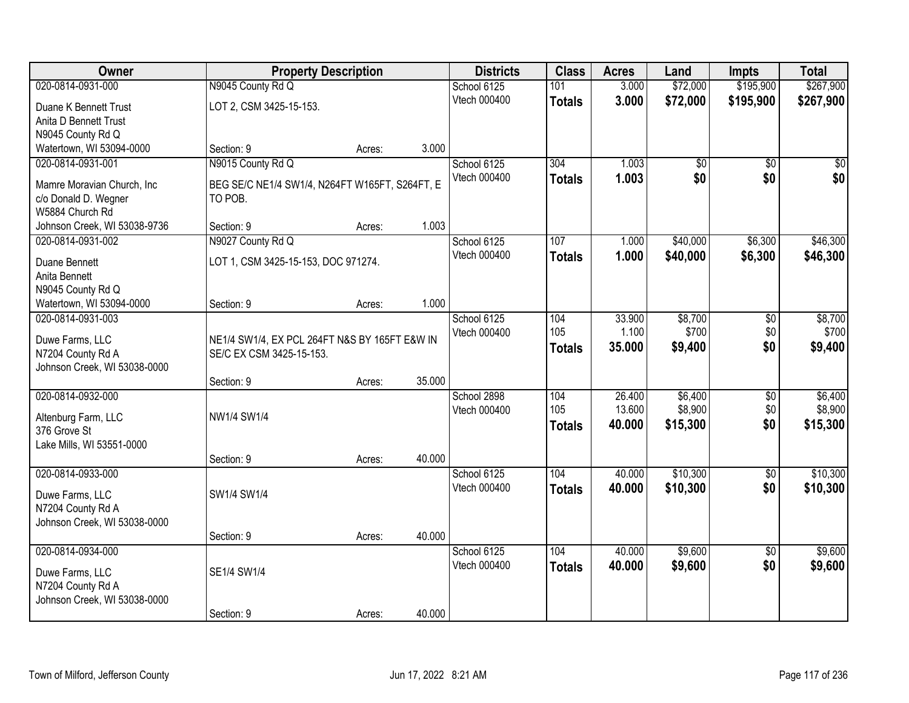| Owner | Property Description | | | Districts | Class | Acres | Land | Impts | Total |
|---|---|---|---|---|---|---|---|---|---|
| 020-0814-0931-000 | N9045 County Rd Q | | | School 6125 | 101 | 3.000 | $72,000 | $195,900 | $267,900 |
| Duane K Bennett Trust<br>Anita D Bennett Trust<br>N9045 County Rd Q<br>Watertown, WI 53094-0000 | LOT 2, CSM 3425-15-153. | | | Vtech 000400 | **Totals** | **3.000** | **$72,000** | **$195,900** | **$267,900** |
| | Section: 9 | Acres: | 3.000 | | | | | | |
| 020-0814-0931-001 | N9015 County Rd Q | | | School 6125 | 304 | 1.003 | $0 | $0 | $0 |
| Mamre Moravian Church, Inc<br>c/o Donald D. Wegner<br>W5884 Church Rd<br>Johnson Creek, WI 53038-9736 | BEG SE/C NE1/4 SW1/4, N264FT W165FT, S264FT, E TO POB. | | | Vtech 000400 | **Totals** | **1.003** | **$0** | **$0** | **$0** |
| | Section: 9 | Acres: | 1.003 | | | | | | |
| 020-0814-0931-002 | N9027 County Rd Q | | | School 6125 | 107 | 1.000 | $40,000 | $6,300 | $46,300 |
| Duane Bennett<br>Anita Bennett<br>N9045 County Rd Q<br>Watertown, WI 53094-0000 | LOT 1, CSM 3425-15-153, DOC 971274. | | | Vtech 000400 | **Totals** | **1.000** | **$40,000** | **$6,300** | **$46,300** |
| | Section: 9 | Acres: | 1.000 | | | | | | |
| 020-0814-0931-003 | | | | School 6125 | 104 | 33.900 | $8,700 | $0 | $8,700 |
| Duwe Farms, LLC<br>N7204 County Rd A<br>Johnson Creek, WI 53038-0000 | NE1/4 SW1/4, EX PCL 264FT N&S BY 165FT E&W IN SE/C EX CSM 3425-15-153. | | | Vtech 000400 | 105 | 1.100 | $700 | $0 | $700 |
| | | | | | **Totals** | **35.000** | **$9,400** | **$0** | **$9,400** |
| | Section: 9 | Acres: | 35.000 | | | | | | |
| 020-0814-0932-000 | | | | School 2898 | 104 | 26.400 | $6,400 | $0 | $6,400 |
| Altenburg Farm, LLC<br>376 Grove St<br>Lake Mills, WI 53551-0000 | NW1/4 SW1/4 | | | Vtech 000400 | 105 | 13.600 | $8,900 | $0 | $8,900 |
| | | | | | **Totals** | **40.000** | **$15,300** | **$0** | **$15,300** |
| | Section: 9 | Acres: | 40.000 | | | | | | |
| 020-0814-0933-000 | | | | School 6125 | 104 | 40.000 | $10,300 | $0 | $10,300 |
| Duwe Farms, LLC<br>N7204 County Rd A<br>Johnson Creek, WI 53038-0000 | SW1/4 SW1/4 | | | Vtech 000400 | **Totals** | **40.000** | **$10,300** | **$0** | **$10,300** |
| | Section: 9 | Acres: | 40.000 | | | | | | |
| 020-0814-0934-000 | | | | School 6125 | 104 | 40.000 | $9,600 | $0 | $9,600 |
| Duwe Farms, LLC<br>N7204 County Rd A<br>Johnson Creek, WI 53038-0000 | SE1/4 SW1/4 | | | Vtech 000400 | **Totals** | **40.000** | **$9,600** | **$0** | **$9,600** |
| | Section: 9 | Acres: | 40.000 | | | | | | |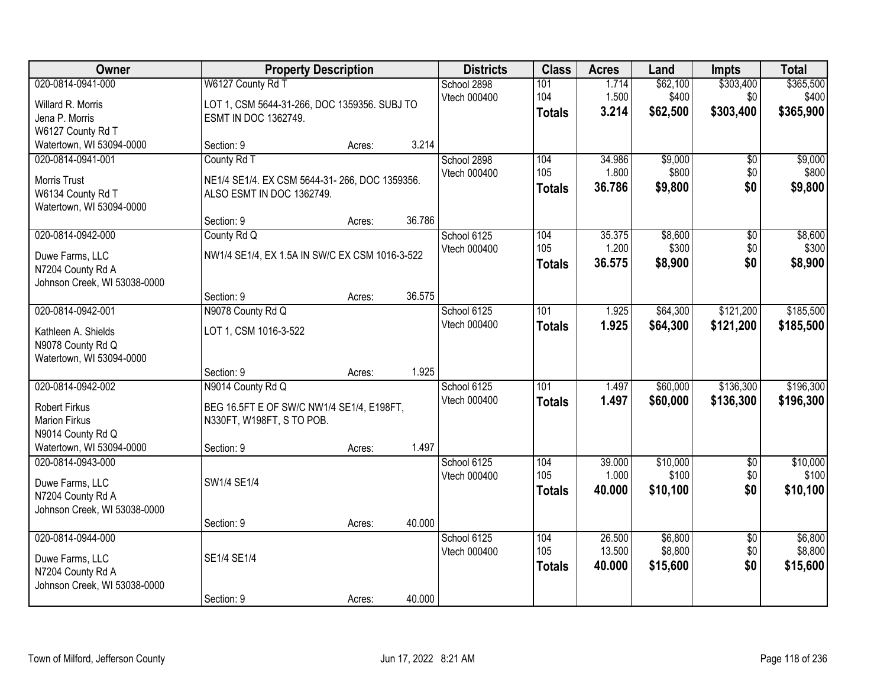| Owner | Property Description | Districts | Class | Acres | Land | Impts | Total |
|---|---|---|---|---|---|---|---|
| 020-0814-0941-000<br>Willard R. Morris<br>Jena P. Morris<br>W6127 County Rd T<br>Watertown, WI 53094-0000 | W6127 County Rd T<br>LOT 1, CSM 5644-31-266, DOC 1359356. SUBJ TO ESMT IN DOC 1362749.<br>Section: 9 Acres: 3.214 | School 2898<br>Vtech 000400 | 101<br>104<br>**Totals** | 1.714<br>1.500<br>**3.214** | $62,100<br>$400<br>**$62,500** | $303,400<br>$0<br>**$303,400** | $365,500<br>$400<br>**$365,900** |
| 020-0814-0941-001<br>Morris Trust<br>W6134 County Rd T<br>Watertown, WI 53094-0000 | County Rd T<br>NE1/4 SE1/4. EX CSM 5644-31- 266, DOC 1359356. ALSO ESMT IN DOC 1362749.<br>Section: 9 Acres: 36.786 | School 2898<br>Vtech 000400 | 104<br>105<br>**Totals** | 34.986<br>1.800<br>**36.786** | $9,000<br>$800<br>**$9,800** | $0<br>$0<br>**$0** | $9,000<br>$800<br>**$9,800** |
| 020-0814-0942-000<br>Duwe Farms, LLC<br>N7204 County Rd A<br>Johnson Creek, WI 53038-0000 | County Rd Q<br>NW1/4 SE1/4, EX 1.5A IN SW/C EX CSM 1016-3-522<br>Section: 9 Acres: 36.575 | School 6125<br>Vtech 000400 | 104<br>105<br>**Totals** | 35.375<br>1.200<br>**36.575** | $8,600<br>$300<br>**$8,900** | $0<br>$0<br>**$0** | $8,600<br>$300<br>**$8,900** |
| 020-0814-0942-001<br>Kathleen A. Shields<br>N9078 County Rd Q<br>Watertown, WI 53094-0000 | N9078 County Rd Q<br>LOT 1, CSM 1016-3-522<br>Section: 9 Acres: 1.925 | School 6125<br>Vtech 000400 | 101<br>**Totals** | 1.925<br>**1.925** | $64,300<br>**$64,300** | $121,200<br>**$121,200** | $185,500<br>**$185,500** |
| 020-0814-0942-002<br>Robert Firkus<br>Marion Firkus<br>N9014 County Rd Q<br>Watertown, WI 53094-0000 | N9014 County Rd Q<br>BEG 16.5FT E OF SW/C NW1/4 SE1/4, E198FT, N330FT, W198FT, S TO POB.<br>Section: 9 Acres: 1.497 | School 6125<br>Vtech 000400 | 101<br>**Totals** | 1.497<br>**1.497** | $60,000<br>**$60,000** | $136,300<br>**$136,300** | $196,300<br>**$196,300** |
| 020-0814-0943-000<br>Duwe Farms, LLC<br>N7204 County Rd A<br>Johnson Creek, WI 53038-0000 | SW1/4 SE1/4<br>Section: 9 Acres: 40.000 | School 6125<br>Vtech 000400 | 104<br>105<br>**Totals** | 39.000<br>1.000<br>**40.000** | $10,000<br>$100<br>**$10,100** | $0<br>$0<br>**$0** | $10,000<br>$100<br>**$10,100** |
| 020-0814-0944-000<br>Duwe Farms, LLC<br>N7204 County Rd A<br>Johnson Creek, WI 53038-0000 | SE1/4 SE1/4<br>Section: 9 Acres: 40.000 | School 6125<br>Vtech 000400 | 104<br>105<br>**Totals** | 26.500<br>13.500<br>**40.000** | $6,800<br>$8,800<br>**$15,600** | $0<br>$0<br>**$0** | $6,800<br>$8,800<br>**$15,600** |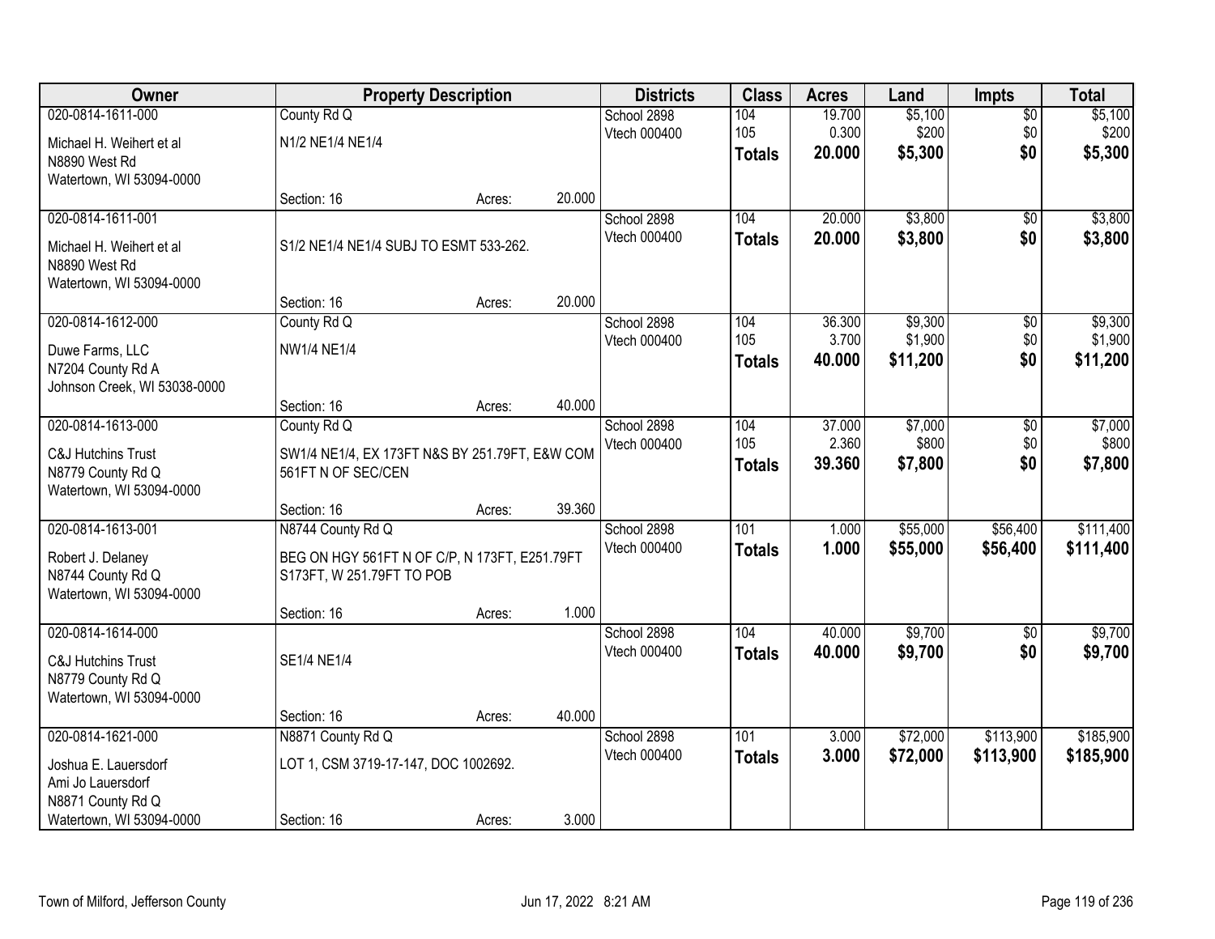| Owner | Property Description | | | Districts | Class | Acres | Land | Impts | Total |
|---|---|---|---|---|---|---|---|---|---|
| 020-0814-1611-000 | County Rd Q | | | School 2898 | 104 | 19.700 | $5,100 | $0 | $5,100 |
| Michael H. Weihert et al | N1/2 NE1/4 NE1/4 | | | Vtech 000400 | 105 | 0.300 | $200 | $0 | $200 |
| N8890 West Rd | | | | | **Totals** | **20.000** | **$5,300** | **$0** | **$5,300** |
| Watertown, WI 53094-0000 | | | | | | | | | |
| | Section: 16 | Acres: | 20.000 | | | | | | |
| 020-0814-1611-001 | | | | School 2898 | 104 | 20.000 | $3,800 | $0 | $3,800 |
| Michael H. Weihert et al | S1/2 NE1/4 NE1/4 SUBJ TO ESMT 533-262. | | | Vtech 000400 | **Totals** | **20.000** | **$3,800** | **$0** | **$3,800** |
| N8890 West Rd | | | | | | | | | |
| Watertown, WI 53094-0000 | | | | | | | | | |
| | Section: 16 | Acres: | 20.000 | | | | | | |
| 020-0814-1612-000 | County Rd Q | | | School 2898 | 104 | 36.300 | $9,300 | $0 | $9,300 |
| Duwe Farms, LLC | NW1/4 NE1/4 | | | Vtech 000400 | 105 | 3.700 | $1,900 | $0 | $1,900 |
| N7204 County Rd A | | | | | **Totals** | **40.000** | **$11,200** | **$0** | **$11,200** |
| Johnson Creek, WI 53038-0000 | | | | | | | | | |
| | Section: 16 | Acres: | 40.000 | | | | | | |
| 020-0814-1613-000 | County Rd Q | | | School 2898 | 104 | 37.000 | $7,000 | $0 | $7,000 |
| C&J Hutchins Trust | SW1/4 NE1/4, EX 173FT N&S BY 251.79FT, E&W COM 561FT N OF SEC/CEN | | | Vtech 000400 | 105 | 2.360 | $800 | $0 | $800 |
| N8779 County Rd Q | | | | | **Totals** | **39.360** | **$7,800** | **$0** | **$7,800** |
| Watertown, WI 53094-0000 | | | | | | | | | |
| | Section: 16 | Acres: | 39.360 | | | | | | |
| 020-0814-1613-001 | N8744 County Rd Q | | | School 2898 | 101 | 1.000 | $55,000 | $56,400 | $111,400 |
| Robert J. Delaney | BEG ON HGY 561FT N OF C/P, N 173FT, E251.79FT S173FT, W 251.79FT TO POB | | | Vtech 000400 | **Totals** | **1.000** | **$55,000** | **$56,400** | **$111,400** |
| N8744 County Rd Q | | | | | | | | | |
| Watertown, WI 53094-0000 | | | | | | | | | |
| | Section: 16 | Acres: | 1.000 | | | | | | |
| 020-0814-1614-000 | | | | School 2898 | 104 | 40.000 | $9,700 | $0 | $9,700 |
| C&J Hutchins Trust | SE1/4 NE1/4 | | | Vtech 000400 | **Totals** | **40.000** | **$9,700** | **$0** | **$9,700** |
| N8779 County Rd Q | | | | | | | | | |
| Watertown, WI 53094-0000 | | | | | | | | | |
| | Section: 16 | Acres: | 40.000 | | | | | | |
| 020-0814-1621-000 | N8871 County Rd Q | | | School 2898 | 101 | 3.000 | $72,000 | $113,900 | $185,900 |
| Joshua E. Lauersdorf | LOT 1, CSM 3719-17-147, DOC 1002692. | | | Vtech 000400 | **Totals** | **3.000** | **$72,000** | **$113,900** | **$185,900** |
| Ami Jo Lauersdorf | | | | | | | | | |
| N8871 County Rd Q | | | | | | | | | |
| Watertown, WI 53094-0000 | Section: 16 | Acres: | 3.000 | | | | | | |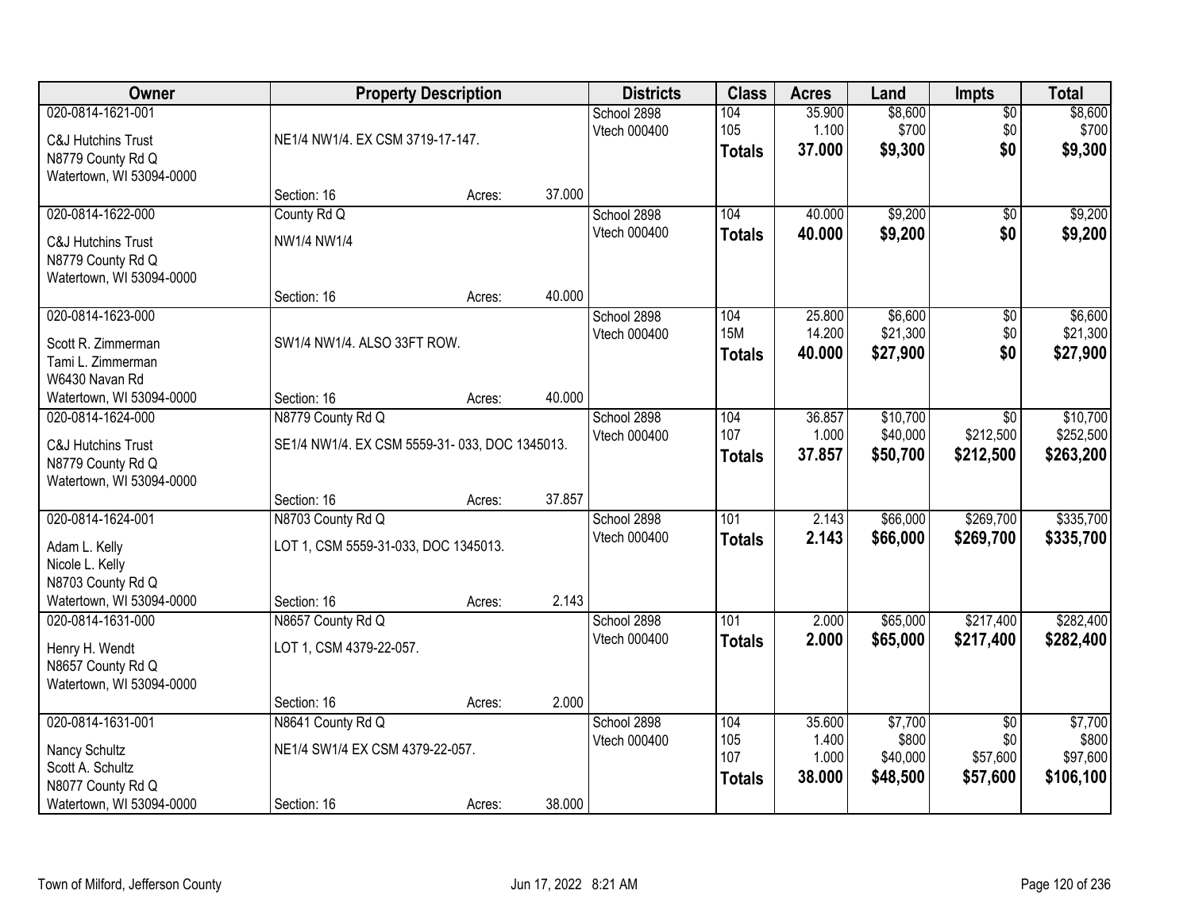| Owner | Property Description | | | Districts | Class | Acres | Land | Impts | Total |
|---|---|---|---|---|---|---|---|---|---|
| 020-0814-1621-001<br>C&J Hutchins Trust<br>N8779 County Rd Q<br>Watertown, WI 53094-0000 | NE1/4 NW1/4. EX CSM 3719-17-147.<br>Section: 16 | Acres: | 37.000 | School 2898<br>Vtech 000400 | 104<br>105<br>**Totals** | 35.900<br>1.100<br>**37.000** | $8,600<br>$700<br>**$9,300** | $0<br>$0<br>**$0** | $8,600<br>$700<br>**$9,300** |
| 020-0814-1622-000<br>C&J Hutchins Trust<br>N8779 County Rd Q<br>Watertown, WI 53094-0000 | County Rd Q<br>NW1/4 NW1/4<br>Section: 16 | Acres: | 40.000 | School 2898<br>Vtech 000400 | 104<br>**Totals** | 40.000<br>**40.000** | $9,200<br>**$9,200** | $0<br>**$0** | $9,200<br>**$9,200** |
| 020-0814-1623-000<br>Scott R. Zimmerman<br>Tami L. Zimmerman<br>W6430 Navan Rd<br>Watertown, WI 53094-0000 | SW1/4 NW1/4. ALSO 33FT ROW.<br>Section: 16 | Acres: | 40.000 | School 2898<br>Vtech 000400 | 104<br>15M<br>**Totals** | 25.800<br>14.200<br>**40.000** | $6,600<br>$21,300<br>**$27,900** | $0<br>$0<br>**$0** | $6,600<br>$21,300<br>**$27,900** |
| 020-0814-1624-000<br>C&J Hutchins Trust<br>N8779 County Rd Q<br>Watertown, WI 53094-0000 | N8779 County Rd Q<br>SE1/4 NW1/4. EX CSM 5559-31- 033, DOC 1345013.<br>Section: 16 | Acres: | 37.857 | School 2898<br>Vtech 000400 | 104<br>107<br>**Totals** | 36.857<br>1.000<br>**37.857** | $10,700<br>$40,000<br>**$50,700** | $0<br>$212,500<br>**$212,500** | $10,700<br>$252,500<br>**$263,200** |
| 020-0814-1624-001<br>Adam L. Kelly<br>Nicole L. Kelly<br>N8703 County Rd Q<br>Watertown, WI 53094-0000 | N8703 County Rd Q<br>LOT 1, CSM 5559-31-033, DOC 1345013.<br>Section: 16 | Acres: | 2.143 | School 2898<br>Vtech 000400 | 101<br>**Totals** | 2.143<br>**2.143** | $66,000<br>**$66,000** | $269,700<br>**$269,700** | $335,700<br>**$335,700** |
| 020-0814-1631-000<br>Henry H. Wendt<br>N8657 County Rd Q<br>Watertown, WI 53094-0000 | N8657 County Rd Q<br>LOT 1, CSM 4379-22-057.<br>Section: 16 | Acres: | 2.000 | School 2898<br>Vtech 000400 | 101<br>**Totals** | 2.000<br>**2.000** | $65,000<br>**$65,000** | $217,400<br>**$217,400** | $282,400<br>**$282,400** |
| 020-0814-1631-001<br>Nancy Schultz<br>Scott A. Schultz<br>N8077 County Rd Q<br>Watertown, WI 53094-0000 | N8641 County Rd Q<br>NE1/4 SW1/4 EX CSM 4379-22-057.<br>Section: 16 | Acres: | 38.000 | School 2898<br>Vtech 000400 | 104<br>105<br>107<br>**Totals** | 35.600<br>1.400<br>1.000<br>**38.000** | $7,700<br>$800<br>$40,000<br>**$48,500** | $0<br>$0<br>$57,600<br>**$57,600** | $7,700<br>$800<br>$97,600<br>**$106,100** |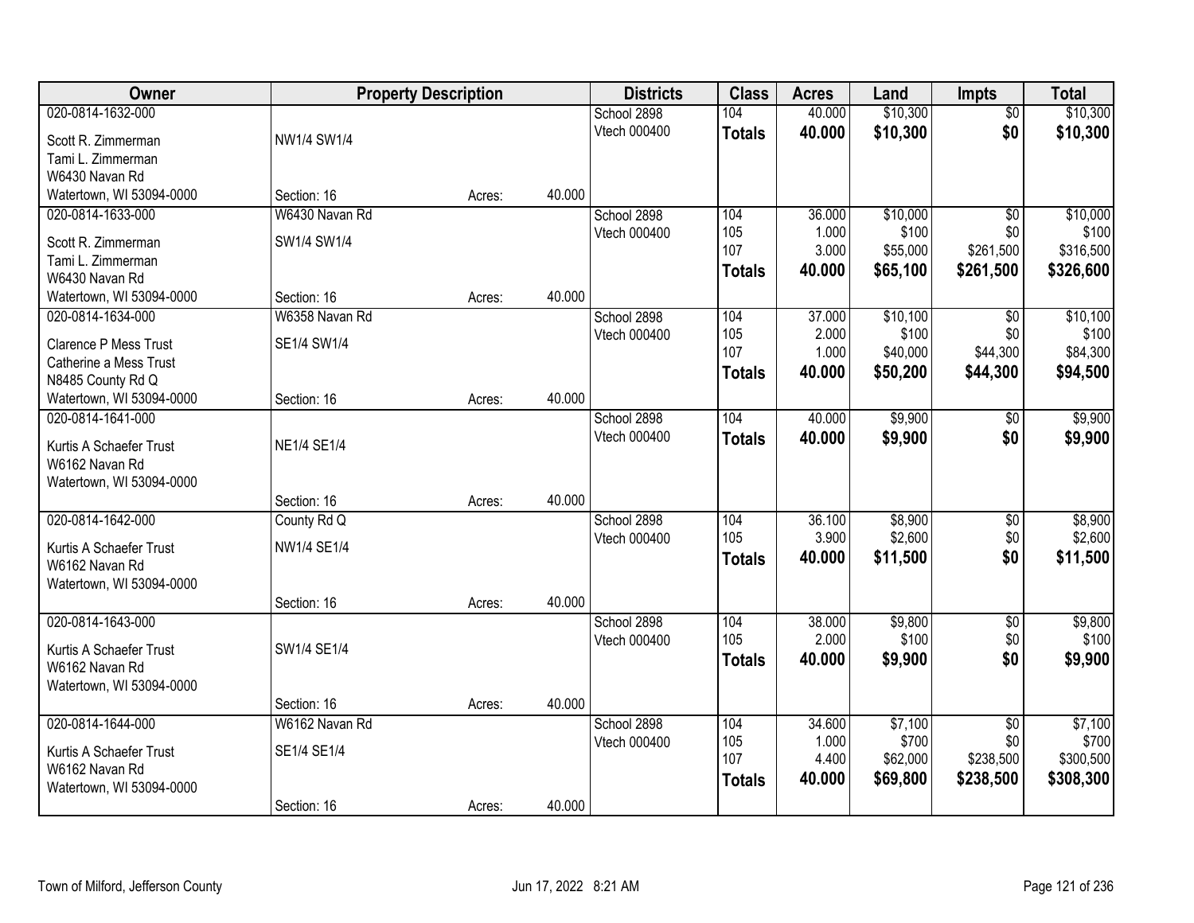| Owner | Property Description | | | Districts | Class | Acres | Land | Impts | Total |
|---|---|---|---|---|---|---|---|---|---|
| 020-0814-1632-000 | | | | School 2898 | 104 | 40.000 | $10,300 | $0 | $10,300 |
| Scott R. Zimmerman | NW1/4 SW1/4 | | | Vtech 000400 | **Totals** | **40.000** | **$10,300** | **$0** | **$10,300** |
| Tami L. Zimmerman | | | | | | | | | |
| W6430 Navan Rd | | | | | | | | | |
| Watertown, WI 53094-0000 | Section: 16 | Acres: | 40.000 | | | | | | |
| 020-0814-1633-000 | W6430 Navan Rd | | | School 2898 | 104 | 36.000 | $10,000 | $0 | $10,000 |
| Scott R. Zimmerman | SW1/4 SW1/4 | | | Vtech 000400 | 105 | 1.000 | $100 | $0 | $100 |
| Tami L. Zimmerman | | | | | 107 | 3.000 | $55,000 | $261,500 | $316,500 |
| W6430 Navan Rd | | | | | **Totals** | **40.000** | **$65,100** | **$261,500** | **$326,600** |
| Watertown, WI 53094-0000 | Section: 16 | Acres: | 40.000 | | | | | | |
| 020-0814-1634-000 | W6358 Navan Rd | | | School 2898 | 104 | 37.000 | $10,100 | $0 | $10,100 |
| Clarence P Mess Trust | SE1/4 SW1/4 | | | Vtech 000400 | 105 | 2.000 | $100 | $0 | $100 |
| Catherine a Mess Trust | | | | | 107 | 1.000 | $40,000 | $44,300 | $84,300 |
| N8485 County Rd Q | | | | | **Totals** | **40.000** | **$50,200** | **$44,300** | **$94,500** |
| Watertown, WI 53094-0000 | Section: 16 | Acres: | 40.000 | | | | | | |
| 020-0814-1641-000 | | | | School 2898 | 104 | 40.000 | $9,900 | $0 | $9,900 |
| Kurtis A Schaefer Trust | NE1/4 SE1/4 | | | Vtech 000400 | **Totals** | **40.000** | **$9,900** | **$0** | **$9,900** |
| W6162 Navan Rd | | | | | | | | | |
| Watertown, WI 53094-0000 | | | | | | | | | |
| | Section: 16 | Acres: | 40.000 | | | | | | |
| 020-0814-1642-000 | County Rd Q | | | School 2898 | 104 | 36.100 | $8,900 | $0 | $8,900 |
| Kurtis A Schaefer Trust | NW1/4 SE1/4 | | | Vtech 000400 | 105 | 3.900 | $2,600 | $0 | $2,600 |
| W6162 Navan Rd | | | | | **Totals** | **40.000** | **$11,500** | **$0** | **$11,500** |
| Watertown, WI 53094-0000 | | | | | | | | | |
| | Section: 16 | Acres: | 40.000 | | | | | | |
| 020-0814-1643-000 | | | | School 2898 | 104 | 38.000 | $9,800 | $0 | $9,800 |
| Kurtis A Schaefer Trust | SW1/4 SE1/4 | | | Vtech 000400 | 105 | 2.000 | $100 | $0 | $100 |
| W6162 Navan Rd | | | | | **Totals** | **40.000** | **$9,900** | **$0** | **$9,900** |
| Watertown, WI 53094-0000 | | | | | | | | | |
| | Section: 16 | Acres: | 40.000 | | | | | | |
| 020-0814-1644-000 | W6162 Navan Rd | | | School 2898 | 104 | 34.600 | $7,100 | $0 | $7,100 |
| Kurtis A Schaefer Trust | SE1/4 SE1/4 | | | Vtech 000400 | 105 | 1.000 | $700 | $0 | $700 |
| W6162 Navan Rd | | | | | 107 | 4.400 | $62,000 | $238,500 | $300,500 |
| Watertown, WI 53094-0000 | | | | | **Totals** | **40.000** | **$69,800** | **$238,500** | **$308,300** |
| | Section: 16 | Acres: | 40.000 | | | | | | |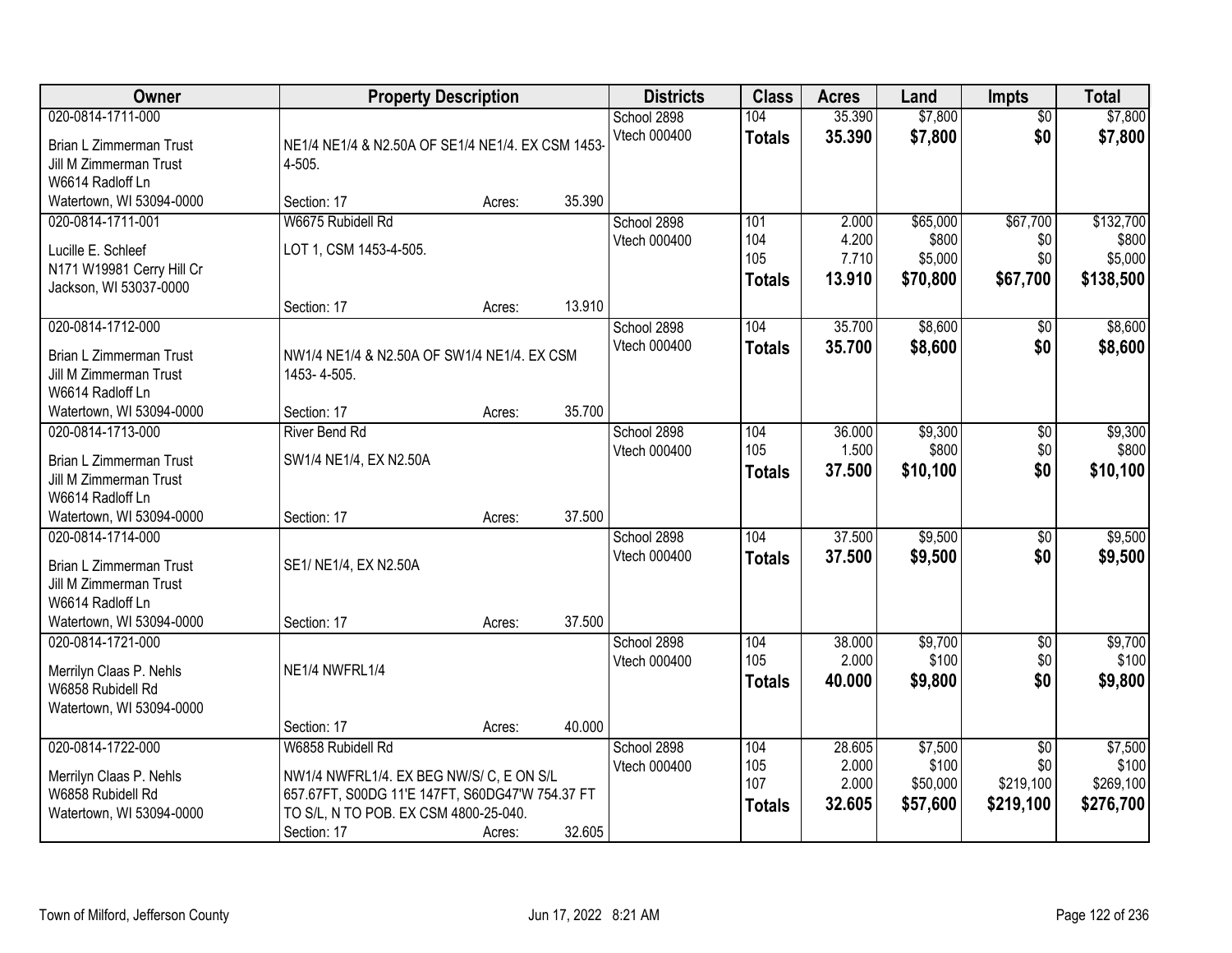| Owner | Property Description | Districts | Class | Acres | Land | Impts | Total |
|---|---|---|---|---|---|---|---|
| 020-0814-1711-000<br>Brian L Zimmerman Trust<br>Jill M Zimmerman Trust<br>W6614 Radloff Ln<br>Watertown, WI 53094-0000 | NE1/4 NE1/4 & N2.50A OF SE1/4 NE1/4. EX CSM 1453-4-505.<br>Section: 17 Acres: 35.390 | School 2898<br>Vtech 000400 | 104<br>**Totals** | 35.390<br>**35.390** | $7,800<br>**$7,800** | $0<br>**$0** | $7,800<br>**$7,800** |
| 020-0814-1711-001<br>Lucille E. Schleef<br>N171 W19981 Cerry Hill Cr<br>Jackson, WI 53037-0000 | W6675 Rubidell Rd<br>LOT 1, CSM 1453-4-505.<br>Section: 17 Acres: 13.910 | School 2898<br>Vtech 000400 | 101<br>104<br>105<br>**Totals** | 2.000<br>4.200<br>7.710<br>**13.910** | $65,000<br>$800<br>$5,000<br>**$70,800** | $67,700<br>$0<br>$0<br>**$67,700** | $132,700<br>$800<br>$5,000<br>**$138,500** |
| 020-0814-1712-000<br>Brian L Zimmerman Trust<br>Jill M Zimmerman Trust<br>W6614 Radloff Ln<br>Watertown, WI 53094-0000 | NW1/4 NE1/4 & N2.50A OF SW1/4 NE1/4. EX CSM 1453- 4-505.<br>Section: 17 Acres: 35.700 | School 2898<br>Vtech 000400 | 104<br>**Totals** | 35.700<br>**35.700** | $8,600<br>**$8,600** | $0<br>**$0** | $8,600<br>**$8,600** |
| 020-0814-1713-000<br>Brian L Zimmerman Trust<br>Jill M Zimmerman Trust<br>W6614 Radloff Ln<br>Watertown, WI 53094-0000 | River Bend Rd<br>SW1/4 NE1/4, EX N2.50A<br>Section: 17 Acres: 37.500 | School 2898<br>Vtech 000400 | 104<br>105<br>**Totals** | 36.000<br>1.500<br>**37.500** | $9,300<br>$800<br>**$10,100** | $0<br>$0<br>**$0** | $9,300<br>$800<br>**$10,100** |
| 020-0814-1714-000<br>Brian L Zimmerman Trust<br>Jill M Zimmerman Trust<br>W6614 Radloff Ln<br>Watertown, WI 53094-0000 | SE1/ NE1/4, EX N2.50A<br>Section: 17 Acres: 37.500 | School 2898<br>Vtech 000400 | 104<br>**Totals** | 37.500<br>**37.500** | $9,500<br>**$9,500** | $0<br>**$0** | $9,500<br>**$9,500** |
| 020-0814-1721-000<br>Merrilyn Claas P. Nehls<br>W6858 Rubidell Rd<br>Watertown, WI 53094-0000 | NE1/4 NWFRL1/4<br>Section: 17 Acres: 40.000 | School 2898<br>Vtech 000400 | 104<br>105<br>**Totals** | 38.000<br>2.000<br>**40.000** | $9,700<br>$100<br>**$9,800** | $0<br>$0<br>**$0** | $9,700<br>$100<br>**$9,800** |
| 020-0814-1722-000<br>Merrilyn Claas P. Nehls<br>W6858 Rubidell Rd<br>Watertown, WI 53094-0000 | W6858 Rubidell Rd<br>NW1/4 NWFRL1/4. EX BEG NW/S/ C, E ON S/L 657.67FT, S00DG 11'E 147FT, S60DG47'W 754.37 FT TO S/L, N TO POB. EX CSM 4800-25-040.<br>Section: 17 Acres: 32.605 | School 2898<br>Vtech 000400 | 104<br>105<br>107<br>**Totals** | 28.605<br>2.000<br>2.000<br>**32.605** | $7,500<br>$100<br>$50,000<br>**$57,600** | $0<br>$0<br>$219,100<br>**$219,100** | $7,500<br>$100<br>$269,100<br>**$276,700** |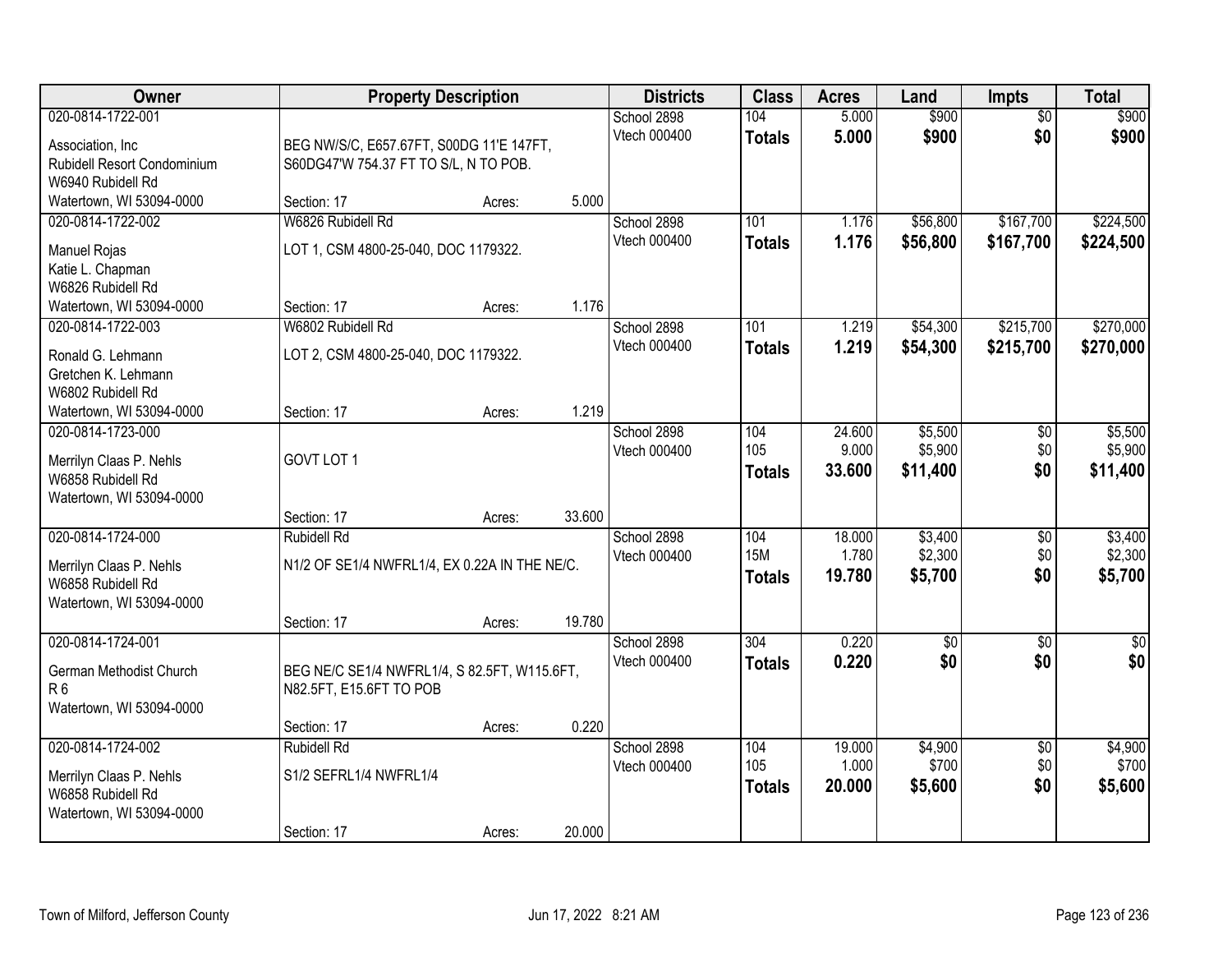| Owner | Property Description | Districts | Class | Acres | Land | Impts | Total |
|---|---|---|---|---|---|---|---|
| 020-0814-1722-001<br>Association, Inc<br>Rubidell Resort Condominium<br>W6940 Rubidell Rd<br>Watertown, WI 53094-0000 | BEG NW/S/C, E657.67FT, S00DG 11'E 147FT, S60DG47'W 754.37 FT TO S/L, N TO POB.<br>Section: 17 Acres: 5.000 | School 2898<br>Vtech 000400 | 104<br>**Totals** | 5.000<br>**5.000** | \$900<br>**\$900** | \$0<br>**\$0** | \$900<br>**\$900** |
| 020-0814-1722-002<br>Manuel Rojas<br>Katie L. Chapman<br>W6826 Rubidell Rd<br>Watertown, WI 53094-0000 | W6826 Rubidell Rd<br>LOT 1, CSM 4800-25-040, DOC 1179322.<br>Section: 17 Acres: 1.176 | School 2898<br>Vtech 000400 | 101<br>**Totals** | 1.176<br>**1.176** | \$56,800<br>**\$56,800** | \$167,700<br>**\$167,700** | \$224,500<br>**\$224,500** |
| 020-0814-1722-003<br>Ronald G. Lehmann<br>Gretchen K. Lehmann<br>W6802 Rubidell Rd<br>Watertown, WI 53094-0000 | W6802 Rubidell Rd<br>LOT 2, CSM 4800-25-040, DOC 1179322.<br>Section: 17 Acres: 1.219 | School 2898<br>Vtech 000400 | 101<br>**Totals** | 1.219<br>**1.219** | \$54,300<br>**\$54,300** | \$215,700<br>**\$215,700** | \$270,000<br>**\$270,000** |
| 020-0814-1723-000<br>Merrilyn Claas P. Nehls<br>W6858 Rubidell Rd<br>Watertown, WI 53094-0000 | GOVT LOT 1<br>Section: 17 Acres: 33.600 | School 2898<br>Vtech 000400 | 104<br>105<br>**Totals** | 24.600<br>9.000<br>**33.600** | \$5,500<br>\$5,900<br>**\$11,400** | \$0<br>\$0<br>**\$0** | \$5,500<br>\$5,900<br>**\$11,400** |
| 020-0814-1724-000<br>Merrilyn Claas P. Nehls<br>W6858 Rubidell Rd<br>Watertown, WI 53094-0000 | Rubidell Rd<br>N1/2 OF SE1/4 NWFRL1/4, EX 0.22A IN THE NE/C.<br>Section: 17 Acres: 19.780 | School 2898<br>Vtech 000400 | 104<br>15M<br>**Totals** | 18.000<br>1.780<br>**19.780** | \$3,400<br>\$2,300<br>**\$5,700** | \$0<br>\$0<br>**\$0** | \$3,400<br>\$2,300<br>**\$5,700** |
| 020-0814-1724-001<br>German Methodist Church<br>R 6<br>Watertown, WI 53094-0000 | BEG NE/C SE1/4 NWFRL1/4, S 82.5FT, W115.6FT, N82.5FT, E15.6FT TO POB<br>Section: 17 Acres: 0.220 | School 2898<br>Vtech 000400 | 304<br>**Totals** | 0.220<br>**0.220** | \$0<br>**\$0** | \$0<br>**\$0** | \$0<br>**\$0** |
| 020-0814-1724-002<br>Merrilyn Claas P. Nehls<br>W6858 Rubidell Rd<br>Watertown, WI 53094-0000 | Rubidell Rd<br>S1/2 SEFRL1/4 NWFRL1/4<br>Section: 17 Acres: 20.000 | School 2898<br>Vtech 000400 | 104<br>105<br>**Totals** | 19.000<br>1.000<br>**20.000** | \$4,900<br>\$700<br>**\$5,600** | \$0<br>\$0<br>**\$0** | \$4,900<br>\$700<br>**\$5,600** |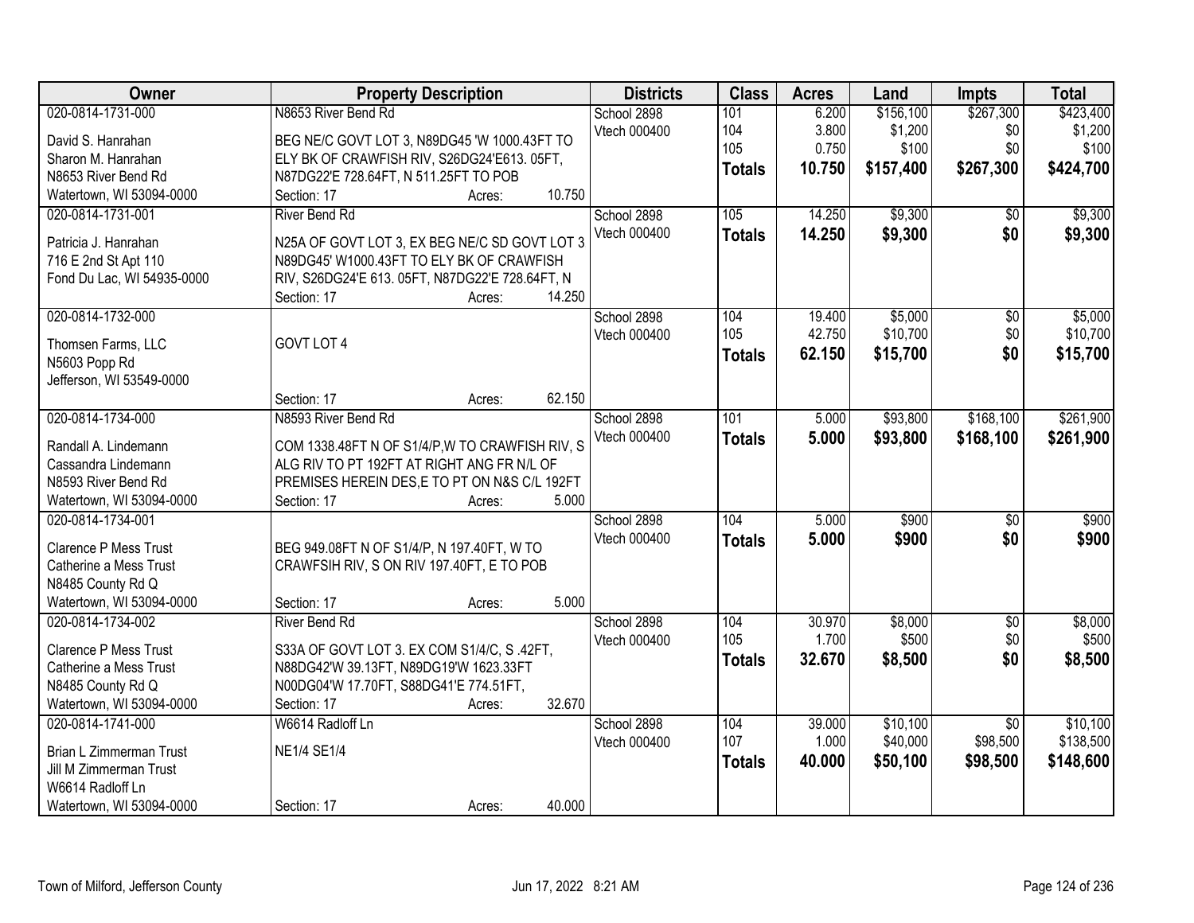| Owner | Property Description | Districts | Class | Acres | Land | Impts | Total |
|---|---|---|---|---|---|---|---|
| 020-0814-1731-000<br>David S. Hanrahan<br>Sharon M. Hanrahan<br>N8653 River Bend Rd<br>Watertown, WI 53094-0000 | N8653 River Bend Rd<br>BEG NE/C GOVT LOT 3, N89DG45 'W 1000.43FT TO ELY BK OF CRAWFISH RIV, S26DG24'E613. 05FT, N87DG22'E 728.64FT, N 511.25FT TO POB<br>Section: 17 Acres: 10.750 | School 2898<br>Vtech 000400 | 101<br>104<br>105<br>**Totals** | 6.200<br>3.800<br>0.750<br>**10.750** | $156,100<br>$1,200<br>$100<br>**$157,400** | $267,300<br>$0<br>$0<br>**$267,300** | $423,400<br>$1,200<br>$100<br>**$424,700** |
| 020-0814-1731-001<br>Patricia J. Hanrahan<br>716 E 2nd St Apt 110<br>Fond Du Lac, WI 54935-0000 | River Bend Rd<br>N25A OF GOVT LOT 3, EX BEG NE/C SD GOVT LOT 3 N89DG45' W1000.43FT TO ELY BK OF CRAWFISH RIV, S26DG24'E 613. 05FT, N87DG22'E 728.64FT, N<br>Section: 17 Acres: 14.250 | School 2898<br>Vtech 000400 | 105<br>**Totals** | 14.250<br>**14.250** | $9,300<br>**$9,300** | $0<br>**$0** | $9,300<br>**$9,300** |
| 020-0814-1732-000<br>Thomsen Farms, LLC<br>N5603 Popp Rd<br>Jefferson, WI 53549-0000 | GOVT LOT 4<br>Section: 17 Acres: 62.150 | School 2898<br>Vtech 000400 | 104<br>105<br>**Totals** | 19.400<br>42.750<br>**62.150** | $5,000<br>$10,700<br>**$15,700** | $0<br>$0<br>**$0** | $5,000<br>$10,700<br>**$15,700** |
| 020-0814-1734-000<br>Randall A. Lindemann<br>Cassandra Lindemann<br>N8593 River Bend Rd<br>Watertown, WI 53094-0000 | N8593 River Bend Rd<br>COM 1338.48FT N OF S1/4/P,W TO CRAWFISH RIV, S ALG RIV TO PT 192FT AT RIGHT ANG FR N/L OF PREMISES HEREIN DES,E TO PT ON N&S C/L 192FT<br>Section: 17 Acres: 5.000 | School 2898<br>Vtech 000400 | 101<br>**Totals** | 5.000<br>**5.000** | $93,800<br>**$93,800** | $168,100<br>**$168,100** | $261,900<br>**$261,900** |
| 020-0814-1734-001<br>Clarence P Mess Trust<br>Catherine a Mess Trust<br>N8485 County Rd Q<br>Watertown, WI 53094-0000 | BEG 949.08FT N OF S1/4/P, N 197.40FT, W TO CRAWFSIH RIV, S ON RIV 197.40FT, E TO POB<br>Section: 17 Acres: 5.000 | School 2898<br>Vtech 000400 | 104<br>**Totals** | 5.000<br>**5.000** | $900<br>**$900** | $0<br>**$0** | $900<br>**$900** |
| 020-0814-1734-002<br>Clarence P Mess Trust<br>Catherine a Mess Trust<br>N8485 County Rd Q<br>Watertown, WI 53094-0000 | River Bend Rd<br>S33A OF GOVT LOT 3. EX COM S1/4/C, S .42FT, N88DG42'W 39.13FT, N89DG19'W 1623.33FT N00DG04'W 17.70FT, S88DG41'E 774.51FT,<br>Section: 17 Acres: 32.670 | School 2898<br>Vtech 000400 | 104<br>105<br>**Totals** | 30.970<br>1.700<br>**32.670** | $8,000<br>$500<br>**$8,500** | $0<br>$0<br>**$0** | $8,000<br>$500<br>**$8,500** |
| 020-0814-1741-000<br>Brian L Zimmerman Trust<br>Jill M Zimmerman Trust<br>W6614 Radloff Ln<br>Watertown, WI 53094-0000 | W6614 Radloff Ln<br>NE1/4 SE1/4<br>Section: 17 Acres: 40.000 | School 2898<br>Vtech 000400 | 104<br>107<br>**Totals** | 39.000<br>1.000<br>**40.000** | $10,100<br>$40,000<br>**$50,100** | $0<br>$98,500<br>**$98,500** | $10,100<br>$138,500<br>**$148,600** |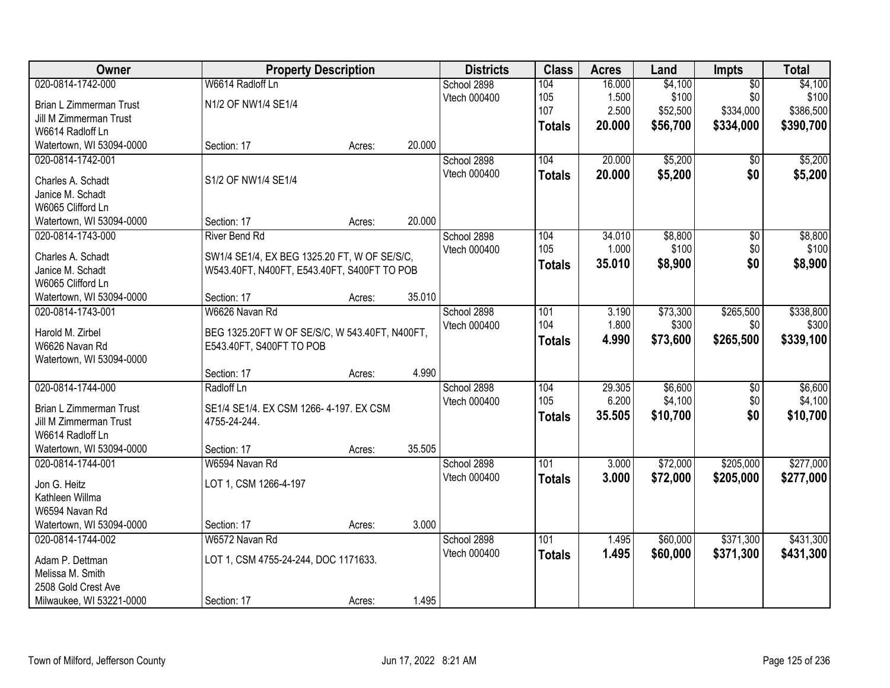| Owner | Property Description | Districts | Class | Acres | Land | Impts | Total |
|---|---|---|---|---|---|---|---|
| 020-0814-1742-000<br>Brian L Zimmerman Trust<br>Jill M Zimmerman Trust<br>W6614 Radloff Ln<br>Watertown, WI 53094-0000 | W6614 Radloff Ln<br>N1/2 OF NW1/4 SE1/4<br>Section: 17 Acres: 20.000 | School 2898<br>Vtech 000400 | 104<br>105<br>107<br>**Totals** | 16.000<br>1.500<br>2.500<br>**20.000** | $4,100<br>$100<br>$52,500<br>**$56,700** | $0<br>$0<br>$334,000<br>**$334,000** | $4,100<br>$100<br>$386,500<br>**$390,700** |
| 020-0814-1742-001<br>Charles A. Schadt<br>Janice M. Schadt<br>W6065 Clifford Ln<br>Watertown, WI 53094-0000 | S1/2 OF NW1/4 SE1/4<br>Section: 17 Acres: 20.000 | School 2898<br>Vtech 000400 | 104<br>**Totals** | 20.000<br>**20.000** | $5,200<br>**$5,200** | $0<br>**$0** | $5,200<br>**$5,200** |
| 020-0814-1743-000<br>Charles A. Schadt<br>Janice M. Schadt<br>W6065 Clifford Ln<br>Watertown, WI 53094-0000 | River Bend Rd<br>SW1/4 SE1/4, EX BEG 1325.20 FT, W OF SE/S/C, W543.40FT, N400FT, E543.40FT, S400FT TO POB<br>Section: 17 Acres: 35.010 | School 2898<br>Vtech 000400 | 104<br>105<br>**Totals** | 34.010<br>1.000<br>**35.010** | $8,800<br>$100<br>**$8,900** | $0<br>$0<br>**$0** | $8,800<br>$100<br>**$8,900** |
| 020-0814-1743-001<br>Harold M. Zirbel<br>W6626 Navan Rd<br>Watertown, WI 53094-0000 | W6626 Navan Rd<br>BEG 1325.20FT W OF SE/S/C, W 543.40FT, N400FT, E543.40FT, S400FT TO POB<br>Section: 17 Acres: 4.990 | School 2898<br>Vtech 000400 | 101<br>104<br>**Totals** | 3.190<br>1.800<br>**4.990** | $73,300<br>$300<br>**$73,600** | $265,500<br>$0<br>**$265,500** | $338,800<br>$300<br>**$339,100** |
| 020-0814-1744-000<br>Brian L Zimmerman Trust<br>Jill M Zimmerman Trust<br>W6614 Radloff Ln<br>Watertown, WI 53094-0000 | Radloff Ln<br>SE1/4 SE1/4. EX CSM 1266- 4-197. EX CSM 4755-24-244.<br>Section: 17 Acres: 35.505 | School 2898<br>Vtech 000400 | 104<br>105<br>**Totals** | 29.305<br>6.200<br>**35.505** | $6,600<br>$4,100<br>**$10,700** | $0<br>$0<br>**$0** | $6,600<br>$4,100<br>**$10,700** |
| 020-0814-1744-001<br>Jon G. Heitz<br>Kathleen Willma<br>W6594 Navan Rd<br>Watertown, WI 53094-0000 | W6594 Navan Rd<br>LOT 1, CSM 1266-4-197<br>Section: 17 Acres: 3.000 | School 2898<br>Vtech 000400 | 101<br>**Totals** | 3.000<br>**3.000** | $72,000<br>**$72,000** | $205,000<br>**$205,000** | $277,000<br>**$277,000** |
| 020-0814-1744-002<br>Adam P. Dettman<br>Melissa M. Smith<br>2508 Gold Crest Ave<br>Milwaukee, WI 53221-0000 | W6572 Navan Rd<br>LOT 1, CSM 4755-24-244, DOC 1171633.<br>Section: 17 Acres: 1.495 | School 2898<br>Vtech 000400 | 101<br>**Totals** | 1.495<br>**1.495** | $60,000<br>**$60,000** | $371,300<br>**$371,300** | $431,300<br>**$431,300** |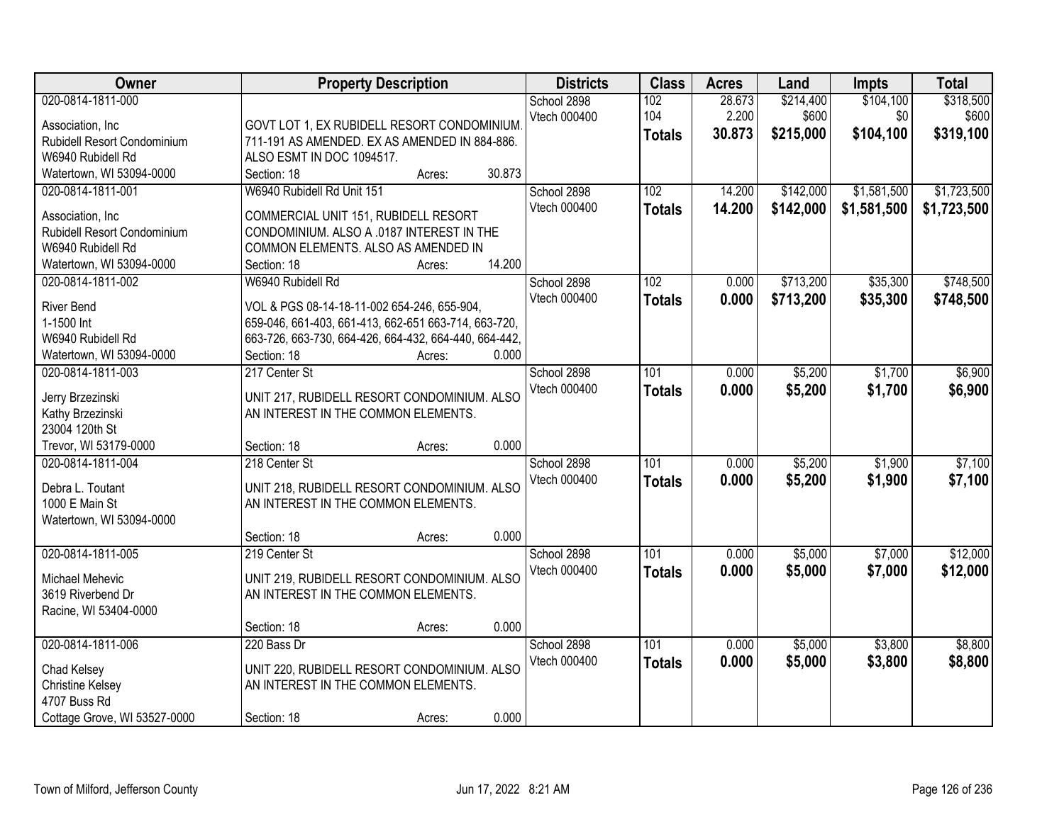| Owner | Property Description | Districts | Class | Acres | Land | Impts | Total |
|---|---|---|---|---|---|---|---|
| 020-0814-1811-000<br><br>Association, Inc<br>Rubidell Resort Condominium<br>W6940 Rubidell Rd<br>Watertown, WI 53094-0000 | GOVT LOT 1, EX RUBIDELL RESORT CONDOMINIUM. 711-191 AS AMENDED. EX AS AMENDED IN 884-886. ALSO ESMT IN DOC 1094517.<br>Section: 18 Acres: 30.873 | School 2898<br>Vtech 000400 | 102<br>104<br>**Totals** | 28.673<br>2.200<br>**30.873** | $214,400<br>$600<br>**$215,000** | $104,100<br>$0<br>**$104,100** | $318,500<br>$600<br>**$319,100** |
| 020-0814-1811-001<br><br>Association, Inc<br>Rubidell Resort Condominium<br>W6940 Rubidell Rd<br>Watertown, WI 53094-0000 | W6940 Rubidell Rd Unit 151<br><br>COMMERCIAL UNIT 151, RUBIDELL RESORT CONDOMINIUM. ALSO A .0187 INTEREST IN THE COMMON ELEMENTS. ALSO AS AMENDED IN<br>Section: 18 Acres: 14.200 | School 2898<br>Vtech 000400 | 102<br>**Totals** | 14.200<br>**14.200** | $142,000<br>**$142,000** | $1,581,500<br>**$1,581,500** | $1,723,500<br>**$1,723,500** |
| 020-0814-1811-002<br><br>River Bend<br>1-1500 Int<br>W6940 Rubidell Rd<br>Watertown, WI 53094-0000 | W6940 Rubidell Rd<br><br>VOL & PGS 08-14-18-11-002 654-246, 655-904, 659-046, 661-403, 661-413, 662-651 663-714, 663-720, 663-726, 663-730, 664-426, 664-432, 664-440, 664-442,<br>Section: 18 Acres: 0.000 | School 2898<br>Vtech 000400 | 102<br>**Totals** | 0.000<br>**0.000** | $713,200<br>**$713,200** | $35,300<br>**$35,300** | $748,500<br>**$748,500** |
| 020-0814-1811-003<br><br>Jerry Brzezinski<br>Kathy Brzezinski<br>23004 120th St<br>Trevor, WI 53179-0000 | 217 Center St<br><br>UNIT 217, RUBIDELL RESORT CONDOMINIUM. ALSO AN INTEREST IN THE COMMON ELEMENTS.<br><br>Section: 18 Acres: 0.000 | School 2898<br>Vtech 000400 | 101<br>**Totals** | 0.000<br>**0.000** | $5,200<br>**$5,200** | $1,700<br>**$1,700** | $6,900<br>**$6,900** |
| 020-0814-1811-004<br><br>Debra L. Toutant<br>1000 E Main St<br>Watertown, WI 53094-0000 | 218 Center St<br><br>UNIT 218, RUBIDELL RESORT CONDOMINIUM. ALSO AN INTEREST IN THE COMMON ELEMENTS.<br><br>Section: 18 Acres: 0.000 | School 2898<br>Vtech 000400 | 101<br>**Totals** | 0.000<br>**0.000** | $5,200<br>**$5,200** | $1,900<br>**$1,900** | $7,100<br>**$7,100** |
| 020-0814-1811-005<br><br>Michael Mehevic<br>3619 Riverbend Dr<br>Racine, WI 53404-0000 | 219 Center St<br><br>UNIT 219, RUBIDELL RESORT CONDOMINIUM. ALSO AN INTEREST IN THE COMMON ELEMENTS.<br><br>Section: 18 Acres: 0.000 | School 2898<br>Vtech 000400 | 101<br>**Totals** | 0.000<br>**0.000** | $5,000<br>**$5,000** | $7,000<br>**$7,000** | $12,000<br>**$12,000** |
| 020-0814-1811-006<br><br>Chad Kelsey<br>Christine Kelsey<br>4707 Buss Rd<br>Cottage Grove, WI 53527-0000 | 220 Bass Dr<br><br>UNIT 220, RUBIDELL RESORT CONDOMINIUM. ALSO AN INTEREST IN THE COMMON ELEMENTS.<br><br>Section: 18 Acres: 0.000 | School 2898<br>Vtech 000400 | 101<br>**Totals** | 0.000<br>**0.000** | $5,000<br>**$5,000** | $3,800<br>**$3,800** | $8,800<br>**$8,800** |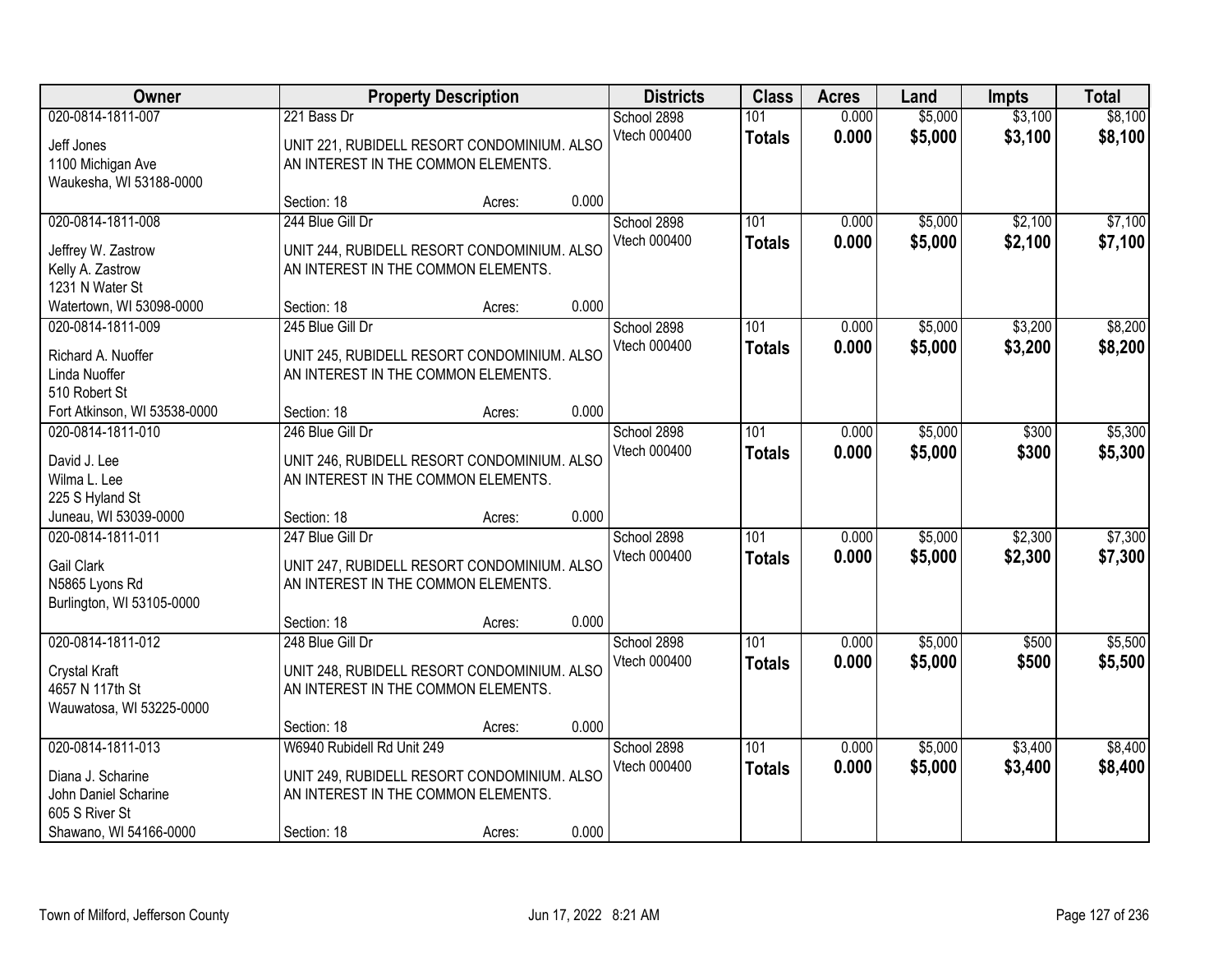| Owner | Property Description | Districts | Class | Acres | Land | Impts | Total |
|---|---|---|---|---|---|---|---|
| 020-0814-1811-007<br>Jeff Jones<br>1100 Michigan Ave<br>Waukesha, WI 53188-0000 | 221 Bass Dr<br>UNIT 221, RUBIDELL RESORT CONDOMINIUM. ALSO AN INTEREST IN THE COMMON ELEMENTS.<br>Section: 18 Acres: 0.000 | School 2898<br>Vtech 000400 | 101<br>**Totals** | 0.000<br>**0.000** | \$5,000<br>**\$5,000** | \$3,100<br>**\$3,100** | \$8,100<br>**\$8,100** |
| 020-0814-1811-008<br>Jeffrey W. Zastrow<br>Kelly A. Zastrow<br>1231 N Water St<br>Watertown, WI 53098-0000 | 244 Blue Gill Dr<br>UNIT 244, RUBIDELL RESORT CONDOMINIUM. ALSO AN INTEREST IN THE COMMON ELEMENTS.<br>Section: 18 Acres: 0.000 | School 2898<br>Vtech 000400 | 101<br>**Totals** | 0.000<br>**0.000** | \$5,000<br>**\$5,000** | \$2,100<br>**\$2,100** | \$7,100<br>**\$7,100** |
| 020-0814-1811-009<br>Richard A. Nuoffer<br>Linda Nuoffer<br>510 Robert St<br>Fort Atkinson, WI 53538-0000 | 245 Blue Gill Dr<br>UNIT 245, RUBIDELL RESORT CONDOMINIUM. ALSO AN INTEREST IN THE COMMON ELEMENTS.<br>Section: 18 Acres: 0.000 | School 2898<br>Vtech 000400 | 101<br>**Totals** | 0.000<br>**0.000** | \$5,000<br>**\$5,000** | \$3,200<br>**\$3,200** | \$8,200<br>**\$8,200** |
| 020-0814-1811-010<br>David J. Lee<br>Wilma L. Lee<br>225 S Hyland St<br>Juneau, WI 53039-0000 | 246 Blue Gill Dr<br>UNIT 246, RUBIDELL RESORT CONDOMINIUM. ALSO AN INTEREST IN THE COMMON ELEMENTS.<br>Section: 18 Acres: 0.000 | School 2898<br>Vtech 000400 | 101<br>**Totals** | 0.000<br>**0.000** | \$5,000<br>**\$5,000** | \$300<br>**\$300** | \$5,300<br>**\$5,300** |
| 020-0814-1811-011<br>Gail Clark<br>N5865 Lyons Rd<br>Burlington, WI 53105-0000 | 247 Blue Gill Dr<br>UNIT 247, RUBIDELL RESORT CONDOMINIUM. ALSO AN INTEREST IN THE COMMON ELEMENTS.<br>Section: 18 Acres: 0.000 | School 2898<br>Vtech 000400 | 101<br>**Totals** | 0.000<br>**0.000** | \$5,000<br>**\$5,000** | \$2,300<br>**\$2,300** | \$7,300<br>**\$7,300** |
| 020-0814-1811-012<br>Crystal Kraft<br>4657 N 117th St<br>Wauwatosa, WI 53225-0000 | 248 Blue Gill Dr<br>UNIT 248, RUBIDELL RESORT CONDOMINIUM. ALSO AN INTEREST IN THE COMMON ELEMENTS.<br>Section: 18 Acres: 0.000 | School 2898<br>Vtech 000400 | 101<br>**Totals** | 0.000<br>**0.000** | \$5,000<br>**\$5,000** | \$500<br>**\$500** | \$5,500<br>**\$5,500** |
| 020-0814-1811-013<br>Diana J. Scharine<br>John Daniel Scharine<br>605 S River St<br>Shawano, WI 54166-0000 | W6940 Rubidell Rd Unit 249<br>UNIT 249, RUBIDELL RESORT CONDOMINIUM. ALSO AN INTEREST IN THE COMMON ELEMENTS.<br>Section: 18 Acres: 0.000 | School 2898<br>Vtech 000400 | 101<br>**Totals** | 0.000<br>**0.000** | \$5,000<br>**\$5,000** | \$3,400<br>**\$3,400** | \$8,400<br>**\$8,400** |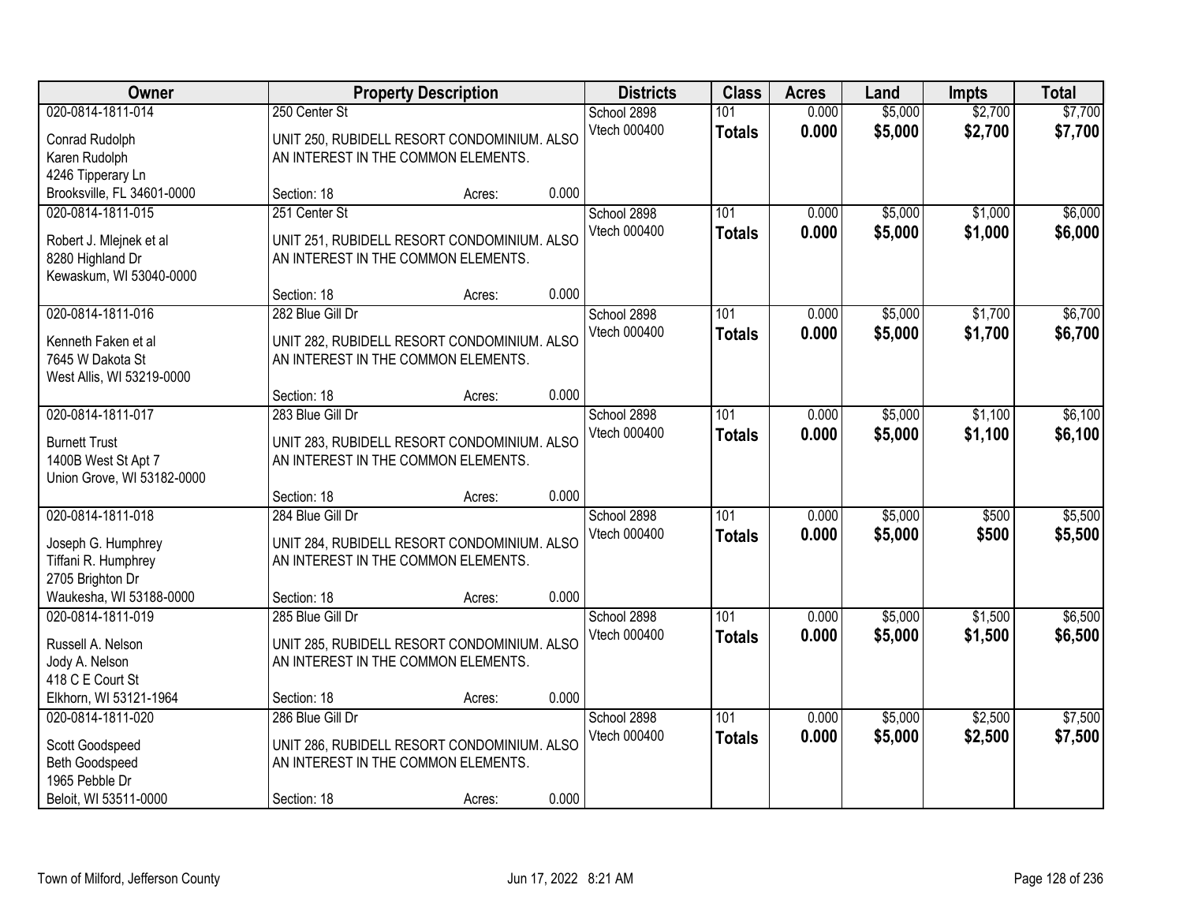| Owner | Property Description | | | Districts | Class | Acres | Land | Impts | Total |
|---|---|---|---|---|---|---|---|---|---|
| 020-0814-1811-014 | 250 Center St | | | School 2898 | 101 | 0.000 | $5,000 | $2,700 | $7,700 |
| Conrad Rudolph<br>Karen Rudolph<br>4246 Tipperary Ln<br>Brooksville, FL 34601-0000 | UNIT 250, RUBIDELL RESORT CONDOMINIUM. ALSO AN INTEREST IN THE COMMON ELEMENTS. | | | Vtech 000400 | **Totals** | **0.000** | **$5,000** | **$2,700** | **$7,700** |
| | Section: 18 | Acres: | 0.000 | | | | | | |
| 020-0814-1811-015 | 251 Center St | | | School 2898 | 101 | 0.000 | $5,000 | $1,000 | $6,000 |
| Robert J. Mlejnek et al<br>8280 Highland Dr<br>Kewaskum, WI 53040-0000 | UNIT 251, RUBIDELL RESORT CONDOMINIUM. ALSO AN INTEREST IN THE COMMON ELEMENTS. | | | Vtech 000400 | **Totals** | **0.000** | **$5,000** | **$1,000** | **$6,000** |
| | Section: 18 | Acres: | 0.000 | | | | | | |
| 020-0814-1811-016 | 282 Blue Gill Dr | | | School 2898 | 101 | 0.000 | $5,000 | $1,700 | $6,700 |
| Kenneth Faken et al<br>7645 W Dakota St<br>West Allis, WI 53219-0000 | UNIT 282, RUBIDELL RESORT CONDOMINIUM. ALSO AN INTEREST IN THE COMMON ELEMENTS. | | | Vtech 000400 | **Totals** | **0.000** | **$5,000** | **$1,700** | **$6,700** |
| | Section: 18 | Acres: | 0.000 | | | | | | |
| 020-0814-1811-017 | 283 Blue Gill Dr | | | School 2898 | 101 | 0.000 | $5,000 | $1,100 | $6,100 |
| Burnett Trust<br>1400B West St Apt 7<br>Union Grove, WI 53182-0000 | UNIT 283, RUBIDELL RESORT CONDOMINIUM. ALSO AN INTEREST IN THE COMMON ELEMENTS. | | | Vtech 000400 | **Totals** | **0.000** | **$5,000** | **$1,100** | **$6,100** |
| | Section: 18 | Acres: | 0.000 | | | | | | |
| 020-0814-1811-018 | 284 Blue Gill Dr | | | School 2898 | 101 | 0.000 | $5,000 | $500 | $5,500 |
| Joseph G. Humphrey<br>Tiffani R. Humphrey<br>2705 Brighton Dr<br>Waukesha, WI 53188-0000 | UNIT 284, RUBIDELL RESORT CONDOMINIUM. ALSO AN INTEREST IN THE COMMON ELEMENTS. | | | Vtech 000400 | **Totals** | **0.000** | **$5,000** | **$500** | **$5,500** |
| | Section: 18 | Acres: | 0.000 | | | | | | |
| 020-0814-1811-019 | 285 Blue Gill Dr | | | School 2898 | 101 | 0.000 | $5,000 | $1,500 | $6,500 |
| Russell A. Nelson<br>Jody A. Nelson<br>418 C E Court St<br>Elkhorn, WI 53121-1964 | UNIT 285, RUBIDELL RESORT CONDOMINIUM. ALSO AN INTEREST IN THE COMMON ELEMENTS. | | | Vtech 000400 | **Totals** | **0.000** | **$5,000** | **$1,500** | **$6,500** |
| | Section: 18 | Acres: | 0.000 | | | | | | |
| 020-0814-1811-020 | 286 Blue Gill Dr | | | School 2898 | 101 | 0.000 | $5,000 | $2,500 | $7,500 |
| Scott Goodspeed<br>Beth Goodspeed<br>1965 Pebble Dr<br>Beloit, WI 53511-0000 | UNIT 286, RUBIDELL RESORT CONDOMINIUM. ALSO AN INTEREST IN THE COMMON ELEMENTS. | | | Vtech 000400 | **Totals** | **0.000** | **$5,000** | **$2,500** | **$7,500** |
| | Section: 18 | Acres: | 0.000 | | | | | | |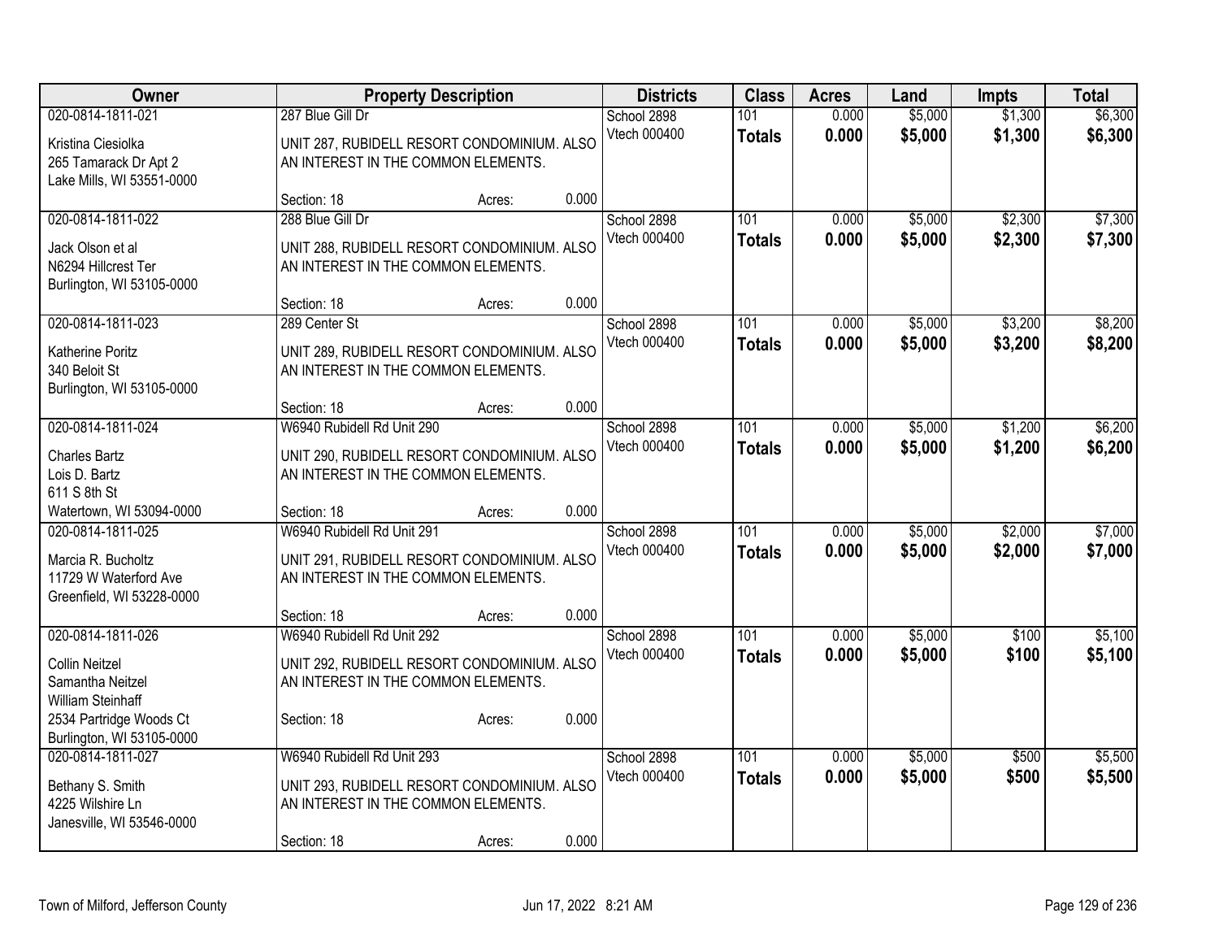| Owner | Property Description | Districts | Class | Acres | Land | Impts | Total |
|---|---|---|---|---|---|---|---|
| 020-0814-1811-021<br>Kristina Ciesiolka<br>265 Tamarack Dr Apt 2<br>Lake Mills, WI 53551-0000 | 287 Blue Gill Dr<br>UNIT 287, RUBIDELL RESORT CONDOMINIUM. ALSO AN INTEREST IN THE COMMON ELEMENTS.<br>Section: 18 Acres: 0.000 | School 2898<br>Vtech 000400 | 101<br>**Totals** | 0.000<br>**0.000** | $5,000<br>**$5,000** | $1,300<br>**$1,300** | $6,300<br>**$6,300** |
| 020-0814-1811-022<br>Jack Olson et al<br>N6294 Hillcrest Ter<br>Burlington, WI 53105-0000 | 288 Blue Gill Dr<br>UNIT 288, RUBIDELL RESORT CONDOMINIUM. ALSO AN INTEREST IN THE COMMON ELEMENTS.<br>Section: 18 Acres: 0.000 | School 2898<br>Vtech 000400 | 101<br>**Totals** | 0.000<br>**0.000** | $5,000<br>**$5,000** | $2,300<br>**$2,300** | $7,300<br>**$7,300** |
| 020-0814-1811-023<br>Katherine Poritz<br>340 Beloit St<br>Burlington, WI 53105-0000 | 289 Center St<br>UNIT 289, RUBIDELL RESORT CONDOMINIUM. ALSO AN INTEREST IN THE COMMON ELEMENTS.<br>Section: 18 Acres: 0.000 | School 2898<br>Vtech 000400 | 101<br>**Totals** | 0.000<br>**0.000** | $5,000<br>**$5,000** | $3,200<br>**$3,200** | $8,200<br>**$8,200** |
| 020-0814-1811-024<br>Charles Bartz<br>Lois D. Bartz<br>611 S 8th St<br>Watertown, WI 53094-0000 | W6940 Rubidell Rd Unit 290<br>UNIT 290, RUBIDELL RESORT CONDOMINIUM. ALSO AN INTEREST IN THE COMMON ELEMENTS.<br>Section: 18 Acres: 0.000 | School 2898<br>Vtech 000400 | 101<br>**Totals** | 0.000<br>**0.000** | $5,000<br>**$5,000** | $1,200<br>**$1,200** | $6,200<br>**$6,200** |
| 020-0814-1811-025<br>Marcia R. Bucholtz<br>11729 W Waterford Ave<br>Greenfield, WI 53228-0000 | W6940 Rubidell Rd Unit 291<br>UNIT 291, RUBIDELL RESORT CONDOMINIUM. ALSO AN INTEREST IN THE COMMON ELEMENTS.<br>Section: 18 Acres: 0.000 | School 2898<br>Vtech 000400 | 101<br>**Totals** | 0.000<br>**0.000** | $5,000<br>**$5,000** | $2,000<br>**$2,000** | $7,000<br>**$7,000** |
| 020-0814-1811-026<br>Collin Neitzel<br>Samantha Neitzel<br>William Steinhaff<br>2534 Partridge Woods Ct<br>Burlington, WI 53105-0000 | W6940 Rubidell Rd Unit 292<br>UNIT 292, RUBIDELL RESORT CONDOMINIUM. ALSO AN INTEREST IN THE COMMON ELEMENTS.<br>Section: 18 Acres: 0.000 | School 2898<br>Vtech 000400 | 101<br>**Totals** | 0.000<br>**0.000** | $5,000<br>**$5,000** | $100<br>**$100** | $5,100<br>**$5,100** |
| 020-0814-1811-027<br>Bethany S. Smith<br>4225 Wilshire Ln<br>Janesville, WI 53546-0000 | W6940 Rubidell Rd Unit 293<br>UNIT 293, RUBIDELL RESORT CONDOMINIUM. ALSO AN INTEREST IN THE COMMON ELEMENTS.<br>Section: 18 Acres: 0.000 | School 2898<br>Vtech 000400 | 101<br>**Totals** | 0.000<br>**0.000** | $5,000<br>**$5,000** | $500<br>**$500** | $5,500<br>**$5,500** |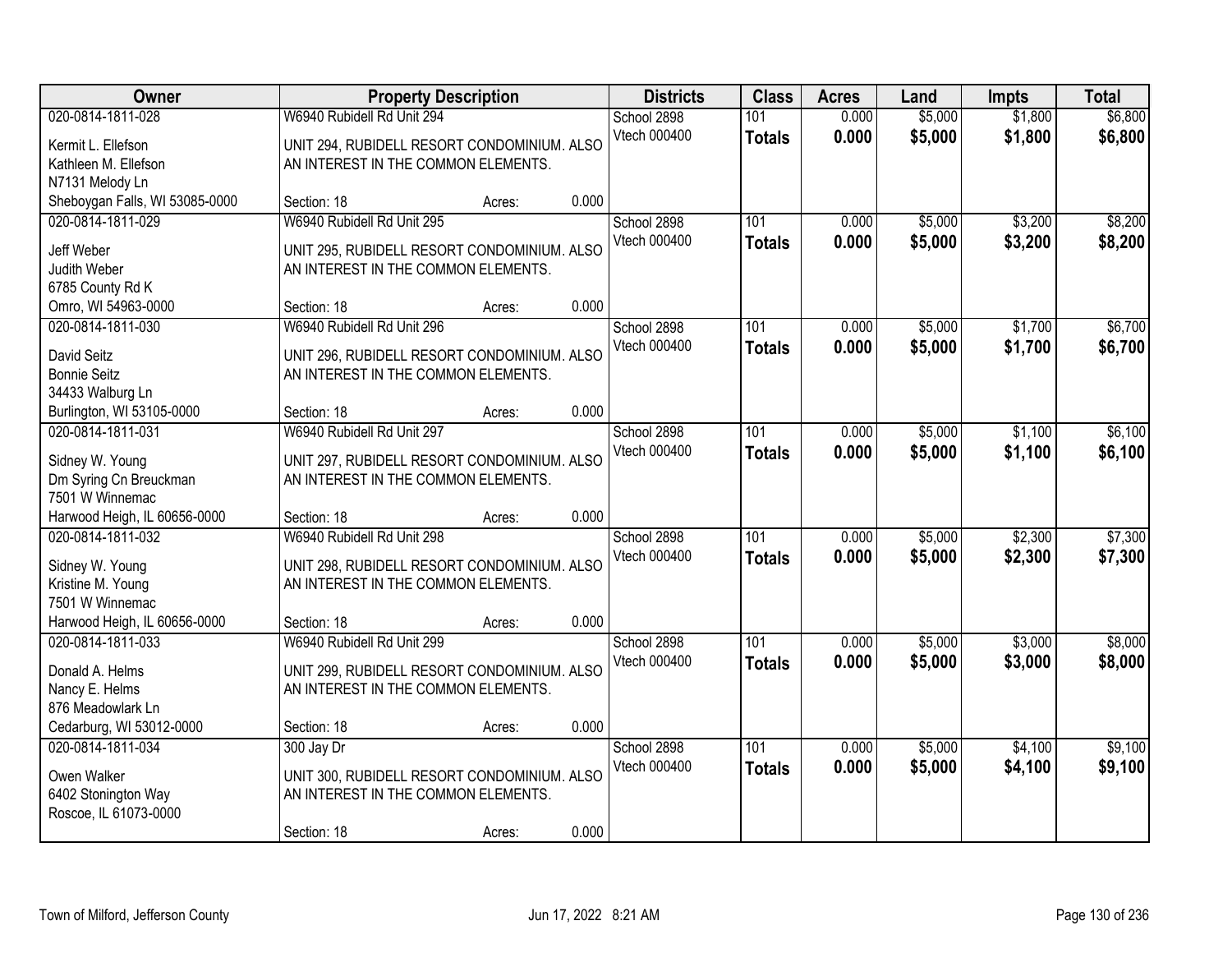| Owner | Property Description | Districts | Class | Acres | Land | Impts | Total |
|---|---|---|---|---|---|---|---|
| 020-0814-1811-028<br>Kermit L. Ellefson<br>Kathleen M. Ellefson<br>N7131 Melody Ln<br>Sheboygan Falls, WI 53085-0000 | W6940 Rubidell Rd Unit 294<br>UNIT 294, RUBIDELL RESORT CONDOMINIUM. ALSO AN INTEREST IN THE COMMON ELEMENTS.<br>Section: 18 Acres: 0.000 | School 2898<br>Vtech 000400 | 101<br>**Totals** | 0.000<br>**0.000** | $5,000<br>**$5,000** | $1,800<br>**$1,800** | $6,800<br>**$6,800** |
| 020-0814-1811-029<br>Jeff Weber<br>Judith Weber<br>6785 County Rd K<br>Omro, WI 54963-0000 | W6940 Rubidell Rd Unit 295<br>UNIT 295, RUBIDELL RESORT CONDOMINIUM. ALSO AN INTEREST IN THE COMMON ELEMENTS.<br>Section: 18 Acres: 0.000 | School 2898<br>Vtech 000400 | 101<br>**Totals** | 0.000<br>**0.000** | $5,000<br>**$5,000** | $3,200<br>**$3,200** | $8,200<br>**$8,200** |
| 020-0814-1811-030<br>David Seitz<br>Bonnie Seitz<br>34433 Walburg Ln<br>Burlington, WI 53105-0000 | W6940 Rubidell Rd Unit 296<br>UNIT 296, RUBIDELL RESORT CONDOMINIUM. ALSO AN INTEREST IN THE COMMON ELEMENTS.<br>Section: 18 Acres: 0.000 | School 2898<br>Vtech 000400 | 101<br>**Totals** | 0.000<br>**0.000** | $5,000<br>**$5,000** | $1,700<br>**$1,700** | $6,700<br>**$6,700** |
| 020-0814-1811-031<br>Sidney W. Young<br>Dm Syring Cn Breuckman<br>7501 W Winnemac<br>Harwood Heigh, IL 60656-0000 | W6940 Rubidell Rd Unit 297<br>UNIT 297, RUBIDELL RESORT CONDOMINIUM. ALSO AN INTEREST IN THE COMMON ELEMENTS.<br>Section: 18 Acres: 0.000 | School 2898<br>Vtech 000400 | 101<br>**Totals** | 0.000<br>**0.000** | $5,000<br>**$5,000** | $1,100<br>**$1,100** | $6,100<br>**$6,100** |
| 020-0814-1811-032<br>Sidney W. Young<br>Kristine M. Young<br>7501 W Winnemac<br>Harwood Heigh, IL 60656-0000 | W6940 Rubidell Rd Unit 298<br>UNIT 298, RUBIDELL RESORT CONDOMINIUM. ALSO AN INTEREST IN THE COMMON ELEMENTS.<br>Section: 18 Acres: 0.000 | School 2898<br>Vtech 000400 | 101<br>**Totals** | 0.000<br>**0.000** | $5,000<br>**$5,000** | $2,300<br>**$2,300** | $7,300<br>**$7,300** |
| 020-0814-1811-033<br>Donald A. Helms<br>Nancy E. Helms<br>876 Meadowlark Ln<br>Cedarburg, WI 53012-0000 | W6940 Rubidell Rd Unit 299<br>UNIT 299, RUBIDELL RESORT CONDOMINIUM. ALSO AN INTEREST IN THE COMMON ELEMENTS.<br>Section: 18 Acres: 0.000 | School 2898<br>Vtech 000400 | 101<br>**Totals** | 0.000<br>**0.000** | $5,000<br>**$5,000** | $3,000<br>**$3,000** | $8,000<br>**$8,000** |
| 020-0814-1811-034<br>Owen Walker<br>6402 Stonington Way<br>Roscoe, IL 61073-0000 | 300 Jay Dr<br>UNIT 300, RUBIDELL RESORT CONDOMINIUM. ALSO AN INTEREST IN THE COMMON ELEMENTS.<br>Section: 18 Acres: 0.000 | School 2898<br>Vtech 000400 | 101<br>**Totals** | 0.000<br>**0.000** | $5,000<br>**$5,000** | $4,100<br>**$4,100** | $9,100<br>**$9,100** |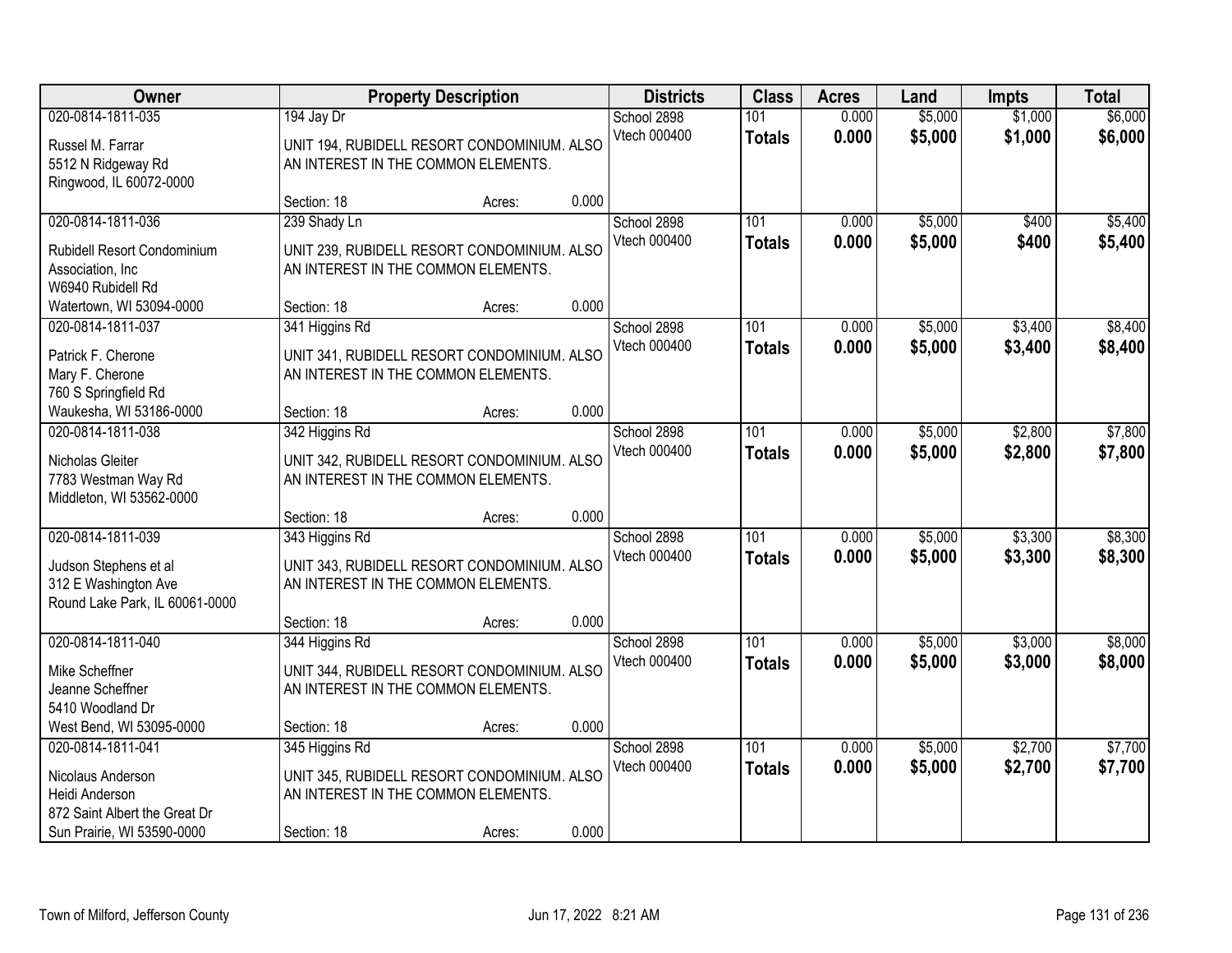| Owner | Property Description | Districts | Class | Acres | Land | Impts | Total |
|---|---|---|---|---|---|---|---|
| 020-0814-1811-035<br>Russel M. Farrar<br>5512 N Ridgeway Rd<br>Ringwood, IL 60072-0000 | 194 Jay Dr<br>UNIT 194, RUBIDELL RESORT CONDOMINIUM. ALSO AN INTEREST IN THE COMMON ELEMENTS.<br>Section: 18 Acres: 0.000 | School 2898<br>Vtech 000400 | 101<br>**Totals** | 0.000<br>**0.000** | $5,000<br>**$5,000** | $1,000<br>**$1,000** | $6,000<br>**$6,000** |
| 020-0814-1811-036<br>Rubidell Resort Condominium Association, Inc<br>W6940 Rubidell Rd<br>Watertown, WI 53094-0000 | 239 Shady Ln<br>UNIT 239, RUBIDELL RESORT CONDOMINIUM. ALSO AN INTEREST IN THE COMMON ELEMENTS.<br>Section: 18 Acres: 0.000 | School 2898<br>Vtech 000400 | 101<br>**Totals** | 0.000<br>**0.000** | $5,000<br>**$5,000** | $400<br>**$400** | $5,400<br>**$5,400** |
| 020-0814-1811-037<br>Patrick F. Cherone<br>Mary F. Cherone<br>760 S Springfield Rd<br>Waukesha, WI 53186-0000 | 341 Higgins Rd<br>UNIT 341, RUBIDELL RESORT CONDOMINIUM. ALSO AN INTEREST IN THE COMMON ELEMENTS.<br>Section: 18 Acres: 0.000 | School 2898<br>Vtech 000400 | 101<br>**Totals** | 0.000<br>**0.000** | $5,000<br>**$5,000** | $3,400<br>**$3,400** | $8,400<br>**$8,400** |
| 020-0814-1811-038<br>Nicholas Gleiter<br>7783 Westman Way Rd<br>Middleton, WI 53562-0000 | 342 Higgins Rd<br>UNIT 342, RUBIDELL RESORT CONDOMINIUM. ALSO AN INTEREST IN THE COMMON ELEMENTS.<br>Section: 18 Acres: 0.000 | School 2898<br>Vtech 000400 | 101<br>**Totals** | 0.000<br>**0.000** | $5,000<br>**$5,000** | $2,800<br>**$2,800** | $7,800<br>**$7,800** |
| 020-0814-1811-039<br>Judson Stephens et al<br>312 E Washington Ave<br>Round Lake Park, IL 60061-0000 | 343 Higgins Rd<br>UNIT 343, RUBIDELL RESORT CONDOMINIUM. ALSO AN INTEREST IN THE COMMON ELEMENTS.<br>Section: 18 Acres: 0.000 | School 2898<br>Vtech 000400 | 101<br>**Totals** | 0.000<br>**0.000** | $5,000<br>**$5,000** | $3,300<br>**$3,300** | $8,300<br>**$8,300** |
| 020-0814-1811-040<br>Mike Scheffner<br>Jeanne Scheffner<br>5410 Woodland Dr<br>West Bend, WI 53095-0000 | 344 Higgins Rd<br>UNIT 344, RUBIDELL RESORT CONDOMINIUM. ALSO AN INTEREST IN THE COMMON ELEMENTS.<br>Section: 18 Acres: 0.000 | School 2898<br>Vtech 000400 | 101<br>**Totals** | 0.000<br>**0.000** | $5,000<br>**$5,000** | $3,000<br>**$3,000** | $8,000<br>**$8,000** |
| 020-0814-1811-041<br>Nicolaus Anderson<br>Heidi Anderson<br>872 Saint Albert the Great Dr<br>Sun Prairie, WI 53590-0000 | 345 Higgins Rd<br>UNIT 345, RUBIDELL RESORT CONDOMINIUM. ALSO AN INTEREST IN THE COMMON ELEMENTS.<br>Section: 18 Acres: 0.000 | School 2898<br>Vtech 000400 | 101<br>**Totals** | 0.000<br>**0.000** | $5,000<br>**$5,000** | $2,700<br>**$2,700** | $7,700<br>**$7,700** |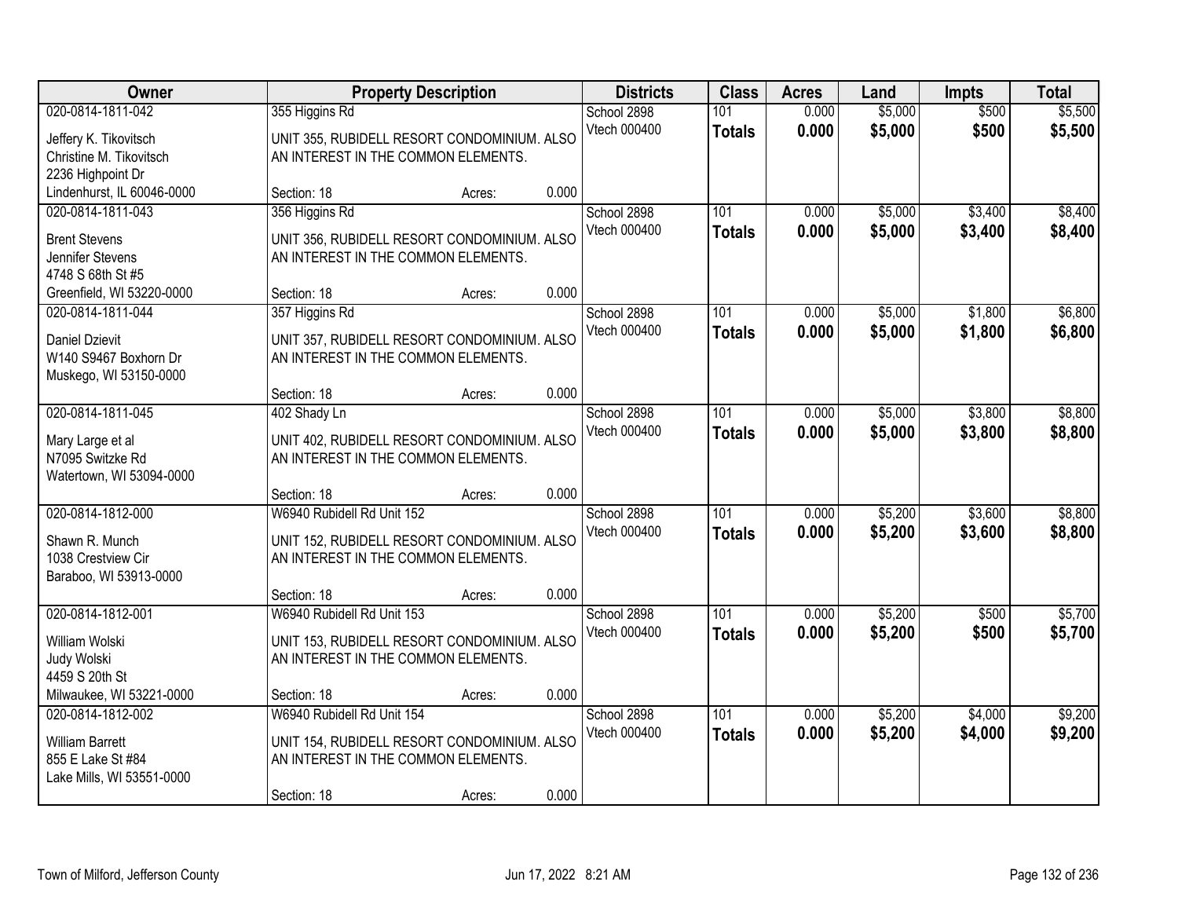| Owner | Property Description | Districts | Class | Acres | Land | Impts | Total |
|---|---|---|---|---|---|---|---|
| 020-0814-1811-042<br>Jeffery K. Tikovitsch<br>Christine M. Tikovitsch<br>2236 Highpoint Dr<br>Lindenhurst, IL 60046-0000 | 355 Higgins Rd<br>UNIT 355, RUBIDELL RESORT CONDOMINIUM. ALSO AN INTEREST IN THE COMMON ELEMENTS.<br>Section: 18 Acres: 0.000 | School 2898<br>Vtech 000400 | 101<br>**Totals** | 0.000<br>**0.000** | $5,000<br>**$5,000** | $500<br>**$500** | $5,500<br>**$5,500** |
| 020-0814-1811-043<br>Brent Stevens<br>Jennifer Stevens<br>4748 S 68th St #5<br>Greenfield, WI 53220-0000 | 356 Higgins Rd<br>UNIT 356, RUBIDELL RESORT CONDOMINIUM. ALSO AN INTEREST IN THE COMMON ELEMENTS.<br>Section: 18 Acres: 0.000 | School 2898<br>Vtech 000400 | 101<br>**Totals** | 0.000<br>**0.000** | $5,000<br>**$5,000** | $3,400<br>**$3,400** | $8,400<br>**$8,400** |
| 020-0814-1811-044<br>Daniel Dzievit<br>W140 S9467 Boxhorn Dr<br>Muskego, WI 53150-0000 | 357 Higgins Rd<br>UNIT 357, RUBIDELL RESORT CONDOMINIUM. ALSO AN INTEREST IN THE COMMON ELEMENTS.<br>Section: 18 Acres: 0.000 | School 2898<br>Vtech 000400 | 101<br>**Totals** | 0.000<br>**0.000** | $5,000<br>**$5,000** | $1,800<br>**$1,800** | $6,800<br>**$6,800** |
| 020-0814-1811-045<br>Mary Large et al<br>N7095 Switzke Rd<br>Watertown, WI 53094-0000 | 402 Shady Ln<br>UNIT 402, RUBIDELL RESORT CONDOMINIUM. ALSO AN INTEREST IN THE COMMON ELEMENTS.<br>Section: 18 Acres: 0.000 | School 2898<br>Vtech 000400 | 101<br>**Totals** | 0.000<br>**0.000** | $5,000<br>**$5,000** | $3,800<br>**$3,800** | $8,800<br>**$8,800** |
| 020-0814-1812-000<br>Shawn R. Munch<br>1038 Crestview Cir<br>Baraboo, WI 53913-0000 | W6940 Rubidell Rd Unit 152<br>UNIT 152, RUBIDELL RESORT CONDOMINIUM. ALSO AN INTEREST IN THE COMMON ELEMENTS.<br>Section: 18 Acres: 0.000 | School 2898<br>Vtech 000400 | 101<br>**Totals** | 0.000<br>**0.000** | $5,200<br>**$5,200** | $3,600<br>**$3,600** | $8,800<br>**$8,800** |
| 020-0814-1812-001<br>William Wolski<br>Judy Wolski<br>4459 S 20th St<br>Milwaukee, WI 53221-0000 | W6940 Rubidell Rd Unit 153<br>UNIT 153, RUBIDELL RESORT CONDOMINIUM. ALSO AN INTEREST IN THE COMMON ELEMENTS.<br>Section: 18 Acres: 0.000 | School 2898<br>Vtech 000400 | 101<br>**Totals** | 0.000<br>**0.000** | $5,200<br>**$5,200** | $500<br>**$500** | $5,700<br>**$5,700** |
| 020-0814-1812-002<br>William Barrett<br>855 E Lake St #84<br>Lake Mills, WI 53551-0000 | W6940 Rubidell Rd Unit 154<br>UNIT 154, RUBIDELL RESORT CONDOMINIUM. ALSO AN INTEREST IN THE COMMON ELEMENTS.<br>Section: 18 Acres: 0.000 | School 2898<br>Vtech 000400 | 101<br>**Totals** | 0.000<br>**0.000** | $5,200<br>**$5,200** | $4,000<br>**$4,000** | $9,200<br>**$9,200** |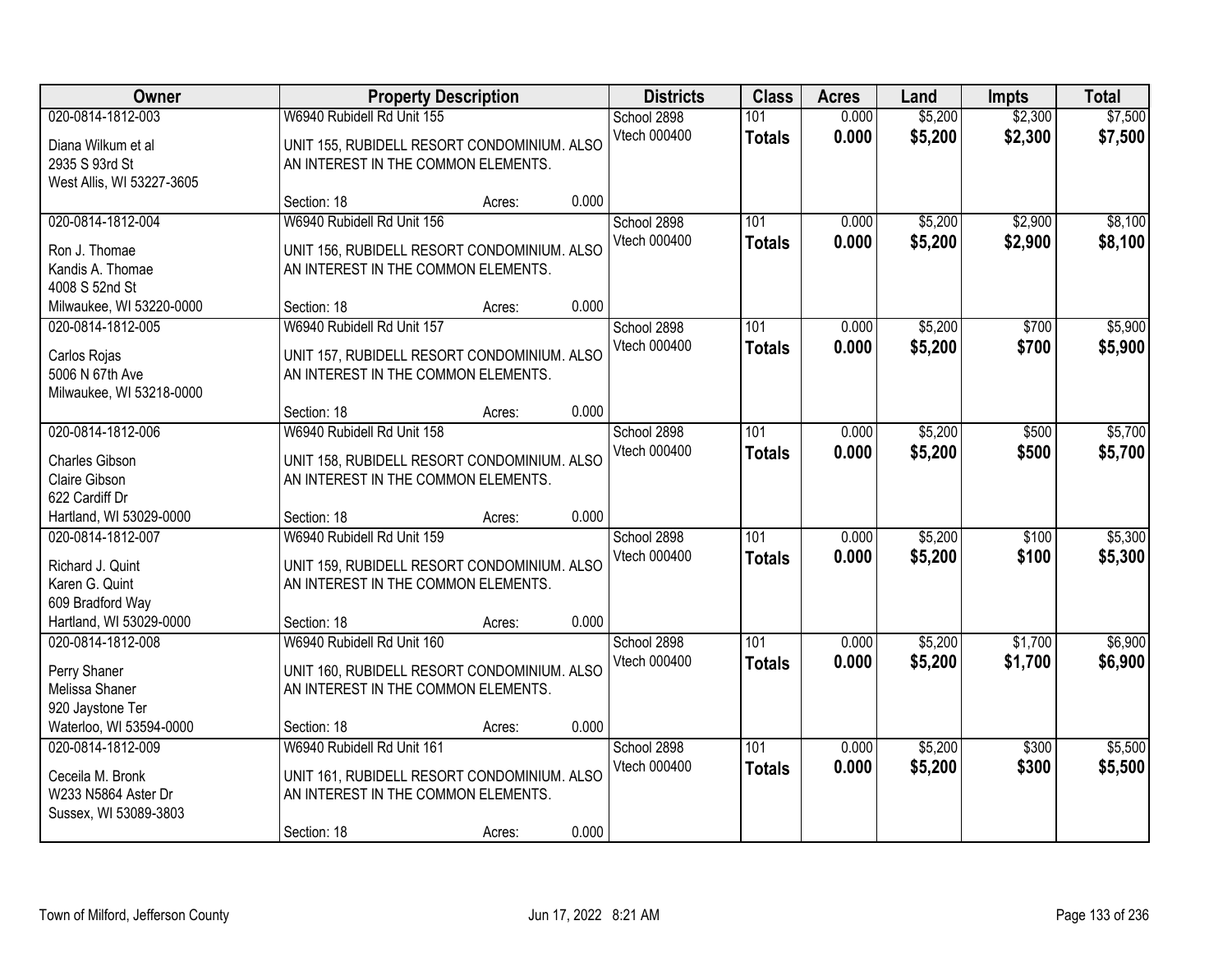| Owner | Property Description | Districts | Class | Acres | Land | Impts | Total |
|---|---|---|---|---|---|---|---|
| 020-0814-1812-003<br>Diana Wilkum et al<br>2935 S 93rd St<br>West Allis, WI 53227-3605 | W6940 Rubidell Rd Unit 155<br>UNIT 155, RUBIDELL RESORT CONDOMINIUM. ALSO AN INTEREST IN THE COMMON ELEMENTS.<br>Section: 18 Acres: 0.000 | School 2898<br>Vtech 000400 | 101<br>**Totals** | 0.000<br>**0.000** | $5,200<br>**$5,200** | $2,300<br>**$2,300** | $7,500<br>**$7,500** |
| 020-0814-1812-004<br>Ron J. Thomae<br>Kandis A. Thomae<br>4008 S 52nd St<br>Milwaukee, WI 53220-0000 | W6940 Rubidell Rd Unit 156<br>UNIT 156, RUBIDELL RESORT CONDOMINIUM. ALSO AN INTEREST IN THE COMMON ELEMENTS.<br>Section: 18 Acres: 0.000 | School 2898<br>Vtech 000400 | 101<br>**Totals** | 0.000<br>**0.000** | $5,200<br>**$5,200** | $2,900<br>**$2,900** | $8,100<br>**$8,100** |
| 020-0814-1812-005<br>Carlos Rojas<br>5006 N 67th Ave<br>Milwaukee, WI 53218-0000 | W6940 Rubidell Rd Unit 157<br>UNIT 157, RUBIDELL RESORT CONDOMINIUM. ALSO AN INTEREST IN THE COMMON ELEMENTS.<br>Section: 18 Acres: 0.000 | School 2898<br>Vtech 000400 | 101<br>**Totals** | 0.000<br>**0.000** | $5,200<br>**$5,200** | $700<br>**$700** | $5,900<br>**$5,900** |
| 020-0814-1812-006<br>Charles Gibson<br>Claire Gibson<br>622 Cardiff Dr<br>Hartland, WI 53029-0000 | W6940 Rubidell Rd Unit 158<br>UNIT 158, RUBIDELL RESORT CONDOMINIUM. ALSO AN INTEREST IN THE COMMON ELEMENTS.<br>Section: 18 Acres: 0.000 | School 2898<br>Vtech 000400 | 101<br>**Totals** | 0.000<br>**0.000** | $5,200<br>**$5,200** | $500<br>**$500** | $5,700<br>**$5,700** |
| 020-0814-1812-007<br>Richard J. Quint<br>Karen G. Quint<br>609 Bradford Way<br>Hartland, WI 53029-0000 | W6940 Rubidell Rd Unit 159<br>UNIT 159, RUBIDELL RESORT CONDOMINIUM. ALSO AN INTEREST IN THE COMMON ELEMENTS.<br>Section: 18 Acres: 0.000 | School 2898<br>Vtech 000400 | 101<br>**Totals** | 0.000<br>**0.000** | $5,200<br>**$5,200** | $100<br>**$100** | $5,300<br>**$5,300** |
| 020-0814-1812-008<br>Perry Shaner<br>Melissa Shaner<br>920 Jaystone Ter<br>Waterloo, WI 53594-0000 | W6940 Rubidell Rd Unit 160<br>UNIT 160, RUBIDELL RESORT CONDOMINIUM. ALSO AN INTEREST IN THE COMMON ELEMENTS.<br>Section: 18 Acres: 0.000 | School 2898<br>Vtech 000400 | 101<br>**Totals** | 0.000<br>**0.000** | $5,200<br>**$5,200** | $1,700<br>**$1,700** | $6,900<br>**$6,900** |
| 020-0814-1812-009<br>Ceceila M. Bronk<br>W233 N5864 Aster Dr<br>Sussex, WI 53089-3803 | W6940 Rubidell Rd Unit 161<br>UNIT 161, RUBIDELL RESORT CONDOMINIUM. ALSO AN INTEREST IN THE COMMON ELEMENTS.<br>Section: 18 Acres: 0.000 | School 2898<br>Vtech 000400 | 101<br>**Totals** | 0.000<br>**0.000** | $5,200<br>**$5,200** | $300<br>**$300** | $5,500<br>**$5,500** |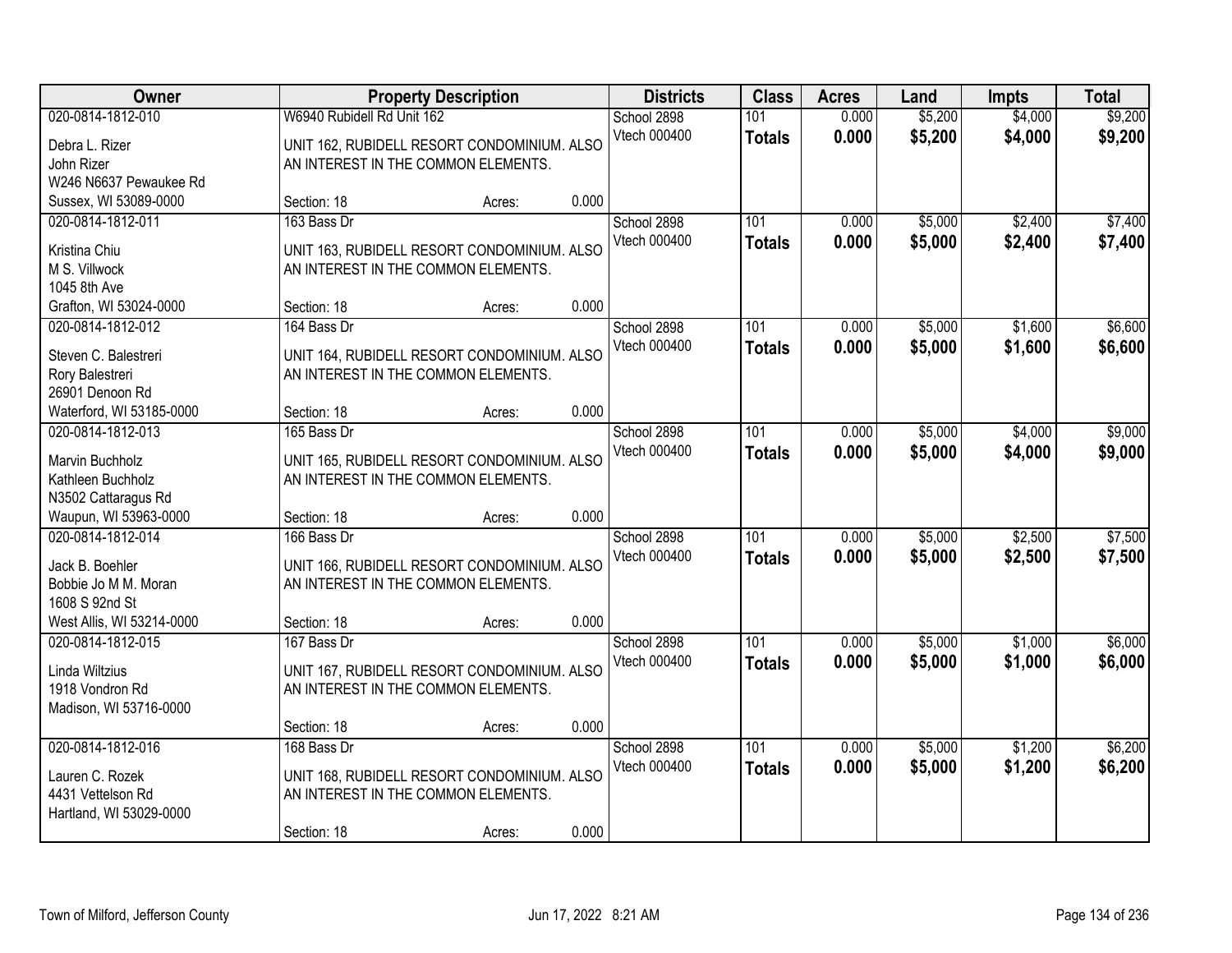| Owner | Property Description | Districts | Class | Acres | Land | Impts | Total |
|---|---|---|---|---|---|---|---|
| 020-0814-1812-010<br>Debra L. Rizer<br>John Rizer<br>W246 N6637 Pewaukee Rd<br>Sussex, WI 53089-0000 | W6940 Rubidell Rd Unit 162<br>UNIT 162, RUBIDELL RESORT CONDOMINIUM. ALSO AN INTEREST IN THE COMMON ELEMENTS.<br>Section: 18 Acres: 0.000 | School 2898<br>Vtech 000400 | 101<br>**Totals** | 0.000<br>**0.000** | $5,200<br>**$5,200** | $4,000<br>**$4,000** | $9,200<br>**$9,200** |
| 020-0814-1812-011<br>Kristina Chiu<br>M S. Villwock<br>1045 8th Ave<br>Grafton, WI 53024-0000 | 163 Bass Dr<br>UNIT 163, RUBIDELL RESORT CONDOMINIUM. ALSO AN INTEREST IN THE COMMON ELEMENTS.<br>Section: 18 Acres: 0.000 | School 2898<br>Vtech 000400 | 101<br>**Totals** | 0.000<br>**0.000** | $5,000<br>**$5,000** | $2,400<br>**$2,400** | $7,400<br>**$7,400** |
| 020-0814-1812-012<br>Steven C. Balestreri<br>Rory Balestreri<br>26901 Denoon Rd<br>Waterford, WI 53185-0000 | 164 Bass Dr<br>UNIT 164, RUBIDELL RESORT CONDOMINIUM. ALSO AN INTEREST IN THE COMMON ELEMENTS.<br>Section: 18 Acres: 0.000 | School 2898<br>Vtech 000400 | 101<br>**Totals** | 0.000<br>**0.000** | $5,000<br>**$5,000** | $1,600<br>**$1,600** | $6,600<br>**$6,600** |
| 020-0814-1812-013<br>Marvin Buchholz<br>Kathleen Buchholz<br>N3502 Cattaragus Rd<br>Waupun, WI 53963-0000 | 165 Bass Dr<br>UNIT 165, RUBIDELL RESORT CONDOMINIUM. ALSO AN INTEREST IN THE COMMON ELEMENTS.<br>Section: 18 Acres: 0.000 | School 2898<br>Vtech 000400 | 101<br>**Totals** | 0.000<br>**0.000** | $5,000<br>**$5,000** | $4,000<br>**$4,000** | $9,000<br>**$9,000** |
| 020-0814-1812-014<br>Jack B. Boehler<br>Bobbie Jo M M. Moran<br>1608 S 92nd St<br>West Allis, WI 53214-0000 | 166 Bass Dr<br>UNIT 166, RUBIDELL RESORT CONDOMINIUM. ALSO AN INTEREST IN THE COMMON ELEMENTS.<br>Section: 18 Acres: 0.000 | School 2898<br>Vtech 000400 | 101<br>**Totals** | 0.000<br>**0.000** | $5,000<br>**$5,000** | $2,500<br>**$2,500** | $7,500<br>**$7,500** |
| 020-0814-1812-015<br>Linda Wiltzius<br>1918 Vondron Rd<br>Madison, WI 53716-0000 | 167 Bass Dr<br>UNIT 167, RUBIDELL RESORT CONDOMINIUM. ALSO AN INTEREST IN THE COMMON ELEMENTS.<br>Section: 18 Acres: 0.000 | School 2898<br>Vtech 000400 | 101<br>**Totals** | 0.000<br>**0.000** | $5,000<br>**$5,000** | $1,000<br>**$1,000** | $6,000<br>**$6,000** |
| 020-0814-1812-016<br>Lauren C. Rozek<br>4431 Vettelson Rd<br>Hartland, WI 53029-0000 | 168 Bass Dr<br>UNIT 168, RUBIDELL RESORT CONDOMINIUM. ALSO AN INTEREST IN THE COMMON ELEMENTS.<br>Section: 18 Acres: 0.000 | School 2898<br>Vtech 000400 | 101<br>**Totals** | 0.000<br>**0.000** | $5,000<br>**$5,000** | $1,200<br>**$1,200** | $6,200<br>**$6,200** |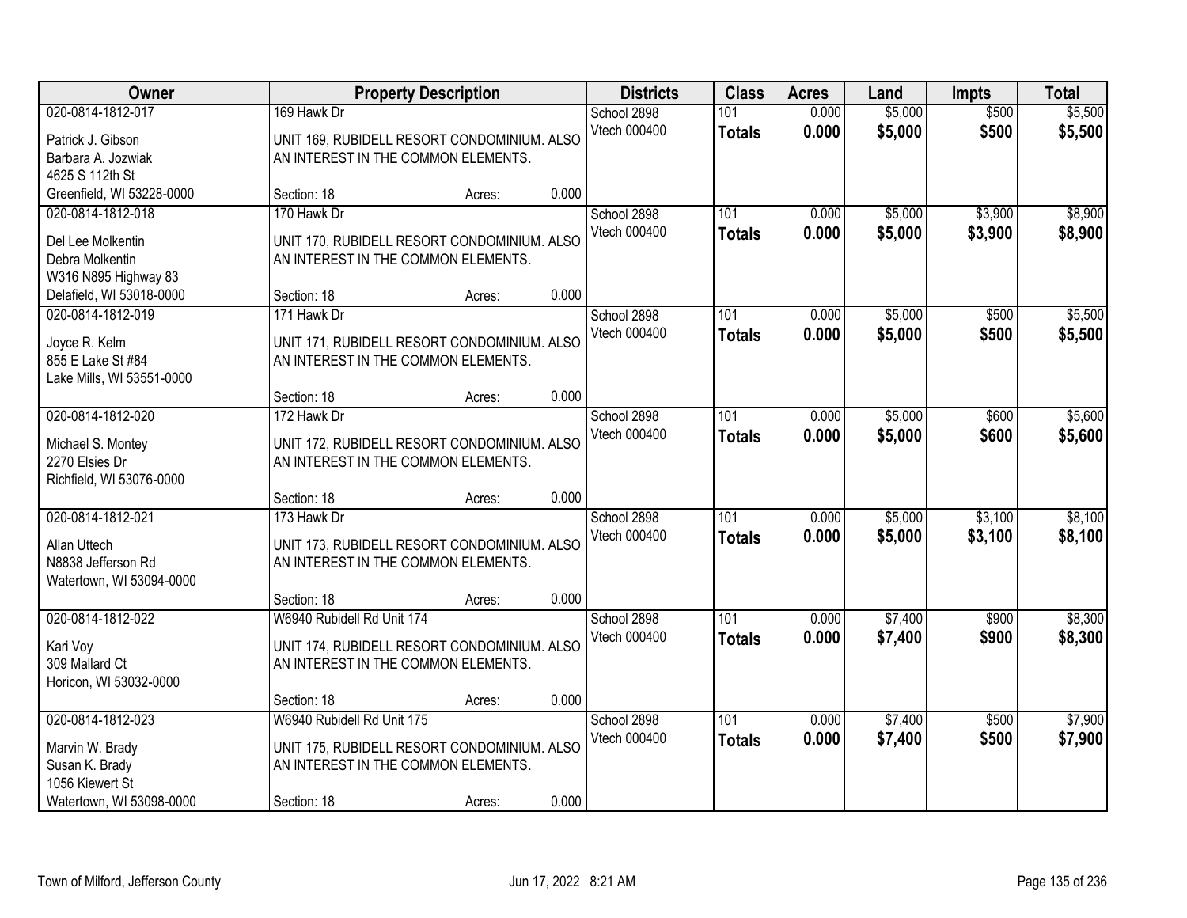| Owner | Property Description | Districts | Class | Acres | Land | Impts | Total |
|---|---|---|---|---|---|---|---|
| 020-0814-1812-017<br>Patrick J. Gibson<br>Barbara A. Jozwiak<br>4625 S 112th St<br>Greenfield, WI 53228-0000 | 169 Hawk Dr<br>UNIT 169, RUBIDELL RESORT CONDOMINIUM. ALSO AN INTEREST IN THE COMMON ELEMENTS.<br>Section: 18 Acres: 0.000 | School 2898<br>Vtech 000400 | 101<br>**Totals** | 0.000<br>**0.000** | $5,000<br>**$5,000** | $500<br>**$500** | $5,500<br>**$5,500** |
| 020-0814-1812-018<br>Del Lee Molkentin<br>Debra Molkentin<br>W316 N895 Highway 83<br>Delafield, WI 53018-0000 | 170 Hawk Dr<br>UNIT 170, RUBIDELL RESORT CONDOMINIUM. ALSO AN INTEREST IN THE COMMON ELEMENTS.<br>Section: 18 Acres: 0.000 | School 2898<br>Vtech 000400 | 101<br>**Totals** | 0.000<br>**0.000** | $5,000<br>**$5,000** | $3,900<br>**$3,900** | $8,900<br>**$8,900** |
| 020-0814-1812-019<br>Joyce R. Kelm<br>855 E Lake St #84<br>Lake Mills, WI 53551-0000 | 171 Hawk Dr<br>UNIT 171, RUBIDELL RESORT CONDOMINIUM. ALSO AN INTEREST IN THE COMMON ELEMENTS.<br>Section: 18 Acres: 0.000 | School 2898<br>Vtech 000400 | 101<br>**Totals** | 0.000<br>**0.000** | $5,000<br>**$5,000** | $500<br>**$500** | $5,500<br>**$5,500** |
| 020-0814-1812-020<br>Michael S. Montey<br>2270 Elsies Dr<br>Richfield, WI 53076-0000 | 172 Hawk Dr<br>UNIT 172, RUBIDELL RESORT CONDOMINIUM. ALSO AN INTEREST IN THE COMMON ELEMENTS.<br>Section: 18 Acres: 0.000 | School 2898<br>Vtech 000400 | 101<br>**Totals** | 0.000<br>**0.000** | $5,000<br>**$5,000** | $600<br>**$600** | $5,600<br>**$5,600** |
| 020-0814-1812-021<br>Allan Uttech<br>N8838 Jefferson Rd<br>Watertown, WI 53094-0000 | 173 Hawk Dr<br>UNIT 173, RUBIDELL RESORT CONDOMINIUM. ALSO AN INTEREST IN THE COMMON ELEMENTS.<br>Section: 18 Acres: 0.000 | School 2898<br>Vtech 000400 | 101<br>**Totals** | 0.000<br>**0.000** | $5,000<br>**$5,000** | $3,100<br>**$3,100** | $8,100<br>**$8,100** |
| 020-0814-1812-022<br>Kari Voy<br>309 Mallard Ct<br>Horicon, WI 53032-0000 | W6940 Rubidell Rd Unit 174<br>UNIT 174, RUBIDELL RESORT CONDOMINIUM. ALSO AN INTEREST IN THE COMMON ELEMENTS.<br>Section: 18 Acres: 0.000 | School 2898<br>Vtech 000400 | 101<br>**Totals** | 0.000<br>**0.000** | $7,400<br>**$7,400** | $900<br>**$900** | $8,300<br>**$8,300** |
| 020-0814-1812-023<br>Marvin W. Brady<br>Susan K. Brady<br>1056 Kiewert St<br>Watertown, WI 53098-0000 | W6940 Rubidell Rd Unit 175<br>UNIT 175, RUBIDELL RESORT CONDOMINIUM. ALSO AN INTEREST IN THE COMMON ELEMENTS.<br>Section: 18 Acres: 0.000 | School 2898<br>Vtech 000400 | 101<br>**Totals** | 0.000<br>**0.000** | $7,400<br>**$7,400** | $500<br>**$500** | $7,900<br>**$7,900** |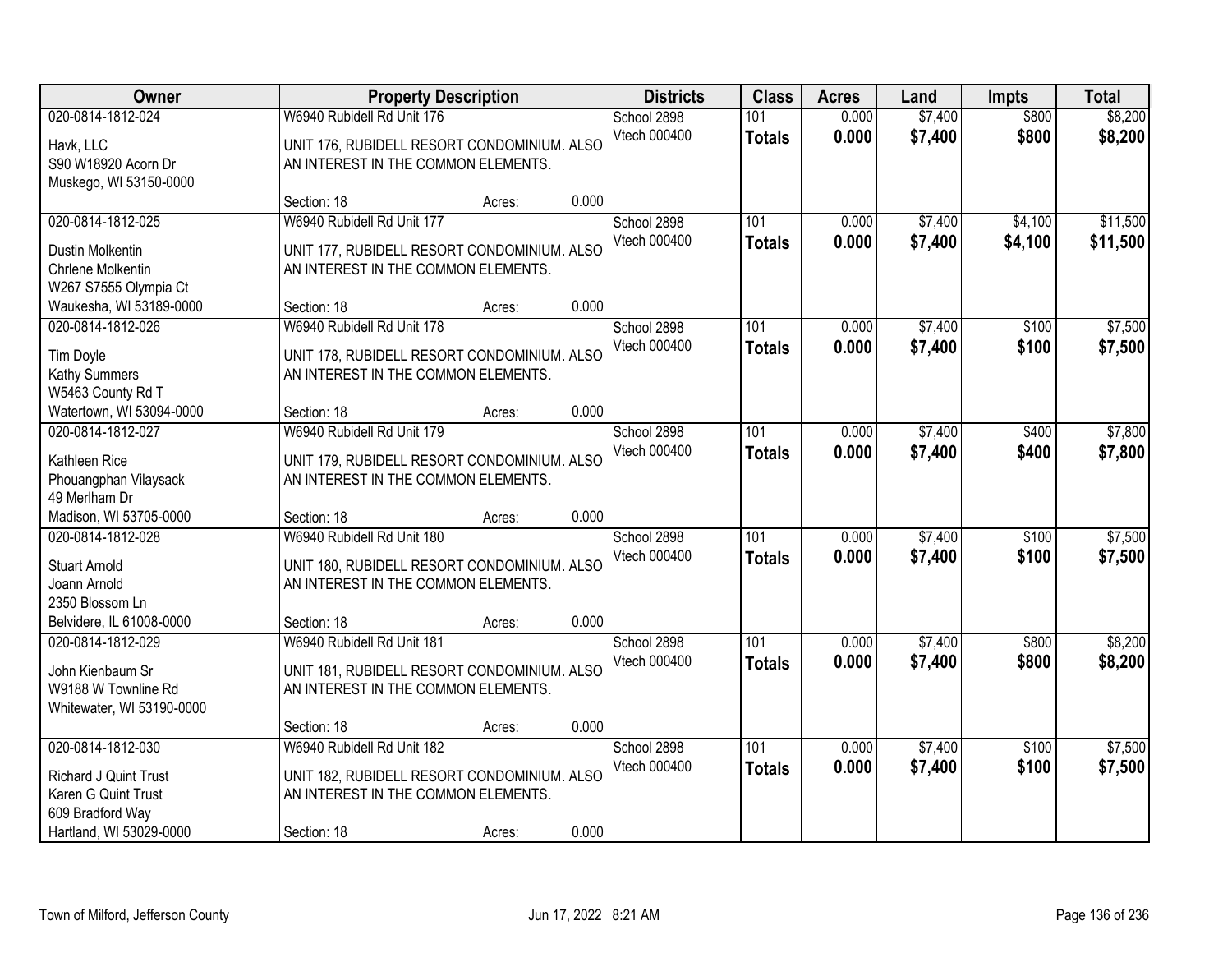| Owner | Property Description | | | Districts | Class | Acres | Land | Impts | Total |
|---|---|---|---|---|---|---|---|---|---|
| 020-0814-1812-024<br>Havk, LLC<br>S90 W18920 Acorn Dr<br>Muskego, WI 53150-0000 | W6940 Rubidell Rd Unit 176<br>UNIT 176, RUBIDELL RESORT CONDOMINIUM. ALSO AN INTEREST IN THE COMMON ELEMENTS.<br>Section: 18 | Acres: | 0.000 | School 2898<br>Vtech 000400 | 101<br>**Totals** | 0.000<br>**0.000** | $7,400<br>**$7,400** | $800<br>**$800** | $8,200<br>**$8,200** |
| 020-0814-1812-025<br>Dustin Molkentin<br>Chrlene Molkentin<br>W267 S7555 Olympia Ct<br>Waukesha, WI 53189-0000 | W6940 Rubidell Rd Unit 177<br>UNIT 177, RUBIDELL RESORT CONDOMINIUM. ALSO AN INTEREST IN THE COMMON ELEMENTS.<br>Section: 18 | Acres: | 0.000 | School 2898<br>Vtech 000400 | 101<br>**Totals** | 0.000<br>**0.000** | $7,400<br>**$7,400** | $4,100<br>**$4,100** | $11,500<br>**$11,500** |
| 020-0814-1812-026<br>Tim Doyle<br>Kathy Summers<br>W5463 County Rd T<br>Watertown, WI 53094-0000 | W6940 Rubidell Rd Unit 178<br>UNIT 178, RUBIDELL RESORT CONDOMINIUM. ALSO AN INTEREST IN THE COMMON ELEMENTS.<br>Section: 18 | Acres: | 0.000 | School 2898<br>Vtech 000400 | 101<br>**Totals** | 0.000<br>**0.000** | $7,400<br>**$7,400** | $100<br>**$100** | $7,500<br>**$7,500** |
| 020-0814-1812-027<br>Kathleen Rice<br>Phouangphan Vilaysack<br>49 Merlham Dr<br>Madison, WI 53705-0000 | W6940 Rubidell Rd Unit 179<br>UNIT 179, RUBIDELL RESORT CONDOMINIUM. ALSO AN INTEREST IN THE COMMON ELEMENTS.<br>Section: 18 | Acres: | 0.000 | School 2898<br>Vtech 000400 | 101<br>**Totals** | 0.000<br>**0.000** | $7,400<br>**$7,400** | $400<br>**$400** | $7,800<br>**$7,800** |
| 020-0814-1812-028<br>Stuart Arnold<br>Joann Arnold<br>2350 Blossom Ln<br>Belvidere, IL 61008-0000 | W6940 Rubidell Rd Unit 180<br>UNIT 180, RUBIDELL RESORT CONDOMINIUM. ALSO AN INTEREST IN THE COMMON ELEMENTS.<br>Section: 18 | Acres: | 0.000 | School 2898<br>Vtech 000400 | 101<br>**Totals** | 0.000<br>**0.000** | $7,400<br>**$7,400** | $100<br>**$100** | $7,500<br>**$7,500** |
| 020-0814-1812-029<br>John Kienbaum Sr<br>W9188 W Townline Rd<br>Whitewater, WI 53190-0000 | W6940 Rubidell Rd Unit 181<br>UNIT 181, RUBIDELL RESORT CONDOMINIUM. ALSO AN INTEREST IN THE COMMON ELEMENTS.<br>Section: 18 | Acres: | 0.000 | School 2898<br>Vtech 000400 | 101<br>**Totals** | 0.000<br>**0.000** | $7,400<br>**$7,400** | $800<br>**$800** | $8,200<br>**$8,200** |
| 020-0814-1812-030<br>Richard J Quint Trust<br>Karen G Quint Trust<br>609 Bradford Way<br>Hartland, WI 53029-0000 | W6940 Rubidell Rd Unit 182<br>UNIT 182, RUBIDELL RESORT CONDOMINIUM. ALSO AN INTEREST IN THE COMMON ELEMENTS.<br>Section: 18 | Acres: | 0.000 | School 2898<br>Vtech 000400 | 101<br>**Totals** | 0.000<br>**0.000** | $7,400<br>**$7,400** | $100<br>**$100** | $7,500<br>**$7,500** |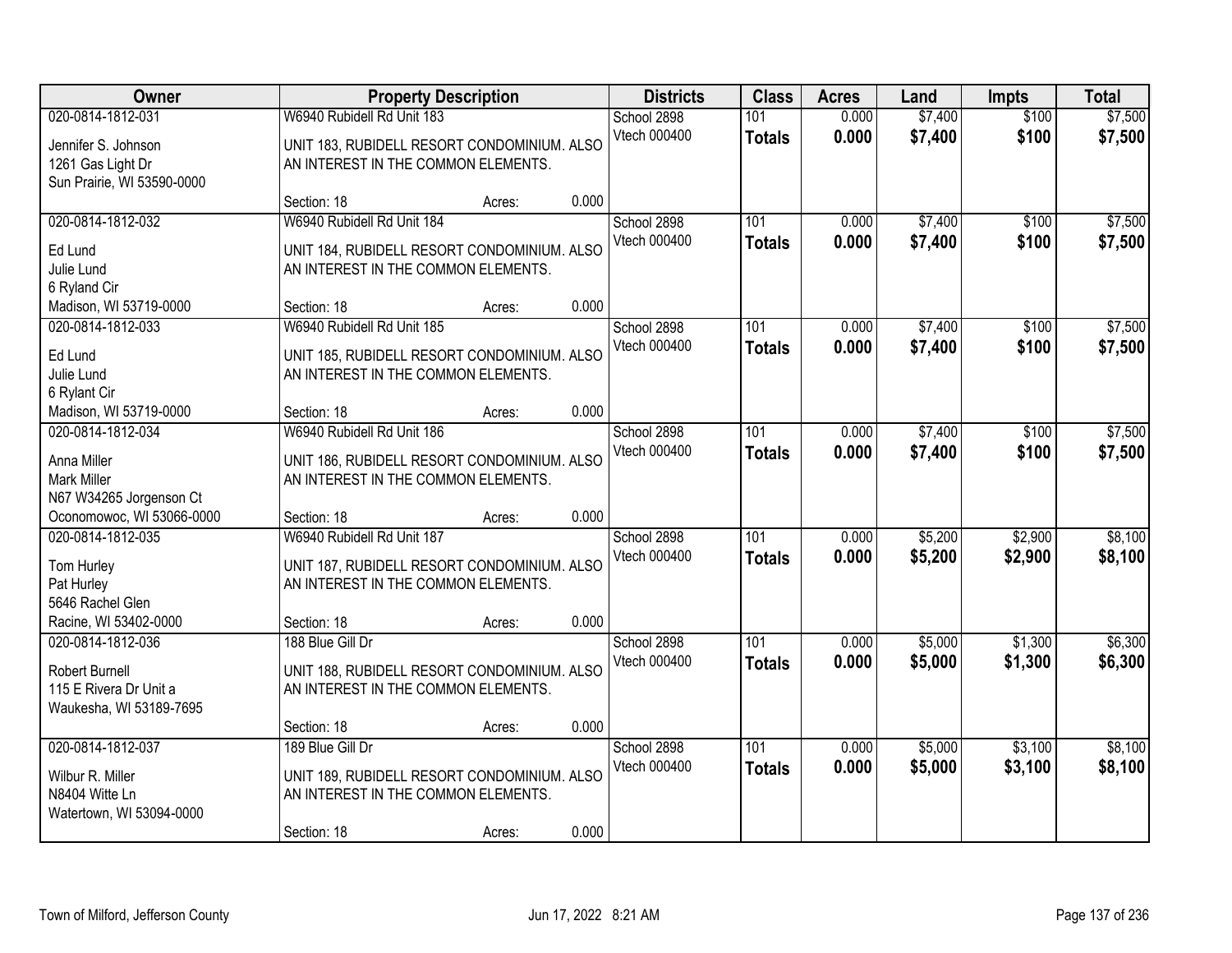| Owner | Property Description | | | Districts | Class | Acres | Land | Impts | Total |
|---|---|---|---|---|---|---|---|---|---|
| 020-0814-1812-031 | W6940 Rubidell Rd Unit 183 | | | School 2898 | 101 | 0.000 | $7,400 | $100 | $7,500 |
| Jennifer S. Johnson<br>1261 Gas Light Dr<br>Sun Prairie, WI 53590-0000 | UNIT 183, RUBIDELL RESORT CONDOMINIUM. ALSO AN INTEREST IN THE COMMON ELEMENTS. | | | Vtech 000400 | **Totals** | **0.000** | **$7,400** | **$100** | **$7,500** |
| | Section: 18 | Acres: | 0.000 | | | | | | |
| 020-0814-1812-032 | W6940 Rubidell Rd Unit 184 | | | School 2898 | 101 | 0.000 | $7,400 | $100 | $7,500 |
| Ed Lund<br>Julie Lund<br>6 Ryland Cir<br>Madison, WI 53719-0000 | UNIT 184, RUBIDELL RESORT CONDOMINIUM. ALSO AN INTEREST IN THE COMMON ELEMENTS. | | | Vtech 000400 | **Totals** | **0.000** | **$7,400** | **$100** | **$7,500** |
| | Section: 18 | Acres: | 0.000 | | | | | | |
| 020-0814-1812-033 | W6940 Rubidell Rd Unit 185 | | | School 2898 | 101 | 0.000 | $7,400 | $100 | $7,500 |
| Ed Lund<br>Julie Lund<br>6 Rylant Cir<br>Madison, WI 53719-0000 | UNIT 185, RUBIDELL RESORT CONDOMINIUM. ALSO AN INTEREST IN THE COMMON ELEMENTS. | | | Vtech 000400 | **Totals** | **0.000** | **$7,400** | **$100** | **$7,500** |
| | Section: 18 | Acres: | 0.000 | | | | | | |
| 020-0814-1812-034 | W6940 Rubidell Rd Unit 186 | | | School 2898 | 101 | 0.000 | $7,400 | $100 | $7,500 |
| Anna Miller<br>Mark Miller<br>N67 W34265 Jorgenson Ct<br>Oconomowoc, WI 53066-0000 | UNIT 186, RUBIDELL RESORT CONDOMINIUM. ALSO AN INTEREST IN THE COMMON ELEMENTS. | | | Vtech 000400 | **Totals** | **0.000** | **$7,400** | **$100** | **$7,500** |
| | Section: 18 | Acres: | 0.000 | | | | | | |
| 020-0814-1812-035 | W6940 Rubidell Rd Unit 187 | | | School 2898 | 101 | 0.000 | $5,200 | $2,900 | $8,100 |
| Tom Hurley<br>Pat Hurley<br>5646 Rachel Glen<br>Racine, WI 53402-0000 | UNIT 187, RUBIDELL RESORT CONDOMINIUM. ALSO AN INTEREST IN THE COMMON ELEMENTS. | | | Vtech 000400 | **Totals** | **0.000** | **$5,200** | **$2,900** | **$8,100** |
| | Section: 18 | Acres: | 0.000 | | | | | | |
| 020-0814-1812-036 | 188 Blue Gill Dr | | | School 2898 | 101 | 0.000 | $5,000 | $1,300 | $6,300 |
| Robert Burnell<br>115 E Rivera Dr Unit a<br>Waukesha, WI 53189-7695 | UNIT 188, RUBIDELL RESORT CONDOMINIUM. ALSO AN INTEREST IN THE COMMON ELEMENTS. | | | Vtech 000400 | **Totals** | **0.000** | **$5,000** | **$1,300** | **$6,300** |
| | Section: 18 | Acres: | 0.000 | | | | | | |
| 020-0814-1812-037 | 189 Blue Gill Dr | | | School 2898 | 101 | 0.000 | $5,000 | $3,100 | $8,100 |
| Wilbur R. Miller<br>N8404 Witte Ln<br>Watertown, WI 53094-0000 | UNIT 189, RUBIDELL RESORT CONDOMINIUM. ALSO AN INTEREST IN THE COMMON ELEMENTS. | | | Vtech 000400 | **Totals** | **0.000** | **$5,000** | **$3,100** | **$8,100** |
| | Section: 18 | Acres: | 0.000 | | | | | | |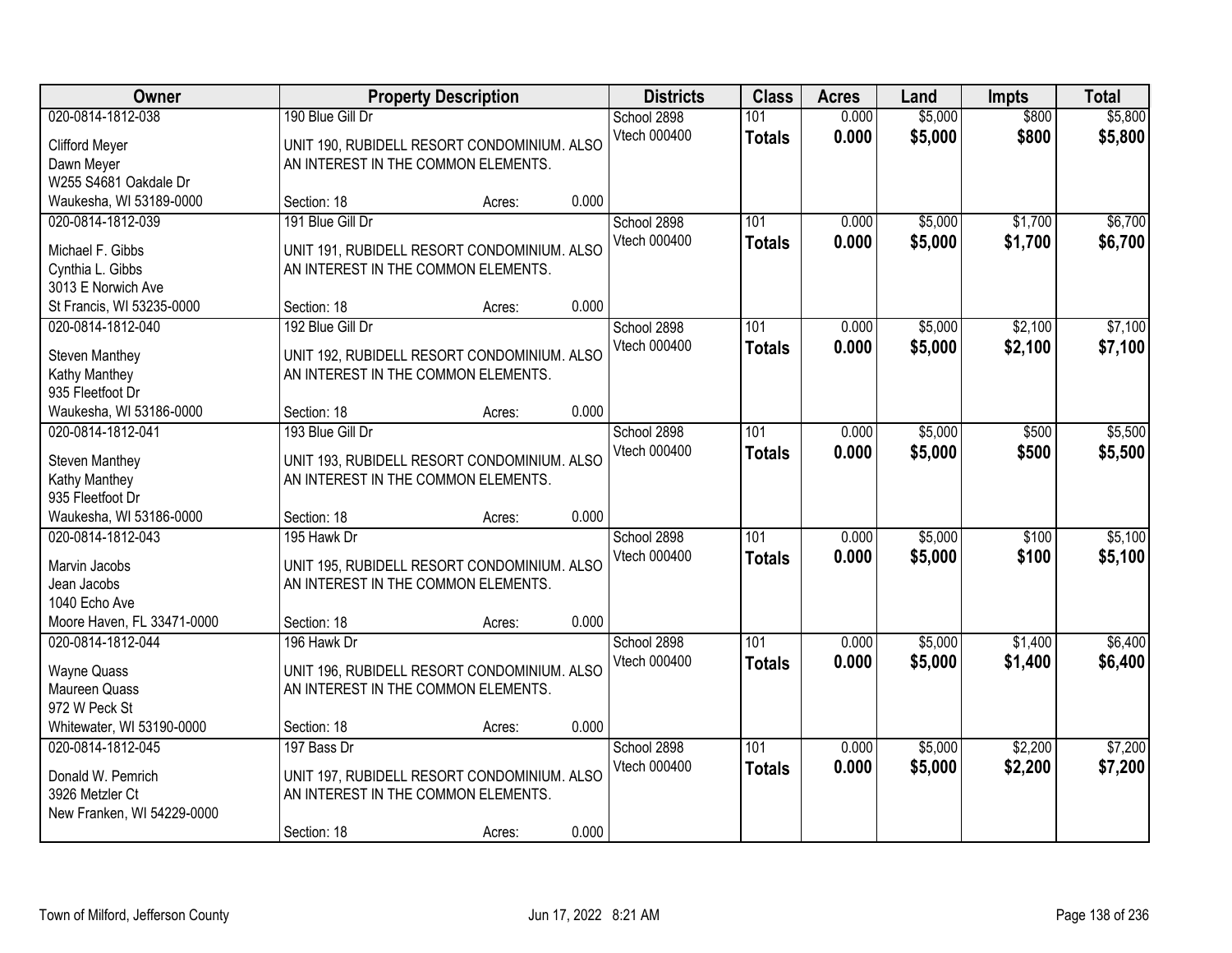| Owner | Property Description | Districts | Class | Acres | Land | Impts | Total |
|---|---|---|---|---|---|---|---|
| 020-0814-1812-038<br>Clifford Meyer<br>Dawn Meyer<br>W255 S4681 Oakdale Dr<br>Waukesha, WI 53189-0000 | 190 Blue Gill Dr<br>UNIT 190, RUBIDELL RESORT CONDOMINIUM. ALSO AN INTEREST IN THE COMMON ELEMENTS.<br>Section: 18 Acres: 0.000 | School 2898<br>Vtech 000400 | 101<br>**Totals** | 0.000<br>**0.000** | $5,000<br>**$5,000** | $800<br>**$800** | $5,800<br>**$5,800** |
| 020-0814-1812-039<br>Michael F. Gibbs<br>Cynthia L. Gibbs<br>3013 E Norwich Ave<br>St Francis, WI 53235-0000 | 191 Blue Gill Dr<br>UNIT 191, RUBIDELL RESORT CONDOMINIUM. ALSO AN INTEREST IN THE COMMON ELEMENTS.<br>Section: 18 Acres: 0.000 | School 2898<br>Vtech 000400 | 101<br>**Totals** | 0.000<br>**0.000** | $5,000<br>**$5,000** | $1,700<br>**$1,700** | $6,700<br>**$6,700** |
| 020-0814-1812-040<br>Steven Manthey<br>Kathy Manthey<br>935 Fleetfoot Dr<br>Waukesha, WI 53186-0000 | 192 Blue Gill Dr<br>UNIT 192, RUBIDELL RESORT CONDOMINIUM. ALSO AN INTEREST IN THE COMMON ELEMENTS.<br>Section: 18 Acres: 0.000 | School 2898<br>Vtech 000400 | 101<br>**Totals** | 0.000<br>**0.000** | $5,000<br>**$5,000** | $2,100<br>**$2,100** | $7,100<br>**$7,100** |
| 020-0814-1812-041<br>Steven Manthey<br>Kathy Manthey<br>935 Fleetfoot Dr<br>Waukesha, WI 53186-0000 | 193 Blue Gill Dr<br>UNIT 193, RUBIDELL RESORT CONDOMINIUM. ALSO AN INTEREST IN THE COMMON ELEMENTS.<br>Section: 18 Acres: 0.000 | School 2898<br>Vtech 000400 | 101<br>**Totals** | 0.000<br>**0.000** | $5,000<br>**$5,000** | $500<br>**$500** | $5,500<br>**$5,500** |
| 020-0814-1812-043<br>Marvin Jacobs<br>Jean Jacobs<br>1040 Echo Ave<br>Moore Haven, FL 33471-0000 | 195 Hawk Dr<br>UNIT 195, RUBIDELL RESORT CONDOMINIUM. ALSO AN INTEREST IN THE COMMON ELEMENTS.<br>Section: 18 Acres: 0.000 | School 2898<br>Vtech 000400 | 101<br>**Totals** | 0.000<br>**0.000** | $5,000<br>**$5,000** | $100<br>**$100** | $5,100<br>**$5,100** |
| 020-0814-1812-044<br>Wayne Quass<br>Maureen Quass<br>972 W Peck St<br>Whitewater, WI 53190-0000 | 196 Hawk Dr<br>UNIT 196, RUBIDELL RESORT CONDOMINIUM. ALSO AN INTEREST IN THE COMMON ELEMENTS.<br>Section: 18 Acres: 0.000 | School 2898<br>Vtech 000400 | 101<br>**Totals** | 0.000<br>**0.000** | $5,000<br>**$5,000** | $1,400<br>**$1,400** | $6,400<br>**$6,400** |
| 020-0814-1812-045<br>Donald W. Pemrich<br>3926 Metzler Ct<br>New Franken, WI 54229-0000 | 197 Bass Dr<br>UNIT 197, RUBIDELL RESORT CONDOMINIUM. ALSO AN INTEREST IN THE COMMON ELEMENTS.<br>Section: 18 Acres: 0.000 | School 2898<br>Vtech 000400 | 101<br>**Totals** | 0.000<br>**0.000** | $5,000<br>**$5,000** | $2,200<br>**$2,200** | $7,200<br>**$7,200** |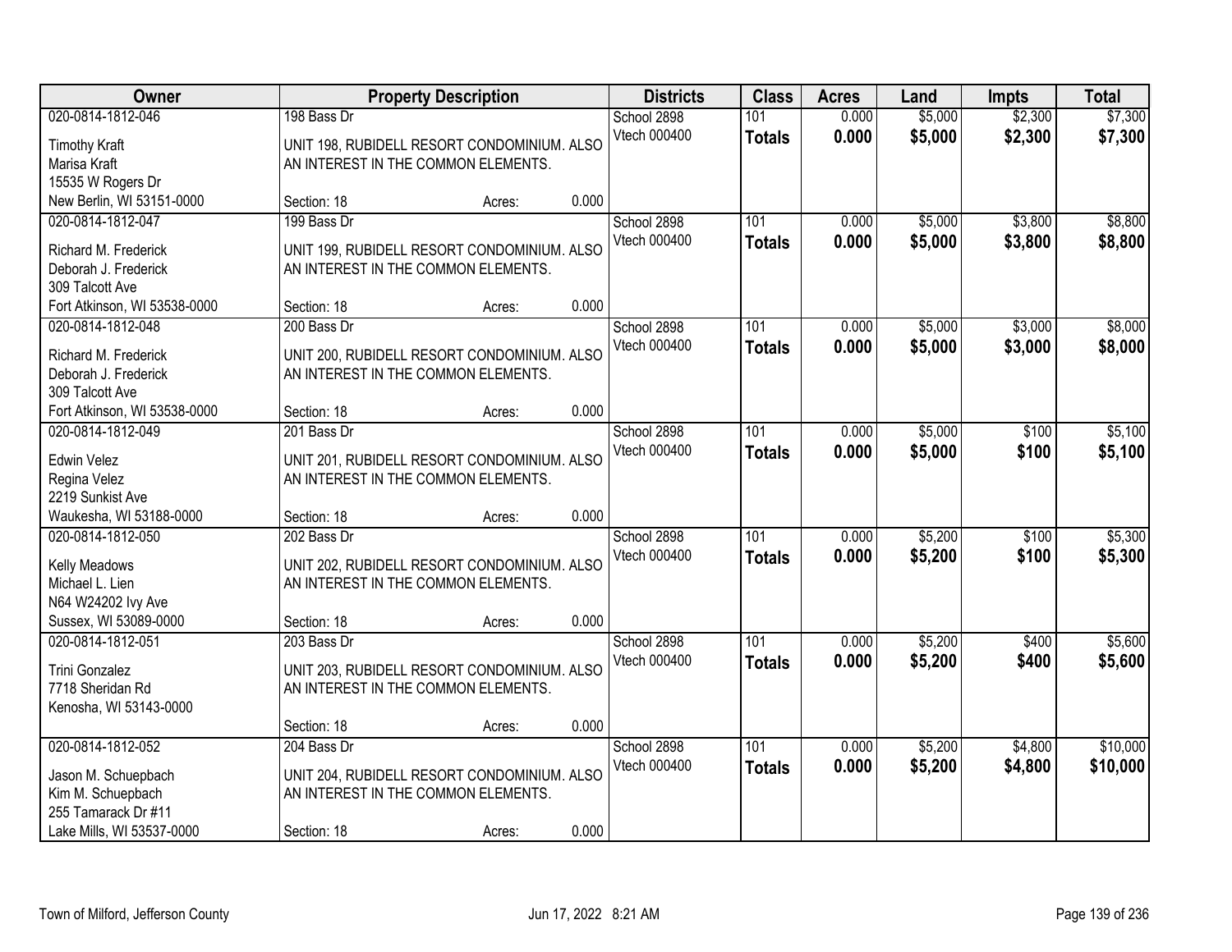| Owner | Property Description | Districts | Class | Acres | Land | Impts | Total |
|---|---|---|---|---|---|---|---|
| 020-0814-1812-046<br>Timothy Kraft<br>Marisa Kraft<br>15535 W Rogers Dr<br>New Berlin, WI 53151-0000 | 198 Bass Dr<br>UNIT 198, RUBIDELL RESORT CONDOMINIUM. ALSO AN INTEREST IN THE COMMON ELEMENTS.<br>Section: 18 Acres: 0.000 | School 2898<br>Vtech 000400 | 101<br>**Totals** | 0.000<br>**0.000** | $5,000<br>**$5,000** | $2,300<br>**$2,300** | $7,300<br>**$7,300** |
| 020-0814-1812-047<br>Richard M. Frederick<br>Deborah J. Frederick<br>309 Talcott Ave<br>Fort Atkinson, WI 53538-0000 | 199 Bass Dr<br>UNIT 199, RUBIDELL RESORT CONDOMINIUM. ALSO AN INTEREST IN THE COMMON ELEMENTS.<br>Section: 18 Acres: 0.000 | School 2898<br>Vtech 000400 | 101<br>**Totals** | 0.000<br>**0.000** | $5,000<br>**$5,000** | $3,800<br>**$3,800** | $8,800<br>**$8,800** |
| 020-0814-1812-048<br>Richard M. Frederick<br>Deborah J. Frederick<br>309 Talcott Ave<br>Fort Atkinson, WI 53538-0000 | 200 Bass Dr<br>UNIT 200, RUBIDELL RESORT CONDOMINIUM. ALSO AN INTEREST IN THE COMMON ELEMENTS.<br>Section: 18 Acres: 0.000 | School 2898<br>Vtech 000400 | 101<br>**Totals** | 0.000<br>**0.000** | $5,000<br>**$5,000** | $3,000<br>**$3,000** | $8,000<br>**$8,000** |
| 020-0814-1812-049<br>Edwin Velez<br>Regina Velez<br>2219 Sunkist Ave<br>Waukesha, WI 53188-0000 | 201 Bass Dr<br>UNIT 201, RUBIDELL RESORT CONDOMINIUM. ALSO AN INTEREST IN THE COMMON ELEMENTS.<br>Section: 18 Acres: 0.000 | School 2898<br>Vtech 000400 | 101<br>**Totals** | 0.000<br>**0.000** | $5,000<br>**$5,000** | $100<br>**$100** | $5,100<br>**$5,100** |
| 020-0814-1812-050<br>Kelly Meadows<br>Michael L. Lien<br>N64 W24202 Ivy Ave<br>Sussex, WI 53089-0000 | 202 Bass Dr<br>UNIT 202, RUBIDELL RESORT CONDOMINIUM. ALSO AN INTEREST IN THE COMMON ELEMENTS.<br>Section: 18 Acres: 0.000 | School 2898<br>Vtech 000400 | 101<br>**Totals** | 0.000<br>**0.000** | $5,200<br>**$5,200** | $100<br>**$100** | $5,300<br>**$5,300** |
| 020-0814-1812-051<br>Trini Gonzalez<br>7718 Sheridan Rd<br>Kenosha, WI 53143-0000 | 203 Bass Dr<br>UNIT 203, RUBIDELL RESORT CONDOMINIUM. ALSO AN INTEREST IN THE COMMON ELEMENTS.<br>Section: 18 Acres: 0.000 | School 2898<br>Vtech 000400 | 101<br>**Totals** | 0.000<br>**0.000** | $5,200<br>**$5,200** | $400<br>**$400** | $5,600<br>**$5,600** |
| 020-0814-1812-052<br>Jason M. Schuepbach<br>Kim M. Schuepbach<br>255 Tamarack Dr #11<br>Lake Mills, WI 53537-0000 | 204 Bass Dr<br>UNIT 204, RUBIDELL RESORT CONDOMINIUM. ALSO AN INTEREST IN THE COMMON ELEMENTS.<br>Section: 18 Acres: 0.000 | School 2898<br>Vtech 000400 | 101<br>**Totals** | 0.000<br>**0.000** | $5,200<br>**$5,200** | $4,800<br>**$4,800** | $10,000<br>**$10,000** |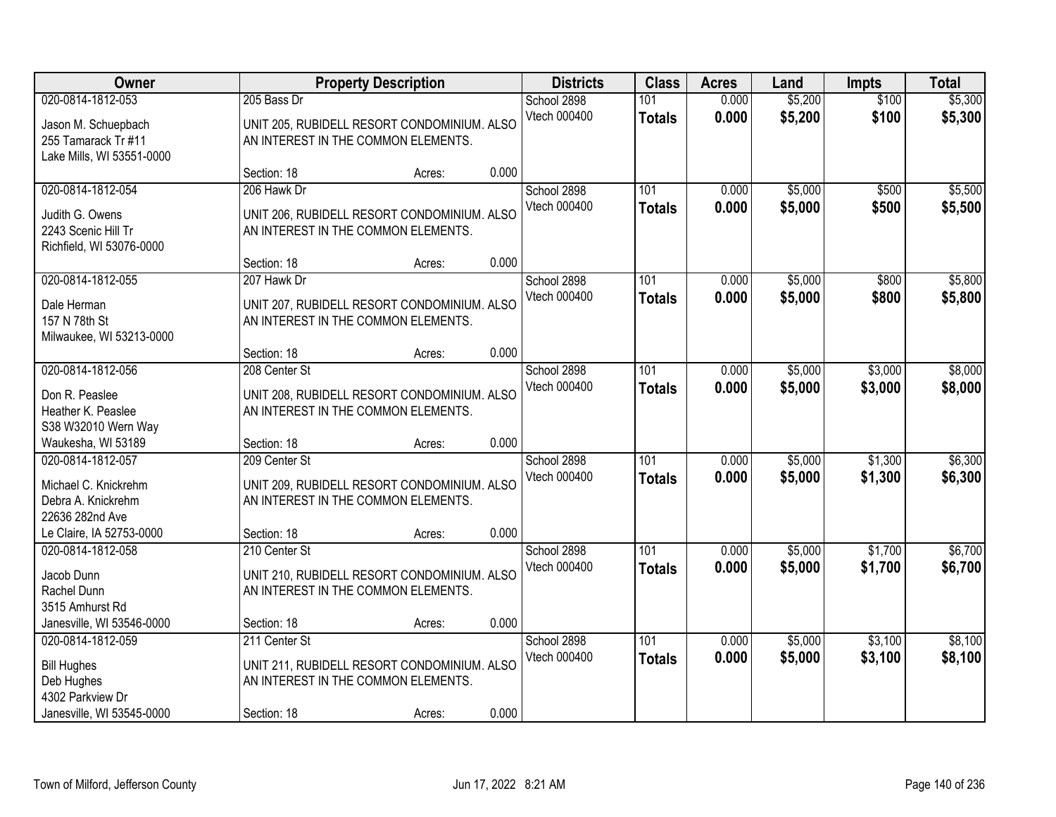| Owner | Property Description | Districts | Class | Acres | Land | Impts | Total |
|---|---|---|---|---|---|---|---|
| 020-0814-1812-053<br><br>Jason M. Schuepbach<br>255 Tamarack Tr #11<br>Lake Mills, WI 53551-0000 | 205 Bass Dr<br><br>UNIT 205, RUBIDELL RESORT CONDOMINIUM. ALSO AN INTEREST IN THE COMMON ELEMENTS.<br><br>Section: 18 Acres: 0.000 | School 2898<br>Vtech 000400 | 101<br>**Totals** | 0.000<br>**0.000** | $5,200<br>**$5,200** | $100<br>**$100** | $5,300<br>**$5,300** |
| 020-0814-1812-054<br><br>Judith G. Owens<br>2243 Scenic Hill Tr<br>Richfield, WI 53076-0000 | 206 Hawk Dr<br><br>UNIT 206, RUBIDELL RESORT CONDOMINIUM. ALSO AN INTEREST IN THE COMMON ELEMENTS.<br><br>Section: 18 Acres: 0.000 | School 2898<br>Vtech 000400 | 101<br>**Totals** | 0.000<br>**0.000** | $5,000<br>**$5,000** | $500<br>**$500** | $5,500<br>**$5,500** |
| 020-0814-1812-055<br><br>Dale Herman<br>157 N 78th St<br>Milwaukee, WI 53213-0000 | 207 Hawk Dr<br><br>UNIT 207, RUBIDELL RESORT CONDOMINIUM. ALSO AN INTEREST IN THE COMMON ELEMENTS.<br><br>Section: 18 Acres: 0.000 | School 2898<br>Vtech 000400 | 101<br>**Totals** | 0.000<br>**0.000** | $5,000<br>**$5,000** | $800<br>**$800** | $5,800<br>**$5,800** |
| 020-0814-1812-056<br><br>Don R. Peaslee<br>Heather K. Peaslee<br>S38 W32010 Wern Way<br>Waukesha, WI 53189 | 208 Center St<br><br>UNIT 208, RUBIDELL RESORT CONDOMINIUM. ALSO AN INTEREST IN THE COMMON ELEMENTS.<br><br>Section: 18 Acres: 0.000 | School 2898<br>Vtech 000400 | 101<br>**Totals** | 0.000<br>**0.000** | $5,000<br>**$5,000** | $3,000<br>**$3,000** | $8,000<br>**$8,000** |
| 020-0814-1812-057<br><br>Michael C. Knickrehm<br>Debra A. Knickrehm<br>22636 282nd Ave<br>Le Claire, IA 52753-0000 | 209 Center St<br><br>UNIT 209, RUBIDELL RESORT CONDOMINIUM. ALSO AN INTEREST IN THE COMMON ELEMENTS.<br><br>Section: 18 Acres: 0.000 | School 2898<br>Vtech 000400 | 101<br>**Totals** | 0.000<br>**0.000** | $5,000<br>**$5,000** | $1,300<br>**$1,300** | $6,300<br>**$6,300** |
| 020-0814-1812-058<br><br>Jacob Dunn<br>Rachel Dunn<br>3515 Amhurst Rd<br>Janesville, WI 53546-0000 | 210 Center St<br><br>UNIT 210, RUBIDELL RESORT CONDOMINIUM. ALSO AN INTEREST IN THE COMMON ELEMENTS.<br><br>Section: 18 Acres: 0.000 | School 2898<br>Vtech 000400 | 101<br>**Totals** | 0.000<br>**0.000** | $5,000<br>**$5,000** | $1,700<br>**$1,700** | $6,700<br>**$6,700** |
| 020-0814-1812-059<br><br>Bill Hughes<br>Deb Hughes<br>4302 Parkview Dr<br>Janesville, WI 53545-0000 | 211 Center St<br><br>UNIT 211, RUBIDELL RESORT CONDOMINIUM. ALSO AN INTEREST IN THE COMMON ELEMENTS.<br><br>Section: 18 Acres: 0.000 | School 2898<br>Vtech 000400 | 101<br>**Totals** | 0.000<br>**0.000** | $5,000<br>**$5,000** | $3,100<br>**$3,100** | $8,100<br>**$8,100** |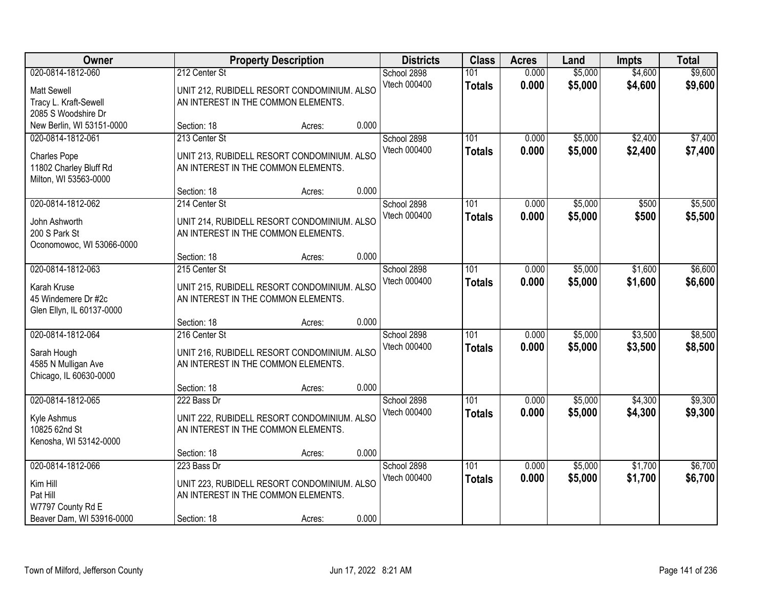| Owner | Property Description | Districts | Class | Acres | Land | Impts | Total |
|---|---|---|---|---|---|---|---|
| 020-0814-1812-060<br>Matt Sewell<br>Tracy L. Kraft-Sewell<br>2085 S Woodshire Dr<br>New Berlin, WI 53151-0000 | 212 Center St<br>UNIT 212, RUBIDELL RESORT CONDOMINIUM. ALSO AN INTEREST IN THE COMMON ELEMENTS.<br>Section: 18 Acres: 0.000 | School 2898<br>Vtech 000400 | 101<br>**Totals** | 0.000<br>**0.000** | $5,000<br>**$5,000** | $4,600<br>**$4,600** | $9,600<br>**$9,600** |
| 020-0814-1812-061<br>Charles Pope<br>11802 Charley Bluff Rd<br>Milton, WI 53563-0000 | 213 Center St<br>UNIT 213, RUBIDELL RESORT CONDOMINIUM. ALSO AN INTEREST IN THE COMMON ELEMENTS.<br>Section: 18 Acres: 0.000 | School 2898<br>Vtech 000400 | 101<br>**Totals** | 0.000<br>**0.000** | $5,000<br>**$5,000** | $2,400<br>**$2,400** | $7,400<br>**$7,400** |
| 020-0814-1812-062<br>John Ashworth<br>200 S Park St<br>Oconomowoc, WI 53066-0000 | 214 Center St<br>UNIT 214, RUBIDELL RESORT CONDOMINIUM. ALSO AN INTEREST IN THE COMMON ELEMENTS.<br>Section: 18 Acres: 0.000 | School 2898<br>Vtech 000400 | 101<br>**Totals** | 0.000<br>**0.000** | $5,000<br>**$5,000** | $500<br>**$500** | $5,500<br>**$5,500** |
| 020-0814-1812-063<br>Karah Kruse<br>45 Windemere Dr #2c<br>Glen Ellyn, IL 60137-0000 | 215 Center St<br>UNIT 215, RUBIDELL RESORT CONDOMINIUM. ALSO AN INTEREST IN THE COMMON ELEMENTS.<br>Section: 18 Acres: 0.000 | School 2898<br>Vtech 000400 | 101<br>**Totals** | 0.000<br>**0.000** | $5,000<br>**$5,000** | $1,600<br>**$1,600** | $6,600<br>**$6,600** |
| 020-0814-1812-064<br>Sarah Hough<br>4585 N Mulligan Ave<br>Chicago, IL 60630-0000 | 216 Center St<br>UNIT 216, RUBIDELL RESORT CONDOMINIUM. ALSO AN INTEREST IN THE COMMON ELEMENTS.<br>Section: 18 Acres: 0.000 | School 2898<br>Vtech 000400 | 101<br>**Totals** | 0.000<br>**0.000** | $5,000<br>**$5,000** | $3,500<br>**$3,500** | $8,500<br>**$8,500** |
| 020-0814-1812-065<br>Kyle Ashmus<br>10825 62nd St<br>Kenosha, WI 53142-0000 | 222 Bass Dr<br>UNIT 222, RUBIDELL RESORT CONDOMINIUM. ALSO AN INTEREST IN THE COMMON ELEMENTS.<br>Section: 18 Acres: 0.000 | School 2898<br>Vtech 000400 | 101<br>**Totals** | 0.000<br>**0.000** | $5,000<br>**$5,000** | $4,300<br>**$4,300** | $9,300<br>**$9,300** |
| 020-0814-1812-066<br>Kim Hill<br>Pat Hill<br>W7797 County Rd E<br>Beaver Dam, WI 53916-0000 | 223 Bass Dr<br>UNIT 223, RUBIDELL RESORT CONDOMINIUM. ALSO AN INTEREST IN THE COMMON ELEMENTS.<br>Section: 18 Acres: 0.000 | School 2898<br>Vtech 000400 | 101<br>**Totals** | 0.000<br>**0.000** | $5,000<br>**$5,000** | $1,700<br>**$1,700** | $6,700<br>**$6,700** |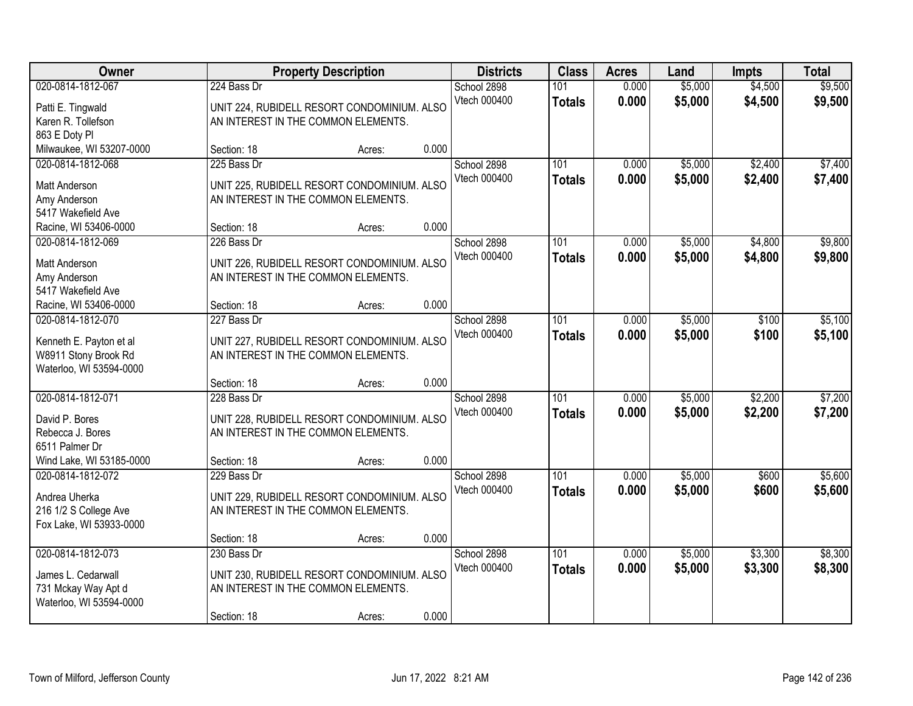| Owner | Property Description | Districts | Class | Acres | Land | Impts | Total |
|---|---|---|---|---|---|---|---|
| 020-0814-1812-067<br>Patti E. Tingwald<br>Karen R. Tollefson<br>863 E Doty Pl<br>Milwaukee, WI 53207-0000 | 224 Bass Dr<br>UNIT 224, RUBIDELL RESORT CONDOMINIUM. ALSO AN INTEREST IN THE COMMON ELEMENTS.<br>Section: 18 Acres: 0.000 | School 2898<br>Vtech 000400 | 101<br>**Totals** | 0.000<br>**0.000** | $5,000<br>**$5,000** | $4,500<br>**$4,500** | $9,500<br>**$9,500** |
| 020-0814-1812-068<br>Matt Anderson<br>Amy Anderson<br>5417 Wakefield Ave<br>Racine, WI 53406-0000 | 225 Bass Dr<br>UNIT 225, RUBIDELL RESORT CONDOMINIUM. ALSO AN INTEREST IN THE COMMON ELEMENTS.<br>Section: 18 Acres: 0.000 | School 2898<br>Vtech 000400 | 101<br>**Totals** | 0.000<br>**0.000** | $5,000<br>**$5,000** | $2,400<br>**$2,400** | $7,400<br>**$7,400** |
| 020-0814-1812-069<br>Matt Anderson<br>Amy Anderson<br>5417 Wakefield Ave<br>Racine, WI 53406-0000 | 226 Bass Dr<br>UNIT 226, RUBIDELL RESORT CONDOMINIUM. ALSO AN INTEREST IN THE COMMON ELEMENTS.<br>Section: 18 Acres: 0.000 | School 2898<br>Vtech 000400 | 101<br>**Totals** | 0.000<br>**0.000** | $5,000<br>**$5,000** | $4,800<br>**$4,800** | $9,800<br>**$9,800** |
| 020-0814-1812-070<br>Kenneth E. Payton et al<br>W8911 Stony Brook Rd<br>Waterloo, WI 53594-0000 | 227 Bass Dr<br>UNIT 227, RUBIDELL RESORT CONDOMINIUM. ALSO AN INTEREST IN THE COMMON ELEMENTS.<br>Section: 18 Acres: 0.000 | School 2898<br>Vtech 000400 | 101<br>**Totals** | 0.000<br>**0.000** | $5,000<br>**$5,000** | $100<br>**$100** | $5,100<br>**$5,100** |
| 020-0814-1812-071<br>David P. Bores<br>Rebecca J. Bores<br>6511 Palmer Dr<br>Wind Lake, WI 53185-0000 | 228 Bass Dr<br>UNIT 228, RUBIDELL RESORT CONDOMINIUM. ALSO AN INTEREST IN THE COMMON ELEMENTS.<br>Section: 18 Acres: 0.000 | School 2898<br>Vtech 000400 | 101<br>**Totals** | 0.000<br>**0.000** | $5,000<br>**$5,000** | $2,200<br>**$2,200** | $7,200<br>**$7,200** |
| 020-0814-1812-072<br>Andrea Uherka<br>216 1/2 S College Ave<br>Fox Lake, WI 53933-0000 | 229 Bass Dr<br>UNIT 229, RUBIDELL RESORT CONDOMINIUM. ALSO AN INTEREST IN THE COMMON ELEMENTS.<br>Section: 18 Acres: 0.000 | School 2898<br>Vtech 000400 | 101<br>**Totals** | 0.000<br>**0.000** | $5,000<br>**$5,000** | $600<br>**$600** | $5,600<br>**$5,600** |
| 020-0814-1812-073<br>James L. Cedarwall<br>731 Mckay Way Apt d<br>Waterloo, WI 53594-0000 | 230 Bass Dr<br>UNIT 230, RUBIDELL RESORT CONDOMINIUM. ALSO AN INTEREST IN THE COMMON ELEMENTS.<br>Section: 18 Acres: 0.000 | School 2898<br>Vtech 000400 | 101<br>**Totals** | 0.000<br>**0.000** | $5,000<br>**$5,000** | $3,300<br>**$3,300** | $8,300<br>**$8,300** |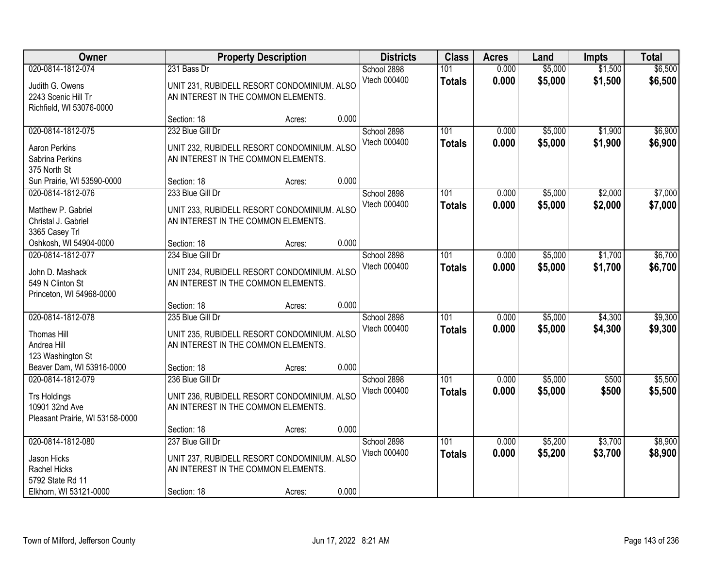| Owner | Property Description | | | Districts | Class | Acres | Land | Impts | Total |
|---|---|---|---|---|---|---|---|---|---|
| 020-0814-1812-074 | 231 Bass Dr | | | School 2898 | 101 | 0.000 | $5,000 | $1,500 | $6,500 |
| Judith G. Owens<br>2243 Scenic Hill Tr<br>Richfield, WI 53076-0000 | UNIT 231, RUBIDELL RESORT CONDOMINIUM. ALSO AN INTEREST IN THE COMMON ELEMENTS. | | | Vtech 000400 | **Totals** | **0.000** | **$5,000** | **$1,500** | **$6,500** |
| | Section: 18 | Acres: | 0.000 | | | | | | |
| 020-0814-1812-075 | 232 Blue Gill Dr | | | School 2898 | 101 | 0.000 | $5,000 | $1,900 | $6,900 |
| Aaron Perkins<br>Sabrina Perkins<br>375 North St<br>Sun Prairie, WI 53590-0000 | UNIT 232, RUBIDELL RESORT CONDOMINIUM. ALSO AN INTEREST IN THE COMMON ELEMENTS. | | | Vtech 000400 | **Totals** | **0.000** | **$5,000** | **$1,900** | **$6,900** |
| | Section: 18 | Acres: | 0.000 | | | | | | |
| 020-0814-1812-076 | 233 Blue Gill Dr | | | School 2898 | 101 | 0.000 | $5,000 | $2,000 | $7,000 |
| Matthew P. Gabriel<br>Christal J. Gabriel<br>3365 Casey Trl<br>Oshkosh, WI 54904-0000 | UNIT 233, RUBIDELL RESORT CONDOMINIUM. ALSO AN INTEREST IN THE COMMON ELEMENTS. | | | Vtech 000400 | **Totals** | **0.000** | **$5,000** | **$2,000** | **$7,000** |
| | Section: 18 | Acres: | 0.000 | | | | | | |
| 020-0814-1812-077 | 234 Blue Gill Dr | | | School 2898 | 101 | 0.000 | $5,000 | $1,700 | $6,700 |
| John D. Mashack<br>549 N Clinton St<br>Princeton, WI 54968-0000 | UNIT 234, RUBIDELL RESORT CONDOMINIUM. ALSO AN INTEREST IN THE COMMON ELEMENTS. | | | Vtech 000400 | **Totals** | **0.000** | **$5,000** | **$1,700** | **$6,700** |
| | Section: 18 | Acres: | 0.000 | | | | | | |
| 020-0814-1812-078 | 235 Blue Gill Dr | | | School 2898 | 101 | 0.000 | $5,000 | $4,300 | $9,300 |
| Thomas Hill<br>Andrea Hill<br>123 Washington St<br>Beaver Dam, WI 53916-0000 | UNIT 235, RUBIDELL RESORT CONDOMINIUM. ALSO AN INTEREST IN THE COMMON ELEMENTS. | | | Vtech 000400 | **Totals** | **0.000** | **$5,000** | **$4,300** | **$9,300** |
| | Section: 18 | Acres: | 0.000 | | | | | | |
| 020-0814-1812-079 | 236 Blue Gill Dr | | | School 2898 | 101 | 0.000 | $5,000 | $500 | $5,500 |
| Trs Holdings<br>10901 32nd Ave<br>Pleasant Prairie, WI 53158-0000 | UNIT 236, RUBIDELL RESORT CONDOMINIUM. ALSO AN INTEREST IN THE COMMON ELEMENTS. | | | Vtech 000400 | **Totals** | **0.000** | **$5,000** | **$500** | **$5,500** |
| | Section: 18 | Acres: | 0.000 | | | | | | |
| 020-0814-1812-080 | 237 Blue Gill Dr | | | School 2898 | 101 | 0.000 | $5,200 | $3,700 | $8,900 |
| Jason Hicks<br>Rachel Hicks<br>5792 State Rd 11<br>Elkhorn, WI 53121-0000 | UNIT 237, RUBIDELL RESORT CONDOMINIUM. ALSO AN INTEREST IN THE COMMON ELEMENTS. | | | Vtech 000400 | **Totals** | **0.000** | **$5,200** | **$3,700** | **$8,900** |
| | Section: 18 | Acres: | 0.000 | | | | | | |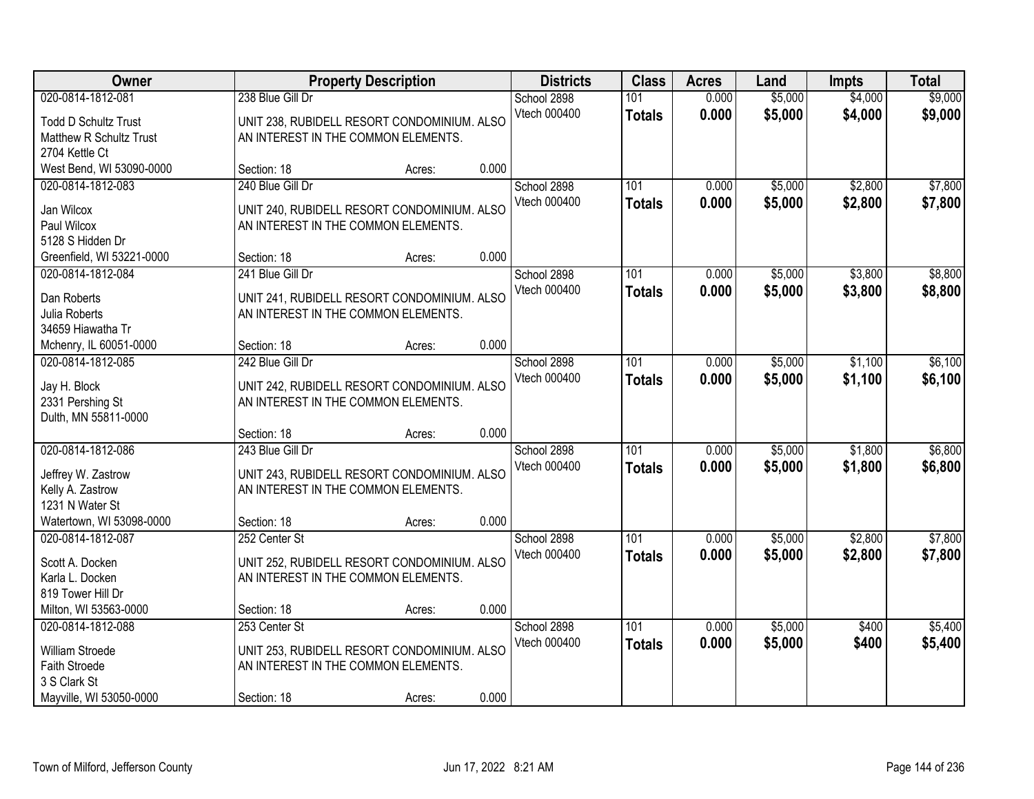| Owner | Property Description | Districts | Class | Acres | Land | Impts | Total |
|---|---|---|---|---|---|---|---|
| 020-0814-1812-081<br>Todd D Schultz Trust<br>Matthew R Schultz Trust<br>2704 Kettle Ct<br>West Bend, WI 53090-0000 | 238 Blue Gill Dr<br>UNIT 238, RUBIDELL RESORT CONDOMINIUM. ALSO AN INTEREST IN THE COMMON ELEMENTS.<br>Section: 18 Acres: 0.000 | School 2898<br>Vtech 000400 | 101<br>**Totals** | 0.000<br>**0.000** | $5,000<br>**$5,000** | $4,000<br>**$4,000** | $9,000<br>**$9,000** |
| 020-0814-1812-083<br>Jan Wilcox<br>Paul Wilcox<br>5128 S Hidden Dr<br>Greenfield, WI 53221-0000 | 240 Blue Gill Dr<br>UNIT 240, RUBIDELL RESORT CONDOMINIUM. ALSO AN INTEREST IN THE COMMON ELEMENTS.<br>Section: 18 Acres: 0.000 | School 2898<br>Vtech 000400 | 101<br>**Totals** | 0.000<br>**0.000** | $5,000<br>**$5,000** | $2,800<br>**$2,800** | $7,800<br>**$7,800** |
| 020-0814-1812-084<br>Dan Roberts<br>Julia Roberts<br>34659 Hiawatha Tr<br>Mchenry, IL 60051-0000 | 241 Blue Gill Dr<br>UNIT 241, RUBIDELL RESORT CONDOMINIUM. ALSO AN INTEREST IN THE COMMON ELEMENTS.<br>Section: 18 Acres: 0.000 | School 2898<br>Vtech 000400 | 101<br>**Totals** | 0.000<br>**0.000** | $5,000<br>**$5,000** | $3,800<br>**$3,800** | $8,800<br>**$8,800** |
| 020-0814-1812-085<br>Jay H. Block<br>2331 Pershing St<br>Dulth, MN 55811-0000 | 242 Blue Gill Dr<br>UNIT 242, RUBIDELL RESORT CONDOMINIUM. ALSO AN INTEREST IN THE COMMON ELEMENTS.<br>Section: 18 Acres: 0.000 | School 2898<br>Vtech 000400 | 101<br>**Totals** | 0.000<br>**0.000** | $5,000<br>**$5,000** | $1,100<br>**$1,100** | $6,100<br>**$6,100** |
| 020-0814-1812-086<br>Jeffrey W. Zastrow<br>Kelly A. Zastrow<br>1231 N Water St<br>Watertown, WI 53098-0000 | 243 Blue Gill Dr<br>UNIT 243, RUBIDELL RESORT CONDOMINIUM. ALSO AN INTEREST IN THE COMMON ELEMENTS.<br>Section: 18 Acres: 0.000 | School 2898<br>Vtech 000400 | 101<br>**Totals** | 0.000<br>**0.000** | $5,000<br>**$5,000** | $1,800<br>**$1,800** | $6,800<br>**$6,800** |
| 020-0814-1812-087<br>Scott A. Docken<br>Karla L. Docken<br>819 Tower Hill Dr<br>Milton, WI 53563-0000 | 252 Center St<br>UNIT 252, RUBIDELL RESORT CONDOMINIUM. ALSO AN INTEREST IN THE COMMON ELEMENTS.<br>Section: 18 Acres: 0.000 | School 2898<br>Vtech 000400 | 101<br>**Totals** | 0.000<br>**0.000** | $5,000<br>**$5,000** | $2,800<br>**$2,800** | $7,800<br>**$7,800** |
| 020-0814-1812-088<br>William Stroede<br>Faith Stroede<br>3 S Clark St<br>Mayville, WI 53050-0000 | 253 Center St<br>UNIT 253, RUBIDELL RESORT CONDOMINIUM. ALSO AN INTEREST IN THE COMMON ELEMENTS.<br>Section: 18 Acres: 0.000 | School 2898<br>Vtech 000400 | 101<br>**Totals** | 0.000<br>**0.000** | $5,000<br>**$5,000** | $400<br>**$400** | $5,400<br>**$5,400** |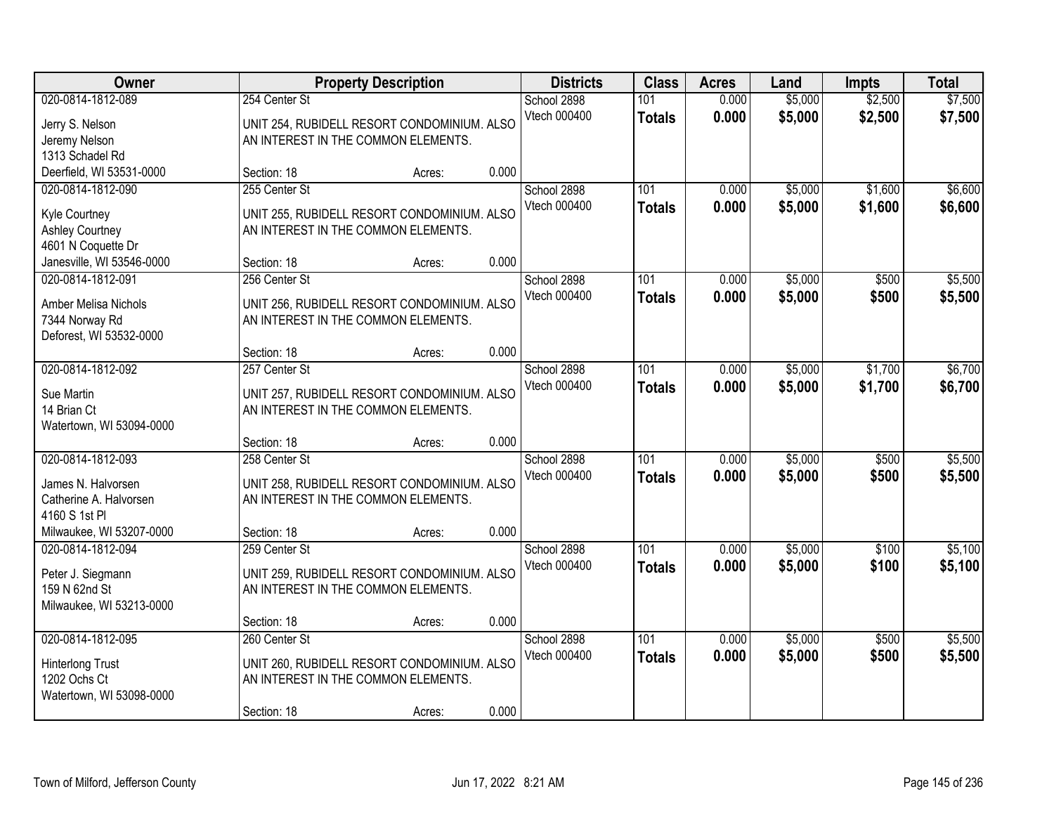| Owner | Property Description | Districts | Class | Acres | Land | Impts | Total |
|---|---|---|---|---|---|---|---|
| 020-0814-1812-089<br>Jerry S. Nelson<br>Jeremy Nelson<br>1313 Schadel Rd<br>Deerfield, WI 53531-0000 | 254 Center St<br>UNIT 254, RUBIDELL RESORT CONDOMINIUM. ALSO AN INTEREST IN THE COMMON ELEMENTS.<br>Section: 18 Acres: 0.000 | School 2898<br>Vtech 000400 | 101<br>**Totals** | 0.000<br>**0.000** | $5,000<br>**$5,000** | $2,500<br>**$2,500** | $7,500<br>**$7,500** |
| 020-0814-1812-090<br>Kyle Courtney<br>Ashley Courtney<br>4601 N Coquette Dr<br>Janesville, WI 53546-0000 | 255 Center St<br>UNIT 255, RUBIDELL RESORT CONDOMINIUM. ALSO AN INTEREST IN THE COMMON ELEMENTS.<br>Section: 18 Acres: 0.000 | School 2898<br>Vtech 000400 | 101<br>**Totals** | 0.000<br>**0.000** | $5,000<br>**$5,000** | $1,600<br>**$1,600** | $6,600<br>**$6,600** |
| 020-0814-1812-091<br>Amber Melisa Nichols<br>7344 Norway Rd<br>Deforest, WI 53532-0000 | 256 Center St<br>UNIT 256, RUBIDELL RESORT CONDOMINIUM. ALSO AN INTEREST IN THE COMMON ELEMENTS.<br>Section: 18 Acres: 0.000 | School 2898<br>Vtech 000400 | 101<br>**Totals** | 0.000<br>**0.000** | $5,000<br>**$5,000** | $500<br>**$500** | $5,500<br>**$5,500** |
| 020-0814-1812-092<br>Sue Martin<br>14 Brian Ct<br>Watertown, WI 53094-0000 | 257 Center St<br>UNIT 257, RUBIDELL RESORT CONDOMINIUM. ALSO AN INTEREST IN THE COMMON ELEMENTS.<br>Section: 18 Acres: 0.000 | School 2898<br>Vtech 000400 | 101<br>**Totals** | 0.000<br>**0.000** | $5,000<br>**$5,000** | $1,700<br>**$1,700** | $6,700<br>**$6,700** |
| 020-0814-1812-093<br>James N. Halvorsen<br>Catherine A. Halvorsen<br>4160 S 1st Pl<br>Milwaukee, WI 53207-0000 | 258 Center St<br>UNIT 258, RUBIDELL RESORT CONDOMINIUM. ALSO AN INTEREST IN THE COMMON ELEMENTS.<br>Section: 18 Acres: 0.000 | School 2898<br>Vtech 000400 | 101<br>**Totals** | 0.000<br>**0.000** | $5,000<br>**$5,000** | $500<br>**$500** | $5,500<br>**$5,500** |
| 020-0814-1812-094<br>Peter J. Siegmann<br>159 N 62nd St<br>Milwaukee, WI 53213-0000 | 259 Center St<br>UNIT 259, RUBIDELL RESORT CONDOMINIUM. ALSO AN INTEREST IN THE COMMON ELEMENTS.<br>Section: 18 Acres: 0.000 | School 2898<br>Vtech 000400 | 101<br>**Totals** | 0.000<br>**0.000** | $5,000<br>**$5,000** | $100<br>**$100** | $5,100<br>**$5,100** |
| 020-0814-1812-095<br>Hinterlong Trust<br>1202 Ochs Ct<br>Watertown, WI 53098-0000 | 260 Center St<br>UNIT 260, RUBIDELL RESORT CONDOMINIUM. ALSO AN INTEREST IN THE COMMON ELEMENTS.<br>Section: 18 Acres: 0.000 | School 2898<br>Vtech 000400 | 101<br>**Totals** | 0.000<br>**0.000** | $5,000<br>**$5,000** | $500<br>**$500** | $5,500<br>**$5,500** |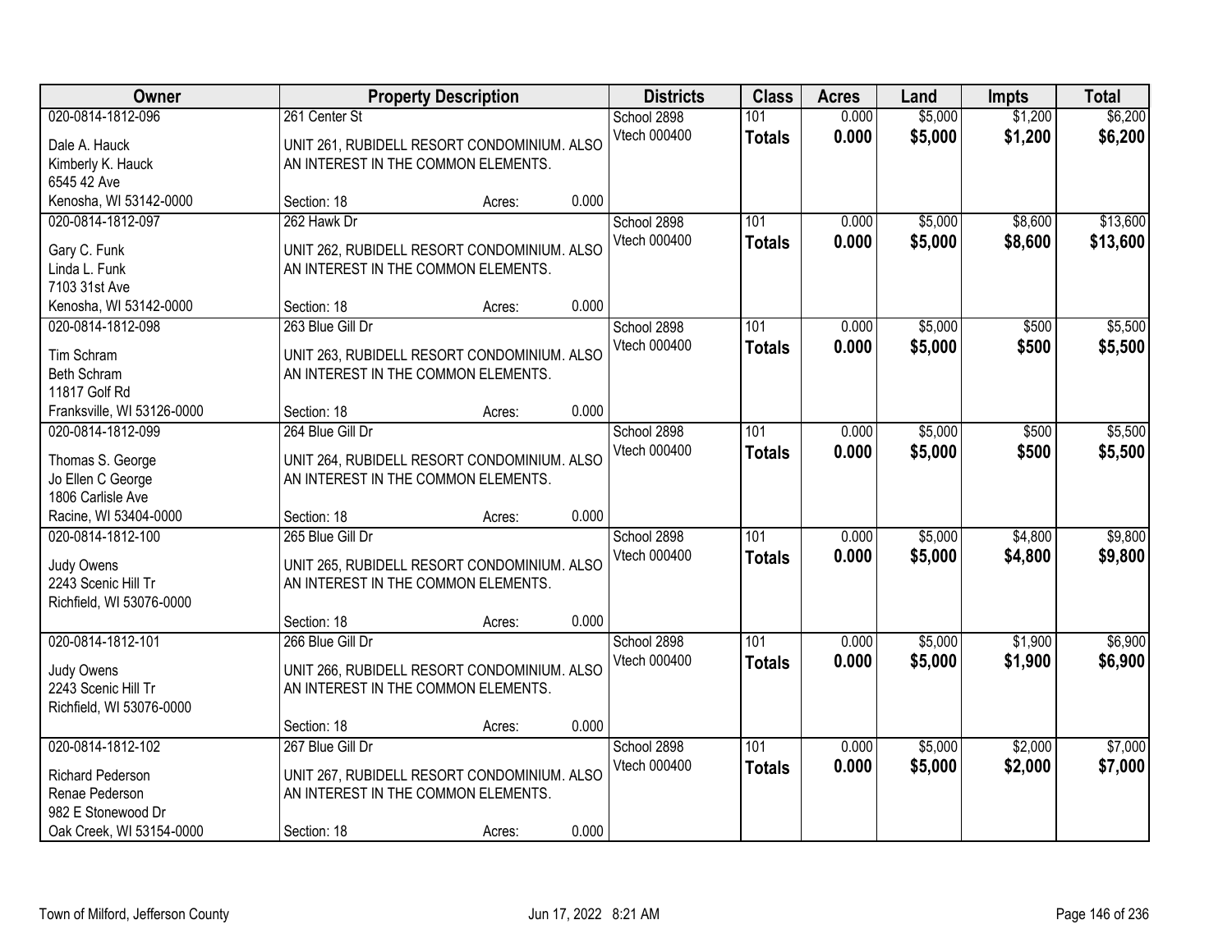| Owner | Property Description | Districts | Class | Acres | Land | Impts | Total |
|---|---|---|---|---|---|---|---|
| 020-0814-1812-096<br>Dale A. Hauck<br>Kimberly K. Hauck<br>6545 42 Ave<br>Kenosha, WI 53142-0000 | 261 Center St<br>UNIT 261, RUBIDELL RESORT CONDOMINIUM. ALSO AN INTEREST IN THE COMMON ELEMENTS.<br>Section: 18 Acres: 0.000 | School 2898<br>Vtech 000400 | 101<br>**Totals** | 0.000<br>**0.000** | $5,000<br>**$5,000** | $1,200<br>**$1,200** | $6,200<br>**$6,200** |
| 020-0814-1812-097<br>Gary C. Funk<br>Linda L. Funk<br>7103 31st Ave<br>Kenosha, WI 53142-0000 | 262 Hawk Dr<br>UNIT 262, RUBIDELL RESORT CONDOMINIUM. ALSO AN INTEREST IN THE COMMON ELEMENTS.<br>Section: 18 Acres: 0.000 | School 2898<br>Vtech 000400 | 101<br>**Totals** | 0.000<br>**0.000** | $5,000<br>**$5,000** | $8,600<br>**$8,600** | $13,600<br>**$13,600** |
| 020-0814-1812-098<br>Tim Schram<br>Beth Schram<br>11817 Golf Rd<br>Franksville, WI 53126-0000 | 263 Blue Gill Dr<br>UNIT 263, RUBIDELL RESORT CONDOMINIUM. ALSO AN INTEREST IN THE COMMON ELEMENTS.<br>Section: 18 Acres: 0.000 | School 2898<br>Vtech 000400 | 101<br>**Totals** | 0.000<br>**0.000** | $5,000<br>**$5,000** | $500<br>**$500** | $5,500<br>**$5,500** |
| 020-0814-1812-099<br>Thomas S. George<br>Jo Ellen C George<br>1806 Carlisle Ave<br>Racine, WI 53404-0000 | 264 Blue Gill Dr<br>UNIT 264, RUBIDELL RESORT CONDOMINIUM. ALSO AN INTEREST IN THE COMMON ELEMENTS.<br>Section: 18 Acres: 0.000 | School 2898<br>Vtech 000400 | 101<br>**Totals** | 0.000<br>**0.000** | $5,000<br>**$5,000** | $500<br>**$500** | $5,500<br>**$5,500** |
| 020-0814-1812-100<br>Judy Owens<br>2243 Scenic Hill Tr<br>Richfield, WI 53076-0000 | 265 Blue Gill Dr<br>UNIT 265, RUBIDELL RESORT CONDOMINIUM. ALSO AN INTEREST IN THE COMMON ELEMENTS.<br>Section: 18 Acres: 0.000 | School 2898<br>Vtech 000400 | 101<br>**Totals** | 0.000<br>**0.000** | $5,000<br>**$5,000** | $4,800<br>**$4,800** | $9,800<br>**$9,800** |
| 020-0814-1812-101<br>Judy Owens<br>2243 Scenic Hill Tr<br>Richfield, WI 53076-0000 | 266 Blue Gill Dr<br>UNIT 266, RUBIDELL RESORT CONDOMINIUM. ALSO AN INTEREST IN THE COMMON ELEMENTS.<br>Section: 18 Acres: 0.000 | School 2898<br>Vtech 000400 | 101<br>**Totals** | 0.000<br>**0.000** | $5,000<br>**$5,000** | $1,900<br>**$1,900** | $6,900<br>**$6,900** |
| 020-0814-1812-102<br>Richard Pederson<br>Renae Pederson<br>982 E Stonewood Dr<br>Oak Creek, WI 53154-0000 | 267 Blue Gill Dr<br>UNIT 267, RUBIDELL RESORT CONDOMINIUM. ALSO AN INTEREST IN THE COMMON ELEMENTS.<br>Section: 18 Acres: 0.000 | School 2898<br>Vtech 000400 | 101<br>**Totals** | 0.000<br>**0.000** | $5,000<br>**$5,000** | $2,000<br>**$2,000** | $7,000<br>**$7,000** |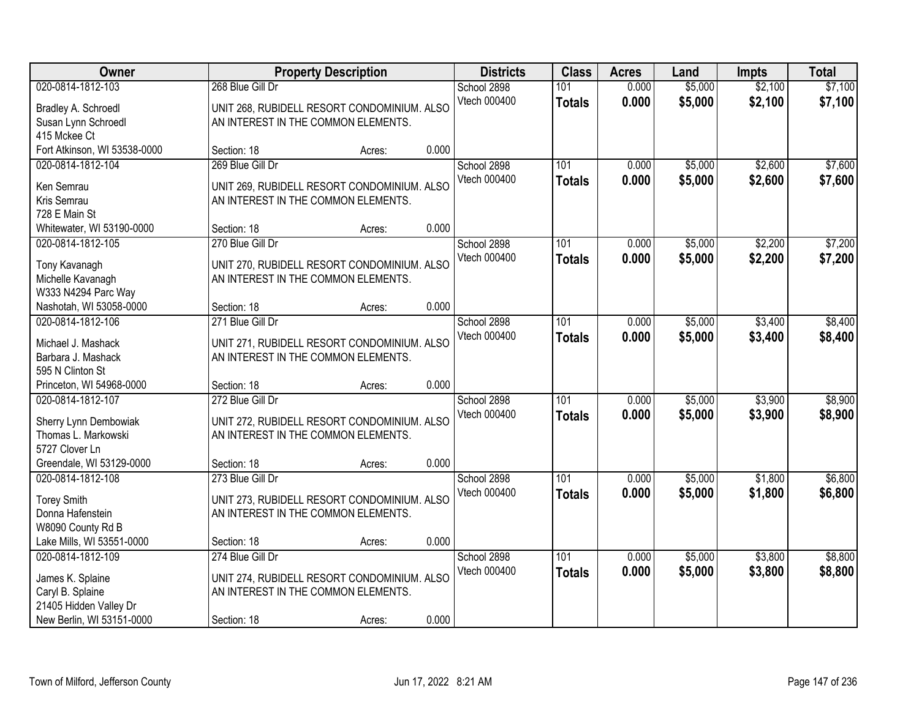| Owner | Property Description | Districts | Class | Acres | Land | Impts | Total |
|---|---|---|---|---|---|---|---|
| 020-0814-1812-103<br>Bradley A. Schroedl<br>Susan Lynn Schroedl<br>415 Mckee Ct<br>Fort Atkinson, WI 53538-0000 | 268 Blue Gill Dr<br>UNIT 268, RUBIDELL RESORT CONDOMINIUM. ALSO AN INTEREST IN THE COMMON ELEMENTS.<br>Section: 18 Acres: 0.000 | School 2898<br>Vtech 000400 | 101<br>**Totals** | 0.000<br>**0.000** | $5,000<br>**$5,000** | $2,100<br>**$2,100** | $7,100<br>**$7,100** |
| 020-0814-1812-104<br>Ken Semrau<br>Kris Semrau<br>728 E Main St<br>Whitewater, WI 53190-0000 | 269 Blue Gill Dr<br>UNIT 269, RUBIDELL RESORT CONDOMINIUM. ALSO AN INTEREST IN THE COMMON ELEMENTS.<br>Section: 18 Acres: 0.000 | School 2898<br>Vtech 000400 | 101<br>**Totals** | 0.000<br>**0.000** | $5,000<br>**$5,000** | $2,600<br>**$2,600** | $7,600<br>**$7,600** |
| 020-0814-1812-105<br>Tony Kavanagh<br>Michelle Kavanagh<br>W333 N4294 Parc Way<br>Nashotah, WI 53058-0000 | 270 Blue Gill Dr<br>UNIT 270, RUBIDELL RESORT CONDOMINIUM. ALSO AN INTEREST IN THE COMMON ELEMENTS.<br>Section: 18 Acres: 0.000 | School 2898<br>Vtech 000400 | 101<br>**Totals** | 0.000<br>**0.000** | $5,000<br>**$5,000** | $2,200<br>**$2,200** | $7,200<br>**$7,200** |
| 020-0814-1812-106<br>Michael J. Mashack<br>Barbara J. Mashack<br>595 N Clinton St<br>Princeton, WI 54968-0000 | 271 Blue Gill Dr<br>UNIT 271, RUBIDELL RESORT CONDOMINIUM. ALSO AN INTEREST IN THE COMMON ELEMENTS.<br>Section: 18 Acres: 0.000 | School 2898<br>Vtech 000400 | 101<br>**Totals** | 0.000<br>**0.000** | $5,000<br>**$5,000** | $3,400<br>**$3,400** | $8,400<br>**$8,400** |
| 020-0814-1812-107<br>Sherry Lynn Dembowiak<br>Thomas L. Markowski<br>5727 Clover Ln<br>Greendale, WI 53129-0000 | 272 Blue Gill Dr<br>UNIT 272, RUBIDELL RESORT CONDOMINIUM. ALSO AN INTEREST IN THE COMMON ELEMENTS.<br>Section: 18 Acres: 0.000 | School 2898<br>Vtech 000400 | 101<br>**Totals** | 0.000<br>**0.000** | $5,000<br>**$5,000** | $3,900<br>**$3,900** | $8,900<br>**$8,900** |
| 020-0814-1812-108<br>Torey Smith<br>Donna Hafenstein<br>W8090 County Rd B<br>Lake Mills, WI 53551-0000 | 273 Blue Gill Dr<br>UNIT 273, RUBIDELL RESORT CONDOMINIUM. ALSO AN INTEREST IN THE COMMON ELEMENTS.<br>Section: 18 Acres: 0.000 | School 2898<br>Vtech 000400 | 101<br>**Totals** | 0.000<br>**0.000** | $5,000<br>**$5,000** | $1,800<br>**$1,800** | $6,800<br>**$6,800** |
| 020-0814-1812-109<br>James K. Splaine<br>Caryl B. Splaine<br>21405 Hidden Valley Dr<br>New Berlin, WI 53151-0000 | 274 Blue Gill Dr<br>UNIT 274, RUBIDELL RESORT CONDOMINIUM. ALSO AN INTEREST IN THE COMMON ELEMENTS.<br>Section: 18 Acres: 0.000 | School 2898<br>Vtech 000400 | 101<br>**Totals** | 0.000<br>**0.000** | $5,000<br>**$5,000** | $3,800<br>**$3,800** | $8,800<br>**$8,800** |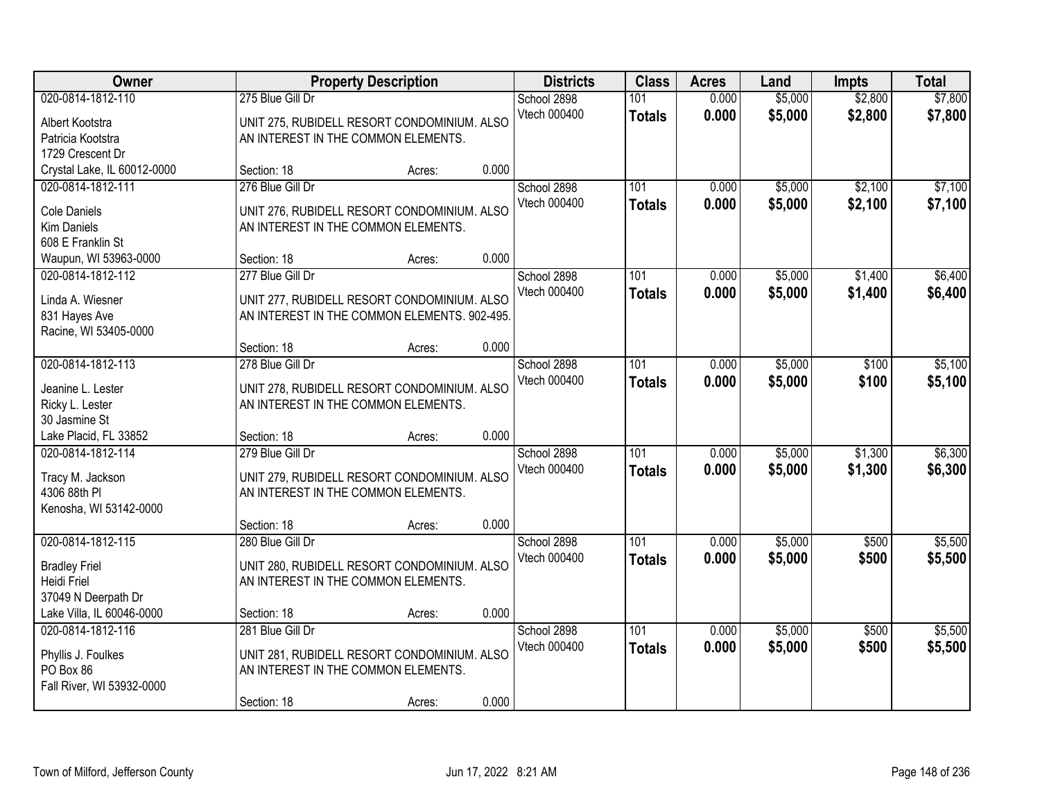| Owner | Property Description | Districts | Class | Acres | Land | Impts | Total |
|---|---|---|---|---|---|---|---|
| 020-0814-1812-110<br>Albert Kootstra<br>Patricia Kootstra<br>1729 Crescent Dr<br>Crystal Lake, IL 60012-0000 | 275 Blue Gill Dr<br>UNIT 275, RUBIDELL RESORT CONDOMINIUM. ALSO AN INTEREST IN THE COMMON ELEMENTS.<br>Section: 18 Acres: 0.000 | School 2898<br>Vtech 000400 | 101<br>**Totals** | 0.000<br>**0.000** | $5,000<br>**$5,000** | $2,800<br>**$2,800** | $7,800<br>**$7,800** |
| 020-0814-1812-111<br>Cole Daniels<br>Kim Daniels<br>608 E Franklin St<br>Waupun, WI 53963-0000 | 276 Blue Gill Dr<br>UNIT 276, RUBIDELL RESORT CONDOMINIUM. ALSO AN INTEREST IN THE COMMON ELEMENTS.<br>Section: 18 Acres: 0.000 | School 2898<br>Vtech 000400 | 101<br>**Totals** | 0.000<br>**0.000** | $5,000<br>**$5,000** | $2,100<br>**$2,100** | $7,100<br>**$7,100** |
| 020-0814-1812-112<br>Linda A. Wiesner<br>831 Hayes Ave<br>Racine, WI 53405-0000 | 277 Blue Gill Dr<br>UNIT 277, RUBIDELL RESORT CONDOMINIUM. ALSO AN INTEREST IN THE COMMON ELEMENTS. 902-495.<br>Section: 18 Acres: 0.000 | School 2898<br>Vtech 000400 | 101<br>**Totals** | 0.000<br>**0.000** | $5,000<br>**$5,000** | $1,400<br>**$1,400** | $6,400<br>**$6,400** |
| 020-0814-1812-113<br>Jeanine L. Lester<br>Ricky L. Lester<br>30 Jasmine St<br>Lake Placid, FL 33852 | 278 Blue Gill Dr<br>UNIT 278, RUBIDELL RESORT CONDOMINIUM. ALSO AN INTEREST IN THE COMMON ELEMENTS.<br>Section: 18 Acres: 0.000 | School 2898<br>Vtech 000400 | 101<br>**Totals** | 0.000<br>**0.000** | $5,000<br>**$5,000** | $100<br>**$100** | $5,100<br>**$5,100** |
| 020-0814-1812-114<br>Tracy M. Jackson<br>4306 88th Pl<br>Kenosha, WI 53142-0000 | 279 Blue Gill Dr<br>UNIT 279, RUBIDELL RESORT CONDOMINIUM. ALSO AN INTEREST IN THE COMMON ELEMENTS.<br>Section: 18 Acres: 0.000 | School 2898<br>Vtech 000400 | 101<br>**Totals** | 0.000<br>**0.000** | $5,000<br>**$5,000** | $1,300<br>**$1,300** | $6,300<br>**$6,300** |
| 020-0814-1812-115<br>Bradley Friel<br>Heidi Friel<br>37049 N Deerpath Dr<br>Lake Villa, IL 60046-0000 | 280 Blue Gill Dr<br>UNIT 280, RUBIDELL RESORT CONDOMINIUM. ALSO AN INTEREST IN THE COMMON ELEMENTS.<br>Section: 18 Acres: 0.000 | School 2898<br>Vtech 000400 | 101<br>**Totals** | 0.000<br>**0.000** | $5,000<br>**$5,000** | $500<br>**$500** | $5,500<br>**$5,500** |
| 020-0814-1812-116<br>Phyllis J. Foulkes<br>PO Box 86<br>Fall River, WI 53932-0000 | 281 Blue Gill Dr<br>UNIT 281, RUBIDELL RESORT CONDOMINIUM. ALSO AN INTEREST IN THE COMMON ELEMENTS.<br>Section: 18 Acres: 0.000 | School 2898<br>Vtech 000400 | 101<br>**Totals** | 0.000<br>**0.000** | $5,000<br>**$5,000** | $500<br>**$500** | $5,500<br>**$5,500** |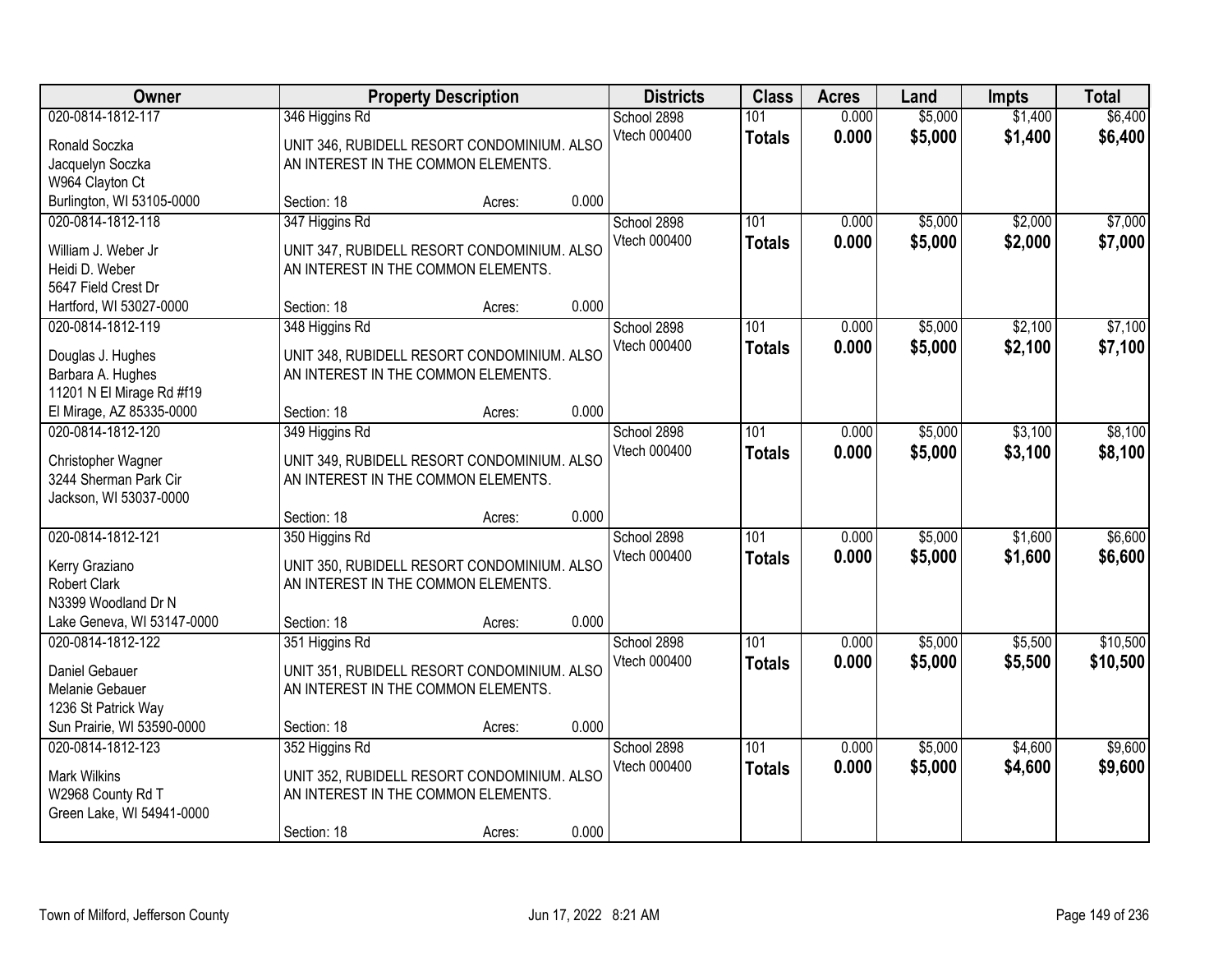| Owner | Property Description | Districts | Class | Acres | Land | Impts | Total |
|---|---|---|---|---|---|---|---|
| 020-0814-1812-117<br>Ronald Soczka<br>Jacquelyn Soczka<br>W964 Clayton Ct<br>Burlington, WI 53105-0000 | 346 Higgins Rd<br>UNIT 346, RUBIDELL RESORT CONDOMINIUM. ALSO AN INTEREST IN THE COMMON ELEMENTS.<br>Section: 18 Acres: 0.000 | School 2898<br>Vtech 000400 | 101<br>**Totals** | 0.000<br>**0.000** | $5,000<br>**$5,000** | $1,400<br>**$1,400** | $6,400<br>**$6,400** |
| 020-0814-1812-118<br>William J. Weber Jr<br>Heidi D. Weber<br>5647 Field Crest Dr<br>Hartford, WI 53027-0000 | 347 Higgins Rd<br>UNIT 347, RUBIDELL RESORT CONDOMINIUM. ALSO AN INTEREST IN THE COMMON ELEMENTS.<br>Section: 18 Acres: 0.000 | School 2898<br>Vtech 000400 | 101<br>**Totals** | 0.000<br>**0.000** | $5,000<br>**$5,000** | $2,000<br>**$2,000** | $7,000<br>**$7,000** |
| 020-0814-1812-119<br>Douglas J. Hughes<br>Barbara A. Hughes<br>11201 N El Mirage Rd #f19<br>El Mirage, AZ 85335-0000 | 348 Higgins Rd<br>UNIT 348, RUBIDELL RESORT CONDOMINIUM. ALSO AN INTEREST IN THE COMMON ELEMENTS.<br>Section: 18 Acres: 0.000 | School 2898<br>Vtech 000400 | 101<br>**Totals** | 0.000<br>**0.000** | $5,000<br>**$5,000** | $2,100<br>**$2,100** | $7,100<br>**$7,100** |
| 020-0814-1812-120<br>Christopher Wagner<br>3244 Sherman Park Cir<br>Jackson, WI 53037-0000 | 349 Higgins Rd<br>UNIT 349, RUBIDELL RESORT CONDOMINIUM. ALSO AN INTEREST IN THE COMMON ELEMENTS.<br>Section: 18 Acres: 0.000 | School 2898<br>Vtech 000400 | 101<br>**Totals** | 0.000<br>**0.000** | $5,000<br>**$5,000** | $3,100<br>**$3,100** | $8,100<br>**$8,100** |
| 020-0814-1812-121<br>Kerry Graziano<br>Robert Clark<br>N3399 Woodland Dr N<br>Lake Geneva, WI 53147-0000 | 350 Higgins Rd<br>UNIT 350, RUBIDELL RESORT CONDOMINIUM. ALSO AN INTEREST IN THE COMMON ELEMENTS.<br>Section: 18 Acres: 0.000 | School 2898<br>Vtech 000400 | 101<br>**Totals** | 0.000<br>**0.000** | $5,000<br>**$5,000** | $1,600<br>**$1,600** | $6,600<br>**$6,600** |
| 020-0814-1812-122<br>Daniel Gebauer<br>Melanie Gebauer<br>1236 St Patrick Way<br>Sun Prairie, WI 53590-0000 | 351 Higgins Rd<br>UNIT 351, RUBIDELL RESORT CONDOMINIUM. ALSO AN INTEREST IN THE COMMON ELEMENTS.<br>Section: 18 Acres: 0.000 | School 2898<br>Vtech 000400 | 101<br>**Totals** | 0.000<br>**0.000** | $5,000<br>**$5,000** | $5,500<br>**$5,500** | $10,500<br>**$10,500** |
| 020-0814-1812-123<br>Mark Wilkins<br>W2968 County Rd T<br>Green Lake, WI 54941-0000 | 352 Higgins Rd<br>UNIT 352, RUBIDELL RESORT CONDOMINIUM. ALSO AN INTEREST IN THE COMMON ELEMENTS.<br>Section: 18 Acres: 0.000 | School 2898<br>Vtech 000400 | 101<br>**Totals** | 0.000<br>**0.000** | $5,000<br>**$5,000** | $4,600<br>**$4,600** | $9,600<br>**$9,600** |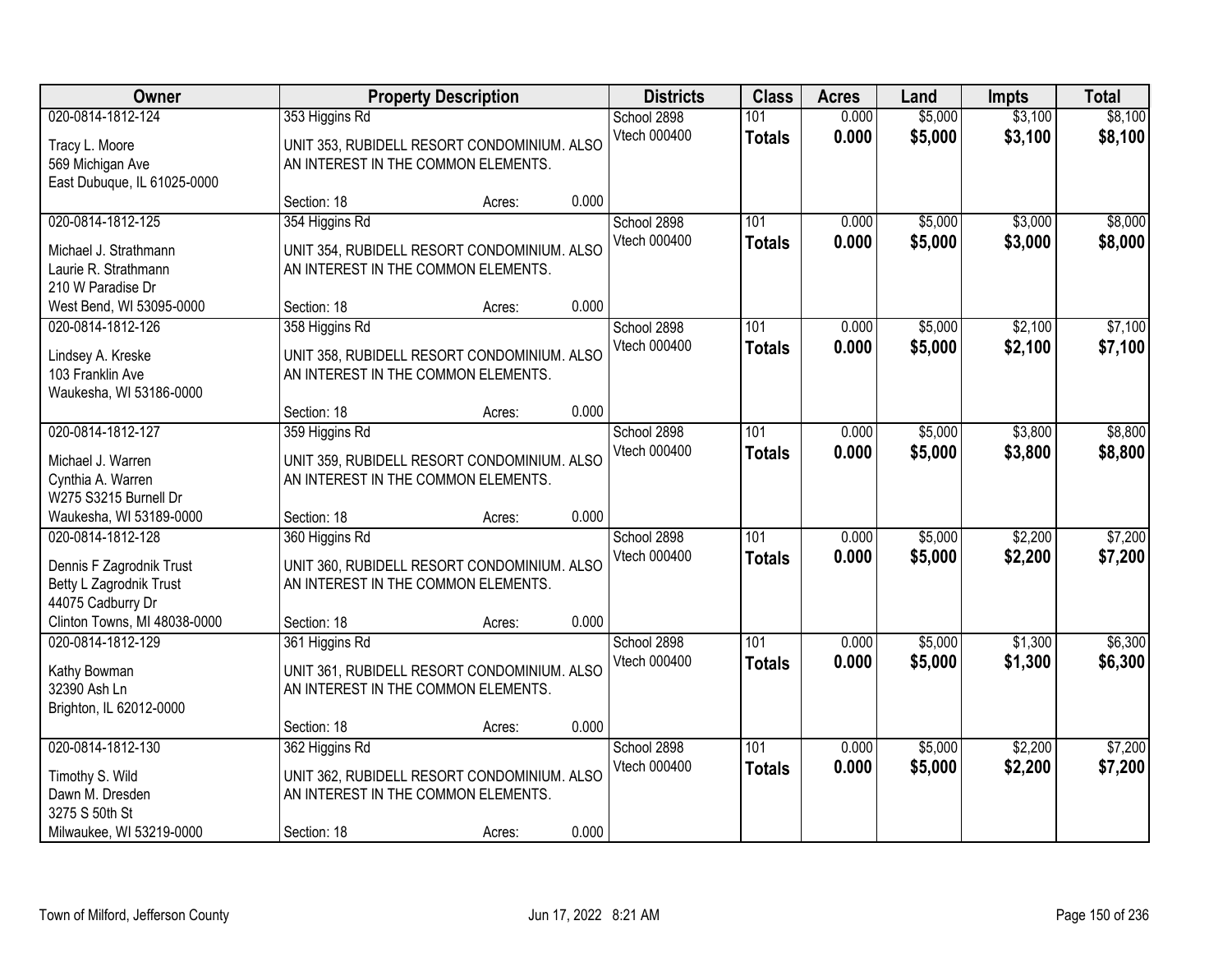| Owner | Property Description | Districts | Class | Acres | Land | Impts | Total |
|---|---|---|---|---|---|---|---|
| 020-0814-1812-124<br>Tracy L. Moore<br>569 Michigan Ave<br>East Dubuque, IL 61025-0000 | 353 Higgins Rd<br>UNIT 353, RUBIDELL RESORT CONDOMINIUM. ALSO AN INTEREST IN THE COMMON ELEMENTS.<br>Section: 18 Acres: 0.000 | School 2898<br>Vtech 000400 | 101<br>**Totals** | 0.000<br>**0.000** | $5,000<br>**$5,000** | $3,100<br>**$3,100** | $8,100<br>**$8,100** |
| 020-0814-1812-125<br>Michael J. Strathmann<br>Laurie R. Strathmann<br>210 W Paradise Dr<br>West Bend, WI 53095-0000 | 354 Higgins Rd<br>UNIT 354, RUBIDELL RESORT CONDOMINIUM. ALSO AN INTEREST IN THE COMMON ELEMENTS.<br>Section: 18 Acres: 0.000 | School 2898<br>Vtech 000400 | 101<br>**Totals** | 0.000<br>**0.000** | $5,000<br>**$5,000** | $3,000<br>**$3,000** | $8,000<br>**$8,000** |
| 020-0814-1812-126<br>Lindsey A. Kreske<br>103 Franklin Ave<br>Waukesha, WI 53186-0000 | 358 Higgins Rd<br>UNIT 358, RUBIDELL RESORT CONDOMINIUM. ALSO AN INTEREST IN THE COMMON ELEMENTS.<br>Section: 18 Acres: 0.000 | School 2898<br>Vtech 000400 | 101<br>**Totals** | 0.000<br>**0.000** | $5,000<br>**$5,000** | $2,100<br>**$2,100** | $7,100<br>**$7,100** |
| 020-0814-1812-127<br>Michael J. Warren<br>Cynthia A. Warren<br>W275 S3215 Burnell Dr<br>Waukesha, WI 53189-0000 | 359 Higgins Rd<br>UNIT 359, RUBIDELL RESORT CONDOMINIUM. ALSO AN INTEREST IN THE COMMON ELEMENTS.<br>Section: 18 Acres: 0.000 | School 2898<br>Vtech 000400 | 101<br>**Totals** | 0.000<br>**0.000** | $5,000<br>**$5,000** | $3,800<br>**$3,800** | $8,800<br>**$8,800** |
| 020-0814-1812-128<br>Dennis F Zagrodnik Trust<br>Betty L Zagrodnik Trust<br>44075 Cadburry Dr<br>Clinton Towns, MI 48038-0000 | 360 Higgins Rd<br>UNIT 360, RUBIDELL RESORT CONDOMINIUM. ALSO AN INTEREST IN THE COMMON ELEMENTS.<br>Section: 18 Acres: 0.000 | School 2898<br>Vtech 000400 | 101<br>**Totals** | 0.000<br>**0.000** | $5,000<br>**$5,000** | $2,200<br>**$2,200** | $7,200<br>**$7,200** |
| 020-0814-1812-129<br>Kathy Bowman<br>32390 Ash Ln<br>Brighton, IL 62012-0000 | 361 Higgins Rd<br>UNIT 361, RUBIDELL RESORT CONDOMINIUM. ALSO AN INTEREST IN THE COMMON ELEMENTS.<br>Section: 18 Acres: 0.000 | School 2898<br>Vtech 000400 | 101<br>**Totals** | 0.000<br>**0.000** | $5,000<br>**$5,000** | $1,300<br>**$1,300** | $6,300<br>**$6,300** |
| 020-0814-1812-130<br>Timothy S. Wild<br>Dawn M. Dresden<br>3275 S 50th St<br>Milwaukee, WI 53219-0000 | 362 Higgins Rd<br>UNIT 362, RUBIDELL RESORT CONDOMINIUM. ALSO AN INTEREST IN THE COMMON ELEMENTS.<br>Section: 18 Acres: 0.000 | School 2898<br>Vtech 000400 | 101<br>**Totals** | 0.000<br>**0.000** | $5,000<br>**$5,000** | $2,200<br>**$2,200** | $7,200<br>**$7,200** |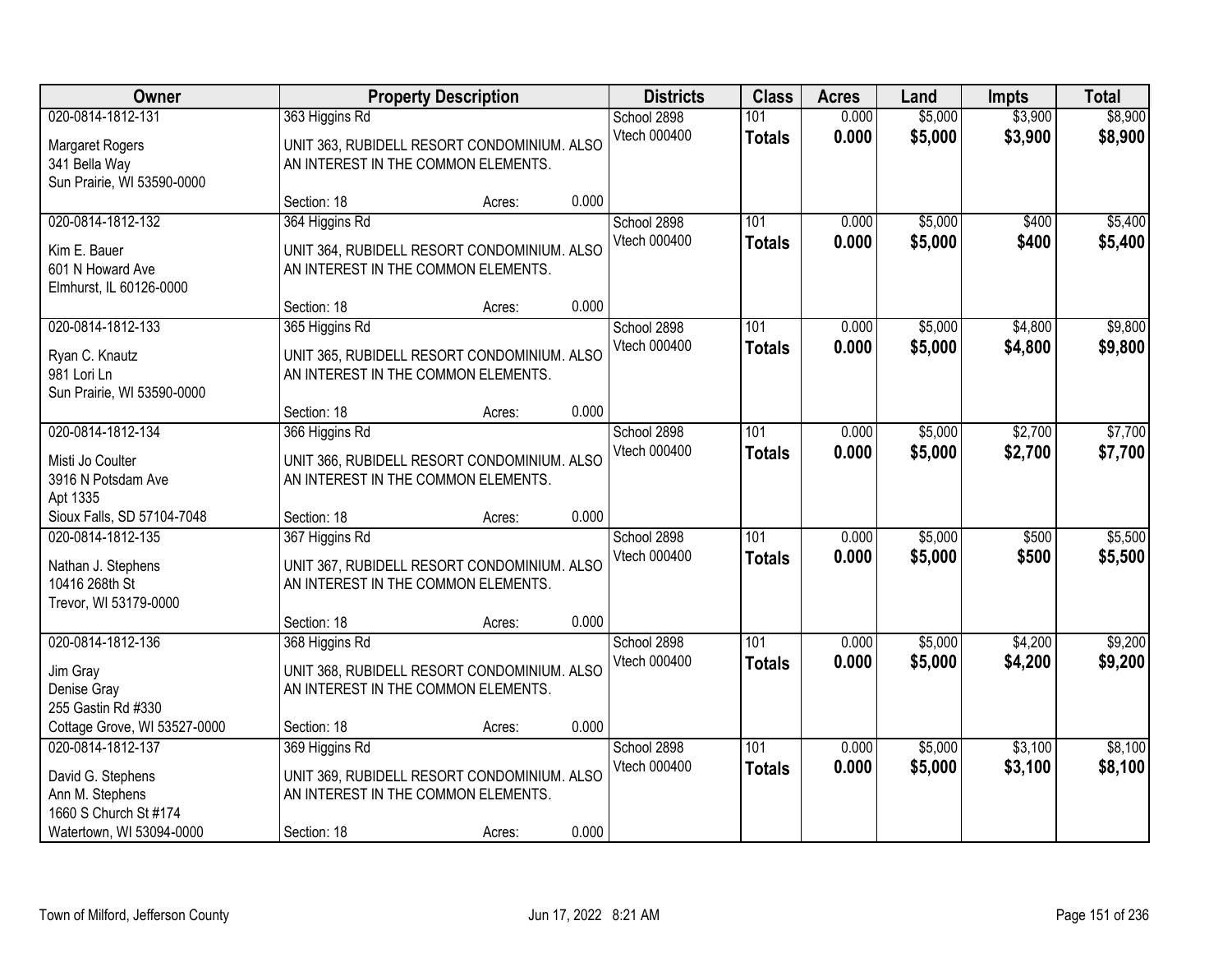| Owner | Property Description | Districts | Class | Acres | Land | Impts | Total |
|---|---|---|---|---|---|---|---|
| 020-0814-1812-131<br>Margaret Rogers<br>341 Bella Way<br>Sun Prairie, WI 53590-0000 | 363 Higgins Rd<br>UNIT 363, RUBIDELL RESORT CONDOMINIUM. ALSO AN INTEREST IN THE COMMON ELEMENTS.<br>Section: 18 Acres: 0.000 | School 2898<br>Vtech 000400 | 101<br>**Totals** | 0.000<br>**0.000** | $5,000<br>**$5,000** | $3,900<br>**$3,900** | $8,900<br>**$8,900** |
| 020-0814-1812-132<br>Kim E. Bauer<br>601 N Howard Ave<br>Elmhurst, IL 60126-0000 | 364 Higgins Rd<br>UNIT 364, RUBIDELL RESORT CONDOMINIUM. ALSO AN INTEREST IN THE COMMON ELEMENTS.<br>Section: 18 Acres: 0.000 | School 2898<br>Vtech 000400 | 101<br>**Totals** | 0.000<br>**0.000** | $5,000<br>**$5,000** | $400<br>**$400** | $5,400<br>**$5,400** |
| 020-0814-1812-133<br>Ryan C. Knautz<br>981 Lori Ln<br>Sun Prairie, WI 53590-0000 | 365 Higgins Rd<br>UNIT 365, RUBIDELL RESORT CONDOMINIUM. ALSO AN INTEREST IN THE COMMON ELEMENTS.<br>Section: 18 Acres: 0.000 | School 2898<br>Vtech 000400 | 101<br>**Totals** | 0.000<br>**0.000** | $5,000<br>**$5,000** | $4,800<br>**$4,800** | $9,800<br>**$9,800** |
| 020-0814-1812-134<br>Misti Jo Coulter<br>3916 N Potsdam Ave<br>Apt 1335<br>Sioux Falls, SD 57104-7048 | 366 Higgins Rd<br>UNIT 366, RUBIDELL RESORT CONDOMINIUM. ALSO AN INTEREST IN THE COMMON ELEMENTS.<br>Section: 18 Acres: 0.000 | School 2898<br>Vtech 000400 | 101<br>**Totals** | 0.000<br>**0.000** | $5,000<br>**$5,000** | $2,700<br>**$2,700** | $7,700<br>**$7,700** |
| 020-0814-1812-135<br>Nathan J. Stephens<br>10416 268th St<br>Trevor, WI 53179-0000 | 367 Higgins Rd<br>UNIT 367, RUBIDELL RESORT CONDOMINIUM. ALSO AN INTEREST IN THE COMMON ELEMENTS.<br>Section: 18 Acres: 0.000 | School 2898<br>Vtech 000400 | 101<br>**Totals** | 0.000<br>**0.000** | $5,000<br>**$5,000** | $500<br>**$500** | $5,500<br>**$5,500** |
| 020-0814-1812-136<br>Jim Gray<br>Denise Gray<br>255 Gastin Rd #330<br>Cottage Grove, WI 53527-0000 | 368 Higgins Rd<br>UNIT 368, RUBIDELL RESORT CONDOMINIUM. ALSO AN INTEREST IN THE COMMON ELEMENTS.<br>Section: 18 Acres: 0.000 | School 2898<br>Vtech 000400 | 101<br>**Totals** | 0.000<br>**0.000** | $5,000<br>**$5,000** | $4,200<br>**$4,200** | $9,200<br>**$9,200** |
| 020-0814-1812-137<br>David G. Stephens<br>Ann M. Stephens<br>1660 S Church St #174<br>Watertown, WI 53094-0000 | 369 Higgins Rd<br>UNIT 369, RUBIDELL RESORT CONDOMINIUM. ALSO AN INTEREST IN THE COMMON ELEMENTS.<br>Section: 18 Acres: 0.000 | School 2898<br>Vtech 000400 | 101<br>**Totals** | 0.000<br>**0.000** | $5,000<br>**$5,000** | $3,100<br>**$3,100** | $8,100<br>**$8,100** |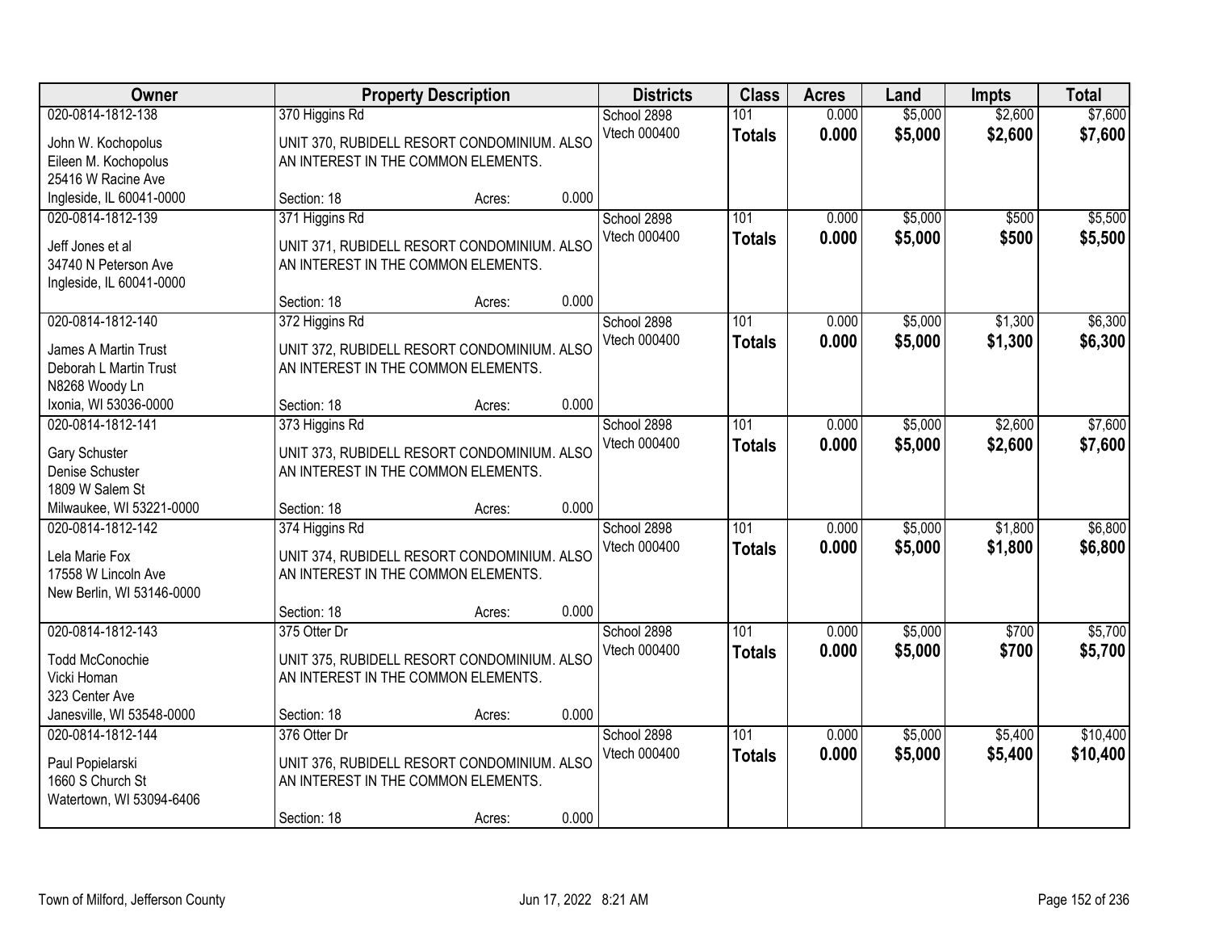| Owner | Property Description | Districts | Class | Acres | Land | Impts | Total |
|---|---|---|---|---|---|---|---|
| 020-0814-1812-138<br>John W. Kochopolus<br>Eileen M. Kochopolus<br>25416 W Racine Ave<br>Ingleside, IL 60041-0000 | 370 Higgins Rd<br>UNIT 370, RUBIDELL RESORT CONDOMINIUM. ALSO AN INTEREST IN THE COMMON ELEMENTS.<br>Section: 18 Acres: 0.000 | School 2898<br>Vtech 000400 | 101<br>**Totals** | 0.000<br>**0.000** | $5,000<br>**$5,000** | $2,600<br>**$2,600** | $7,600<br>**$7,600** |
| 020-0814-1812-139<br>Jeff Jones et al<br>34740 N Peterson Ave<br>Ingleside, IL 60041-0000 | 371 Higgins Rd<br>UNIT 371, RUBIDELL RESORT CONDOMINIUM. ALSO AN INTEREST IN THE COMMON ELEMENTS.<br>Section: 18 Acres: 0.000 | School 2898<br>Vtech 000400 | 101<br>**Totals** | 0.000<br>**0.000** | $5,000<br>**$5,000** | $500<br>**$500** | $5,500<br>**$5,500** |
| 020-0814-1812-140<br>James A Martin Trust<br>Deborah L Martin Trust<br>N8268 Woody Ln<br>Ixonia, WI 53036-0000 | 372 Higgins Rd<br>UNIT 372, RUBIDELL RESORT CONDOMINIUM. ALSO AN INTEREST IN THE COMMON ELEMENTS.<br>Section: 18 Acres: 0.000 | School 2898<br>Vtech 000400 | 101<br>**Totals** | 0.000<br>**0.000** | $5,000<br>**$5,000** | $1,300<br>**$1,300** | $6,300<br>**$6,300** |
| 020-0814-1812-141<br>Gary Schuster<br>Denise Schuster<br>1809 W Salem St<br>Milwaukee, WI 53221-0000 | 373 Higgins Rd<br>UNIT 373, RUBIDELL RESORT CONDOMINIUM. ALSO AN INTEREST IN THE COMMON ELEMENTS.<br>Section: 18 Acres: 0.000 | School 2898<br>Vtech 000400 | 101<br>**Totals** | 0.000<br>**0.000** | $5,000<br>**$5,000** | $2,600<br>**$2,600** | $7,600<br>**$7,600** |
| 020-0814-1812-142<br>Lela Marie Fox<br>17558 W Lincoln Ave<br>New Berlin, WI 53146-0000 | 374 Higgins Rd<br>UNIT 374, RUBIDELL RESORT CONDOMINIUM. ALSO AN INTEREST IN THE COMMON ELEMENTS.<br>Section: 18 Acres: 0.000 | School 2898<br>Vtech 000400 | 101<br>**Totals** | 0.000<br>**0.000** | $5,000<br>**$5,000** | $1,800<br>**$1,800** | $6,800<br>**$6,800** |
| 020-0814-1812-143<br>Todd McConochie<br>Vicki Homan<br>323 Center Ave<br>Janesville, WI 53548-0000 | 375 Otter Dr<br>UNIT 375, RUBIDELL RESORT CONDOMINIUM. ALSO AN INTEREST IN THE COMMON ELEMENTS.<br>Section: 18 Acres: 0.000 | School 2898<br>Vtech 000400 | 101<br>**Totals** | 0.000<br>**0.000** | $5,000<br>**$5,000** | $700<br>**$700** | $5,700<br>**$5,700** |
| 020-0814-1812-144<br>Paul Popielarski<br>1660 S Church St<br>Watertown, WI 53094-6406 | 376 Otter Dr<br>UNIT 376, RUBIDELL RESORT CONDOMINIUM. ALSO AN INTEREST IN THE COMMON ELEMENTS.<br>Section: 18 Acres: 0.000 | School 2898<br>Vtech 000400 | 101<br>**Totals** | 0.000<br>**0.000** | $5,000<br>**$5,000** | $5,400<br>**$5,400** | $10,400<br>**$10,400** |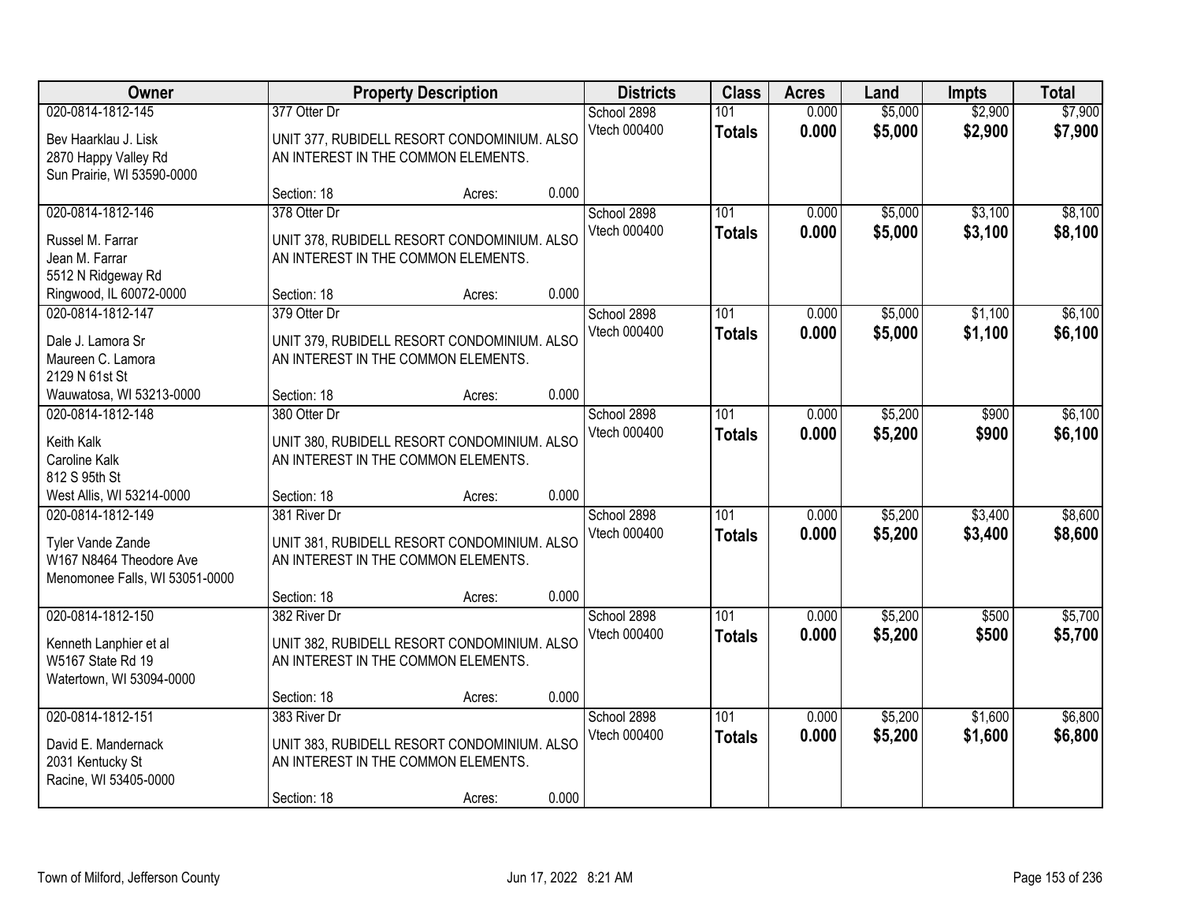| Owner | Property Description | Districts | Class | Acres | Land | Impts | Total |
|---|---|---|---|---|---|---|---|
| 020-0814-1812-145<br>Bev Haarklau J. Lisk<br>2870 Happy Valley Rd<br>Sun Prairie, WI 53590-0000 | 377 Otter Dr<br>UNIT 377, RUBIDELL RESORT CONDOMINIUM. ALSO AN INTEREST IN THE COMMON ELEMENTS.<br>Section: 18 Acres: 0.000 | School 2898<br>Vtech 000400 | 101<br>**Totals** | 0.000<br>**0.000** | $5,000<br>**$5,000** | $2,900<br>**$2,900** | $7,900<br>**$7,900** |
| 020-0814-1812-146<br>Russel M. Farrar<br>Jean M. Farrar<br>5512 N Ridgeway Rd<br>Ringwood, IL 60072-0000 | 378 Otter Dr<br>UNIT 378, RUBIDELL RESORT CONDOMINIUM. ALSO AN INTEREST IN THE COMMON ELEMENTS.<br>Section: 18 Acres: 0.000 | School 2898<br>Vtech 000400 | 101<br>**Totals** | 0.000<br>**0.000** | $5,000<br>**$5,000** | $3,100<br>**$3,100** | $8,100<br>**$8,100** |
| 020-0814-1812-147<br>Dale J. Lamora Sr<br>Maureen C. Lamora<br>2129 N 61st St<br>Wauwatosa, WI 53213-0000 | 379 Otter Dr<br>UNIT 379, RUBIDELL RESORT CONDOMINIUM. ALSO AN INTEREST IN THE COMMON ELEMENTS.<br>Section: 18 Acres: 0.000 | School 2898<br>Vtech 000400 | 101<br>**Totals** | 0.000<br>**0.000** | $5,000<br>**$5,000** | $1,100<br>**$1,100** | $6,100<br>**$6,100** |
| 020-0814-1812-148<br>Keith Kalk<br>Caroline Kalk<br>812 S 95th St<br>West Allis, WI 53214-0000 | 380 Otter Dr<br>UNIT 380, RUBIDELL RESORT CONDOMINIUM. ALSO AN INTEREST IN THE COMMON ELEMENTS.<br>Section: 18 Acres: 0.000 | School 2898<br>Vtech 000400 | 101<br>**Totals** | 0.000<br>**0.000** | $5,200<br>**$5,200** | $900<br>**$900** | $6,100<br>**$6,100** |
| 020-0814-1812-149<br>Tyler Vande Zande<br>W167 N8464 Theodore Ave<br>Menomonee Falls, WI 53051-0000 | 381 River Dr<br>UNIT 381, RUBIDELL RESORT CONDOMINIUM. ALSO AN INTEREST IN THE COMMON ELEMENTS.<br>Section: 18 Acres: 0.000 | School 2898<br>Vtech 000400 | 101<br>**Totals** | 0.000<br>**0.000** | $5,200<br>**$5,200** | $3,400<br>**$3,400** | $8,600<br>**$8,600** |
| 020-0814-1812-150<br>Kenneth Lanphier et al<br>W5167 State Rd 19<br>Watertown, WI 53094-0000 | 382 River Dr<br>UNIT 382, RUBIDELL RESORT CONDOMINIUM. ALSO AN INTEREST IN THE COMMON ELEMENTS.<br>Section: 18 Acres: 0.000 | School 2898<br>Vtech 000400 | 101<br>**Totals** | 0.000<br>**0.000** | $5,200<br>**$5,200** | $500<br>**$500** | $5,700<br>**$5,700** |
| 020-0814-1812-151<br>David E. Mandernack<br>2031 Kentucky St<br>Racine, WI 53405-0000 | 383 River Dr<br>UNIT 383, RUBIDELL RESORT CONDOMINIUM. ALSO AN INTEREST IN THE COMMON ELEMENTS.<br>Section: 18 Acres: 0.000 | School 2898<br>Vtech 000400 | 101<br>**Totals** | 0.000<br>**0.000** | $5,200<br>**$5,200** | $1,600<br>**$1,600** | $6,800<br>**$6,800** |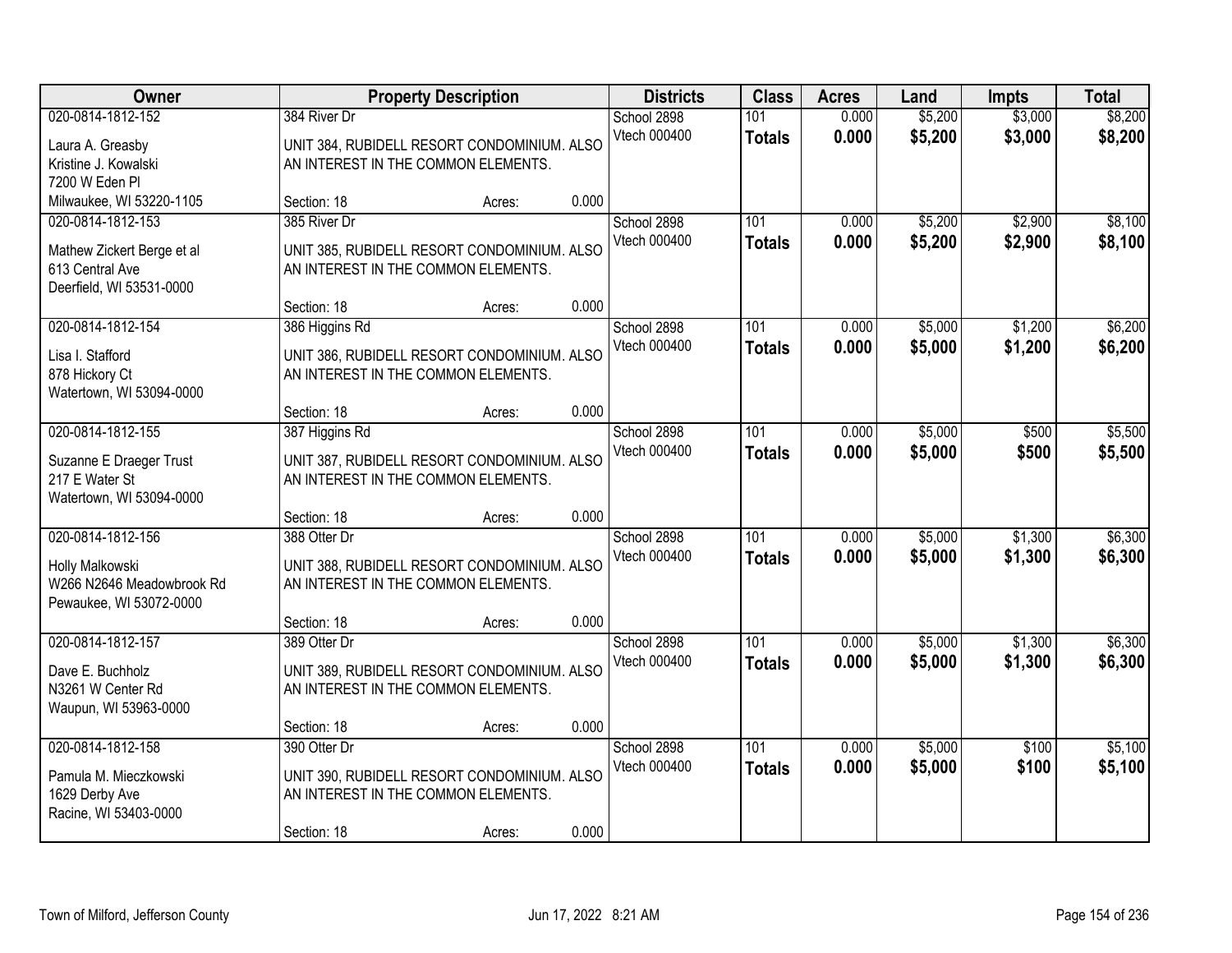| Owner | Property Description | | | Districts | Class | Acres | Land | Impts | Total |
|---|---|---|---|---|---|---|---|---|---|
| 020-0814-1812-152 | 384 River Dr | | | School 2898 | 101 | 0.000 | $5,200 | $3,000 | $8,200 |
| Laura A. Greasby<br>Kristine J. Kowalski<br>7200 W Eden Pl<br>Milwaukee, WI 53220-1105 | UNIT 384, RUBIDELL RESORT CONDOMINIUM. ALSO AN INTEREST IN THE COMMON ELEMENTS. | | | Vtech 000400 | **Totals** | **0.000** | **$5,200** | **$3,000** | **$8,200** |
| | Section: 18 | Acres: | 0.000 | | | | | | |
| 020-0814-1812-153 | 385 River Dr | | | School 2898 | 101 | 0.000 | $5,200 | $2,900 | $8,100 |
| Mathew Zickert Berge et al<br>613 Central Ave<br>Deerfield, WI 53531-0000 | UNIT 385, RUBIDELL RESORT CONDOMINIUM. ALSO AN INTEREST IN THE COMMON ELEMENTS. | | | Vtech 000400 | **Totals** | **0.000** | **$5,200** | **$2,900** | **$8,100** |
| | Section: 18 | Acres: | 0.000 | | | | | | |
| 020-0814-1812-154 | 386 Higgins Rd | | | School 2898 | 101 | 0.000 | $5,000 | $1,200 | $6,200 |
| Lisa I. Stafford<br>878 Hickory Ct<br>Watertown, WI 53094-0000 | UNIT 386, RUBIDELL RESORT CONDOMINIUM. ALSO AN INTEREST IN THE COMMON ELEMENTS. | | | Vtech 000400 | **Totals** | **0.000** | **$5,000** | **$1,200** | **$6,200** |
| | Section: 18 | Acres: | 0.000 | | | | | | |
| 020-0814-1812-155 | 387 Higgins Rd | | | School 2898 | 101 | 0.000 | $5,000 | $500 | $5,500 |
| Suzanne E Draeger Trust<br>217 E Water St<br>Watertown, WI 53094-0000 | UNIT 387, RUBIDELL RESORT CONDOMINIUM. ALSO AN INTEREST IN THE COMMON ELEMENTS. | | | Vtech 000400 | **Totals** | **0.000** | **$5,000** | **$500** | **$5,500** |
| | Section: 18 | Acres: | 0.000 | | | | | | |
| 020-0814-1812-156 | 388 Otter Dr | | | School 2898 | 101 | 0.000 | $5,000 | $1,300 | $6,300 |
| Holly Malkowski<br>W266 N2646 Meadowbrook Rd<br>Pewaukee, WI 53072-0000 | UNIT 388, RUBIDELL RESORT CONDOMINIUM. ALSO AN INTEREST IN THE COMMON ELEMENTS. | | | Vtech 000400 | **Totals** | **0.000** | **$5,000** | **$1,300** | **$6,300** |
| | Section: 18 | Acres: | 0.000 | | | | | | |
| 020-0814-1812-157 | 389 Otter Dr | | | School 2898 | 101 | 0.000 | $5,000 | $1,300 | $6,300 |
| Dave E. Buchholz<br>N3261 W Center Rd<br>Waupun, WI 53963-0000 | UNIT 389, RUBIDELL RESORT CONDOMINIUM. ALSO AN INTEREST IN THE COMMON ELEMENTS. | | | Vtech 000400 | **Totals** | **0.000** | **$5,000** | **$1,300** | **$6,300** |
| | Section: 18 | Acres: | 0.000 | | | | | | |
| 020-0814-1812-158 | 390 Otter Dr | | | School 2898 | 101 | 0.000 | $5,000 | $100 | $5,100 |
| Pamula M. Mieczkowski<br>1629 Derby Ave<br>Racine, WI 53403-0000 | UNIT 390, RUBIDELL RESORT CONDOMINIUM. ALSO AN INTEREST IN THE COMMON ELEMENTS. | | | Vtech 000400 | **Totals** | **0.000** | **$5,000** | **$100** | **$5,100** |
| | Section: 18 | Acres: | 0.000 | | | | | | |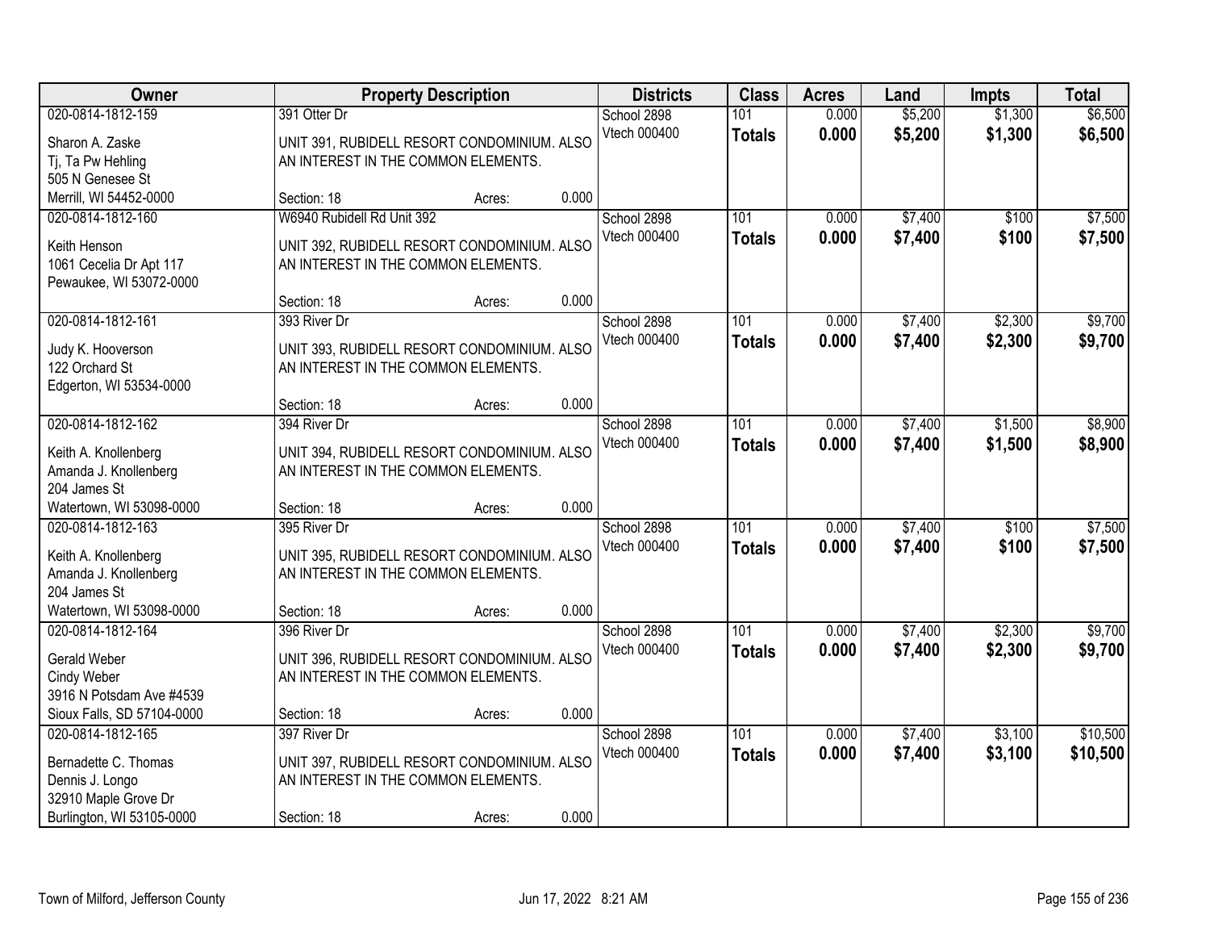| Owner | Property Description | Districts | Class | Acres | Land | Impts | Total |
|---|---|---|---|---|---|---|---|
| 020-0814-1812-159<br>Sharon A. Zaske<br>Tj, Ta Pw Hehling<br>505 N Genesee St<br>Merrill, WI 54452-0000 | 391 Otter Dr<br>UNIT 391, RUBIDELL RESORT CONDOMINIUM. ALSO AN INTEREST IN THE COMMON ELEMENTS.<br>Section: 18 Acres: 0.000 | School 2898<br>Vtech 000400 | 101<br>**Totals** | 0.000<br>**0.000** | $5,200<br>**$5,200** | $1,300<br>**$1,300** | $6,500<br>**$6,500** |
| 020-0814-1812-160<br>Keith Henson<br>1061 Cecelia Dr Apt 117<br>Pewaukee, WI 53072-0000 | W6940 Rubidell Rd Unit 392<br>UNIT 392, RUBIDELL RESORT CONDOMINIUM. ALSO AN INTEREST IN THE COMMON ELEMENTS.<br>Section: 18 Acres: 0.000 | School 2898<br>Vtech 000400 | 101<br>**Totals** | 0.000<br>**0.000** | $7,400<br>**$7,400** | $100<br>**$100** | $7,500<br>**$7,500** |
| 020-0814-1812-161<br>Judy K. Hooverson<br>122 Orchard St<br>Edgerton, WI 53534-0000 | 393 River Dr<br>UNIT 393, RUBIDELL RESORT CONDOMINIUM. ALSO AN INTEREST IN THE COMMON ELEMENTS.<br>Section: 18 Acres: 0.000 | School 2898<br>Vtech 000400 | 101<br>**Totals** | 0.000<br>**0.000** | $7,400<br>**$7,400** | $2,300<br>**$2,300** | $9,700<br>**$9,700** |
| 020-0814-1812-162<br>Keith A. Knollenberg<br>Amanda J. Knollenberg<br>204 James St<br>Watertown, WI 53098-0000 | 394 River Dr<br>UNIT 394, RUBIDELL RESORT CONDOMINIUM. ALSO AN INTEREST IN THE COMMON ELEMENTS.<br>Section: 18 Acres: 0.000 | School 2898<br>Vtech 000400 | 101<br>**Totals** | 0.000<br>**0.000** | $7,400<br>**$7,400** | $1,500<br>**$1,500** | $8,900<br>**$8,900** |
| 020-0814-1812-163<br>Keith A. Knollenberg<br>Amanda J. Knollenberg<br>204 James St<br>Watertown, WI 53098-0000 | 395 River Dr<br>UNIT 395, RUBIDELL RESORT CONDOMINIUM. ALSO AN INTEREST IN THE COMMON ELEMENTS.<br>Section: 18 Acres: 0.000 | School 2898<br>Vtech 000400 | 101<br>**Totals** | 0.000<br>**0.000** | $7,400<br>**$7,400** | $100<br>**$100** | $7,500<br>**$7,500** |
| 020-0814-1812-164<br>Gerald Weber<br>Cindy Weber<br>3916 N Potsdam Ave #4539<br>Sioux Falls, SD 57104-0000 | 396 River Dr<br>UNIT 396, RUBIDELL RESORT CONDOMINIUM. ALSO AN INTEREST IN THE COMMON ELEMENTS.<br>Section: 18 Acres: 0.000 | School 2898<br>Vtech 000400 | 101<br>**Totals** | 0.000<br>**0.000** | $7,400<br>**$7,400** | $2,300<br>**$2,300** | $9,700<br>**$9,700** |
| 020-0814-1812-165<br>Bernadette C. Thomas<br>Dennis J. Longo<br>32910 Maple Grove Dr<br>Burlington, WI 53105-0000 | 397 River Dr<br>UNIT 397, RUBIDELL RESORT CONDOMINIUM. ALSO AN INTEREST IN THE COMMON ELEMENTS.<br>Section: 18 Acres: 0.000 | School 2898<br>Vtech 000400 | 101<br>**Totals** | 0.000<br>**0.000** | $7,400<br>**$7,400** | $3,100<br>**$3,100** | $10,500<br>**$10,500** |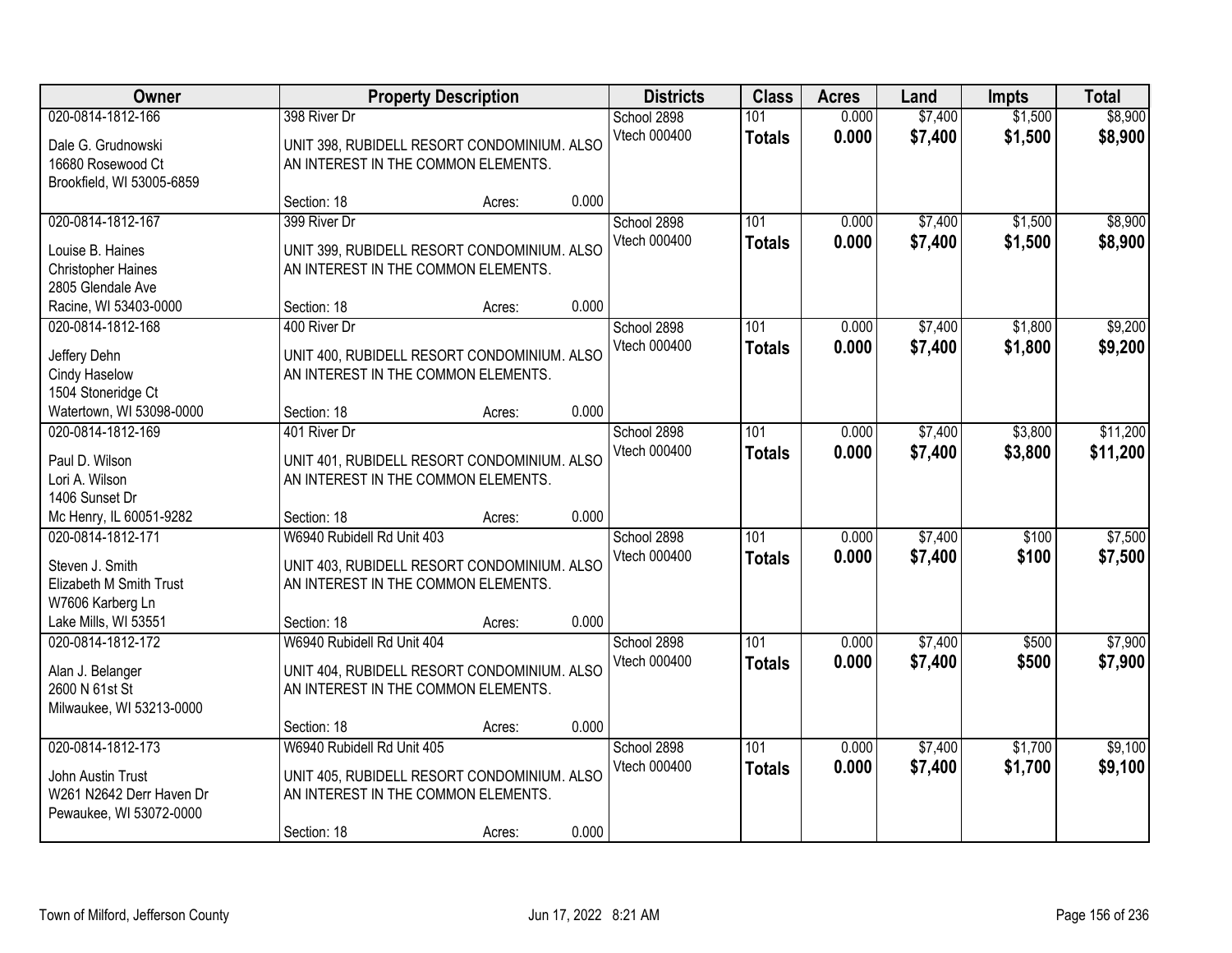| Owner | Property Description | Districts | Class | Acres | Land | Impts | Total |
|---|---|---|---|---|---|---|---|
| 020-0814-1812-166<br>Dale G. Grudnowski<br>16680 Rosewood Ct<br>Brookfield, WI 53005-6859 | 398 River Dr<br>UNIT 398, RUBIDELL RESORT CONDOMINIUM. ALSO AN INTEREST IN THE COMMON ELEMENTS.<br>Section: 18 Acres: 0.000 | School 2898<br>Vtech 000400 | 101<br>**Totals** | 0.000<br>**0.000** | $7,400<br>**$7,400** | $1,500<br>**$1,500** | $8,900<br>**$8,900** |
| 020-0814-1812-167<br>Louise B. Haines<br>Christopher Haines<br>2805 Glendale Ave<br>Racine, WI 53403-0000 | 399 River Dr<br>UNIT 399, RUBIDELL RESORT CONDOMINIUM. ALSO AN INTEREST IN THE COMMON ELEMENTS.<br>Section: 18 Acres: 0.000 | School 2898<br>Vtech 000400 | 101<br>**Totals** | 0.000<br>**0.000** | $7,400<br>**$7,400** | $1,500<br>**$1,500** | $8,900<br>**$8,900** |
| 020-0814-1812-168<br>Jeffery Dehn<br>Cindy Haselow<br>1504 Stoneridge Ct<br>Watertown, WI 53098-0000 | 400 River Dr<br>UNIT 400, RUBIDELL RESORT CONDOMINIUM. ALSO AN INTEREST IN THE COMMON ELEMENTS.<br>Section: 18 Acres: 0.000 | School 2898<br>Vtech 000400 | 101<br>**Totals** | 0.000<br>**0.000** | $7,400<br>**$7,400** | $1,800<br>**$1,800** | $9,200<br>**$9,200** |
| 020-0814-1812-169<br>Paul D. Wilson<br>Lori A. Wilson<br>1406 Sunset Dr<br>Mc Henry, IL 60051-9282 | 401 River Dr<br>UNIT 401, RUBIDELL RESORT CONDOMINIUM. ALSO AN INTEREST IN THE COMMON ELEMENTS.<br>Section: 18 Acres: 0.000 | School 2898<br>Vtech 000400 | 101<br>**Totals** | 0.000<br>**0.000** | $7,400<br>**$7,400** | $3,800<br>**$3,800** | $11,200<br>**$11,200** |
| 020-0814-1812-171<br>Steven J. Smith<br>Elizabeth M Smith Trust<br>W7606 Karberg Ln<br>Lake Mills, WI 53551 | W6940 Rubidell Rd Unit 403<br>UNIT 403, RUBIDELL RESORT CONDOMINIUM. ALSO AN INTEREST IN THE COMMON ELEMENTS.<br>Section: 18 Acres: 0.000 | School 2898<br>Vtech 000400 | 101<br>**Totals** | 0.000<br>**0.000** | $7,400<br>**$7,400** | $100<br>**$100** | $7,500<br>**$7,500** |
| 020-0814-1812-172<br>Alan J. Belanger<br>2600 N 61st St<br>Milwaukee, WI 53213-0000 | W6940 Rubidell Rd Unit 404<br>UNIT 404, RUBIDELL RESORT CONDOMINIUM. ALSO AN INTEREST IN THE COMMON ELEMENTS.<br>Section: 18 Acres: 0.000 | School 2898<br>Vtech 000400 | 101<br>**Totals** | 0.000<br>**0.000** | $7,400<br>**$7,400** | $500<br>**$500** | $7,900<br>**$7,900** |
| 020-0814-1812-173<br>John Austin Trust<br>W261 N2642 Derr Haven Dr<br>Pewaukee, WI 53072-0000 | W6940 Rubidell Rd Unit 405<br>UNIT 405, RUBIDELL RESORT CONDOMINIUM. ALSO AN INTEREST IN THE COMMON ELEMENTS.<br>Section: 18 Acres: 0.000 | School 2898<br>Vtech 000400 | 101<br>**Totals** | 0.000<br>**0.000** | $7,400<br>**$7,400** | $1,700<br>**$1,700** | $9,100<br>**$9,100** |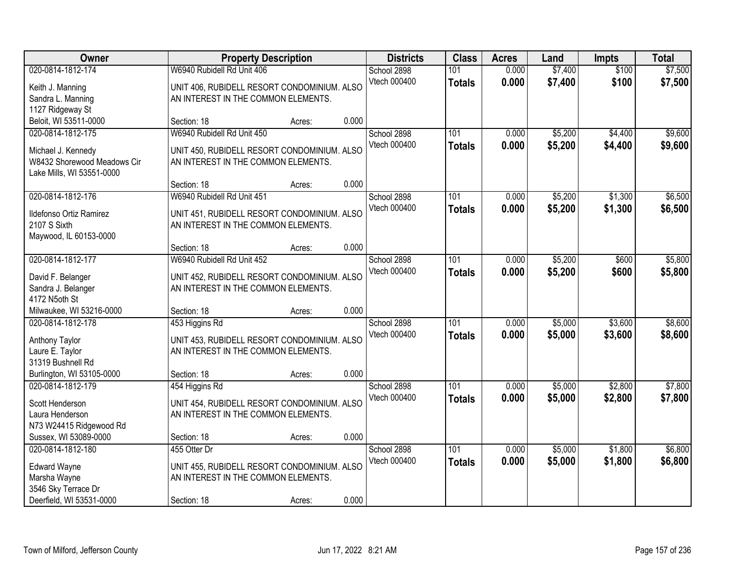| Owner | Property Description | Districts | Class | Acres | Land | Impts | Total |
|---|---|---|---|---|---|---|---|
| 020-0814-1812-174<br>Keith J. Manning<br>Sandra L. Manning<br>1127 Ridgeway St<br>Beloit, WI 53511-0000 | W6940 Rubidell Rd Unit 406<br>UNIT 406, RUBIDELL RESORT CONDOMINIUM. ALSO AN INTEREST IN THE COMMON ELEMENTS.<br>Section: 18 Acres: 0.000 | School 2898<br>Vtech 000400 | 101<br>**Totals** | 0.000<br>**0.000** | $7,400<br>**$7,400** | $100<br>**$100** | $7,500<br>**$7,500** |
| 020-0814-1812-175<br>Michael J. Kennedy<br>W8432 Shorewood Meadows Cir<br>Lake Mills, WI 53551-0000 | W6940 Rubidell Rd Unit 450<br>UNIT 450, RUBIDELL RESORT CONDOMINIUM. ALSO AN INTEREST IN THE COMMON ELEMENTS.<br>Section: 18 Acres: 0.000 | School 2898<br>Vtech 000400 | 101<br>**Totals** | 0.000<br>**0.000** | $5,200<br>**$5,200** | $4,400<br>**$4,400** | $9,600<br>**$9,600** |
| 020-0814-1812-176<br>Ildefonso Ortiz Ramirez<br>2107 S Sixth<br>Maywood, IL 60153-0000 | W6940 Rubidell Rd Unit 451<br>UNIT 451, RUBIDELL RESORT CONDOMINIUM. ALSO AN INTEREST IN THE COMMON ELEMENTS.<br>Section: 18 Acres: 0.000 | School 2898<br>Vtech 000400 | 101<br>**Totals** | 0.000<br>**0.000** | $5,200<br>**$5,200** | $1,300<br>**$1,300** | $6,500<br>**$6,500** |
| 020-0814-1812-177<br>David F. Belanger<br>Sandra J. Belanger<br>4172 N5oth St<br>Milwaukee, WI 53216-0000 | W6940 Rubidell Rd Unit 452<br>UNIT 452, RUBIDELL RESORT CONDOMINIUM. ALSO AN INTEREST IN THE COMMON ELEMENTS.<br>Section: 18 Acres: 0.000 | School 2898<br>Vtech 000400 | 101<br>**Totals** | 0.000<br>**0.000** | $5,200<br>**$5,200** | $600<br>**$600** | $5,800<br>**$5,800** |
| 020-0814-1812-178<br>Anthony Taylor<br>Laure E. Taylor<br>31319 Bushnell Rd<br>Burlington, WI 53105-0000 | 453 Higgins Rd<br>UNIT 453, RUBIDELL RESORT CONDOMINIUM. ALSO AN INTEREST IN THE COMMON ELEMENTS.<br>Section: 18 Acres: 0.000 | School 2898<br>Vtech 000400 | 101<br>**Totals** | 0.000<br>**0.000** | $5,000<br>**$5,000** | $3,600<br>**$3,600** | $8,600<br>**$8,600** |
| 020-0814-1812-179<br>Scott Henderson<br>Laura Henderson<br>N73 W24415 Ridgewood Rd<br>Sussex, WI 53089-0000 | 454 Higgins Rd<br>UNIT 454, RUBIDELL RESORT CONDOMINIUM. ALSO AN INTEREST IN THE COMMON ELEMENTS.<br>Section: 18 Acres: 0.000 | School 2898<br>Vtech 000400 | 101<br>**Totals** | 0.000<br>**0.000** | $5,000<br>**$5,000** | $2,800<br>**$2,800** | $7,800<br>**$7,800** |
| 020-0814-1812-180<br>Edward Wayne<br>Marsha Wayne<br>3546 Sky Terrace Dr<br>Deerfield, WI 53531-0000 | 455 Otter Dr<br>UNIT 455, RUBIDELL RESORT CONDOMINIUM. ALSO AN INTEREST IN THE COMMON ELEMENTS.<br>Section: 18 Acres: 0.000 | School 2898<br>Vtech 000400 | 101<br>**Totals** | 0.000<br>**0.000** | $5,000<br>**$5,000** | $1,800<br>**$1,800** | $6,800<br>**$6,800** |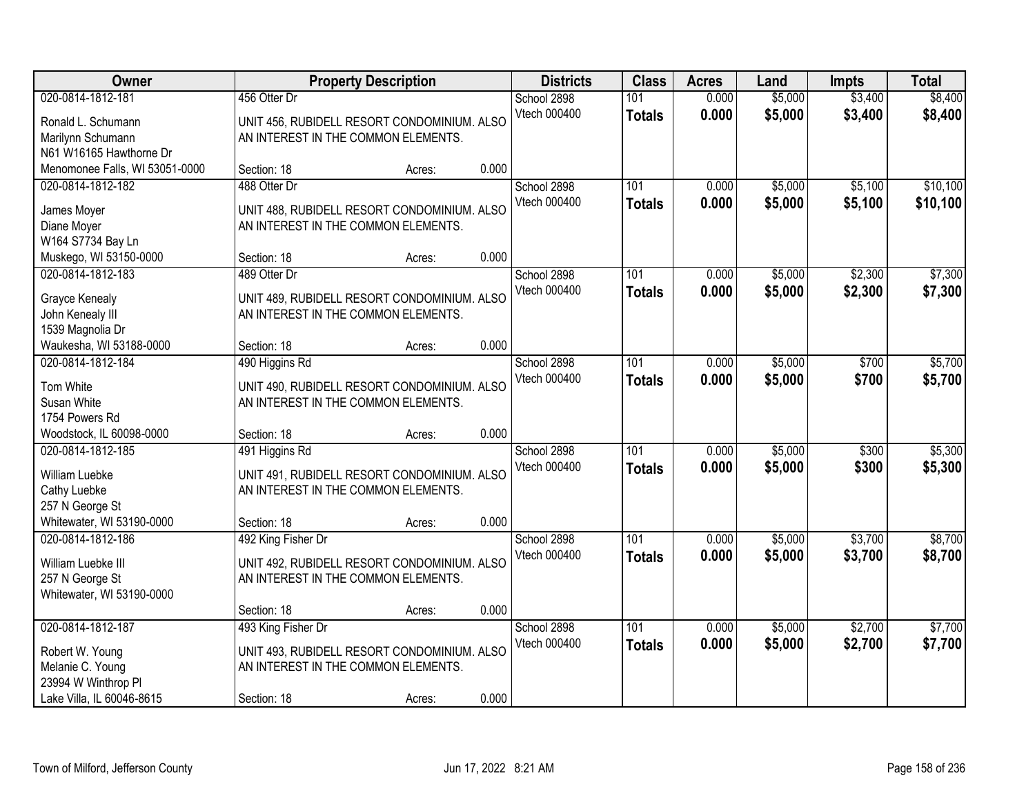| Owner | Property Description | Districts | Class | Acres | Land | Impts | Total |
|---|---|---|---|---|---|---|---|
| 020-0814-1812-181<br>Ronald L. Schumann<br>Marilynn Schumann<br>N61 W16165 Hawthorne Dr<br>Menomonee Falls, WI 53051-0000 | 456 Otter Dr<br>UNIT 456, RUBIDELL RESORT CONDOMINIUM. ALSO AN INTEREST IN THE COMMON ELEMENTS.<br>Section: 18 Acres: 0.000 | School 2898<br>Vtech 000400 | 101<br>**Totals** | 0.000<br>**0.000** | $5,000<br>**$5,000** | $3,400<br>**$3,400** | $8,400<br>**$8,400** |
| 020-0814-1812-182<br>James Moyer<br>Diane Moyer<br>W164 S7734 Bay Ln<br>Muskego, WI 53150-0000 | 488 Otter Dr<br>UNIT 488, RUBIDELL RESORT CONDOMINIUM. ALSO AN INTEREST IN THE COMMON ELEMENTS.<br>Section: 18 Acres: 0.000 | School 2898<br>Vtech 000400 | 101<br>**Totals** | 0.000<br>**0.000** | $5,000<br>**$5,000** | $5,100<br>**$5,100** | $10,100<br>**$10,100** |
| 020-0814-1812-183<br>Grayce Kenealy<br>John Kenealy III<br>1539 Magnolia Dr<br>Waukesha, WI 53188-0000 | 489 Otter Dr<br>UNIT 489, RUBIDELL RESORT CONDOMINIUM. ALSO AN INTEREST IN THE COMMON ELEMENTS.<br>Section: 18 Acres: 0.000 | School 2898<br>Vtech 000400 | 101<br>**Totals** | 0.000<br>**0.000** | $5,000<br>**$5,000** | $2,300<br>**$2,300** | $7,300<br>**$7,300** |
| 020-0814-1812-184<br>Tom White<br>Susan White<br>1754 Powers Rd<br>Woodstock, IL 60098-0000 | 490 Higgins Rd<br>UNIT 490, RUBIDELL RESORT CONDOMINIUM. ALSO AN INTEREST IN THE COMMON ELEMENTS.<br>Section: 18 Acres: 0.000 | School 2898<br>Vtech 000400 | 101<br>**Totals** | 0.000<br>**0.000** | $5,000<br>**$5,000** | $700<br>**$700** | $5,700<br>**$5,700** |
| 020-0814-1812-185<br>William Luebke<br>Cathy Luebke<br>257 N George St<br>Whitewater, WI 53190-0000 | 491 Higgins Rd<br>UNIT 491, RUBIDELL RESORT CONDOMINIUM. ALSO AN INTEREST IN THE COMMON ELEMENTS.<br>Section: 18 Acres: 0.000 | School 2898<br>Vtech 000400 | 101<br>**Totals** | 0.000<br>**0.000** | $5,000<br>**$5,000** | $300<br>**$300** | $5,300<br>**$5,300** |
| 020-0814-1812-186<br>William Luebke III<br>257 N George St<br>Whitewater, WI 53190-0000 | 492 King Fisher Dr<br>UNIT 492, RUBIDELL RESORT CONDOMINIUM. ALSO AN INTEREST IN THE COMMON ELEMENTS.<br>Section: 18 Acres: 0.000 | School 2898<br>Vtech 000400 | 101<br>**Totals** | 0.000<br>**0.000** | $5,000<br>**$5,000** | $3,700<br>**$3,700** | $8,700<br>**$8,700** |
| 020-0814-1812-187<br>Robert W. Young<br>Melanie C. Young<br>23994 W Winthrop Pl<br>Lake Villa, IL 60046-8615 | 493 King Fisher Dr<br>UNIT 493, RUBIDELL RESORT CONDOMINIUM. ALSO AN INTEREST IN THE COMMON ELEMENTS.<br>Section: 18 Acres: 0.000 | School 2898<br>Vtech 000400 | 101<br>**Totals** | 0.000<br>**0.000** | $5,000<br>**$5,000** | $2,700<br>**$2,700** | $7,700<br>**$7,700** |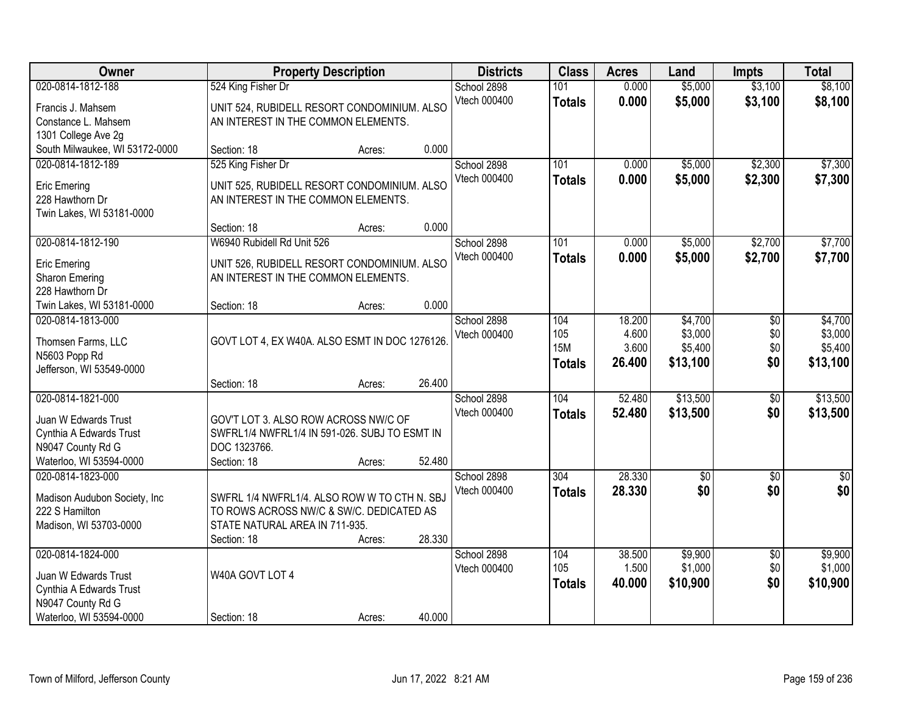| Owner | Property Description | Districts | Class | Acres | Land | Impts | Total |
|---|---|---|---|---|---|---|---|
| 020-0814-1812-188<br>Francis J. Mahsem<br>Constance L. Mahsem<br>1301 College Ave 2g<br>South Milwaukee, WI 53172-0000 | 524 King Fisher Dr<br>UNIT 524, RUBIDELL RESORT CONDOMINIUM. ALSO AN INTEREST IN THE COMMON ELEMENTS.<br>Section: 18 Acres: 0.000 | School 2898<br>Vtech 000400 | 101<br>**Totals** | 0.000<br>**0.000** | $5,000<br>**$5,000** | $3,100<br>**$3,100** | $8,100<br>**$8,100** |
| 020-0814-1812-189<br>Eric Emering<br>228 Hawthorn Dr<br>Twin Lakes, WI 53181-0000 | 525 King Fisher Dr<br>UNIT 525, RUBIDELL RESORT CONDOMINIUM. ALSO AN INTEREST IN THE COMMON ELEMENTS.<br>Section: 18 Acres: 0.000 | School 2898<br>Vtech 000400 | 101<br>**Totals** | 0.000<br>**0.000** | $5,000<br>**$5,000** | $2,300<br>**$2,300** | $7,300<br>**$7,300** |
| 020-0814-1812-190<br>Eric Emering<br>Sharon Emering<br>228 Hawthorn Dr<br>Twin Lakes, WI 53181-0000 | W6940 Rubidell Rd Unit 526<br>UNIT 526, RUBIDELL RESORT CONDOMINIUM. ALSO AN INTEREST IN THE COMMON ELEMENTS.<br>Section: 18 Acres: 0.000 | School 2898<br>Vtech 000400 | 101<br>**Totals** | 0.000<br>**0.000** | $5,000<br>**$5,000** | $2,700<br>**$2,700** | $7,700<br>**$7,700** |
| 020-0814-1813-000<br>Thomsen Farms, LLC<br>N5603 Popp Rd<br>Jefferson, WI 53549-0000 | GOVT LOT 4, EX W40A. ALSO ESMT IN DOC 1276126.<br>Section: 18 Acres: 26.400 | School 2898<br>Vtech 000400 | 104<br>105<br>15M<br>**Totals** | 18.200<br>4.600<br>3.600<br>**26.400** | $4,700<br>$3,000<br>$5,400<br>**$13,100** | $0<br>$0<br>$0<br>**$0** | $4,700<br>$3,000<br>$5,400<br>**$13,100** |
| 020-0814-1821-000<br>Juan W Edwards Trust<br>Cynthia A Edwards Trust<br>N9047 County Rd G<br>Waterloo, WI 53594-0000 | GOV'T LOT 3. ALSO ROW ACROSS NW/C OF SWFRL1/4 NWFRL1/4 IN 591-026. SUBJ TO ESMT IN DOC 1323766.<br>Section: 18 Acres: 52.480 | School 2898<br>Vtech 000400 | 104<br>**Totals** | 52.480<br>**52.480** | $13,500<br>**$13,500** | $0<br>**$0** | $13,500<br>**$13,500** |
| 020-0814-1823-000<br>Madison Audubon Society, Inc<br>222 S Hamilton<br>Madison, WI 53703-0000 | SWFRL 1/4 NWFRL1/4. ALSO ROW W TO CTH N. SBJ TO ROWS ACROSS NW/C & SW/C. DEDICATED AS STATE NATURAL AREA IN 711-935.<br>Section: 18 Acres: 28.330 | School 2898<br>Vtech 000400 | 304<br>**Totals** | 28.330<br>**28.330** | $0<br>**$0** | $0<br>**$0** | $0<br>**$0** |
| 020-0814-1824-000<br>Juan W Edwards Trust<br>Cynthia A Edwards Trust<br>N9047 County Rd G<br>Waterloo, WI 53594-0000 | W40A GOVT LOT 4<br>Section: 18 Acres: 40.000 | School 2898<br>Vtech 000400 | 104<br>105<br>**Totals** | 38.500<br>1.500<br>**40.000** | $9,900<br>$1,000<br>**$10,900** | $0<br>$0<br>**$0** | $9,900<br>$1,000<br>**$10,900** |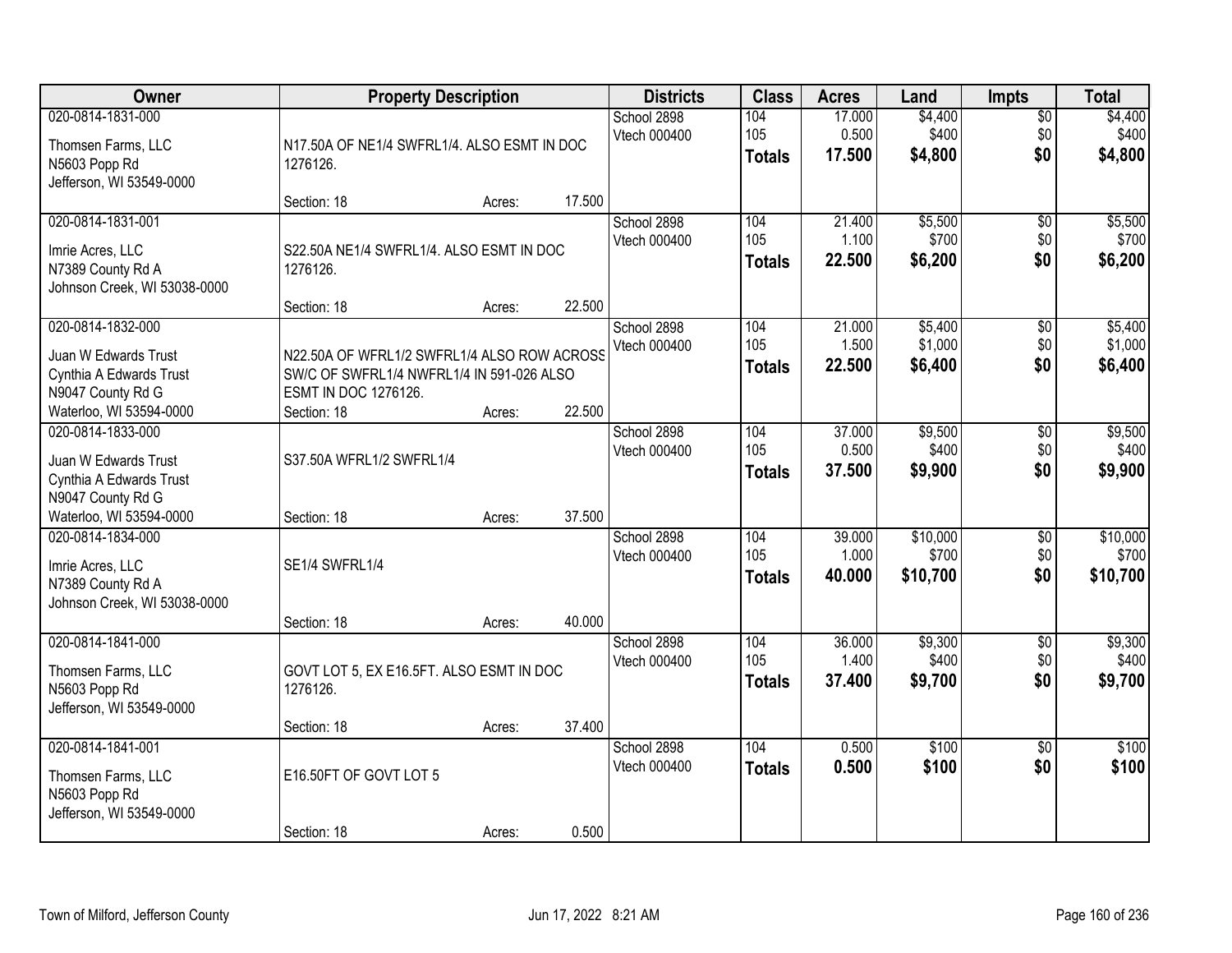| Owner | Property Description | Districts | Class | Acres | Land | Impts | Total |
|---|---|---|---|---|---|---|---|
| 020-0814-1831-000<br>Thomsen Farms, LLC<br>N5603 Popp Rd<br>Jefferson, WI 53549-0000 | N17.50A OF NE1/4 SWFRL1/4. ALSO ESMT IN DOC 1276126.<br>Section: 18 Acres: 17.500 | School 2898<br>Vtech 000400 | 104<br>105<br>**Totals** | 17.000<br>0.500<br>**17.500** | $4,400<br>$400<br>**$4,800** | $0<br>$0<br>**$0** | $4,400<br>$400<br>**$4,800** |
| 020-0814-1831-001<br>Imrie Acres, LLC<br>N7389 County Rd A<br>Johnson Creek, WI 53038-0000 | S22.50A NE1/4 SWFRL1/4. ALSO ESMT IN DOC 1276126.<br>Section: 18 Acres: 22.500 | School 2898<br>Vtech 000400 | 104<br>105<br>**Totals** | 21.400<br>1.100<br>**22.500** | $5,500<br>$700<br>**$6,200** | $0<br>$0<br>**$0** | $5,500<br>$700<br>**$6,200** |
| 020-0814-1832-000<br>Juan W Edwards Trust<br>Cynthia A Edwards Trust<br>N9047 County Rd G<br>Waterloo, WI 53594-0000 | N22.50A OF WFRL1/2 SWFRL1/4 ALSO ROW ACROSS SW/C OF SWFRL1/4 NWFRL1/4 IN 591-026 ALSO ESMT IN DOC 1276126.<br>Section: 18 Acres: 22.500 | School 2898<br>Vtech 000400 | 104<br>105<br>**Totals** | 21.000<br>1.500<br>**22.500** | $5,400<br>$1,000<br>**$6,400** | $0<br>$0<br>**$0** | $5,400<br>$1,000<br>**$6,400** |
| 020-0814-1833-000<br>Juan W Edwards Trust<br>Cynthia A Edwards Trust<br>N9047 County Rd G<br>Waterloo, WI 53594-0000 | S37.50A WFRL1/2 SWFRL1/4<br>Section: 18 Acres: 37.500 | School 2898<br>Vtech 000400 | 104<br>105<br>**Totals** | 37.000<br>0.500<br>**37.500** | $9,500<br>$400<br>**$9,900** | $0<br>$0<br>**$0** | $9,500<br>$400<br>**$9,900** |
| 020-0814-1834-000<br>Imrie Acres, LLC<br>N7389 County Rd A<br>Johnson Creek, WI 53038-0000 | SE1/4 SWFRL1/4<br>Section: 18 Acres: 40.000 | School 2898<br>Vtech 000400 | 104<br>105<br>**Totals** | 39.000<br>1.000<br>**40.000** | $10,000<br>$700<br>**$10,700** | $0<br>$0<br>**$0** | $10,000<br>$700<br>**$10,700** |
| 020-0814-1841-000<br>Thomsen Farms, LLC<br>N5603 Popp Rd<br>Jefferson, WI 53549-0000 | GOVT LOT 5, EX E16.5FT. ALSO ESMT IN DOC 1276126.<br>Section: 18 Acres: 37.400 | School 2898<br>Vtech 000400 | 104<br>105<br>**Totals** | 36.000<br>1.400<br>**37.400** | $9,300<br>$400<br>**$9,700** | $0<br>$0<br>**$0** | $9,300<br>$400<br>**$9,700** |
| 020-0814-1841-001<br>Thomsen Farms, LLC<br>N5603 Popp Rd<br>Jefferson, WI 53549-0000 | E16.50FT OF GOVT LOT 5<br>Section: 18 Acres: 0.500 | School 2898<br>Vtech 000400 | 104<br>**Totals** | 0.500<br>**0.500** | $100<br>**$100** | $0<br>**$0** | $100<br>**$100** |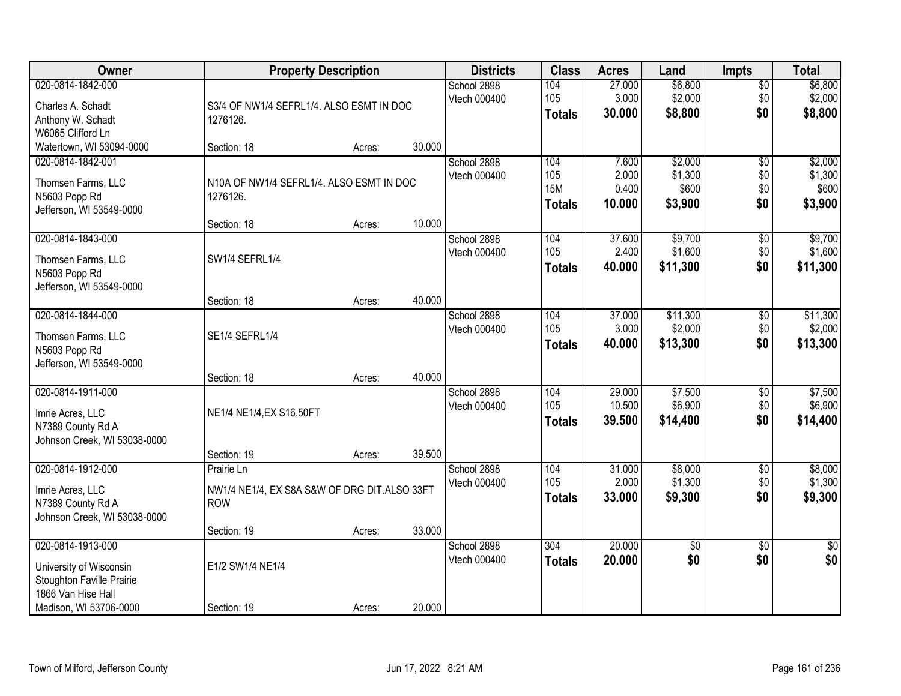| Owner | Property Description | Districts | Class | Acres | Land | Impts | Total |
|---|---|---|---|---|---|---|---|
| 020-0814-1842-000<br>Charles A. Schadt<br>Anthony W. Schadt<br>W6065 Clifford Ln<br>Watertown, WI 53094-0000 | S3/4 OF NW1/4 SEFRL1/4. ALSO ESMT IN DOC 1276126.<br>Section: 18 Acres: 30.000 | School 2898<br>Vtech 000400 | 104<br>105<br>**Totals** | 27.000<br>3.000<br>**30.000** | $6,800<br>$2,000<br>**$8,800** | $0<br>$0<br>**$0** | $6,800<br>$2,000<br>**$8,800** |
| 020-0814-1842-001<br>Thomsen Farms, LLC<br>N5603 Popp Rd<br>Jefferson, WI 53549-0000 | N10A OF NW1/4 SEFRL1/4. ALSO ESMT IN DOC 1276126.<br>Section: 18 Acres: 10.000 | School 2898<br>Vtech 000400 | 104<br>105<br>15M<br>**Totals** | 7.600<br>2.000<br>0.400<br>**10.000** | $2,000<br>$1,300<br>$600<br>**$3,900** | $0<br>$0<br>$0<br>**$0** | $2,000<br>$1,300<br>$600<br>**$3,900** |
| 020-0814-1843-000<br>Thomsen Farms, LLC<br>N5603 Popp Rd<br>Jefferson, WI 53549-0000 | SW1/4 SEFRL1/4<br>Section: 18 Acres: 40.000 | School 2898<br>Vtech 000400 | 104<br>105<br>**Totals** | 37.600<br>2.400<br>**40.000** | $9,700<br>$1,600<br>**$11,300** | $0<br>$0<br>**$0** | $9,700<br>$1,600<br>**$11,300** |
| 020-0814-1844-000<br>Thomsen Farms, LLC<br>N5603 Popp Rd<br>Jefferson, WI 53549-0000 | SE1/4 SEFRL1/4<br>Section: 18 Acres: 40.000 | School 2898<br>Vtech 000400 | 104<br>105<br>**Totals** | 37.000<br>3.000<br>**40.000** | $11,300<br>$2,000<br>**$13,300** | $0<br>$0<br>**$0** | $11,300<br>$2,000<br>**$13,300** |
| 020-0814-1911-000<br>Imrie Acres, LLC<br>N7389 County Rd A<br>Johnson Creek, WI 53038-0000 | NE1/4 NE1/4,EX S16.50FT<br>Section: 19 Acres: 39.500 | School 2898<br>Vtech 000400 | 104<br>105<br>**Totals** | 29.000<br>10.500<br>**39.500** | $7,500<br>$6,900<br>**$14,400** | $0<br>$0<br>**$0** | $7,500<br>$6,900<br>**$14,400** |
| 020-0814-1912-000<br>Imrie Acres, LLC<br>N7389 County Rd A<br>Johnson Creek, WI 53038-0000 | Prairie Ln<br>NW1/4 NE1/4, EX S8A S&W OF DRG DIT.ALSO 33FT ROW<br>Section: 19 Acres: 33.000 | School 2898<br>Vtech 000400 | 104<br>105<br>**Totals** | 31.000<br>2.000<br>**33.000** | $8,000<br>$1,300<br>**$9,300** | $0<br>$0<br>**$0** | $8,000<br>$1,300<br>**$9,300** |
| 020-0814-1913-000<br>University of Wisconsin<br>Stoughton Faville Prairie<br>1866 Van Hise Hall<br>Madison, WI 53706-0000 | E1/2 SW1/4 NE1/4<br>Section: 19 Acres: 20.000 | School 2898<br>Vtech 000400 | 304<br>**Totals** | 20.000<br>**20.000** | $0<br>**$0** | $0<br>**$0** | $0<br>**$0** |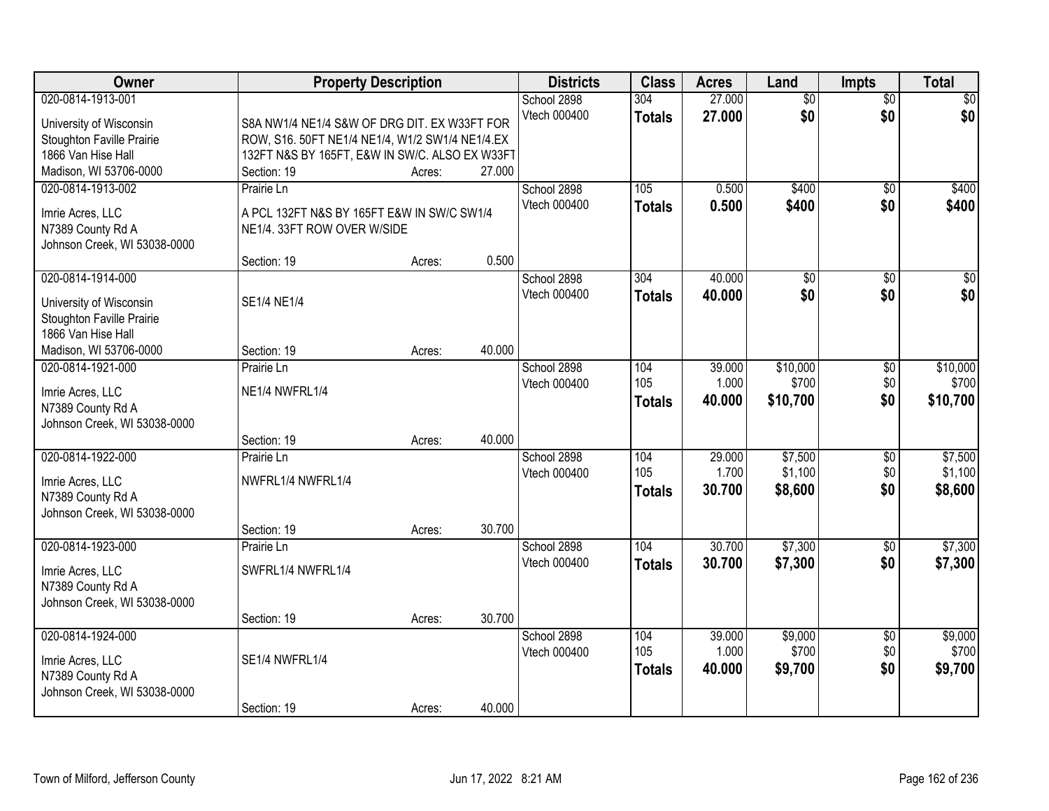| Owner | Property Description | Districts | Class | Acres | Land | Impts | Total |
|---|---|---|---|---|---|---|---|
| 020-0814-1913-001<br>University of Wisconsin<br>Stoughton Faville Prairie<br>1866 Van Hise Hall<br>Madison, WI 53706-0000 | S8A NW1/4 NE1/4 S&W OF DRG DIT. EX W33FT FOR ROW, S16. 50FT NE1/4 NE1/4, W1/2 SW1/4 NE1/4.EX 132FT N&S BY 165FT, E&W IN SW/C. ALSO EX W33FT<br>Section: 19 Acres: 27.000 | School 2898<br>Vtech 000400 | 304<br>**Totals** | 27.000<br>**27.000** | $0<br>**$0** | $0<br>**$0** | $0<br>**$0** |
| 020-0814-1913-002<br>Imrie Acres, LLC<br>N7389 County Rd A<br>Johnson Creek, WI 53038-0000 | Prairie Ln<br>A PCL 132FT N&S BY 165FT E&W IN SW/C SW1/4 NE1/4. 33FT ROW OVER W/SIDE<br>Section: 19 Acres: 0.500 | School 2898<br>Vtech 000400 | 105<br>**Totals** | 0.500<br>**0.500** | $400<br>**$400** | $0<br>**$0** | $400<br>**$400** |
| 020-0814-1914-000<br>University of Wisconsin<br>Stoughton Faville Prairie<br>1866 Van Hise Hall<br>Madison, WI 53706-0000 | SE1/4 NE1/4<br>Section: 19 Acres: 40.000 | School 2898<br>Vtech 000400 | 304<br>**Totals** | 40.000<br>**40.000** | $0<br>**$0** | $0<br>**$0** | $0<br>**$0** |
| 020-0814-1921-000<br>Imrie Acres, LLC<br>N7389 County Rd A<br>Johnson Creek, WI 53038-0000 | Prairie Ln<br>NE1/4 NWFRL1/4<br>Section: 19 Acres: 40.000 | School 2898<br>Vtech 000400 | 104<br>105<br>**Totals** | 39.000<br>1.000<br>**40.000** | $10,000<br>$700<br>**$10,700** | $0<br>$0<br>**$0** | $10,000<br>$700<br>**$10,700** |
| 020-0814-1922-000<br>Imrie Acres, LLC<br>N7389 County Rd A<br>Johnson Creek, WI 53038-0000 | Prairie Ln<br>NWFRL1/4 NWFRL1/4<br>Section: 19 Acres: 30.700 | School 2898<br>Vtech 000400 | 104<br>105<br>**Totals** | 29.000<br>1.700<br>**30.700** | $7,500<br>$1,100<br>**$8,600** | $0<br>$0<br>**$0** | $7,500<br>$1,100<br>**$8,600** |
| 020-0814-1923-000<br>Imrie Acres, LLC<br>N7389 County Rd A<br>Johnson Creek, WI 53038-0000 | Prairie Ln<br>SWFRL1/4 NWFRL1/4<br>Section: 19 Acres: 30.700 | School 2898<br>Vtech 000400 | 104<br>**Totals** | 30.700<br>**30.700** | $7,300<br>**$7,300** | $0<br>**$0** | $7,300<br>**$7,300** |
| 020-0814-1924-000<br>Imrie Acres, LLC<br>N7389 County Rd A<br>Johnson Creek, WI 53038-0000 | SE1/4 NWFRL1/4<br>Section: 19 Acres: 40.000 | School 2898<br>Vtech 000400 | 104<br>105<br>**Totals** | 39.000<br>1.000<br>**40.000** | $9,000<br>$700<br>**$9,700** | $0<br>$0<br>**$0** | $9,000<br>$700<br>**$9,700** |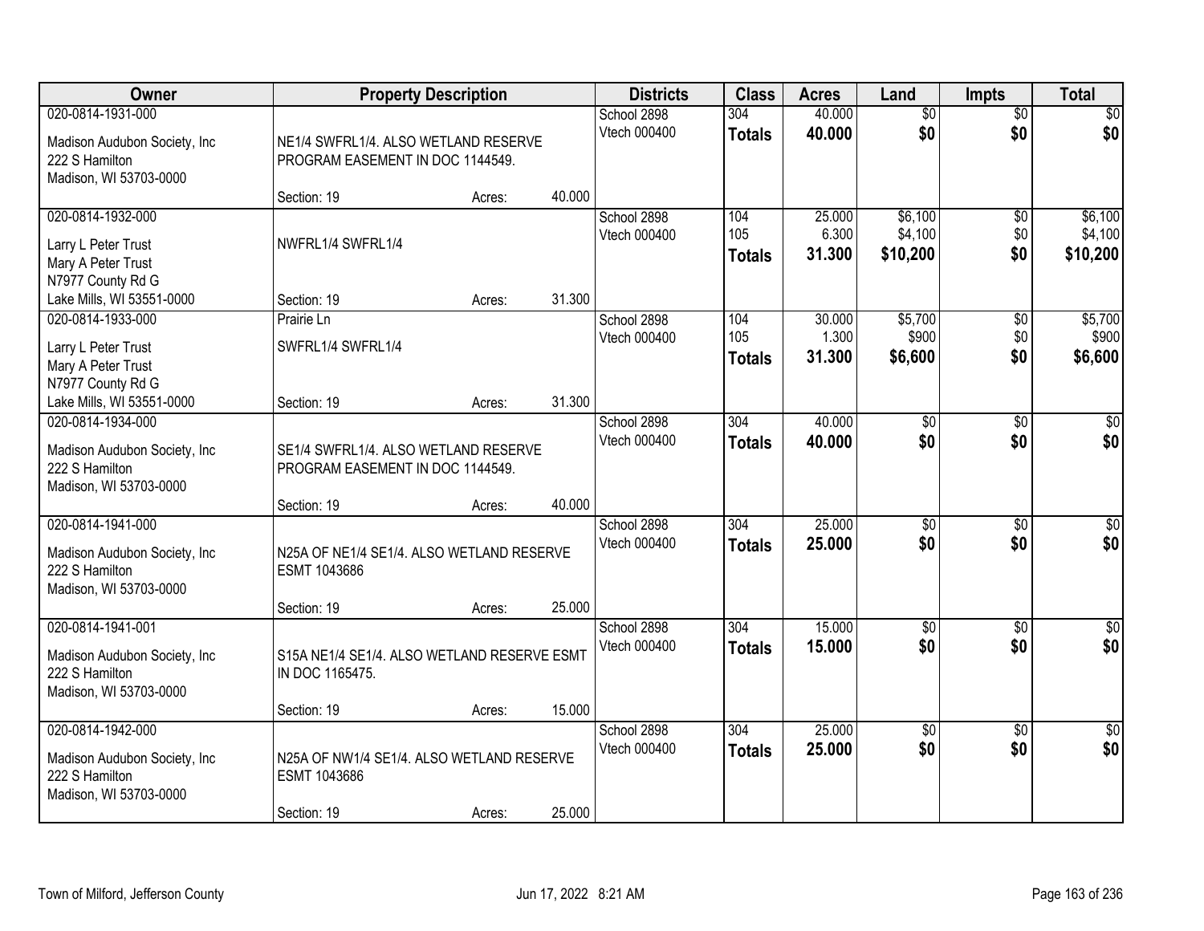| Owner | Property Description | | Districts | Class | Acres | Land | Impts | Total |
|---|---|---|---|---|---|---|---|---|
| 020-0814-1931-000<br>Madison Audubon Society, Inc<br>222 S Hamilton<br>Madison, WI 53703-0000 | NE1/4 SWFRL1/4. ALSO WETLAND RESERVE PROGRAM EASEMENT IN DOC 1144549.<br>Section: 19 | Acres: 40.000 | School 2898<br>Vtech 000400 | 304<br>**Totals** | 40.000<br>**40.000** | $0<br>**$0** | $0<br>**$0** | $0<br>**$0** |
| 020-0814-1932-000<br>Larry L Peter Trust<br>Mary A Peter Trust<br>N7977 County Rd G<br>Lake Mills, WI 53551-0000 | NWFRL1/4 SWFRL1/4<br>Section: 19 | Acres: 31.300 | School 2898<br>Vtech 000400 | 104<br>105<br>**Totals** | 25.000<br>6.300<br>**31.300** | $6,100<br>$4,100<br>**$10,200** | $0<br>$0<br>**$0** | $6,100<br>$4,100<br>**$10,200** |
| 020-0814-1933-000<br>Larry L Peter Trust<br>Mary A Peter Trust<br>N7977 County Rd G<br>Lake Mills, WI 53551-0000 | Prairie Ln<br>SWFRL1/4 SWFRL1/4<br>Section: 19 | Acres: 31.300 | School 2898<br>Vtech 000400 | 104<br>105<br>**Totals** | 30.000<br>1.300<br>**31.300** | $5,700<br>$900<br>**$6,600** | $0<br>$0<br>**$0** | $5,700<br>$900<br>**$6,600** |
| 020-0814-1934-000<br>Madison Audubon Society, Inc<br>222 S Hamilton<br>Madison, WI 53703-0000 | SE1/4 SWFRL1/4. ALSO WETLAND RESERVE PROGRAM EASEMENT IN DOC 1144549.<br>Section: 19 | Acres: 40.000 | School 2898<br>Vtech 000400 | 304<br>**Totals** | 40.000<br>**40.000** | $0<br>**$0** | $0<br>**$0** | $0<br>**$0** |
| 020-0814-1941-000<br>Madison Audubon Society, Inc<br>222 S Hamilton<br>Madison, WI 53703-0000 | N25A OF NE1/4 SE1/4. ALSO WETLAND RESERVE ESMT 1043686<br>Section: 19 | Acres: 25.000 | School 2898<br>Vtech 000400 | 304<br>**Totals** | 25.000<br>**25.000** | $0<br>**$0** | $0<br>**$0** | $0<br>**$0** |
| 020-0814-1941-001<br>Madison Audubon Society, Inc<br>222 S Hamilton<br>Madison, WI 53703-0000 | S15A NE1/4 SE1/4. ALSO WETLAND RESERVE ESMT IN DOC 1165475.<br>Section: 19 | Acres: 15.000 | School 2898<br>Vtech 000400 | 304<br>**Totals** | 15.000<br>**15.000** | $0<br>**$0** | $0<br>**$0** | $0<br>**$0** |
| 020-0814-1942-000<br>Madison Audubon Society, Inc<br>222 S Hamilton<br>Madison, WI 53703-0000 | N25A OF NW1/4 SE1/4. ALSO WETLAND RESERVE ESMT 1043686<br>Section: 19 | Acres: 25.000 | School 2898<br>Vtech 000400 | 304<br>**Totals** | 25.000<br>**25.000** | $0<br>**$0** | $0<br>**$0** | $0<br>**$0** |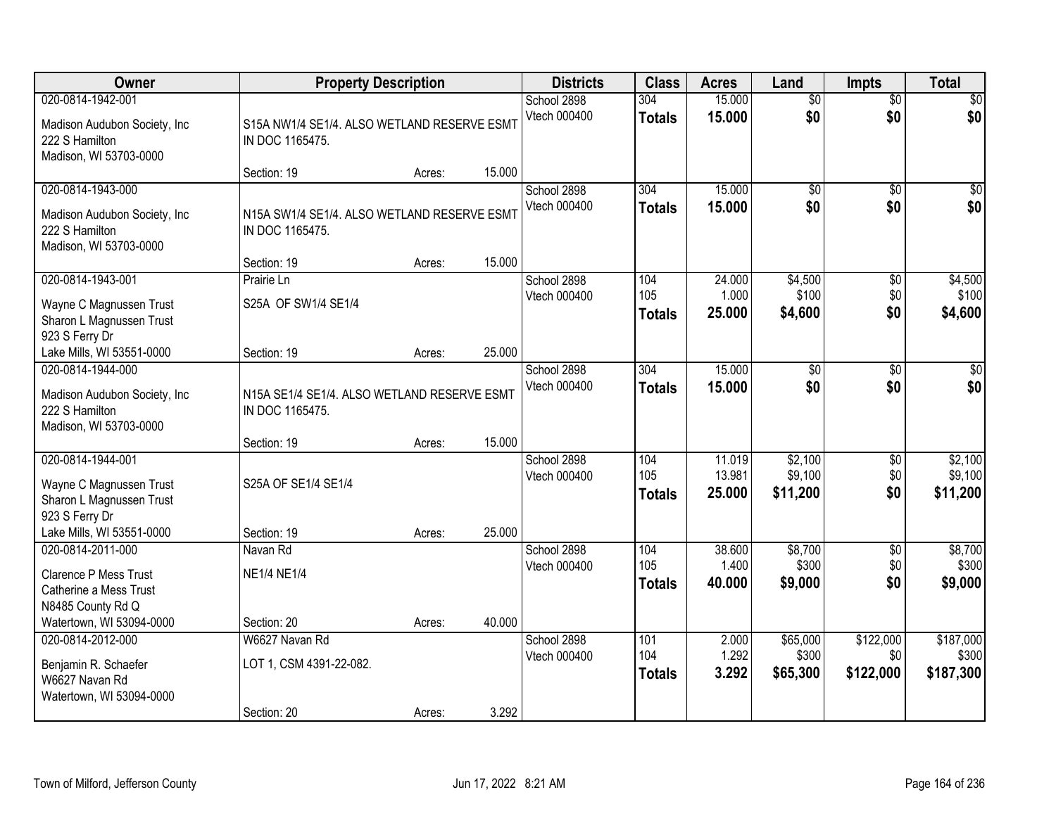| Owner | Property Description | Districts | Class | Acres | Land | Impts | Total |
|---|---|---|---|---|---|---|---|
| 020-0814-1942-001<br>Madison Audubon Society, Inc<br>222 S Hamilton<br>Madison, WI 53703-0000 | S15A NW1/4 SE1/4. ALSO WETLAND RESERVE ESMT IN DOC 1165475.<br>Section: 19 Acres: 15.000 | School 2898<br>Vtech 000400 | 304<br>**Totals** | 15.000<br>**15.000** | $0<br>**$0** | $0<br>**$0** | $0<br>**$0** |
| 020-0814-1943-000<br>Madison Audubon Society, Inc<br>222 S Hamilton<br>Madison, WI 53703-0000 | N15A SW1/4 SE1/4. ALSO WETLAND RESERVE ESMT IN DOC 1165475.<br>Section: 19 Acres: 15.000 | School 2898<br>Vtech 000400 | 304<br>**Totals** | 15.000<br>**15.000** | $0<br>**$0** | $0<br>**$0** | $0<br>**$0** |
| 020-0814-1943-001<br>Wayne C Magnussen Trust<br>Sharon L Magnussen Trust<br>923 S Ferry Dr<br>Lake Mills, WI 53551-0000 | Prairie Ln<br>S25A OF SW1/4 SE1/4<br>Section: 19 Acres: 25.000 | School 2898<br>Vtech 000400 | 104<br>105<br>**Totals** | 24.000<br>1.000<br>**25.000** | $4,500<br>$100<br>**$4,600** | $0<br>$0<br>**$0** | $4,500<br>$100<br>**$4,600** |
| 020-0814-1944-000<br>Madison Audubon Society, Inc<br>222 S Hamilton<br>Madison, WI 53703-0000 | N15A SE1/4 SE1/4. ALSO WETLAND RESERVE ESMT IN DOC 1165475.<br>Section: 19 Acres: 15.000 | School 2898<br>Vtech 000400 | 304<br>**Totals** | 15.000<br>**15.000** | $0<br>**$0** | $0<br>**$0** | $0<br>**$0** |
| 020-0814-1944-001<br>Wayne C Magnussen Trust<br>Sharon L Magnussen Trust<br>923 S Ferry Dr<br>Lake Mills, WI 53551-0000 | S25A OF SE1/4 SE1/4<br>Section: 19 Acres: 25.000 | School 2898<br>Vtech 000400 | 104<br>105<br>**Totals** | 11.019<br>13.981<br>**25.000** | $2,100<br>$9,100<br>**$11,200** | $0<br>$0<br>**$0** | $2,100<br>$9,100<br>**$11,200** |
| 020-0814-2011-000<br>Clarence P Mess Trust<br>Catherine a Mess Trust<br>N8485 County Rd Q<br>Watertown, WI 53094-0000 | Navan Rd<br>NE1/4 NE1/4<br>Section: 20 Acres: 40.000 | School 2898<br>Vtech 000400 | 104<br>105<br>**Totals** | 38.600<br>1.400<br>**40.000** | $8,700<br>$300<br>**$9,000** | $0<br>$0<br>**$0** | $8,700<br>$300<br>**$9,000** |
| 020-0814-2012-000<br>Benjamin R. Schaefer<br>W6627 Navan Rd<br>Watertown, WI 53094-0000 | W6627 Navan Rd<br>LOT 1, CSM 4391-22-082.<br>Section: 20 Acres: 3.292 | School 2898<br>Vtech 000400 | 101<br>104<br>**Totals** | 2.000<br>1.292<br>**3.292** | $65,000<br>$300<br>**$65,300** | $122,000<br>$0<br>**$122,000** | $187,000<br>$300<br>**$187,300** |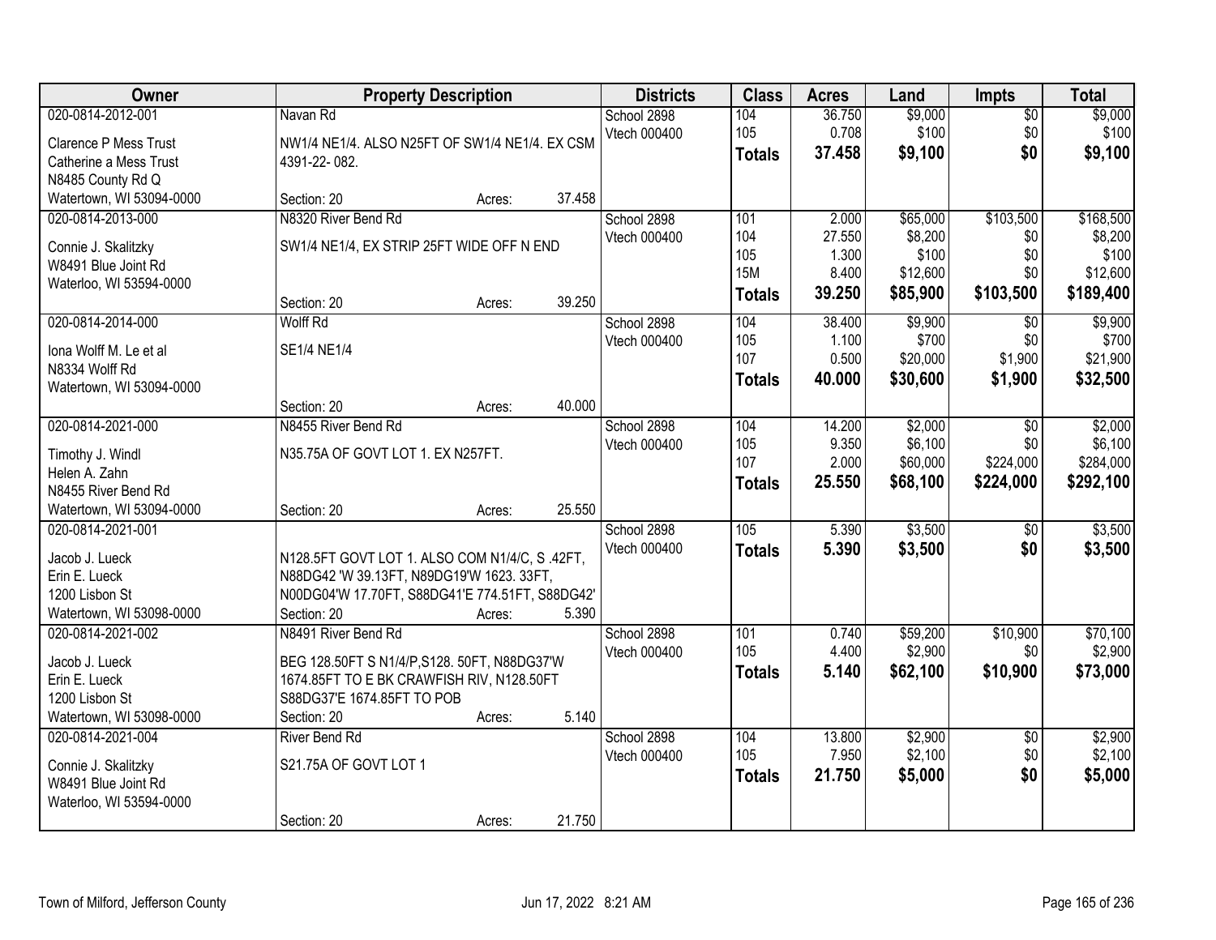| Owner | Property Description | Districts | Class | Acres | Land | Impts | Total |
|---|---|---|---|---|---|---|---|
| 020-0814-2012-001<br>Clarence P Mess Trust<br>Catherine a Mess Trust<br>N8485 County Rd Q<br>Watertown, WI 53094-0000 | Navan Rd<br>NW1/4 NE1/4. ALSO N25FT OF SW1/4 NE1/4. EX CSM 4391-22- 082.<br>Section: 20 Acres: 37.458 | School 2898<br>Vtech 000400 | 104<br>105<br>**Totals** | 36.750<br>0.708<br>**37.458** | $9,000<br>$100<br>**$9,100** | $0<br>$0<br>**$0** | $9,000<br>$100<br>**$9,100** |
| 020-0814-2013-000<br>Connie J. Skalitzky<br>W8491 Blue Joint Rd<br>Waterloo, WI 53594-0000 | N8320 River Bend Rd<br>SW1/4 NE1/4, EX STRIP 25FT WIDE OFF N END<br>Section: 20 Acres: 39.250 | School 2898<br>Vtech 000400 | 101<br>104<br>105<br>15M<br>**Totals** | 2.000<br>27.550<br>1.300<br>8.400<br>**39.250** | $65,000<br>$8,200<br>$100<br>$12,600<br>**$85,900** | $103,500<br>$0<br>$0<br>$0<br>**$103,500** | $168,500<br>$8,200<br>$100<br>$12,600<br>**$189,400** |
| 020-0814-2014-000<br>Iona Wolff M. Le et al<br>N8334 Wolff Rd<br>Watertown, WI 53094-0000 | Wolff Rd<br>SE1/4 NE1/4<br>Section: 20 Acres: 40.000 | School 2898<br>Vtech 000400 | 104<br>105<br>107<br>**Totals** | 38.400<br>1.100<br>0.500<br>**40.000** | $9,900<br>$700<br>$20,000<br>**$30,600** | $0<br>$0<br>$1,900<br>**$1,900** | $9,900<br>$700<br>$21,900<br>**$32,500** |
| 020-0814-2021-000<br>Timothy J. Windl<br>Helen A. Zahn<br>N8455 River Bend Rd<br>Watertown, WI 53094-0000 | N8455 River Bend Rd<br>N35.75A OF GOVT LOT 1. EX N257FT.<br>Section: 20 Acres: 25.550 | School 2898<br>Vtech 000400 | 104<br>105<br>107<br>**Totals** | 14.200<br>9.350<br>2.000<br>**25.550** | $2,000<br>$6,100<br>$60,000<br>**$68,100** | $0<br>$0<br>$224,000<br>**$224,000** | $2,000<br>$6,100<br>$284,000<br>**$292,100** |
| 020-0814-2021-001<br>Jacob J. Lueck<br>Erin E. Lueck<br>1200 Lisbon St<br>Watertown, WI 53098-0000 | N128.5FT GOVT LOT 1. ALSO COM N1/4/C, S .42FT, N88DG42 'W 39.13FT, N89DG19'W 1623. 33FT, N00DG04'W 17.70FT, S88DG41'E 774.51FT, S88DG42'<br>Section: 20 Acres: 5.390 | School 2898<br>Vtech 000400 | 105<br>**Totals** | 5.390<br>**5.390** | $3,500<br>**$3,500** | $0<br>**$0** | $3,500<br>**$3,500** |
| 020-0814-2021-002<br>Jacob J. Lueck<br>Erin E. Lueck<br>1200 Lisbon St<br>Watertown, WI 53098-0000 | N8491 River Bend Rd<br>BEG 128.50FT S N1/4/P,S128. 50FT, N88DG37'W 1674.85FT TO E BK CRAWFISH RIV, N128.50FT S88DG37'E 1674.85FT TO POB<br>Section: 20 Acres: 5.140 | School 2898<br>Vtech 000400 | 101<br>105<br>**Totals** | 0.740<br>4.400<br>**5.140** | $59,200<br>$2,900<br>**$62,100** | $10,900<br>$0<br>**$10,900** | $70,100<br>$2,900<br>**$73,000** |
| 020-0814-2021-004<br>Connie J. Skalitzky<br>W8491 Blue Joint Rd<br>Waterloo, WI 53594-0000 | River Bend Rd<br>S21.75A OF GOVT LOT 1<br>Section: 20 Acres: 21.750 | School 2898<br>Vtech 000400 | 104<br>105<br>**Totals** | 13.800<br>7.950<br>**21.750** | $2,900<br>$2,100<br>**$5,000** | $0<br>$0<br>**$0** | $2,900<br>$2,100<br>**$5,000** |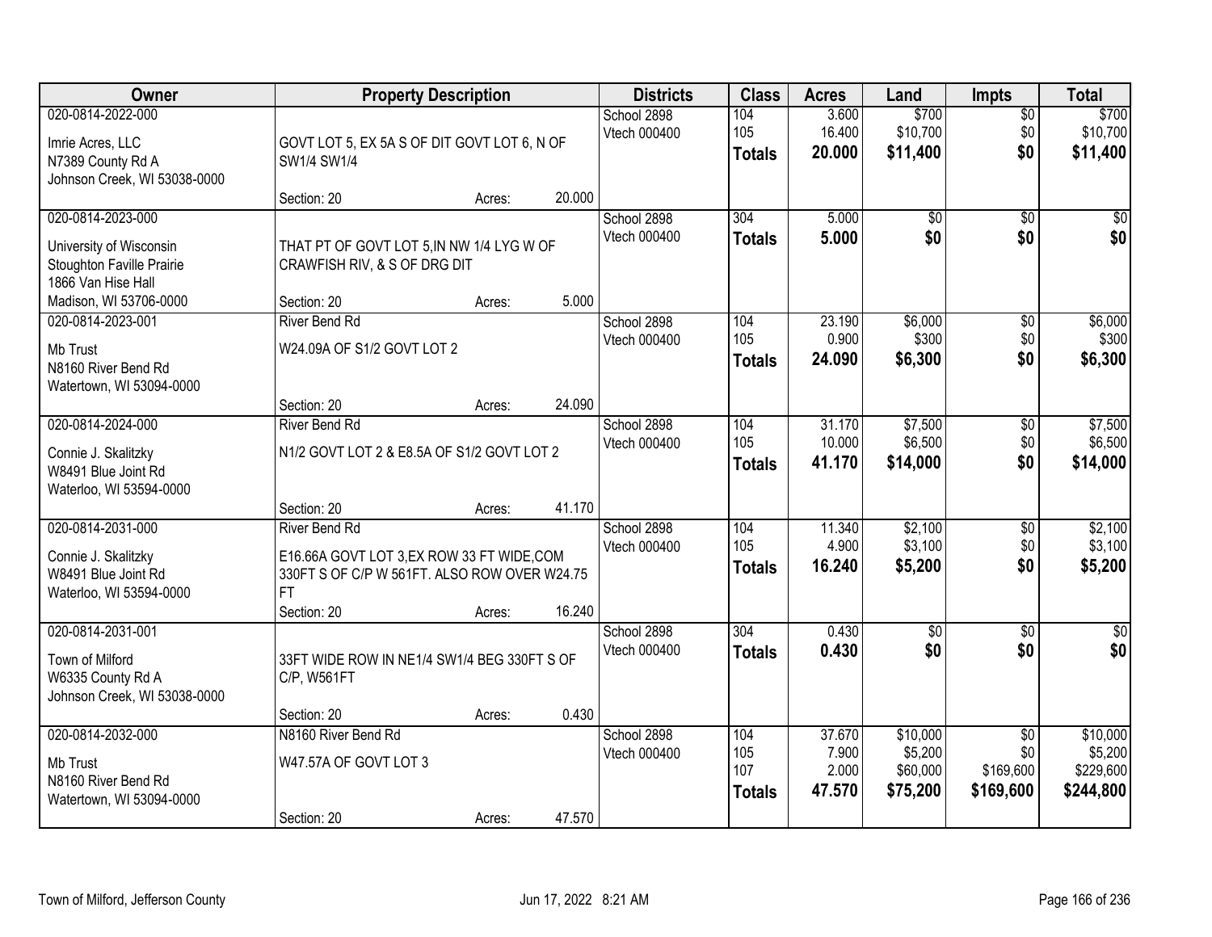| Owner | Property Description | Districts | Class | Acres | Land | Impts | Total |
|---|---|---|---|---|---|---|---|
| 020-0814-2022-000<br>Imrie Acres, LLC<br>N7389 County Rd A<br>Johnson Creek, WI 53038-0000 | GOVT LOT 5, EX 5A S OF DIT GOVT LOT 6, N OF SW1/4 SW1/4<br>Section: 20 Acres: 20.000 | School 2898<br>Vtech 000400 | 104<br>105<br>**Totals** | 3.600<br>16.400<br>**20.000** | $700<br>$10,700<br>**$11,400** | $0<br>$0<br>**$0** | $700<br>$10,700<br>**$11,400** |
| 020-0814-2023-000<br>University of Wisconsin<br>Stoughton Faville Prairie<br>1866 Van Hise Hall<br>Madison, WI 53706-0000 | THAT PT OF GOVT LOT 5,IN NW 1/4 LYG W OF CRAWFISH RIV, & S OF DRG DIT<br>Section: 20 Acres: 5.000 | School 2898<br>Vtech 000400 | 304<br>**Totals** | 5.000<br>**5.000** | $0<br>**$0** | $0<br>**$0** | $0<br>**$0** |
| 020-0814-2023-001<br>Mb Trust<br>N8160 River Bend Rd<br>Watertown, WI 53094-0000 | River Bend Rd<br>W24.09A OF S1/2 GOVT LOT 2<br>Section: 20 Acres: 24.090 | School 2898<br>Vtech 000400 | 104<br>105<br>**Totals** | 23.190<br>0.900<br>**24.090** | $6,000<br>$300<br>**$6,300** | $0<br>$0<br>**$0** | $6,000<br>$300<br>**$6,300** |
| 020-0814-2024-000<br>Connie J. Skalitzky<br>W8491 Blue Joint Rd<br>Waterloo, WI 53594-0000 | River Bend Rd<br>N1/2 GOVT LOT 2 & E8.5A OF S1/2 GOVT LOT 2<br>Section: 20 Acres: 41.170 | School 2898<br>Vtech 000400 | 104<br>105<br>**Totals** | 31.170<br>10.000<br>**41.170** | $7,500<br>$6,500<br>**$14,000** | $0<br>$0<br>**$0** | $7,500<br>$6,500<br>**$14,000** |
| 020-0814-2031-000<br>Connie J. Skalitzky<br>W8491 Blue Joint Rd<br>Waterloo, WI 53594-0000 | River Bend Rd<br>E16.66A GOVT LOT 3,EX ROW 33 FT WIDE,COM 330FT S OF C/P W 561FT. ALSO ROW OVER W24.75 FT<br>Section: 20 Acres: 16.240 | School 2898<br>Vtech 000400 | 104<br>105<br>**Totals** | 11.340<br>4.900<br>**16.240** | $2,100<br>$3,100<br>**$5,200** | $0<br>$0<br>**$0** | $2,100<br>$3,100<br>**$5,200** |
| 020-0814-2031-001<br>Town of Milford<br>W6335 County Rd A<br>Johnson Creek, WI 53038-0000 | 33FT WIDE ROW IN NE1/4 SW1/4 BEG 330FT S OF C/P, W561FT<br>Section: 20 Acres: 0.430 | School 2898<br>Vtech 000400 | 304<br>**Totals** | 0.430<br>**0.430** | $0<br>**$0** | $0<br>**$0** | $0<br>**$0** |
| 020-0814-2032-000<br>Mb Trust<br>N8160 River Bend Rd<br>Watertown, WI 53094-0000 | N8160 River Bend Rd<br>W47.57A OF GOVT LOT 3<br>Section: 20 Acres: 47.570 | School 2898<br>Vtech 000400 | 104<br>105<br>107<br>**Totals** | 37.670<br>7.900<br>2.000<br>**47.570** | $10,000<br>$5,200<br>$60,000<br>**$75,200** | $0<br>$0<br>$169,600<br>**$169,600** | $10,000<br>$5,200<br>$229,600<br>**$244,800** |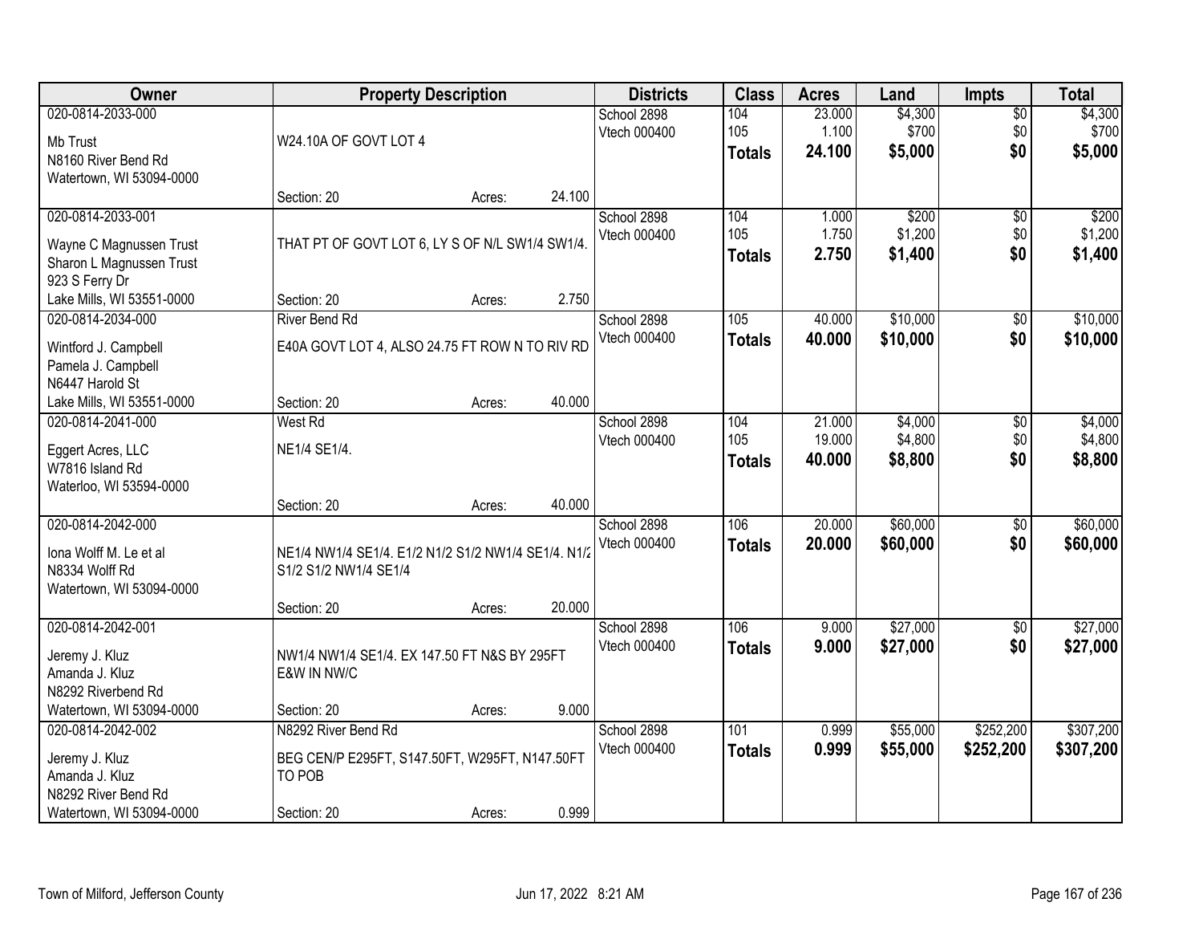| Owner | Property Description | Districts | Class | Acres | Land | Impts | Total |
|---|---|---|---|---|---|---|---|
| 020-0814-2033-000<br>Mb Trust<br>N8160 River Bend Rd<br>Watertown, WI 53094-0000 | W24.10A OF GOVT LOT 4<br>Section: 20 Acres: 24.100 | School 2898<br>Vtech 000400 | 104<br>105<br>**Totals** | 23.000<br>1.100<br>**24.100** | $4,300<br>$700<br>**$5,000** | $0<br>$0<br>**$0** | $4,300<br>$700<br>**$5,000** |
| 020-0814-2033-001<br>Wayne C Magnussen Trust<br>Sharon L Magnussen Trust<br>923 S Ferry Dr<br>Lake Mills, WI 53551-0000 | THAT PT OF GOVT LOT 6, LY S OF N/L SW1/4 SW1/4.<br>Section: 20 Acres: 2.750 | School 2898<br>Vtech 000400 | 104<br>105<br>**Totals** | 1.000<br>1.750<br>**2.750** | $200<br>$1,200<br>**$1,400** | $0<br>$0<br>**$0** | $200<br>$1,200<br>**$1,400** |
| 020-0814-2034-000<br>Wintford J. Campbell<br>Pamela J. Campbell<br>N6447 Harold St<br>Lake Mills, WI 53551-0000 | River Bend Rd<br>E40A GOVT LOT 4, ALSO 24.75 FT ROW N TO RIV RD<br>Section: 20 Acres: 40.000 | School 2898<br>Vtech 000400 | 105<br>**Totals** | 40.000<br>**40.000** | $10,000<br>**$10,000** | $0<br>**$0** | $10,000<br>**$10,000** |
| 020-0814-2041-000<br>Eggert Acres, LLC<br>W7816 Island Rd<br>Waterloo, WI 53594-0000 | West Rd<br>NE1/4 SE1/4.<br>Section: 20 Acres: 40.000 | School 2898<br>Vtech 000400 | 104<br>105<br>**Totals** | 21.000<br>19.000<br>**40.000** | $4,000<br>$4,800<br>**$8,800** | $0<br>$0<br>**$0** | $4,000<br>$4,800<br>**$8,800** |
| 020-0814-2042-000<br>Iona Wolff M. Le et al<br>N8334 Wolff Rd<br>Watertown, WI 53094-0000 | NE1/4 NW1/4 SE1/4. E1/2 N1/2 S1/2 NW1/4 SE1/4. N1/2 S1/2 S1/2 NW1/4 SE1/4<br>Section: 20 Acres: 20.000 | School 2898<br>Vtech 000400 | 106<br>**Totals** | 20.000<br>**20.000** | $60,000<br>**$60,000** | $0<br>**$0** | $60,000<br>**$60,000** |
| 020-0814-2042-001<br>Jeremy J. Kluz<br>Amanda J. Kluz<br>N8292 Riverbend Rd<br>Watertown, WI 53094-0000 | NW1/4 NW1/4 SE1/4. EX 147.50 FT N&S BY 295FT E&W IN NW/C<br>Section: 20 Acres: 9.000 | School 2898<br>Vtech 000400 | 106<br>**Totals** | 9.000<br>**9.000** | $27,000<br>**$27,000** | $0<br>**$0** | $27,000<br>**$27,000** |
| 020-0814-2042-002<br>Jeremy J. Kluz<br>Amanda J. Kluz<br>N8292 River Bend Rd<br>Watertown, WI 53094-0000 | N8292 River Bend Rd<br>BEG CEN/P E295FT, S147.50FT, W295FT, N147.50FT TO POB<br>Section: 20 Acres: 0.999 | School 2898<br>Vtech 000400 | 101<br>**Totals** | 0.999<br>**0.999** | $55,000<br>**$55,000** | $252,200<br>**$252,200** | $307,200<br>**$307,200** |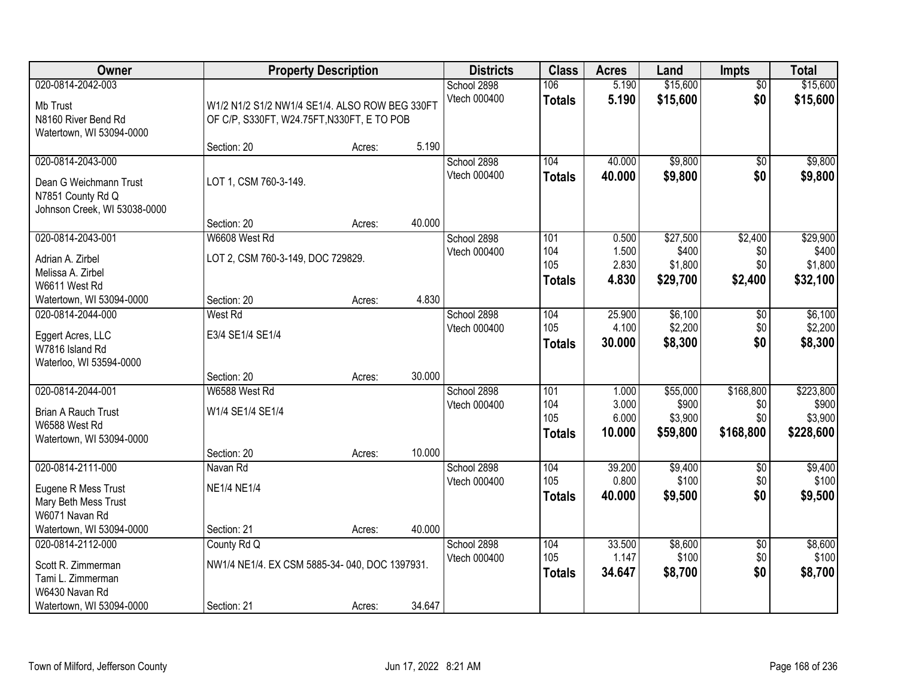| Owner | Property Description | | | Districts | Class | Acres | Land | Impts | Total |
|---|---|---|---|---|---|---|---|---|---|
| 020-0814-2042-003<br>Mb Trust<br>N8160 River Bend Rd<br>Watertown, WI 53094-0000 | W1/2 N1/2 S1/2 NW1/4 SE1/4. ALSO ROW BEG 330FT OF C/P, S330FT, W24.75FT,N330FT, E TO POB<br>Section: 20 | Acres: | 5.190 | School 2898<br>Vtech 000400 | 106<br>**Totals** | 5.190<br>**5.190** | $15,600<br>**$15,600** | $0<br>**$0** | $15,600<br>**$15,600** |
| 020-0814-2043-000<br>Dean G Weichmann Trust<br>N7851 County Rd Q<br>Johnson Creek, WI 53038-0000 | LOT 1, CSM 760-3-149.<br>Section: 20 | Acres: | 40.000 | School 2898<br>Vtech 000400 | 104<br>**Totals** | 40.000<br>**40.000** | $9,800<br>**$9,800** | $0<br>**$0** | $9,800<br>**$9,800** |
| 020-0814-2043-001<br>Adrian A. Zirbel<br>Melissa A. Zirbel<br>W6611 West Rd<br>Watertown, WI 53094-0000 | W6608 West Rd<br>LOT 2, CSM 760-3-149, DOC 729829.<br>Section: 20 | Acres: | 4.830 | School 2898<br>Vtech 000400 | 101<br>104<br>105<br>**Totals** | 0.500<br>1.500<br>2.830<br>**4.830** | $27,500<br>$400<br>$1,800<br>**$29,700** | $2,400<br>$0<br>$0<br>**$2,400** | $29,900<br>$400<br>$1,800<br>**$32,100** |
| 020-0814-2044-000<br>Eggert Acres, LLC<br>W7816 Island Rd<br>Waterloo, WI 53594-0000 | West Rd<br>E3/4 SE1/4 SE1/4<br>Section: 20 | Acres: | 30.000 | School 2898<br>Vtech 000400 | 104<br>105<br>**Totals** | 25.900<br>4.100<br>**30.000** | $6,100<br>$2,200<br>**$8,300** | $0<br>$0<br>**$0** | $6,100<br>$2,200<br>**$8,300** |
| 020-0814-2044-001<br>Brian A Rauch Trust<br>W6588 West Rd<br>Watertown, WI 53094-0000 | W6588 West Rd<br>W1/4 SE1/4 SE1/4<br>Section: 20 | Acres: | 10.000 | School 2898<br>Vtech 000400 | 101<br>104<br>105<br>**Totals** | 1.000<br>3.000<br>6.000<br>**10.000** | $55,000<br>$900<br>$3,900<br>**$59,800** | $168,800<br>$0<br>$0<br>**$168,800** | $223,800<br>$900<br>$3,900<br>**$228,600** |
| 020-0814-2111-000<br>Eugene R Mess Trust<br>Mary Beth Mess Trust<br>W6071 Navan Rd<br>Watertown, WI 53094-0000 | Navan Rd<br>NE1/4 NE1/4<br>Section: 21 | Acres: | 40.000 | School 2898<br>Vtech 000400 | 104<br>105<br>**Totals** | 39.200<br>0.800<br>**40.000** | $9,400<br>$100<br>**$9,500** | $0<br>$0<br>**$0** | $9,400<br>$100<br>**$9,500** |
| 020-0814-2112-000<br>Scott R. Zimmerman<br>Tami L. Zimmerman<br>W6430 Navan Rd<br>Watertown, WI 53094-0000 | County Rd Q<br>NW1/4 NE1/4. EX CSM 5885-34- 040, DOC 1397931.<br>Section: 21 | Acres: | 34.647 | School 2898<br>Vtech 000400 | 104<br>105<br>**Totals** | 33.500<br>1.147<br>**34.647** | $8,600<br>$100<br>**$8,700** | $0<br>$0<br>**$0** | $8,600<br>$100<br>**$8,700** |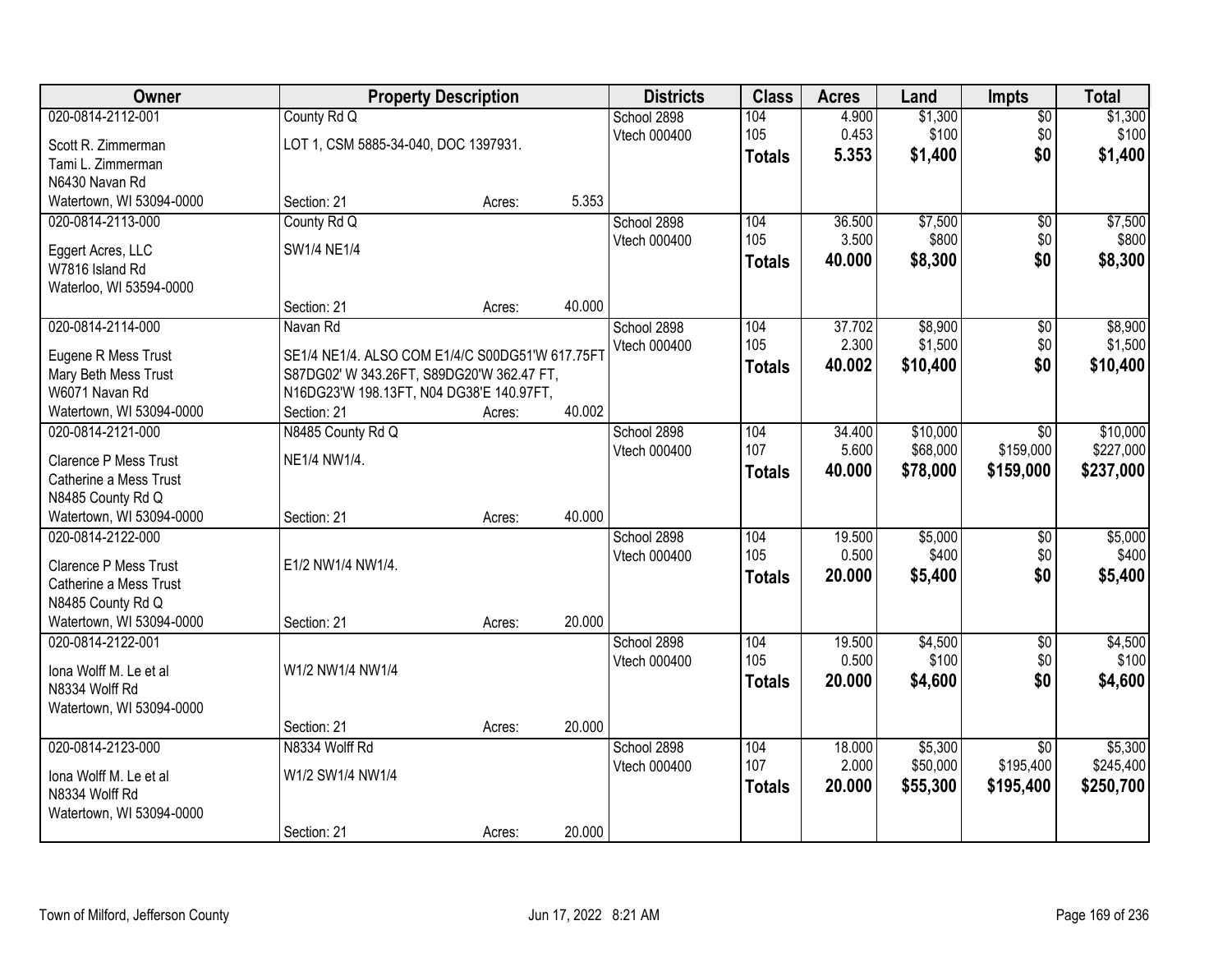| Owner | Property Description | | | Districts | Class | Acres | Land | Impts | Total |
|---|---|---|---|---|---|---|---|---|---|
| 020-0814-2112-001 | County Rd Q | | | School 2898 | 104 | 4.900 | $1,300 | $0 | $1,300 |
| Scott R. Zimmerman | LOT 1, CSM 5885-34-040, DOC 1397931. | | | Vtech 000400 | 105 | 0.453 | $100 | $0 | $100 |
| Tami L. Zimmerman | | | | | **Totals** | **5.353** | **$1,400** | **$0** | **$1,400** |
| N6430 Navan Rd | | | | | | | | | |
| Watertown, WI 53094-0000 | Section: 21 | Acres: | 5.353 | | | | | | |
| 020-0814-2113-000 | County Rd Q | | | School 2898 | 104 | 36.500 | $7,500 | $0 | $7,500 |
| Eggert Acres, LLC | SW1/4 NE1/4 | | | Vtech 000400 | 105 | 3.500 | $800 | $0 | $800 |
| W7816 Island Rd | | | | | **Totals** | **40.000** | **$8,300** | **$0** | **$8,300** |
| Waterloo, WI 53594-0000 | | | | | | | | | |
| | Section: 21 | Acres: | 40.000 | | | | | | |
| 020-0814-2114-000 | Navan Rd | | | School 2898 | 104 | 37.702 | $8,900 | $0 | $8,900 |
| Eugene R Mess Trust | SE1/4 NE1/4. ALSO COM E1/4/C S00DG51'W 617.75FT | | | Vtech 000400 | 105 | 2.300 | $1,500 | $0 | $1,500 |
| Mary Beth Mess Trust | S87DG02' W 343.26FT, S89DG20'W 362.47 FT, | | | | **Totals** | **40.002** | **$10,400** | **$0** | **$10,400** |
| W6071 Navan Rd | N16DG23'W 198.13FT, N04 DG38'E 140.97FT, | | | | | | | | |
| Watertown, WI 53094-0000 | Section: 21 | Acres: | 40.002 | | | | | | |
| 020-0814-2121-000 | N8485 County Rd Q | | | School 2898 | 104 | 34.400 | $10,000 | $0 | $10,000 |
| Clarence P Mess Trust | NE1/4 NW1/4. | | | Vtech 000400 | 107 | 5.600 | $68,000 | $159,000 | $227,000 |
| Catherine a Mess Trust | | | | | **Totals** | **40.000** | **$78,000** | **$159,000** | **$237,000** |
| N8485 County Rd Q | | | | | | | | | |
| Watertown, WI 53094-0000 | Section: 21 | Acres: | 40.000 | | | | | | |
| 020-0814-2122-000 | | | | School 2898 | 104 | 19.500 | $5,000 | $0 | $5,000 |
| Clarence P Mess Trust | E1/2 NW1/4 NW1/4. | | | Vtech 000400 | 105 | 0.500 | $400 | $0 | $400 |
| Catherine a Mess Trust | | | | | **Totals** | **20.000** | **$5,400** | **$0** | **$5,400** |
| N8485 County Rd Q | | | | | | | | | |
| Watertown, WI 53094-0000 | Section: 21 | Acres: | 20.000 | | | | | | |
| 020-0814-2122-001 | | | | School 2898 | 104 | 19.500 | $4,500 | $0 | $4,500 |
| Iona Wolff M. Le et al | W1/2 NW1/4 NW1/4 | | | Vtech 000400 | 105 | 0.500 | $100 | $0 | $100 |
| N8334 Wolff Rd | | | | | **Totals** | **20.000** | **$4,600** | **$0** | **$4,600** |
| Watertown, WI 53094-0000 | | | | | | | | | |
| | Section: 21 | Acres: | 20.000 | | | | | | |
| 020-0814-2123-000 | N8334 Wolff Rd | | | School 2898 | 104 | 18.000 | $5,300 | $0 | $5,300 |
| Iona Wolff M. Le et al | W1/2 SW1/4 NW1/4 | | | Vtech 000400 | 107 | 2.000 | $50,000 | $195,400 | $245,400 |
| N8334 Wolff Rd | | | | | **Totals** | **20.000** | **$55,300** | **$195,400** | **$250,700** |
| Watertown, WI 53094-0000 | | | | | | | | | |
| | Section: 21 | Acres: | 20.000 | | | | | | |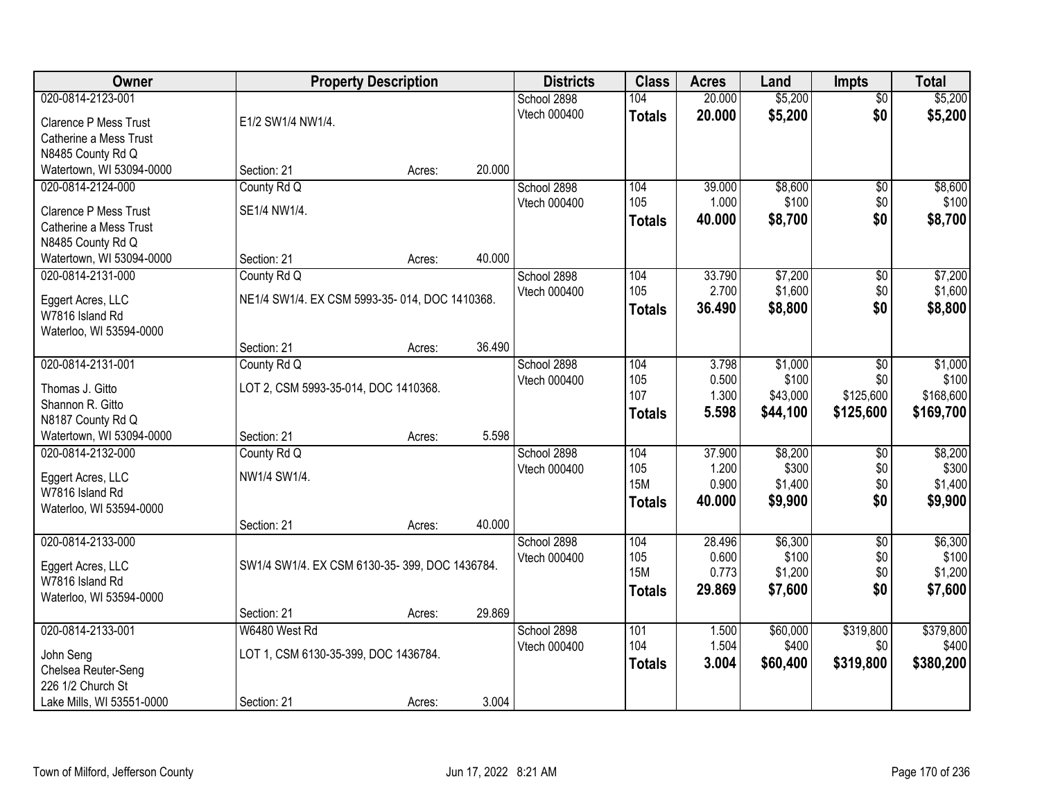| Owner | Property Description | Districts | Class | Acres | Land | Impts | Total |
|---|---|---|---|---|---|---|---|
| 020-0814-2123-001<br>Clarence P Mess Trust<br>Catherine a Mess Trust<br>N8485 County Rd Q<br>Watertown, WI 53094-0000 | E1/2 SW1/4 NW1/4.<br>Section: 21 Acres: 20.000 | School 2898<br>Vtech 000400 | 104<br>**Totals** | 20.000<br>**20.000** | $5,200<br>**$5,200** | $0<br>**$0** | $5,200<br>**$5,200** |
| 020-0814-2124-000<br>Clarence P Mess Trust<br>Catherine a Mess Trust<br>N8485 County Rd Q<br>Watertown, WI 53094-0000 | County Rd Q<br>SE1/4 NW1/4.<br>Section: 21 Acres: 40.000 | School 2898<br>Vtech 000400 | 104<br>105<br>**Totals** | 39.000<br>1.000<br>**40.000** | $8,600<br>$100<br>**$8,700** | $0<br>$0<br>**$0** | $8,600<br>$100<br>**$8,700** |
| 020-0814-2131-000<br>Eggert Acres, LLC<br>W7816 Island Rd<br>Waterloo, WI 53594-0000 | County Rd Q<br>NE1/4 SW1/4. EX CSM 5993-35- 014, DOC 1410368.<br>Section: 21 Acres: 36.490 | School 2898<br>Vtech 000400 | 104<br>105<br>**Totals** | 33.790<br>2.700<br>**36.490** | $7,200<br>$1,600<br>**$8,800** | $0<br>$0<br>**$0** | $7,200<br>$1,600<br>**$8,800** |
| 020-0814-2131-001<br>Thomas J. Gitto<br>Shannon R. Gitto<br>N8187 County Rd Q<br>Watertown, WI 53094-0000 | County Rd Q<br>LOT 2, CSM 5993-35-014, DOC 1410368.<br>Section: 21 Acres: 5.598 | School 2898<br>Vtech 000400 | 104<br>105<br>107<br>**Totals** | 3.798<br>0.500<br>1.300<br>**5.598** | $1,000<br>$100<br>$43,000<br>**$44,100** | $0<br>$0<br>$125,600<br>**$125,600** | $1,000<br>$100<br>$168,600<br>**$169,700** |
| 020-0814-2132-000<br>Eggert Acres, LLC<br>W7816 Island Rd<br>Waterloo, WI 53594-0000 | County Rd Q<br>NW1/4 SW1/4.<br>Section: 21 Acres: 40.000 | School 2898<br>Vtech 000400 | 104<br>105<br>15M<br>**Totals** | 37.900<br>1.200<br>0.900<br>**40.000** | $8,200<br>$300<br>$1,400<br>**$9,900** | $0<br>$0<br>$0<br>**$0** | $8,200<br>$300<br>$1,400<br>**$9,900** |
| 020-0814-2133-000<br>Eggert Acres, LLC<br>W7816 Island Rd<br>Waterloo, WI 53594-0000 | SW1/4 SW1/4. EX CSM 6130-35- 399, DOC 1436784.<br>Section: 21 Acres: 29.869 | School 2898<br>Vtech 000400 | 104<br>105<br>15M<br>**Totals** | 28.496<br>0.600<br>0.773<br>**29.869** | $6,300<br>$100<br>$1,200<br>**$7,600** | $0<br>$0<br>$0<br>**$0** | $6,300<br>$100<br>$1,200<br>**$7,600** |
| 020-0814-2133-001<br>John Seng<br>Chelsea Reuter-Seng<br>226 1/2 Church St<br>Lake Mills, WI 53551-0000 | W6480 West Rd<br>LOT 1, CSM 6130-35-399, DOC 1436784.<br>Section: 21 Acres: 3.004 | School 2898<br>Vtech 000400 | 101<br>104<br>**Totals** | 1.500<br>1.504<br>**3.004** | $60,000<br>$400<br>**$60,400** | $319,800<br>$0<br>**$319,800** | $379,800<br>$400<br>**$380,200** |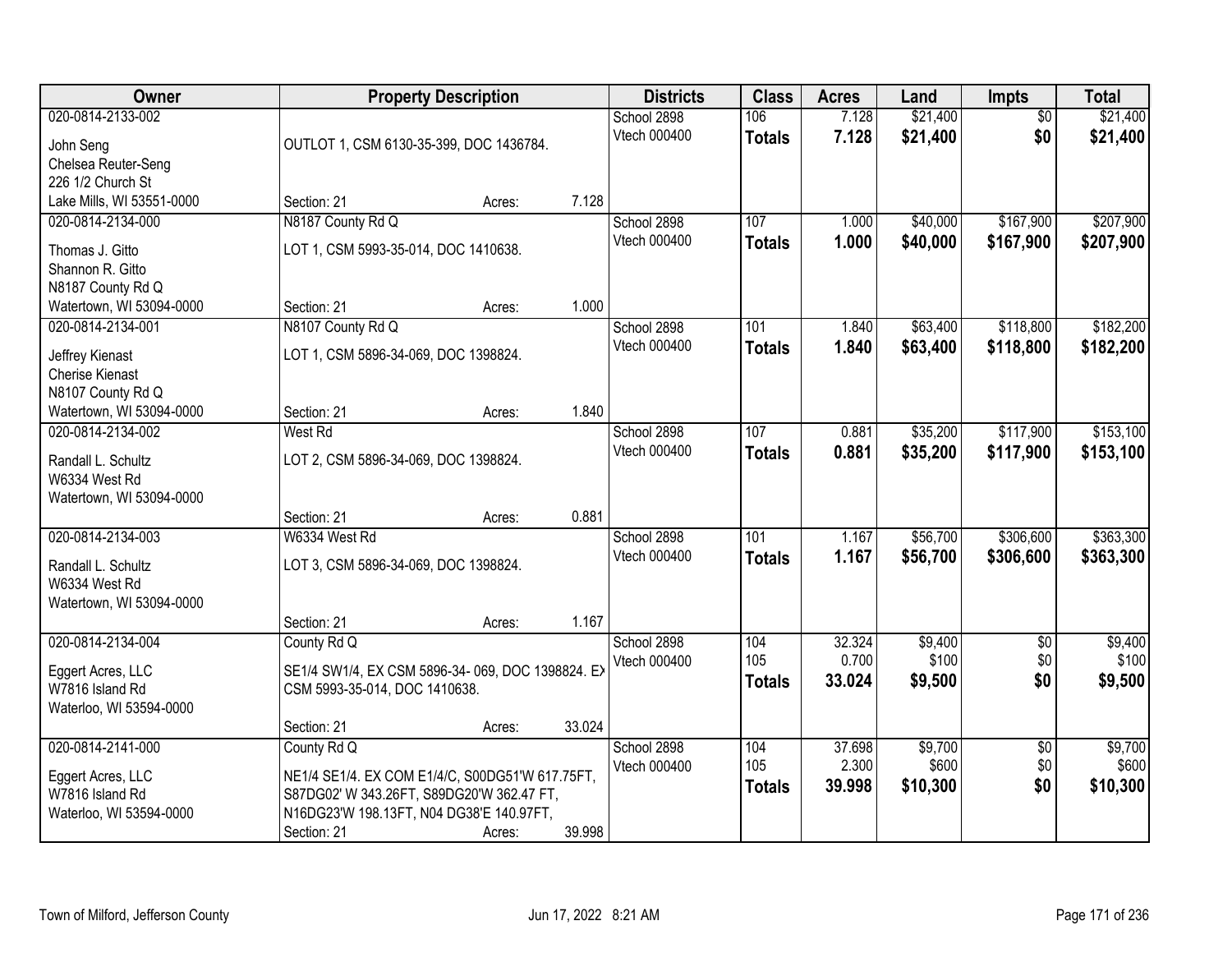| Owner | Property Description | | | Districts | Class | Acres | Land | Impts | Total |
|---|---|---|---|---|---|---|---|---|---|
| 020-0814-2133-002<br>John Seng<br>Chelsea Reuter-Seng<br>226 1/2 Church St<br>Lake Mills, WI 53551-0000 | OUTLOT 1, CSM 6130-35-399, DOC 1436784.<br>Section: 21 | Acres: | 7.128 | School 2898<br>Vtech 000400 | 106<br>**Totals** | 7.128<br>**7.128** | $21,400<br>**$21,400** | $0<br>**$0** | $21,400<br>**$21,400** |
| 020-0814-2134-000<br>Thomas J. Gitto<br>Shannon R. Gitto<br>N8187 County Rd Q<br>Watertown, WI 53094-0000 | N8187 County Rd Q<br>LOT 1, CSM 5993-35-014, DOC 1410638.<br>Section: 21 | Acres: | 1.000 | School 2898<br>Vtech 000400 | 107<br>**Totals** | 1.000<br>**1.000** | $40,000<br>**$40,000** | $167,900<br>**$167,900** | $207,900<br>**$207,900** |
| 020-0814-2134-001<br>Jeffrey Kienast<br>Cherise Kienast<br>N8107 County Rd Q<br>Watertown, WI 53094-0000 | N8107 County Rd Q<br>LOT 1, CSM 5896-34-069, DOC 1398824.<br>Section: 21 | Acres: | 1.840 | School 2898<br>Vtech 000400 | 101<br>**Totals** | 1.840<br>**1.840** | $63,400<br>**$63,400** | $118,800<br>**$118,800** | $182,200<br>**$182,200** |
| 020-0814-2134-002<br>Randall L. Schultz<br>W6334 West Rd<br>Watertown, WI 53094-0000 | West Rd<br>LOT 2, CSM 5896-34-069, DOC 1398824.<br>Section: 21 | Acres: | 0.881 | School 2898<br>Vtech 000400 | 107<br>**Totals** | 0.881<br>**0.881** | $35,200<br>**$35,200** | $117,900<br>**$117,900** | $153,100<br>**$153,100** |
| 020-0814-2134-003<br>Randall L. Schultz<br>W6334 West Rd<br>Watertown, WI 53094-0000 | W6334 West Rd<br>LOT 3, CSM 5896-34-069, DOC 1398824.<br>Section: 21 | Acres: | 1.167 | School 2898<br>Vtech 000400 | 101<br>**Totals** | 1.167<br>**1.167** | $56,700<br>**$56,700** | $306,600<br>**$306,600** | $363,300<br>**$363,300** |
| 020-0814-2134-004<br>Eggert Acres, LLC<br>W7816 Island Rd<br>Waterloo, WI 53594-0000 | County Rd Q<br>SE1/4 SW1/4, EX CSM 5896-34- 069, DOC 1398824. EX CSM 5993-35-014, DOC 1410638.<br>Section: 21 | Acres: | 33.024 | School 2898<br>Vtech 000400 | 104<br>105<br>**Totals** | 32.324<br>0.700<br>**33.024** | $9,400<br>$100<br>**$9,500** | $0<br>$0<br>**$0** | $9,400<br>$100<br>**$9,500** |
| 020-0814-2141-000<br>Eggert Acres, LLC<br>W7816 Island Rd<br>Waterloo, WI 53594-0000 | County Rd Q<br>NE1/4 SE1/4. EX COM E1/4/C, S00DG51'W 617.75FT, S87DG02' W 343.26FT, S89DG20'W 362.47 FT, N16DG23'W 198.13FT, N04 DG38'E 140.97FT,<br>Section: 21 | Acres: | 39.998 | School 2898<br>Vtech 000400 | 104<br>105<br>**Totals** | 37.698<br>2.300<br>**39.998** | $9,700<br>$600<br>**$10,300** | $0<br>$0<br>**$0** | $9,700<br>$600<br>**$10,300** |

Town of Milford, Jefferson County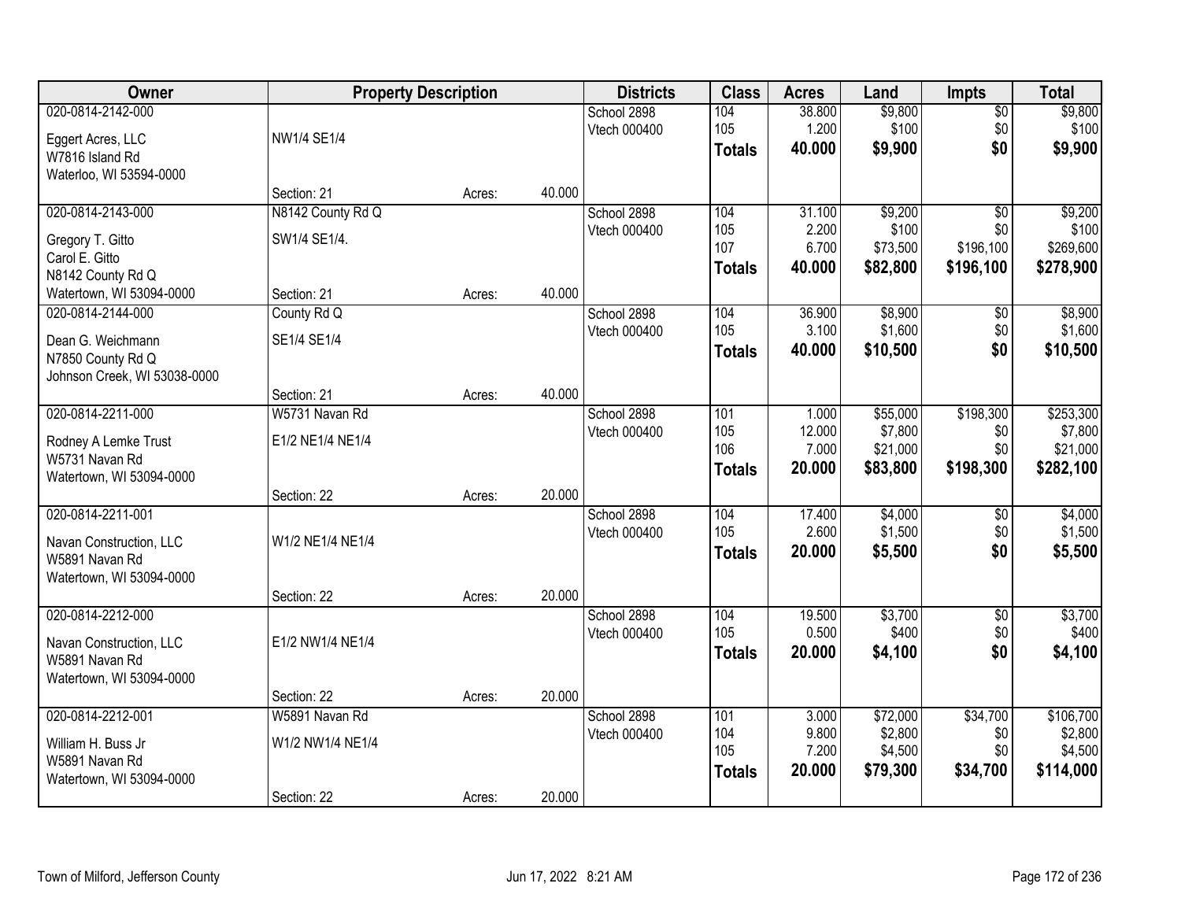| Owner | Property Description | | | Districts | Class | Acres | Land | Impts | Total |
|---|---|---|---|---|---|---|---|---|---|
| 020-0814-2142-000<br>Eggert Acres, LLC<br>W7816 Island Rd<br>Waterloo, WI 53594-0000 | NW1/4 SE1/4<br>Section: 21 | Acres: | 40.000 | School 2898<br>Vtech 000400 | 104<br>105<br>**Totals** | 38.800<br>1.200<br>**40.000** | $9,800<br>$100<br>**$9,900** | $0<br>$0<br>**$0** | $9,800<br>$100<br>**$9,900** |
| 020-0814-2143-000<br>Gregory T. Gitto<br>Carol E. Gitto<br>N8142 County Rd Q<br>Watertown, WI 53094-0000 | N8142 County Rd Q<br>SW1/4 SE1/4.<br>Section: 21 | Acres: | 40.000 | School 2898<br>Vtech 000400 | 104<br>105<br>107<br>**Totals** | 31.100<br>2.200<br>6.700<br>**40.000** | $9,200<br>$100<br>$73,500<br>**$82,800** | $0<br>$0<br>$196,100<br>**$196,100** | $9,200<br>$100<br>$269,600<br>**$278,900** |
| 020-0814-2144-000<br>Dean G. Weichmann<br>N7850 County Rd Q<br>Johnson Creek, WI 53038-0000 | County Rd Q<br>SE1/4 SE1/4<br>Section: 21 | Acres: | 40.000 | School 2898<br>Vtech 000400 | 104<br>105<br>**Totals** | 36.900<br>3.100<br>**40.000** | $8,900<br>$1,600<br>**$10,500** | $0<br>$0<br>**$0** | $8,900<br>$1,600<br>**$10,500** |
| 020-0814-2211-000<br>Rodney A Lemke Trust<br>W5731 Navan Rd<br>Watertown, WI 53094-0000 | W5731 Navan Rd<br>E1/2 NE1/4 NE1/4<br>Section: 22 | Acres: | 20.000 | School 2898<br>Vtech 000400 | 101<br>105<br>106<br>**Totals** | 1.000<br>12.000<br>7.000<br>**20.000** | $55,000<br>$7,800<br>$21,000<br>**$83,800** | $198,300<br>$0<br>$0<br>**$198,300** | $253,300<br>$7,800<br>$21,000<br>**$282,100** |
| 020-0814-2211-001<br>Navan Construction, LLC<br>W5891 Navan Rd<br>Watertown, WI 53094-0000 | W1/2 NE1/4 NE1/4<br>Section: 22 | Acres: | 20.000 | School 2898<br>Vtech 000400 | 104<br>105<br>**Totals** | 17.400<br>2.600<br>**20.000** | $4,000<br>$1,500<br>**$5,500** | $0<br>$0<br>**$0** | $4,000<br>$1,500<br>**$5,500** |
| 020-0814-2212-000<br>Navan Construction, LLC<br>W5891 Navan Rd<br>Watertown, WI 53094-0000 | E1/2 NW1/4 NE1/4<br>Section: 22 | Acres: | 20.000 | School 2898<br>Vtech 000400 | 104<br>105<br>**Totals** | 19.500<br>0.500<br>**20.000** | $3,700<br>$400<br>**$4,100** | $0<br>$0<br>**$0** | $3,700<br>$400<br>**$4,100** |
| 020-0814-2212-001<br>William H. Buss Jr<br>W5891 Navan Rd<br>Watertown, WI 53094-0000 | W5891 Navan Rd<br>W1/2 NW1/4 NE1/4<br>Section: 22 | Acres: | 20.000 | School 2898<br>Vtech 000400 | 101<br>104<br>105<br>**Totals** | 3.000<br>9.800<br>7.200<br>**20.000** | $72,000<br>$2,800<br>$4,500<br>**$79,300** | $34,700<br>$0<br>$0<br>**$34,700** | $106,700<br>$2,800<br>$4,500<br>**$114,000** |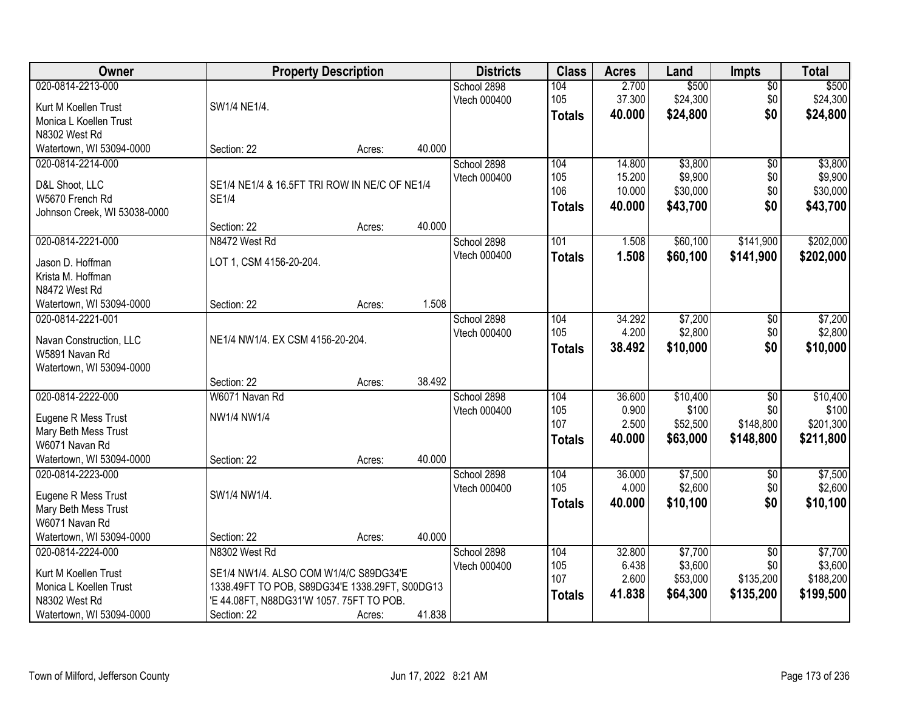| Owner | Property Description | Districts | Class | Acres | Land | Impts | Total |
|---|---|---|---|---|---|---|---|
| 020-0814-2213-000<br>Kurt M Koellen Trust<br>Monica L Koellen Trust<br>N8302 West Rd<br>Watertown, WI 53094-0000 | SW1/4 NE1/4.<br>Section: 22 Acres: 40.000 | School 2898<br>Vtech 000400 | 104<br>105<br>**Totals** | 2.700<br>37.300<br>**40.000** | \$500<br>\$24,300<br>**\$24,800** | \$0<br>\$0<br>**\$0** | \$500<br>\$24,300<br>**\$24,800** |
| 020-0814-2214-000<br>D&L Shoot, LLC<br>W5670 French Rd<br>Johnson Creek, WI 53038-0000 | SE1/4 NE1/4 & 16.5FT TRI ROW IN NE/C OF NE1/4 SE1/4<br>Section: 22 Acres: 40.000 | School 2898<br>Vtech 000400 | 104<br>105<br>106<br>**Totals** | 14.800<br>15.200<br>10.000<br>**40.000** | \$3,800<br>\$9,900<br>\$30,000<br>**\$43,700** | \$0<br>\$0<br>\$0<br>**\$0** | \$3,800<br>\$9,900<br>\$30,000<br>**\$43,700** |
| 020-0814-2221-000<br>Jason D. Hoffman<br>Krista M. Hoffman<br>N8472 West Rd<br>Watertown, WI 53094-0000 | N8472 West Rd<br>LOT 1, CSM 4156-20-204.<br>Section: 22 Acres: 1.508 | School 2898<br>Vtech 000400 | 101<br>**Totals** | 1.508<br>**1.508** | \$60,100<br>**\$60,100** | \$141,900<br>**\$141,900** | \$202,000<br>**\$202,000** |
| 020-0814-2221-001<br>Navan Construction, LLC<br>W5891 Navan Rd<br>Watertown, WI 53094-0000 | NE1/4 NW1/4. EX CSM 4156-20-204.<br>Section: 22 Acres: 38.492 | School 2898<br>Vtech 000400 | 104<br>105<br>**Totals** | 34.292<br>4.200<br>**38.492** | \$7,200<br>\$2,800<br>**\$10,000** | \$0<br>\$0<br>**\$0** | \$7,200<br>\$2,800<br>**\$10,000** |
| 020-0814-2222-000<br>Eugene R Mess Trust<br>Mary Beth Mess Trust<br>W6071 Navan Rd<br>Watertown, WI 53094-0000 | W6071 Navan Rd<br>NW1/4 NW1/4<br>Section: 22 Acres: 40.000 | School 2898<br>Vtech 000400 | 104<br>105<br>107<br>**Totals** | 36.600<br>0.900<br>2.500<br>**40.000** | \$10,400<br>\$100<br>\$52,500<br>**\$63,000** | \$0<br>\$0<br>\$148,800<br>**\$148,800** | \$10,400<br>\$100<br>\$201,300<br>**\$211,800** |
| 020-0814-2223-000<br>Eugene R Mess Trust<br>Mary Beth Mess Trust<br>W6071 Navan Rd<br>Watertown, WI 53094-0000 | SW1/4 NW1/4.<br>Section: 22 Acres: 40.000 | School 2898<br>Vtech 000400 | 104<br>105<br>**Totals** | 36.000<br>4.000<br>**40.000** | \$7,500<br>\$2,600<br>**\$10,100** | \$0<br>\$0<br>**\$0** | \$7,500<br>\$2,600<br>**\$10,100** |
| 020-0814-2224-000<br>Kurt M Koellen Trust<br>Monica L Koellen Trust<br>N8302 West Rd<br>Watertown, WI 53094-0000 | N8302 West Rd<br>SE1/4 NW1/4. ALSO COM W1/4/C S89DG34'E 1338.49FT TO POB, S89DG34'E 1338.29FT, S00DG13 'E 44.08FT, N88DG31'W 1057. 75FT TO POB.<br>Section: 22 Acres: 41.838 | School 2898<br>Vtech 000400 | 104<br>105<br>107<br>**Totals** | 32.800<br>6.438<br>2.600<br>**41.838** | \$7,700<br>\$3,600<br>\$53,000<br>**\$64,300** | \$0<br>\$0<br>\$135,200<br>**\$135,200** | \$7,700<br>\$3,600<br>\$188,200<br>**\$199,500** |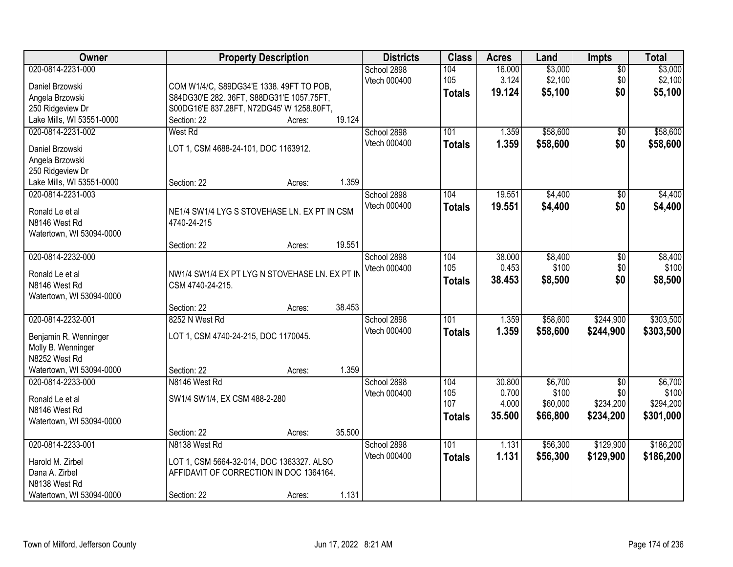| Owner | Property Description | Districts | Class | Acres | Land | Impts | Total |
|---|---|---|---|---|---|---|---|
| 020-0814-2231-000<br>Daniel Brzowski<br>Angela Brzowski<br>250 Ridgeview Dr<br>Lake Mills, WI 53551-0000 | COM W1/4/C, S89DG34'E 1338. 49FT TO POB, S84DG30'E 282. 36FT, S88DG31'E 1057.75FT, S00DG16'E 837.28FT, N72DG45' W 1258.80FT,<br>Section: 22 Acres: 19.124 | School 2898<br>Vtech 000400 | 104<br>105<br>**Totals** | 16.000<br>3.124<br>**19.124** | $3,000<br>$2,100<br>**$5,100** | $0<br>$0<br>**$0** | $3,000<br>$2,100<br>**$5,100** |
| 020-0814-2231-002<br>Daniel Brzowski<br>Angela Brzowski<br>250 Ridgeview Dr<br>Lake Mills, WI 53551-0000 | West Rd<br>LOT 1, CSM 4688-24-101, DOC 1163912.<br>Section: 22 Acres: 1.359 | School 2898<br>Vtech 000400 | 101<br>**Totals** | 1.359<br>**1.359** | $58,600<br>**$58,600** | $0<br>**$0** | $58,600<br>**$58,600** |
| 020-0814-2231-003<br>Ronald Le et al<br>N8146 West Rd<br>Watertown, WI 53094-0000 | NE1/4 SW1/4 LYG S STOVEHASE LN. EX PT IN CSM 4740-24-215<br>Section: 22 Acres: 19.551 | School 2898<br>Vtech 000400 | 104<br>**Totals** | 19.551<br>**19.551** | $4,400<br>**$4,400** | $0<br>**$0** | $4,400<br>**$4,400** |
| 020-0814-2232-000<br>Ronald Le et al<br>N8146 West Rd<br>Watertown, WI 53094-0000 | NW1/4 SW1/4 EX PT LYG N STOVEHASE LN. EX PT IN CSM 4740-24-215.<br>Section: 22 Acres: 38.453 | School 2898<br>Vtech 000400 | 104<br>105<br>**Totals** | 38.000<br>0.453<br>**38.453** | $8,400<br>$100<br>**$8,500** | $0<br>$0<br>**$0** | $8,400<br>$100<br>**$8,500** |
| 020-0814-2232-001<br>Benjamin R. Wenninger<br>Molly B. Wenninger<br>N8252 West Rd<br>Watertown, WI 53094-0000 | 8252 N West Rd<br>LOT 1, CSM 4740-24-215, DOC 1170045.<br>Section: 22 Acres: 1.359 | School 2898<br>Vtech 000400 | 101<br>**Totals** | 1.359<br>**1.359** | $58,600<br>**$58,600** | $244,900<br>**$244,900** | $303,500<br>**$303,500** |
| 020-0814-2233-000<br>Ronald Le et al<br>N8146 West Rd<br>Watertown, WI 53094-0000 | N8146 West Rd<br>SW1/4 SW1/4, EX CSM 488-2-280<br>Section: 22 Acres: 35.500 | School 2898<br>Vtech 000400 | 104<br>105<br>107<br>**Totals** | 30.800<br>0.700<br>4.000<br>**35.500** | $6,700<br>$100<br>$60,000<br>**$66,800** | $0<br>$0<br>$234,200<br>**$234,200** | $6,700<br>$100<br>$294,200<br>**$301,000** |
| 020-0814-2233-001<br>Harold M. Zirbel<br>Dana A. Zirbel<br>N8138 West Rd<br>Watertown, WI 53094-0000 | N8138 West Rd<br>LOT 1, CSM 5664-32-014, DOC 1363327. ALSO AFFIDAVIT OF CORRECTION IN DOC 1364164.<br>Section: 22 Acres: 1.131 | School 2898<br>Vtech 000400 | 101<br>**Totals** | 1.131<br>**1.131** | $56,300<br>**$56,300** | $129,900<br>**$129,900** | $186,200<br>**$186,200** |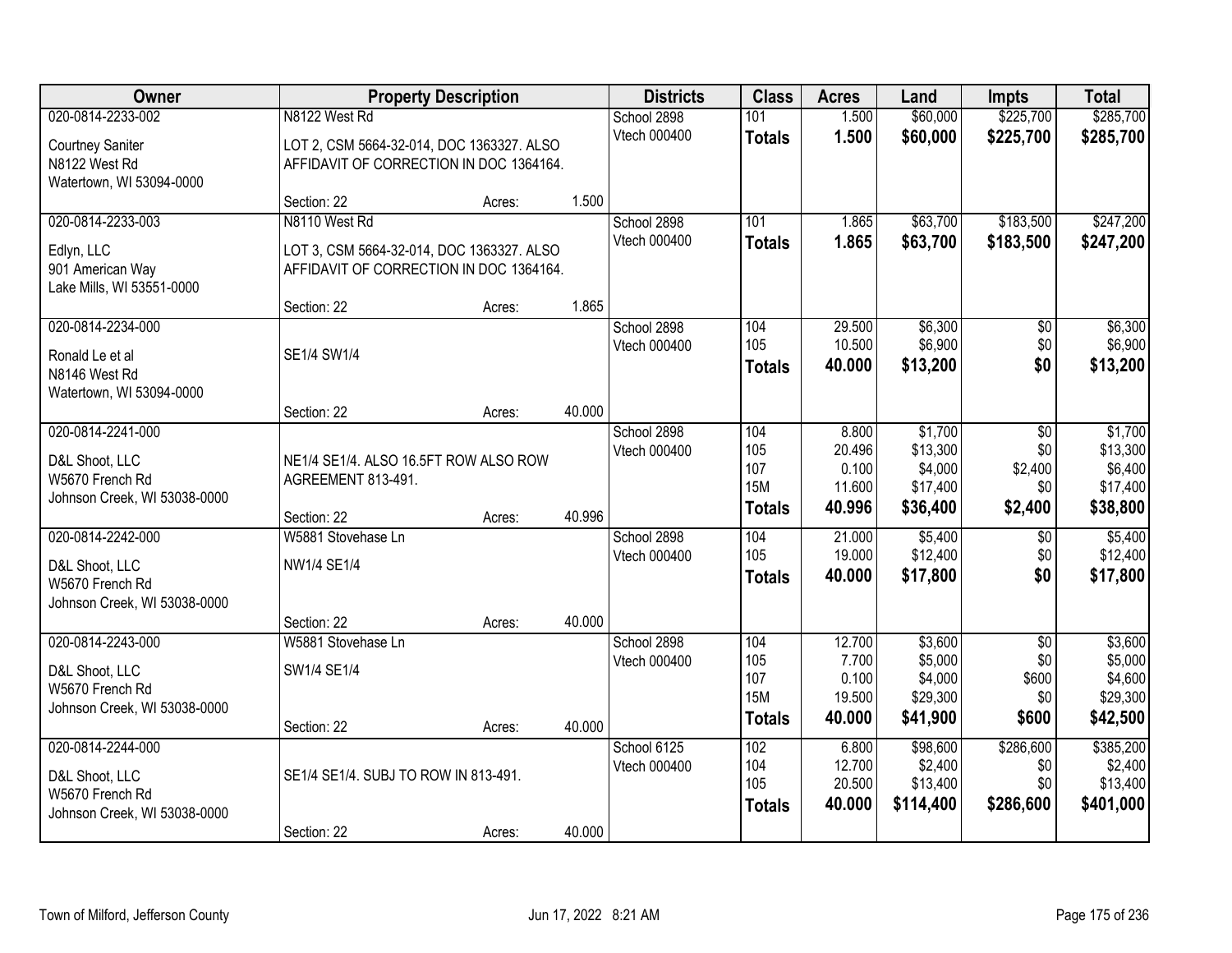| Owner | Property Description | | | Districts | Class | Acres | Land | Impts | Total |
|---|---|---|---|---|---|---|---|---|---|
| 020-0814-2233-002 | N8122 West Rd | | | School 2898 | 101 | 1.500 | $60,000 | $225,700 | $285,700 |
| Courtney Saniter<br>N8122 West Rd<br>Watertown, WI 53094-0000 | LOT 2, CSM 5664-32-014, DOC 1363327. ALSO AFFIDAVIT OF CORRECTION IN DOC 1364164. | | | Vtech 000400 | **Totals** | **1.500** | **$60,000** | **$225,700** | **$285,700** |
| | Section: 22 | Acres: | 1.500 | | | | | | |
| 020-0814-2233-003 | N8110 West Rd | | | School 2898 | 101 | 1.865 | $63,700 | $183,500 | $247,200 |
| Edlyn, LLC<br>901 American Way<br>Lake Mills, WI 53551-0000 | LOT 3, CSM 5664-32-014, DOC 1363327. ALSO AFFIDAVIT OF CORRECTION IN DOC 1364164. | | | Vtech 000400 | **Totals** | **1.865** | **$63,700** | **$183,500** | **$247,200** |
| | Section: 22 | Acres: | 1.865 | | | | | | |
| 020-0814-2234-000 | | | | School 2898 | 104 | 29.500 | $6,300 | $0 | $6,300 |
| Ronald Le et al<br>N8146 West Rd<br>Watertown, WI 53094-0000 | SE1/4 SW1/4 | | | Vtech 000400 | 105 | 10.500 | $6,900 | $0 | $6,900 |
| | | | | | **Totals** | **40.000** | **$13,200** | **$0** | **$13,200** |
| | Section: 22 | Acres: | 40.000 | | | | | | |
| 020-0814-2241-000 | | | | School 2898 | 104 | 8.800 | $1,700 | $0 | $1,700 |
| D&L Shoot, LLC<br>W5670 French Rd<br>Johnson Creek, WI 53038-0000 | NE1/4 SE1/4. ALSO 16.5FT ROW ALSO ROW AGREEMENT 813-491. | | | Vtech 000400 | 105 | 20.496 | $13,300 | $0 | $13,300 |
| | | | | | 107 | 0.100 | $4,000 | $2,400 | $6,400 |
| | | | | | 15M | 11.600 | $17,400 | $0 | $17,400 |
| | Section: 22 | Acres: | 40.996 | | **Totals** | **40.996** | **$36,400** | **$2,400** | **$38,800** |
| 020-0814-2242-000 | W5881 Stovehase Ln | | | School 2898 | 104 | 21.000 | $5,400 | $0 | $5,400 |
| D&L Shoot, LLC<br>W5670 French Rd<br>Johnson Creek, WI 53038-0000 | NW1/4 SE1/4 | | | Vtech 000400 | 105 | 19.000 | $12,400 | $0 | $12,400 |
| | | | | | **Totals** | **40.000** | **$17,800** | **$0** | **$17,800** |
| | Section: 22 | Acres: | 40.000 | | | | | | |
| 020-0814-2243-000 | W5881 Stovehase Ln | | | School 2898 | 104 | 12.700 | $3,600 | $0 | $3,600 |
| D&L Shoot, LLC<br>W5670 French Rd<br>Johnson Creek, WI 53038-0000 | SW1/4 SE1/4 | | | Vtech 000400 | 105 | 7.700 | $5,000 | $0 | $5,000 |
| | | | | | 107 | 0.100 | $4,000 | $600 | $4,600 |
| | | | | | 15M | 19.500 | $29,300 | $0 | $29,300 |
| | Section: 22 | Acres: | 40.000 | | **Totals** | **40.000** | **$41,900** | **$600** | **$42,500** |
| 020-0814-2244-000 | | | | School 6125 | 102 | 6.800 | $98,600 | $286,600 | $385,200 |
| D&L Shoot, LLC<br>W5670 French Rd<br>Johnson Creek, WI 53038-0000 | SE1/4 SE1/4. SUBJ TO ROW IN 813-491. | | | Vtech 000400 | 104 | 12.700 | $2,400 | $0 | $2,400 |
| | | | | | 105 | 20.500 | $13,400 | $0 | $13,400 |
| | | | | | **Totals** | **40.000** | **$114,400** | **$286,600** | **$401,000** |
| | Section: 22 | Acres: | 40.000 | | | | | | |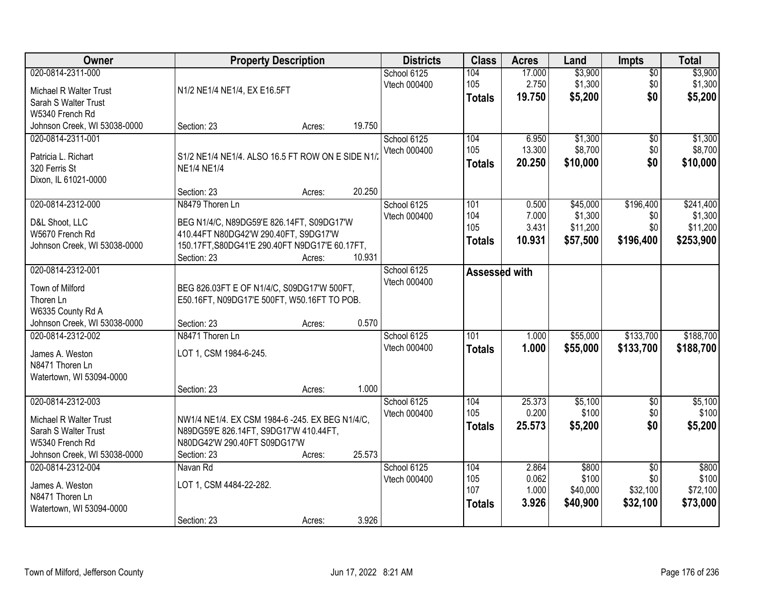| Owner | Property Description | Districts | Class | Acres | Land | Impts | Total |
|---|---|---|---|---|---|---|---|
| 020-0814-2311-000<br>Michael R Walter Trust<br>Sarah S Walter Trust<br>W5340 French Rd<br>Johnson Creek, WI 53038-0000 | N1/2 NE1/4 NE1/4, EX E16.5FT<br>Section: 23 Acres: 19.750 | School 6125<br>Vtech 000400 | 104<br>105<br>**Totals** | 17.000<br>2.750<br>**19.750** | $3,900<br>$1,300<br>**$5,200** | $0<br>$0<br>**$0** | $3,900<br>$1,300<br>**$5,200** |
| 020-0814-2311-001<br>Patricia L. Richart<br>320 Ferris St<br>Dixon, IL 61021-0000 | S1/2 NE1/4 NE1/4. ALSO 16.5 FT ROW ON E SIDE N1/2 NE1/4 NE1/4<br>Section: 23 Acres: 20.250 | School 6125<br>Vtech 000400 | 104<br>105<br>**Totals** | 6.950<br>13.300<br>**20.250** | $1,300<br>$8,700<br>**$10,000** | $0<br>$0<br>**$0** | $1,300<br>$8,700<br>**$10,000** |
| 020-0814-2312-000<br>D&L Shoot, LLC<br>W5670 French Rd<br>Johnson Creek, WI 53038-0000 | N8479 Thoren Ln<br>BEG N1/4/C, N89DG59'E 826.14FT, S09DG17'W 410.44FT N80DG42'W 290.40FT, S9DG17'W 150.17FT,S80DG41'E 290.40FT N9DG17'E 60.17FT,<br>Section: 23 Acres: 10.931 | School 6125<br>Vtech 000400 | 101<br>104<br>105<br>**Totals** | 0.500<br>7.000<br>3.431<br>**10.931** | $45,000<br>$1,300<br>$11,200<br>**$57,500** | $196,400<br>$0<br>$0<br>**$196,400** | $241,400<br>$1,300<br>$11,200<br>**$253,900** |
| 020-0814-2312-001<br>Town of Milford<br>Thoren Ln<br>W6335 County Rd A<br>Johnson Creek, WI 53038-0000 | BEG 826.03FT E OF N1/4/C, S09DG17'W 500FT, E50.16FT, N09DG17'E 500FT, W50.16FT TO POB.<br>Section: 23 Acres: 0.570 | School 6125<br>Vtech 000400 | **Assessed with** | | | | |
| 020-0814-2312-002<br>James A. Weston<br>N8471 Thoren Ln<br>Watertown, WI 53094-0000 | N8471 Thoren Ln<br>LOT 1, CSM 1984-6-245.<br>Section: 23 Acres: 1.000 | School 6125<br>Vtech 000400 | 101<br>**Totals** | 1.000<br>**1.000** | $55,000<br>**$55,000** | $133,700<br>**$133,700** | $188,700<br>**$188,700** |
| 020-0814-2312-003<br>Michael R Walter Trust<br>Sarah S Walter Trust<br>W5340 French Rd<br>Johnson Creek, WI 53038-0000 | NW1/4 NE1/4. EX CSM 1984-6 -245. EX BEG N1/4/C, N89DG59'E 826.14FT, S9DG17'W 410.44FT, N80DG42'W 290.40FT S09DG17'W<br>Section: 23 Acres: 25.573 | School 6125<br>Vtech 000400 | 104<br>105<br>**Totals** | 25.373<br>0.200<br>**25.573** | $5,100<br>$100<br>**$5,200** | $0<br>$0<br>**$0** | $5,100<br>$100<br>**$5,200** |
| 020-0814-2312-004<br>James A. Weston<br>N8471 Thoren Ln<br>Watertown, WI 53094-0000 | Navan Rd<br>LOT 1, CSM 4484-22-282.<br>Section: 23 Acres: 3.926 | School 6125<br>Vtech 000400 | 104<br>105<br>107<br>**Totals** | 2.864<br>0.062<br>1.000<br>**3.926** | $800<br>$100<br>$40,000<br>**$40,900** | $0<br>$0<br>$32,100<br>**$32,100** | $800<br>$100<br>$72,100<br>**$73,000** |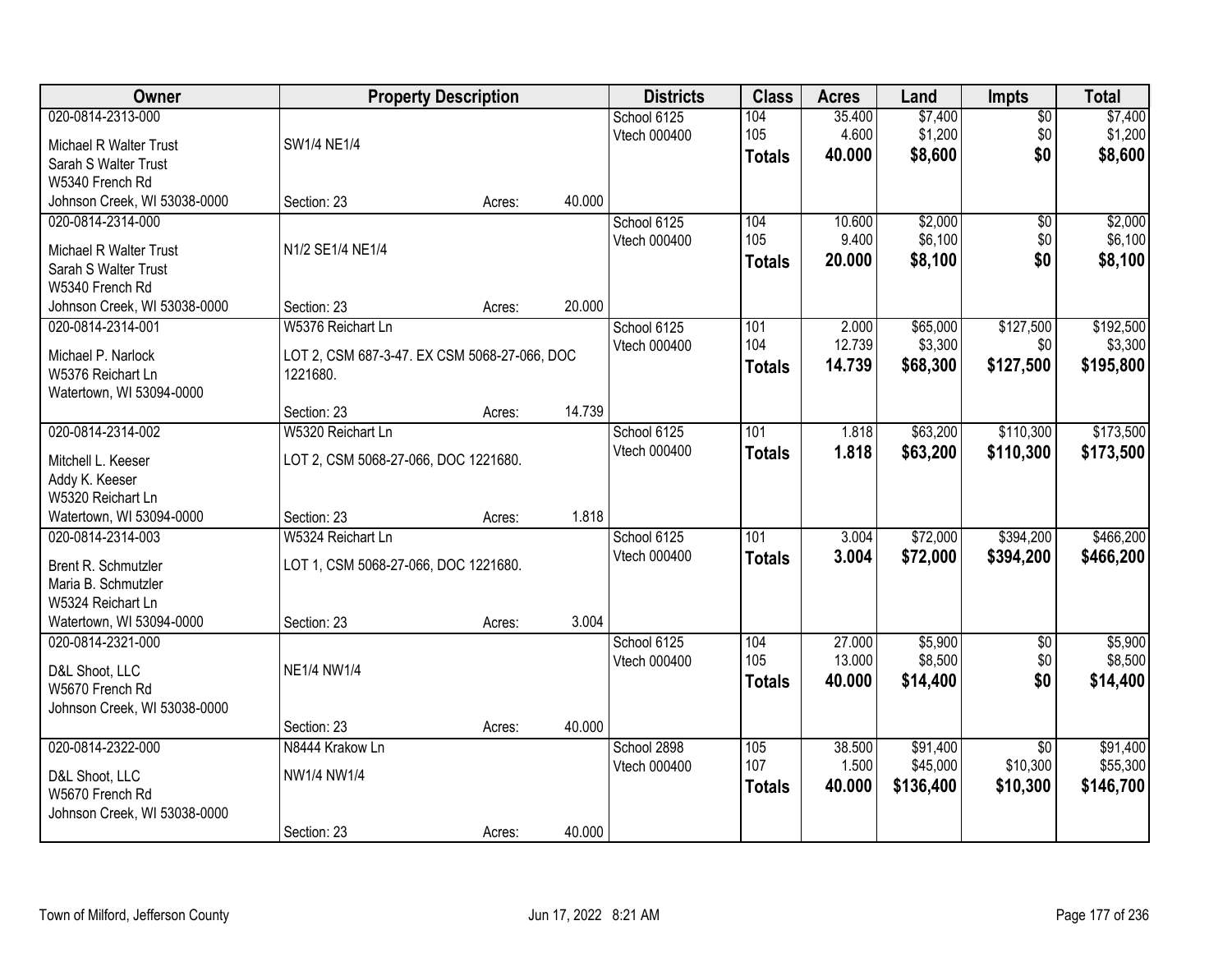| Owner | Property Description | Districts | Class | Acres | Land | Impts | Total |
|---|---|---|---|---|---|---|---|
| 020-0814-2313-000<br>Michael R Walter Trust<br>Sarah S Walter Trust<br>W5340 French Rd<br>Johnson Creek, WI 53038-0000 | SW1/4 NE1/4<br>Section: 23 Acres: 40.000 | School 6125<br>Vtech 000400 | 104<br>105<br>**Totals** | 35.400<br>4.600<br>**40.000** | $7,400<br>$1,200<br>**$8,600** | $0<br>$0<br>**$0** | $7,400<br>$1,200<br>**$8,600** |
| 020-0814-2314-000<br>Michael R Walter Trust<br>Sarah S Walter Trust<br>W5340 French Rd<br>Johnson Creek, WI 53038-0000 | N1/2 SE1/4 NE1/4<br>Section: 23 Acres: 20.000 | School 6125<br>Vtech 000400 | 104<br>105<br>**Totals** | 10.600<br>9.400<br>**20.000** | $2,000<br>$6,100<br>**$8,100** | $0<br>$0<br>**$0** | $2,000<br>$6,100<br>**$8,100** |
| 020-0814-2314-001<br>Michael P. Narlock<br>W5376 Reichart Ln<br>Watertown, WI 53094-0000 | W5376 Reichart Ln<br>LOT 2, CSM 687-3-47. EX CSM 5068-27-066, DOC 1221680.<br>Section: 23 Acres: 14.739 | School 6125<br>Vtech 000400 | 101<br>104<br>**Totals** | 2.000<br>12.739<br>**14.739** | $65,000<br>$3,300<br>**$68,300** | $127,500<br>$0<br>**$127,500** | $192,500<br>$3,300<br>**$195,800** |
| 020-0814-2314-002<br>Mitchell L. Keeser<br>Addy K. Keeser<br>W5320 Reichart Ln<br>Watertown, WI 53094-0000 | W5320 Reichart Ln<br>LOT 2, CSM 5068-27-066, DOC 1221680.<br>Section: 23 Acres: 1.818 | School 6125<br>Vtech 000400 | 101<br>**Totals** | 1.818<br>**1.818** | $63,200<br>**$63,200** | $110,300<br>**$110,300** | $173,500<br>**$173,500** |
| 020-0814-2314-003<br>Brent R. Schmutzler<br>Maria B. Schmutzler<br>W5324 Reichart Ln<br>Watertown, WI 53094-0000 | W5324 Reichart Ln<br>LOT 1, CSM 5068-27-066, DOC 1221680.<br>Section: 23 Acres: 3.004 | School 6125<br>Vtech 000400 | 101<br>**Totals** | 3.004<br>**3.004** | $72,000<br>**$72,000** | $394,200<br>**$394,200** | $466,200<br>**$466,200** |
| 020-0814-2321-000<br>D&L Shoot, LLC<br>W5670 French Rd<br>Johnson Creek, WI 53038-0000 | NE1/4 NW1/4<br>Section: 23 Acres: 40.000 | School 6125<br>Vtech 000400 | 104<br>105<br>**Totals** | 27.000<br>13.000<br>**40.000** | $5,900<br>$8,500<br>**$14,400** | $0<br>$0<br>**$0** | $5,900<br>$8,500<br>**$14,400** |
| 020-0814-2322-000<br>D&L Shoot, LLC<br>W5670 French Rd<br>Johnson Creek, WI 53038-0000 | N8444 Krakow Ln<br>NW1/4 NW1/4<br>Section: 23 Acres: 40.000 | School 2898<br>Vtech 000400 | 105<br>107<br>**Totals** | 38.500<br>1.500<br>**40.000** | $91,400<br>$45,000<br>**$136,400** | $0<br>$10,300<br>**$10,300** | $91,400<br>$55,300<br>**$146,700** |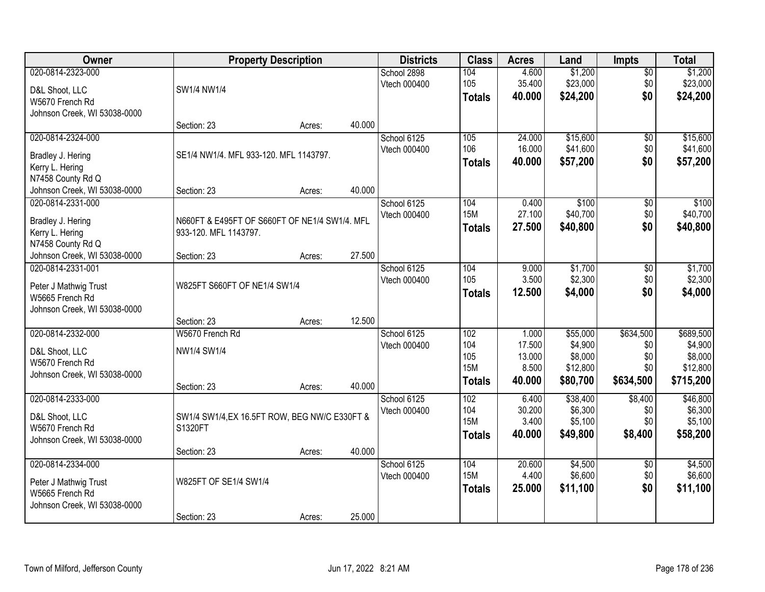| Owner | Property Description | | | Districts | Class | Acres | Land | Impts | Total |
|---|---|---|---|---|---|---|---|---|---|
| 020-0814-2323-000<br>D&L Shoot, LLC<br>W5670 French Rd<br>Johnson Creek, WI 53038-0000 | SW1/4 NW1/4<br>Section: 23 | Acres: | 40.000 | School 2898<br>Vtech 000400 | 104<br>105<br>**Totals** | 4.600<br>35.400<br>**40.000** | $1,200<br>$23,000<br>**$24,200** | $0<br>$0<br>**$0** | $1,200<br>$23,000<br>**$24,200** |
| 020-0814-2324-000<br>Bradley J. Hering<br>Kerry L. Hering<br>N7458 County Rd Q<br>Johnson Creek, WI 53038-0000 | SE1/4 NW1/4. MFL 933-120. MFL 1143797.<br>Section: 23 | Acres: | 40.000 | School 6125<br>Vtech 000400 | 105<br>106<br>**Totals** | 24.000<br>16.000<br>**40.000** | $15,600<br>$41,600<br>**$57,200** | $0<br>$0<br>**$0** | $15,600<br>$41,600<br>**$57,200** |
| 020-0814-2331-000<br>Bradley J. Hering<br>Kerry L. Hering<br>N7458 County Rd Q<br>Johnson Creek, WI 53038-0000 | N660FT & E495FT OF S660FT OF NE1/4 SW1/4. MFL 933-120. MFL 1143797.<br>Section: 23 | Acres: | 27.500 | School 6125<br>Vtech 000400 | 104<br>15M<br>**Totals** | 0.400<br>27.100<br>**27.500** | $100<br>$40,700<br>**$40,800** | $0<br>$0<br>**$0** | $100<br>$40,700<br>**$40,800** |
| 020-0814-2331-001<br>Peter J Mathwig Trust<br>W5665 French Rd<br>Johnson Creek, WI 53038-0000 | W825FT S660FT OF NE1/4 SW1/4<br>Section: 23 | Acres: | 12.500 | School 6125<br>Vtech 000400 | 104<br>105<br>**Totals** | 9.000<br>3.500<br>**12.500** | $1,700<br>$2,300<br>**$4,000** | $0<br>$0<br>**$0** | $1,700<br>$2,300<br>**$4,000** |
| 020-0814-2332-000<br>D&L Shoot, LLC<br>W5670 French Rd<br>Johnson Creek, WI 53038-0000 | W5670 French Rd<br>NW1/4 SW1/4<br>Section: 23 | Acres: | 40.000 | School 6125<br>Vtech 000400 | 102<br>104<br>105<br>15M<br>**Totals** | 1.000<br>17.500<br>13.000<br>8.500<br>**40.000** | $55,000<br>$4,900<br>$8,000<br>$12,800<br>**$80,700** | $634,500<br>$0<br>$0<br>$0<br>**$634,500** | $689,500<br>$4,900<br>$8,000<br>$12,800<br>**$715,200** |
| 020-0814-2333-000<br>D&L Shoot, LLC<br>W5670 French Rd<br>Johnson Creek, WI 53038-0000 | SW1/4 SW1/4,EX 16.5FT ROW, BEG NW/C E330FT & S1320FT<br>Section: 23 | Acres: | 40.000 | School 6125<br>Vtech 000400 | 102<br>104<br>15M<br>**Totals** | 6.400<br>30.200<br>3.400<br>**40.000** | $38,400<br>$6,300<br>$5,100<br>**$49,800** | $8,400<br>$0<br>$0<br>**$8,400** | $46,800<br>$6,300<br>$5,100<br>**$58,200** |
| 020-0814-2334-000<br>Peter J Mathwig Trust<br>W5665 French Rd<br>Johnson Creek, WI 53038-0000 | W825FT OF SE1/4 SW1/4<br>Section: 23 | Acres: | 25.000 | School 6125<br>Vtech 000400 | 104<br>15M<br>**Totals** | 20.600<br>4.400<br>**25.000** | $4,500<br>$6,600<br>**$11,100** | $0<br>$0<br>**$0** | $4,500<br>$6,600<br>**$11,100** |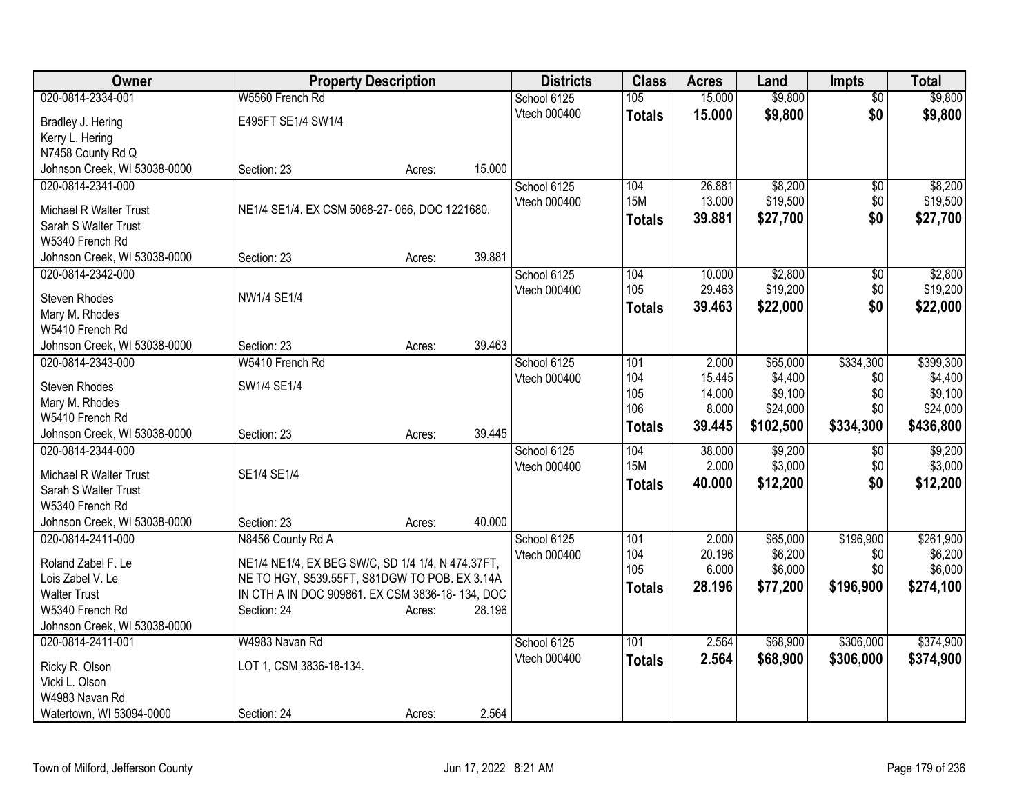| Owner | Property Description | Districts | Class | Acres | Land | Impts | Total |
|---|---|---|---|---|---|---|---|
| 020-0814-2334-001<br>Bradley J. Hering<br>Kerry L. Hering<br>N7458 County Rd Q<br>Johnson Creek, WI 53038-0000 | W5560 French Rd<br>E495FT SE1/4 SW1/4<br>Section: 23 Acres: 15.000 | School 6125<br>Vtech 000400 | 105<br>**Totals** | 15.000<br>**15.000** | $9,800<br>**$9,800** | $0<br>**$0** | $9,800<br>**$9,800** |
| 020-0814-2341-000<br>Michael R Walter Trust<br>Sarah S Walter Trust<br>W5340 French Rd<br>Johnson Creek, WI 53038-0000 | NE1/4 SE1/4. EX CSM 5068-27- 066, DOC 1221680.<br>Section: 23 Acres: 39.881 | School 6125<br>Vtech 000400 | 104<br>15M<br>**Totals** | 26.881<br>13.000<br>**39.881** | $8,200<br>$19,500<br>**$27,700** | $0<br>$0<br>**$0** | $8,200<br>$19,500<br>**$27,700** |
| 020-0814-2342-000<br>Steven Rhodes<br>Mary M. Rhodes<br>W5410 French Rd<br>Johnson Creek, WI 53038-0000 | NW1/4 SE1/4<br>Section: 23 Acres: 39.463 | School 6125<br>Vtech 000400 | 104<br>105<br>**Totals** | 10.000<br>29.463<br>**39.463** | $2,800<br>$19,200<br>**$22,000** | $0<br>$0<br>**$0** | $2,800<br>$19,200<br>**$22,000** |
| 020-0814-2343-000<br>Steven Rhodes<br>Mary M. Rhodes<br>W5410 French Rd<br>Johnson Creek, WI 53038-0000 | W5410 French Rd<br>SW1/4 SE1/4<br>Section: 23 Acres: 39.445 | School 6125<br>Vtech 000400 | 101<br>104<br>105<br>106<br>**Totals** | 2.000<br>15.445<br>14.000<br>8.000<br>**39.445** | $65,000<br>$4,400<br>$9,100<br>$24,000<br>**$102,500** | $334,300<br>$0<br>$0<br>$0<br>**$334,300** | $399,300<br>$4,400<br>$9,100<br>$24,000<br>**$436,800** |
| 020-0814-2344-000<br>Michael R Walter Trust<br>Sarah S Walter Trust<br>W5340 French Rd<br>Johnson Creek, WI 53038-0000 | SE1/4 SE1/4<br>Section: 23 Acres: 40.000 | School 6125<br>Vtech 000400 | 104<br>15M<br>**Totals** | 38.000<br>2.000<br>**40.000** | $9,200<br>$3,000<br>**$12,200** | $0<br>$0<br>**$0** | $9,200<br>$3,000<br>**$12,200** |
| 020-0814-2411-000<br>Roland Zabel F. Le<br>Lois Zabel V. Le<br>Walter Trust<br>W5340 French Rd<br>Johnson Creek, WI 53038-0000 | N8456 County Rd A<br>NE1/4 NE1/4, EX BEG SW/C, SD 1/4 1/4, N 474.37FT, NE TO HGY, S539.55FT, S81DGW TO POB. EX 3.14A IN CTH A IN DOC 909861. EX CSM 3836-18- 134, DOC<br>Section: 24 Acres: 28.196 | School 6125<br>Vtech 000400 | 101<br>104<br>105<br>**Totals** | 2.000<br>20.196<br>6.000<br>**28.196** | $65,000<br>$6,200<br>$6,000<br>**$77,200** | $196,900<br>$0<br>$0<br>**$196,900** | $261,900<br>$6,200<br>$6,000<br>**$274,100** |
| 020-0814-2411-001<br>Ricky R. Olson<br>Vicki L. Olson<br>W4983 Navan Rd<br>Watertown, WI 53094-0000 | W4983 Navan Rd<br>LOT 1, CSM 3836-18-134.<br>Section: 24 Acres: 2.564 | School 6125<br>Vtech 000400 | 101<br>**Totals** | 2.564<br>**2.564** | $68,900<br>**$68,900** | $306,000<br>**$306,000** | $374,900<br>**$374,900** |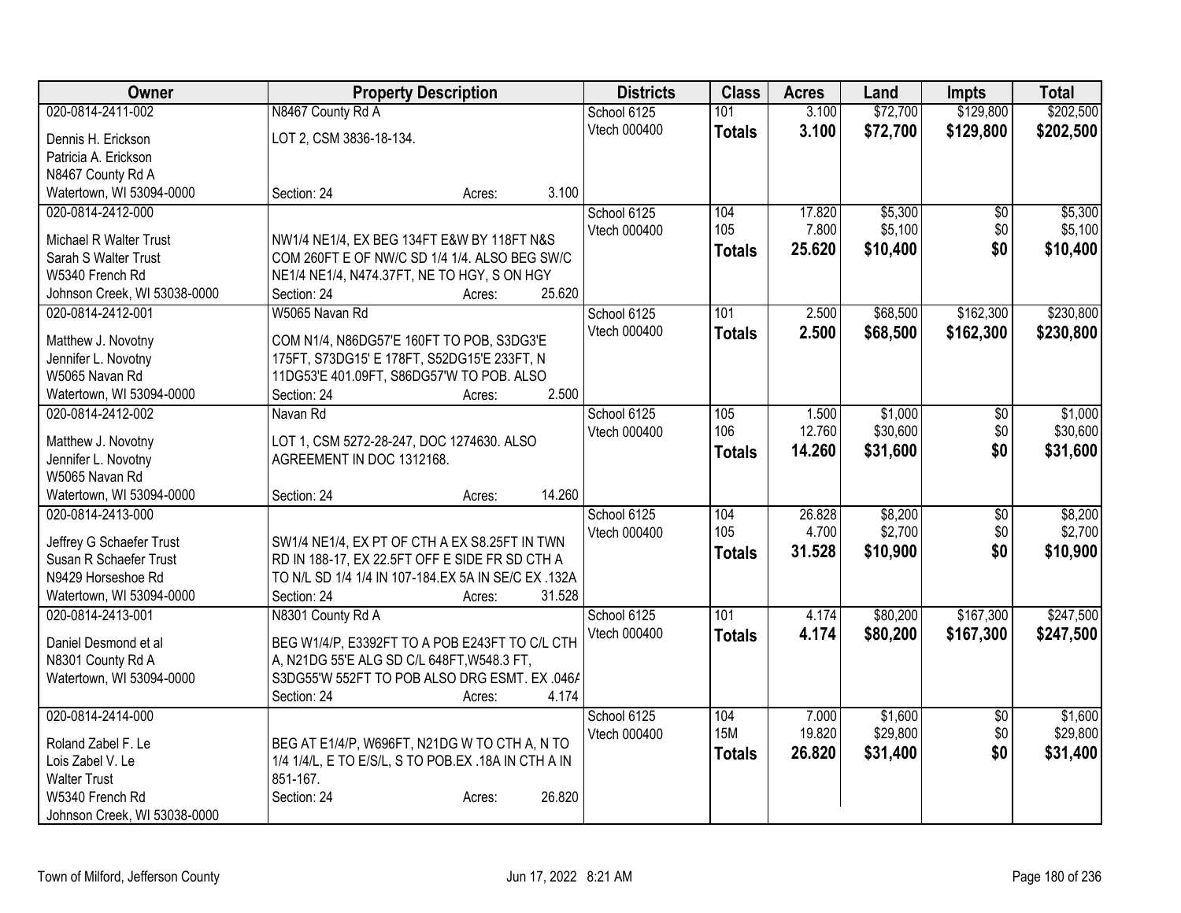| Owner | Property Description | Districts | Class | Acres | Land | Impts | Total |
|---|---|---|---|---|---|---|---|
| 020-0814-2411-002<br>Dennis H. Erickson<br>Patricia A. Erickson<br>N8467 County Rd A<br>Watertown, WI 53094-0000 | N8467 County Rd A<br>LOT 2, CSM 3836-18-134.<br>Section: 24 Acres: 3.100 | School 6125<br>Vtech 000400 | 101<br>**Totals** | 3.100<br>**3.100** | $72,700<br>**$72,700** | $129,800<br>**$129,800** | $202,500<br>**$202,500** |
| 020-0814-2412-000<br>Michael R Walter Trust<br>Sarah S Walter Trust<br>W5340 French Rd<br>Johnson Creek, WI 53038-0000 | NW1/4 NE1/4, EX BEG 134FT E&W BY 118FT N&S COM 260FT E OF NW/C SD 1/4 1/4. ALSO BEG SW/C NE1/4 NE1/4, N474.37FT, NE TO HGY, S ON HGY<br>Section: 24 Acres: 25.620 | School 6125<br>Vtech 000400 | 104<br>105<br>**Totals** | 17.820<br>7.800<br>**25.620** | $5,300<br>$5,100<br>**$10,400** | $0<br>$0<br>**$0** | $5,300<br>$5,100<br>**$10,400** |
| 020-0814-2412-001<br>Matthew J. Novotny<br>Jennifer L. Novotny<br>W5065 Navan Rd<br>Watertown, WI 53094-0000 | W5065 Navan Rd<br>COM N1/4, N86DG57'E 160FT TO POB, S3DG3'E 175FT, S73DG15' E 178FT, S52DG15'E 233FT, N 11DG53'E 401.09FT, S86DG57'W TO POB. ALSO<br>Section: 24 Acres: 2.500 | School 6125<br>Vtech 000400 | 101<br>**Totals** | 2.500<br>**2.500** | $68,500<br>**$68,500** | $162,300<br>**$162,300** | $230,800<br>**$230,800** |
| 020-0814-2412-002<br>Matthew J. Novotny<br>Jennifer L. Novotny<br>W5065 Navan Rd<br>Watertown, WI 53094-0000 | Navan Rd<br>LOT 1, CSM 5272-28-247, DOC 1274630. ALSO AGREEMENT IN DOC 1312168.<br>Section: 24 Acres: 14.260 | School 6125<br>Vtech 000400 | 105<br>106<br>**Totals** | 1.500<br>12.760<br>**14.260** | $1,000<br>$30,600<br>**$31,600** | $0<br>$0<br>**$0** | $1,000<br>$30,600<br>**$31,600** |
| 020-0814-2413-000<br>Jeffrey G Schaefer Trust<br>Susan R Schaefer Trust<br>N9429 Horseshoe Rd<br>Watertown, WI 53094-0000 | SW1/4 NE1/4, EX PT OF CTH A EX S8.25FT IN TWN RD IN 188-17, EX 22.5FT OFF E SIDE FR SD CTH A TO N/L SD 1/4 1/4 IN 107-184.EX 5A IN SE/C EX .132A<br>Section: 24 Acres: 31.528 | School 6125<br>Vtech 000400 | 104<br>105<br>**Totals** | 26.828<br>4.700<br>**31.528** | $8,200<br>$2,700<br>**$10,900** | $0<br>$0<br>**$0** | $8,200<br>$2,700<br>**$10,900** |
| 020-0814-2413-001<br>Daniel Desmond et al<br>N8301 County Rd A<br>Watertown, WI 53094-0000 | N8301 County Rd A<br>BEG W1/4/P, E3392FT TO A POB E243FT TO C/L CTH A, N21DG 55'E ALG SD C/L 648FT,W548.3 FT, S3DG55'W 552FT TO POB ALSO DRG ESMT. EX .046A<br>Section: 24 Acres: 4.174 | School 6125<br>Vtech 000400 | 101<br>**Totals** | 4.174<br>**4.174** | $80,200<br>**$80,200** | $167,300<br>**$167,300** | $247,500<br>**$247,500** |
| 020-0814-2414-000<br>Roland Zabel F. Le<br>Lois Zabel V. Le<br>Walter Trust<br>W5340 French Rd<br>Johnson Creek, WI 53038-0000 | BEG AT E1/4/P, W696FT, N21DG W TO CTH A, N TO 1/4 1/4/L, E TO E/S/L, S TO POB.EX .18A IN CTH A IN 851-167.<br>Section: 24 Acres: 26.820 | School 6125<br>Vtech 000400 | 104<br>15M<br>**Totals** | 7.000<br>19.820<br>**26.820** | $1,600<br>$29,800<br>**$31,400** | $0<br>$0<br>**$0** | $1,600<br>$29,800<br>**$31,400** |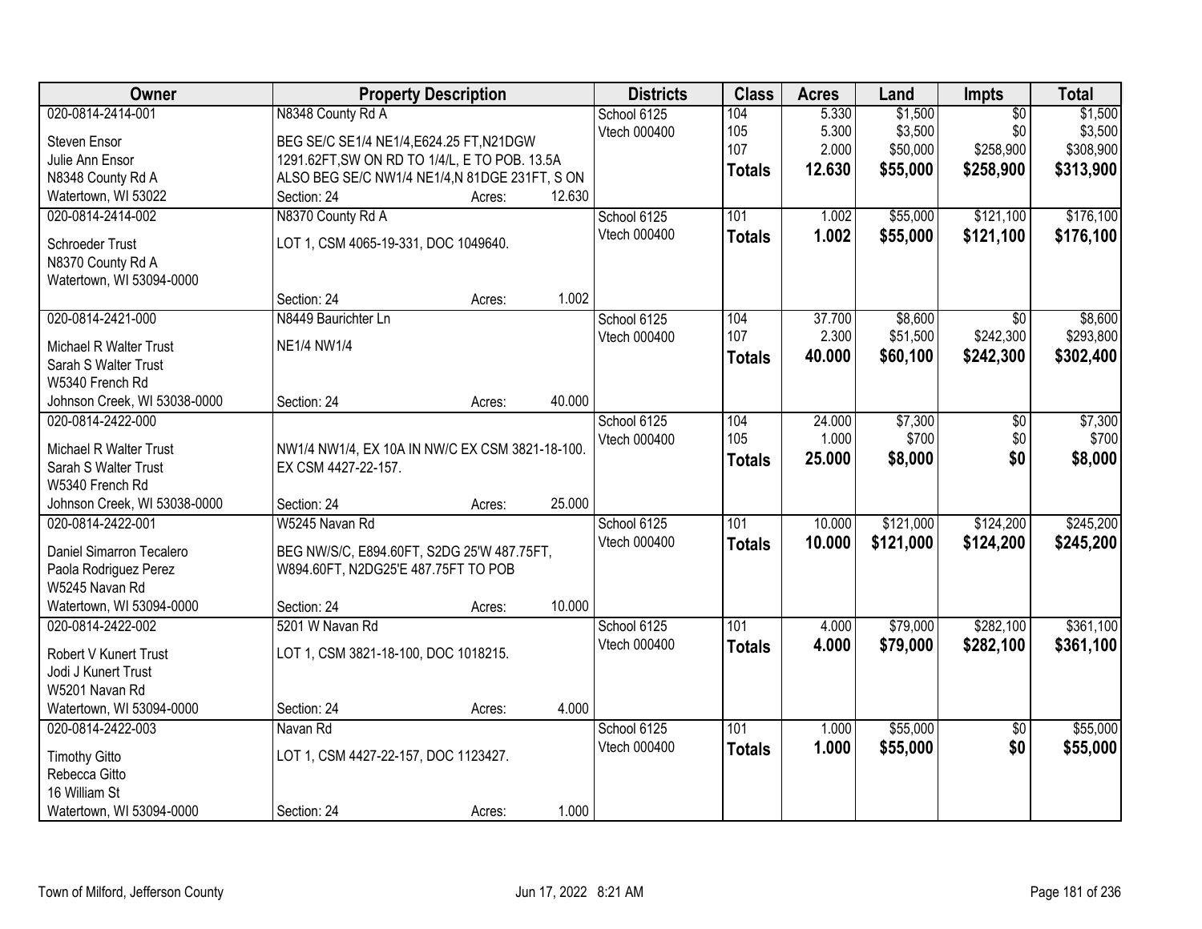| Owner | Property Description | Districts | Class | Acres | Land | Impts | Total |
|---|---|---|---|---|---|---|---|
| 020-0814-2414-001 | N8348 County Rd A | School 6125 | 104 | 5.330 | $1,500 | $0 | $1,500 |
| Steven Ensor | BEG SE/C SE1/4 NE1/4,E624.25 FT,N21DGW | Vtech 000400 | 105 | 5.300 | $3,500 | $0 | $3,500 |
| Julie Ann Ensor | 1291.62FT,SW ON RD TO 1/4/L, E TO POB. 13.5A | | 107 | 2.000 | $50,000 | $258,900 | $308,900 |
| N8348 County Rd A | ALSO BEG SE/C NW1/4 NE1/4,N 81DGE 231FT, S ON | | **Totals** | **12.630** | **$55,000** | **$258,900** | **$313,900** |
| Watertown, WI 53022 | Section: 24 Acres: 12.630 | | | | | | |
| 020-0814-2414-002 | N8370 County Rd A | School 6125 | 101 | 1.002 | $55,000 | $121,100 | $176,100 |
| Schroeder Trust | LOT 1, CSM 4065-19-331, DOC 1049640. | Vtech 000400 | **Totals** | **1.002** | **$55,000** | **$121,100** | **$176,100** |
| N8370 County Rd A | | | | | | | |
| Watertown, WI 53094-0000 | | | | | | | |
| | Section: 24 Acres: 1.002 | | | | | | |
| 020-0814-2421-000 | N8449 Baurichter Ln | School 6125 | 104 | 37.700 | $8,600 | $0 | $8,600 |
| Michael R Walter Trust | NE1/4 NW1/4 | Vtech 000400 | 107 | 2.300 | $51,500 | $242,300 | $293,800 |
| Sarah S Walter Trust | | | **Totals** | **40.000** | **$60,100** | **$242,300** | **$302,400** |
| W5340 French Rd | | | | | | | |
| Johnson Creek, WI 53038-0000 | Section: 24 Acres: 40.000 | | | | | | |
| 020-0814-2422-000 | | School 6125 | 104 | 24.000 | $7,300 | $0 | $7,300 |
| Michael R Walter Trust | NW1/4 NW1/4, EX 10A IN NW/C EX CSM 3821-18-100. | Vtech 000400 | 105 | 1.000 | $700 | $0 | $700 |
| Sarah S Walter Trust | EX CSM 4427-22-157. | | **Totals** | **25.000** | **$8,000** | **$0** | **$8,000** |
| W5340 French Rd | | | | | | | |
| Johnson Creek, WI 53038-0000 | Section: 24 Acres: 25.000 | | | | | | |
| 020-0814-2422-001 | W5245 Navan Rd | School 6125 | 101 | 10.000 | $121,000 | $124,200 | $245,200 |
| Daniel Simarron Tecalero | BEG NW/S/C, E894.60FT, S2DG 25'W 487.75FT, | Vtech 000400 | **Totals** | **10.000** | **$121,000** | **$124,200** | **$245,200** |
| Paola Rodriguez Perez | W894.60FT, N2DG25'E 487.75FT TO POB | | | | | | |
| W5245 Navan Rd | | | | | | | |
| Watertown, WI 53094-0000 | Section: 24 Acres: 10.000 | | | | | | |
| 020-0814-2422-002 | 5201 W Navan Rd | School 6125 | 101 | 4.000 | $79,000 | $282,100 | $361,100 |
| Robert V Kunert Trust | LOT 1, CSM 3821-18-100, DOC 1018215. | Vtech 000400 | **Totals** | **4.000** | **$79,000** | **$282,100** | **$361,100** |
| Jodi J Kunert Trust | | | | | | | |
| W5201 Navan Rd | | | | | | | |
| Watertown, WI 53094-0000 | Section: 24 Acres: 4.000 | | | | | | |
| 020-0814-2422-003 | Navan Rd | School 6125 | 101 | 1.000 | $55,000 | $0 | $55,000 |
| Timothy Gitto | LOT 1, CSM 4427-22-157, DOC 1123427. | Vtech 000400 | **Totals** | **1.000** | **$55,000** | **$0** | **$55,000** |
| Rebecca Gitto | | | | | | | |
| 16 William St | | | | | | | |
| Watertown, WI 53094-0000 | Section: 24 Acres: 1.000 | | | | | | |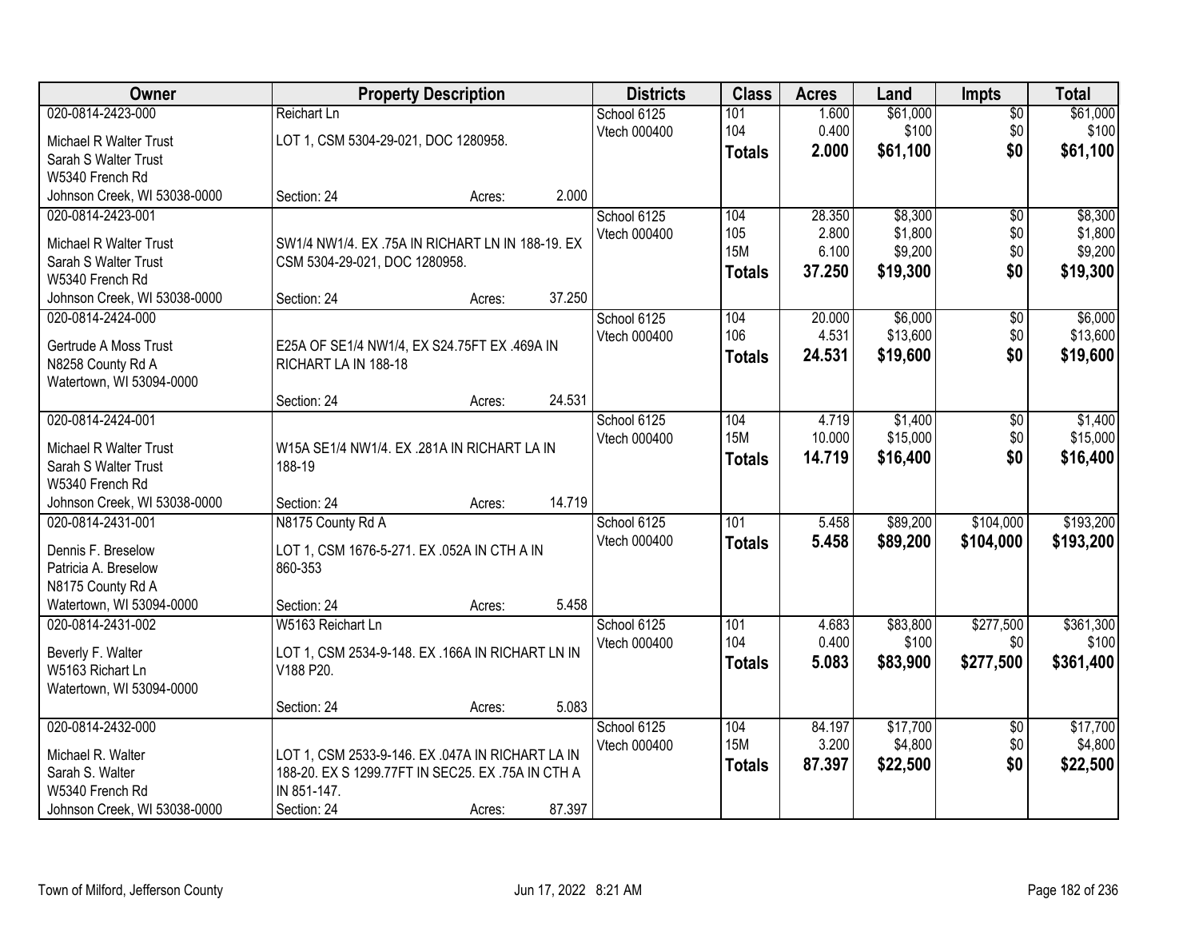| Owner | Property Description | Districts | Class | Acres | Land | Impts | Total |
|---|---|---|---|---|---|---|---|
| 020-0814-2423-000<br>Michael R Walter Trust<br>Sarah S Walter Trust<br>W5340 French Rd<br>Johnson Creek, WI 53038-0000 | Reichart Ln<br>LOT 1, CSM 5304-29-021, DOC 1280958.<br>Section: 24 Acres: 2.000 | School 6125<br>Vtech 000400 | 101<br>104<br>**Totals** | 1.600<br>0.400<br>**2.000** | $61,000<br>$100<br>**$61,100** | $0<br>$0<br>**$0** | $61,000<br>$100<br>**$61,100** |
| 020-0814-2423-001<br>Michael R Walter Trust<br>Sarah S Walter Trust<br>W5340 French Rd<br>Johnson Creek, WI 53038-0000 | SW1/4 NW1/4. EX .75A IN RICHART LN IN 188-19. EX CSM 5304-29-021, DOC 1280958.<br>Section: 24 Acres: 37.250 | School 6125<br>Vtech 000400 | 104<br>105<br>15M<br>**Totals** | 28.350<br>2.800<br>6.100<br>**37.250** | $8,300<br>$1,800<br>$9,200<br>**$19,300** | $0<br>$0<br>$0<br>**$0** | $8,300<br>$1,800<br>$9,200<br>**$19,300** |
| 020-0814-2424-000<br>Gertrude A Moss Trust<br>N8258 County Rd A<br>Watertown, WI 53094-0000 | E25A OF SE1/4 NW1/4, EX S24.75FT EX .469A IN RICHART LA IN 188-18<br>Section: 24 Acres: 24.531 | School 6125<br>Vtech 000400 | 104<br>106<br>**Totals** | 20.000<br>4.531<br>**24.531** | $6,000<br>$13,600<br>**$19,600** | $0<br>$0<br>**$0** | $6,000<br>$13,600<br>**$19,600** |
| 020-0814-2424-001<br>Michael R Walter Trust<br>Sarah S Walter Trust<br>W5340 French Rd<br>Johnson Creek, WI 53038-0000 | W15A SE1/4 NW1/4. EX .281A IN RICHART LA IN 188-19<br>Section: 24 Acres: 14.719 | School 6125<br>Vtech 000400 | 104<br>15M<br>**Totals** | 4.719<br>10.000<br>**14.719** | $1,400<br>$15,000<br>**$16,400** | $0<br>$0<br>**$0** | $1,400<br>$15,000<br>**$16,400** |
| 020-0814-2431-001<br>Dennis F. Breselow<br>Patricia A. Breselow<br>N8175 County Rd A<br>Watertown, WI 53094-0000 | N8175 County Rd A<br>LOT 1, CSM 1676-5-271. EX .052A IN CTH A IN 860-353<br>Section: 24 Acres: 5.458 | School 6125<br>Vtech 000400 | 101<br>**Totals** | 5.458<br>**5.458** | $89,200<br>**$89,200** | $104,000<br>**$104,000** | $193,200<br>**$193,200** |
| 020-0814-2431-002<br>Beverly F. Walter<br>W5163 Richart Ln<br>Watertown, WI 53094-0000 | W5163 Reichart Ln<br>LOT 1, CSM 2534-9-148. EX .166A IN RICHART LN IN V188 P20.<br>Section: 24 Acres: 5.083 | School 6125<br>Vtech 000400 | 101<br>104<br>**Totals** | 4.683<br>0.400<br>**5.083** | $83,800<br>$100<br>**$83,900** | $277,500<br>$0<br>**$277,500** | $361,300<br>$100<br>**$361,400** |
| 020-0814-2432-000<br>Michael R. Walter<br>Sarah S. Walter<br>W5340 French Rd<br>Johnson Creek, WI 53038-0000 | LOT 1, CSM 2533-9-146. EX .047A IN RICHART LA IN 188-20. EX S 1299.77FT IN SEC25. EX .75A IN CTH A IN 851-147.<br>Section: 24 Acres: 87.397 | School 6125<br>Vtech 000400 | 104<br>15M<br>**Totals** | 84.197<br>3.200<br>**87.397** | $17,700<br>$4,800<br>**$22,500** | $0<br>$0<br>**$0** | $17,700<br>$4,800<br>**$22,500** |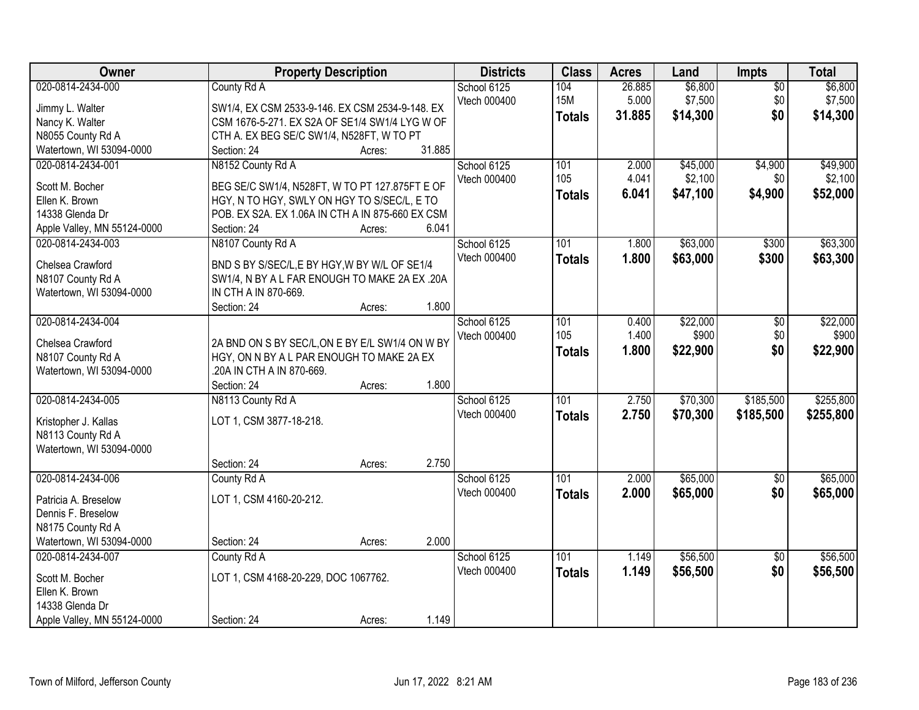| Owner | Property Description | Districts | Class | Acres | Land | Impts | Total |
|---|---|---|---|---|---|---|---|
| 020-0814-2434-000 | County Rd A | School 6125 | 104 | 26.885 | $6,800 | $0 | $6,800 |
| Jimmy L. Walter | SW1/4, EX CSM 2533-9-146. EX CSM 2534-9-148. EX | Vtech 000400 | 15M | 5.000 | $7,500 | $0 | $7,500 |
| Nancy K. Walter | CSM 1676-5-271. EX S2A OF SE1/4 SW1/4 LYG W OF | | **Totals** | **31.885** | **$14,300** | **$0** | **$14,300** |
| N8055 County Rd A | CTH A. EX BEG SE/C SW1/4, N528FT, W TO PT | | | | | | |
| Watertown, WI 53094-0000 | Section: 24 Acres: 31.885 | | | | | | |
| 020-0814-2434-001 | N8152 County Rd A | School 6125 | 101 | 2.000 | $45,000 | $4,900 | $49,900 |
| Scott M. Bocher | BEG SE/C SW1/4, N528FT, W TO PT 127.875FT E OF | Vtech 000400 | 105 | 4.041 | $2,100 | $0 | $2,100 |
| Ellen K. Brown | HGY, N TO HGY, SWLY ON HGY TO S/SEC/L, E TO | | **Totals** | **6.041** | **$47,100** | **$4,900** | **$52,000** |
| 14338 Glenda Dr | POB. EX S2A. EX 1.06A IN CTH A IN 875-660 EX CSM | | | | | | |
| Apple Valley, MN 55124-0000 | Section: 24 Acres: 6.041 | | | | | | |
| 020-0814-2434-003 | N8107 County Rd A | School 6125 | 101 | 1.800 | $63,000 | $300 | $63,300 |
| Chelsea Crawford | BND S BY S/SEC/L,E BY HGY,W BY W/L OF SE1/4 | Vtech 000400 | **Totals** | **1.800** | **$63,000** | **$300** | **$63,300** |
| N8107 County Rd A | SW1/4, N BY A L FAR ENOUGH TO MAKE 2A EX .20A | | | | | | |
| Watertown, WI 53094-0000 | IN CTH A IN 870-669. | | | | | | |
| | Section: 24 Acres: 1.800 | | | | | | |
| 020-0814-2434-004 | | School 6125 | 101 | 0.400 | $22,000 | $0 | $22,000 |
| Chelsea Crawford | 2A BND ON S BY SEC/L,ON E BY E/L SW1/4 ON W BY | Vtech 000400 | 105 | 1.400 | $900 | $0 | $900 |
| N8107 County Rd A | HGY, ON N BY A L PAR ENOUGH TO MAKE 2A EX | | **Totals** | **1.800** | **$22,900** | **$0** | **$22,900** |
| Watertown, WI 53094-0000 | .20A IN CTH A IN 870-669. | | | | | | |
| | Section: 24 Acres: 1.800 | | | | | | |
| 020-0814-2434-005 | N8113 County Rd A | School 6125 | 101 | 2.750 | $70,300 | $185,500 | $255,800 |
| Kristopher J. Kallas | LOT 1, CSM 3877-18-218. | Vtech 000400 | **Totals** | **2.750** | **$70,300** | **$185,500** | **$255,800** |
| N8113 County Rd A | | | | | | | |
| Watertown, WI 53094-0000 | | | | | | | |
| | Section: 24 Acres: 2.750 | | | | | | |
| 020-0814-2434-006 | County Rd A | School 6125 | 101 | 2.000 | $65,000 | $0 | $65,000 |
| Patricia A. Breselow | LOT 1, CSM 4160-20-212. | Vtech 000400 | **Totals** | **2.000** | **$65,000** | **$0** | **$65,000** |
| Dennis F. Breselow | | | | | | | |
| N8175 County Rd A | | | | | | | |
| Watertown, WI 53094-0000 | Section: 24 Acres: 2.000 | | | | | | |
| 020-0814-2434-007 | County Rd A | School 6125 | 101 | 1.149 | $56,500 | $0 | $56,500 |
| Scott M. Bocher | LOT 1, CSM 4168-20-229, DOC 1067762. | Vtech 000400 | **Totals** | **1.149** | **$56,500** | **$0** | **$56,500** |
| Ellen K. Brown | | | | | | | |
| 14338 Glenda Dr | | | | | | | |
| Apple Valley, MN 55124-0000 | Section: 24 Acres: 1.149 | | | | | | |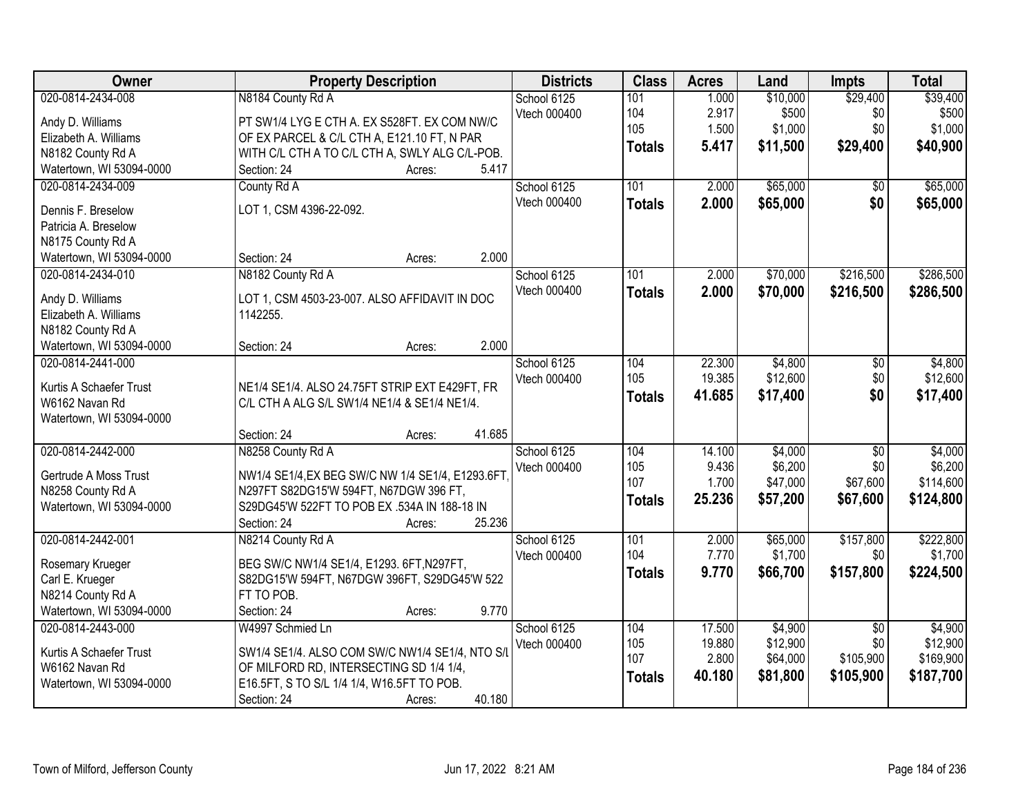| Owner | Property Description | Districts | Class | Acres | Land | Impts | Total |
|---|---|---|---|---|---|---|---|
| 020-0814-2434-008<br><br>Andy D. Williams<br>Elizabeth A. Williams<br>N8182 County Rd A<br>Watertown, WI 53094-0000 | N8184 County Rd A<br><br>PT SW1/4 LYG E CTH A. EX S528FT. EX COM NW/C OF EX PARCEL & C/L CTH A, E121.10 FT, N PAR WITH C/L CTH A TO C/L CTH A, SWLY ALG C/L-POB.<br>Section: 24 Acres: 5.417 | School 6125<br>Vtech 000400 | 101<br>104<br>105<br>**Totals** | 1.000<br>2.917<br>1.500<br>**5.417** | $10,000<br>$500<br>$1,000<br>**$11,500** | $29,400<br>$0<br>$0<br>**$29,400** | $39,400<br>$500<br>$1,000<br>**$40,900** |
| 020-0814-2434-009<br><br>Dennis F. Breselow<br>Patricia A. Breselow<br>N8175 County Rd A<br>Watertown, WI 53094-0000 | County Rd A<br><br>LOT 1, CSM 4396-22-092.<br><br>Section: 24 Acres: 2.000 | School 6125<br>Vtech 000400 | 101<br>**Totals** | 2.000<br>**2.000** | $65,000<br>**$65,000** | $0<br>**$0** | $65,000<br>**$65,000** |
| 020-0814-2434-010<br><br>Andy D. Williams<br>Elizabeth A. Williams<br>N8182 County Rd A<br>Watertown, WI 53094-0000 | N8182 County Rd A<br><br>LOT 1, CSM 4503-23-007. ALSO AFFIDAVIT IN DOC 1142255.<br><br>Section: 24 Acres: 2.000 | School 6125<br>Vtech 000400 | 101<br>**Totals** | 2.000<br>**2.000** | $70,000<br>**$70,000** | $216,500<br>**$216,500** | $286,500<br>**$286,500** |
| 020-0814-2441-000<br><br>Kurtis A Schaefer Trust<br>W6162 Navan Rd<br>Watertown, WI 53094-0000 | <br><br>NE1/4 SE1/4. ALSO 24.75FT STRIP EXT E429FT, FR C/L CTH A ALG S/L SW1/4 NE1/4 & SE1/4 NE1/4.<br><br>Section: 24 Acres: 41.685 | School 6125<br>Vtech 000400 | 104<br>105<br>**Totals** | 22.300<br>19.385<br>**41.685** | $4,800<br>$12,600<br>**$17,400** | $0<br>$0<br>**$0** | $4,800<br>$12,600<br>**$17,400** |
| 020-0814-2442-000<br><br>Gertrude A Moss Trust<br>N8258 County Rd A<br>Watertown, WI 53094-0000 | N8258 County Rd A<br><br>NW1/4 SE1/4,EX BEG SW/C NW 1/4 SE1/4, E1293.6FT, N297FT S82DG15'W 594FT, N67DGW 396 FT, S29DG45'W 522FT TO POB EX .534A IN 188-18 IN<br>Section: 24 Acres: 25.236 | School 6125<br>Vtech 000400 | 104<br>105<br>107<br>**Totals** | 14.100<br>9.436<br>1.700<br>**25.236** | $4,000<br>$6,200<br>$47,000<br>**$57,200** | $0<br>$0<br>$67,600<br>**$67,600** | $4,000<br>$6,200<br>$114,600<br>**$124,800** |
| 020-0814-2442-001<br><br>Rosemary Krueger<br>Carl E. Krueger<br>N8214 County Rd A<br>Watertown, WI 53094-0000 | N8214 County Rd A<br><br>BEG SW/C NW1/4 SE1/4, E1293. 6FT,N297FT, S82DG15'W 594FT, N67DGW 396FT, S29DG45'W 522 FT TO POB.<br>Section: 24 Acres: 9.770 | School 6125<br>Vtech 000400 | 101<br>104<br>**Totals** | 2.000<br>7.770<br>**9.770** | $65,000<br>$1,700<br>**$66,700** | $157,800<br>$0<br>**$157,800** | $222,800<br>$1,700<br>**$224,500** |
| 020-0814-2443-000<br><br>Kurtis A Schaefer Trust<br>W6162 Navan Rd<br>Watertown, WI 53094-0000 | W4997 Schmied Ln<br><br>SW1/4 SE1/4. ALSO COM SW/C NW1/4 SE1/4, NTO S/L OF MILFORD RD, INTERSECTING SD 1/4 1/4, E16.5FT, S TO S/L 1/4 1/4, W16.5FT TO POB.<br>Section: 24 Acres: 40.180 | School 6125<br>Vtech 000400 | 104<br>105<br>107<br>**Totals** | 17.500<br>19.880<br>2.800<br>**40.180** | $4,900<br>$12,900<br>$64,000<br>**$81,800** | $0<br>$0<br>$105,900<br>**$105,900** | $4,900<br>$12,900<br>$169,900<br>**$187,700** |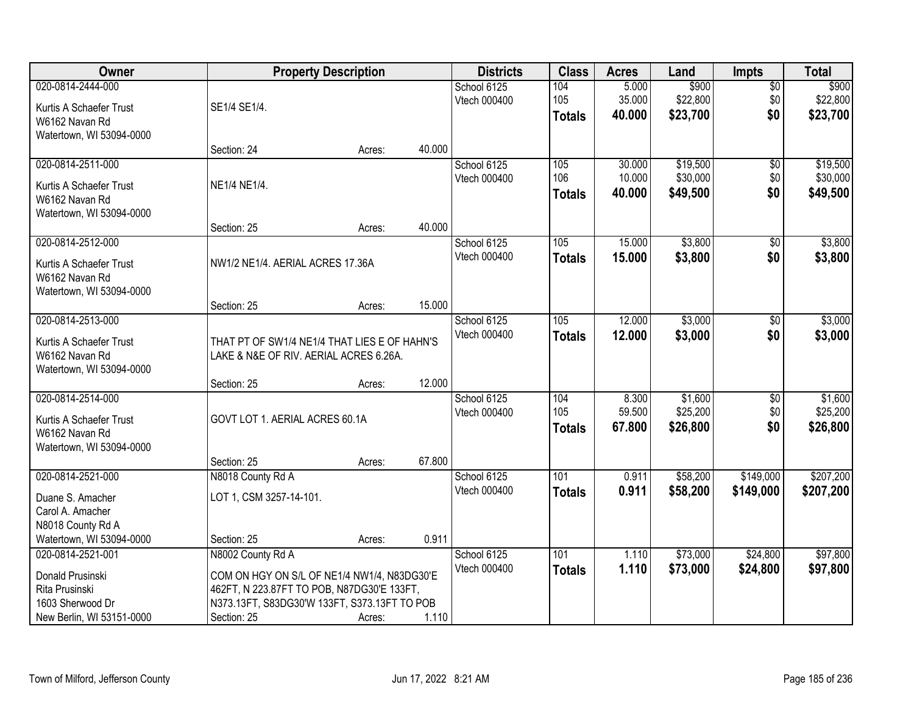| Owner | Property Description | | | Districts | Class | Acres | Land | Impts | Total |
|---|---|---|---|---|---|---|---|---|---|
| 020-0814-2444-000<br>Kurtis A Schaefer Trust<br>W6162 Navan Rd<br>Watertown, WI 53094-0000 | SE1/4 SE1/4.<br>Section: 24 | Acres: | 40.000 | School 6125<br>Vtech 000400 | 104<br>105<br>**Totals** | 5.000<br>35.000<br>**40.000** | $900<br>$22,800<br>**$23,700** | $0<br>$0<br>**$0** | $900<br>$22,800<br>**$23,700** |
| 020-0814-2511-000<br>Kurtis A Schaefer Trust<br>W6162 Navan Rd<br>Watertown, WI 53094-0000 | NE1/4 NE1/4.<br>Section: 25 | Acres: | 40.000 | School 6125<br>Vtech 000400 | 105<br>106<br>**Totals** | 30.000<br>10.000<br>**40.000** | $19,500<br>$30,000<br>**$49,500** | $0<br>$0<br>**$0** | $19,500<br>$30,000<br>**$49,500** |
| 020-0814-2512-000<br>Kurtis A Schaefer Trust<br>W6162 Navan Rd<br>Watertown, WI 53094-0000 | NW1/2 NE1/4. AERIAL ACRES 17.36A<br>Section: 25 | Acres: | 15.000 | School 6125<br>Vtech 000400 | 105<br>**Totals** | 15.000<br>**15.000** | $3,800<br>**$3,800** | $0<br>**$0** | $3,800<br>**$3,800** |
| 020-0814-2513-000<br>Kurtis A Schaefer Trust<br>W6162 Navan Rd<br>Watertown, WI 53094-0000 | THAT PT OF SW1/4 NE1/4 THAT LIES E OF HAHN'S LAKE & N&E OF RIV. AERIAL ACRES 6.26A.<br>Section: 25 | Acres: | 12.000 | School 6125<br>Vtech 000400 | 105<br>**Totals** | 12.000<br>**12.000** | $3,000<br>**$3,000** | $0<br>**$0** | $3,000<br>**$3,000** |
| 020-0814-2514-000<br>Kurtis A Schaefer Trust<br>W6162 Navan Rd<br>Watertown, WI 53094-0000 | GOVT LOT 1. AERIAL ACRES 60.1A<br>Section: 25 | Acres: | 67.800 | School 6125<br>Vtech 000400 | 104<br>105<br>**Totals** | 8.300<br>59.500<br>**67.800** | $1,600<br>$25,200<br>**$26,800** | $0<br>$0<br>**$0** | $1,600<br>$25,200<br>**$26,800** |
| 020-0814-2521-000<br>Duane S. Amacher<br>Carol A. Amacher<br>N8018 County Rd A<br>Watertown, WI 53094-0000 | N8018 County Rd A<br>LOT 1, CSM 3257-14-101.<br>Section: 25 | Acres: | 0.911 | School 6125<br>Vtech 000400 | 101<br>**Totals** | 0.911<br>**0.911** | $58,200<br>**$58,200** | $149,000<br>**$149,000** | $207,200<br>**$207,200** |
| 020-0814-2521-001<br>Donald Prusinski<br>Rita Prusinski<br>1603 Sherwood Dr<br>New Berlin, WI 53151-0000 | N8002 County Rd A<br>COM ON HGY ON S/L OF NE1/4 NW1/4, N83DG30'E 462FT, N 223.87FT TO POB, N87DG30'E 133FT, N373.13FT, S83DG30'W 133FT, S373.13FT TO POB<br>Section: 25 | Acres: | 1.110 | School 6125<br>Vtech 000400 | 101<br>**Totals** | 1.110<br>**1.110** | $73,000<br>**$73,000** | $24,800<br>**$24,800** | $97,800<br>**$97,800** |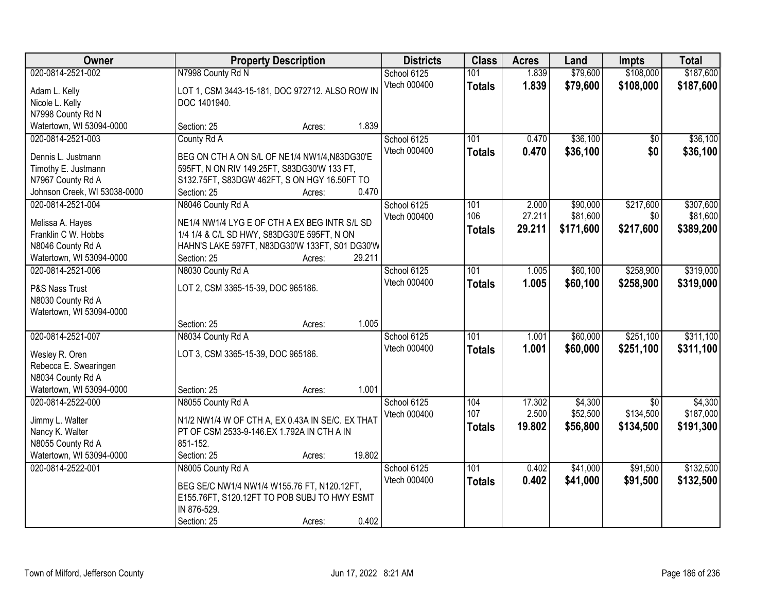| Owner | Property Description | Districts | Class | Acres | Land | Impts | Total |
|---|---|---|---|---|---|---|---|
| 020-0814-2521-002 | N7998 County Rd N | School 6125 | 101 | 1.839 | $79,600 | $108,000 | $187,600 |
| Adam L. Kelly | LOT 1, CSM 3443-15-181, DOC 972712. ALSO ROW IN | Vtech 000400 | **Totals** | **1.839** | **$79,600** | **$108,000** | **$187,600** |
| Nicole L. Kelly | DOC 1401940. | | | | | | |
| N7998 County Rd N | | | | | | | |
| Watertown, WI 53094-0000 | Section: 25 Acres: 1.839 | | | | | | |
| 020-0814-2521-003 | County Rd A | School 6125 | 101 | 0.470 | $36,100 | $0 | $36,100 |
| Dennis L. Justmann | BEG ON CTH A ON S/L OF NE1/4 NW1/4,N83DG30'E | Vtech 000400 | **Totals** | **0.470** | **$36,100** | **$0** | **$36,100** |
| Timothy E. Justmann | 595FT, N ON RIV 149.25FT, S83DG30'W 133 FT, | | | | | | |
| N7967 County Rd A | S132.75FT, S83DGW 462FT, S ON HGY 16.50FT TO | | | | | | |
| Johnson Creek, WI 53038-0000 | Section: 25 Acres: 0.470 | | | | | | |
| 020-0814-2521-004 | N8046 County Rd A | School 6125 | 101 | 2.000 | $90,000 | $217,600 | $307,600 |
| Melissa A. Hayes | NE1/4 NW1/4 LYG E OF CTH A EX BEG INTR S/L SD | Vtech 000400 | 106 | 27.211 | $81,600 | $0 | $81,600 |
| Franklin C W. Hobbs | 1/4 1/4 & C/L SD HWY, S83DG30'E 595FT, N ON | | **Totals** | **29.211** | **$171,600** | **$217,600** | **$389,200** |
| N8046 County Rd A | HAHN'S LAKE 597FT, N83DG30'W 133FT, S01 DG30'W | | | | | | |
| Watertown, WI 53094-0000 | Section: 25 Acres: 29.211 | | | | | | |
| 020-0814-2521-006 | N8030 County Rd A | School 6125 | 101 | 1.005 | $60,100 | $258,900 | $319,000 |
| P&S Nass Trust | LOT 2, CSM 3365-15-39, DOC 965186. | Vtech 000400 | **Totals** | **1.005** | **$60,100** | **$258,900** | **$319,000** |
| N8030 County Rd A | | | | | | | |
| Watertown, WI 53094-0000 | | | | | | | |
| | Section: 25 Acres: 1.005 | | | | | | |
| 020-0814-2521-007 | N8034 County Rd A | School 6125 | 101 | 1.001 | $60,000 | $251,100 | $311,100 |
| Wesley R. Oren | LOT 3, CSM 3365-15-39, DOC 965186. | Vtech 000400 | **Totals** | **1.001** | **$60,000** | **$251,100** | **$311,100** |
| Rebecca E. Swearingen | | | | | | | |
| N8034 County Rd A | | | | | | | |
| Watertown, WI 53094-0000 | Section: 25 Acres: 1.001 | | | | | | |
| 020-0814-2522-000 | N8055 County Rd A | School 6125 | 104 | 17.302 | $4,300 | $0 | $4,300 |
| Jimmy L. Walter | N1/2 NW1/4 W OF CTH A, EX 0.43A IN SE/C. EX THAT | Vtech 000400 | 107 | 2.500 | $52,500 | $134,500 | $187,000 |
| Nancy K. Walter | PT OF CSM 2533-9-146.EX 1.792A IN CTH A IN | | **Totals** | **19.802** | **$56,800** | **$134,500** | **$191,300** |
| N8055 County Rd A | 851-152. | | | | | | |
| Watertown, WI 53094-0000 | Section: 25 Acres: 19.802 | | | | | | |
| 020-0814-2522-001 | N8005 County Rd A | School 6125 | 101 | 0.402 | $41,000 | $91,500 | $132,500 |
| | BEG SE/C NW1/4 NW1/4 W155.76 FT, N120.12FT, | Vtech 000400 | **Totals** | **0.402** | **$41,000** | **$91,500** | **$132,500** |
| | E155.76FT, S120.12FT TO POB SUBJ TO HWY ESMT | | | | | | |
| | IN 876-529. | | | | | | |
| | Section: 25 Acres: 0.402 | | | | | | |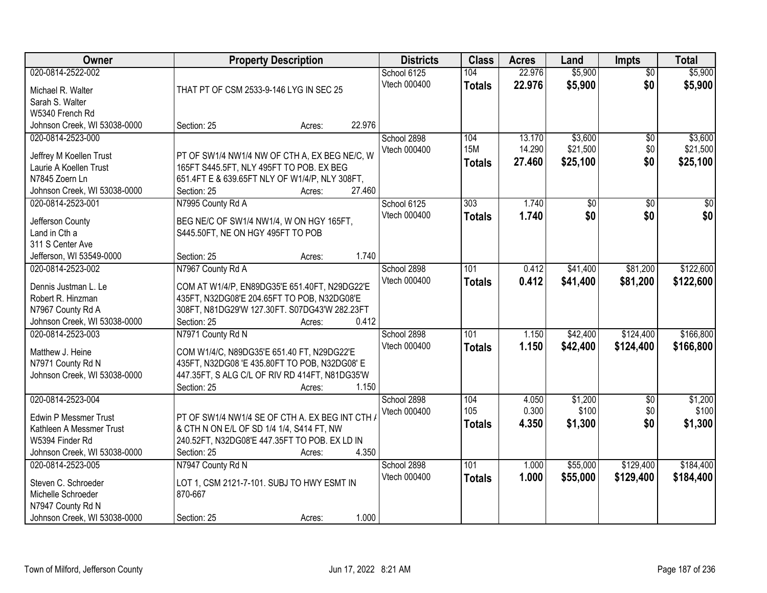| Owner | Property Description | Districts | Class | Acres | Land | Impts | Total |
|---|---|---|---|---|---|---|---|
| 020-0814-2522-002<br>Michael R. Walter<br>Sarah S. Walter<br>W5340 French Rd<br>Johnson Creek, WI 53038-0000 | THAT PT OF CSM 2533-9-146 LYG IN SEC 25<br>Section: 25 Acres: 22.976 | School 6125<br>Vtech 000400 | 104<br>**Totals** | 22.976<br>**22.976** | $5,900<br>**$5,900** | $0<br>**$0** | $5,900<br>**$5,900** |
| 020-0814-2523-000<br>Jeffrey M Koellen Trust<br>Laurie A Koellen Trust<br>N7845 Zoern Ln<br>Johnson Creek, WI 53038-0000 | PT OF SW1/4 NW1/4 NW OF CTH A, EX BEG NE/C, W 165FT S445.5FT, NLY 495FT TO POB. EX BEG 651.4FT E & 639.65FT NLY OF W1/4/P, NLY 308FT,<br>Section: 25 Acres: 27.460 | School 2898<br>Vtech 000400 | 104<br>15M<br>**Totals** | 13.170<br>14.290<br>**27.460** | $3,600<br>$21,500<br>**$25,100** | $0<br>$0<br>**$0** | $3,600<br>$21,500<br>**$25,100** |
| 020-0814-2523-001<br>Jefferson County<br>Land in Cth a<br>311 S Center Ave<br>Jefferson, WI 53549-0000 | N7995 County Rd A<br>BEG NE/C OF SW1/4 NW1/4, W ON HGY 165FT, S445.50FT, NE ON HGY 495FT TO POB<br>Section: 25 Acres: 1.740 | School 6125<br>Vtech 000400 | 303<br>**Totals** | 1.740<br>**1.740** | $0<br>**$0** | $0<br>**$0** | $0<br>**$0** |
| 020-0814-2523-002<br>Dennis Justman L. Le<br>Robert R. Hinzman<br>N7967 County Rd A<br>Johnson Creek, WI 53038-0000 | N7967 County Rd A<br>COM AT W1/4/P, EN89DG35'E 651.40FT, N29DG22'E 435FT, N32DG08'E 204.65FT TO POB, N32DG08'E 308FT, N81DG29'W 127.30FT. S07DG43'W 282.23FT<br>Section: 25 Acres: 0.412 | School 2898<br>Vtech 000400 | 101<br>**Totals** | 0.412<br>**0.412** | $41,400<br>**$41,400** | $81,200<br>**$81,200** | $122,600<br>**$122,600** |
| 020-0814-2523-003<br>Matthew J. Heine<br>N7971 County Rd N<br>Johnson Creek, WI 53038-0000 | N7971 County Rd N<br>COM W1/4/C, N89DG35'E 651.40 FT, N29DG22'E 435FT, N32DG08 'E 435.80FT TO POB, N32DG08' E 447.35FT, S ALG C/L OF RIV RD 414FT, N81DG35'W<br>Section: 25 Acres: 1.150 | School 2898<br>Vtech 000400 | 101<br>**Totals** | 1.150<br>**1.150** | $42,400<br>**$42,400** | $124,400<br>**$124,400** | $166,800<br>**$166,800** |
| 020-0814-2523-004<br>Edwin P Messmer Trust<br>Kathleen A Messmer Trust<br>W5394 Finder Rd<br>Johnson Creek, WI 53038-0000 | PT OF SW1/4 NW1/4 SE OF CTH A. EX BEG INT CTH A & CTH N ON E/L OF SD 1/4 1/4, S414 FT, NW 240.52FT, N32DG08'E 447.35FT TO POB. EX LD IN<br>Section: 25 Acres: 4.350 | School 2898<br>Vtech 000400 | 104<br>105<br>**Totals** | 4.050<br>0.300<br>**4.350** | $1,200<br>$100<br>**$1,300** | $0<br>$0<br>**$0** | $1,200<br>$100<br>**$1,300** |
| 020-0814-2523-005<br>Steven C. Schroeder<br>Michelle Schroeder<br>N7947 County Rd N<br>Johnson Creek, WI 53038-0000 | N7947 County Rd N<br>LOT 1, CSM 2121-7-101. SUBJ TO HWY ESMT IN 870-667<br>Section: 25 Acres: 1.000 | School 2898<br>Vtech 000400 | 101<br>**Totals** | 1.000<br>**1.000** | $55,000<br>**$55,000** | $129,400<br>**$129,400** | $184,400<br>**$184,400** |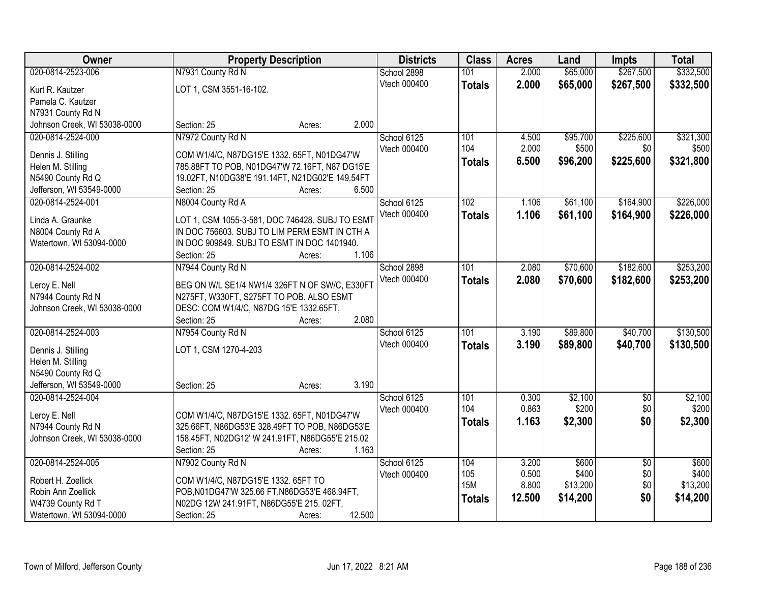| Owner | Property Description | Districts | Class | Acres | Land | Impts | Total |
|---|---|---|---|---|---|---|---|
| 020-0814-2523-006<br>Kurt R. Kautzer<br>Pamela C. Kautzer<br>N7931 County Rd N<br>Johnson Creek, WI 53038-0000 | N7931 County Rd N<br>LOT 1, CSM 3551-16-102.<br>Section: 25 Acres: 2.000 | School 2898<br>Vtech 000400 | 101<br>**Totals** | 2.000<br>**2.000** | $65,000<br>**$65,000** | $267,500<br>**$267,500** | $332,500<br>**$332,500** |
| 020-0814-2524-000<br>Dennis J. Stilling<br>Helen M. Stilling<br>N5490 County Rd Q<br>Jefferson, WI 53549-0000 | N7972 County Rd N<br>COM W1/4/C, N87DG15'E 1332. 65FT, N01DG47'W 785.88FT TO POB, N01DG47'W 72.16FT, N87 DG15'E 19.02FT, N10DG38'E 191.14FT, N21DG02'E 149.54FT<br>Section: 25 Acres: 6.500 | School 6125<br>Vtech 000400 | 101<br>104<br>**Totals** | 4.500<br>2.000<br>**6.500** | $95,700<br>$500<br>**$96,200** | $225,600<br>$0<br>**$225,600** | $321,300<br>$500<br>**$321,800** |
| 020-0814-2524-001<br>Linda A. Graunke<br>N8004 County Rd A<br>Watertown, WI 53094-0000 | N8004 County Rd A<br>LOT 1, CSM 1055-3-581, DOC 746428. SUBJ TO ESMT IN DOC 756603. SUBJ TO LIM PERM ESMT IN CTH A IN DOC 909849. SUBJ TO ESMT IN DOC 1401940.<br>Section: 25 Acres: 1.106 | School 6125<br>Vtech 000400 | 102<br>**Totals** | 1.106<br>**1.106** | $61,100<br>**$61,100** | $164,900<br>**$164,900** | $226,000<br>**$226,000** |
| 020-0814-2524-002<br>Leroy E. Nell<br>N7944 County Rd N<br>Johnson Creek, WI 53038-0000 | N7944 County Rd N<br>BEG ON W/L SE1/4 NW1/4 326FT N OF SW/C, E330FT N275FT, W330FT, S275FT TO POB. ALSO ESMT DESC: COM W1/4/C, N87DG 15'E 1332.65FT,<br>Section: 25 Acres: 2.080 | School 2898<br>Vtech 000400 | 101<br>**Totals** | 2.080<br>**2.080** | $70,600<br>**$70,600** | $182,600<br>**$182,600** | $253,200<br>**$253,200** |
| 020-0814-2524-003<br>Dennis J. Stilling<br>Helen M. Stilling<br>N5490 County Rd Q<br>Jefferson, WI 53549-0000 | N7954 County Rd N<br>LOT 1, CSM 1270-4-203<br>Section: 25 Acres: 3.190 | School 6125<br>Vtech 000400 | 101<br>**Totals** | 3.190<br>**3.190** | $89,800<br>**$89,800** | $40,700<br>**$40,700** | $130,500<br>**$130,500** |
| 020-0814-2524-004<br>Leroy E. Nell<br>N7944 County Rd N<br>Johnson Creek, WI 53038-0000 | COM W1/4/C, N87DG15'E 1332. 65FT, N01DG47'W 325.66FT, N86DG53'E 328.49FT TO POB, N86DG53'E 158.45FT, N02DG12' W 241.91FT, N86DG55'E 215.02<br>Section: 25 Acres: 1.163 | School 6125<br>Vtech 000400 | 101<br>104<br>**Totals** | 0.300<br>0.863<br>**1.163** | $2,100<br>$200<br>**$2,300** | $0<br>$0<br>**$0** | $2,100<br>$200<br>**$2,300** |
| 020-0814-2524-005<br>Robert H. Zoellick<br>Robin Ann Zoellick<br>W4739 County Rd T<br>Watertown, WI 53094-0000 | N7902 County Rd N<br>COM W1/4/C, N87DG15'E 1332. 65FT TO POB,N01DG47'W 325.66 FT,N86DG53'E 468.94FT, N02DG 12W 241.91FT, N86DG55'E 215. 02FT,<br>Section: 25 Acres: 12.500 | School 6125<br>Vtech 000400 | 104<br>105<br>15M<br>**Totals** | 3.200<br>0.500<br>8.800<br>**12.500** | $600<br>$400<br>$13,200<br>**$14,200** | $0<br>$0<br>$0<br>**$0** | $600<br>$400<br>$13,200<br>**$14,200** |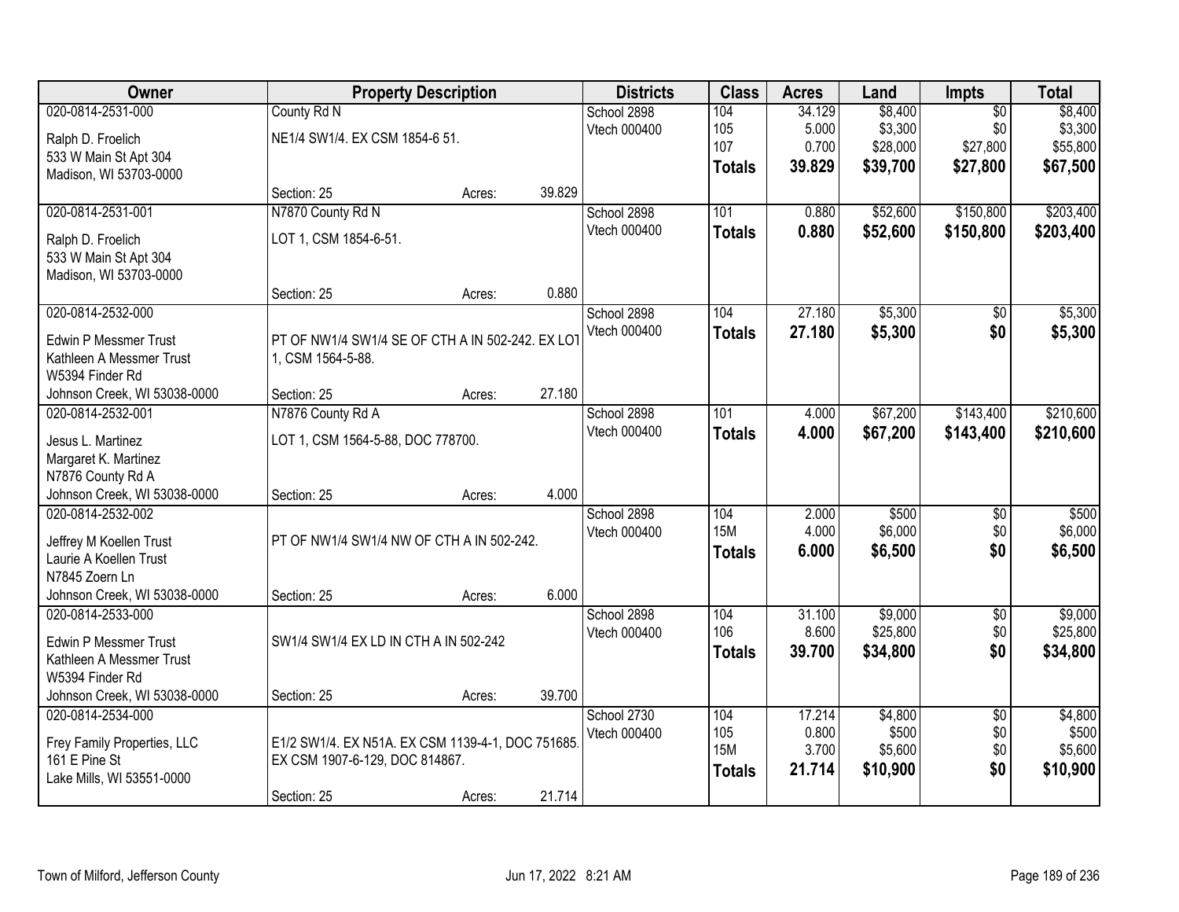| Owner | Property Description | | | Districts | Class | Acres | Land | Impts | Total |
|---|---|---|---|---|---|---|---|---|---|
| 020-0814-2531-000 | County Rd N | | | School 2898 | 104 | 34.129 | $8,400 | $0 | $8,400 |
| Ralph D. Froelich | NE1/4 SW1/4. EX CSM 1854-6 51. | | | Vtech 000400 | 105 | 5.000 | $3,300 | $0 | $3,300 |
| 533 W Main St Apt 304 | | | | | 107 | 0.700 | $28,000 | $27,800 | $55,800 |
| Madison, WI 53703-0000 | | | | | **Totals** | **39.829** | **$39,700** | **$27,800** | **$67,500** |
| | Section: 25 | Acres: | 39.829 | | | | | | |
| 020-0814-2531-001 | N7870 County Rd N | | | School 2898 | 101 | 0.880 | $52,600 | $150,800 | $203,400 |
| Ralph D. Froelich | LOT 1, CSM 1854-6-51. | | | Vtech 000400 | **Totals** | **0.880** | **$52,600** | **$150,800** | **$203,400** |
| 533 W Main St Apt 304 | | | | | | | | | |
| Madison, WI 53703-0000 | | | | | | | | | |
| | Section: 25 | Acres: | 0.880 | | | | | | |
| 020-0814-2532-000 | | | | School 2898 | 104 | 27.180 | $5,300 | $0 | $5,300 |
| Edwin P Messmer Trust | PT OF NW1/4 SW1/4 SE OF CTH A IN 502-242. EX LOT 1, CSM 1564-5-88. | | | Vtech 000400 | **Totals** | **27.180** | **$5,300** | **$0** | **$5,300** |
| Kathleen A Messmer Trust | | | | | | | | | |
| W5394 Finder Rd | | | | | | | | | |
| Johnson Creek, WI 53038-0000 | Section: 25 | Acres: | 27.180 | | | | | | |
| 020-0814-2532-001 | N7876 County Rd A | | | School 2898 | 101 | 4.000 | $67,200 | $143,400 | $210,600 |
| Jesus L. Martinez | LOT 1, CSM 1564-5-88, DOC 778700. | | | Vtech 000400 | **Totals** | **4.000** | **$67,200** | **$143,400** | **$210,600** |
| Margaret K. Martinez | | | | | | | | | |
| N7876 County Rd A | | | | | | | | | |
| Johnson Creek, WI 53038-0000 | Section: 25 | Acres: | 4.000 | | | | | | |
| 020-0814-2532-002 | | | | School 2898 | 104 | 2.000 | $500 | $0 | $500 |
| Jeffrey M Koellen Trust | PT OF NW1/4 SW1/4 NW OF CTH A IN 502-242. | | | Vtech 000400 | 15M | 4.000 | $6,000 | $0 | $6,000 |
| Laurie A Koellen Trust | | | | | **Totals** | **6.000** | **$6,500** | **$0** | **$6,500** |
| N7845 Zoern Ln | | | | | | | | | |
| Johnson Creek, WI 53038-0000 | Section: 25 | Acres: | 6.000 | | | | | | |
| 020-0814-2533-000 | | | | School 2898 | 104 | 31.100 | $9,000 | $0 | $9,000 |
| Edwin P Messmer Trust | SW1/4 SW1/4 EX LD IN CTH A IN 502-242 | | | Vtech 000400 | 106 | 8.600 | $25,800 | $0 | $25,800 |
| Kathleen A Messmer Trust | | | | | **Totals** | **39.700** | **$34,800** | **$0** | **$34,800** |
| W5394 Finder Rd | | | | | | | | | |
| Johnson Creek, WI 53038-0000 | Section: 25 | Acres: | 39.700 | | | | | | |
| 020-0814-2534-000 | | | | School 2730 | 104 | 17.214 | $4,800 | $0 | $4,800 |
| Frey Family Properties, LLC | E1/2 SW1/4. EX N51A. EX CSM 1139-4-1, DOC 751685. EX CSM 1907-6-129, DOC 814867. | | | Vtech 000400 | 105 | 0.800 | $500 | $0 | $500 |
| 161 E Pine St | | | | | 15M | 3.700 | $5,600 | $0 | $5,600 |
| Lake Mills, WI 53551-0000 | | | | | **Totals** | **21.714** | **$10,900** | **$0** | **$10,900** |
| | Section: 25 | Acres: | 21.714 | | | | | | |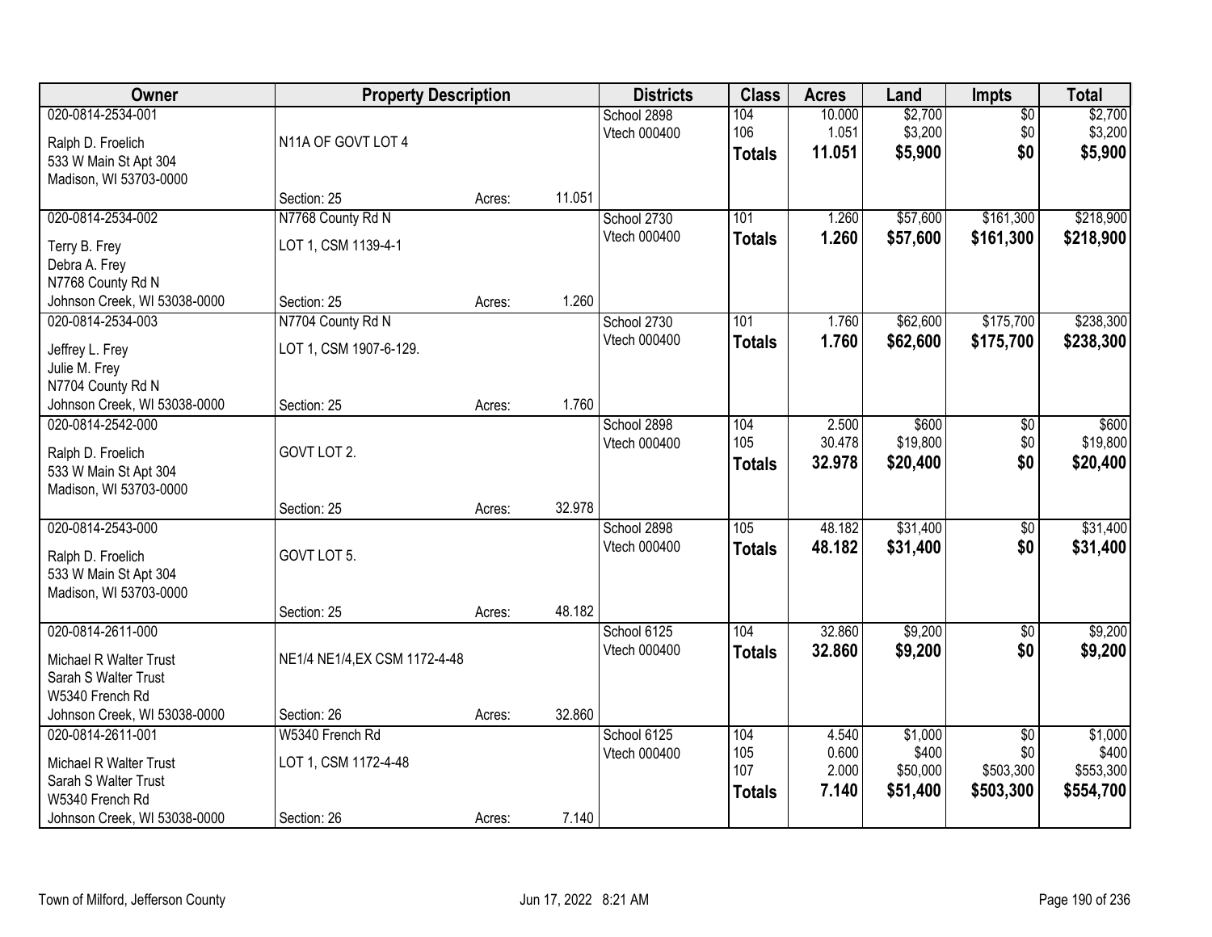| Owner | Property Description | | | Districts | Class | Acres | Land | Impts | Total |
|---|---|---|---|---|---|---|---|---|---|
| 020-0814-2534-001<br>Ralph D. Froelich<br>533 W Main St Apt 304<br>Madison, WI 53703-0000 | N11A OF GOVT LOT 4<br>Section: 25 | Acres: | 11.051 | School 2898<br>Vtech 000400 | 104<br>106<br>**Totals** | 10.000<br>1.051<br>**11.051** | $2,700<br>$3,200<br>**$5,900** | $0<br>$0<br>**$0** | $2,700<br>$3,200<br>**$5,900** |
| 020-0814-2534-002<br>Terry B. Frey<br>Debra A. Frey<br>N7768 County Rd N<br>Johnson Creek, WI 53038-0000 | N7768 County Rd N<br>LOT 1, CSM 1139-4-1<br>Section: 25 | Acres: | 1.260 | School 2730<br>Vtech 000400 | 101<br>**Totals** | 1.260<br>**1.260** | $57,600<br>**$57,600** | $161,300<br>**$161,300** | $218,900<br>**$218,900** |
| 020-0814-2534-003<br>Jeffrey L. Frey<br>Julie M. Frey<br>N7704 County Rd N<br>Johnson Creek, WI 53038-0000 | N7704 County Rd N<br>LOT 1, CSM 1907-6-129.<br>Section: 25 | Acres: | 1.760 | School 2730<br>Vtech 000400 | 101<br>**Totals** | 1.760<br>**1.760** | $62,600<br>**$62,600** | $175,700<br>**$175,700** | $238,300<br>**$238,300** |
| 020-0814-2542-000<br>Ralph D. Froelich<br>533 W Main St Apt 304<br>Madison, WI 53703-0000 | GOVT LOT 2.<br>Section: 25 | Acres: | 32.978 | School 2898<br>Vtech 000400 | 104<br>105<br>**Totals** | 2.500<br>30.478<br>**32.978** | $600<br>$19,800<br>**$20,400** | $0<br>$0<br>**$0** | $600<br>$19,800<br>**$20,400** |
| 020-0814-2543-000<br>Ralph D. Froelich<br>533 W Main St Apt 304<br>Madison, WI 53703-0000 | GOVT LOT 5.<br>Section: 25 | Acres: | 48.182 | School 2898<br>Vtech 000400 | 105<br>**Totals** | 48.182<br>**48.182** | $31,400<br>**$31,400** | $0<br>**$0** | $31,400<br>**$31,400** |
| 020-0814-2611-000<br>Michael R Walter Trust<br>Sarah S Walter Trust<br>W5340 French Rd<br>Johnson Creek, WI 53038-0000 | NE1/4 NE1/4,EX CSM 1172-4-48<br>Section: 26 | Acres: | 32.860 | School 6125<br>Vtech 000400 | 104<br>**Totals** | 32.860<br>**32.860** | $9,200<br>**$9,200** | $0<br>**$0** | $9,200<br>**$9,200** |
| 020-0814-2611-001<br>Michael R Walter Trust<br>Sarah S Walter Trust<br>W5340 French Rd<br>Johnson Creek, WI 53038-0000 | W5340 French Rd<br>LOT 1, CSM 1172-4-48<br>Section: 26 | Acres: | 7.140 | School 6125<br>Vtech 000400 | 104<br>105<br>107<br>**Totals** | 4.540<br>0.600<br>2.000<br>**7.140** | $1,000<br>$400<br>$50,000<br>**$51,400** | $0<br>$0<br>$503,300<br>**$503,300** | $1,000<br>$400<br>$553,300<br>**$554,700** |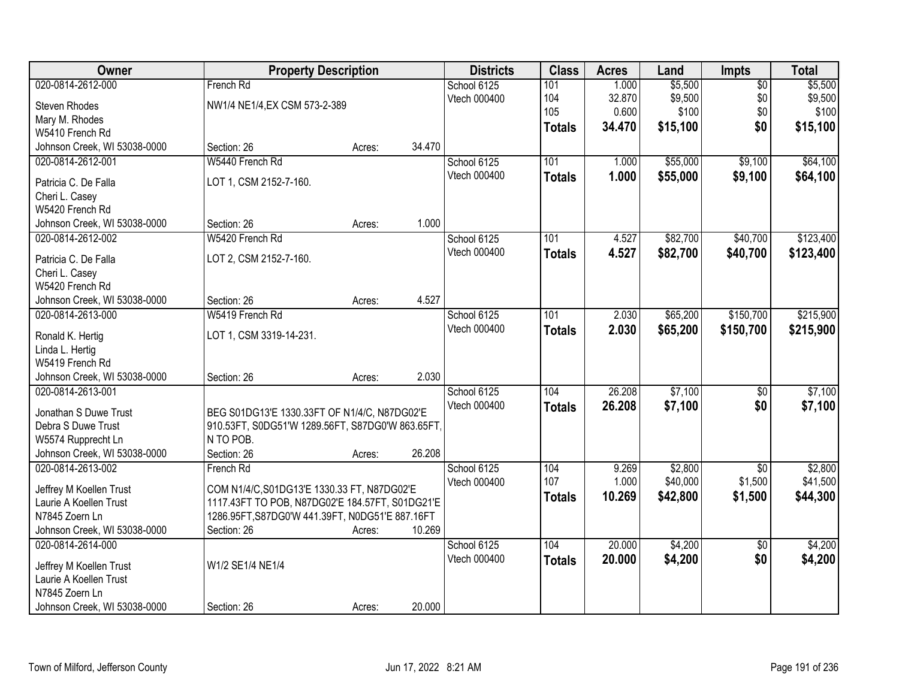| Owner | Property Description | Districts | Class | Acres | Land | Impts | Total |
|---|---|---|---|---|---|---|---|
| 020-0814-2612-000<br>Steven Rhodes<br>Mary M. Rhodes<br>W5410 French Rd<br>Johnson Creek, WI 53038-0000 | French Rd<br>NW1/4 NE1/4,EX CSM 573-2-389<br>Section: 26 Acres: 34.470 | School 6125<br>Vtech 000400 | 101<br>104<br>105<br>**Totals** | 1.000<br>32.870<br>0.600<br>**34.470** | $5,500<br>$9,500<br>$100<br>**$15,100** | $0<br>$0<br>$0<br>**$0** | $5,500<br>$9,500<br>$100<br>**$15,100** |
| 020-0814-2612-001<br>Patricia C. De Falla<br>Cheri L. Casey<br>W5420 French Rd<br>Johnson Creek, WI 53038-0000 | W5440 French Rd<br>LOT 1, CSM 2152-7-160.<br>Section: 26 Acres: 1.000 | School 6125<br>Vtech 000400 | 101<br>**Totals** | 1.000<br>**1.000** | $55,000<br>**$55,000** | $9,100<br>**$9,100** | $64,100<br>**$64,100** |
| 020-0814-2612-002<br>Patricia C. De Falla<br>Cheri L. Casey<br>W5420 French Rd<br>Johnson Creek, WI 53038-0000 | W5420 French Rd<br>LOT 2, CSM 2152-7-160.<br>Section: 26 Acres: 4.527 | School 6125<br>Vtech 000400 | 101<br>**Totals** | 4.527<br>**4.527** | $82,700<br>**$82,700** | $40,700<br>**$40,700** | $123,400<br>**$123,400** |
| 020-0814-2613-000<br>Ronald K. Hertig<br>Linda L. Hertig<br>W5419 French Rd<br>Johnson Creek, WI 53038-0000 | W5419 French Rd<br>LOT 1, CSM 3319-14-231.<br>Section: 26 Acres: 2.030 | School 6125<br>Vtech 000400 | 101<br>**Totals** | 2.030<br>**2.030** | $65,200<br>**$65,200** | $150,700<br>**$150,700** | $215,900<br>**$215,900** |
| 020-0814-2613-001<br>Jonathan S Duwe Trust<br>Debra S Duwe Trust<br>W5574 Rupprecht Ln<br>Johnson Creek, WI 53038-0000 | BEG S01DG13'E 1330.33FT OF N1/4/C, N87DG02'E 910.53FT, S0DG51'W 1289.56FT, S87DG0'W 863.65FT, N TO POB.<br>Section: 26 Acres: 26.208 | School 6125<br>Vtech 000400 | 104<br>**Totals** | 26.208<br>**26.208** | $7,100<br>**$7,100** | $0<br>**$0** | $7,100<br>**$7,100** |
| 020-0814-2613-002<br>Jeffrey M Koellen Trust<br>Laurie A Koellen Trust<br>N7845 Zoern Ln<br>Johnson Creek, WI 53038-0000 | French Rd<br>COM N1/4/C,S01DG13'E 1330.33 FT, N87DG02'E 1117.43FT TO POB, N87DG02'E 184.57FT, S01DG21'E 1286.95FT,S87DG0'W 441.39FT, N0DG51'E 887.16FT<br>Section: 26 Acres: 10.269 | School 6125<br>Vtech 000400 | 104<br>107<br>**Totals** | 9.269<br>1.000<br>**10.269** | $2,800<br>$40,000<br>**$42,800** | $0<br>$1,500<br>**$1,500** | $2,800<br>$41,500<br>**$44,300** |
| 020-0814-2614-000<br>Jeffrey M Koellen Trust<br>Laurie A Koellen Trust<br>N7845 Zoern Ln<br>Johnson Creek, WI 53038-0000 | W1/2 SE1/4 NE1/4<br>Section: 26 Acres: 20.000 | School 6125<br>Vtech 000400 | 104<br>**Totals** | 20.000<br>**20.000** | $4,200<br>**$4,200** | $0<br>**$0** | $4,200<br>**$4,200** |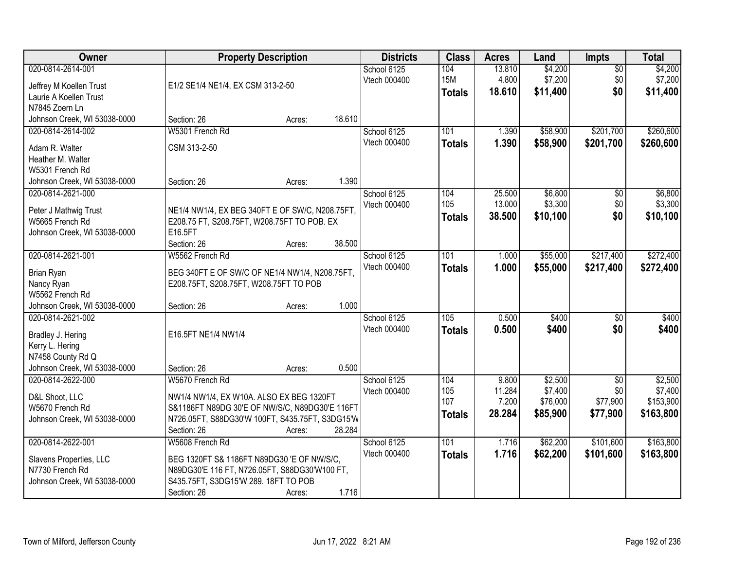| Owner | Property Description | Districts | Class | Acres | Land | Impts | Total |
|---|---|---|---|---|---|---|---|
| 020-0814-2614-001<br>Jeffrey M Koellen Trust<br>Laurie A Koellen Trust<br>N7845 Zoern Ln<br>Johnson Creek, WI 53038-0000 | E1/2 SE1/4 NE1/4, EX CSM 313-2-50<br>Section: 26 Acres: 18.610 | School 6125<br>Vtech 000400 | 104<br>15M<br>**Totals** | 13.810<br>4.800<br>**18.610** | $4,200<br>$7,200<br>**$11,400** | $0<br>$0<br>**$0** | $4,200<br>$7,200<br>**$11,400** |
| 020-0814-2614-002<br>Adam R. Walter<br>Heather M. Walter<br>W5301 French Rd<br>Johnson Creek, WI 53038-0000 | W5301 French Rd<br>CSM 313-2-50<br>Section: 26 Acres: 1.390 | School 6125<br>Vtech 000400 | 101<br>**Totals** | 1.390<br>**1.390** | $58,900<br>**$58,900** | $201,700<br>**$201,700** | $260,600<br>**$260,600** |
| 020-0814-2621-000<br>Peter J Mathwig Trust<br>W5665 French Rd<br>Johnson Creek, WI 53038-0000 | NE1/4 NW1/4, EX BEG 340FT E OF SW/C, N208.75FT, E208.75 FT, S208.75FT, W208.75FT TO POB. EX E16.5FT<br>Section: 26 Acres: 38.500 | School 6125<br>Vtech 000400 | 104<br>105<br>**Totals** | 25.500<br>13.000<br>**38.500** | $6,800<br>$3,300<br>**$10,100** | $0<br>$0<br>**$0** | $6,800<br>$3,300<br>**$10,100** |
| 020-0814-2621-001<br>Brian Ryan<br>Nancy Ryan<br>W5562 French Rd<br>Johnson Creek, WI 53038-0000 | W5562 French Rd<br>BEG 340FT E OF SW/C OF NE1/4 NW1/4, N208.75FT, E208.75FT, S208.75FT, W208.75FT TO POB<br>Section: 26 Acres: 1.000 | School 6125<br>Vtech 000400 | 101<br>**Totals** | 1.000<br>**1.000** | $55,000<br>**$55,000** | $217,400<br>**$217,400** | $272,400<br>**$272,400** |
| 020-0814-2621-002<br>Bradley J. Hering<br>Kerry L. Hering<br>N7458 County Rd Q<br>Johnson Creek, WI 53038-0000 | E16.5FT NE1/4 NW1/4<br>Section: 26 Acres: 0.500 | School 6125<br>Vtech 000400 | 105<br>**Totals** | 0.500<br>**0.500** | $400<br>**$400** | $0<br>**$0** | $400<br>**$400** |
| 020-0814-2622-000<br>D&L Shoot, LLC<br>W5670 French Rd<br>Johnson Creek, WI 53038-0000 | W5670 French Rd<br>NW1/4 NW1/4, EX W10A. ALSO EX BEG 1320FT S&1186FT N89DG 30'E OF NW/S/C, N89DG30'E 116FT N726.05FT, S88DG30'W 100FT, S435.75FT, S3DG15'W<br>Section: 26 Acres: 28.284 | School 6125<br>Vtech 000400 | 104<br>105<br>107<br>**Totals** | 9.800<br>11.284<br>7.200<br>**28.284** | $2,500<br>$7,400<br>$76,000<br>**$85,900** | $0<br>$0<br>$77,900<br>**$77,900** | $2,500<br>$7,400<br>$153,900<br>**$163,800** |
| 020-0814-2622-001<br>Slavens Properties, LLC<br>N7730 French Rd<br>Johnson Creek, WI 53038-0000 | W5608 French Rd<br>BEG 1320FT S& 1186FT N89DG30 'E OF NW/S/C, N89DG30'E 116 FT, N726.05FT, S88DG30'W100 FT, S435.75FT, S3DG15'W 289. 18FT TO POB<br>Section: 26 Acres: 1.716 | School 6125<br>Vtech 000400 | 101<br>**Totals** | 1.716<br>**1.716** | $62,200<br>**$62,200** | $101,600<br>**$101,600** | $163,800<br>**$163,800** |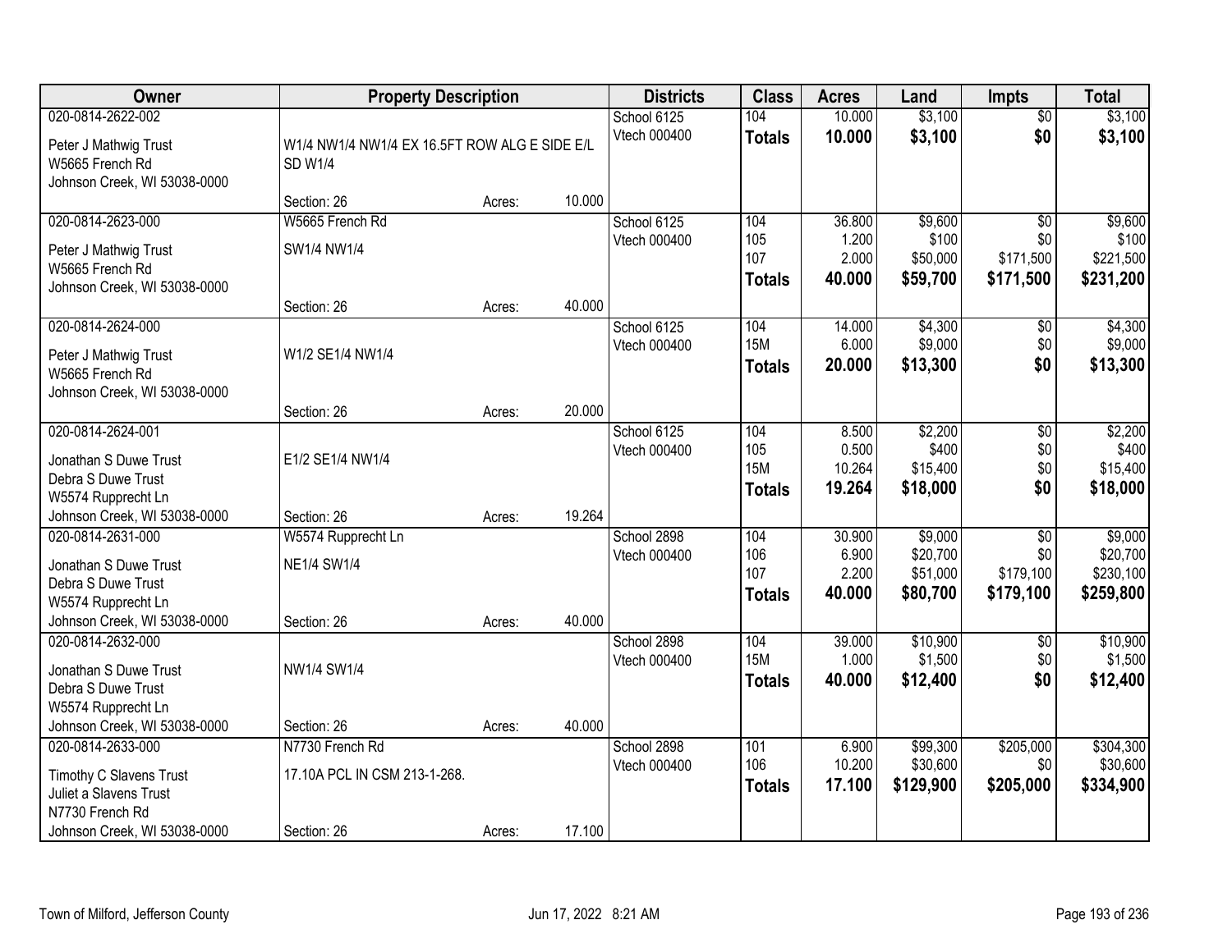| Owner | Property Description | | | Districts | Class | Acres | Land | Impts | Total |
|---|---|---|---|---|---|---|---|---|---|
| 020-0814-2622-002<br>Peter J Mathwig Trust<br>W5665 French Rd<br>Johnson Creek, WI 53038-0000 | W1/4 NW1/4 NW1/4 EX 16.5FT ROW ALG E SIDE E/L SD W1/4<br>Section: 26 | Acres: | 10.000 | School 6125<br>Vtech 000400 | 104<br>**Totals** | 10.000<br>**10.000** | $3,100<br>**$3,100** | $0<br>**$0** | $3,100<br>**$3,100** |
| 020-0814-2623-000<br>Peter J Mathwig Trust<br>W5665 French Rd<br>Johnson Creek, WI 53038-0000 | W5665 French Rd<br>SW1/4 NW1/4<br>Section: 26 | Acres: | 40.000 | School 6125<br>Vtech 000400 | 104<br>105<br>107<br>**Totals** | 36.800<br>1.200<br>2.000<br>**40.000** | $9,600<br>$100<br>$50,000<br>**$59,700** | $0<br>$0<br>$171,500<br>**$171,500** | $9,600<br>$100<br>$221,500<br>**$231,200** |
| 020-0814-2624-000<br>Peter J Mathwig Trust<br>W5665 French Rd<br>Johnson Creek, WI 53038-0000 | W1/2 SE1/4 NW1/4<br>Section: 26 | Acres: | 20.000 | School 6125<br>Vtech 000400 | 104<br>15M<br>**Totals** | 14.000<br>6.000<br>**20.000** | $4,300<br>$9,000<br>**$13,300** | $0<br>$0<br>**$0** | $4,300<br>$9,000<br>**$13,300** |
| 020-0814-2624-001<br>Jonathan S Duwe Trust<br>Debra S Duwe Trust<br>W5574 Rupprecht Ln<br>Johnson Creek, WI 53038-0000 | E1/2 SE1/4 NW1/4<br>Section: 26 | Acres: | 19.264 | School 6125<br>Vtech 000400 | 104<br>105<br>15M<br>**Totals** | 8.500<br>0.500<br>10.264<br>**19.264** | $2,200<br>$400<br>$15,400<br>**$18,000** | $0<br>$0<br>$0<br>**$0** | $2,200<br>$400<br>$15,400<br>**$18,000** |
| 020-0814-2631-000<br>Jonathan S Duwe Trust<br>Debra S Duwe Trust<br>W5574 Rupprecht Ln<br>Johnson Creek, WI 53038-0000 | W5574 Rupprecht Ln<br>NE1/4 SW1/4<br>Section: 26 | Acres: | 40.000 | School 2898<br>Vtech 000400 | 104<br>106<br>107<br>**Totals** | 30.900<br>6.900<br>2.200<br>**40.000** | $9,000<br>$20,700<br>$51,000<br>**$80,700** | $0<br>$0<br>$179,100<br>**$179,100** | $9,000<br>$20,700<br>$230,100<br>**$259,800** |
| 020-0814-2632-000<br>Jonathan S Duwe Trust<br>Debra S Duwe Trust<br>W5574 Rupprecht Ln<br>Johnson Creek, WI 53038-0000 | NW1/4 SW1/4<br>Section: 26 | Acres: | 40.000 | School 2898<br>Vtech 000400 | 104<br>15M<br>**Totals** | 39.000<br>1.000<br>**40.000** | $10,900<br>$1,500<br>**$12,400** | $0<br>$0<br>**$0** | $10,900<br>$1,500<br>**$12,400** |
| 020-0814-2633-000<br>Timothy C Slavens Trust<br>Juliet a Slavens Trust<br>N7730 French Rd<br>Johnson Creek, WI 53038-0000 | N7730 French Rd<br>17.10A PCL IN CSM 213-1-268.<br>Section: 26 | Acres: | 17.100 | School 2898<br>Vtech 000400 | 101<br>106<br>**Totals** | 6.900<br>10.200<br>**17.100** | $99,300<br>$30,600<br>**$129,900** | $205,000<br>$0<br>**$205,000** | $304,300<br>$30,600<br>**$334,900** |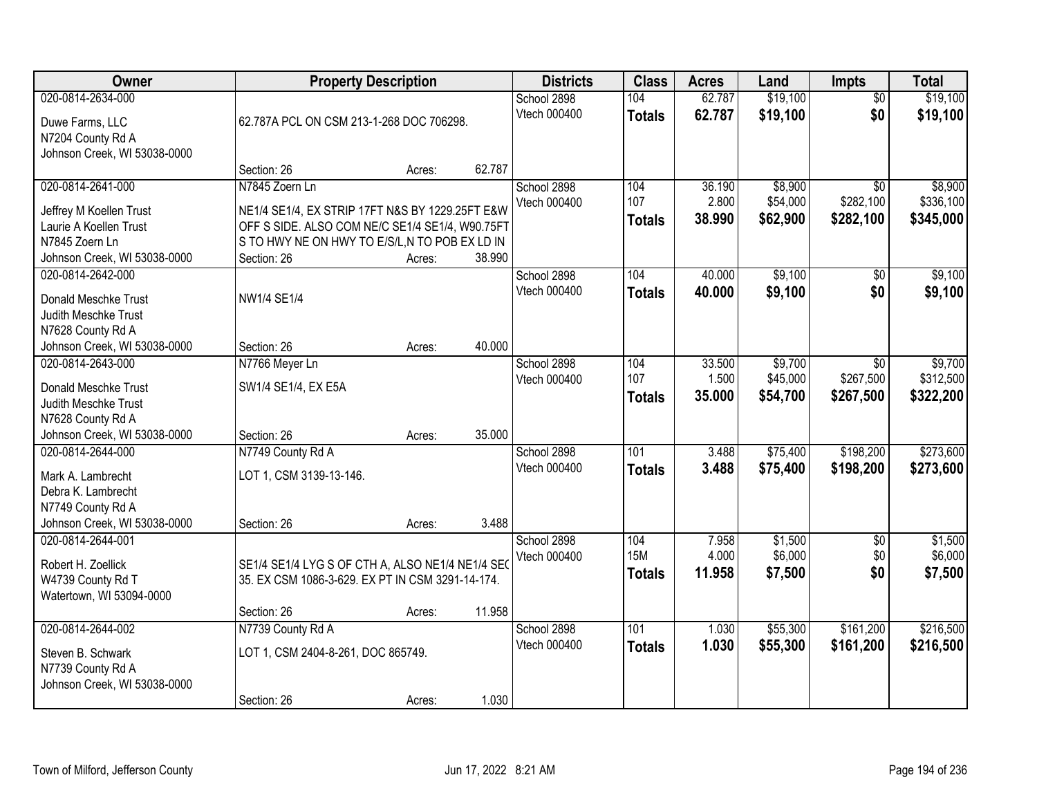| Owner | Property Description | Districts | Class | Acres | Land | Impts | Total |
|---|---|---|---|---|---|---|---|
| 020-0814-2634-000<br>Duwe Farms, LLC<br>N7204 County Rd A<br>Johnson Creek, WI 53038-0000 | 62.787A PCL ON CSM 213-1-268 DOC 706298.<br>Section: 26 Acres: 62.787 | School 2898<br>Vtech 000400 | 104<br>**Totals** | 62.787<br>**62.787** | $19,100<br>**$19,100** | $0<br>**$0** | $19,100<br>**$19,100** |
| 020-0814-2641-000<br>Jeffrey M Koellen Trust<br>Laurie A Koellen Trust<br>N7845 Zoern Ln<br>Johnson Creek, WI 53038-0000 | N7845 Zoern Ln<br>NE1/4 SE1/4, EX STRIP 17FT N&S BY 1229.25FT E&W OFF S SIDE. ALSO COM NE/C SE1/4 SE1/4, W90.75FT S TO HWY NE ON HWY TO E/S/L,N TO POB EX LD IN<br>Section: 26 Acres: 38.990 | School 2898<br>Vtech 000400 | 104<br>107<br>**Totals** | 36.190<br>2.800<br>**38.990** | $8,900<br>$54,000<br>**$62,900** | $0<br>$282,100<br>**$282,100** | $8,900<br>$336,100<br>**$345,000** |
| 020-0814-2642-000<br>Donald Meschke Trust<br>Judith Meschke Trust<br>N7628 County Rd A<br>Johnson Creek, WI 53038-0000 | NW1/4 SE1/4<br>Section: 26 Acres: 40.000 | School 2898<br>Vtech 000400 | 104<br>**Totals** | 40.000<br>**40.000** | $9,100<br>**$9,100** | $0<br>**$0** | $9,100<br>**$9,100** |
| 020-0814-2643-000<br>Donald Meschke Trust<br>Judith Meschke Trust<br>N7628 County Rd A<br>Johnson Creek, WI 53038-0000 | N7766 Meyer Ln<br>SW1/4 SE1/4, EX E5A<br>Section: 26 Acres: 35.000 | School 2898<br>Vtech 000400 | 104<br>107<br>**Totals** | 33.500<br>1.500<br>**35.000** | $9,700<br>$45,000<br>**$54,700** | $0<br>$267,500<br>**$267,500** | $9,700<br>$312,500<br>**$322,200** |
| 020-0814-2644-000<br>Mark A. Lambrecht<br>Debra K. Lambrecht<br>N7749 County Rd A<br>Johnson Creek, WI 53038-0000 | N7749 County Rd A<br>LOT 1, CSM 3139-13-146.<br>Section: 26 Acres: 3.488 | School 2898<br>Vtech 000400 | 101<br>**Totals** | 3.488<br>**3.488** | $75,400<br>**$75,400** | $198,200<br>**$198,200** | $273,600<br>**$273,600** |
| 020-0814-2644-001<br>Robert H. Zoellick<br>W4739 County Rd T<br>Watertown, WI 53094-0000 | SE1/4 SE1/4 LYG S OF CTH A, ALSO NE1/4 NE1/4 SEC 35. EX CSM 1086-3-629. EX PT IN CSM 3291-14-174.<br>Section: 26 Acres: 11.958 | School 2898<br>Vtech 000400 | 104<br>15M<br>**Totals** | 7.958<br>4.000<br>**11.958** | $1,500<br>$6,000<br>**$7,500** | $0<br>$0<br>**$0** | $1,500<br>$6,000<br>**$7,500** |
| 020-0814-2644-002<br>Steven B. Schwark<br>N7739 County Rd A<br>Johnson Creek, WI 53038-0000 | N7739 County Rd A<br>LOT 1, CSM 2404-8-261, DOC 865749.<br>Section: 26 Acres: 1.030 | School 2898<br>Vtech 000400 | 101<br>**Totals** | 1.030<br>**1.030** | $55,300<br>**$55,300** | $161,200<br>**$161,200** | $216,500<br>**$216,500** |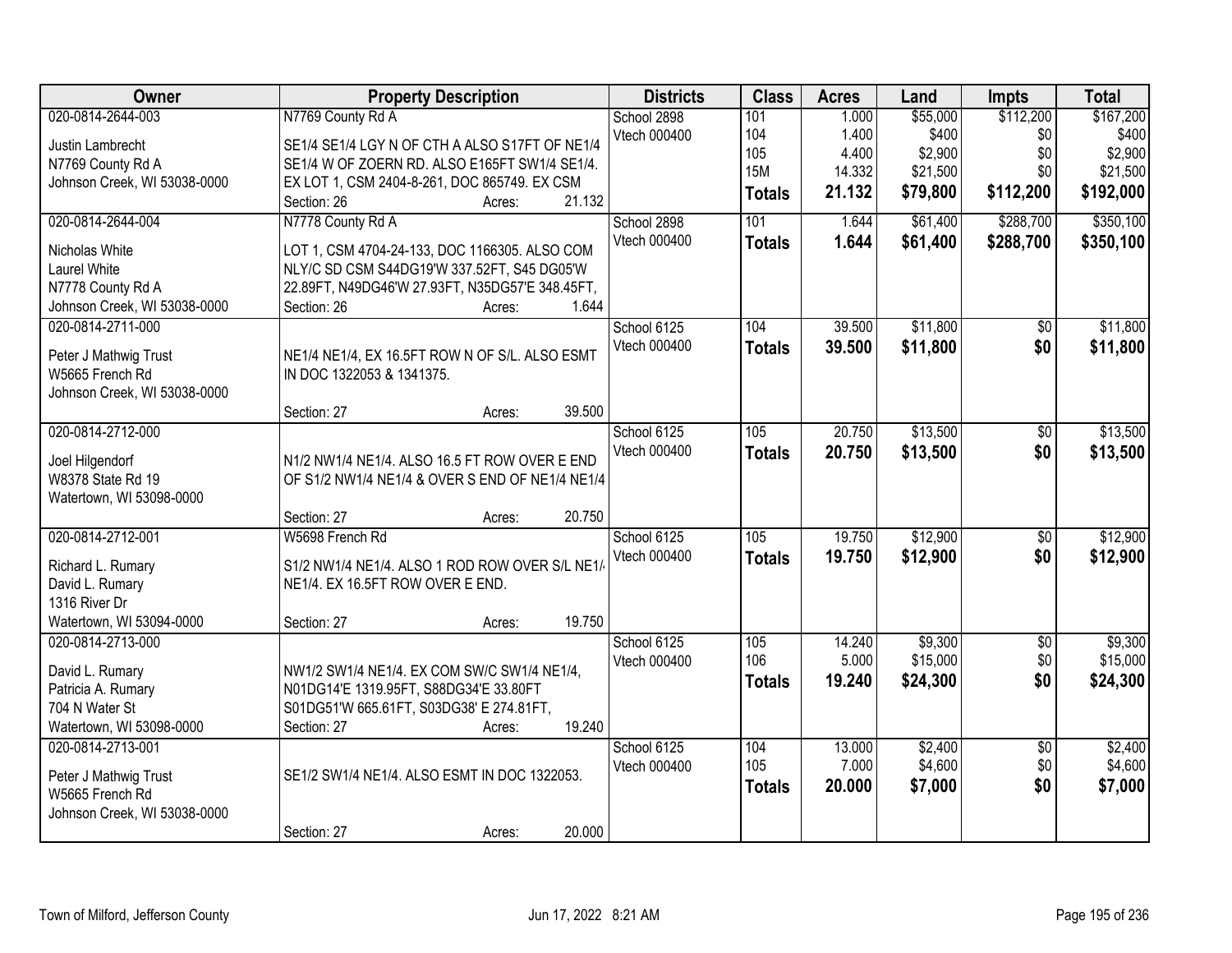| Owner | Property Description | Districts | Class | Acres | Land | Impts | Total |
|---|---|---|---|---|---|---|---|
| 020-0814-2644-003<br>Justin Lambrecht<br>N7769 County Rd A<br>Johnson Creek, WI 53038-0000 | N7769 County Rd A<br>SE1/4 SE1/4 LGY N OF CTH A ALSO S17FT OF NE1/4 SE1/4 W OF ZOERN RD. ALSO E165FT SW1/4 SE1/4. EX LOT 1, CSM 2404-8-261, DOC 865749. EX CSM<br>Section: 26 Acres: 21.132 | School 2898<br>Vtech 000400 | 101<br>104<br>105<br>15M<br>**Totals** | 1.000<br>1.400<br>4.400<br>14.332<br>**21.132** | $55,000<br>$400<br>$2,900<br>$21,500<br>**$79,800** | $112,200<br>$0<br>$0<br>$0<br>**$112,200** | $167,200<br>$400<br>$2,900<br>$21,500<br>**$192,000** |
| 020-0814-2644-004<br>Nicholas White<br>Laurel White<br>N7778 County Rd A<br>Johnson Creek, WI 53038-0000 | N7778 County Rd A<br>LOT 1, CSM 4704-24-133, DOC 1166305. ALSO COM NLY/C SD CSM S44DG19'W 337.52FT, S45 DG05'W 22.89FT, N49DG46'W 27.93FT, N35DG57'E 348.45FT,<br>Section: 26 Acres: 1.644 | School 2898<br>Vtech 000400 | 101<br>**Totals** | 1.644<br>**1.644** | $61,400<br>**$61,400** | $288,700<br>**$288,700** | $350,100<br>**$350,100** |
| 020-0814-2711-000<br>Peter J Mathwig Trust<br>W5665 French Rd<br>Johnson Creek, WI 53038-0000 | NE1/4 NE1/4, EX 16.5FT ROW N OF S/L. ALSO ESMT IN DOC 1322053 & 1341375.<br>Section: 27 Acres: 39.500 | School 6125<br>Vtech 000400 | 104<br>**Totals** | 39.500<br>**39.500** | $11,800<br>**$11,800** | $0<br>**$0** | $11,800<br>**$11,800** |
| 020-0814-2712-000<br>Joel Hilgendorf<br>W8378 State Rd 19<br>Watertown, WI 53098-0000 | N1/2 NW1/4 NE1/4. ALSO 16.5 FT ROW OVER E END OF S1/2 NW1/4 NE1/4 & OVER S END OF NE1/4 NE1/4<br>Section: 27 Acres: 20.750 | School 6125<br>Vtech 000400 | 105<br>**Totals** | 20.750<br>**20.750** | $13,500<br>**$13,500** | $0<br>**$0** | $13,500<br>**$13,500** |
| 020-0814-2712-001<br>Richard L. Rumary<br>David L. Rumary<br>1316 River Dr<br>Watertown, WI 53094-0000 | W5698 French Rd<br>S1/2 NW1/4 NE1/4. ALSO 1 ROD ROW OVER S/L NE1/4 NE1/4. EX 16.5FT ROW OVER E END.<br>Section: 27 Acres: 19.750 | School 6125<br>Vtech 000400 | 105<br>**Totals** | 19.750<br>**19.750** | $12,900<br>**$12,900** | $0<br>**$0** | $12,900<br>**$12,900** |
| 020-0814-2713-000<br>David L. Rumary<br>Patricia A. Rumary<br>704 N Water St<br>Watertown, WI 53098-0000 | NW1/2 SW1/4 NE1/4. EX COM SW/C SW1/4 NE1/4, N01DG14'E 1319.95FT, S88DG34'E 33.80FT S01DG51'W 665.61FT, S03DG38' E 274.81FT,<br>Section: 27 Acres: 19.240 | School 6125<br>Vtech 000400 | 105<br>106<br>**Totals** | 14.240<br>5.000<br>**19.240** | $9,300<br>$15,000<br>**$24,300** | $0<br>$0<br>**$0** | $9,300<br>$15,000<br>**$24,300** |
| 020-0814-2713-001<br>Peter J Mathwig Trust<br>W5665 French Rd<br>Johnson Creek, WI 53038-0000 | SE1/2 SW1/4 NE1/4. ALSO ESMT IN DOC 1322053.<br>Section: 27 Acres: 20.000 | School 6125<br>Vtech 000400 | 104<br>105<br>**Totals** | 13.000<br>7.000<br>**20.000** | $2,400<br>$4,600<br>**$7,000** | $0<br>$0<br>**$0** | $2,400<br>$4,600<br>**$7,000** |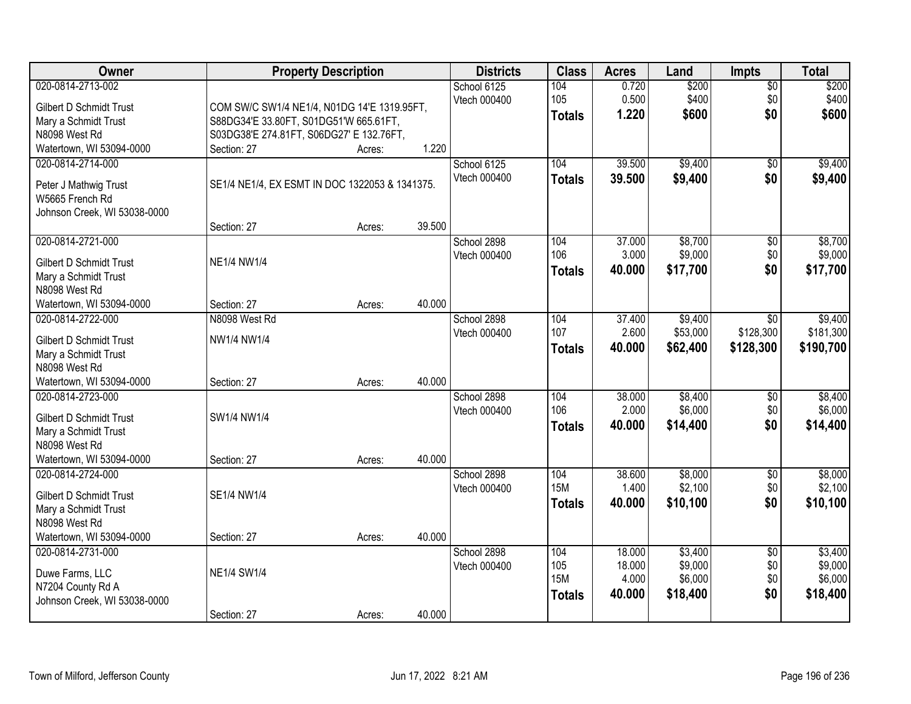| Owner | Property Description | Districts | Class | Acres | Land | Impts | Total |
|---|---|---|---|---|---|---|---|
| 020-0814-2713-002<br>Gilbert D Schmidt Trust<br>Mary a Schmidt Trust<br>N8098 West Rd<br>Watertown, WI 53094-0000 | COM SW/C SW1/4 NE1/4, N01DG 14'E 1319.95FT, S88DG34'E 33.80FT, S01DG51'W 665.61FT, S03DG38'E 274.81FT, S06DG27' E 132.76FT,<br>Section: 27 Acres: 1.220 | School 6125<br>Vtech 000400 | 104<br>105<br>**Totals** | 0.720<br>0.500<br>**1.220** | $200<br>$400<br>**$600** | $0<br>$0<br>**$0** | $200<br>$400<br>**$600** |
| 020-0814-2714-000<br>Peter J Mathwig Trust<br>W5665 French Rd<br>Johnson Creek, WI 53038-0000 | SE1/4 NE1/4, EX ESMT IN DOC 1322053 & 1341375.<br>Section: 27 Acres: 39.500 | School 6125<br>Vtech 000400 | 104<br>**Totals** | 39.500<br>**39.500** | $9,400<br>**$9,400** | $0<br>**$0** | $9,400<br>**$9,400** |
| 020-0814-2721-000<br>Gilbert D Schmidt Trust<br>Mary a Schmidt Trust<br>N8098 West Rd<br>Watertown, WI 53094-0000 | NE1/4 NW1/4<br>Section: 27 Acres: 40.000 | School 2898<br>Vtech 000400 | 104<br>106<br>**Totals** | 37.000<br>3.000<br>**40.000** | $8,700<br>$9,000<br>**$17,700** | $0<br>$0<br>**$0** | $8,700<br>$9,000<br>**$17,700** |
| 020-0814-2722-000<br>Gilbert D Schmidt Trust<br>Mary a Schmidt Trust<br>N8098 West Rd<br>Watertown, WI 53094-0000 | N8098 West Rd<br>NW1/4 NW1/4<br>Section: 27 Acres: 40.000 | School 2898<br>Vtech 000400 | 104<br>107<br>**Totals** | 37.400<br>2.600<br>**40.000** | $9,400<br>$53,000<br>**$62,400** | $0<br>$128,300<br>**$128,300** | $9,400<br>$181,300<br>**$190,700** |
| 020-0814-2723-000<br>Gilbert D Schmidt Trust<br>Mary a Schmidt Trust<br>N8098 West Rd<br>Watertown, WI 53094-0000 | SW1/4 NW1/4<br>Section: 27 Acres: 40.000 | School 2898<br>Vtech 000400 | 104<br>106<br>**Totals** | 38.000<br>2.000<br>**40.000** | $8,400<br>$6,000<br>**$14,400** | $0<br>$0<br>**$0** | $8,400<br>$6,000<br>**$14,400** |
| 020-0814-2724-000<br>Gilbert D Schmidt Trust<br>Mary a Schmidt Trust<br>N8098 West Rd<br>Watertown, WI 53094-0000 | SE1/4 NW1/4<br>Section: 27 Acres: 40.000 | School 2898<br>Vtech 000400 | 104<br>15M<br>**Totals** | 38.600<br>1.400<br>**40.000** | $8,000<br>$2,100<br>**$10,100** | $0<br>$0<br>**$0** | $8,000<br>$2,100<br>**$10,100** |
| 020-0814-2731-000<br>Duwe Farms, LLC<br>N7204 County Rd A<br>Johnson Creek, WI 53038-0000 | NE1/4 SW1/4<br>Section: 27 Acres: 40.000 | School 2898<br>Vtech 000400 | 104<br>105<br>15M<br>**Totals** | 18.000<br>18.000<br>4.000<br>**40.000** | $3,400<br>$9,000<br>$6,000<br>**$18,400** | $0<br>$0<br>$0<br>**$0** | $3,400<br>$9,000<br>$6,000<br>**$18,400** |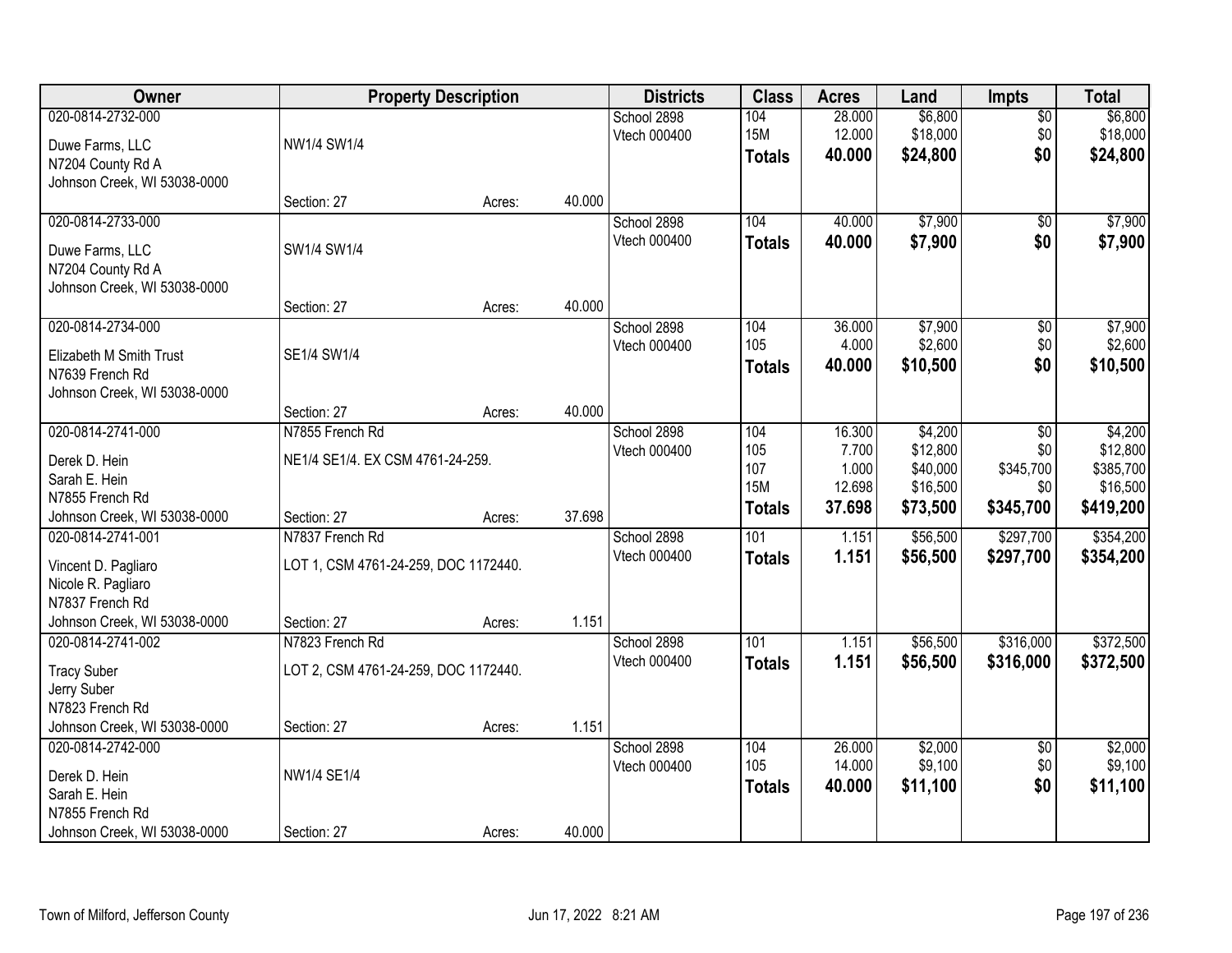| Owner | Property Description | | | Districts | Class | Acres | Land | Impts | Total |
|---|---|---|---|---|---|---|---|---|---|
| 020-0814-2732-000<br>Duwe Farms, LLC<br>N7204 County Rd A<br>Johnson Creek, WI 53038-0000 | NW1/4 SW1/4<br>Section: 27 | Acres: | 40.000 | School 2898<br>Vtech 000400 | 104<br>15M<br>**Totals** | 28.000<br>12.000<br>**40.000** | $6,800<br>$18,000<br>**$24,800** | $0<br>$0<br>**$0** | $6,800<br>$18,000<br>**$24,800** |
| 020-0814-2733-000<br>Duwe Farms, LLC<br>N7204 County Rd A<br>Johnson Creek, WI 53038-0000 | SW1/4 SW1/4<br>Section: 27 | Acres: | 40.000 | School 2898<br>Vtech 000400 | 104<br>**Totals** | 40.000<br>**40.000** | $7,900<br>**$7,900** | $0<br>**$0** | $7,900<br>**$7,900** |
| 020-0814-2734-000<br>Elizabeth M Smith Trust<br>N7639 French Rd<br>Johnson Creek, WI 53038-0000 | SE1/4 SW1/4<br>Section: 27 | Acres: | 40.000 | School 2898<br>Vtech 000400 | 104<br>105<br>**Totals** | 36.000<br>4.000<br>**40.000** | $7,900<br>$2,600<br>**$10,500** | $0<br>$0<br>**$0** | $7,900<br>$2,600<br>**$10,500** |
| 020-0814-2741-000<br>Derek D. Hein<br>Sarah E. Hein<br>N7855 French Rd<br>Johnson Creek, WI 53038-0000 | N7855 French Rd<br>NE1/4 SE1/4. EX CSM 4761-24-259.<br>Section: 27 | Acres: | 37.698 | School 2898<br>Vtech 000400 | 104<br>105<br>107<br>15M<br>**Totals** | 16.300<br>7.700<br>1.000<br>12.698<br>**37.698** | $4,200<br>$12,800<br>$40,000<br>$16,500<br>**$73,500** | $0<br>$0<br>$345,700<br>$0<br>**$345,700** | $4,200<br>$12,800<br>$385,700<br>$16,500<br>**$419,200** |
| 020-0814-2741-001<br>Vincent D. Pagliaro<br>Nicole R. Pagliaro<br>N7837 French Rd<br>Johnson Creek, WI 53038-0000 | N7837 French Rd<br>LOT 1, CSM 4761-24-259, DOC 1172440.<br>Section: 27 | Acres: | 1.151 | School 2898<br>Vtech 000400 | 101<br>**Totals** | 1.151<br>**1.151** | $56,500<br>**$56,500** | $297,700<br>**$297,700** | $354,200<br>**$354,200** |
| 020-0814-2741-002<br>Tracy Suber<br>Jerry Suber<br>N7823 French Rd<br>Johnson Creek, WI 53038-0000 | N7823 French Rd<br>LOT 2, CSM 4761-24-259, DOC 1172440.<br>Section: 27 | Acres: | 1.151 | School 2898<br>Vtech 000400 | 101<br>**Totals** | 1.151<br>**1.151** | $56,500<br>**$56,500** | $316,000<br>**$316,000** | $372,500<br>**$372,500** |
| 020-0814-2742-000<br>Derek D. Hein<br>Sarah E. Hein<br>N7855 French Rd<br>Johnson Creek, WI 53038-0000 | NW1/4 SE1/4<br>Section: 27 | Acres: | 40.000 | School 2898<br>Vtech 000400 | 104<br>105<br>**Totals** | 26.000<br>14.000<br>**40.000** | $2,000<br>$9,100<br>**$11,100** | $0<br>$0<br>**$0** | $2,000<br>$9,100<br>**$11,100** |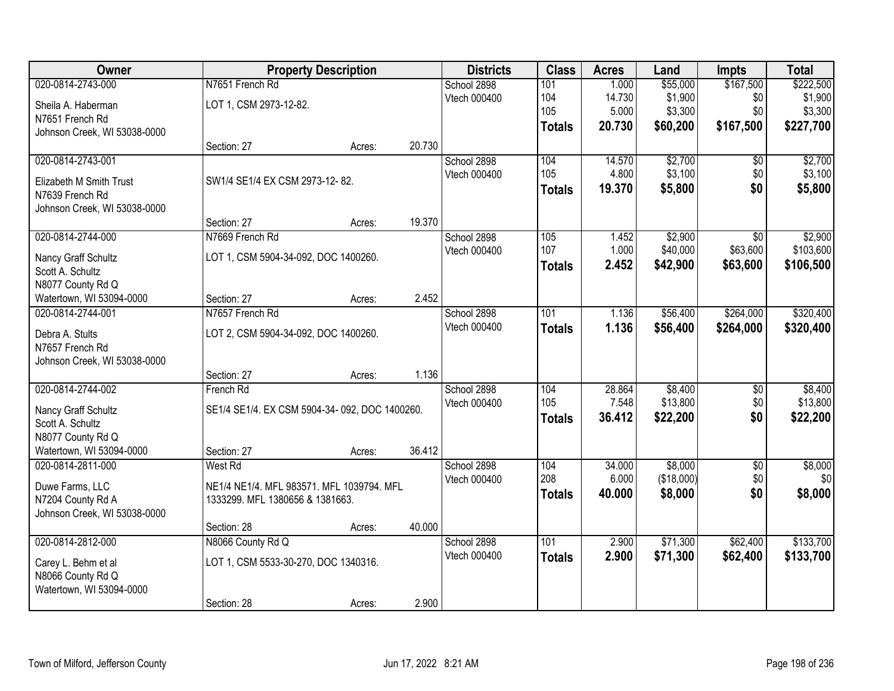| Owner | Property Description | | | Districts | Class | Acres | Land | Impts | Total |
|---|---|---|---|---|---|---|---|---|---|
| 020-0814-2743-000 | N7651 French Rd | | | School 2898 | 101 | 1.000 | $55,000 | $167,500 | $222,500 |
| Sheila A. Haberman | LOT 1, CSM 2973-12-82. | | | Vtech 000400 | 104 | 14.730 | $1,900 | $0 | $1,900 |
| N7651 French Rd | | | | | 105 | 5.000 | $3,300 | $0 | $3,300 |
| Johnson Creek, WI 53038-0000 | | | | | **Totals** | **20.730** | **$60,200** | **$167,500** | **$227,700** |
| | Section: 27 | Acres: | 20.730 | | | | | | |
| 020-0814-2743-001 | | | | School 2898 | 104 | 14.570 | $2,700 | $0 | $2,700 |
| Elizabeth M Smith Trust | SW1/4 SE1/4 EX CSM 2973-12- 82. | | | Vtech 000400 | 105 | 4.800 | $3,100 | $0 | $3,100 |
| N7639 French Rd | | | | | **Totals** | **19.370** | **$5,800** | **$0** | **$5,800** |
| Johnson Creek, WI 53038-0000 | | | | | | | | | |
| | Section: 27 | Acres: | 19.370 | | | | | | |
| 020-0814-2744-000 | N7669 French Rd | | | School 2898 | 105 | 1.452 | $2,900 | $0 | $2,900 |
| Nancy Graff Schultz | LOT 1, CSM 5904-34-092, DOC 1400260. | | | Vtech 000400 | 107 | 1.000 | $40,000 | $63,600 | $103,600 |
| Scott A. Schultz | | | | | **Totals** | **2.452** | **$42,900** | **$63,600** | **$106,500** |
| N8077 County Rd Q | | | | | | | | | |
| Watertown, WI 53094-0000 | Section: 27 | Acres: | 2.452 | | | | | | |
| 020-0814-2744-001 | N7657 French Rd | | | School 2898 | 101 | 1.136 | $56,400 | $264,000 | $320,400 |
| Debra A. Stults | LOT 2, CSM 5904-34-092, DOC 1400260. | | | Vtech 000400 | **Totals** | **1.136** | **$56,400** | **$264,000** | **$320,400** |
| N7657 French Rd | | | | | | | | | |
| Johnson Creek, WI 53038-0000 | | | | | | | | | |
| | Section: 27 | Acres: | 1.136 | | | | | | |
| 020-0814-2744-002 | French Rd | | | School 2898 | 104 | 28.864 | $8,400 | $0 | $8,400 |
| Nancy Graff Schultz | SE1/4 SE1/4. EX CSM 5904-34- 092, DOC 1400260. | | | Vtech 000400 | 105 | 7.548 | $13,800 | $0 | $13,800 |
| Scott A. Schultz | | | | | **Totals** | **36.412** | **$22,200** | **$0** | **$22,200** |
| N8077 County Rd Q | | | | | | | | | |
| Watertown, WI 53094-0000 | Section: 27 | Acres: | 36.412 | | | | | | |
| 020-0814-2811-000 | West Rd | | | School 2898 | 104 | 34.000 | $8,000 | $0 | $8,000 |
| Duwe Farms, LLC | NE1/4 NE1/4. MFL 983571. MFL 1039794. MFL | | | Vtech 000400 | 208 | 6.000 | ($18,000) | $0 | $0 |
| N7204 County Rd A | 1333299. MFL 1380656 & 1381663. | | | | **Totals** | **40.000** | **$8,000** | **$0** | **$8,000** |
| Johnson Creek, WI 53038-0000 | | | | | | | | | |
| | Section: 28 | Acres: | 40.000 | | | | | | |
| 020-0814-2812-000 | N8066 County Rd Q | | | School 2898 | 101 | 2.900 | $71,300 | $62,400 | $133,700 |
| Carey L. Behm et al | LOT 1, CSM 5533-30-270, DOC 1340316. | | | Vtech 000400 | **Totals** | **2.900** | **$71,300** | **$62,400** | **$133,700** |
| N8066 County Rd Q | | | | | | | | | |
| Watertown, WI 53094-0000 | | | | | | | | | |
| | Section: 28 | Acres: | 2.900 | | | | | | |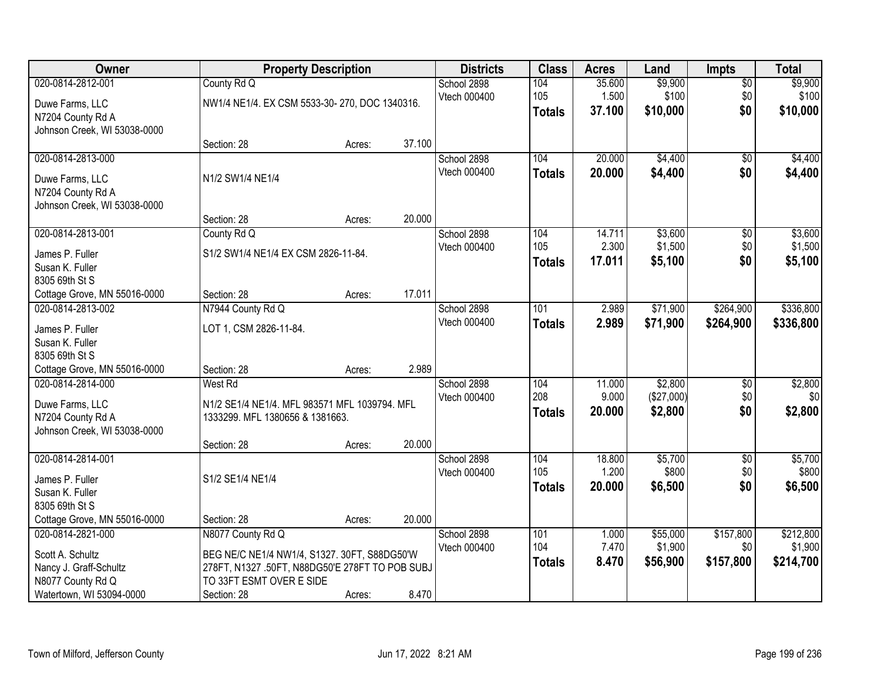| Owner | Property Description | | | Districts | Class | Acres | Land | Impts | Total |
|---|---|---|---|---|---|---|---|---|---|
| 020-0814-2812-001 | County Rd Q | | | School 2898 | 104 | 35.600 | $9,900 | $0 | $9,900 |
| Duwe Farms, LLC | NW1/4 NE1/4. EX CSM 5533-30- 270, DOC 1340316. | | | Vtech 000400 | 105 | 1.500 | $100 | $0 | $100 |
| N7204 County Rd A | | | | | **Totals** | **37.100** | **$10,000** | **$0** | **$10,000** |
| Johnson Creek, WI 53038-0000 | | | | | | | | | |
| | Section: 28 | Acres: | 37.100 | | | | | | |
| 020-0814-2813-000 | | | | School 2898 | 104 | 20.000 | $4,400 | $0 | $4,400 |
| Duwe Farms, LLC | N1/2 SW1/4 NE1/4 | | | Vtech 000400 | **Totals** | **20.000** | **$4,400** | **$0** | **$4,400** |
| N7204 County Rd A | | | | | | | | | |
| Johnson Creek, WI 53038-0000 | | | | | | | | | |
| | Section: 28 | Acres: | 20.000 | | | | | | |
| 020-0814-2813-001 | County Rd Q | | | School 2898 | 104 | 14.711 | $3,600 | $0 | $3,600 |
| James P. Fuller | S1/2 SW1/4 NE1/4 EX CSM 2826-11-84. | | | Vtech 000400 | 105 | 2.300 | $1,500 | $0 | $1,500 |
| Susan K. Fuller | | | | | **Totals** | **17.011** | **$5,100** | **$0** | **$5,100** |
| 8305 69th St S | | | | | | | | | |
| Cottage Grove, MN 55016-0000 | Section: 28 | Acres: | 17.011 | | | | | | |
| 020-0814-2813-002 | N7944 County Rd Q | | | School 2898 | 101 | 2.989 | $71,900 | $264,900 | $336,800 |
| James P. Fuller | LOT 1, CSM 2826-11-84. | | | Vtech 000400 | **Totals** | **2.989** | **$71,900** | **$264,900** | **$336,800** |
| Susan K. Fuller | | | | | | | | | |
| 8305 69th St S | | | | | | | | | |
| Cottage Grove, MN 55016-0000 | Section: 28 | Acres: | 2.989 | | | | | | |
| 020-0814-2814-000 | West Rd | | | School 2898 | 104 | 11.000 | $2,800 | $0 | $2,800 |
| Duwe Farms, LLC | N1/2 SE1/4 NE1/4. MFL 983571 MFL 1039794. MFL 1333299. MFL 1380656 & 1381663. | | | Vtech 000400 | 208 | 9.000 | ($27,000) | $0 | $0 |
| N7204 County Rd A | | | | | **Totals** | **20.000** | **$2,800** | **$0** | **$2,800** |
| Johnson Creek, WI 53038-0000 | | | | | | | | | |
| | Section: 28 | Acres: | 20.000 | | | | | | |
| 020-0814-2814-001 | | | | School 2898 | 104 | 18.800 | $5,700 | $0 | $5,700 |
| James P. Fuller | S1/2 SE1/4 NE1/4 | | | Vtech 000400 | 105 | 1.200 | $800 | $0 | $800 |
| Susan K. Fuller | | | | | **Totals** | **20.000** | **$6,500** | **$0** | **$6,500** |
| 8305 69th St S | | | | | | | | | |
| Cottage Grove, MN 55016-0000 | Section: 28 | Acres: | 20.000 | | | | | | |
| 020-0814-2821-000 | N8077 County Rd Q | | | School 2898 | 101 | 1.000 | $55,000 | $157,800 | $212,800 |
| Scott A. Schultz | BEG NE/C NE1/4 NW1/4, S1327. 30FT, S88DG50'W 278FT, N1327 .50FT, N88DG50'E 278FT TO POB SUBJ TO 33FT ESMT OVER E SIDE | | | Vtech 000400 | 104 | 7.470 | $1,900 | $0 | $1,900 |
| Nancy J. Graff-Schultz | | | | | **Totals** | **8.470** | **$56,900** | **$157,800** | **$214,700** |
| N8077 County Rd Q | | | | | | | | | |
| Watertown, WI 53094-0000 | Section: 28 | Acres: | 8.470 | | | | | | |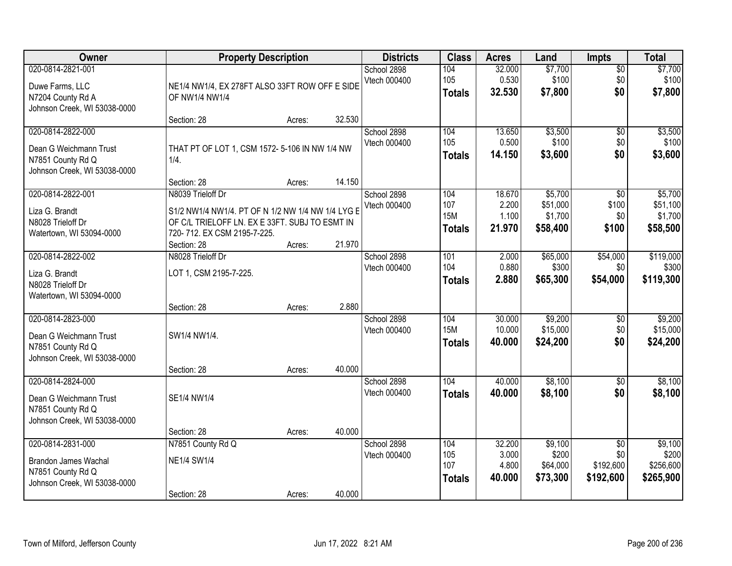| Owner | Property Description | Districts | Class | Acres | Land | Impts | Total |
|---|---|---|---|---|---|---|---|
| 020-0814-2821-001<br>Duwe Farms, LLC<br>N7204 County Rd A<br>Johnson Creek, WI 53038-0000 | NE1/4 NW1/4, EX 278FT ALSO 33FT ROW OFF E SIDE OF NW1/4 NW1/4<br>Section: 28 Acres: 32.530 | School 2898<br>Vtech 000400 | 104<br>105<br>**Totals** | 32.000<br>0.530<br>**32.530** | $7,700<br>$100<br>**$7,800** | $0<br>$0<br>**$0** | $7,700<br>$100<br>**$7,800** |
| 020-0814-2822-000<br>Dean G Weichmann Trust<br>N7851 County Rd Q<br>Johnson Creek, WI 53038-0000 | THAT PT OF LOT 1, CSM 1572- 5-106 IN NW 1/4 NW 1/4.<br>Section: 28 Acres: 14.150 | School 2898<br>Vtech 000400 | 104<br>105<br>**Totals** | 13.650<br>0.500<br>**14.150** | $3,500<br>$100<br>**$3,600** | $0<br>$0<br>**$0** | $3,500<br>$100<br>**$3,600** |
| 020-0814-2822-001<br>Liza G. Brandt<br>N8028 Trieloff Dr<br>Watertown, WI 53094-0000 | N8039 Trieloff Dr<br>S1/2 NW1/4 NW1/4. PT OF N 1/2 NW 1/4 NW 1/4 LYG E OF C/L TRIELOFF LN. EX E 33FT. SUBJ TO ESMT IN 720- 712. EX CSM 2195-7-225.<br>Section: 28 Acres: 21.970 | School 2898<br>Vtech 000400 | 104<br>107<br>15M<br>**Totals** | 18.670<br>2.200<br>1.100<br>**21.970** | $5,700<br>$51,000<br>$1,700<br>**$58,400** | $0<br>$100<br>$0<br>**$100** | $5,700<br>$51,100<br>$1,700<br>**$58,500** |
| 020-0814-2822-002<br>Liza G. Brandt<br>N8028 Trieloff Dr<br>Watertown, WI 53094-0000 | N8028 Trieloff Dr<br>LOT 1, CSM 2195-7-225.<br>Section: 28 Acres: 2.880 | School 2898<br>Vtech 000400 | 101<br>104<br>**Totals** | 2.000<br>0.880<br>**2.880** | $65,000<br>$300<br>**$65,300** | $54,000<br>$0<br>**$54,000** | $119,000<br>$300<br>**$119,300** |
| 020-0814-2823-000<br>Dean G Weichmann Trust<br>N7851 County Rd Q<br>Johnson Creek, WI 53038-0000 | SW1/4 NW1/4.<br>Section: 28 Acres: 40.000 | School 2898<br>Vtech 000400 | 104<br>15M<br>**Totals** | 30.000<br>10.000<br>**40.000** | $9,200<br>$15,000<br>**$24,200** | $0<br>$0<br>**$0** | $9,200<br>$15,000<br>**$24,200** |
| 020-0814-2824-000<br>Dean G Weichmann Trust<br>N7851 County Rd Q<br>Johnson Creek, WI 53038-0000 | SE1/4 NW1/4<br>Section: 28 Acres: 40.000 | School 2898<br>Vtech 000400 | 104<br>**Totals** | 40.000<br>**40.000** | $8,100<br>**$8,100** | $0<br>**$0** | $8,100<br>**$8,100** |
| 020-0814-2831-000<br>Brandon James Wachal<br>N7851 County Rd Q<br>Johnson Creek, WI 53038-0000 | N7851 County Rd Q<br>NE1/4 SW1/4<br>Section: 28 Acres: 40.000 | School 2898<br>Vtech 000400 | 104<br>105<br>107<br>**Totals** | 32.200<br>3.000<br>4.800<br>**40.000** | $9,100<br>$200<br>$64,000<br>**$73,300** | $0<br>$0<br>$192,600<br>**$192,600** | $9,100<br>$200<br>$256,600<br>**$265,900** |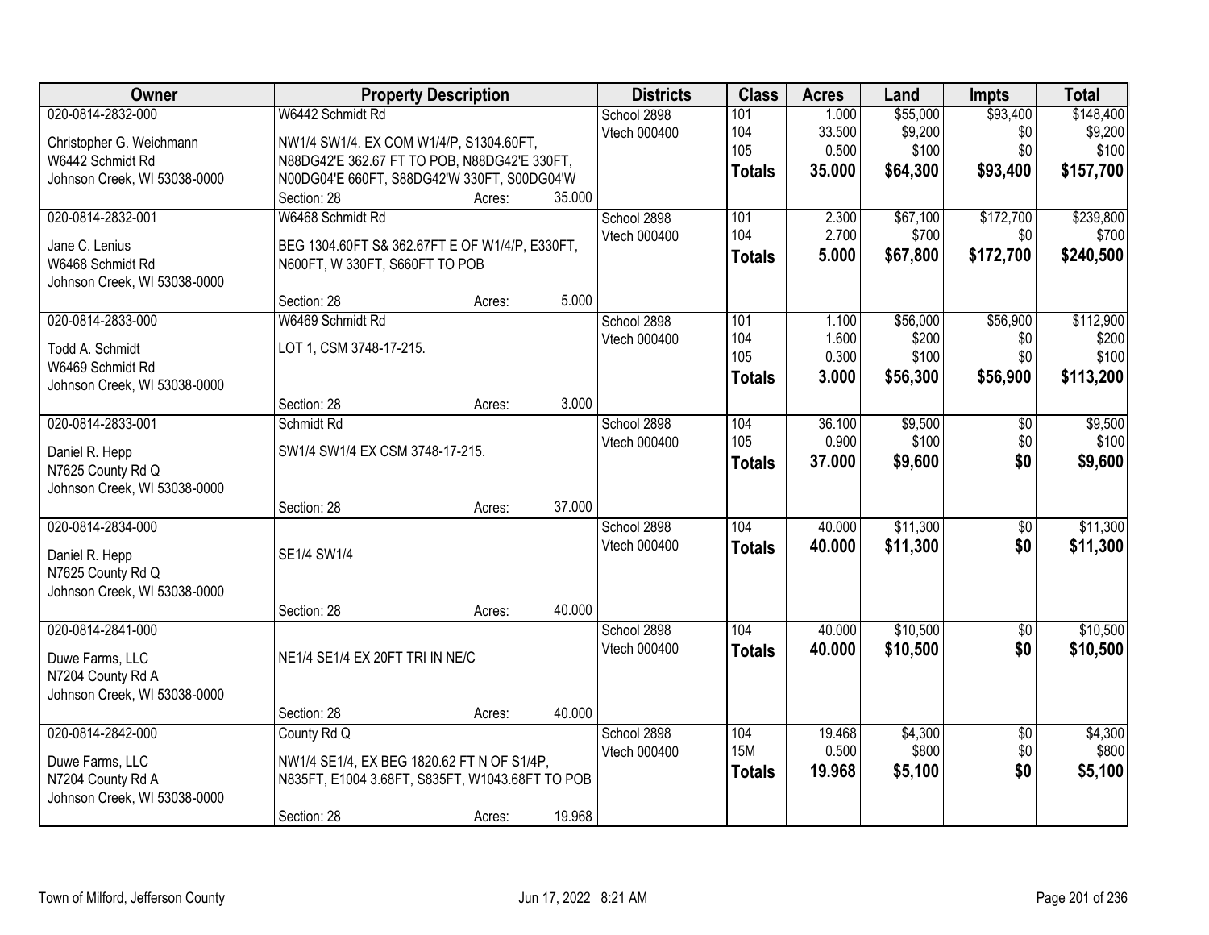| Owner | Property Description | Districts | Class | Acres | Land | Impts | Total |
|---|---|---|---|---|---|---|---|
| 020-0814-2832-000<br>Christopher G. Weichmann<br>W6442 Schmidt Rd<br>Johnson Creek, WI 53038-0000 | W6442 Schmidt Rd<br>NW1/4 SW1/4. EX COM W1/4/P, S1304.60FT, N88DG42'E 362.67 FT TO POB, N88DG42'E 330FT, N00DG04'E 660FT, S88DG42'W 330FT, S00DG04'W<br>Section: 28 Acres: 35.000 | School 2898<br>Vtech 000400 | 101<br>104<br>105<br>**Totals** | 1.000<br>33.500<br>0.500<br>**35.000** | $55,000<br>$9,200<br>$100<br>**$64,300** | $93,400<br>$0<br>$0<br>**$93,400** | $148,400<br>$9,200<br>$100<br>**$157,700** |
| 020-0814-2832-001<br>Jane C. Lenius<br>W6468 Schmidt Rd<br>Johnson Creek, WI 53038-0000 | W6468 Schmidt Rd<br>BEG 1304.60FT S& 362.67FT E OF W1/4/P, E330FT, N600FT, W 330FT, S660FT TO POB<br>Section: 28 Acres: 5.000 | School 2898<br>Vtech 000400 | 101<br>104<br>**Totals** | 2.300<br>2.700<br>**5.000** | $67,100<br>$700<br>**$67,800** | $172,700<br>$0<br>**$172,700** | $239,800<br>$700<br>**$240,500** |
| 020-0814-2833-000<br>Todd A. Schmidt<br>W6469 Schmidt Rd<br>Johnson Creek, WI 53038-0000 | W6469 Schmidt Rd<br>LOT 1, CSM 3748-17-215.<br>Section: 28 Acres: 3.000 | School 2898<br>Vtech 000400 | 101<br>104<br>105<br>**Totals** | 1.100<br>1.600<br>0.300<br>**3.000** | $56,000<br>$200<br>$100<br>**$56,300** | $56,900<br>$0<br>$0<br>**$56,900** | $112,900<br>$200<br>$100<br>**$113,200** |
| 020-0814-2833-001<br>Daniel R. Hepp<br>N7625 County Rd Q<br>Johnson Creek, WI 53038-0000 | Schmidt Rd<br>SW1/4 SW1/4 EX CSM 3748-17-215.<br>Section: 28 Acres: 37.000 | School 2898<br>Vtech 000400 | 104<br>105<br>**Totals** | 36.100<br>0.900<br>**37.000** | $9,500<br>$100<br>**$9,600** | $0<br>$0<br>**$0** | $9,500<br>$100<br>**$9,600** |
| 020-0814-2834-000<br>Daniel R. Hepp<br>N7625 County Rd Q<br>Johnson Creek, WI 53038-0000 | SE1/4 SW1/4<br>Section: 28 Acres: 40.000 | School 2898<br>Vtech 000400 | 104<br>**Totals** | 40.000<br>**40.000** | $11,300<br>**$11,300** | $0<br>**$0** | $11,300<br>**$11,300** |
| 020-0814-2841-000<br>Duwe Farms, LLC<br>N7204 County Rd A<br>Johnson Creek, WI 53038-0000 | NE1/4 SE1/4 EX 20FT TRI IN NE/C<br>Section: 28 Acres: 40.000 | School 2898<br>Vtech 000400 | 104<br>**Totals** | 40.000<br>**40.000** | $10,500<br>**$10,500** | $0<br>**$0** | $10,500<br>**$10,500** |
| 020-0814-2842-000<br>Duwe Farms, LLC<br>N7204 County Rd A<br>Johnson Creek, WI 53038-0000 | County Rd Q<br>NW1/4 SE1/4, EX BEG 1820.62 FT N OF S1/4P, N835FT, E1004 3.68FT, S835FT, W1043.68FT TO POB<br>Section: 28 Acres: 19.968 | School 2898<br>Vtech 000400 | 104<br>15M<br>**Totals** | 19.468<br>0.500<br>**19.968** | $4,300<br>$800<br>**$5,100** | $0<br>$0<br>**$0** | $4,300<br>$800<br>**$5,100** |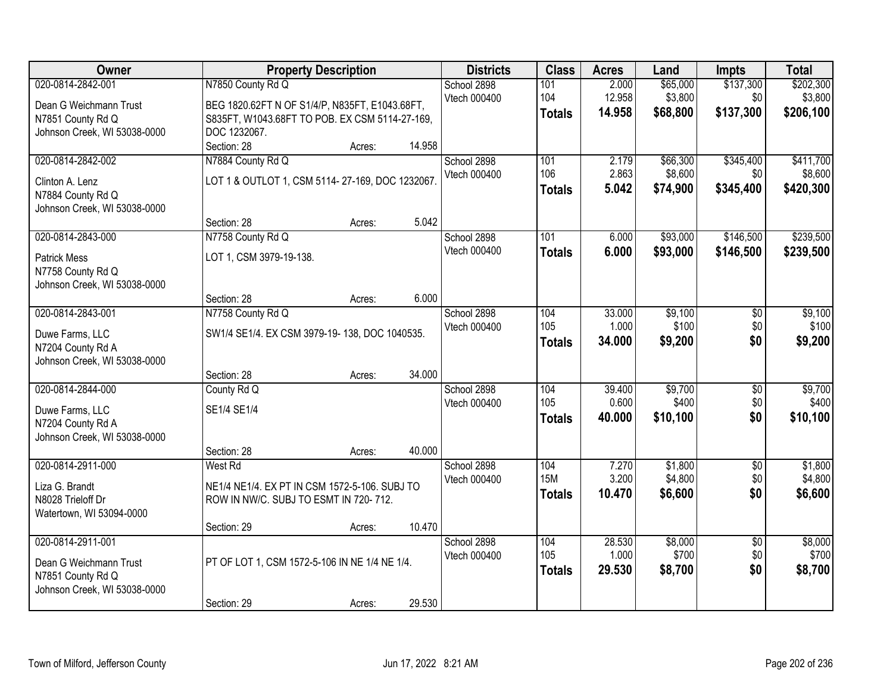| Owner | Property Description | | | Districts | Class | Acres | Land | Impts | Total |
|---|---|---|---|---|---|---|---|---|---|
| 020-0814-2842-001 | N7850 County Rd Q | | | School 2898 | 101 | 2.000 | $65,000 | $137,300 | $202,300 |
| Dean G Weichmann Trust | BEG 1820.62FT N OF S1/4/P, N835FT, E1043.68FT, S835FT, W1043.68FT TO POB. EX CSM 5114-27-169, DOC 1232067. | | | Vtech 000400 | 104 | 12.958 | $3,800 | $0 | $3,800 |
| N7851 County Rd Q | | | | | **Totals** | **14.958** | **$68,800** | **$137,300** | **$206,100** |
| Johnson Creek, WI 53038-0000 | | | | | | | | | |
| | Section: 28 | Acres: | 14.958 | | | | | | |
| 020-0814-2842-002 | N7884 County Rd Q | | | School 2898 | 101 | 2.179 | $66,300 | $345,400 | $411,700 |
| Clinton A. Lenz | LOT 1 & OUTLOT 1, CSM 5114- 27-169, DOC 1232067. | | | Vtech 000400 | 106 | 2.863 | $8,600 | $0 | $8,600 |
| N7884 County Rd Q | | | | | **Totals** | **5.042** | **$74,900** | **$345,400** | **$420,300** |
| Johnson Creek, WI 53038-0000 | | | | | | | | | |
| | Section: 28 | Acres: | 5.042 | | | | | | |
| 020-0814-2843-000 | N7758 County Rd Q | | | School 2898 | 101 | 6.000 | $93,000 | $146,500 | $239,500 |
| Patrick Mess | LOT 1, CSM 3979-19-138. | | | Vtech 000400 | **Totals** | **6.000** | **$93,000** | **$146,500** | **$239,500** |
| N7758 County Rd Q | | | | | | | | | |
| Johnson Creek, WI 53038-0000 | | | | | | | | | |
| | Section: 28 | Acres: | 6.000 | | | | | | |
| 020-0814-2843-001 | N7758 County Rd Q | | | School 2898 | 104 | 33.000 | $9,100 | $0 | $9,100 |
| Duwe Farms, LLC | SW1/4 SE1/4. EX CSM 3979-19- 138, DOC 1040535. | | | Vtech 000400 | 105 | 1.000 | $100 | $0 | $100 |
| N7204 County Rd A | | | | | **Totals** | **34.000** | **$9,200** | **$0** | **$9,200** |
| Johnson Creek, WI 53038-0000 | | | | | | | | | |
| | Section: 28 | Acres: | 34.000 | | | | | | |
| 020-0814-2844-000 | County Rd Q | | | School 2898 | 104 | 39.400 | $9,700 | $0 | $9,700 |
| Duwe Farms, LLC | SE1/4 SE1/4 | | | Vtech 000400 | 105 | 0.600 | $400 | $0 | $400 |
| N7204 County Rd A | | | | | **Totals** | **40.000** | **$10,100** | **$0** | **$10,100** |
| Johnson Creek, WI 53038-0000 | | | | | | | | | |
| | Section: 28 | Acres: | 40.000 | | | | | | |
| 020-0814-2911-000 | West Rd | | | School 2898 | 104 | 7.270 | $1,800 | $0 | $1,800 |
| Liza G. Brandt | NE1/4 NE1/4. EX PT IN CSM 1572-5-106. SUBJ TO ROW IN NW/C. SUBJ TO ESMT IN 720- 712. | | | Vtech 000400 | 15M | 3.200 | $4,800 | $0 | $4,800 |
| N8028 Trieloff Dr | | | | | **Totals** | **10.470** | **$6,600** | **$0** | **$6,600** |
| Watertown, WI 53094-0000 | | | | | | | | | |
| | Section: 29 | Acres: | 10.470 | | | | | | |
| 020-0814-2911-001 | | | | School 2898 | 104 | 28.530 | $8,000 | $0 | $8,000 |
| Dean G Weichmann Trust | PT OF LOT 1, CSM 1572-5-106 IN NE 1/4 NE 1/4. | | | Vtech 000400 | 105 | 1.000 | $700 | $0 | $700 |
| N7851 County Rd Q | | | | | **Totals** | **29.530** | **$8,700** | **$0** | **$8,700** |
| Johnson Creek, WI 53038-0000 | | | | | | | | | |
| | Section: 29 | Acres: | 29.530 | | | | | | |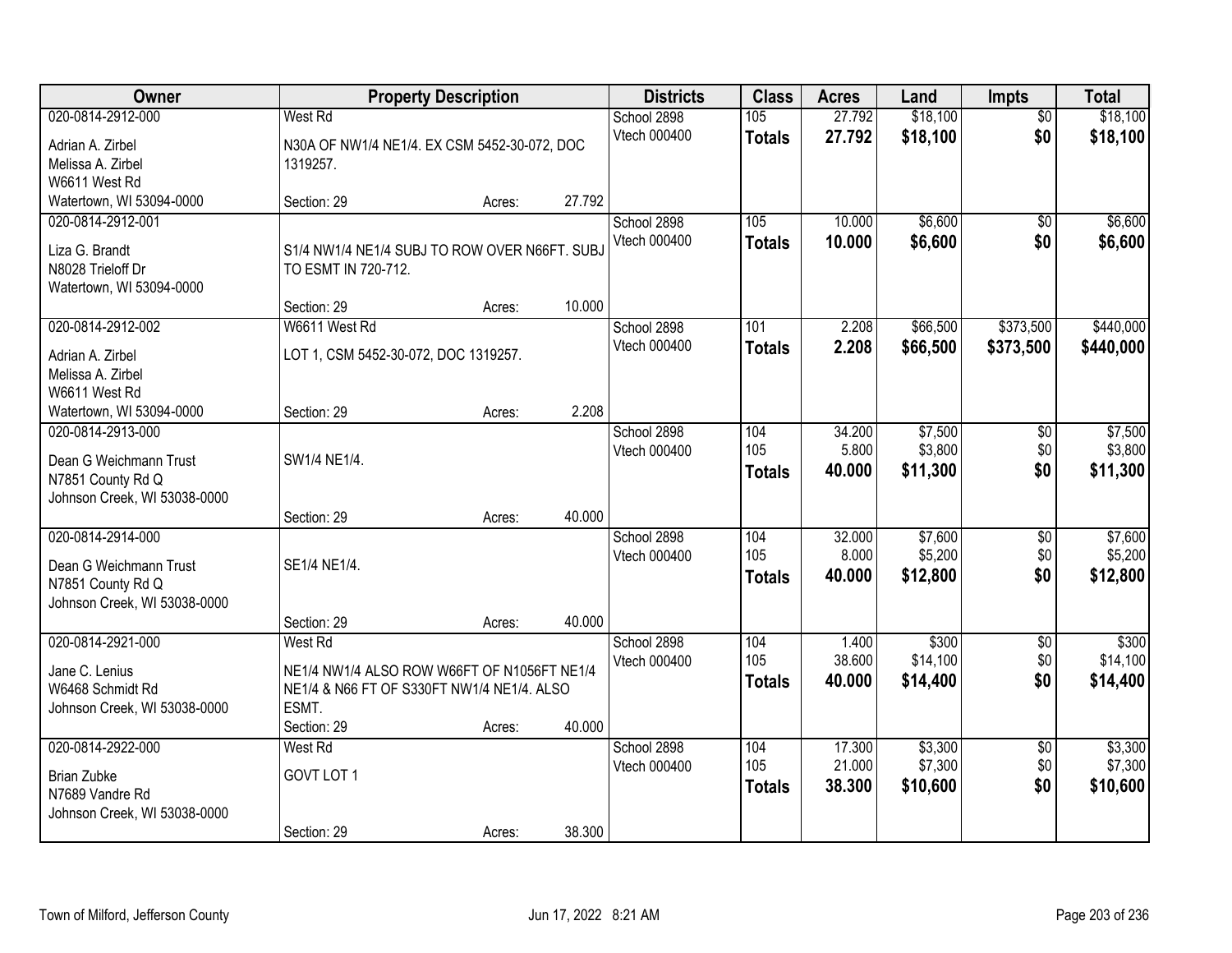| Owner | Property Description | | | Districts | Class | Acres | Land | Impts | Total |
|---|---|---|---|---|---|---|---|---|---|
| 020-0814-2912-000 | West Rd | | | School 2898 | 105 | 27.792 | $18,100 | $0 | $18,100 |
| Adrian A. Zirbel<br>Melissa A. Zirbel<br>W6611 West Rd<br>Watertown, WI 53094-0000 | N30A OF NW1/4 NE1/4. EX CSM 5452-30-072, DOC 1319257. | | | Vtech 000400 | **Totals** | **27.792** | **$18,100** | **$0** | **$18,100** |
| | Section: 29 | Acres: | 27.792 | | | | | | |
| 020-0814-2912-001 | | | | School 2898 | 105 | 10.000 | $6,600 | $0 | $6,600 |
| Liza G. Brandt<br>N8028 Trieloff Dr<br>Watertown, WI 53094-0000 | S1/4 NW1/4 NE1/4 SUBJ TO ROW OVER N66FT. SUBJ TO ESMT IN 720-712. | | | Vtech 000400 | **Totals** | **10.000** | **$6,600** | **$0** | **$6,600** |
| | Section: 29 | Acres: | 10.000 | | | | | | |
| 020-0814-2912-002 | W6611 West Rd | | | School 2898 | 101 | 2.208 | $66,500 | $373,500 | $440,000 |
| Adrian A. Zirbel<br>Melissa A. Zirbel<br>W6611 West Rd<br>Watertown, WI 53094-0000 | LOT 1, CSM 5452-30-072, DOC 1319257. | | | Vtech 000400 | **Totals** | **2.208** | **$66,500** | **$373,500** | **$440,000** |
| | Section: 29 | Acres: | 2.208 | | | | | | |
| 020-0814-2913-000 | | | | School 2898 | 104 | 34.200 | $7,500 | $0 | $7,500 |
| Dean G Weichmann Trust<br>N7851 County Rd Q<br>Johnson Creek, WI 53038-0000 | SW1/4 NE1/4. | | | Vtech 000400 | 105 | 5.800 | $3,800 | $0 | $3,800 |
| | | | | | **Totals** | **40.000** | **$11,300** | **$0** | **$11,300** |
| | Section: 29 | Acres: | 40.000 | | | | | | |
| 020-0814-2914-000 | | | | School 2898 | 104 | 32.000 | $7,600 | $0 | $7,600 |
| Dean G Weichmann Trust<br>N7851 County Rd Q<br>Johnson Creek, WI 53038-0000 | SE1/4 NE1/4. | | | Vtech 000400 | 105 | 8.000 | $5,200 | $0 | $5,200 |
| | | | | | **Totals** | **40.000** | **$12,800** | **$0** | **$12,800** |
| | Section: 29 | Acres: | 40.000 | | | | | | |
| 020-0814-2921-000 | West Rd | | | School 2898 | 104 | 1.400 | $300 | $0 | $300 |
| Jane C. Lenius<br>W6468 Schmidt Rd<br>Johnson Creek, WI 53038-0000 | NE1/4 NW1/4 ALSO ROW W66FT OF N1056FT NE1/4 NE1/4 & N66 FT OF S330FT NW1/4 NE1/4. ALSO ESMT. | | | Vtech 000400 | 105 | 38.600 | $14,100 | $0 | $14,100 |
| | | | | | **Totals** | **40.000** | **$14,400** | **$0** | **$14,400** |
| | Section: 29 | Acres: | 40.000 | | | | | | |
| 020-0814-2922-000 | West Rd | | | School 2898 | 104 | 17.300 | $3,300 | $0 | $3,300 |
| Brian Zubke<br>N7689 Vandre Rd<br>Johnson Creek, WI 53038-0000 | GOVT LOT 1 | | | Vtech 000400 | 105 | 21.000 | $7,300 | $0 | $7,300 |
| | | | | | **Totals** | **38.300** | **$10,600** | **$0** | **$10,600** |
| | Section: 29 | Acres: | 38.300 | | | | | | |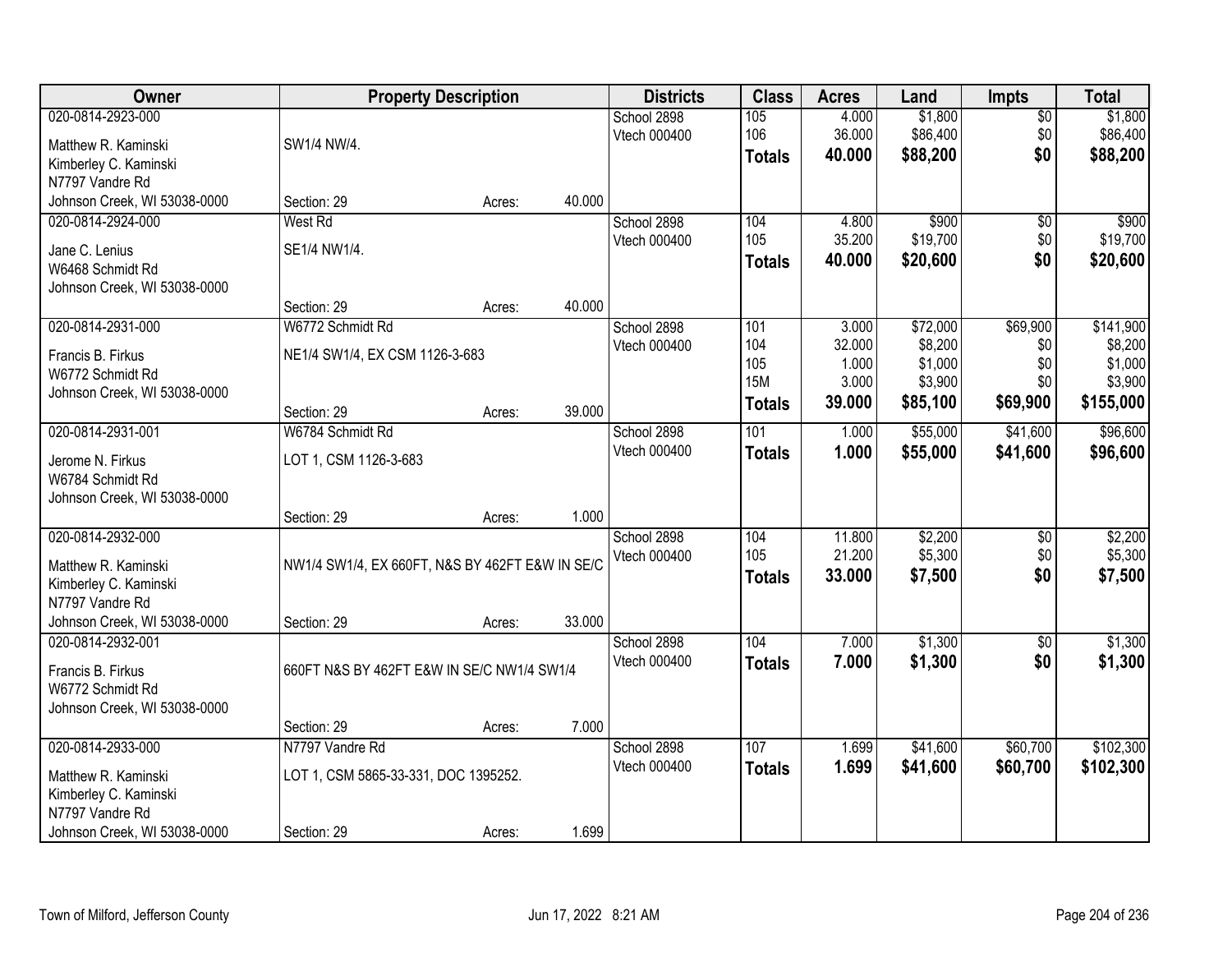| Owner | Property Description | Districts | Class | Acres | Land | Impts | Total |
|---|---|---|---|---|---|---|---|
| 020-0814-2923-000<br>Matthew R. Kaminski<br>Kimberley C. Kaminski<br>N7797 Vandre Rd<br>Johnson Creek, WI 53038-0000 | SW1/4 NW/4.<br>Section: 29 Acres: 40.000 | School 2898<br>Vtech 000400 | 105<br>106<br>**Totals** | 4.000<br>36.000<br>**40.000** | $1,800<br>$86,400<br>**$88,200** | $0<br>$0<br>**$0** | $1,800<br>$86,400<br>**$88,200** |
| 020-0814-2924-000<br>Jane C. Lenius<br>W6468 Schmidt Rd<br>Johnson Creek, WI 53038-0000 | West Rd<br>SE1/4 NW1/4.<br>Section: 29 Acres: 40.000 | School 2898<br>Vtech 000400 | 104<br>105<br>**Totals** | 4.800<br>35.200<br>**40.000** | $900<br>$19,700<br>**$20,600** | $0<br>$0<br>**$0** | $900<br>$19,700<br>**$20,600** |
| 020-0814-2931-000<br>Francis B. Firkus<br>W6772 Schmidt Rd<br>Johnson Creek, WI 53038-0000 | W6772 Schmidt Rd<br>NE1/4 SW1/4, EX CSM 1126-3-683<br>Section: 29 Acres: 39.000 | School 2898<br>Vtech 000400 | 101<br>104<br>105<br>15M<br>**Totals** | 3.000<br>32.000<br>1.000<br>3.000<br>**39.000** | $72,000<br>$8,200<br>$1,000<br>$3,900<br>**$85,100** | $69,900<br>$0<br>$0<br>$0<br>**$69,900** | $141,900<br>$8,200<br>$1,000<br>$3,900<br>**$155,000** |
| 020-0814-2931-001<br>Jerome N. Firkus<br>W6784 Schmidt Rd<br>Johnson Creek, WI 53038-0000 | W6784 Schmidt Rd<br>LOT 1, CSM 1126-3-683<br>Section: 29 Acres: 1.000 | School 2898<br>Vtech 000400 | 101<br>**Totals** | 1.000<br>**1.000** | $55,000<br>**$55,000** | $41,600<br>**$41,600** | $96,600<br>**$96,600** |
| 020-0814-2932-000<br>Matthew R. Kaminski<br>Kimberley C. Kaminski<br>N7797 Vandre Rd<br>Johnson Creek, WI 53038-0000 | NW1/4 SW1/4, EX 660FT, N&S BY 462FT E&W IN SE/C<br>Section: 29 Acres: 33.000 | School 2898<br>Vtech 000400 | 104<br>105<br>**Totals** | 11.800<br>21.200<br>**33.000** | $2,200<br>$5,300<br>**$7,500** | $0<br>$0<br>**$0** | $2,200<br>$5,300<br>**$7,500** |
| 020-0814-2932-001<br>Francis B. Firkus<br>W6772 Schmidt Rd<br>Johnson Creek, WI 53038-0000 | 660FT N&S BY 462FT E&W IN SE/C NW1/4 SW1/4<br>Section: 29 Acres: 7.000 | School 2898<br>Vtech 000400 | 104<br>**Totals** | 7.000<br>**7.000** | $1,300<br>**$1,300** | $0<br>**$0** | $1,300<br>**$1,300** |
| 020-0814-2933-000<br>Matthew R. Kaminski<br>Kimberley C. Kaminski<br>N7797 Vandre Rd<br>Johnson Creek, WI 53038-0000 | N7797 Vandre Rd<br>LOT 1, CSM 5865-33-331, DOC 1395252.<br>Section: 29 Acres: 1.699 | School 2898<br>Vtech 000400 | 107<br>**Totals** | 1.699<br>**1.699** | $41,600<br>**$41,600** | $60,700<br>**$60,700** | $102,300<br>**$102,300** |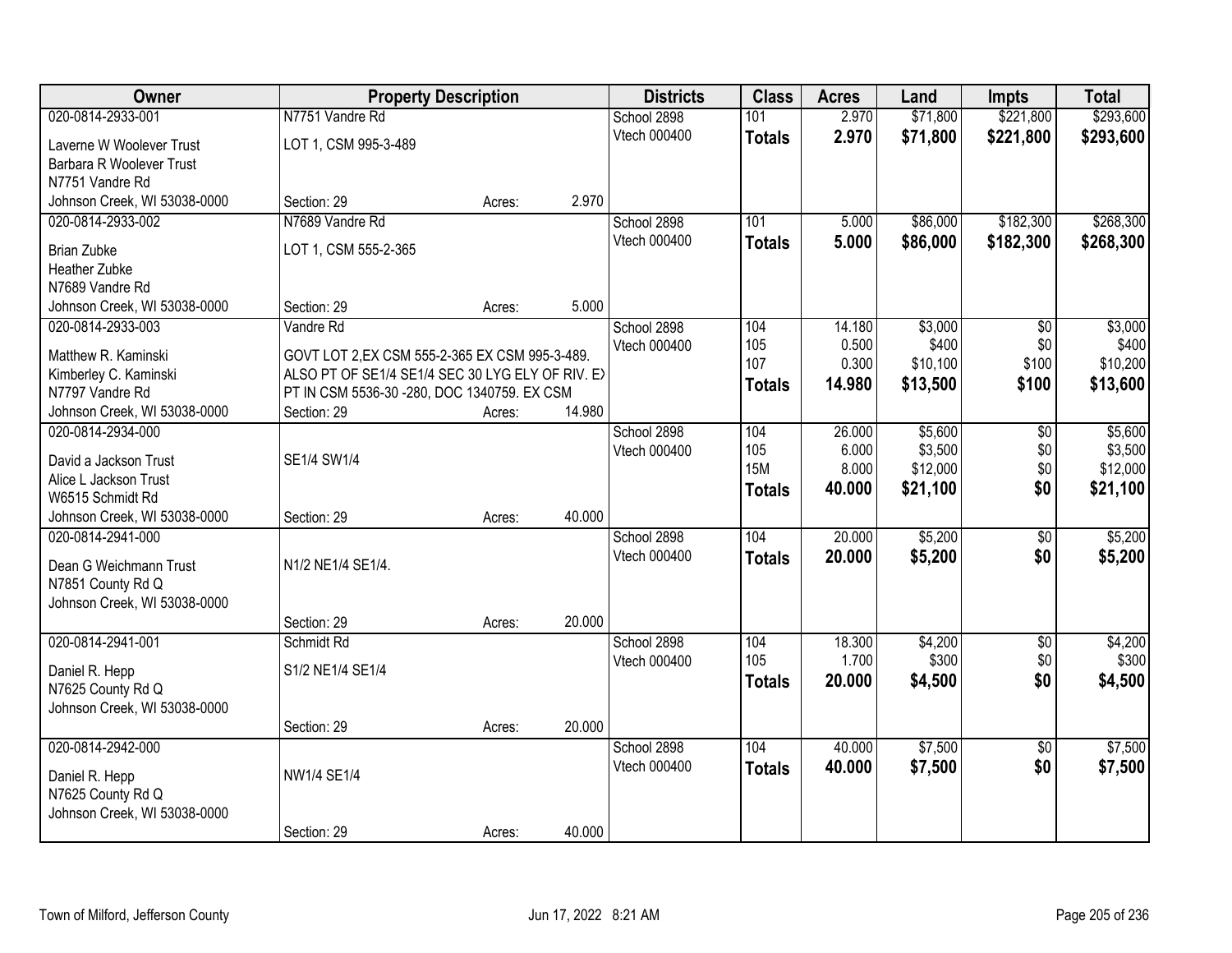| Owner | Property Description | | | Districts | Class | Acres | Land | Impts | Total |
|---|---|---|---|---|---|---|---|---|---|
| 020-0814-2933-001 | N7751 Vandre Rd | | | School 2898 | 101 | 2.970 | $71,800 | $221,800 | $293,600 |
| Laverne W Woolever Trust<br>Barbara R Woolever Trust<br>N7751 Vandre Rd<br>Johnson Creek, WI 53038-0000 | LOT 1, CSM 995-3-489 | | | Vtech 000400 | **Totals** | **2.970** | **$71,800** | **$221,800** | **$293,600** |
| | Section: 29 | Acres: | 2.970 | | | | | | |
| 020-0814-2933-002 | N7689 Vandre Rd | | | School 2898 | 101 | 5.000 | $86,000 | $182,300 | $268,300 |
| Brian Zubke<br>Heather Zubke<br>N7689 Vandre Rd<br>Johnson Creek, WI 53038-0000 | LOT 1, CSM 555-2-365 | | | Vtech 000400 | **Totals** | **5.000** | **$86,000** | **$182,300** | **$268,300** |
| | Section: 29 | Acres: | 5.000 | | | | | | |
| 020-0814-2933-003 | Vandre Rd | | | School 2898 | 104 | 14.180 | $3,000 | $0 | $3,000 |
| Matthew R. Kaminski<br>Kimberley C. Kaminski<br>N7797 Vandre Rd<br>Johnson Creek, WI 53038-0000 | GOVT LOT 2,EX CSM 555-2-365 EX CSM 995-3-489. ALSO PT OF SE1/4 SE1/4 SEC 30 LYG ELY OF RIV. EX PT IN CSM 5536-30 -280, DOC 1340759. EX CSM | | | Vtech 000400 | 105 | 0.500 | $400 | $0 | $400 |
| | | | | | 107 | 0.300 | $10,100 | $100 | $10,200 |
| | | | | | **Totals** | **14.980** | **$13,500** | **$100** | **$13,600** |
| | Section: 29 | Acres: | 14.980 | | | | | | |
| 020-0814-2934-000 | | | | School 2898 | 104 | 26.000 | $5,600 | $0 | $5,600 |
| David a Jackson Trust<br>Alice L Jackson Trust<br>W6515 Schmidt Rd<br>Johnson Creek, WI 53038-0000 | SE1/4 SW1/4 | | | Vtech 000400 | 105 | 6.000 | $3,500 | $0 | $3,500 |
| | | | | | 15M | 8.000 | $12,000 | $0 | $12,000 |
| | | | | | **Totals** | **40.000** | **$21,100** | **$0** | **$21,100** |
| | Section: 29 | Acres: | 40.000 | | | | | | |
| 020-0814-2941-000 | | | | School 2898 | 104 | 20.000 | $5,200 | $0 | $5,200 |
| Dean G Weichmann Trust<br>N7851 County Rd Q<br>Johnson Creek, WI 53038-0000 | N1/2 NE1/4 SE1/4. | | | Vtech 000400 | **Totals** | **20.000** | **$5,200** | **$0** | **$5,200** |
| | Section: 29 | Acres: | 20.000 | | | | | | |
| 020-0814-2941-001 | Schmidt Rd | | | School 2898 | 104 | 18.300 | $4,200 | $0 | $4,200 |
| Daniel R. Hepp<br>N7625 County Rd Q<br>Johnson Creek, WI 53038-0000 | S1/2 NE1/4 SE1/4 | | | Vtech 000400 | 105 | 1.700 | $300 | $0 | $300 |
| | | | | | **Totals** | **20.000** | **$4,500** | **$0** | **$4,500** |
| | Section: 29 | Acres: | 20.000 | | | | | | |
| 020-0814-2942-000 | | | | School 2898 | 104 | 40.000 | $7,500 | $0 | $7,500 |
| Daniel R. Hepp<br>N7625 County Rd Q<br>Johnson Creek, WI 53038-0000 | NW1/4 SE1/4 | | | Vtech 000400 | **Totals** | **40.000** | **$7,500** | **$0** | **$7,500** |
| | Section: 29 | Acres: | 40.000 | | | | | | |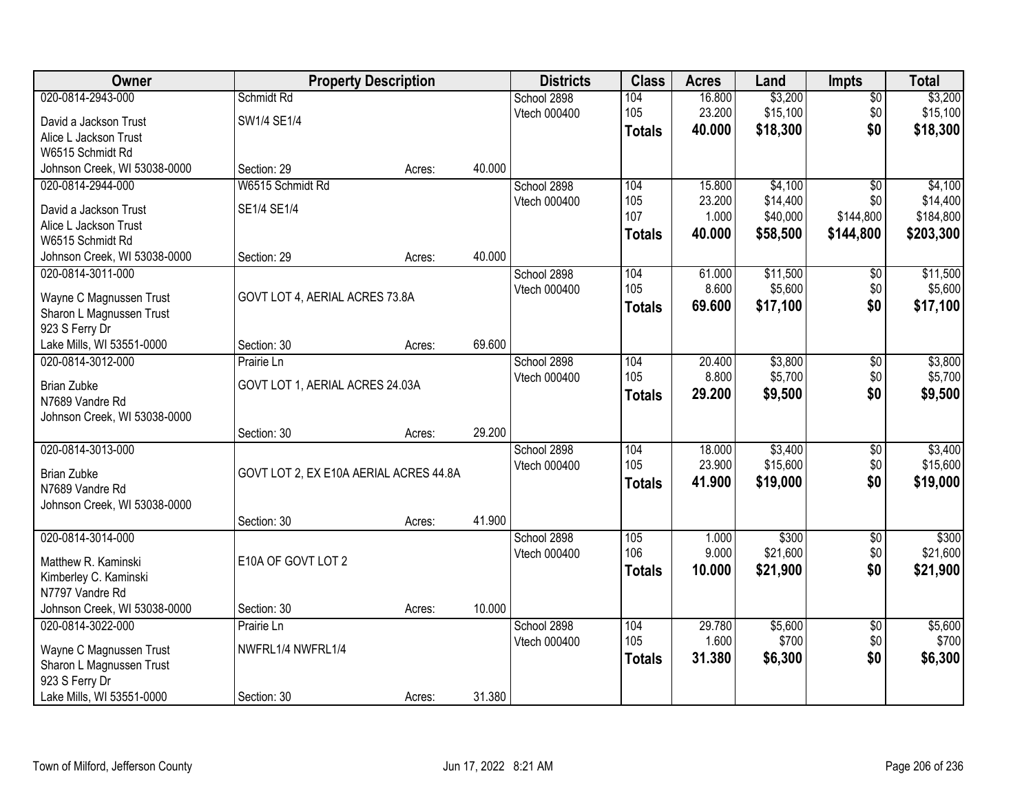| Owner | Property Description | | | Districts | Class | Acres | Land | Impts | Total |
|---|---|---|---|---|---|---|---|---|---|
| 020-0814-2943-000<br>David a Jackson Trust<br>Alice L Jackson Trust<br>W6515 Schmidt Rd<br>Johnson Creek, WI 53038-0000 | Schmidt Rd<br>SW1/4 SE1/4<br>Section: 29 | Acres: | 40.000 | School 2898<br>Vtech 000400 | 104<br>105<br>**Totals** | 16.800<br>23.200<br>**40.000** | $3,200<br>$15,100<br>**$18,300** | $0<br>$0<br>**$0** | $3,200<br>$15,100<br>**$18,300** |
| 020-0814-2944-000<br>David a Jackson Trust<br>Alice L Jackson Trust<br>W6515 Schmidt Rd<br>Johnson Creek, WI 53038-0000 | W6515 Schmidt Rd<br>SE1/4 SE1/4<br>Section: 29 | Acres: | 40.000 | School 2898<br>Vtech 000400 | 104<br>105<br>107<br>**Totals** | 15.800<br>23.200<br>1.000<br>**40.000** | $4,100<br>$14,400<br>$40,000<br>**$58,500** | $0<br>$0<br>$144,800<br>**$144,800** | $4,100<br>$14,400<br>$184,800<br>**$203,300** |
| 020-0814-3011-000<br>Wayne C Magnussen Trust<br>Sharon L Magnussen Trust<br>923 S Ferry Dr<br>Lake Mills, WI 53551-0000 | GOVT LOT 4, AERIAL ACRES 73.8A<br>Section: 30 | Acres: | 69.600 | School 2898<br>Vtech 000400 | 104<br>105<br>**Totals** | 61.000<br>8.600<br>**69.600** | $11,500<br>$5,600<br>**$17,100** | $0<br>$0<br>**$0** | $11,500<br>$5,600<br>**$17,100** |
| 020-0814-3012-000<br>Brian Zubke<br>N7689 Vandre Rd<br>Johnson Creek, WI 53038-0000 | Prairie Ln<br>GOVT LOT 1, AERIAL ACRES 24.03A<br>Section: 30 | Acres: | 29.200 | School 2898<br>Vtech 000400 | 104<br>105<br>**Totals** | 20.400<br>8.800<br>**29.200** | $3,800<br>$5,700<br>**$9,500** | $0<br>$0<br>**$0** | $3,800<br>$5,700<br>**$9,500** |
| 020-0814-3013-000<br>Brian Zubke<br>N7689 Vandre Rd<br>Johnson Creek, WI 53038-0000 | GOVT LOT 2, EX E10A AERIAL ACRES 44.8A<br>Section: 30 | Acres: | 41.900 | School 2898<br>Vtech 000400 | 104<br>105<br>**Totals** | 18.000<br>23.900<br>**41.900** | $3,400<br>$15,600<br>**$19,000** | $0<br>$0<br>**$0** | $3,400<br>$15,600<br>**$19,000** |
| 020-0814-3014-000<br>Matthew R. Kaminski<br>Kimberley C. Kaminski<br>N7797 Vandre Rd<br>Johnson Creek, WI 53038-0000 | E10A OF GOVT LOT 2<br>Section: 30 | Acres: | 10.000 | School 2898<br>Vtech 000400 | 105<br>106<br>**Totals** | 1.000<br>9.000<br>**10.000** | $300<br>$21,600<br>**$21,900** | $0<br>$0<br>**$0** | $300<br>$21,600<br>**$21,900** |
| 020-0814-3022-000<br>Wayne C Magnussen Trust<br>Sharon L Magnussen Trust<br>923 S Ferry Dr<br>Lake Mills, WI 53551-0000 | Prairie Ln<br>NWFRL1/4 NWFRL1/4<br>Section: 30 | Acres: | 31.380 | School 2898<br>Vtech 000400 | 104<br>105<br>**Totals** | 29.780<br>1.600<br>**31.380** | $5,600<br>$700<br>**$6,300** | $0<br>$0<br>**$0** | $5,600<br>$700<br>**$6,300** |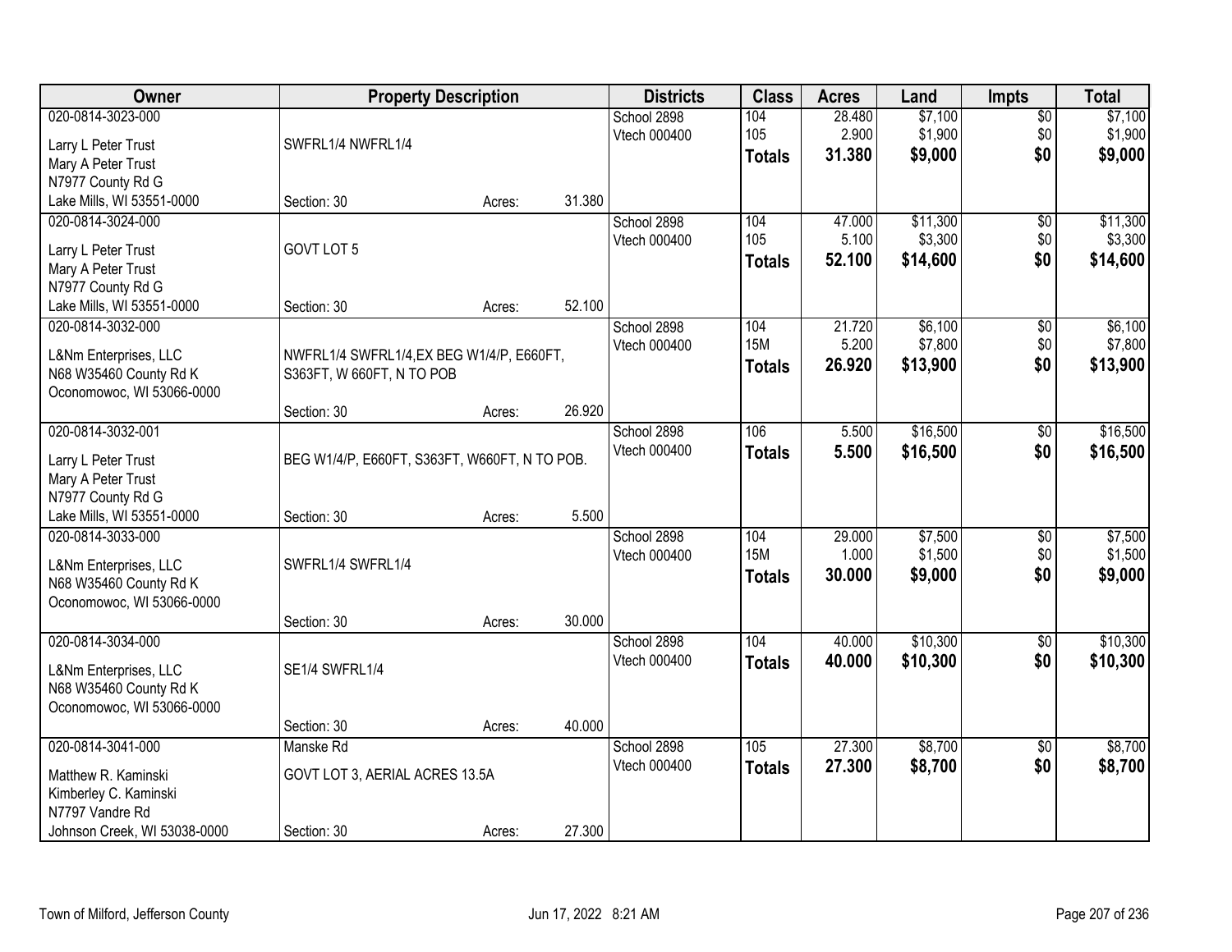| Owner | Property Description | | | Districts | Class | Acres | Land | Impts | Total |
|---|---|---|---|---|---|---|---|---|---|
| 020-0814-3023-000 | | | | School 2898 | 104 | 28.480 | $7,100 | $0 | $7,100 |
| Larry L Peter Trust | SWFRL1/4 NWFRL1/4 | | | Vtech 000400 | 105 | 2.900 | $1,900 | $0 | $1,900 |
| Mary A Peter Trust | | | | | **Totals** | **31.380** | **$9,000** | **$0** | **$9,000** |
| N7977 County Rd G | | | | | | | | | |
| Lake Mills, WI 53551-0000 | Section: 30 | Acres: | 31.380 | | | | | | |
| 020-0814-3024-000 | | | | School 2898 | 104 | 47.000 | $11,300 | $0 | $11,300 |
| Larry L Peter Trust | GOVT LOT 5 | | | Vtech 000400 | 105 | 5.100 | $3,300 | $0 | $3,300 |
| Mary A Peter Trust | | | | | **Totals** | **52.100** | **$14,600** | **$0** | **$14,600** |
| N7977 County Rd G | | | | | | | | | |
| Lake Mills, WI 53551-0000 | Section: 30 | Acres: | 52.100 | | | | | | |
| 020-0814-3032-000 | | | | School 2898 | 104 | 21.720 | $6,100 | $0 | $6,100 |
| L&Nm Enterprises, LLC | NWFRL1/4 SWFRL1/4,EX BEG W1/4/P, E660FT, S363FT, W 660FT, N TO POB | | | Vtech 000400 | 15M | 5.200 | $7,800 | $0 | $7,800 |
| N68 W35460 County Rd K | | | | | **Totals** | **26.920** | **$13,900** | **$0** | **$13,900** |
| Oconomowoc, WI 53066-0000 | | | | | | | | | |
| | Section: 30 | Acres: | 26.920 | | | | | | |
| 020-0814-3032-001 | | | | School 2898 | 106 | 5.500 | $16,500 | $0 | $16,500 |
| Larry L Peter Trust | BEG W1/4/P, E660FT, S363FT, W660FT, N TO POB. | | | Vtech 000400 | **Totals** | **5.500** | **$16,500** | **$0** | **$16,500** |
| Mary A Peter Trust | | | | | | | | | |
| N7977 County Rd G | | | | | | | | | |
| Lake Mills, WI 53551-0000 | Section: 30 | Acres: | 5.500 | | | | | | |
| 020-0814-3033-000 | | | | School 2898 | 104 | 29.000 | $7,500 | $0 | $7,500 |
| L&Nm Enterprises, LLC | SWFRL1/4 SWFRL1/4 | | | Vtech 000400 | 15M | 1.000 | $1,500 | $0 | $1,500 |
| N68 W35460 County Rd K | | | | | **Totals** | **30.000** | **$9,000** | **$0** | **$9,000** |
| Oconomowoc, WI 53066-0000 | | | | | | | | | |
| | Section: 30 | Acres: | 30.000 | | | | | | |
| 020-0814-3034-000 | | | | School 2898 | 104 | 40.000 | $10,300 | $0 | $10,300 |
| L&Nm Enterprises, LLC | SE1/4 SWFRL1/4 | | | Vtech 000400 | **Totals** | **40.000** | **$10,300** | **$0** | **$10,300** |
| N68 W35460 County Rd K | | | | | | | | | |
| Oconomowoc, WI 53066-0000 | | | | | | | | | |
| | Section: 30 | Acres: | 40.000 | | | | | | |
| 020-0814-3041-000 | Manske Rd | | | School 2898 | 105 | 27.300 | $8,700 | $0 | $8,700 |
| Matthew R. Kaminski | GOVT LOT 3, AERIAL ACRES 13.5A | | | Vtech 000400 | **Totals** | **27.300** | **$8,700** | **$0** | **$8,700** |
| Kimberley C. Kaminski | | | | | | | | | |
| N7797 Vandre Rd | | | | | | | | | |
| Johnson Creek, WI 53038-0000 | Section: 30 | Acres: | 27.300 | | | | | | |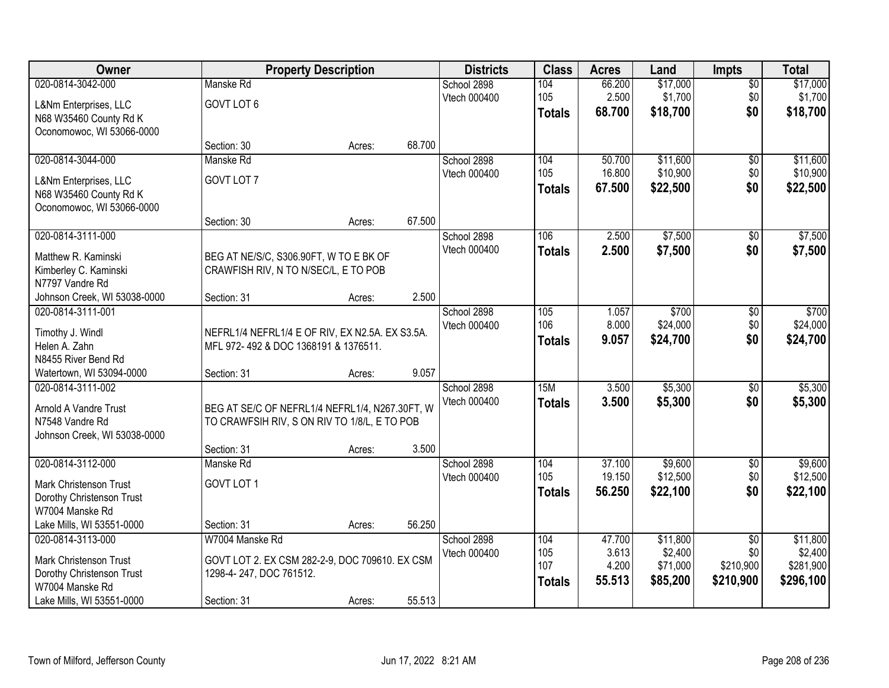| Owner | Property Description | | | Districts | Class | Acres | Land | Impts | Total |
|---|---|---|---|---|---|---|---|---|---|
| 020-0814-3042-000 | Manske Rd | | | School 2898 | 104 | 66.200 | $17,000 | $0 | $17,000 |
| L&Nm Enterprises, LLC | GOVT LOT 6 | | | Vtech 000400 | 105 | 2.500 | $1,700 | $0 | $1,700 |
| N68 W35460 County Rd K | | | | | **Totals** | **68.700** | **$18,700** | **$0** | **$18,700** |
| Oconomowoc, WI 53066-0000 | | | | | | | | | |
| | Section: 30 | Acres: | 68.700 | | | | | | |
| 020-0814-3044-000 | Manske Rd | | | School 2898 | 104 | 50.700 | $11,600 | $0 | $11,600 |
| L&Nm Enterprises, LLC | GOVT LOT 7 | | | Vtech 000400 | 105 | 16.800 | $10,900 | $0 | $10,900 |
| N68 W35460 County Rd K | | | | | **Totals** | **67.500** | **$22,500** | **$0** | **$22,500** |
| Oconomowoc, WI 53066-0000 | | | | | | | | | |
| | Section: 30 | Acres: | 67.500 | | | | | | |
| 020-0814-3111-000 | | | | School 2898 | 106 | 2.500 | $7,500 | $0 | $7,500 |
| Matthew R. Kaminski | BEG AT NE/S/C, S306.90FT, W TO E BK OF CRAWFISH RIV, N TO N/SEC/L, E TO POB | | | Vtech 000400 | **Totals** | **2.500** | **$7,500** | **$0** | **$7,500** |
| Kimberley C. Kaminski | | | | | | | | | |
| N7797 Vandre Rd | | | | | | | | | |
| Johnson Creek, WI 53038-0000 | Section: 31 | Acres: | 2.500 | | | | | | |
| 020-0814-3111-001 | | | | School 2898 | 105 | 1.057 | $700 | $0 | $700 |
| Timothy J. Windl | NEFRL1/4 NEFRL1/4 E OF RIV, EX N2.5A. EX S3.5A. MFL 972- 492 & DOC 1368191 & 1376511. | | | Vtech 000400 | 106 | 8.000 | $24,000 | $0 | $24,000 |
| Helen A. Zahn | | | | | **Totals** | **9.057** | **$24,700** | **$0** | **$24,700** |
| N8455 River Bend Rd | | | | | | | | | |
| Watertown, WI 53094-0000 | Section: 31 | Acres: | 9.057 | | | | | | |
| 020-0814-3111-002 | | | | School 2898 | 15M | 3.500 | $5,300 | $0 | $5,300 |
| Arnold A Vandre Trust | BEG AT SE/C OF NEFRL1/4 NEFRL1/4, N267.30FT, W TO CRAWFSIH RIV, S ON RIV TO 1/8/L, E TO POB | | | Vtech 000400 | **Totals** | **3.500** | **$5,300** | **$0** | **$5,300** |
| N7548 Vandre Rd | | | | | | | | | |
| Johnson Creek, WI 53038-0000 | | | | | | | | | |
| | Section: 31 | Acres: | 3.500 | | | | | | |
| 020-0814-3112-000 | Manske Rd | | | School 2898 | 104 | 37.100 | $9,600 | $0 | $9,600 |
| Mark Christenson Trust | GOVT LOT 1 | | | Vtech 000400 | 105 | 19.150 | $12,500 | $0 | $12,500 |
| Dorothy Christenson Trust | | | | | **Totals** | **56.250** | **$22,100** | **$0** | **$22,100** |
| W7004 Manske Rd | | | | | | | | | |
| Lake Mills, WI 53551-0000 | Section: 31 | Acres: | 56.250 | | | | | | |
| 020-0814-3113-000 | W7004 Manske Rd | | | School 2898 | 104 | 47.700 | $11,800 | $0 | $11,800 |
| Mark Christenson Trust | GOVT LOT 2. EX CSM 282-2-9, DOC 709610. EX CSM 1298-4- 247, DOC 761512. | | | Vtech 000400 | 105 | 3.613 | $2,400 | $0 | $2,400 |
| Dorothy Christenson Trust | | | | | 107 | 4.200 | $71,000 | $210,900 | $281,900 |
| W7004 Manske Rd | | | | | **Totals** | **55.513** | **$85,200** | **$210,900** | **$296,100** |
| Lake Mills, WI 53551-0000 | Section: 31 | Acres: | 55.513 | | | | | | |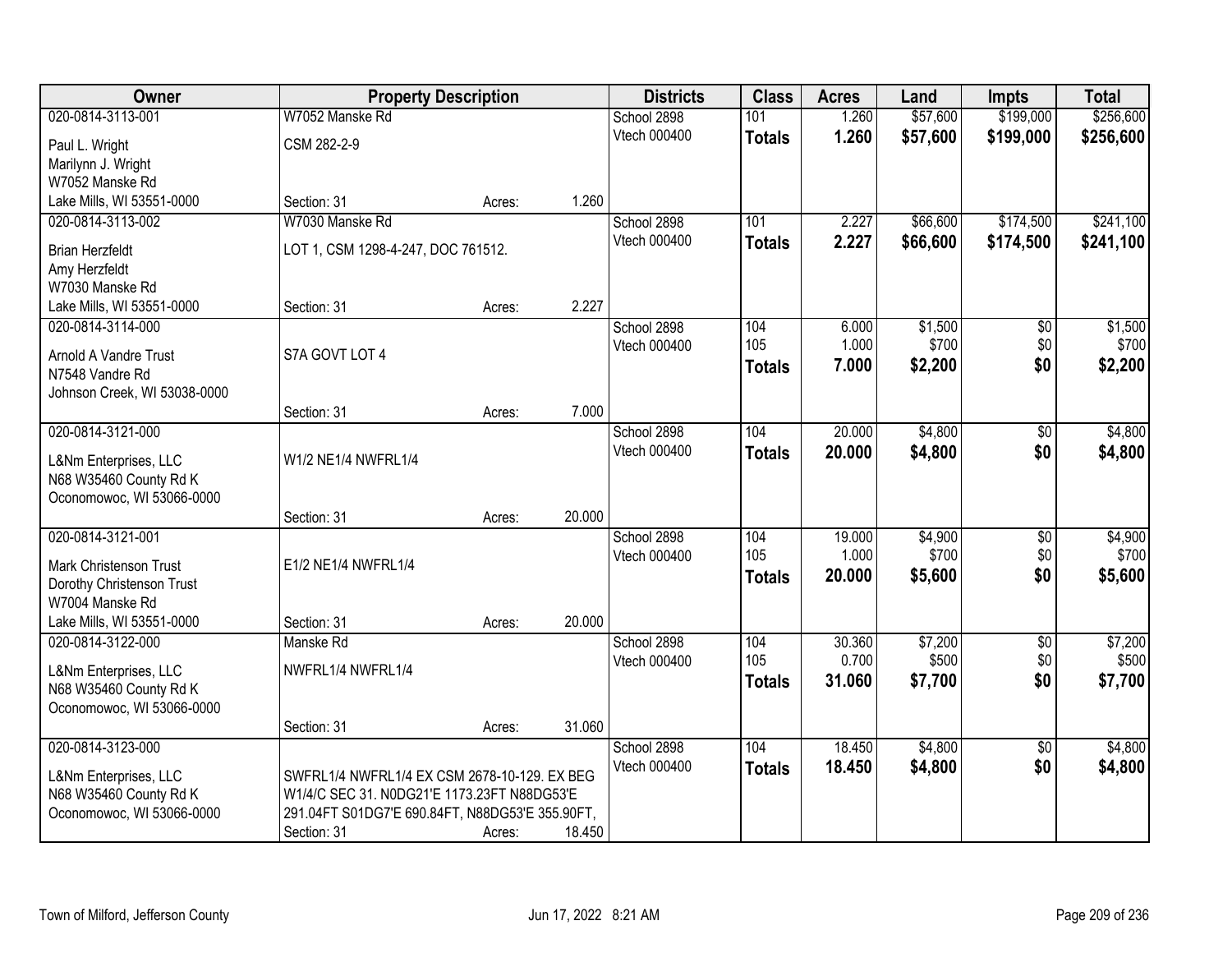| Owner | Property Description | | | Districts | Class | Acres | Land | Impts | Total |
|---|---|---|---|---|---|---|---|---|---|
| 020-0814-3113-001 | W7052 Manske Rd | | | School 2898 | 101 | 1.260 | $57,600 | $199,000 | $256,600 |
| Paul L. Wright | CSM 282-2-9 | | | Vtech 000400 | **Totals** | **1.260** | **$57,600** | **$199,000** | **$256,600** |
| Marilynn J. Wright | | | | | | | | | |
| W7052 Manske Rd | | | | | | | | | |
| Lake Mills, WI 53551-0000 | Section: 31 | Acres: | 1.260 | | | | | | |
| 020-0814-3113-002 | W7030 Manske Rd | | | School 2898 | 101 | 2.227 | $66,600 | $174,500 | $241,100 |
| Brian Herzfeldt | LOT 1, CSM 1298-4-247, DOC 761512. | | | Vtech 000400 | **Totals** | **2.227** | **$66,600** | **$174,500** | **$241,100** |
| Amy Herzfeldt | | | | | | | | | |
| W7030 Manske Rd | | | | | | | | | |
| Lake Mills, WI 53551-0000 | Section: 31 | Acres: | 2.227 | | | | | | |
| 020-0814-3114-000 | | | | School 2898 | 104 | 6.000 | $1,500 | $0 | $1,500 |
| Arnold A Vandre Trust | S7A GOVT LOT 4 | | | Vtech 000400 | 105 | 1.000 | $700 | $0 | $700 |
| N7548 Vandre Rd | | | | | **Totals** | **7.000** | **$2,200** | **$0** | **$2,200** |
| Johnson Creek, WI 53038-0000 | | | | | | | | | |
| | Section: 31 | Acres: | 7.000 | | | | | | |
| 020-0814-3121-000 | | | | School 2898 | 104 | 20.000 | $4,800 | $0 | $4,800 |
| L&Nm Enterprises, LLC | W1/2 NE1/4 NWFRL1/4 | | | Vtech 000400 | **Totals** | **20.000** | **$4,800** | **$0** | **$4,800** |
| N68 W35460 County Rd K | | | | | | | | | |
| Oconomowoc, WI 53066-0000 | | | | | | | | | |
| | Section: 31 | Acres: | 20.000 | | | | | | |
| 020-0814-3121-001 | | | | School 2898 | 104 | 19.000 | $4,900 | $0 | $4,900 |
| Mark Christenson Trust | E1/2 NE1/4 NWFRL1/4 | | | Vtech 000400 | 105 | 1.000 | $700 | $0 | $700 |
| Dorothy Christenson Trust | | | | | **Totals** | **20.000** | **$5,600** | **$0** | **$5,600** |
| W7004 Manske Rd | | | | | | | | | |
| Lake Mills, WI 53551-0000 | Section: 31 | Acres: | 20.000 | | | | | | |
| 020-0814-3122-000 | Manske Rd | | | School 2898 | 104 | 30.360 | $7,200 | $0 | $7,200 |
| L&Nm Enterprises, LLC | NWFRL1/4 NWFRL1/4 | | | Vtech 000400 | 105 | 0.700 | $500 | $0 | $500 |
| N68 W35460 County Rd K | | | | | **Totals** | **31.060** | **$7,700** | **$0** | **$7,700** |
| Oconomowoc, WI 53066-0000 | | | | | | | | | |
| | Section: 31 | Acres: | 31.060 | | | | | | |
| 020-0814-3123-000 | | | | School 2898 | 104 | 18.450 | $4,800 | $0 | $4,800 |
| L&Nm Enterprises, LLC | SWFRL1/4 NWFRL1/4 EX CSM 2678-10-129. EX BEG | | | Vtech 000400 | **Totals** | **18.450** | **$4,800** | **$0** | **$4,800** |
| N68 W35460 County Rd K | W1/4/C SEC 31. N0DG21'E 1173.23FT N88DG53'E | | | | | | | | |
| Oconomowoc, WI 53066-0000 | 291.04FT S01DG7'E 690.84FT, N88DG53'E 355.90FT, | | | | | | | | |
| | Section: 31 | Acres: | 18.450 | | | | | | |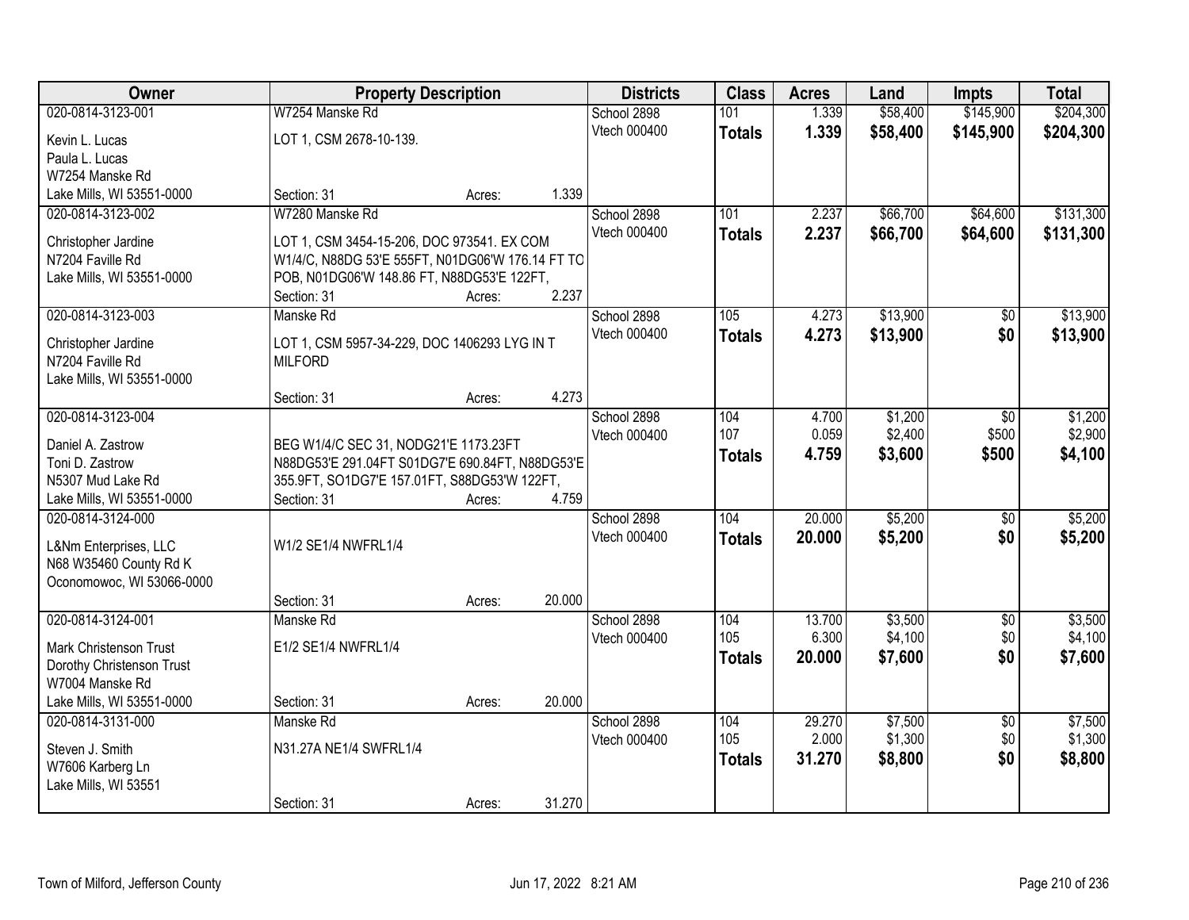| Owner | Property Description | Districts | Class | Acres | Land | Impts | Total |
|---|---|---|---|---|---|---|---|
| 020-0814-3123-001<br>Kevin L. Lucas<br>Paula L. Lucas<br>W7254 Manske Rd<br>Lake Mills, WI 53551-0000 | W7254 Manske Rd<br>LOT 1, CSM 2678-10-139.<br>Section: 31 Acres: 1.339 | School 2898<br>Vtech 000400 | 101<br>**Totals** | 1.339<br>**1.339** | $58,400<br>**$58,400** | $145,900<br>**$145,900** | $204,300<br>**$204,300** |
| 020-0814-3123-002<br>Christopher Jardine<br>N7204 Faville Rd<br>Lake Mills, WI 53551-0000 | W7280 Manske Rd<br>LOT 1, CSM 3454-15-206, DOC 973541. EX COM W1/4/C, N88DG 53'E 555FT, N01DG06'W 176.14 FT TO POB, N01DG06'W 148.86 FT, N88DG53'E 122FT,<br>Section: 31 Acres: 2.237 | School 2898<br>Vtech 000400 | 101<br>**Totals** | 2.237<br>**2.237** | $66,700<br>**$66,700** | $64,600<br>**$64,600** | $131,300<br>**$131,300** |
| 020-0814-3123-003<br>Christopher Jardine<br>N7204 Faville Rd<br>Lake Mills, WI 53551-0000 | Manske Rd<br>LOT 1, CSM 5957-34-229, DOC 1406293 LYG IN T MILFORD<br>Section: 31 Acres: 4.273 | School 2898<br>Vtech 000400 | 105<br>**Totals** | 4.273<br>**4.273** | $13,900<br>**$13,900** | $0<br>**$0** | $13,900<br>**$13,900** |
| 020-0814-3123-004<br>Daniel A. Zastrow<br>Toni D. Zastrow<br>N5307 Mud Lake Rd<br>Lake Mills, WI 53551-0000 | BEG W1/4/C SEC 31, NODG21'E 1173.23FT N88DG53'E 291.04FT S01DG7'E 690.84FT, N88DG53'E 355.9FT, SO1DG7'E 157.01FT, S88DG53'W 122FT,<br>Section: 31 Acres: 4.759 | School 2898<br>Vtech 000400 | 104<br>107<br>**Totals** | 4.700<br>0.059<br>**4.759** | $1,200<br>$2,400<br>**$3,600** | $0<br>$500<br>**$500** | $1,200<br>$2,900<br>**$4,100** |
| 020-0814-3124-000<br>L&Nm Enterprises, LLC<br>N68 W35460 County Rd K<br>Oconomowoc, WI 53066-0000 | W1/2 SE1/4 NWFRL1/4<br>Section: 31 Acres: 20.000 | School 2898<br>Vtech 000400 | 104<br>**Totals** | 20.000<br>**20.000** | $5,200<br>**$5,200** | $0<br>**$0** | $5,200<br>**$5,200** |
| 020-0814-3124-001<br>Mark Christenson Trust<br>Dorothy Christenson Trust<br>W7004 Manske Rd<br>Lake Mills, WI 53551-0000 | Manske Rd<br>E1/2 SE1/4 NWFRL1/4<br>Section: 31 Acres: 20.000 | School 2898<br>Vtech 000400 | 104<br>105<br>**Totals** | 13.700<br>6.300<br>**20.000** | $3,500<br>$4,100<br>**$7,600** | $0<br>$0<br>**$0** | $3,500<br>$4,100<br>**$7,600** |
| 020-0814-3131-000<br>Steven J. Smith<br>W7606 Karberg Ln<br>Lake Mills, WI 53551 | Manske Rd<br>N31.27A NE1/4 SWFRL1/4<br>Section: 31 Acres: 31.270 | School 2898<br>Vtech 000400 | 104<br>105<br>**Totals** | 29.270<br>2.000<br>**31.270** | $7,500<br>$1,300<br>**$8,800** | $0<br>$0<br>**$0** | $7,500<br>$1,300<br>**$8,800** |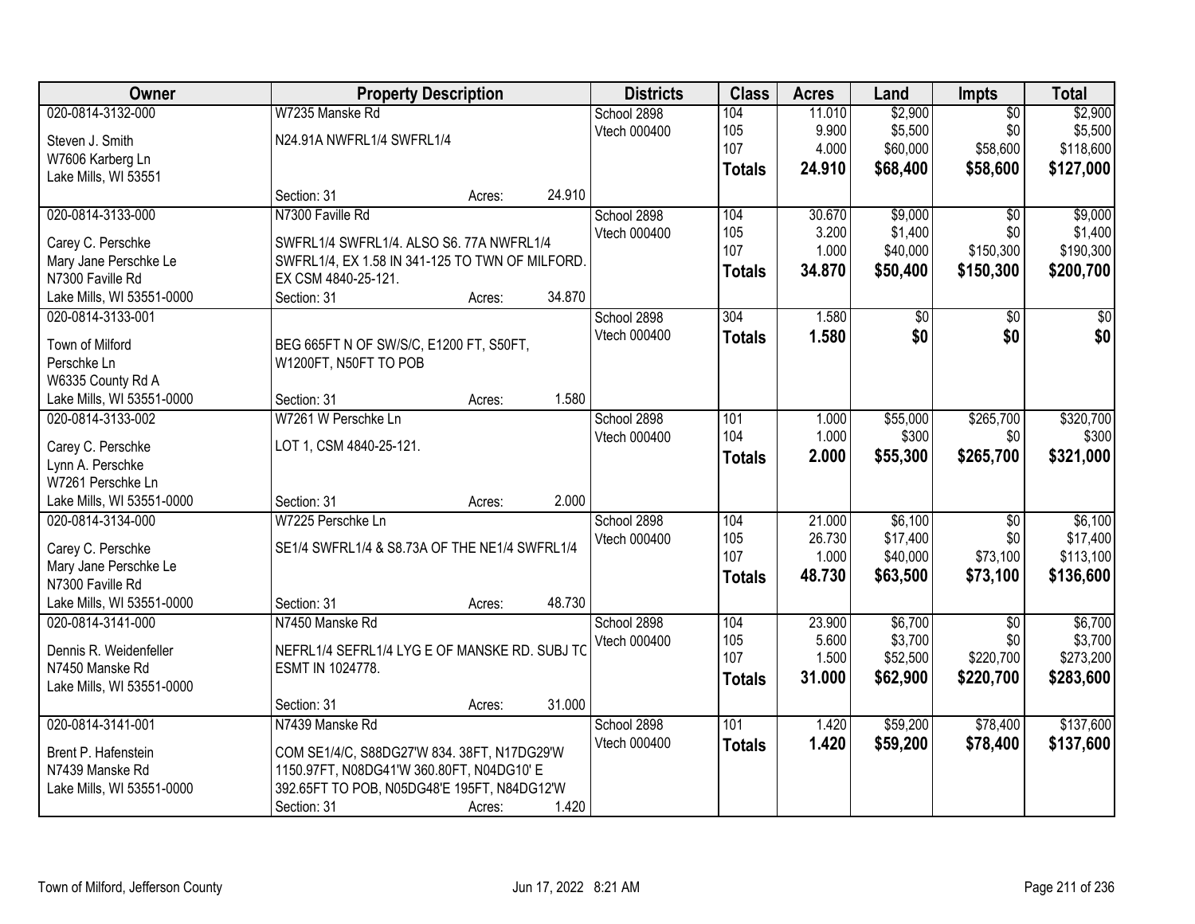| Owner | Property Description | Districts | Class | Acres | Land | Impts | Total |
|---|---|---|---|---|---|---|---|
| 020-0814-3132-000<br>Steven J. Smith<br>W7606 Karberg Ln<br>Lake Mills, WI 53551 | W7235 Manske Rd<br>N24.91A NWFRL1/4 SWFRL1/4<br>Section: 31 Acres: 24.910 | School 2898<br>Vtech 000400 | 104<br>105<br>107<br>**Totals** | 11.010<br>9.900<br>4.000<br>**24.910** | $2,900<br>$5,500<br>$60,000<br>**$68,400** | $0<br>$0<br>$58,600<br>**$58,600** | $2,900<br>$5,500<br>$118,600<br>**$127,000** |
| 020-0814-3133-000<br>Carey C. Perschke<br>Mary Jane Perschke Le<br>N7300 Faville Rd<br>Lake Mills, WI 53551-0000 | N7300 Faville Rd<br>SWFRL1/4 SWFRL1/4. ALSO S6. 77A NWFRL1/4 SWFRL1/4, EX 1.58 IN 341-125 TO TWN OF MILFORD. EX CSM 4840-25-121.<br>Section: 31 Acres: 34.870 | School 2898<br>Vtech 000400 | 104<br>105<br>107<br>**Totals** | 30.670<br>3.200<br>1.000<br>**34.870** | $9,000<br>$1,400<br>$40,000<br>**$50,400** | $0<br>$0<br>$150,300<br>**$150,300** | $9,000<br>$1,400<br>$190,300<br>**$200,700** |
| 020-0814-3133-001<br>Town of Milford<br>Perschke Ln<br>W6335 County Rd A<br>Lake Mills, WI 53551-0000 | BEG 665FT N OF SW/S/C, E1200 FT, S50FT, W1200FT, N50FT TO POB<br>Section: 31 Acres: 1.580 | School 2898<br>Vtech 000400 | 304<br>**Totals** | 1.580<br>**1.580** | $0<br>**$0** | $0<br>**$0** | $0<br>**$0** |
| 020-0814-3133-002<br>Carey C. Perschke<br>Lynn A. Perschke<br>W7261 Perschke Ln<br>Lake Mills, WI 53551-0000 | W7261 W Perschke Ln<br>LOT 1, CSM 4840-25-121.<br>Section: 31 Acres: 2.000 | School 2898<br>Vtech 000400 | 101<br>104<br>**Totals** | 1.000<br>1.000<br>**2.000** | $55,000<br>$300<br>**$55,300** | $265,700<br>$0<br>**$265,700** | $320,700<br>$300<br>**$321,000** |
| 020-0814-3134-000<br>Carey C. Perschke<br>Mary Jane Perschke Le<br>N7300 Faville Rd<br>Lake Mills, WI 53551-0000 | W7225 Perschke Ln<br>SE1/4 SWFRL1/4 & S8.73A OF THE NE1/4 SWFRL1/4<br>Section: 31 Acres: 48.730 | School 2898<br>Vtech 000400 | 104<br>105<br>107<br>**Totals** | 21.000<br>26.730<br>1.000<br>**48.730** | $6,100<br>$17,400<br>$40,000<br>**$63,500** | $0<br>$0<br>$73,100<br>**$73,100** | $6,100<br>$17,400<br>$113,100<br>**$136,600** |
| 020-0814-3141-000<br>Dennis R. Weidenfeller<br>N7450 Manske Rd<br>Lake Mills, WI 53551-0000 | N7450 Manske Rd<br>NEFRL1/4 SEFRL1/4 LYG E OF MANSKE RD. SUBJ TO ESMT IN 1024778.<br>Section: 31 Acres: 31.000 | School 2898<br>Vtech 000400 | 104<br>105<br>107<br>**Totals** | 23.900<br>5.600<br>1.500<br>**31.000** | $6,700<br>$3,700<br>$52,500<br>**$62,900** | $0<br>$0<br>$220,700<br>**$220,700** | $6,700<br>$3,700<br>$273,200<br>**$283,600** |
| 020-0814-3141-001<br>Brent P. Hafenstein<br>N7439 Manske Rd<br>Lake Mills, WI 53551-0000 | N7439 Manske Rd<br>COM SE1/4/C, S88DG27'W 834. 38FT, N17DG29'W 1150.97FT, N08DG41'W 360.80FT, N04DG10' E 392.65FT TO POB, N05DG48'E 195FT, N84DG12'W<br>Section: 31 Acres: 1.420 | School 2898<br>Vtech 000400 | 101<br>**Totals** | 1.420<br>**1.420** | $59,200<br>**$59,200** | $78,400<br>**$78,400** | $137,600<br>**$137,600** |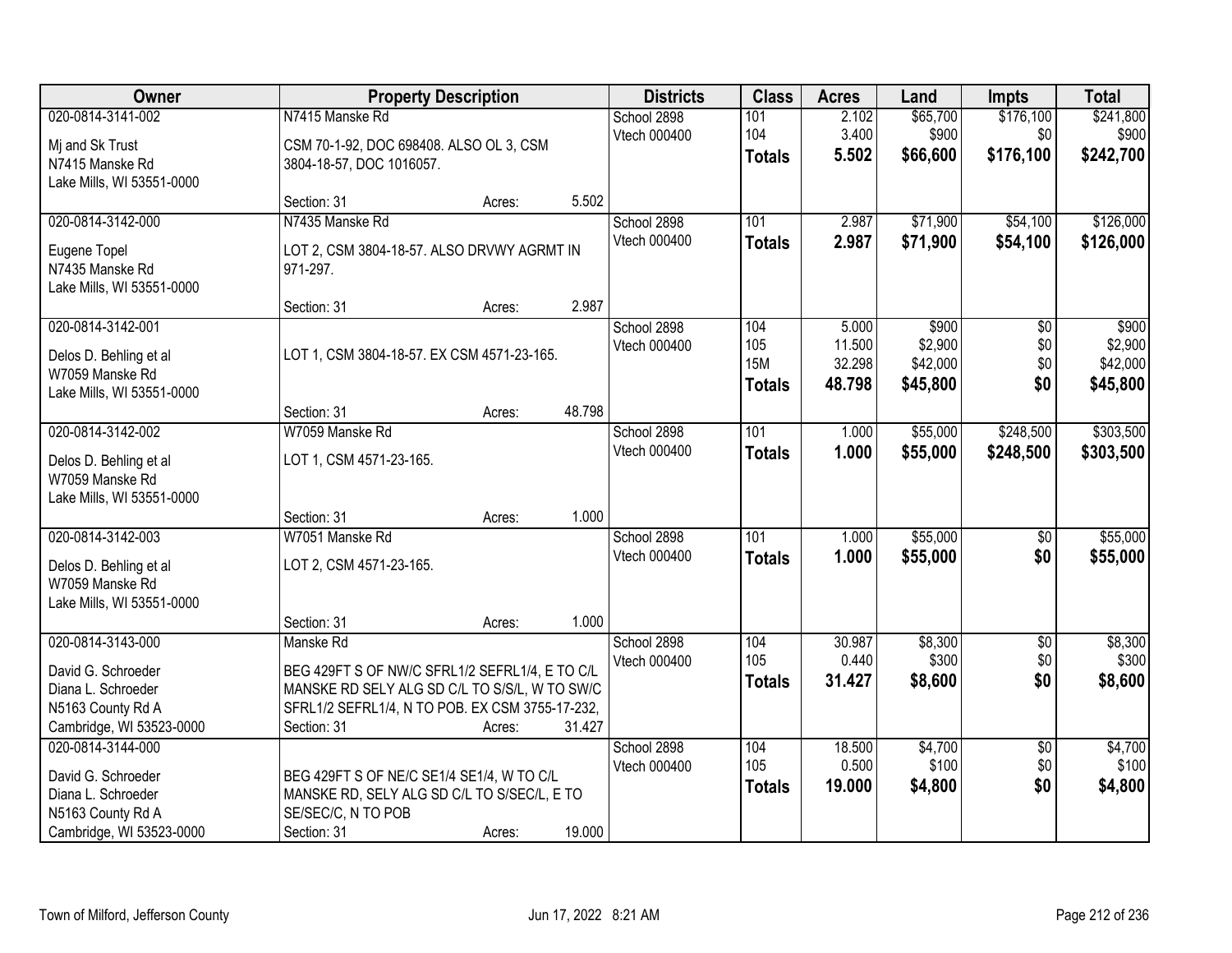| Owner | Property Description | Districts | Class | Acres | Land | Impts | Total |
|---|---|---|---|---|---|---|---|
| 020-0814-3141-002<br>Mj and Sk Trust<br>N7415 Manske Rd<br>Lake Mills, WI 53551-0000 | N7415 Manske Rd<br>CSM 70-1-92, DOC 698408. ALSO OL 3, CSM 3804-18-57, DOC 1016057.<br>Section: 31 Acres: 5.502 | School 2898<br>Vtech 000400 | 101<br>104<br>**Totals** | 2.102<br>3.400<br>**5.502** | $65,700<br>$900<br>**$66,600** | $176,100<br>$0<br>**$176,100** | $241,800<br>$900<br>**$242,700** |
| 020-0814-3142-000<br>Eugene Topel<br>N7435 Manske Rd<br>Lake Mills, WI 53551-0000 | N7435 Manske Rd<br>LOT 2, CSM 3804-18-57. ALSO DRVWY AGRMT IN 971-297.<br>Section: 31 Acres: 2.987 | School 2898<br>Vtech 000400 | 101<br>**Totals** | 2.987<br>**2.987** | $71,900<br>**$71,900** | $54,100<br>**$54,100** | $126,000<br>**$126,000** |
| 020-0814-3142-001<br>Delos D. Behling et al<br>W7059 Manske Rd<br>Lake Mills, WI 53551-0000 | LOT 1, CSM 3804-18-57. EX CSM 4571-23-165.<br>Section: 31 Acres: 48.798 | School 2898<br>Vtech 000400 | 104<br>105<br>15M<br>**Totals** | 5.000<br>11.500<br>32.298<br>**48.798** | $900<br>$2,900<br>$42,000<br>**$45,800** | $0<br>$0<br>$0<br>**$0** | $900<br>$2,900<br>$42,000<br>**$45,800** |
| 020-0814-3142-002<br>Delos D. Behling et al<br>W7059 Manske Rd<br>Lake Mills, WI 53551-0000 | W7059 Manske Rd<br>LOT 1, CSM 4571-23-165.<br>Section: 31 Acres: 1.000 | School 2898<br>Vtech 000400 | 101<br>**Totals** | 1.000<br>**1.000** | $55,000<br>**$55,000** | $248,500<br>**$248,500** | $303,500<br>**$303,500** |
| 020-0814-3142-003<br>Delos D. Behling et al<br>W7059 Manske Rd<br>Lake Mills, WI 53551-0000 | W7051 Manske Rd<br>LOT 2, CSM 4571-23-165.<br>Section: 31 Acres: 1.000 | School 2898<br>Vtech 000400 | 101<br>**Totals** | 1.000<br>**1.000** | $55,000<br>**$55,000** | $0<br>**$0** | $55,000<br>**$55,000** |
| 020-0814-3143-000<br>David G. Schroeder<br>Diana L. Schroeder<br>N5163 County Rd A<br>Cambridge, WI 53523-0000 | Manske Rd<br>BEG 429FT S OF NW/C SFRL1/2 SEFRL1/4, E TO C/L MANSKE RD SELY ALG SD C/L TO S/S/L, W TO SW/C SFRL1/2 SEFRL1/4, N TO POB. EX CSM 3755-17-232,<br>Section: 31 Acres: 31.427 | School 2898<br>Vtech 000400 | 104<br>105<br>**Totals** | 30.987<br>0.440<br>**31.427** | $8,300<br>$300<br>**$8,600** | $0<br>$0<br>**$0** | $8,300<br>$300<br>**$8,600** |
| 020-0814-3144-000<br>David G. Schroeder<br>Diana L. Schroeder<br>N5163 County Rd A<br>Cambridge, WI 53523-0000 | BEG 429FT S OF NE/C SE1/4 SE1/4, W TO C/L MANSKE RD, SELY ALG SD C/L TO S/SEC/L, E TO SE/SEC/C, N TO POB<br>Section: 31 Acres: 19.000 | School 2898<br>Vtech 000400 | 104<br>105<br>**Totals** | 18.500<br>0.500<br>**19.000** | $4,700<br>$100<br>**$4,800** | $0<br>$0<br>**$0** | $4,700<br>$100<br>**$4,800** |

Town of Milford, Jefferson County | Jun 17, 2022 8:21 AM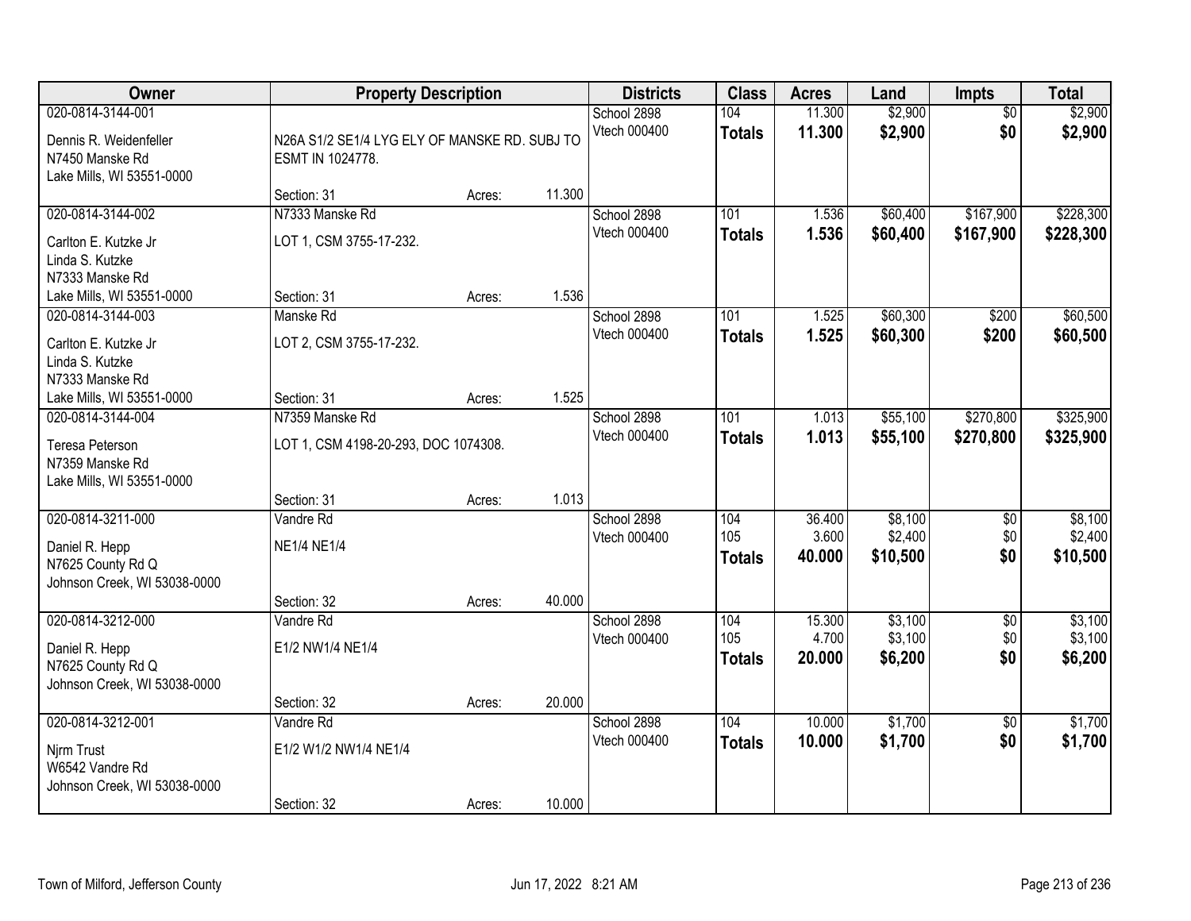| Owner | Property Description | | | Districts | Class | Acres | Land | Impts | Total |
|---|---|---|---|---|---|---|---|---|---|
| 020-0814-3144-001 | | | | School 2898 | 104 | 11.300 | $2,900 | $0 | $2,900 |
| Dennis R. Weidenfeller<br>N7450 Manske Rd<br>Lake Mills, WI 53551-0000 | N26A S1/2 SE1/4 LYG ELY OF MANSKE RD. SUBJ TO ESMT IN 1024778. | | | Vtech 000400 | **Totals** | **11.300** | **$2,900** | **$0** | **$2,900** |
| | Section: 31 | Acres: | 11.300 | | | | | | |
| 020-0814-3144-002 | N7333 Manske Rd | | | School 2898 | 101 | 1.536 | $60,400 | $167,900 | $228,300 |
| Carlton E. Kutzke Jr<br>Linda S. Kutzke<br>N7333 Manske Rd<br>Lake Mills, WI 53551-0000 | LOT 1, CSM 3755-17-232. | | | Vtech 000400 | **Totals** | **1.536** | **$60,400** | **$167,900** | **$228,300** |
| | Section: 31 | Acres: | 1.536 | | | | | | |
| 020-0814-3144-003 | Manske Rd | | | School 2898 | 101 | 1.525 | $60,300 | $200 | $60,500 |
| Carlton E. Kutzke Jr<br>Linda S. Kutzke<br>N7333 Manske Rd<br>Lake Mills, WI 53551-0000 | LOT 2, CSM 3755-17-232. | | | Vtech 000400 | **Totals** | **1.525** | **$60,300** | **$200** | **$60,500** |
| | Section: 31 | Acres: | 1.525 | | | | | | |
| 020-0814-3144-004 | N7359 Manske Rd | | | School 2898 | 101 | 1.013 | $55,100 | $270,800 | $325,900 |
| Teresa Peterson<br>N7359 Manske Rd<br>Lake Mills, WI 53551-0000 | LOT 1, CSM 4198-20-293, DOC 1074308. | | | Vtech 000400 | **Totals** | **1.013** | **$55,100** | **$270,800** | **$325,900** |
| | Section: 31 | Acres: | 1.013 | | | | | | |
| 020-0814-3211-000 | Vandre Rd | | | School 2898 | 104 | 36.400 | $8,100 | $0 | $8,100 |
| Daniel R. Hepp<br>N7625 County Rd Q<br>Johnson Creek, WI 53038-0000 | NE1/4 NE1/4 | | | Vtech 000400 | 105 | 3.600 | $2,400 | $0 | $2,400 |
| | | | | | **Totals** | **40.000** | **$10,500** | **$0** | **$10,500** |
| | Section: 32 | Acres: | 40.000 | | | | | | |
| 020-0814-3212-000 | Vandre Rd | | | School 2898 | 104 | 15.300 | $3,100 | $0 | $3,100 |
| Daniel R. Hepp<br>N7625 County Rd Q<br>Johnson Creek, WI 53038-0000 | E1/2 NW1/4 NE1/4 | | | Vtech 000400 | 105 | 4.700 | $3,100 | $0 | $3,100 |
| | | | | | **Totals** | **20.000** | **$6,200** | **$0** | **$6,200** |
| | Section: 32 | Acres: | 20.000 | | | | | | |
| 020-0814-3212-001 | Vandre Rd | | | School 2898 | 104 | 10.000 | $1,700 | $0 | $1,700 |
| Njrm Trust<br>W6542 Vandre Rd<br>Johnson Creek, WI 53038-0000 | E1/2 W1/2 NW1/4 NE1/4 | | | Vtech 000400 | **Totals** | **10.000** | **$1,700** | **$0** | **$1,700** |
| | Section: 32 | Acres: | 10.000 | | | | | | |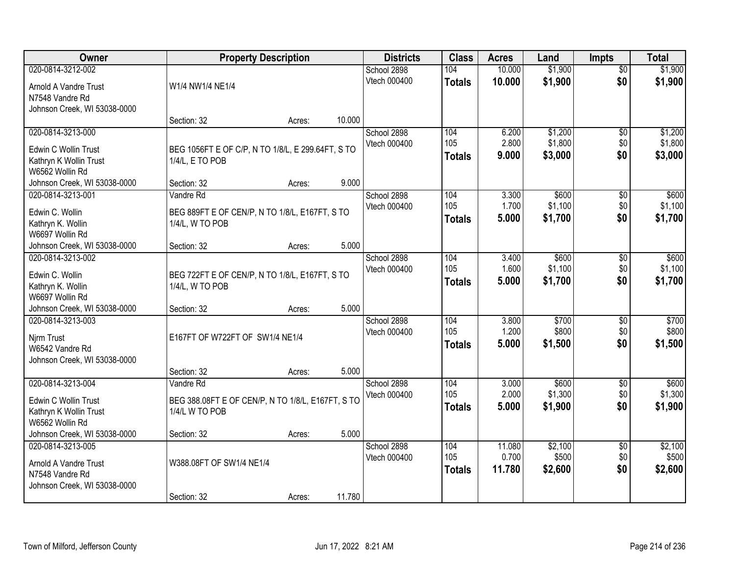| Owner | Property Description | Districts | Class | Acres | Land | Impts | Total |
|---|---|---|---|---|---|---|---|
| 020-0814-3212-002<br>Arnold A Vandre Trust<br>N7548 Vandre Rd<br>Johnson Creek, WI 53038-0000 | W1/4 NW1/4 NE1/4<br>Section: 32 Acres: 10.000 | School 2898<br>Vtech 000400 | 104<br>**Totals** | 10.000<br>**10.000** | $1,900<br>**$1,900** | $0<br>**$0** | $1,900<br>**$1,900** |
| 020-0814-3213-000<br>Edwin C Wollin Trust<br>Kathryn K Wollin Trust<br>W6562 Wollin Rd<br>Johnson Creek, WI 53038-0000 | BEG 1056FT E OF C/P, N TO 1/8/L, E 299.64FT, S TO 1/4/L, E TO POB<br>Section: 32 Acres: 9.000 | School 2898<br>Vtech 000400 | 104<br>105<br>**Totals** | 6.200<br>2.800<br>**9.000** | $1,200<br>$1,800<br>**$3,000** | $0<br>$0<br>**$0** | $1,200<br>$1,800<br>**$3,000** |
| 020-0814-3213-001<br>Edwin C. Wollin<br>Kathryn K. Wollin<br>W6697 Wollin Rd<br>Johnson Creek, WI 53038-0000 | Vandre Rd<br>BEG 889FT E OF CEN/P, N TO 1/8/L, E167FT, S TO 1/4/L, W TO POB<br>Section: 32 Acres: 5.000 | School 2898<br>Vtech 000400 | 104<br>105<br>**Totals** | 3.300<br>1.700<br>**5.000** | $600<br>$1,100<br>**$1,700** | $0<br>$0<br>**$0** | $600<br>$1,100<br>**$1,700** |
| 020-0814-3213-002<br>Edwin C. Wollin<br>Kathryn K. Wollin<br>W6697 Wollin Rd<br>Johnson Creek, WI 53038-0000 | BEG 722FT E OF CEN/P, N TO 1/8/L, E167FT, S TO 1/4/L, W TO POB<br>Section: 32 Acres: 5.000 | School 2898<br>Vtech 000400 | 104<br>105<br>**Totals** | 3.400<br>1.600<br>**5.000** | $600<br>$1,100<br>**$1,700** | $0<br>$0<br>**$0** | $600<br>$1,100<br>**$1,700** |
| 020-0814-3213-003<br>Njrm Trust<br>W6542 Vandre Rd<br>Johnson Creek, WI 53038-0000 | E167FT OF W722FT OF SW1/4 NE1/4<br>Section: 32 Acres: 5.000 | School 2898<br>Vtech 000400 | 104<br>105<br>**Totals** | 3.800<br>1.200<br>**5.000** | $700<br>$800<br>**$1,500** | $0<br>$0<br>**$0** | $700<br>$800<br>**$1,500** |
| 020-0814-3213-004<br>Edwin C Wollin Trust<br>Kathryn K Wollin Trust<br>W6562 Wollin Rd<br>Johnson Creek, WI 53038-0000 | Vandre Rd<br>BEG 388.08FT E OF CEN/P, N TO 1/8/L, E167FT, S TO 1/4/L W TO POB<br>Section: 32 Acres: 5.000 | School 2898<br>Vtech 000400 | 104<br>105<br>**Totals** | 3.000<br>2.000<br>**5.000** | $600<br>$1,300<br>**$1,900** | $0<br>$0<br>**$0** | $600<br>$1,300<br>**$1,900** |
| 020-0814-3213-005<br>Arnold A Vandre Trust<br>N7548 Vandre Rd<br>Johnson Creek, WI 53038-0000 | W388.08FT OF SW1/4 NE1/4<br>Section: 32 Acres: 11.780 | School 2898<br>Vtech 000400 | 104<br>105<br>**Totals** | 11.080<br>0.700<br>**11.780** | $2,100<br>$500<br>**$2,600** | $0<br>$0<br>**$0** | $2,100<br>$500<br>**$2,600** |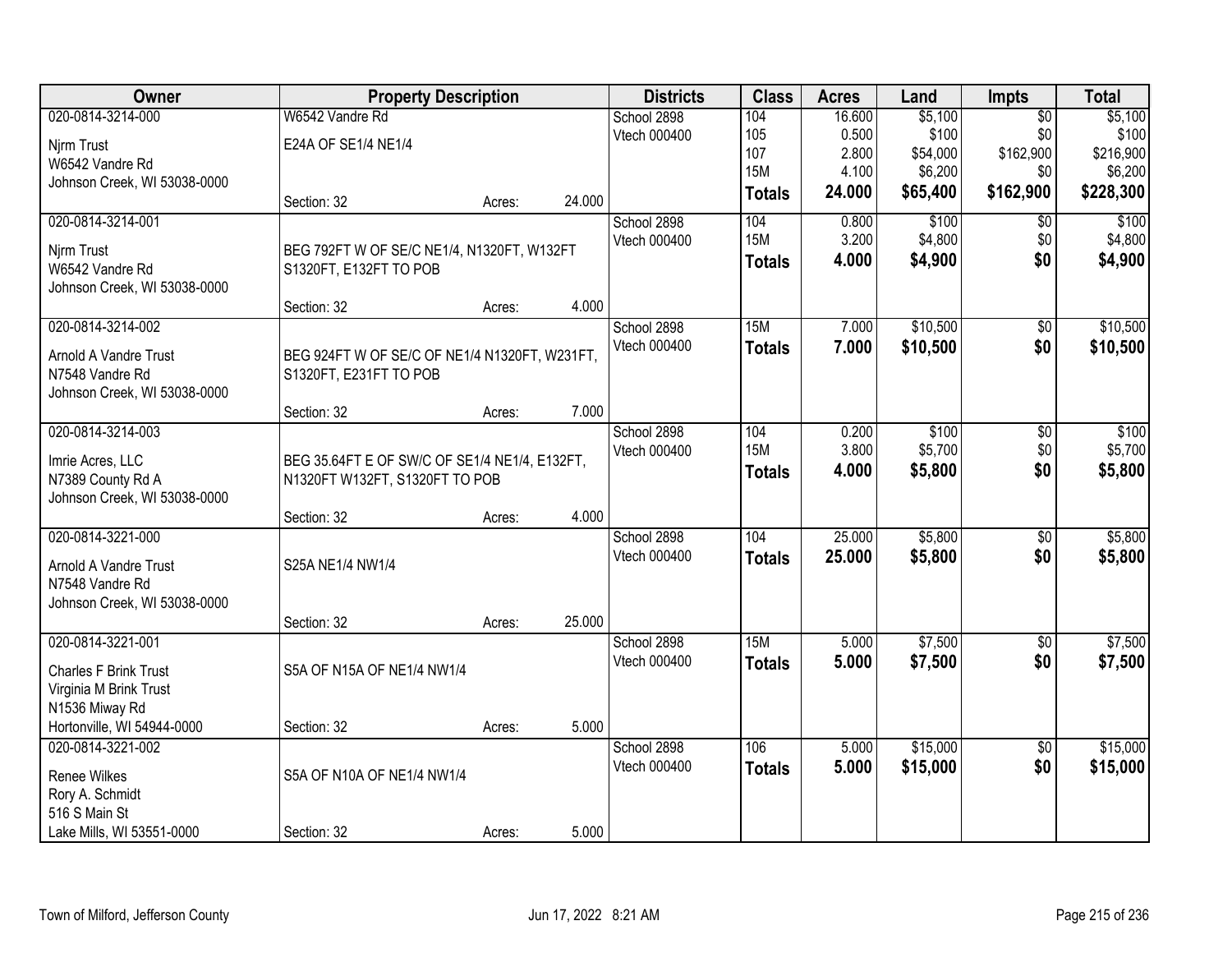| Owner | Property Description | Districts | Class | Acres | Land | Impts | Total |
|---|---|---|---|---|---|---|---|
| 020-0814-3214-000<br>Njrm Trust<br>W6542 Vandre Rd<br>Johnson Creek, WI 53038-0000 | W6542 Vandre Rd<br>E24A OF SE1/4 NE1/4<br>Section: 32 Acres: 24.000 | School 2898<br>Vtech 000400 | 104<br>105<br>107<br>15M<br>**Totals** | 16.600<br>0.500<br>2.800<br>4.100<br>**24.000** | $5,100<br>$100<br>$54,000<br>$6,200<br>**$65,400** | $0<br>$0<br>$162,900<br>$0<br>**$162,900** | $5,100<br>$100<br>$216,900<br>$6,200<br>**$228,300** |
| 020-0814-3214-001<br>Njrm Trust<br>W6542 Vandre Rd<br>Johnson Creek, WI 53038-0000 | BEG 792FT W OF SE/C NE1/4, N1320FT, W132FT S1320FT, E132FT TO POB<br>Section: 32 Acres: 4.000 | School 2898<br>Vtech 000400 | 104<br>15M<br>**Totals** | 0.800<br>3.200<br>**4.000** | $100<br>$4,800<br>**$4,900** | $0<br>$0<br>**$0** | $100<br>$4,800<br>**$4,900** |
| 020-0814-3214-002<br>Arnold A Vandre Trust<br>N7548 Vandre Rd<br>Johnson Creek, WI 53038-0000 | BEG 924FT W OF SE/C OF NE1/4 N1320FT, W231FT, S1320FT, E231FT TO POB<br>Section: 32 Acres: 7.000 | School 2898<br>Vtech 000400 | 15M<br>**Totals** | 7.000<br>**7.000** | $10,500<br>**$10,500** | $0<br>**$0** | $10,500<br>**$10,500** |
| 020-0814-3214-003<br>Imrie Acres, LLC<br>N7389 County Rd A<br>Johnson Creek, WI 53038-0000 | BEG 35.64FT E OF SW/C OF SE1/4 NE1/4, E132FT, N1320FT W132FT, S1320FT TO POB<br>Section: 32 Acres: 4.000 | School 2898<br>Vtech 000400 | 104<br>15M<br>**Totals** | 0.200<br>3.800<br>**4.000** | $100<br>$5,700<br>**$5,800** | $0<br>$0<br>**$0** | $100<br>$5,700<br>**$5,800** |
| 020-0814-3221-000<br>Arnold A Vandre Trust<br>N7548 Vandre Rd<br>Johnson Creek, WI 53038-0000 | S25A NE1/4 NW1/4<br>Section: 32 Acres: 25.000 | School 2898<br>Vtech 000400 | 104<br>**Totals** | 25.000<br>**25.000** | $5,800<br>**$5,800** | $0<br>**$0** | $5,800<br>**$5,800** |
| 020-0814-3221-001<br>Charles F Brink Trust<br>Virginia M Brink Trust<br>N1536 Miway Rd<br>Hortonville, WI 54944-0000 | S5A OF N15A OF NE1/4 NW1/4<br>Section: 32 Acres: 5.000 | School 2898<br>Vtech 000400 | 15M<br>**Totals** | 5.000<br>**5.000** | $7,500<br>**$7,500** | $0<br>**$0** | $7,500<br>**$7,500** |
| 020-0814-3221-002<br>Renee Wilkes<br>Rory A. Schmidt<br>516 S Main St<br>Lake Mills, WI 53551-0000 | S5A OF N10A OF NE1/4 NW1/4<br>Section: 32 Acres: 5.000 | School 2898<br>Vtech 000400 | 106<br>**Totals** | 5.000<br>**5.000** | $15,000<br>**$15,000** | $0<br>**$0** | $15,000<br>**$15,000** |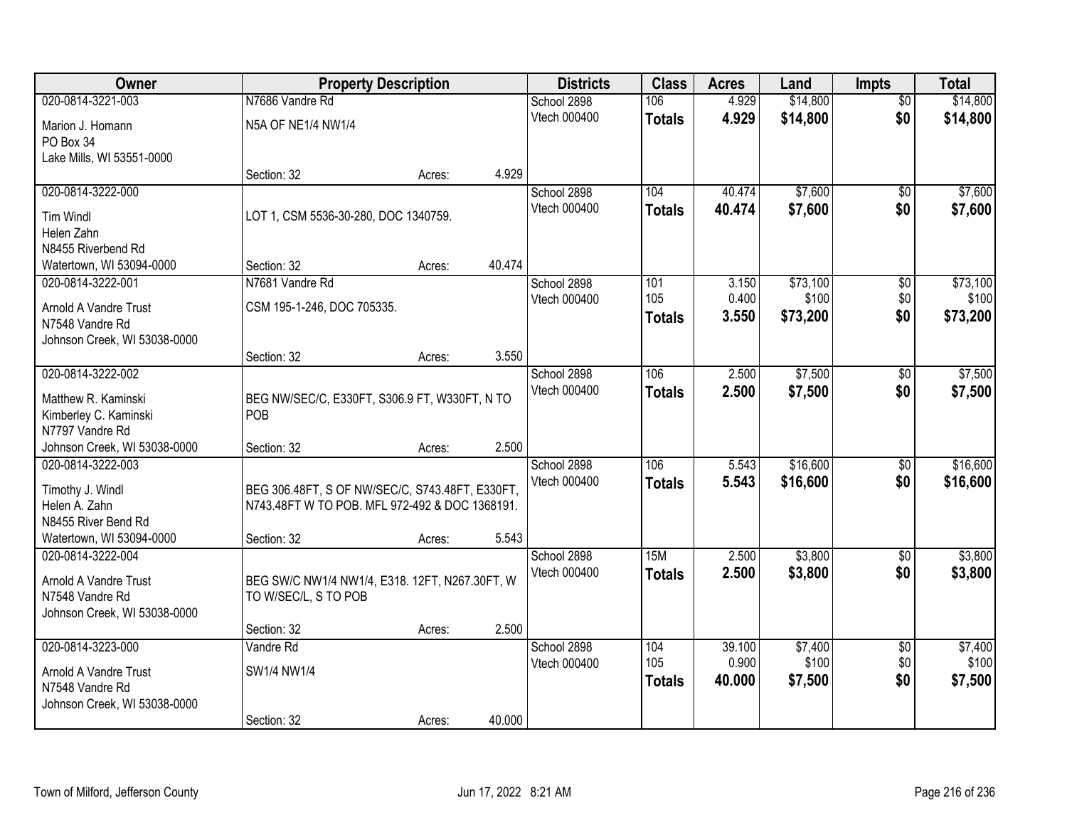| Owner | Property Description | | | Districts | Class | Acres | Land | Impts | Total |
|---|---|---|---|---|---|---|---|---|---|
| 020-0814-3221-003 | N7686 Vandre Rd | | | School 2898 | 106 | 4.929 | $14,800 | $0 | $14,800 |
| Marion J. Homann<br>PO Box 34<br>Lake Mills, WI 53551-0000 | N5A OF NE1/4 NW1/4 | | | Vtech 000400 | **Totals** | **4.929** | **$14,800** | **$0** | **$14,800** |
| | Section: 32 | Acres: | 4.929 | | | | | | |
| 020-0814-3222-000 | | | | School 2898 | 104 | 40.474 | $7,600 | $0 | $7,600 |
| Tim Windl<br>Helen Zahn<br>N8455 Riverbend Rd<br>Watertown, WI 53094-0000 | LOT 1, CSM 5536-30-280, DOC 1340759. | | | Vtech 000400 | **Totals** | **40.474** | **$7,600** | **$0** | **$7,600** |
| | Section: 32 | Acres: | 40.474 | | | | | | |
| 020-0814-3222-001 | N7681 Vandre Rd | | | School 2898 | 101 | 3.150 | $73,100 | $0 | $73,100 |
| Arnold A Vandre Trust<br>N7548 Vandre Rd<br>Johnson Creek, WI 53038-0000 | CSM 195-1-246, DOC 705335. | | | Vtech 000400 | 105 | 0.400 | $100 | $0 | $100 |
| | | | | | **Totals** | **3.550** | **$73,200** | **$0** | **$73,200** |
| | Section: 32 | Acres: | 3.550 | | | | | | |
| 020-0814-3222-002 | | | | School 2898 | 106 | 2.500 | $7,500 | $0 | $7,500 |
| Matthew R. Kaminski<br>Kimberley C. Kaminski<br>N7797 Vandre Rd<br>Johnson Creek, WI 53038-0000 | BEG NW/SEC/C, E330FT, S306.9 FT, W330FT, N TO POB | | | Vtech 000400 | **Totals** | **2.500** | **$7,500** | **$0** | **$7,500** |
| | Section: 32 | Acres: | 2.500 | | | | | | |
| 020-0814-3222-003 | | | | School 2898 | 106 | 5.543 | $16,600 | $0 | $16,600 |
| Timothy J. Windl<br>Helen A. Zahn<br>N8455 River Bend Rd<br>Watertown, WI 53094-0000 | BEG 306.48FT, S OF NW/SEC/C, S743.48FT, E330FT, N743.48FT W TO POB. MFL 972-492 & DOC 1368191. | | | Vtech 000400 | **Totals** | **5.543** | **$16,600** | **$0** | **$16,600** |
| | Section: 32 | Acres: | 5.543 | | | | | | |
| 020-0814-3222-004 | | | | School 2898 | 15M | 2.500 | $3,800 | $0 | $3,800 |
| Arnold A Vandre Trust<br>N7548 Vandre Rd<br>Johnson Creek, WI 53038-0000 | BEG SW/C NW1/4 NW1/4, E318. 12FT, N267.30FT, W TO W/SEC/L, S TO POB | | | Vtech 000400 | **Totals** | **2.500** | **$3,800** | **$0** | **$3,800** |
| | Section: 32 | Acres: | 2.500 | | | | | | |
| 020-0814-3223-000 | Vandre Rd | | | School 2898 | 104 | 39.100 | $7,400 | $0 | $7,400 |
| Arnold A Vandre Trust<br>N7548 Vandre Rd<br>Johnson Creek, WI 53038-0000 | SW1/4 NW1/4 | | | Vtech 000400 | 105 | 0.900 | $100 | $0 | $100 |
| | | | | | **Totals** | **40.000** | **$7,500** | **$0** | **$7,500** |
| | Section: 32 | Acres: | 40.000 | | | | | | |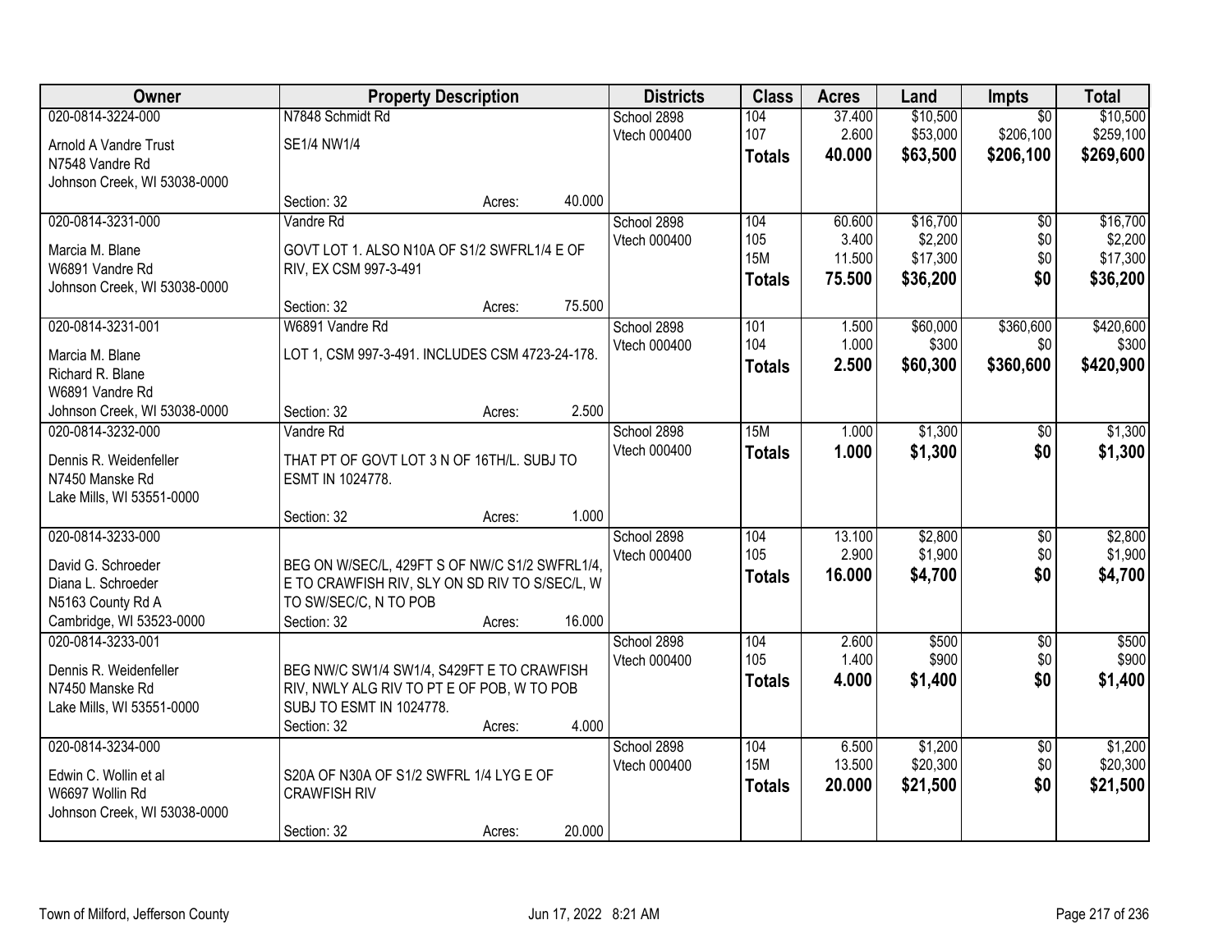| Owner | Property Description | Districts | Class | Acres | Land | Impts | Total |
|---|---|---|---|---|---|---|---|
| 020-0814-3224-000<br>Arnold A Vandre Trust<br>N7548 Vandre Rd<br>Johnson Creek, WI 53038-0000 | N7848 Schmidt Rd<br>SE1/4 NW1/4<br>Section: 32 Acres: 40.000 | School 2898<br>Vtech 000400 | 104<br>107<br>**Totals** | 37.400<br>2.600<br>**40.000** | $10,500<br>$53,000<br>**$63,500** | $0<br>$206,100<br>**$206,100** | $10,500<br>$259,100<br>**$269,600** |
| 020-0814-3231-000<br>Marcia M. Blane<br>W6891 Vandre Rd<br>Johnson Creek, WI 53038-0000 | Vandre Rd<br>GOVT LOT 1. ALSO N10A OF S1/2 SWFRL1/4 E OF RIV, EX CSM 997-3-491<br>Section: 32 Acres: 75.500 | School 2898<br>Vtech 000400 | 104<br>105<br>15M<br>**Totals** | 60.600<br>3.400<br>11.500<br>**75.500** | $16,700<br>$2,200<br>$17,300<br>**$36,200** | $0<br>$0<br>$0<br>**$0** | $16,700<br>$2,200<br>$17,300<br>**$36,200** |
| 020-0814-3231-001<br>Marcia M. Blane<br>Richard R. Blane<br>W6891 Vandre Rd<br>Johnson Creek, WI 53038-0000 | W6891 Vandre Rd<br>LOT 1, CSM 997-3-491. INCLUDES CSM 4723-24-178.<br>Section: 32 Acres: 2.500 | School 2898<br>Vtech 000400 | 101<br>104<br>**Totals** | 1.500<br>1.000<br>**2.500** | $60,000<br>$300<br>**$60,300** | $360,600<br>$0<br>**$360,600** | $420,600<br>$300<br>**$420,900** |
| 020-0814-3232-000<br>Dennis R. Weidenfeller<br>N7450 Manske Rd<br>Lake Mills, WI 53551-0000 | Vandre Rd<br>THAT PT OF GOVT LOT 3 N OF 16TH/L. SUBJ TO ESMT IN 1024778.<br>Section: 32 Acres: 1.000 | School 2898<br>Vtech 000400 | 15M<br>**Totals** | 1.000<br>**1.000** | $1,300<br>**$1,300** | $0<br>**$0** | $1,300<br>**$1,300** |
| 020-0814-3233-000<br>David G. Schroeder<br>Diana L. Schroeder<br>N5163 County Rd A<br>Cambridge, WI 53523-0000 | BEG ON W/SEC/L, 429FT S OF NW/C S1/2 SWFRL1/4, E TO CRAWFISH RIV, SLY ON SD RIV TO S/SEC/L, W TO SW/SEC/C, N TO POB<br>Section: 32 Acres: 16.000 | School 2898<br>Vtech 000400 | 104<br>105<br>**Totals** | 13.100<br>2.900<br>**16.000** | $2,800<br>$1,900<br>**$4,700** | $0<br>$0<br>**$0** | $2,800<br>$1,900<br>**$4,700** |
| 020-0814-3233-001<br>Dennis R. Weidenfeller<br>N7450 Manske Rd<br>Lake Mills, WI 53551-0000 | BEG NW/C SW1/4 SW1/4, S429FT E TO CRAWFISH RIV, NWLY ALG RIV TO PT E OF POB, W TO POB SUBJ TO ESMT IN 1024778.<br>Section: 32 Acres: 4.000 | School 2898<br>Vtech 000400 | 104<br>105<br>**Totals** | 2.600<br>1.400<br>**4.000** | $500<br>$900<br>**$1,400** | $0<br>$0<br>**$0** | $500<br>$900<br>**$1,400** |
| 020-0814-3234-000<br>Edwin C. Wollin et al<br>W6697 Wollin Rd<br>Johnson Creek, WI 53038-0000 | S20A OF N30A OF S1/2 SWFRL 1/4 LYG E OF CRAWFISH RIV<br>Section: 32 Acres: 20.000 | School 2898<br>Vtech 000400 | 104<br>15M<br>**Totals** | 6.500<br>13.500<br>**20.000** | $1,200<br>$20,300<br>**$21,500** | $0<br>$0<br>**$0** | $1,200<br>$20,300<br>**$21,500** |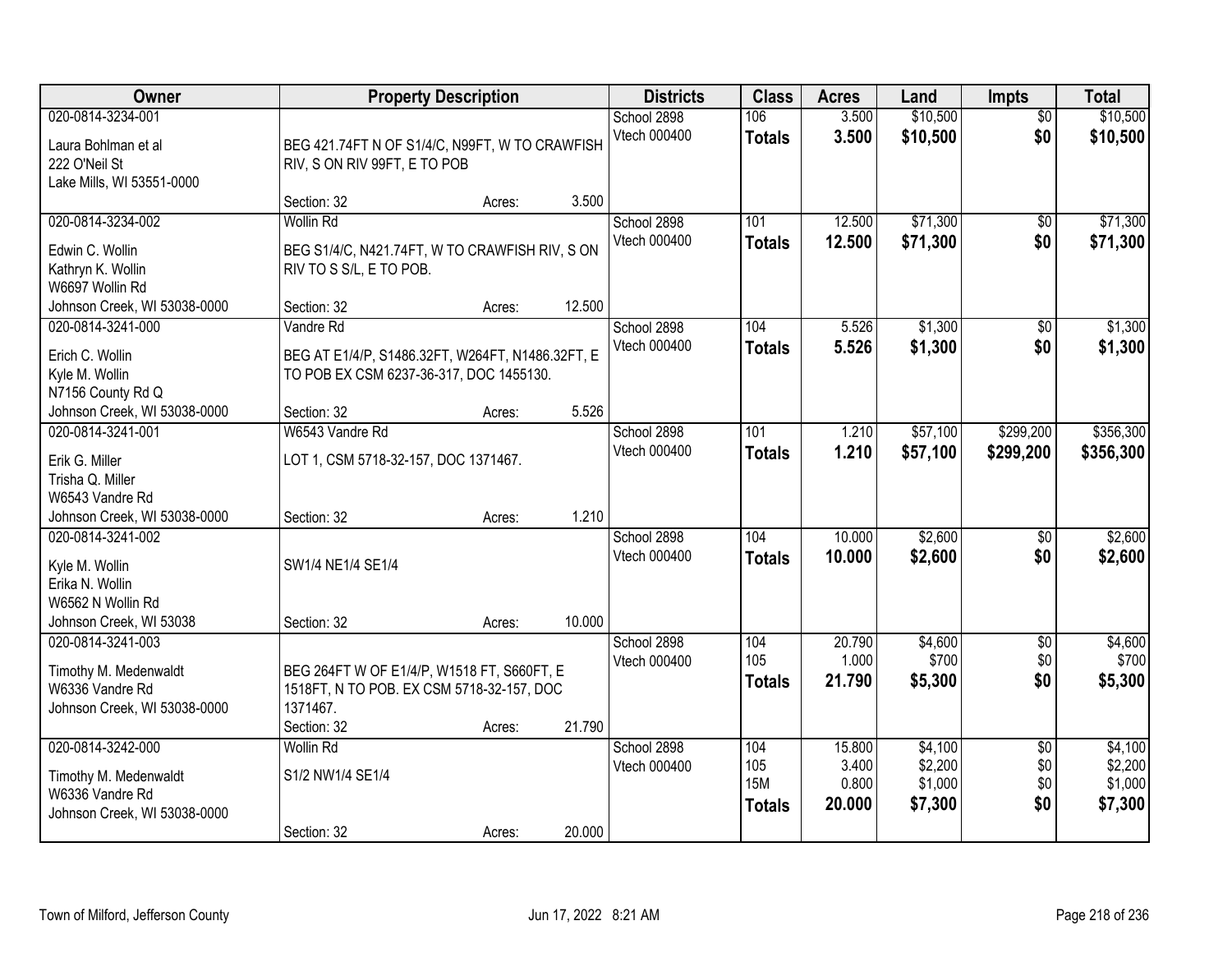| Owner | Property Description | Districts | Class | Acres | Land | Impts | Total |
|---|---|---|---|---|---|---|---|
| 020-0814-3234-001<br>Laura Bohlman et al<br>222 O'Neil St<br>Lake Mills, WI 53551-0000 | BEG 421.74FT N OF S1/4/C, N99FT, W TO CRAWFISH RIV, S ON RIV 99FT, E TO POB<br>Section: 32 Acres: 3.500 | School 2898<br>Vtech 000400 | 106<br>**Totals** | 3.500<br>**3.500** | $10,500<br>**$10,500** | $0<br>**$0** | $10,500<br>**$10,500** |
| 020-0814-3234-002<br>Edwin C. Wollin<br>Kathryn K. Wollin<br>W6697 Wollin Rd<br>Johnson Creek, WI 53038-0000 | Wollin Rd<br>BEG S1/4/C, N421.74FT, W TO CRAWFISH RIV, S ON RIV TO S S/L, E TO POB.<br>Section: 32 Acres: 12.500 | School 2898<br>Vtech 000400 | 101<br>**Totals** | 12.500<br>**12.500** | $71,300<br>**$71,300** | $0<br>**$0** | $71,300<br>**$71,300** |
| 020-0814-3241-000<br>Erich C. Wollin<br>Kyle M. Wollin<br>N7156 County Rd Q<br>Johnson Creek, WI 53038-0000 | Vandre Rd<br>BEG AT E1/4/P, S1486.32FT, W264FT, N1486.32FT, E TO POB EX CSM 6237-36-317, DOC 1455130.<br>Section: 32 Acres: 5.526 | School 2898<br>Vtech 000400 | 104<br>**Totals** | 5.526<br>**5.526** | $1,300<br>**$1,300** | $0<br>**$0** | $1,300<br>**$1,300** |
| 020-0814-3241-001<br>Erik G. Miller<br>Trisha Q. Miller<br>W6543 Vandre Rd<br>Johnson Creek, WI 53038-0000 | W6543 Vandre Rd<br>LOT 1, CSM 5718-32-157, DOC 1371467.<br>Section: 32 Acres: 1.210 | School 2898<br>Vtech 000400 | 101<br>**Totals** | 1.210<br>**1.210** | $57,100<br>**$57,100** | $299,200<br>**$299,200** | $356,300<br>**$356,300** |
| 020-0814-3241-002<br>Kyle M. Wollin<br>Erika N. Wollin<br>W6562 N Wollin Rd<br>Johnson Creek, WI 53038 | SW1/4 NE1/4 SE1/4<br>Section: 32 Acres: 10.000 | School 2898<br>Vtech 000400 | 104<br>**Totals** | 10.000<br>**10.000** | $2,600<br>**$2,600** | $0<br>**$0** | $2,600<br>**$2,600** |
| 020-0814-3241-003<br>Timothy M. Medenwaldt<br>W6336 Vandre Rd<br>Johnson Creek, WI 53038-0000 | BEG 264FT W OF E1/4/P, W1518 FT, S660FT, E 1518FT, N TO POB. EX CSM 5718-32-157, DOC 1371467.<br>Section: 32 Acres: 21.790 | School 2898<br>Vtech 000400 | 104<br>105<br>**Totals** | 20.790<br>1.000<br>**21.790** | $4,600<br>$700<br>**$5,300** | $0<br>$0<br>**$0** | $4,600<br>$700<br>**$5,300** |
| 020-0814-3242-000<br>Timothy M. Medenwaldt<br>W6336 Vandre Rd<br>Johnson Creek, WI 53038-0000 | Wollin Rd<br>S1/2 NW1/4 SE1/4<br>Section: 32 Acres: 20.000 | School 2898<br>Vtech 000400 | 104<br>105<br>15M<br>**Totals** | 15.800<br>3.400<br>0.800<br>**20.000** | $4,100<br>$2,200<br>$1,000<br>**$7,300** | $0<br>$0<br>$0<br>**$0** | $4,100<br>$2,200<br>$1,000<br>**$7,300** |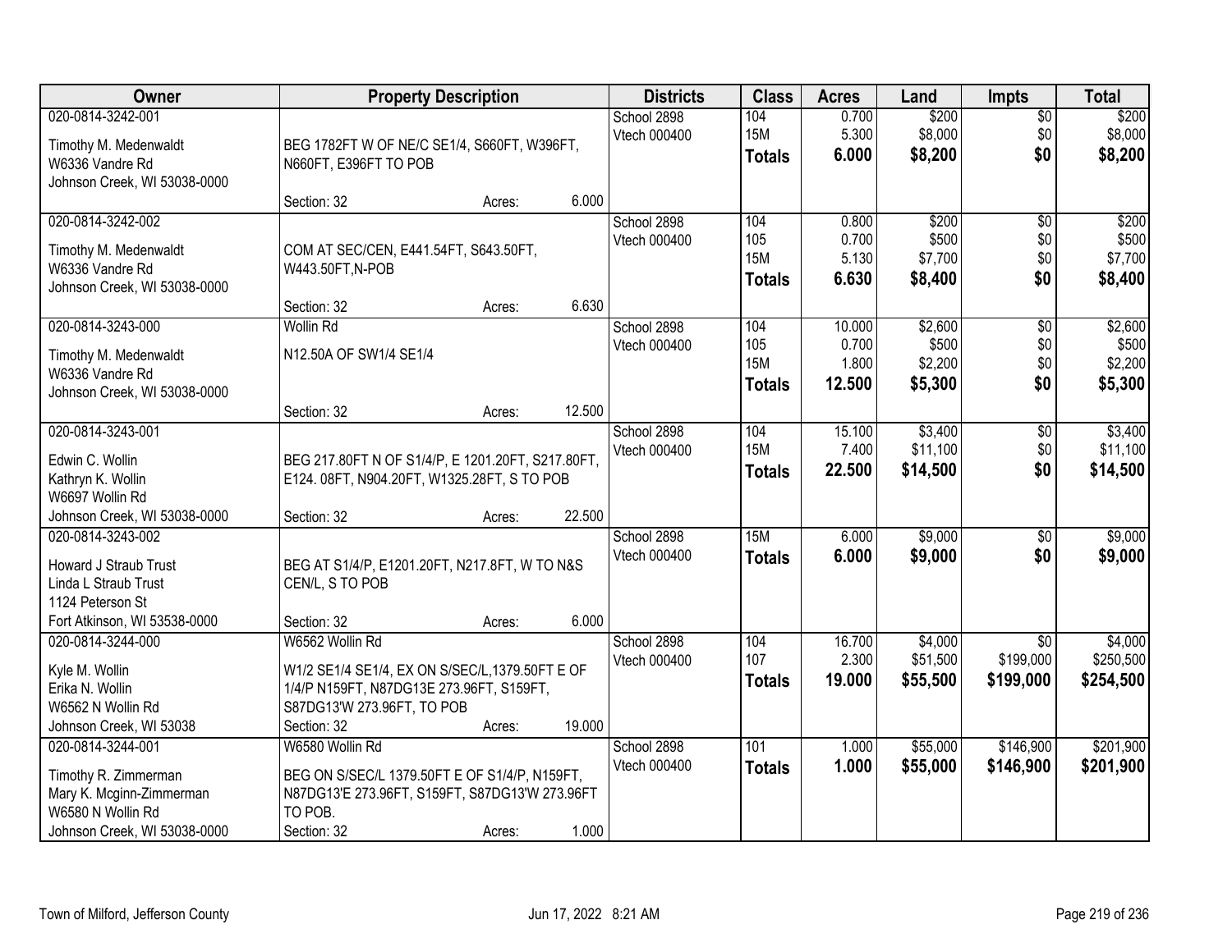| Owner | Property Description | Districts | Class | Acres | Land | Impts | Total |
|---|---|---|---|---|---|---|---|
| 020-0814-3242-001<br>Timothy M. Medenwaldt<br>W6336 Vandre Rd<br>Johnson Creek, WI 53038-0000 | BEG 1782FT W OF NE/C SE1/4, S660FT, W396FT, N660FT, E396FT TO POB<br>Section: 32 Acres: 6.000 | School 2898<br>Vtech 000400 | 104<br>15M<br>**Totals** | 0.700<br>5.300<br>**6.000** | $200<br>$8,000<br>**$8,200** | $0<br>$0<br>**$0** | $200<br>$8,000<br>**$8,200** |
| 020-0814-3242-002<br>Timothy M. Medenwaldt<br>W6336 Vandre Rd<br>Johnson Creek, WI 53038-0000 | COM AT SEC/CEN, E441.54FT, S643.50FT, W443.50FT,N-POB<br>Section: 32 Acres: 6.630 | School 2898<br>Vtech 000400 | 104<br>105<br>15M<br>**Totals** | 0.800<br>0.700<br>5.130<br>**6.630** | $200<br>$500<br>$7,700<br>**$8,400** | $0<br>$0<br>$0<br>**$0** | $200<br>$500<br>$7,700<br>**$8,400** |
| 020-0814-3243-000<br>Timothy M. Medenwaldt<br>W6336 Vandre Rd<br>Johnson Creek, WI 53038-0000 | Wollin Rd<br>N12.50A OF SW1/4 SE1/4<br>Section: 32 Acres: 12.500 | School 2898<br>Vtech 000400 | 104<br>105<br>15M<br>**Totals** | 10.000<br>0.700<br>1.800<br>**12.500** | $2,600<br>$500<br>$2,200<br>**$5,300** | $0<br>$0<br>$0<br>**$0** | $2,600<br>$500<br>$2,200<br>**$5,300** |
| 020-0814-3243-001<br>Edwin C. Wollin<br>Kathryn K. Wollin<br>W6697 Wollin Rd<br>Johnson Creek, WI 53038-0000 | BEG 217.80FT N OF S1/4/P, E 1201.20FT, S217.80FT, E124. 08FT, N904.20FT, W1325.28FT, S TO POB<br>Section: 32 Acres: 22.500 | School 2898<br>Vtech 000400 | 104<br>15M<br>**Totals** | 15.100<br>7.400<br>**22.500** | $3,400<br>$11,100<br>**$14,500** | $0<br>$0<br>**$0** | $3,400<br>$11,100<br>**$14,500** |
| 020-0814-3243-002<br>Howard J Straub Trust<br>Linda L Straub Trust<br>1124 Peterson St<br>Fort Atkinson, WI 53538-0000 | BEG AT S1/4/P, E1201.20FT, N217.8FT, W TO N&S CEN/L, S TO POB<br>Section: 32 Acres: 6.000 | School 2898<br>Vtech 000400 | 15M<br>**Totals** | 6.000<br>**6.000** | $9,000<br>**$9,000** | $0<br>**$0** | $9,000<br>**$9,000** |
| 020-0814-3244-000<br>Kyle M. Wollin<br>Erika N. Wollin<br>W6562 N Wollin Rd<br>Johnson Creek, WI 53038 | W6562 Wollin Rd<br>W1/2 SE1/4 SE1/4, EX ON S/SEC/L,1379.50FT E OF 1/4/P N159FT, N87DG13E 273.96FT, S159FT, S87DG13'W 273.96FT, TO POB<br>Section: 32 Acres: 19.000 | School 2898<br>Vtech 000400 | 104<br>107<br>**Totals** | 16.700<br>2.300<br>**19.000** | $4,000<br>$51,500<br>**$55,500** | $0<br>$199,000<br>**$199,000** | $4,000<br>$250,500<br>**$254,500** |
| 020-0814-3244-001<br>Timothy R. Zimmerman<br>Mary K. Mcginn-Zimmerman<br>W6580 N Wollin Rd<br>Johnson Creek, WI 53038-0000 | W6580 Wollin Rd<br>BEG ON S/SEC/L 1379.50FT E OF S1/4/P, N159FT, N87DG13'E 273.96FT, S159FT, S87DG13'W 273.96FT TO POB.<br>Section: 32 Acres: 1.000 | School 2898<br>Vtech 000400 | 101<br>**Totals** | 1.000<br>**1.000** | $55,000<br>**$55,000** | $146,900<br>**$146,900** | $201,900<br>**$201,900** |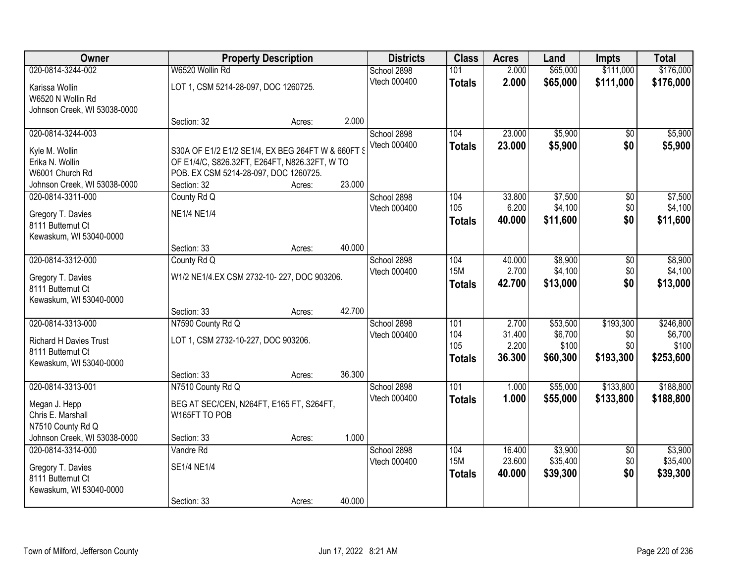| Owner | Property Description | | | Districts | Class | Acres | Land | Impts | Total |
|---|---|---|---|---|---|---|---|---|---|
| 020-0814-3244-002 | W6520 Wollin Rd | | | School 2898 | 101 | 2.000 | $65,000 | $111,000 | $176,000 |
| Karissa Wollin<br>W6520 N Wollin Rd<br>Johnson Creek, WI 53038-0000 | LOT 1, CSM 5214-28-097, DOC 1260725. | | | Vtech 000400 | **Totals** | **2.000** | **$65,000** | **$111,000** | **$176,000** |
| | Section: 32 | Acres: | 2.000 | | | | | | |
| 020-0814-3244-003 | | | | School 2898 | 104 | 23.000 | $5,900 | $0 | $5,900 |
| Kyle M. Wollin<br>Erika N. Wollin<br>W6001 Church Rd<br>Johnson Creek, WI 53038-0000 | S30A OF E1/2 E1/2 SE1/4, EX BEG 264FT W & 660FT S OF E1/4/C, S826.32FT, E264FT, N826.32FT, W TO POB. EX CSM 5214-28-097, DOC 1260725. | | | Vtech 000400 | **Totals** | **23.000** | **$5,900** | **$0** | **$5,900** |
| | Section: 32 | Acres: | 23.000 | | | | | | |
| 020-0814-3311-000 | County Rd Q | | | School 2898 | 104 | 33.800 | $7,500 | $0 | $7,500 |
| Gregory T. Davies<br>8111 Butternut Ct<br>Kewaskum, WI 53040-0000 | NE1/4 NE1/4 | | | Vtech 000400 | 105 | 6.200 | $4,100 | $0 | $4,100 |
| | | | | | **Totals** | **40.000** | **$11,600** | **$0** | **$11,600** |
| | Section: 33 | Acres: | 40.000 | | | | | | |
| 020-0814-3312-000 | County Rd Q | | | School 2898 | 104 | 40.000 | $8,900 | $0 | $8,900 |
| Gregory T. Davies<br>8111 Butternut Ct<br>Kewaskum, WI 53040-0000 | W1/2 NE1/4.EX CSM 2732-10- 227, DOC 903206. | | | Vtech 000400 | 15M | 2.700 | $4,100 | $0 | $4,100 |
| | | | | | **Totals** | **42.700** | **$13,000** | **$0** | **$13,000** |
| | Section: 33 | Acres: | 42.700 | | | | | | |
| 020-0814-3313-000 | N7590 County Rd Q | | | School 2898 | 101 | 2.700 | $53,500 | $193,300 | $246,800 |
| Richard H Davies Trust<br>8111 Butternut Ct<br>Kewaskum, WI 53040-0000 | LOT 1, CSM 2732-10-227, DOC 903206. | | | Vtech 000400 | 104 | 31.400 | $6,700 | $0 | $6,700 |
| | | | | | 105 | 2.200 | $100 | $0 | $100 |
| | | | | | **Totals** | **36.300** | **$60,300** | **$193,300** | **$253,600** |
| | Section: 33 | Acres: | 36.300 | | | | | | |
| 020-0814-3313-001 | N7510 County Rd Q | | | School 2898 | 101 | 1.000 | $55,000 | $133,800 | $188,800 |
| Megan J. Hepp<br>Chris E. Marshall<br>N7510 County Rd Q<br>Johnson Creek, WI 53038-0000 | BEG AT SEC/CEN, N264FT, E165 FT, S264FT, W165FT TO POB | | | Vtech 000400 | **Totals** | **1.000** | **$55,000** | **$133,800** | **$188,800** |
| | Section: 33 | Acres: | 1.000 | | | | | | |
| 020-0814-3314-000 | Vandre Rd | | | School 2898 | 104 | 16.400 | $3,900 | $0 | $3,900 |
| Gregory T. Davies<br>8111 Butternut Ct<br>Kewaskum, WI 53040-0000 | SE1/4 NE1/4 | | | Vtech 000400 | 15M | 23.600 | $35,400 | $0 | $35,400 |
| | | | | | **Totals** | **40.000** | **$39,300** | **$0** | **$39,300** |
| | Section: 33 | Acres: | 40.000 | | | | | | |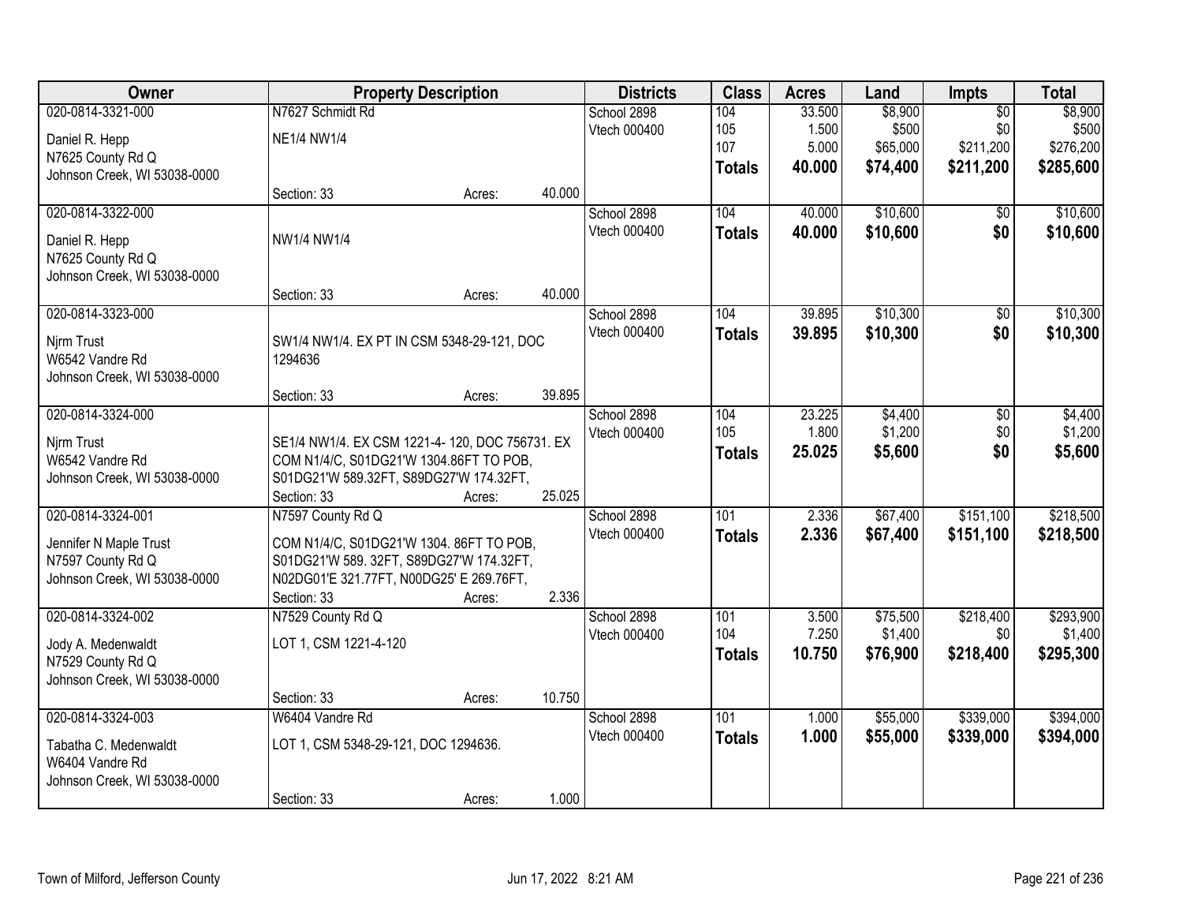| Owner | Property Description | Districts | Class | Acres | Land | Impts | Total |
|---|---|---|---|---|---|---|---|
| 020-0814-3321-000<br>Daniel R. Hepp<br>N7625 County Rd Q<br>Johnson Creek, WI 53038-0000 | N7627 Schmidt Rd<br>NE1/4 NW1/4<br>Section: 33 Acres: 40.000 | School 2898<br>Vtech 000400 | 104<br>105<br>107<br>**Totals** | 33.500<br>1.500<br>5.000<br>**40.000** | $8,900<br>$500<br>$65,000<br>**$74,400** | $0<br>$0<br>$211,200<br>**$211,200** | $8,900<br>$500<br>$276,200<br>**$285,600** |
| 020-0814-3322-000<br>Daniel R. Hepp<br>N7625 County Rd Q<br>Johnson Creek, WI 53038-0000 | NW1/4 NW1/4<br>Section: 33 Acres: 40.000 | School 2898<br>Vtech 000400 | 104<br>**Totals** | 40.000<br>**40.000** | $10,600<br>**$10,600** | $0<br>**$0** | $10,600<br>**$10,600** |
| 020-0814-3323-000<br>Njrm Trust<br>W6542 Vandre Rd<br>Johnson Creek, WI 53038-0000 | SW1/4 NW1/4. EX PT IN CSM 5348-29-121, DOC 1294636<br>Section: 33 Acres: 39.895 | School 2898<br>Vtech 000400 | 104<br>**Totals** | 39.895<br>**39.895** | $10,300<br>**$10,300** | $0<br>**$0** | $10,300<br>**$10,300** |
| 020-0814-3324-000<br>Njrm Trust<br>W6542 Vandre Rd<br>Johnson Creek, WI 53038-0000 | SE1/4 NW1/4. EX CSM 1221-4- 120, DOC 756731. EX COM N1/4/C, S01DG21'W 1304.86FT TO POB, S01DG21'W 589.32FT, S89DG27'W 174.32FT,<br>Section: 33 Acres: 25.025 | School 2898<br>Vtech 000400 | 104<br>105<br>**Totals** | 23.225<br>1.800<br>**25.025** | $4,400<br>$1,200<br>**$5,600** | $0<br>$0<br>**$0** | $4,400<br>$1,200<br>**$5,600** |
| 020-0814-3324-001<br>Jennifer N Maple Trust<br>N7597 County Rd Q<br>Johnson Creek, WI 53038-0000 | N7597 County Rd Q<br>COM N1/4/C, S01DG21'W 1304. 86FT TO POB, S01DG21'W 589. 32FT, S89DG27'W 174.32FT, N02DG01'E 321.77FT, N00DG25' E 269.76FT,<br>Section: 33 Acres: 2.336 | School 2898<br>Vtech 000400 | 101<br>**Totals** | 2.336<br>**2.336** | $67,400<br>**$67,400** | $151,100<br>**$151,100** | $218,500<br>**$218,500** |
| 020-0814-3324-002<br>Jody A. Medenwaldt<br>N7529 County Rd Q<br>Johnson Creek, WI 53038-0000 | N7529 County Rd Q<br>LOT 1, CSM 1221-4-120<br>Section: 33 Acres: 10.750 | School 2898<br>Vtech 000400 | 101<br>104<br>**Totals** | 3.500<br>7.250<br>**10.750** | $75,500<br>$1,400<br>**$76,900** | $218,400<br>$0<br>**$218,400** | $293,900<br>$1,400<br>**$295,300** |
| 020-0814-3324-003<br>Tabatha C. Medenwaldt<br>W6404 Vandre Rd<br>Johnson Creek, WI 53038-0000 | W6404 Vandre Rd<br>LOT 1, CSM 5348-29-121, DOC 1294636.<br>Section: 33 Acres: 1.000 | School 2898<br>Vtech 000400 | 101<br>**Totals** | 1.000<br>**1.000** | $55,000<br>**$55,000** | $339,000<br>**$339,000** | $394,000<br>**$394,000** |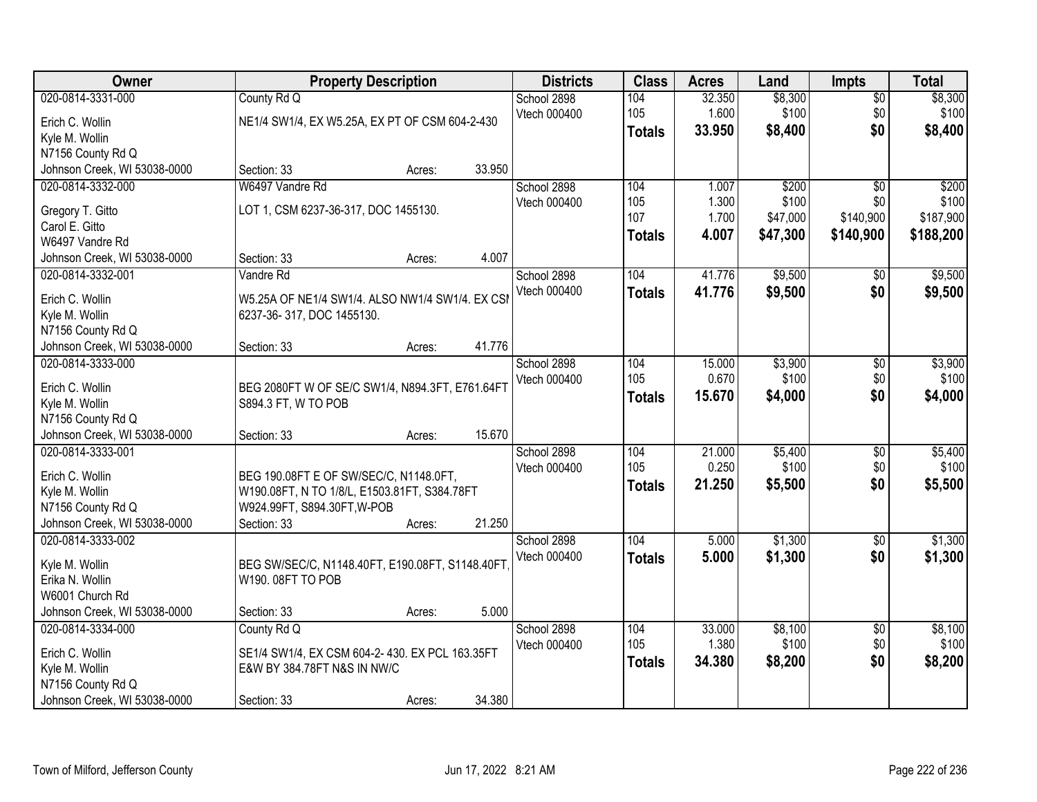| Owner | Property Description | Districts | Class | Acres | Land | Impts | Total |
|---|---|---|---|---|---|---|---|
| 020-0814-3331-000<br>Erich C. Wollin<br>Kyle M. Wollin<br>N7156 County Rd Q<br>Johnson Creek, WI 53038-0000 | County Rd Q<br>NE1/4 SW1/4, EX W5.25A, EX PT OF CSM 604-2-430<br>Section: 33 Acres: 33.950 | School 2898<br>Vtech 000400 | 104<br>105<br>**Totals** | 32.350<br>1.600<br>**33.950** | $8,300<br>$100<br>**$8,400** | $0<br>$0<br>**$0** | $8,300<br>$100<br>**$8,400** |
| 020-0814-3332-000<br>Gregory T. Gitto<br>Carol E. Gitto<br>W6497 Vandre Rd<br>Johnson Creek, WI 53038-0000 | W6497 Vandre Rd<br>LOT 1, CSM 6237-36-317, DOC 1455130.<br>Section: 33 Acres: 4.007 | School 2898<br>Vtech 000400 | 104<br>105<br>107<br>**Totals** | 1.007<br>1.300<br>1.700<br>**4.007** | $200<br>$100<br>$47,000<br>**$47,300** | $0<br>$0<br>$140,900<br>**$140,900** | $200<br>$100<br>$187,900<br>**$188,200** |
| 020-0814-3332-001<br>Erich C. Wollin<br>Kyle M. Wollin<br>N7156 County Rd Q<br>Johnson Creek, WI 53038-0000 | Vandre Rd<br>W5.25A OF NE1/4 SW1/4. ALSO NW1/4 SW1/4. EX CSI 6237-36- 317, DOC 1455130.<br>Section: 33 Acres: 41.776 | School 2898<br>Vtech 000400 | 104<br>**Totals** | 41.776<br>**41.776** | $9,500<br>**$9,500** | $0<br>**$0** | $9,500<br>**$9,500** |
| 020-0814-3333-000<br>Erich C. Wollin<br>Kyle M. Wollin<br>N7156 County Rd Q<br>Johnson Creek, WI 53038-0000 | BEG 2080FT W OF SE/C SW1/4, N894.3FT, E761.64FT S894.3 FT, W TO POB<br>Section: 33 Acres: 15.670 | School 2898<br>Vtech 000400 | 104<br>105<br>**Totals** | 15.000<br>0.670<br>**15.670** | $3,900<br>$100<br>**$4,000** | $0<br>$0<br>**$0** | $3,900<br>$100<br>**$4,000** |
| 020-0814-3333-001<br>Erich C. Wollin<br>Kyle M. Wollin<br>N7156 County Rd Q<br>Johnson Creek, WI 53038-0000 | BEG 190.08FT E OF SW/SEC/C, N1148.0FT, W190.08FT, N TO 1/8/L, E1503.81FT, S384.78FT W924.99FT, S894.30FT,W-POB<br>Section: 33 Acres: 21.250 | School 2898<br>Vtech 000400 | 104<br>105<br>**Totals** | 21.000<br>0.250<br>**21.250** | $5,400<br>$100<br>**$5,500** | $0<br>$0<br>**$0** | $5,400<br>$100<br>**$5,500** |
| 020-0814-3333-002<br>Kyle M. Wollin<br>Erika N. Wollin<br>W6001 Church Rd<br>Johnson Creek, WI 53038-0000 | BEG SW/SEC/C, N1148.40FT, E190.08FT, S1148.40FT, W190. 08FT TO POB<br>Section: 33 Acres: 5.000 | School 2898<br>Vtech 000400 | 104<br>**Totals** | 5.000<br>**5.000** | $1,300<br>**$1,300** | $0<br>**$0** | $1,300<br>**$1,300** |
| 020-0814-3334-000<br>Erich C. Wollin<br>Kyle M. Wollin<br>N7156 County Rd Q<br>Johnson Creek, WI 53038-0000 | County Rd Q<br>SE1/4 SW1/4, EX CSM 604-2- 430. EX PCL 163.35FT E&W BY 384.78FT N&S IN NW/C<br>Section: 33 Acres: 34.380 | School 2898<br>Vtech 000400 | 104<br>105<br>**Totals** | 33.000<br>1.380<br>**34.380** | $8,100<br>$100<br>**$8,200** | $0<br>$0<br>**$0** | $8,100<br>$100<br>**$8,200** |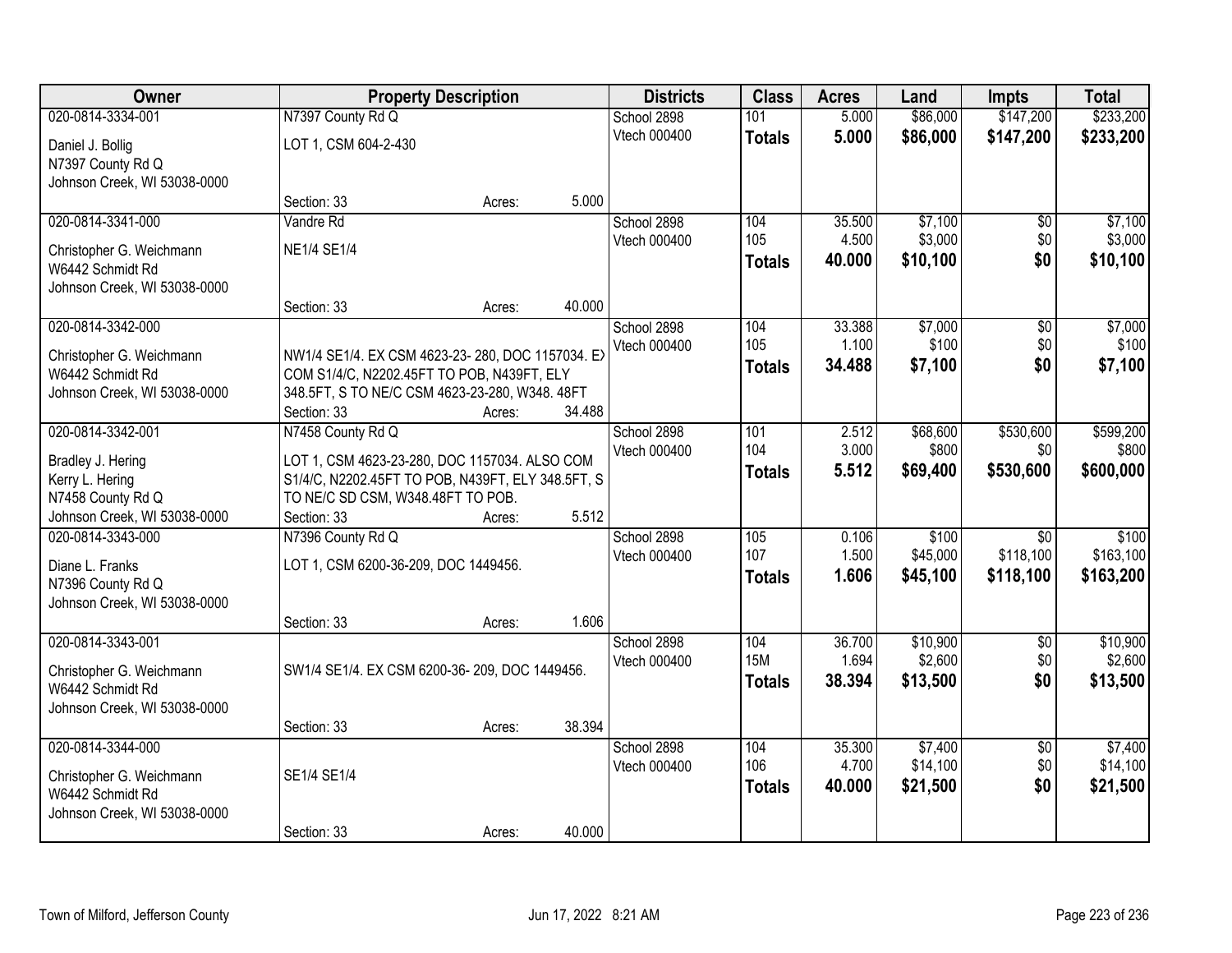| Owner | Property Description | Districts | Class | Acres | Land | Impts | Total |
|---|---|---|---|---|---|---|---|
| 020-0814-3334-001<br>Daniel J. Bollig<br>N7397 County Rd Q<br>Johnson Creek, WI 53038-0000 | N7397 County Rd Q<br>LOT 1, CSM 604-2-430<br>Section: 33 Acres: 5.000 | School 2898<br>Vtech 000400 | 101<br>**Totals** | 5.000<br>**5.000** | $86,000<br>**$86,000** | $147,200<br>**$147,200** | $233,200<br>**$233,200** |
| 020-0814-3341-000<br>Christopher G. Weichmann<br>W6442 Schmidt Rd<br>Johnson Creek, WI 53038-0000 | Vandre Rd<br>NE1/4 SE1/4<br>Section: 33 Acres: 40.000 | School 2898<br>Vtech 000400 | 104<br>105<br>**Totals** | 35.500<br>4.500<br>**40.000** | $7,100<br>$3,000<br>**$10,100** | $0<br>$0<br>**$0** | $7,100<br>$3,000<br>**$10,100** |
| 020-0814-3342-000<br>Christopher G. Weichmann<br>W6442 Schmidt Rd<br>Johnson Creek, WI 53038-0000 | NW1/4 SE1/4. EX CSM 4623-23- 280, DOC 1157034. EX COM S1/4/C, N2202.45FT TO POB, N439FT, ELY 348.5FT, S TO NE/C CSM 4623-23-280, W348. 48FT<br>Section: 33 Acres: 34.488 | School 2898<br>Vtech 000400 | 104<br>105<br>**Totals** | 33.388<br>1.100<br>**34.488** | $7,000<br>$100<br>**$7,100** | $0<br>$0<br>**$0** | $7,000<br>$100<br>**$7,100** |
| 020-0814-3342-001<br>Bradley J. Hering<br>Kerry L. Hering<br>N7458 County Rd Q<br>Johnson Creek, WI 53038-0000 | N7458 County Rd Q<br>LOT 1, CSM 4623-23-280, DOC 1157034. ALSO COM S1/4/C, N2202.45FT TO POB, N439FT, ELY 348.5FT, S TO NE/C SD CSM, W348.48FT TO POB.<br>Section: 33 Acres: 5.512 | School 2898<br>Vtech 000400 | 101<br>104<br>**Totals** | 2.512<br>3.000<br>**5.512** | $68,600<br>$800<br>**$69,400** | $530,600<br>$0<br>**$530,600** | $599,200<br>$800<br>**$600,000** |
| 020-0814-3343-000<br>Diane L. Franks<br>N7396 County Rd Q<br>Johnson Creek, WI 53038-0000 | N7396 County Rd Q<br>LOT 1, CSM 6200-36-209, DOC 1449456.<br>Section: 33 Acres: 1.606 | School 2898<br>Vtech 000400 | 105<br>107<br>**Totals** | 0.106<br>1.500<br>**1.606** | $100<br>$45,000<br>**$45,100** | $0<br>$118,100<br>**$118,100** | $100<br>$163,100<br>**$163,200** |
| 020-0814-3343-001<br>Christopher G. Weichmann<br>W6442 Schmidt Rd<br>Johnson Creek, WI 53038-0000 | SW1/4 SE1/4. EX CSM 6200-36- 209, DOC 1449456.<br>Section: 33 Acres: 38.394 | School 2898<br>Vtech 000400 | 104<br>15M<br>**Totals** | 36.700<br>1.694<br>**38.394** | $10,900<br>$2,600<br>**$13,500** | $0<br>$0<br>**$0** | $10,900<br>$2,600<br>**$13,500** |
| 020-0814-3344-000<br>Christopher G. Weichmann<br>W6442 Schmidt Rd<br>Johnson Creek, WI 53038-0000 | SE1/4 SE1/4<br>Section: 33 Acres: 40.000 | School 2898<br>Vtech 000400 | 104<br>106<br>**Totals** | 35.300<br>4.700<br>**40.000** | $7,400<br>$14,100<br>**$21,500** | $0<br>$0<br>**$0** | $7,400<br>$14,100<br>**$21,500** |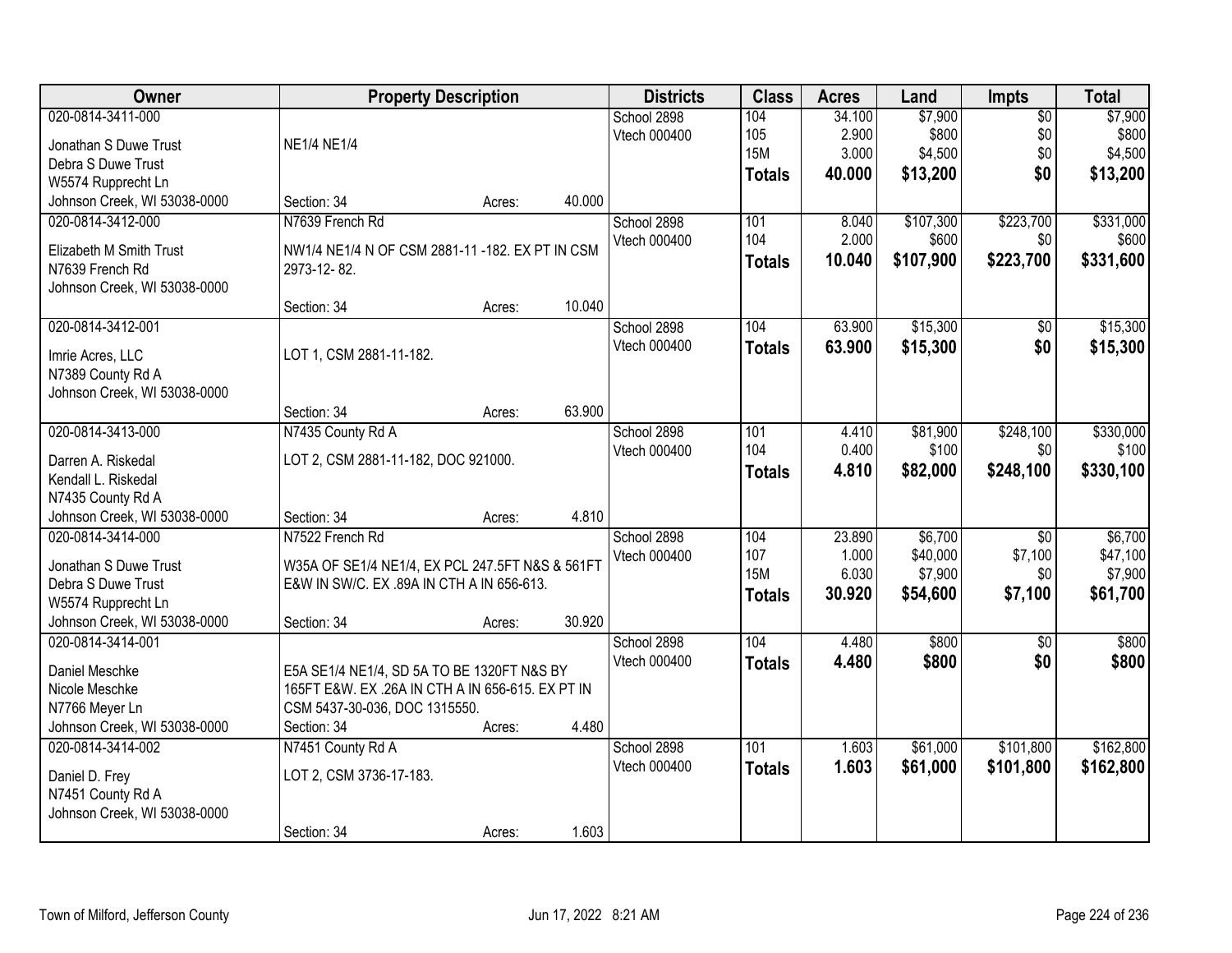| Owner | Property Description | Districts | Class | Acres | Land | Impts | Total |
|---|---|---|---|---|---|---|---|
| 020-0814-3411-000<br>Jonathan S Duwe Trust<br>Debra S Duwe Trust<br>W5574 Rupprecht Ln<br>Johnson Creek, WI 53038-0000 | NE1/4 NE1/4<br>Section: 34 Acres: 40.000 | School 2898<br>Vtech 000400 | 104<br>105<br>15M<br>**Totals** | 34.100<br>2.900<br>3.000<br>**40.000** | $7,900<br>$800<br>$4,500<br>**$13,200** | $0<br>$0<br>$0<br>**$0** | $7,900<br>$800<br>$4,500<br>**$13,200** |
| 020-0814-3412-000<br>Elizabeth M Smith Trust<br>N7639 French Rd<br>Johnson Creek, WI 53038-0000 | N7639 French Rd<br>NW1/4 NE1/4 N OF CSM 2881-11 -182. EX PT IN CSM 2973-12- 82.<br>Section: 34 Acres: 10.040 | School 2898<br>Vtech 000400 | 101<br>104<br>**Totals** | 8.040<br>2.000<br>**10.040** | $107,300<br>$600<br>**$107,900** | $223,700<br>$0<br>**$223,700** | $331,000<br>$600<br>**$331,600** |
| 020-0814-3412-001<br>Imrie Acres, LLC<br>N7389 County Rd A<br>Johnson Creek, WI 53038-0000 | LOT 1, CSM 2881-11-182.<br>Section: 34 Acres: 63.900 | School 2898<br>Vtech 000400 | 104<br>**Totals** | 63.900<br>**63.900** | $15,300<br>**$15,300** | $0<br>**$0** | $15,300<br>**$15,300** |
| 020-0814-3413-000<br>Darren A. Riskedal<br>Kendall L. Riskedal<br>N7435 County Rd A<br>Johnson Creek, WI 53038-0000 | N7435 County Rd A<br>LOT 2, CSM 2881-11-182, DOC 921000.<br>Section: 34 Acres: 4.810 | School 2898<br>Vtech 000400 | 101<br>104<br>**Totals** | 4.410<br>0.400<br>**4.810** | $81,900<br>$100<br>**$82,000** | $248,100<br>$0<br>**$248,100** | $330,000<br>$100<br>**$330,100** |
| 020-0814-3414-000<br>Jonathan S Duwe Trust<br>Debra S Duwe Trust<br>W5574 Rupprecht Ln<br>Johnson Creek, WI 53038-0000 | N7522 French Rd<br>W35A OF SE1/4 NE1/4, EX PCL 247.5FT N&S & 561FT E&W IN SW/C. EX .89A IN CTH A IN 656-613.<br>Section: 34 Acres: 30.920 | School 2898<br>Vtech 000400 | 104<br>107<br>15M<br>**Totals** | 23.890<br>1.000<br>6.030<br>**30.920** | $6,700<br>$40,000<br>$7,900<br>**$54,600** | $0<br>$7,100<br>$0<br>**$7,100** | $6,700<br>$47,100<br>$7,900<br>**$61,700** |
| 020-0814-3414-001<br>Daniel Meschke<br>Nicole Meschke<br>N7766 Meyer Ln<br>Johnson Creek, WI 53038-0000 | E5A SE1/4 NE1/4, SD 5A TO BE 1320FT N&S BY 165FT E&W. EX .26A IN CTH A IN 656-615. EX PT IN CSM 5437-30-036, DOC 1315550.<br>Section: 34 Acres: 4.480 | School 2898<br>Vtech 000400 | 104<br>**Totals** | 4.480<br>**4.480** | $800<br>**$800** | $0<br>**$0** | $800<br>**$800** |
| 020-0814-3414-002<br>Daniel D. Frey<br>N7451 County Rd A<br>Johnson Creek, WI 53038-0000 | N7451 County Rd A<br>LOT 2, CSM 3736-17-183.<br>Section: 34 Acres: 1.603 | School 2898<br>Vtech 000400 | 101<br>**Totals** | 1.603<br>**1.603** | $61,000<br>**$61,000** | $101,800<br>**$101,800** | $162,800<br>**$162,800** |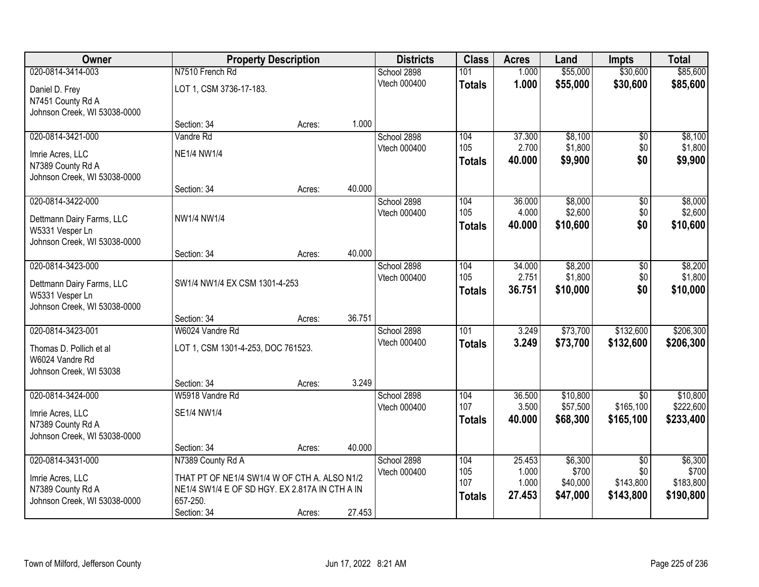| Owner | Property Description | | | Districts | Class | Acres | Land | Impts | Total |
|---|---|---|---|---|---|---|---|---|---|
| 020-0814-3414-003 | N7510 French Rd | | | School 2898 | 101 | 1.000 | $55,000 | $30,600 | $85,600 |
| Daniel D. Frey<br>N7451 County Rd A<br>Johnson Creek, WI 53038-0000 | LOT 1, CSM 3736-17-183. | | | Vtech 000400 | **Totals** | **1.000** | **$55,000** | **$30,600** | **$85,600** |
| | Section: 34 | Acres: | 1.000 | | | | | | |
| 020-0814-3421-000 | Vandre Rd | | | School 2898 | 104 | 37.300 | $8,100 | $0 | $8,100 |
| Imrie Acres, LLC<br>N7389 County Rd A<br>Johnson Creek, WI 53038-0000 | NE1/4 NW1/4 | | | Vtech 000400 | 105 | 2.700 | $1,800 | $0 | $1,800 |
| | | | | | **Totals** | **40.000** | **$9,900** | **$0** | **$9,900** |
| | Section: 34 | Acres: | 40.000 | | | | | | |
| 020-0814-3422-000 | | | | School 2898 | 104 | 36.000 | $8,000 | $0 | $8,000 |
| Dettmann Dairy Farms, LLC<br>W5331 Vesper Ln<br>Johnson Creek, WI 53038-0000 | NW1/4 NW1/4 | | | Vtech 000400 | 105 | 4.000 | $2,600 | $0 | $2,600 |
| | | | | | **Totals** | **40.000** | **$10,600** | **$0** | **$10,600** |
| | Section: 34 | Acres: | 40.000 | | | | | | |
| 020-0814-3423-000 | | | | School 2898 | 104 | 34.000 | $8,200 | $0 | $8,200 |
| Dettmann Dairy Farms, LLC<br>W5331 Vesper Ln<br>Johnson Creek, WI 53038-0000 | SW1/4 NW1/4 EX CSM 1301-4-253 | | | Vtech 000400 | 105 | 2.751 | $1,800 | $0 | $1,800 |
| | | | | | **Totals** | **36.751** | **$10,000** | **$0** | **$10,000** |
| | Section: 34 | Acres: | 36.751 | | | | | | |
| 020-0814-3423-001 | W6024 Vandre Rd | | | School 2898 | 101 | 3.249 | $73,700 | $132,600 | $206,300 |
| Thomas D. Pollich et al<br>W6024 Vandre Rd<br>Johnson Creek, WI 53038 | LOT 1, CSM 1301-4-253, DOC 761523. | | | Vtech 000400 | **Totals** | **3.249** | **$73,700** | **$132,600** | **$206,300** |
| | Section: 34 | Acres: | 3.249 | | | | | | |
| 020-0814-3424-000 | W5918 Vandre Rd | | | School 2898 | 104 | 36.500 | $10,800 | $0 | $10,800 |
| Imrie Acres, LLC<br>N7389 County Rd A<br>Johnson Creek, WI 53038-0000 | SE1/4 NW1/4 | | | Vtech 000400 | 107 | 3.500 | $57,500 | $165,100 | $222,600 |
| | | | | | **Totals** | **40.000** | **$68,300** | **$165,100** | **$233,400** |
| | Section: 34 | Acres: | 40.000 | | | | | | |
| 020-0814-3431-000 | N7389 County Rd A | | | School 2898 | 104 | 25.453 | $6,300 | $0 | $6,300 |
| Imrie Acres, LLC<br>N7389 County Rd A<br>Johnson Creek, WI 53038-0000 | THAT PT OF NE1/4 SW1/4 W OF CTH A. ALSO N1/2 NE1/4 SW1/4 E OF SD HGY. EX 2.817A IN CTH A IN 657-250. | | | Vtech 000400 | 105 | 1.000 | $700 | $0 | $700 |
| | | | | | 107 | 1.000 | $40,000 | $143,800 | $183,800 |
| | | | | | **Totals** | **27.453** | **$47,000** | **$143,800** | **$190,800** |
| | Section: 34 | Acres: | 27.453 | | | | | | |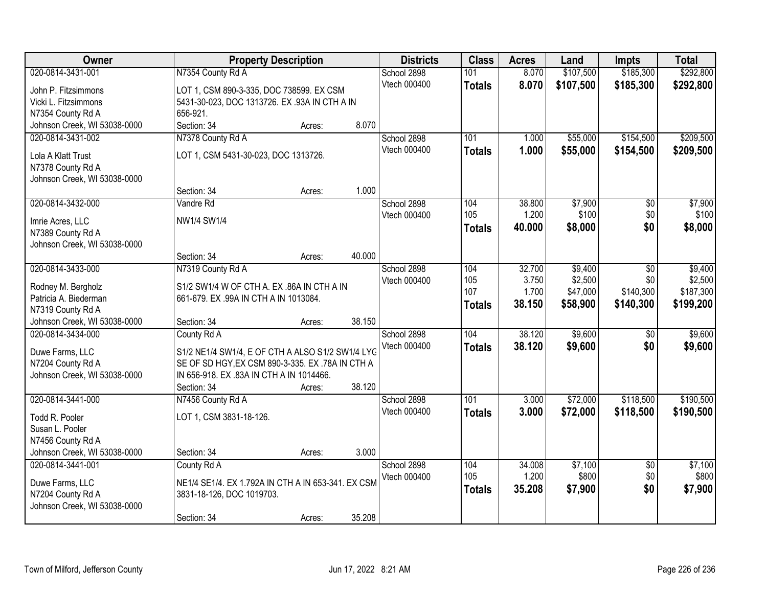| Owner | Property Description | Districts | Class | Acres | Land | Impts | Total |
|---|---|---|---|---|---|---|---|
| 020-0814-3431-001<br>John P. Fitzsimmons<br>Vicki L. Fitzsimmons<br>N7354 County Rd A<br>Johnson Creek, WI 53038-0000 | N7354 County Rd A<br>LOT 1, CSM 890-3-335, DOC 738599. EX CSM 5431-30-023, DOC 1313726. EX .93A IN CTH A IN 656-921.<br>Section: 34 Acres: 8.070 | School 2898<br>Vtech 000400 | 101<br>**Totals** | 8.070<br>**8.070** | $107,500<br>**$107,500** | $185,300<br>**$185,300** | $292,800<br>**$292,800** |
| 020-0814-3431-002<br>Lola A Klatt Trust<br>N7378 County Rd A<br>Johnson Creek, WI 53038-0000 | N7378 County Rd A<br>LOT 1, CSM 5431-30-023, DOC 1313726.<br>Section: 34 Acres: 1.000 | School 2898<br>Vtech 000400 | 101<br>**Totals** | 1.000<br>**1.000** | $55,000<br>**$55,000** | $154,500<br>**$154,500** | $209,500<br>**$209,500** |
| 020-0814-3432-000<br>Imrie Acres, LLC<br>N7389 County Rd A<br>Johnson Creek, WI 53038-0000 | Vandre Rd<br>NW1/4 SW1/4<br>Section: 34 Acres: 40.000 | School 2898<br>Vtech 000400 | 104<br>105<br>**Totals** | 38.800<br>1.200<br>**40.000** | $7,900<br>$100<br>**$8,000** | $0<br>$0<br>**$0** | $7,900<br>$100<br>**$8,000** |
| 020-0814-3433-000<br>Rodney M. Bergholz<br>Patricia A. Biederman<br>N7319 County Rd A<br>Johnson Creek, WI 53038-0000 | N7319 County Rd A<br>S1/2 SW1/4 W OF CTH A. EX .86A IN CTH A IN 661-679. EX .99A IN CTH A IN 1013084.<br>Section: 34 Acres: 38.150 | School 2898<br>Vtech 000400 | 104<br>105<br>107<br>**Totals** | 32.700<br>3.750<br>1.700<br>**38.150** | $9,400<br>$2,500<br>$47,000<br>**$58,900** | $0<br>$0<br>$140,300<br>**$140,300** | $9,400<br>$2,500<br>$187,300<br>**$199,200** |
| 020-0814-3434-000<br>Duwe Farms, LLC<br>N7204 County Rd A<br>Johnson Creek, WI 53038-0000 | County Rd A<br>S1/2 NE1/4 SW1/4, E OF CTH A ALSO S1/2 SW1/4 LYG SE OF SD HGY,EX CSM 890-3-335. EX .78A IN CTH A IN 656-918. EX .83A IN CTH A IN 1014466.<br>Section: 34 Acres: 38.120 | School 2898<br>Vtech 000400 | 104<br>**Totals** | 38.120<br>**38.120** | $9,600<br>**$9,600** | $0<br>**$0** | $9,600<br>**$9,600** |
| 020-0814-3441-000<br>Todd R. Pooler<br>Susan L. Pooler<br>N7456 County Rd A<br>Johnson Creek, WI 53038-0000 | N7456 County Rd A<br>LOT 1, CSM 3831-18-126.<br>Section: 34 Acres: 3.000 | School 2898<br>Vtech 000400 | 101<br>**Totals** | 3.000<br>**3.000** | $72,000<br>**$72,000** | $118,500<br>**$118,500** | $190,500<br>**$190,500** |
| 020-0814-3441-001<br>Duwe Farms, LLC<br>N7204 County Rd A<br>Johnson Creek, WI 53038-0000 | County Rd A<br>NE1/4 SE1/4. EX 1.792A IN CTH A IN 653-341. EX CSM 3831-18-126, DOC 1019703.<br>Section: 34 Acres: 35.208 | School 2898<br>Vtech 000400 | 104<br>105<br>**Totals** | 34.008<br>1.200<br>**35.208** | $7,100<br>$800<br>**$7,900** | $0<br>$0<br>**$0** | $7,100<br>$800<br>**$7,900** |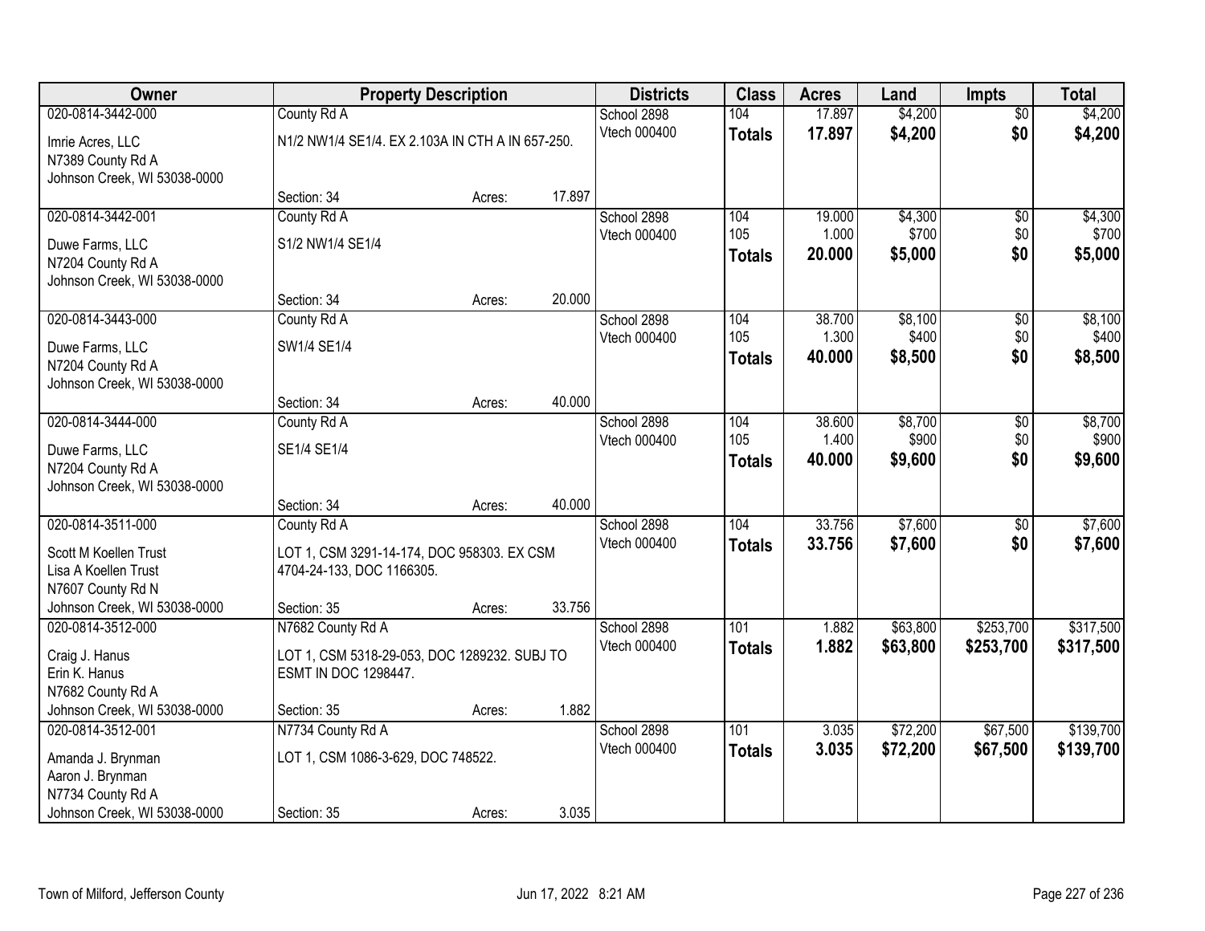| Owner | Property Description | | | Districts | Class | Acres | Land | Impts | Total |
|---|---|---|---|---|---|---|---|---|---|
| 020-0814-3442-000 | County Rd A | | | School 2898 | 104 | 17.897 | $4,200 | $0 | $4,200 |
| Imrie Acres, LLC<br>N7389 County Rd A<br>Johnson Creek, WI 53038-0000 | N1/2 NW1/4 SE1/4. EX 2.103A IN CTH A IN 657-250. | | | Vtech 000400 | **Totals** | **17.897** | **$4,200** | **$0** | **$4,200** |
| | Section: 34 | Acres: | 17.897 | | | | | | |
| 020-0814-3442-001 | County Rd A | | | School 2898 | 104 | 19.000 | $4,300 | $0 | $4,300 |
| Duwe Farms, LLC<br>N7204 County Rd A<br>Johnson Creek, WI 53038-0000 | S1/2 NW1/4 SE1/4 | | | Vtech 000400 | 105 | 1.000 | $700 | $0 | $700 |
| | | | | | **Totals** | **20.000** | **$5,000** | **$0** | **$5,000** |
| | Section: 34 | Acres: | 20.000 | | | | | | |
| 020-0814-3443-000 | County Rd A | | | School 2898 | 104 | 38.700 | $8,100 | $0 | $8,100 |
| Duwe Farms, LLC<br>N7204 County Rd A<br>Johnson Creek, WI 53038-0000 | SW1/4 SE1/4 | | | Vtech 000400 | 105 | 1.300 | $400 | $0 | $400 |
| | | | | | **Totals** | **40.000** | **$8,500** | **$0** | **$8,500** |
| | Section: 34 | Acres: | 40.000 | | | | | | |
| 020-0814-3444-000 | County Rd A | | | School 2898 | 104 | 38.600 | $8,700 | $0 | $8,700 |
| Duwe Farms, LLC<br>N7204 County Rd A<br>Johnson Creek, WI 53038-0000 | SE1/4 SE1/4 | | | Vtech 000400 | 105 | 1.400 | $900 | $0 | $900 |
| | | | | | **Totals** | **40.000** | **$9,600** | **$0** | **$9,600** |
| | Section: 34 | Acres: | 40.000 | | | | | | |
| 020-0814-3511-000 | County Rd A | | | School 2898 | 104 | 33.756 | $7,600 | $0 | $7,600 |
| Scott M Koellen Trust<br>Lisa A Koellen Trust<br>N7607 County Rd N<br>Johnson Creek, WI 53038-0000 | LOT 1, CSM 3291-14-174, DOC 958303. EX CSM 4704-24-133, DOC 1166305. | | | Vtech 000400 | **Totals** | **33.756** | **$7,600** | **$0** | **$7,600** |
| | Section: 35 | Acres: | 33.756 | | | | | | |
| 020-0814-3512-000 | N7682 County Rd A | | | School 2898 | 101 | 1.882 | $63,800 | $253,700 | $317,500 |
| Craig J. Hanus<br>Erin K. Hanus<br>N7682 County Rd A<br>Johnson Creek, WI 53038-0000 | LOT 1, CSM 5318-29-053, DOC 1289232. SUBJ TO ESMT IN DOC 1298447. | | | Vtech 000400 | **Totals** | **1.882** | **$63,800** | **$253,700** | **$317,500** |
| | Section: 35 | Acres: | 1.882 | | | | | | |
| 020-0814-3512-001 | N7734 County Rd A | | | School 2898 | 101 | 3.035 | $72,200 | $67,500 | $139,700 |
| Amanda J. Brynman<br>Aaron J. Brynman<br>N7734 County Rd A<br>Johnson Creek, WI 53038-0000 | LOT 1, CSM 1086-3-629, DOC 748522. | | | Vtech 000400 | **Totals** | **3.035** | **$72,200** | **$67,500** | **$139,700** |
| | Section: 35 | Acres: | 3.035 | | | | | | |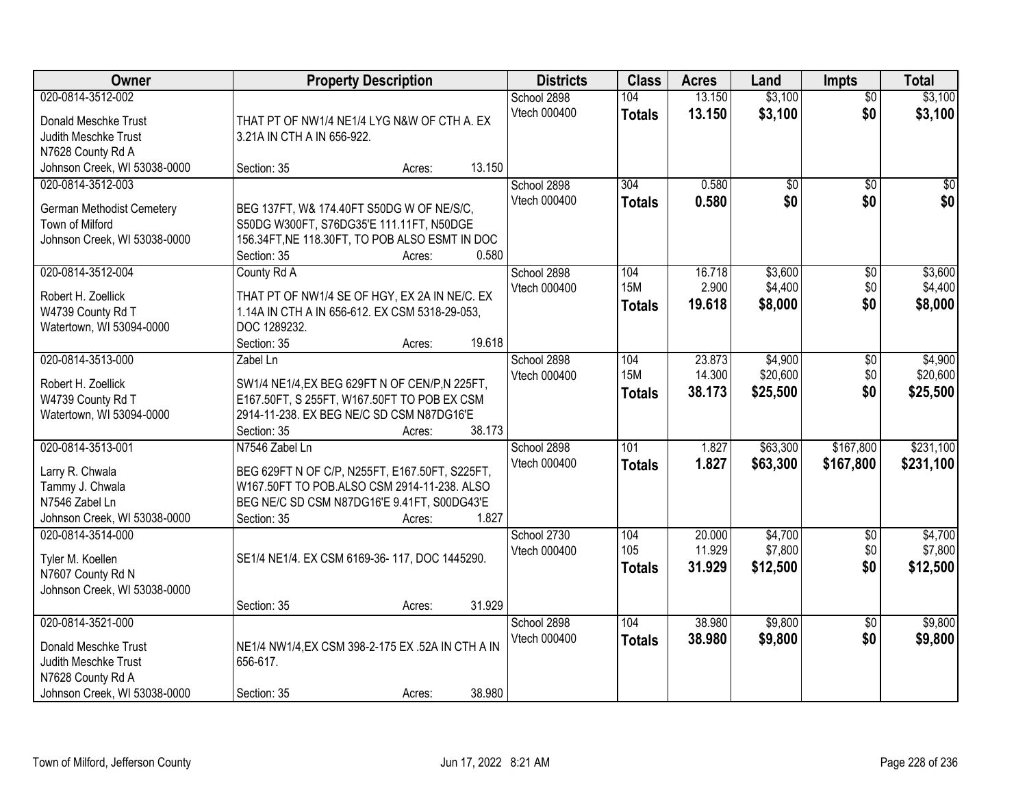| Owner | Property Description | Districts | Class | Acres | Land | Impts | Total |
|---|---|---|---|---|---|---|---|
| 020-0814-3512-002<br>Donald Meschke Trust<br>Judith Meschke Trust<br>N7628 County Rd A<br>Johnson Creek, WI 53038-0000 | THAT PT OF NW1/4 NE1/4 LYG N&W OF CTH A. EX 3.21A IN CTH A IN 656-922.<br>Section: 35 Acres: 13.150 | School 2898<br>Vtech 000400 | 104<br>**Totals** | 13.150<br>**13.150** | $3,100<br>**$3,100** | $0<br>**$0** | $3,100<br>**$3,100** |
| 020-0814-3512-003<br>German Methodist Cemetery<br>Town of Milford<br>Johnson Creek, WI 53038-0000 | BEG 137FT, W& 174.40FT S50DG W OF NE/S/C, S50DG W300FT, S76DG35'E 111.11FT, N50DGE 156.34FT,NE 118.30FT, TO POB ALSO ESMT IN DOC<br>Section: 35 Acres: 0.580 | School 2898<br>Vtech 000400 | 304<br>**Totals** | 0.580<br>**0.580** | $0<br>**$0** | $0<br>**$0** | $0<br>**$0** |
| 020-0814-3512-004<br>Robert H. Zoellick<br>W4739 County Rd T<br>Watertown, WI 53094-0000 | County Rd A<br>THAT PT OF NW1/4 SE OF HGY, EX 2A IN NE/C. EX 1.14A IN CTH A IN 656-612. EX CSM 5318-29-053, DOC 1289232.<br>Section: 35 Acres: 19.618 | School 2898<br>Vtech 000400 | 104<br>15M<br>**Totals** | 16.718<br>2.900<br>**19.618** | $3,600<br>$4,400<br>**$8,000** | $0<br>$0<br>**$0** | $3,600<br>$4,400<br>**$8,000** |
| 020-0814-3513-000<br>Robert H. Zoellick<br>W4739 County Rd T<br>Watertown, WI 53094-0000 | Zabel Ln<br>SW1/4 NE1/4,EX BEG 629FT N OF CEN/P,N 225FT, E167.50FT, S 255FT, W167.50FT TO POB EX CSM 2914-11-238. EX BEG NE/C SD CSM N87DG16'E<br>Section: 35 Acres: 38.173 | School 2898<br>Vtech 000400 | 104<br>15M<br>**Totals** | 23.873<br>14.300<br>**38.173** | $4,900<br>$20,600<br>**$25,500** | $0<br>$0<br>**$0** | $4,900<br>$20,600<br>**$25,500** |
| 020-0814-3513-001<br>Larry R. Chwala<br>Tammy J. Chwala<br>N7546 Zabel Ln<br>Johnson Creek, WI 53038-0000 | N7546 Zabel Ln<br>BEG 629FT N OF C/P, N255FT, E167.50FT, S225FT, W167.50FT TO POB.ALSO CSM 2914-11-238. ALSO BEG NE/C SD CSM N87DG16'E 9.41FT, S00DG43'E<br>Section: 35 Acres: 1.827 | School 2898<br>Vtech 000400 | 101<br>**Totals** | 1.827<br>**1.827** | $63,300<br>**$63,300** | $167,800<br>**$167,800** | $231,100<br>**$231,100** |
| 020-0814-3514-000<br>Tyler M. Koellen<br>N7607 County Rd N<br>Johnson Creek, WI 53038-0000 | SE1/4 NE1/4. EX CSM 6169-36- 117, DOC 1445290.<br>Section: 35 Acres: 31.929 | School 2730<br>Vtech 000400 | 104<br>105<br>**Totals** | 20.000<br>11.929<br>**31.929** | $4,700<br>$7,800<br>**$12,500** | $0<br>$0<br>**$0** | $4,700<br>$7,800<br>**$12,500** |
| 020-0814-3521-000<br>Donald Meschke Trust<br>Judith Meschke Trust<br>N7628 County Rd A<br>Johnson Creek, WI 53038-0000 | NE1/4 NW1/4,EX CSM 398-2-175 EX .52A IN CTH A IN 656-617.<br>Section: 35 Acres: 38.980 | School 2898<br>Vtech 000400 | 104<br>**Totals** | 38.980<br>**38.980** | $9,800<br>**$9,800** | $0<br>**$0** | $9,800<br>**$9,800** |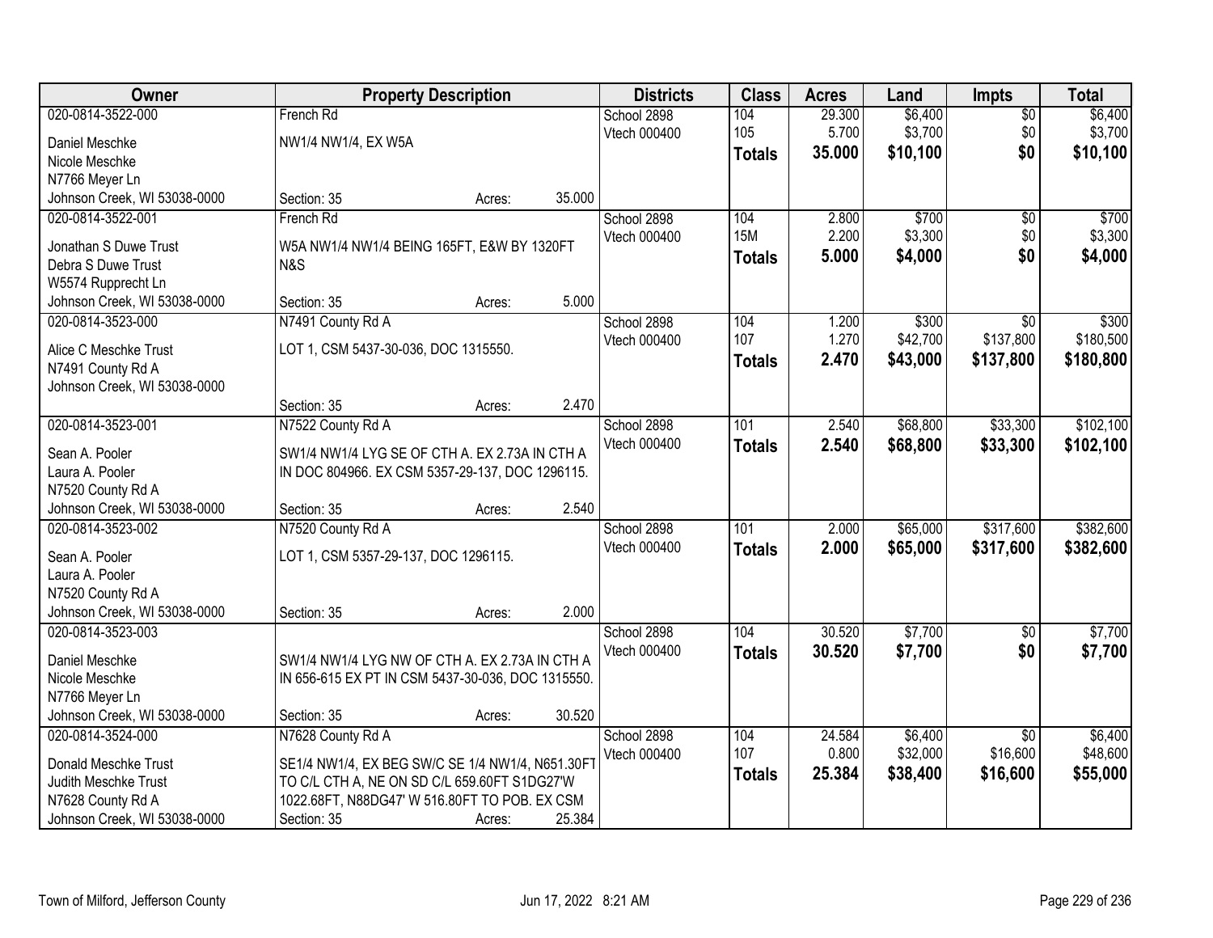| Owner | Property Description | Districts | Class | Acres | Land | Impts | Total |
|---|---|---|---|---|---|---|---|
| 020-0814-3522-000<br>Daniel Meschke<br>Nicole Meschke<br>N7766 Meyer Ln<br>Johnson Creek, WI 53038-0000 | French Rd<br>NW1/4 NW1/4, EX W5A<br>Section: 35 Acres: 35.000 | School 2898<br>Vtech 000400 | 104<br>105<br>**Totals** | 29.300<br>5.700<br>**35.000** | $6,400<br>$3,700<br>**$10,100** | $0<br>$0<br>**$0** | $6,400<br>$3,700<br>**$10,100** |
| 020-0814-3522-001<br>Jonathan S Duwe Trust<br>Debra S Duwe Trust<br>W5574 Rupprecht Ln<br>Johnson Creek, WI 53038-0000 | French Rd<br>W5A NW1/4 NW1/4 BEING 165FT, E&W BY 1320FT N&S<br>Section: 35 Acres: 5.000 | School 2898<br>Vtech 000400 | 104<br>15M<br>**Totals** | 2.800<br>2.200<br>**5.000** | $700<br>$3,300<br>**$4,000** | $0<br>$0<br>**$0** | $700<br>$3,300<br>**$4,000** |
| 020-0814-3523-000<br>Alice C Meschke Trust<br>N7491 County Rd A<br>Johnson Creek, WI 53038-0000 | N7491 County Rd A<br>LOT 1, CSM 5437-30-036, DOC 1315550.<br>Section: 35 Acres: 2.470 | School 2898<br>Vtech 000400 | 104<br>107<br>**Totals** | 1.200<br>1.270<br>**2.470** | $300<br>$42,700<br>**$43,000** | $0<br>$137,800<br>**$137,800** | $300<br>$180,500<br>**$180,800** |
| 020-0814-3523-001<br>Sean A. Pooler<br>Laura A. Pooler<br>N7520 County Rd A<br>Johnson Creek, WI 53038-0000 | N7522 County Rd A<br>SW1/4 NW1/4 LYG SE OF CTH A. EX 2.73A IN CTH A IN DOC 804966. EX CSM 5357-29-137, DOC 1296115.<br>Section: 35 Acres: 2.540 | School 2898<br>Vtech 000400 | 101<br>**Totals** | 2.540<br>**2.540** | $68,800<br>**$68,800** | $33,300<br>**$33,300** | $102,100<br>**$102,100** |
| 020-0814-3523-002<br>Sean A. Pooler<br>Laura A. Pooler<br>N7520 County Rd A<br>Johnson Creek, WI 53038-0000 | N7520 County Rd A<br>LOT 1, CSM 5357-29-137, DOC 1296115.<br>Section: 35 Acres: 2.000 | School 2898<br>Vtech 000400 | 101<br>**Totals** | 2.000<br>**2.000** | $65,000<br>**$65,000** | $317,600<br>**$317,600** | $382,600<br>**$382,600** |
| 020-0814-3523-003<br>Daniel Meschke<br>Nicole Meschke<br>N7766 Meyer Ln<br>Johnson Creek, WI 53038-0000 | SW1/4 NW1/4 LYG NW OF CTH A. EX 2.73A IN CTH A IN 656-615 EX PT IN CSM 5437-30-036, DOC 1315550.<br>Section: 35 Acres: 30.520 | School 2898<br>Vtech 000400 | 104<br>**Totals** | 30.520<br>**30.520** | $7,700<br>**$7,700** | $0<br>**$0** | $7,700<br>**$7,700** |
| 020-0814-3524-000<br>Donald Meschke Trust<br>Judith Meschke Trust<br>N7628 County Rd A<br>Johnson Creek, WI 53038-0000 | N7628 County Rd A<br>SE1/4 NW1/4, EX BEG SW/C SE 1/4 NW1/4, N651.30FT TO C/L CTH A, NE ON SD C/L 659.60FT S1DG27'W 1022.68FT, N88DG47' W 516.80FT TO POB. EX CSM<br>Section: 35 Acres: 25.384 | School 2898<br>Vtech 000400 | 104<br>107<br>**Totals** | 24.584<br>0.800<br>**25.384** | $6,400<br>$32,000<br>**$38,400** | $0<br>$16,600<br>**$16,600** | $6,400<br>$48,600<br>**$55,000** |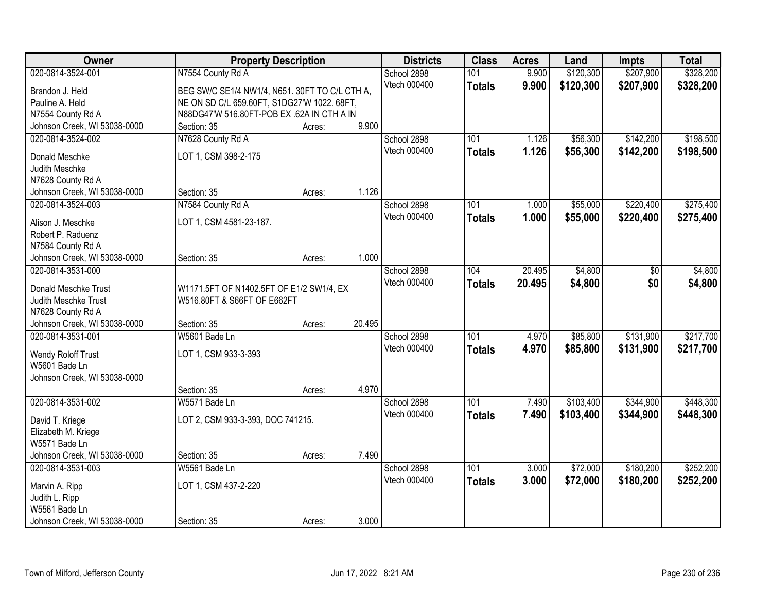| Owner | Property Description | Districts | Class | Acres | Land | Impts | Total |
|---|---|---|---|---|---|---|---|
| 020-0814-3524-001<br>Brandon J. Held<br>Pauline A. Held<br>N7554 County Rd A<br>Johnson Creek, WI 53038-0000 | N7554 County Rd A<br>BEG SW/C SE1/4 NW1/4, N651. 30FT TO C/L CTH A, NE ON SD C/L 659.60FT, S1DG27'W 1022. 68FT, N88DG47'W 516.80FT-POB EX .62A IN CTH A IN<br>Section: 35 Acres: 9.900 | School 2898<br>Vtech 000400 | 101<br>**Totals** | 9.900<br>**9.900** | \$120,300<br>**\$120,300** | \$207,900<br>**\$207,900** | \$328,200<br>**\$328,200** |
| 020-0814-3524-002<br>Donald Meschke<br>Judith Meschke<br>N7628 County Rd A<br>Johnson Creek, WI 53038-0000 | N7628 County Rd A<br>LOT 1, CSM 398-2-175<br>Section: 35 Acres: 1.126 | School 2898<br>Vtech 000400 | 101<br>**Totals** | 1.126<br>**1.126** | \$56,300<br>**\$56,300** | \$142,200<br>**\$142,200** | \$198,500<br>**\$198,500** |
| 020-0814-3524-003<br>Alison J. Meschke<br>Robert P. Raduenz<br>N7584 County Rd A<br>Johnson Creek, WI 53038-0000 | N7584 County Rd A<br>LOT 1, CSM 4581-23-187.<br>Section: 35 Acres: 1.000 | School 2898<br>Vtech 000400 | 101<br>**Totals** | 1.000<br>**1.000** | \$55,000<br>**\$55,000** | \$220,400<br>**\$220,400** | \$275,400<br>**\$275,400** |
| 020-0814-3531-000<br>Donald Meschke Trust<br>Judith Meschke Trust<br>N7628 County Rd A<br>Johnson Creek, WI 53038-0000 | W1171.5FT OF N1402.5FT OF E1/2 SW1/4, EX W516.80FT & S66FT OF E662FT<br>Section: 35 Acres: 20.495 | School 2898<br>Vtech 000400 | 104<br>**Totals** | 20.495<br>**20.495** | \$4,800<br>**\$4,800** | \$0<br>**\$0** | \$4,800<br>**\$4,800** |
| 020-0814-3531-001<br>Wendy Roloff Trust<br>W5601 Bade Ln<br>Johnson Creek, WI 53038-0000 | W5601 Bade Ln<br>LOT 1, CSM 933-3-393<br>Section: 35 Acres: 4.970 | School 2898<br>Vtech 000400 | 101<br>**Totals** | 4.970<br>**4.970** | \$85,800<br>**\$85,800** | \$131,900<br>**\$131,900** | \$217,700<br>**\$217,700** |
| 020-0814-3531-002<br>David T. Kriege<br>Elizabeth M. Kriege<br>W5571 Bade Ln<br>Johnson Creek, WI 53038-0000 | W5571 Bade Ln<br>LOT 2, CSM 933-3-393, DOC 741215.<br>Section: 35 Acres: 7.490 | School 2898<br>Vtech 000400 | 101<br>**Totals** | 7.490<br>**7.490** | \$103,400<br>**\$103,400** | \$344,900<br>**\$344,900** | \$448,300<br>**\$448,300** |
| 020-0814-3531-003<br>Marvin A. Ripp<br>Judith L. Ripp<br>W5561 Bade Ln<br>Johnson Creek, WI 53038-0000 | W5561 Bade Ln<br>LOT 1, CSM 437-2-220<br>Section: 35 Acres: 3.000 | School 2898<br>Vtech 000400 | 101<br>**Totals** | 3.000<br>**3.000** | \$72,000<br>**\$72,000** | \$180,200<br>**\$180,200** | \$252,200<br>**\$252,200** |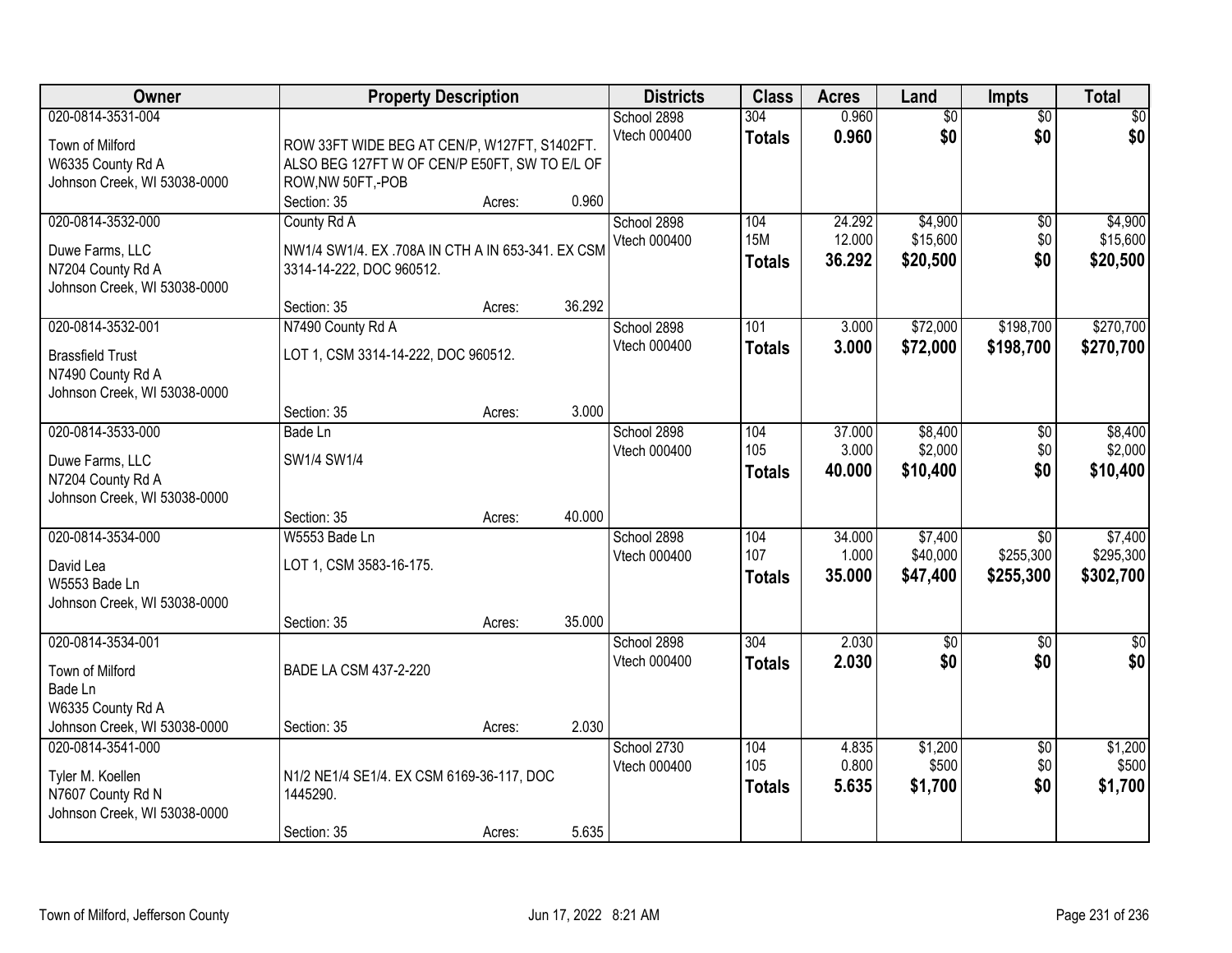| Owner | Property Description | | | Districts | Class | Acres | Land | Impts | Total |
|---|---|---|---|---|---|---|---|---|---|
| 020-0814-3531-004<br>Town of Milford<br>W6335 County Rd A<br>Johnson Creek, WI 53038-0000 | ROW 33FT WIDE BEG AT CEN/P, W127FT, S1402FT. ALSO BEG 127FT W OF CEN/P E50FT, SW TO E/L OF ROW,NW 50FT,-POB<br>Section: 35 | Acres: | 0.960 | School 2898<br>Vtech 000400 | 304<br>**Totals** | 0.960<br>**0.960** | $0<br>**$0** | $0<br>**$0** | $0<br>**$0** |
| 020-0814-3532-000<br>Duwe Farms, LLC<br>N7204 County Rd A<br>Johnson Creek, WI 53038-0000 | County Rd A<br>NW1/4 SW1/4. EX .708A IN CTH A IN 653-341. EX CSM 3314-14-222, DOC 960512.<br>Section: 35 | Acres: | 36.292 | School 2898<br>Vtech 000400 | 104<br>15M<br>**Totals** | 24.292<br>12.000<br>**36.292** | $4,900<br>$15,600<br>**$20,500** | $0<br>$0<br>**$0** | $4,900<br>$15,600<br>**$20,500** |
| 020-0814-3532-001<br>Brassfield Trust<br>N7490 County Rd A<br>Johnson Creek, WI 53038-0000 | N7490 County Rd A<br>LOT 1, CSM 3314-14-222, DOC 960512.<br>Section: 35 | Acres: | 3.000 | School 2898<br>Vtech 000400 | 101<br>**Totals** | 3.000<br>**3.000** | $72,000<br>**$72,000** | $198,700<br>**$198,700** | $270,700<br>**$270,700** |
| 020-0814-3533-000<br>Duwe Farms, LLC<br>N7204 County Rd A<br>Johnson Creek, WI 53038-0000 | Bade Ln<br>SW1/4 SW1/4<br>Section: 35 | Acres: | 40.000 | School 2898<br>Vtech 000400 | 104<br>105<br>**Totals** | 37.000<br>3.000<br>**40.000** | $8,400<br>$2,000<br>**$10,400** | $0<br>$0<br>**$0** | $8,400<br>$2,000<br>**$10,400** |
| 020-0814-3534-000<br>David Lea<br>W5553 Bade Ln<br>Johnson Creek, WI 53038-0000 | W5553 Bade Ln<br>LOT 1, CSM 3583-16-175.<br>Section: 35 | Acres: | 35.000 | School 2898<br>Vtech 000400 | 104<br>107<br>**Totals** | 34.000<br>1.000<br>**35.000** | $7,400<br>$40,000<br>**$47,400** | $0<br>$255,300<br>**$255,300** | $7,400<br>$295,300<br>**$302,700** |
| 020-0814-3534-001<br>Town of Milford<br>Bade Ln<br>W6335 County Rd A<br>Johnson Creek, WI 53038-0000 | BADE LA CSM 437-2-220<br>Section: 35 | Acres: | 2.030 | School 2898<br>Vtech 000400 | 304<br>**Totals** | 2.030<br>**2.030** | $0<br>**$0** | $0<br>**$0** | $0<br>**$0** |
| 020-0814-3541-000<br>Tyler M. Koellen<br>N7607 County Rd N<br>Johnson Creek, WI 53038-0000 | N1/2 NE1/4 SE1/4. EX CSM 6169-36-117, DOC 1445290.<br>Section: 35 | Acres: | 5.635 | School 2730<br>Vtech 000400 | 104<br>105<br>**Totals** | 4.835<br>0.800<br>**5.635** | $1,200<br>$500<br>**$1,700** | $0<br>$0<br>**$0** | $1,200<br>$500<br>**$1,700** |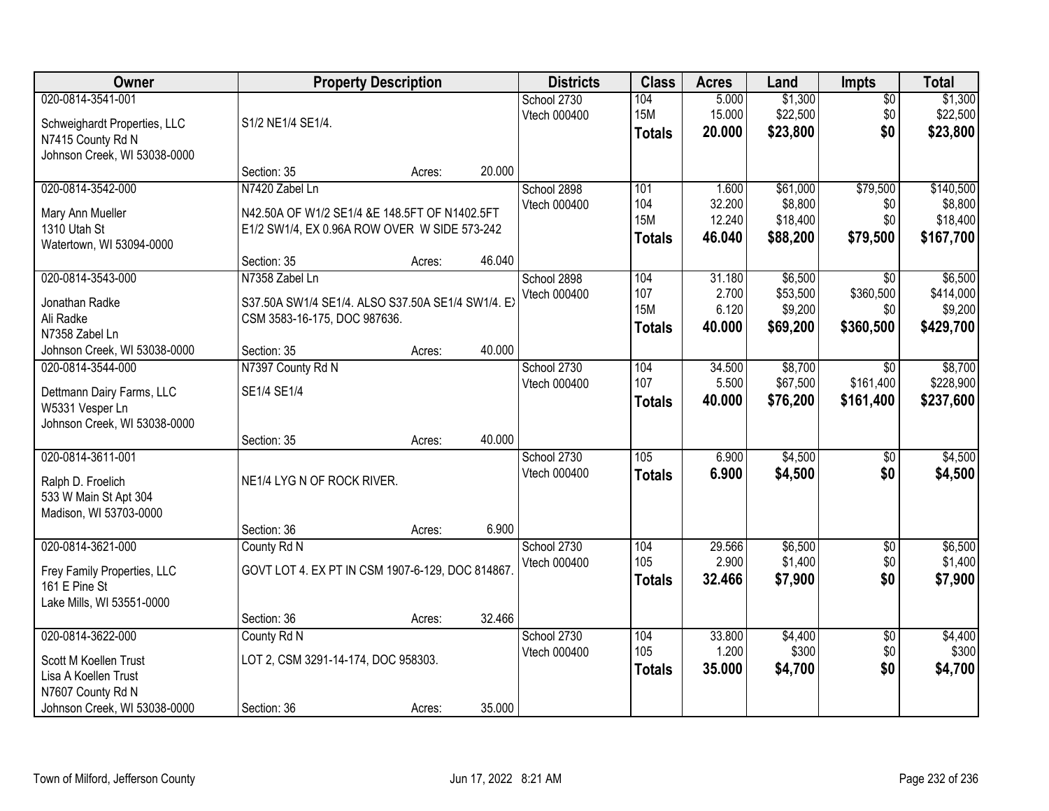| Owner | Property Description | Districts | Class | Acres | Land | Impts | Total |
|---|---|---|---|---|---|---|---|
| 020-0814-3541-001<br><br>Schweighardt Properties, LLC<br>N7415 County Rd N<br>Johnson Creek, WI 53038-0000 | S1/2 NE1/4 SE1/4.<br><br>Section: 35 Acres: 20.000 | School 2730<br>Vtech 000400 | 104<br>15M<br>**Totals** | 5.000<br>15.000<br>**20.000** | $1,300<br>$22,500<br>**$23,800** | $0<br>$0<br>**$0** | $1,300<br>$22,500<br>**$23,800** |
| 020-0814-3542-000<br><br>Mary Ann Mueller<br>1310 Utah St<br>Watertown, WI 53094-0000 | N7420 Zabel Ln<br><br>N42.50A OF W1/2 SE1/4 &E 148.5FT OF N1402.5FT E1/2 SW1/4, EX 0.96A ROW OVER W SIDE 573-242<br><br>Section: 35 Acres: 46.040 | School 2898<br>Vtech 000400 | 101<br>104<br>15M<br>**Totals** | 1.600<br>32.200<br>12.240<br>**46.040** | $61,000<br>$8,800<br>$18,400<br>**$88,200** | $79,500<br>$0<br>$0<br>**$79,500** | $140,500<br>$8,800<br>$18,400<br>**$167,700** |
| 020-0814-3543-000<br><br>Jonathan Radke<br>Ali Radke<br>N7358 Zabel Ln<br>Johnson Creek, WI 53038-0000 | N7358 Zabel Ln<br><br>S37.50A SW1/4 SE1/4. ALSO S37.50A SE1/4 SW1/4. EX CSM 3583-16-175, DOC 987636.<br><br>Section: 35 Acres: 40.000 | School 2898<br>Vtech 000400 | 104<br>107<br>15M<br>**Totals** | 31.180<br>2.700<br>6.120<br>**40.000** | $6,500<br>$53,500<br>$9,200<br>**$69,200** | $0<br>$360,500<br>$0<br>**$360,500** | $6,500<br>$414,000<br>$9,200<br>**$429,700** |
| 020-0814-3544-000<br><br>Dettmann Dairy Farms, LLC<br>W5331 Vesper Ln<br>Johnson Creek, WI 53038-0000 | N7397 County Rd N<br><br>SE1/4 SE1/4<br><br>Section: 35 Acres: 40.000 | School 2730<br>Vtech 000400 | 104<br>107<br>**Totals** | 34.500<br>5.500<br>**40.000** | $8,700<br>$67,500<br>**$76,200** | $0<br>$161,400<br>**$161,400** | $8,700<br>$228,900<br>**$237,600** |
| 020-0814-3611-001<br><br>Ralph D. Froelich<br>533 W Main St Apt 304<br>Madison, WI 53703-0000 | NE1/4 LYG N OF ROCK RIVER.<br><br>Section: 36 Acres: 6.900 | School 2730<br>Vtech 000400 | 105<br>**Totals** | 6.900<br>**6.900** | $4,500<br>**$4,500** | $0<br>**$0** | $4,500<br>**$4,500** |
| 020-0814-3621-000<br><br>Frey Family Properties, LLC<br>161 E Pine St<br>Lake Mills, WI 53551-0000 | County Rd N<br><br>GOVT LOT 4. EX PT IN CSM 1907-6-129, DOC 814867.<br><br>Section: 36 Acres: 32.466 | School 2730<br>Vtech 000400 | 104<br>105<br>**Totals** | 29.566<br>2.900<br>**32.466** | $6,500<br>$1,400<br>**$7,900** | $0<br>$0<br>**$0** | $6,500<br>$1,400<br>**$7,900** |
| 020-0814-3622-000<br><br>Scott M Koellen Trust<br>Lisa A Koellen Trust<br>N7607 County Rd N<br>Johnson Creek, WI 53038-0000 | County Rd N<br><br>LOT 2, CSM 3291-14-174, DOC 958303.<br><br>Section: 36 Acres: 35.000 | School 2730<br>Vtech 000400 | 104<br>105<br>**Totals** | 33.800<br>1.200<br>**35.000** | $4,400<br>$300<br>**$4,700** | $0<br>$0<br>**$0** | $4,400<br>$300<br>**$4,700** |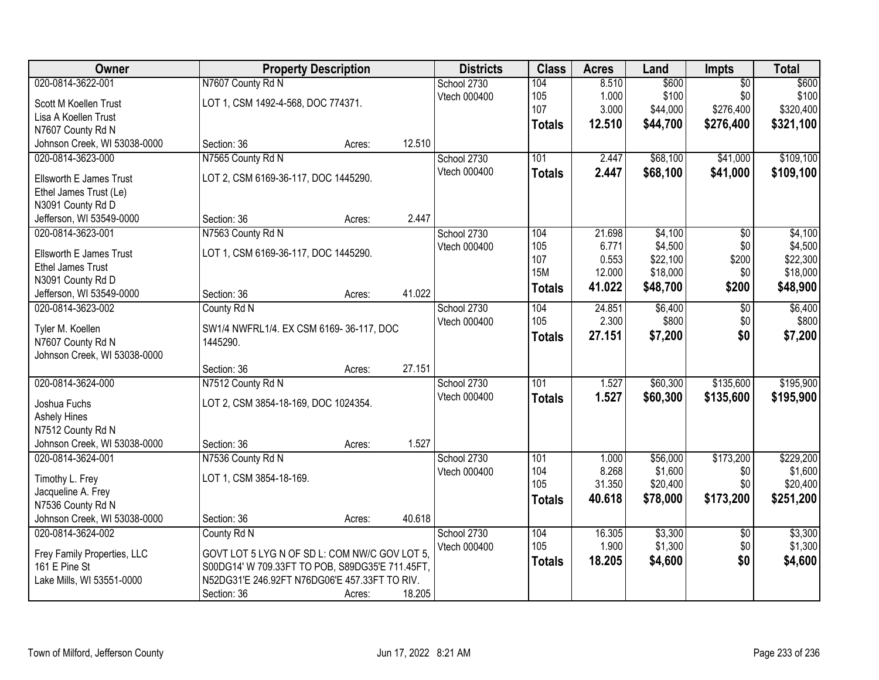| Owner | Property Description | Districts | Class | Acres | Land | Impts | Total |
|---|---|---|---|---|---|---|---|
| 020-0814-3622-001<br><br>Scott M Koellen Trust<br>Lisa A Koellen Trust<br>N7607 County Rd N<br>Johnson Creek, WI 53038-0000 | N7607 County Rd N<br><br>LOT 1, CSM 1492-4-568, DOC 774371.<br><br>Section: 36 Acres: 12.510 | School 2730<br>Vtech 000400 | 104<br>105<br>107<br>**Totals** | 8.510<br>1.000<br>3.000<br>**12.510** | $600<br>$100<br>$44,000<br>**$44,700** | $0<br>$0<br>$276,400<br>**$276,400** | $600<br>$100<br>$320,400<br>**$321,100** |
| 020-0814-3623-000<br><br>Ellsworth E James Trust<br>Ethel James Trust (Le)<br>N3091 County Rd D<br>Jefferson, WI 53549-0000 | N7565 County Rd N<br><br>LOT 2, CSM 6169-36-117, DOC 1445290.<br><br>Section: 36 Acres: 2.447 | School 2730<br>Vtech 000400 | 101<br>**Totals** | 2.447<br>**2.447** | $68,100<br>**$68,100** | $41,000<br>**$41,000** | $109,100<br>**$109,100** |
| 020-0814-3623-001<br><br>Ellsworth E James Trust<br>Ethel James Trust<br>N3091 County Rd D<br>Jefferson, WI 53549-0000 | N7563 County Rd N<br><br>LOT 1, CSM 6169-36-117, DOC 1445290.<br><br>Section: 36 Acres: 41.022 | School 2730<br>Vtech 000400 | 104<br>105<br>107<br>15M<br>**Totals** | 21.698<br>6.771<br>0.553<br>12.000<br>**41.022** | $4,100<br>$4,500<br>$22,100<br>$18,000<br>**$48,700** | $0<br>$0<br>$200<br>$0<br>**$200** | $4,100<br>$4,500<br>$22,300<br>$18,000<br>**$48,900** |
| 020-0814-3623-002<br><br>Tyler M. Koellen<br>N7607 County Rd N<br>Johnson Creek, WI 53038-0000 | County Rd N<br><br>SW1/4 NWFRL1/4. EX CSM 6169- 36-117, DOC 1445290.<br><br>Section: 36 Acres: 27.151 | School 2730<br>Vtech 000400 | 104<br>105<br>**Totals** | 24.851<br>2.300<br>**27.151** | $6,400<br>$800<br>**$7,200** | $0<br>$0<br>**$0** | $6,400<br>$800<br>**$7,200** |
| 020-0814-3624-000<br><br>Joshua Fuchs<br>Ashely Hines<br>N7512 County Rd N<br>Johnson Creek, WI 53038-0000 | N7512 County Rd N<br><br>LOT 2, CSM 3854-18-169, DOC 1024354.<br><br>Section: 36 Acres: 1.527 | School 2730<br>Vtech 000400 | 101<br>**Totals** | 1.527<br>**1.527** | $60,300<br>**$60,300** | $135,600<br>**$135,600** | $195,900<br>**$195,900** |
| 020-0814-3624-001<br><br>Timothy L. Frey<br>Jacqueline A. Frey<br>N7536 County Rd N<br>Johnson Creek, WI 53038-0000 | N7536 County Rd N<br><br>LOT 1, CSM 3854-18-169.<br><br>Section: 36 Acres: 40.618 | School 2730<br>Vtech 000400 | 101<br>104<br>105<br>**Totals** | 1.000<br>8.268<br>31.350<br>**40.618** | $56,000<br>$1,600<br>$20,400<br>**$78,000** | $173,200<br>$0<br>$0<br>**$173,200** | $229,200<br>$1,600<br>$20,400<br>**$251,200** |
| 020-0814-3624-002<br><br>Frey Family Properties, LLC<br>161 E Pine St<br>Lake Mills, WI 53551-0000 | County Rd N<br><br>GOVT LOT 5 LYG N OF SD L: COM NW/C GOV LOT 5, S00DG14' W 709.33FT TO POB, S89DG35'E 711.45FT, N52DG31'E 246.92FT N76DG06'E 457.33FT TO RIV.<br>Section: 36 Acres: 18.205 | School 2730<br>Vtech 000400 | 104<br>105<br>**Totals** | 16.305<br>1.900<br>**18.205** | $3,300<br>$1,300<br>**$4,600** | $0<br>$0<br>**$0** | $3,300<br>$1,300<br>**$4,600** |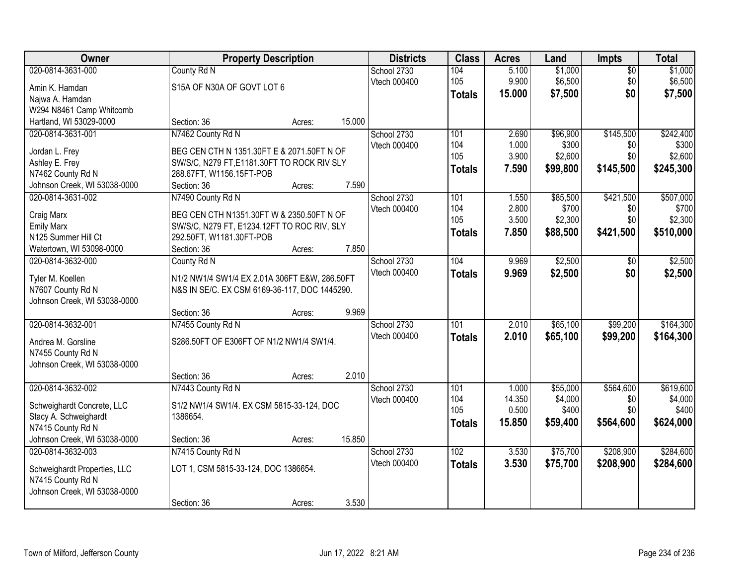| Owner | Property Description | Districts | Class | Acres | Land | Impts | Total |
|---|---|---|---|---|---|---|---|
| 020-0814-3631-000<br>Amin K. Hamdan<br>Najwa A. Hamdan<br>W294 N8461 Camp Whitcomb<br>Hartland, WI 53029-0000 | County Rd N<br>S15A OF N30A OF GOVT LOT 6<br>Section: 36 Acres: 15.000 | School 2730<br>Vtech 000400 | 104<br>105<br>**Totals** | 5.100<br>9.900<br>**15.000** | $1,000<br>$6,500<br>**$7,500** | $0<br>$0<br>**$0** | $1,000<br>$6,500<br>**$7,500** |
| 020-0814-3631-001<br>Jordan L. Frey<br>Ashley E. Frey<br>N7462 County Rd N<br>Johnson Creek, WI 53038-0000 | N7462 County Rd N<br>BEG CEN CTH N 1351.30FT E & 2071.50FT N OF SW/S/C, N279 FT,E1181.30FT TO ROCK RIV SLY 288.67FT, W1156.15FT-POB<br>Section: 36 Acres: 7.590 | School 2730<br>Vtech 000400 | 101<br>104<br>105<br>**Totals** | 2.690<br>1.000<br>3.900<br>**7.590** | $96,900<br>$300<br>$2,600<br>**$99,800** | $145,500<br>$0<br>$0<br>**$145,500** | $242,400<br>$300<br>$2,600<br>**$245,300** |
| 020-0814-3631-002<br>Craig Marx<br>Emily Marx<br>N125 Summer Hill Ct<br>Watertown, WI 53098-0000 | N7490 County Rd N<br>BEG CEN CTH N1351.30FT W & 2350.50FT N OF SW/S/C, N279 FT, E1234.12FT TO ROC RIV, SLY 292.50FT, W1181.30FT-POB<br>Section: 36 Acres: 7.850 | School 2730<br>Vtech 000400 | 101<br>104<br>105<br>**Totals** | 1.550<br>2.800<br>3.500<br>**7.850** | $85,500<br>$700<br>$2,300<br>**$88,500** | $421,500<br>$0<br>$0<br>**$421,500** | $507,000<br>$700<br>$2,300<br>**$510,000** |
| 020-0814-3632-000<br>Tyler M. Koellen<br>N7607 County Rd N<br>Johnson Creek, WI 53038-0000 | County Rd N<br>N1/2 NW1/4 SW1/4 EX 2.01A 306FT E&W, 286.50FT N&S IN SE/C. EX CSM 6169-36-117, DOC 1445290.<br>Section: 36 Acres: 9.969 | School 2730<br>Vtech 000400 | 104<br>**Totals** | 9.969<br>**9.969** | $2,500<br>**$2,500** | $0<br>**$0** | $2,500<br>**$2,500** |
| 020-0814-3632-001<br>Andrea M. Gorsline<br>N7455 County Rd N<br>Johnson Creek, WI 53038-0000 | N7455 County Rd N<br>S286.50FT OF E306FT OF N1/2 NW1/4 SW1/4.<br>Section: 36 Acres: 2.010 | School 2730<br>Vtech 000400 | 101<br>**Totals** | 2.010<br>**2.010** | $65,100<br>**$65,100** | $99,200<br>**$99,200** | $164,300<br>**$164,300** |
| 020-0814-3632-002<br>Schweighardt Concrete, LLC<br>Stacy A. Schweighardt<br>N7415 County Rd N<br>Johnson Creek, WI 53038-0000 | N7443 County Rd N<br>S1/2 NW1/4 SW1/4. EX CSM 5815-33-124, DOC 1386654.<br>Section: 36 Acres: 15.850 | School 2730<br>Vtech 000400 | 101<br>104<br>105<br>**Totals** | 1.000<br>14.350<br>0.500<br>**15.850** | $55,000<br>$4,000<br>$400<br>**$59,400** | $564,600<br>$0<br>$0<br>**$564,600** | $619,600<br>$4,000<br>$400<br>**$624,000** |
| 020-0814-3632-003<br>Schweighardt Properties, LLC<br>N7415 County Rd N<br>Johnson Creek, WI 53038-0000 | N7415 County Rd N<br>LOT 1, CSM 5815-33-124, DOC 1386654.<br>Section: 36 Acres: 3.530 | School 2730<br>Vtech 000400 | 102<br>**Totals** | 3.530<br>**3.530** | $75,700<br>**$75,700** | $208,900<br>**$208,900** | $284,600<br>**$284,600** |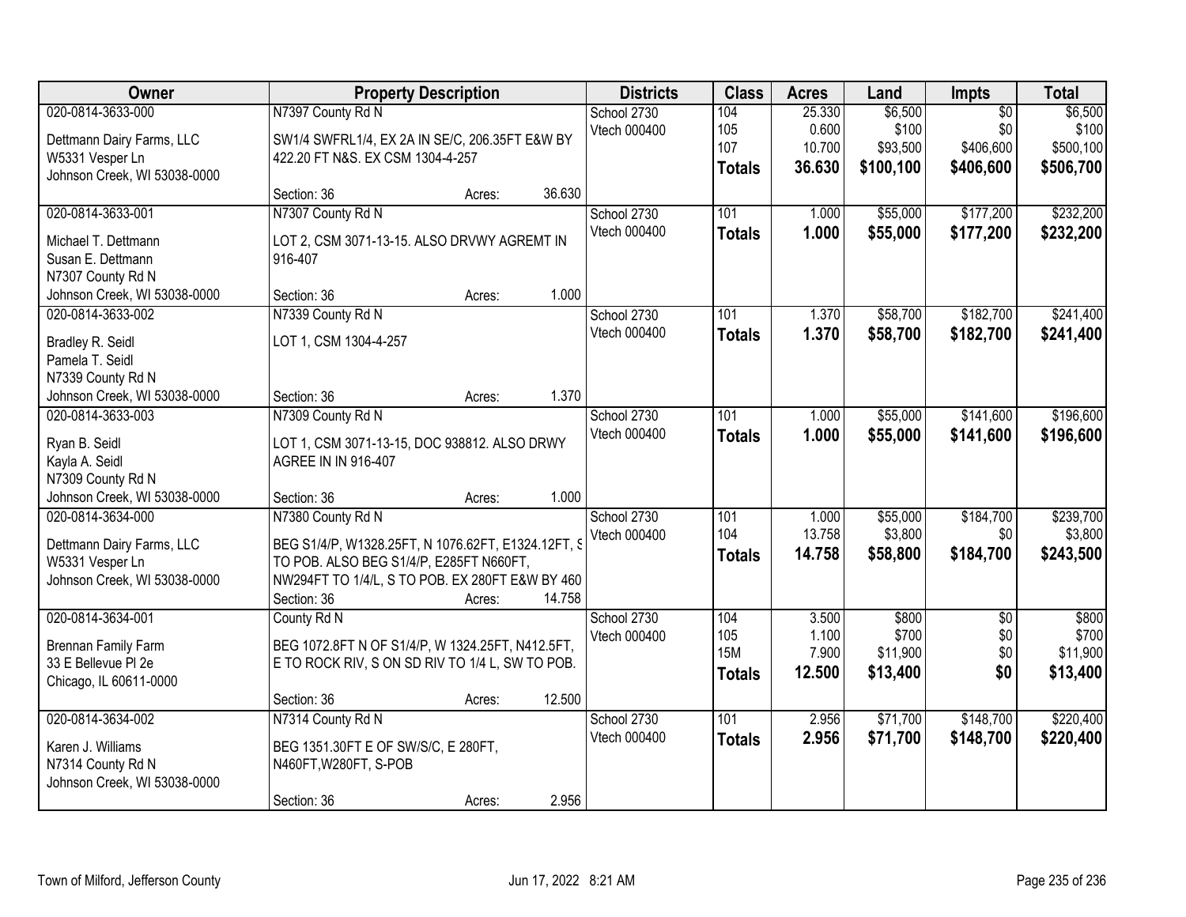| Owner | Property Description | Districts | Class | Acres | Land | Impts | Total |
|---|---|---|---|---|---|---|---|
| 020-0814-3633-000<br>Dettmann Dairy Farms, LLC<br>W5331 Vesper Ln<br>Johnson Creek, WI 53038-0000 | N7397 County Rd N<br>SW1/4 SWFRL1/4, EX 2A IN SE/C, 206.35FT E&W BY 422.20 FT N&S. EX CSM 1304-4-257<br>Section: 36 Acres: 36.630 | School 2730<br>Vtech 000400 | 104<br>105<br>107<br>**Totals** | 25.330<br>0.600<br>10.700<br>**36.630** | $6,500<br>$100<br>$93,500<br>**$100,100** | $0<br>$0<br>$406,600<br>**$406,600** | $6,500<br>$100<br>$500,100<br>**$506,700** |
| 020-0814-3633-001<br>Michael T. Dettmann<br>Susan E. Dettmann<br>N7307 County Rd N<br>Johnson Creek, WI 53038-0000 | N7307 County Rd N<br>LOT 2, CSM 3071-13-15. ALSO DRVWY AGREMT IN 916-407<br>Section: 36 Acres: 1.000 | School 2730<br>Vtech 000400 | 101<br>**Totals** | 1.000<br>**1.000** | $55,000<br>**$55,000** | $177,200<br>**$177,200** | $232,200<br>**$232,200** |
| 020-0814-3633-002<br>Bradley R. Seidl<br>Pamela T. Seidl<br>N7339 County Rd N<br>Johnson Creek, WI 53038-0000 | N7339 County Rd N<br>LOT 1, CSM 1304-4-257<br>Section: 36 Acres: 1.370 | School 2730<br>Vtech 000400 | 101<br>**Totals** | 1.370<br>**1.370** | $58,700<br>**$58,700** | $182,700<br>**$182,700** | $241,400<br>**$241,400** |
| 020-0814-3633-003<br>Ryan B. Seidl<br>Kayla A. Seidl<br>N7309 County Rd N<br>Johnson Creek, WI 53038-0000 | N7309 County Rd N<br>LOT 1, CSM 3071-13-15, DOC 938812. ALSO DRWY AGREE IN IN 916-407<br>Section: 36 Acres: 1.000 | School 2730<br>Vtech 000400 | 101<br>**Totals** | 1.000<br>**1.000** | $55,000<br>**$55,000** | $141,600<br>**$141,600** | $196,600<br>**$196,600** |
| 020-0814-3634-000<br>Dettmann Dairy Farms, LLC<br>W5331 Vesper Ln<br>Johnson Creek, WI 53038-0000 | N7380 County Rd N<br>BEG S1/4/P, W1328.25FT, N 1076.62FT, E1324.12FT, S TO POB. ALSO BEG S1/4/P, E285FT N660FT, NW294FT TO 1/4/L, S TO POB. EX 280FT E&W BY 460<br>Section: 36 Acres: 14.758 | School 2730<br>Vtech 000400 | 101<br>104<br>**Totals** | 1.000<br>13.758<br>**14.758** | $55,000<br>$3,800<br>**$58,800** | $184,700<br>$0<br>**$184,700** | $239,700<br>$3,800<br>**$243,500** |
| 020-0814-3634-001<br>Brennan Family Farm<br>33 E Bellevue Pl 2e<br>Chicago, IL 60611-0000 | County Rd N<br>BEG 1072.8FT N OF S1/4/P, W 1324.25FT, N412.5FT, E TO ROCK RIV, S ON SD RIV TO 1/4 L, SW TO POB.<br>Section: 36 Acres: 12.500 | School 2730<br>Vtech 000400 | 104<br>105<br>15M<br>**Totals** | 3.500<br>1.100<br>7.900<br>**12.500** | $800<br>$700<br>$11,900<br>**$13,400** | $0<br>$0<br>$0<br>**$0** | $800<br>$700<br>$11,900<br>**$13,400** |
| 020-0814-3634-002<br>Karen J. Williams<br>N7314 County Rd N<br>Johnson Creek, WI 53038-0000 | N7314 County Rd N<br>BEG 1351.30FT E OF SW/S/C, E 280FT, N460FT,W280FT, S-POB<br>Section: 36 Acres: 2.956 | School 2730<br>Vtech 000400 | 101<br>**Totals** | 2.956<br>**2.956** | $71,700<br>**$71,700** | $148,700<br>**$148,700** | $220,400<br>**$220,400** |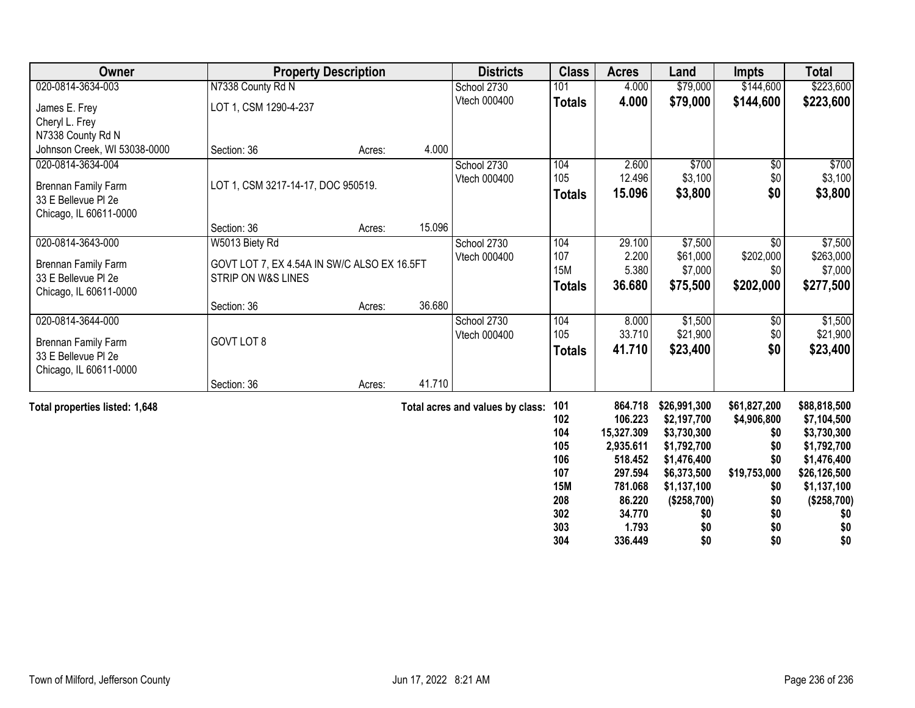| Owner | Property Description | | | Districts | Class | Acres | Land | Impts | Total |
|---|---|---|---|---|---|---|---|---|---|
| 020-0814-3634-003 | N7338 County Rd N | | | School 2730 | 101 | 4.000 | $79,000 | $144,600 | $223,600 |
| James E. Frey | LOT 1, CSM 1290-4-237 | | | Vtech 000400 | **Totals** | **4.000** | **$79,000** | **$144,600** | **$223,600** |
| Cheryl L. Frey | | | | | | | | | |
| N7338 County Rd N | | | | | | | | | |
| Johnson Creek, WI 53038-0000 | Section: 36 | Acres: | 4.000 | | | | | | |
| 020-0814-3634-004 | | | | School 2730 | 104 | 2.600 | $700 | $0 | $700 |
| Brennan Family Farm | LOT 1, CSM 3217-14-17, DOC 950519. | | | Vtech 000400 | 105 | 12.496 | $3,100 | $0 | $3,100 |
| 33 E Bellevue Pl 2e | | | | | **Totals** | **15.096** | **$3,800** | **$0** | **$3,800** |
| Chicago, IL 60611-0000 | | | | | | | | | |
| | Section: 36 | Acres: | 15.096 | | | | | | |
| 020-0814-3643-000 | W5013 Biety Rd | | | School 2730 | 104 | 29.100 | $7,500 | $0 | $7,500 |
| Brennan Family Farm | GOVT LOT 7, EX 4.54A IN SW/C ALSO EX 16.5FT | | | Vtech 000400 | 107 | 2.200 | $61,000 | $202,000 | $263,000 |
| 33 E Bellevue Pl 2e | STRIP ON W&S LINES | | | | 15M | 5.380 | $7,000 | $0 | $7,000 |
| Chicago, IL 60611-0000 | | | | | **Totals** | **36.680** | **$75,500** | **$202,000** | **$277,500** |
| | Section: 36 | Acres: | 36.680 | | | | | | |
| 020-0814-3644-000 | | | | School 2730 | 104 | 8.000 | $1,500 | $0 | $1,500 |
| Brennan Family Farm | GOVT LOT 8 | | | Vtech 000400 | 105 | 33.710 | $21,900 | $0 | $21,900 |
| 33 E Bellevue Pl 2e | | | | | **Totals** | **41.710** | **$23,400** | **$0** | **$23,400** |
| Chicago, IL 60611-0000 | | | | | | | | | |
| | Section: 36 | Acres: | 41.710 | | | | | | |

**Total properties listed: 1,648**

**Total acres and values by class:**

| Class | Acres | Land | Impts | Total |
|---|---|---|---|---|
| 101 | 864.718 | $26,991,300 | $61,827,200 | $88,818,500 |
| 102 | 106.223 | $2,197,700 | $4,906,800 | $7,104,500 |
| 104 | 15,327.309 | $3,730,300 | $0 | $3,730,300 |
| 105 | 2,935.611 | $1,792,700 | $0 | $1,792,700 |
| 106 | 518.452 | $1,476,400 | $0 | $1,476,400 |
| 107 | 297.594 | $6,373,500 | $19,753,000 | $26,126,500 |
| 15M | 781.068 | $1,137,100 | $0 | $1,137,100 |
| 208 | 86.220 | ($258,700) | $0 | ($258,700) |
| 302 | 34.770 | $0 | $0 | $0 |
| 303 | 1.793 | $0 | $0 | $0 |
| 304 | 336.449 | $0 | $0 | $0 |